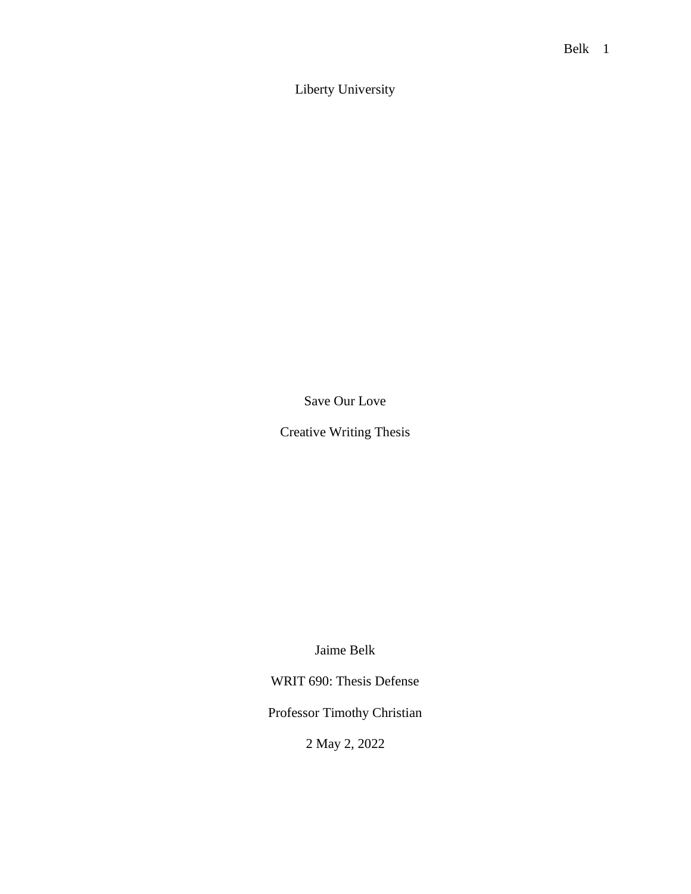Liberty University

Save Our Love

Creative Writing Thesis

Jaime Belk

WRIT 690: Thesis Defense

Professor Timothy Christian

2 May 2, 2022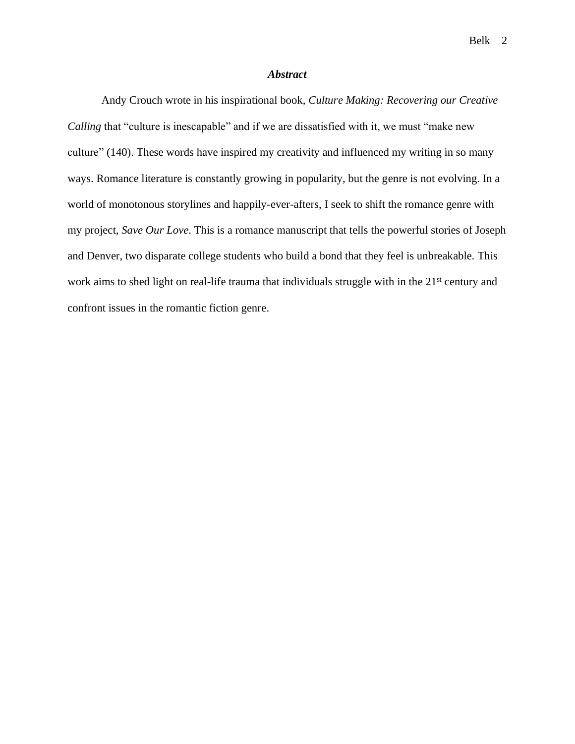# ***Abstract***

Andy Crouch wrote in his inspirational book, *Culture Making: Recovering our Creative Calling* that "culture is inescapable" and if we are dissatisfied with it, we must "make new culture" (140). These words have inspired my creativity and influenced my writing in so many ways. Romance literature is constantly growing in popularity, but the genre is not evolving. In a world of monotonous storylines and happily-ever-afters, I seek to shift the romance genre with my project, *Save Our Love*. This is a romance manuscript that tells the powerful stories of Joseph and Denver, two disparate college students who build a bond that they feel is unbreakable. This work aims to shed light on real-life trauma that individuals struggle with in the 21st century and confront issues in the romantic fiction genre.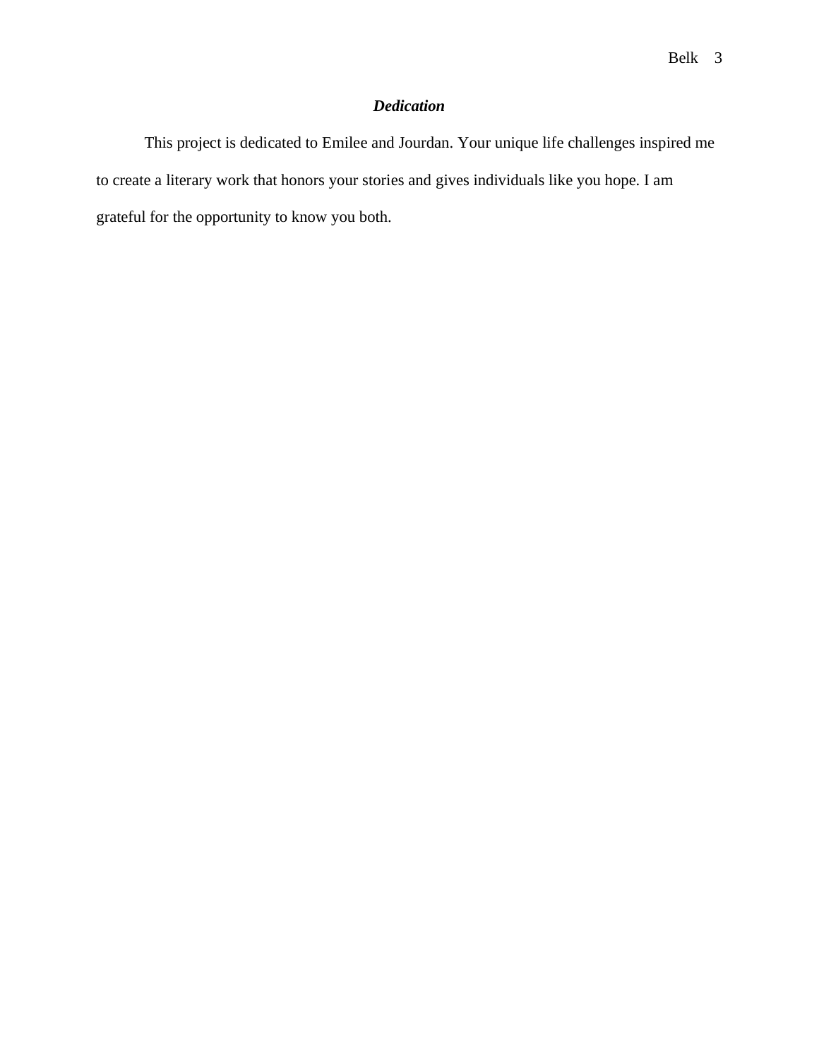## ***Dedication***

This project is dedicated to Emilee and Jourdan. Your unique life challenges inspired me to create a literary work that honors your stories and gives individuals like you hope. I am grateful for the opportunity to know you both.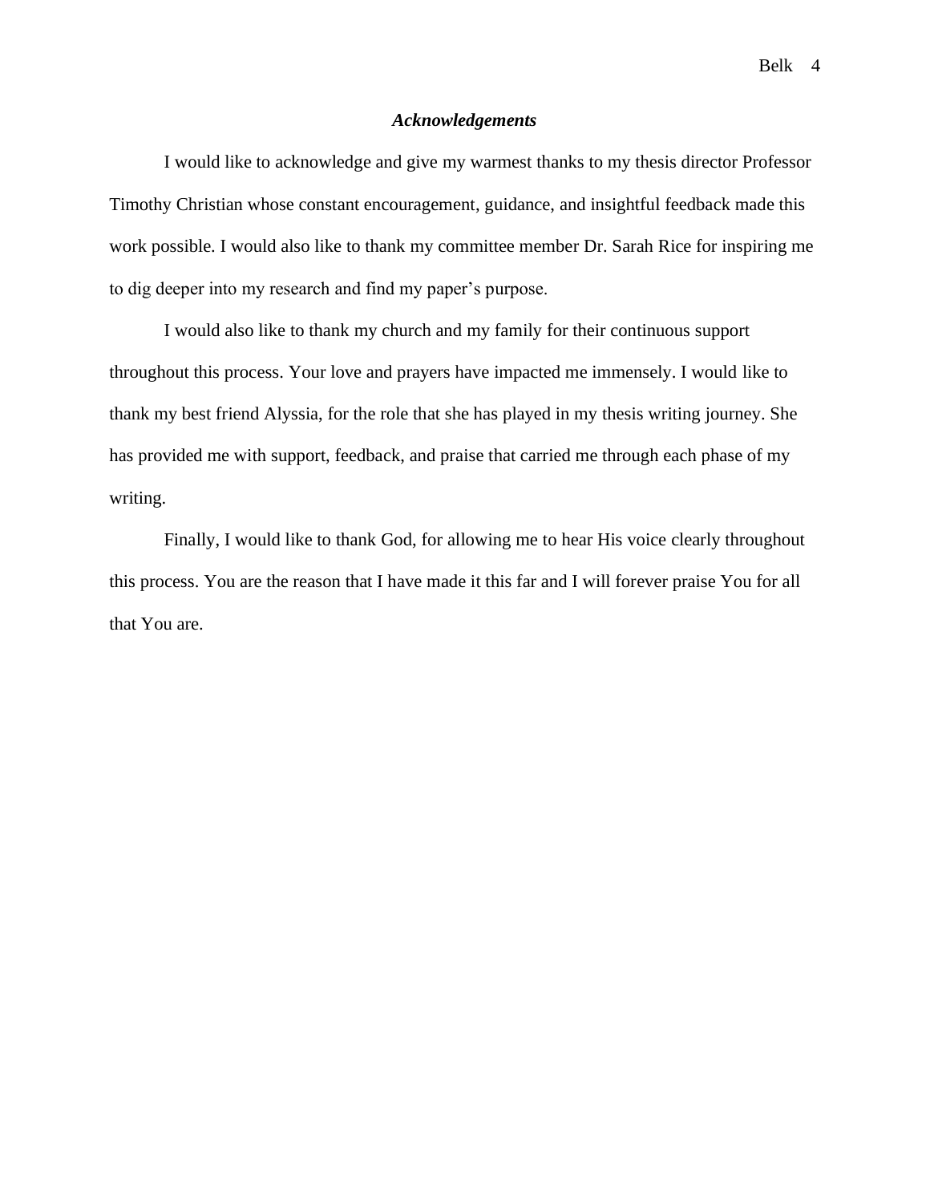## ***Acknowledgements***

I would like to acknowledge and give my warmest thanks to my thesis director Professor Timothy Christian whose constant encouragement, guidance, and insightful feedback made this work possible. I would also like to thank my committee member Dr. Sarah Rice for inspiring me to dig deeper into my research and find my paper's purpose.

I would also like to thank my church and my family for their continuous support throughout this process. Your love and prayers have impacted me immensely. I would like to thank my best friend Alyssia, for the role that she has played in my thesis writing journey. She has provided me with support, feedback, and praise that carried me through each phase of my writing.

Finally, I would like to thank God, for allowing me to hear His voice clearly throughout this process. You are the reason that I have made it this far and I will forever praise You for all that You are.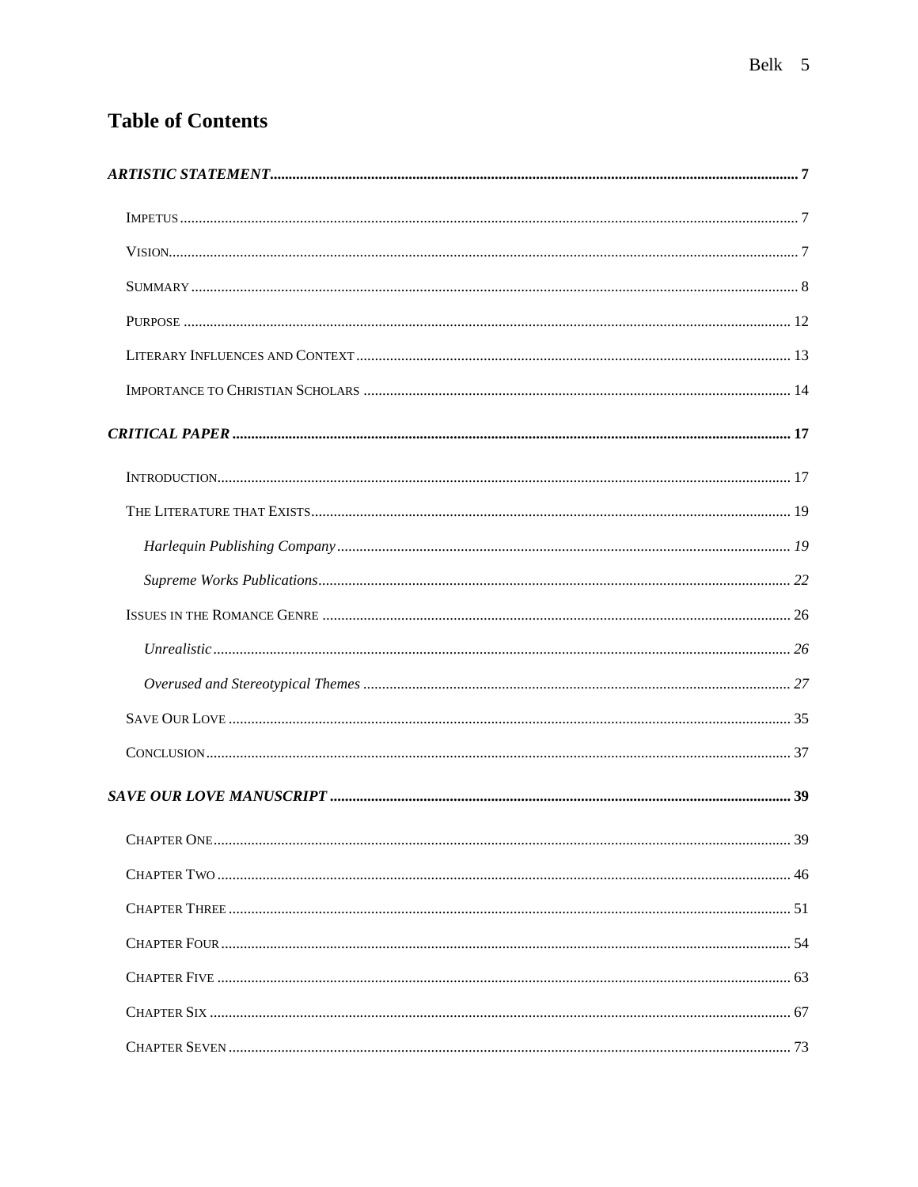# Table of Contents

***ARTISTIC STATEMENT*** **7**

- IMPETUS 7
- VISION 7
- SUMMARY 8
- PURPOSE 12
- LITERARY INFLUENCES AND CONTEXT 13
- IMPORTANCE TO CHRISTIAN SCHOLARS 14

***CRITICAL PAPER*** **17**

- INTRODUCTION 17
- THE LITERATURE THAT EXISTS 19
  - *Harlequin Publishing Company* *19*
  - *Supreme Works Publications* *22*
- ISSUES IN THE ROMANCE GENRE 26
  - *Unrealistic* *26*
  - *Overused and Stereotypical Themes* *27*
- SAVE OUR LOVE 35
- CONCLUSION 37

***SAVE OUR LOVE MANUSCRIPT*** **39**

- CHAPTER ONE 39
- CHAPTER TWO 46
- CHAPTER THREE 51
- CHAPTER FOUR 54
- CHAPTER FIVE 63
- CHAPTER SIX 67
- CHAPTER SEVEN 73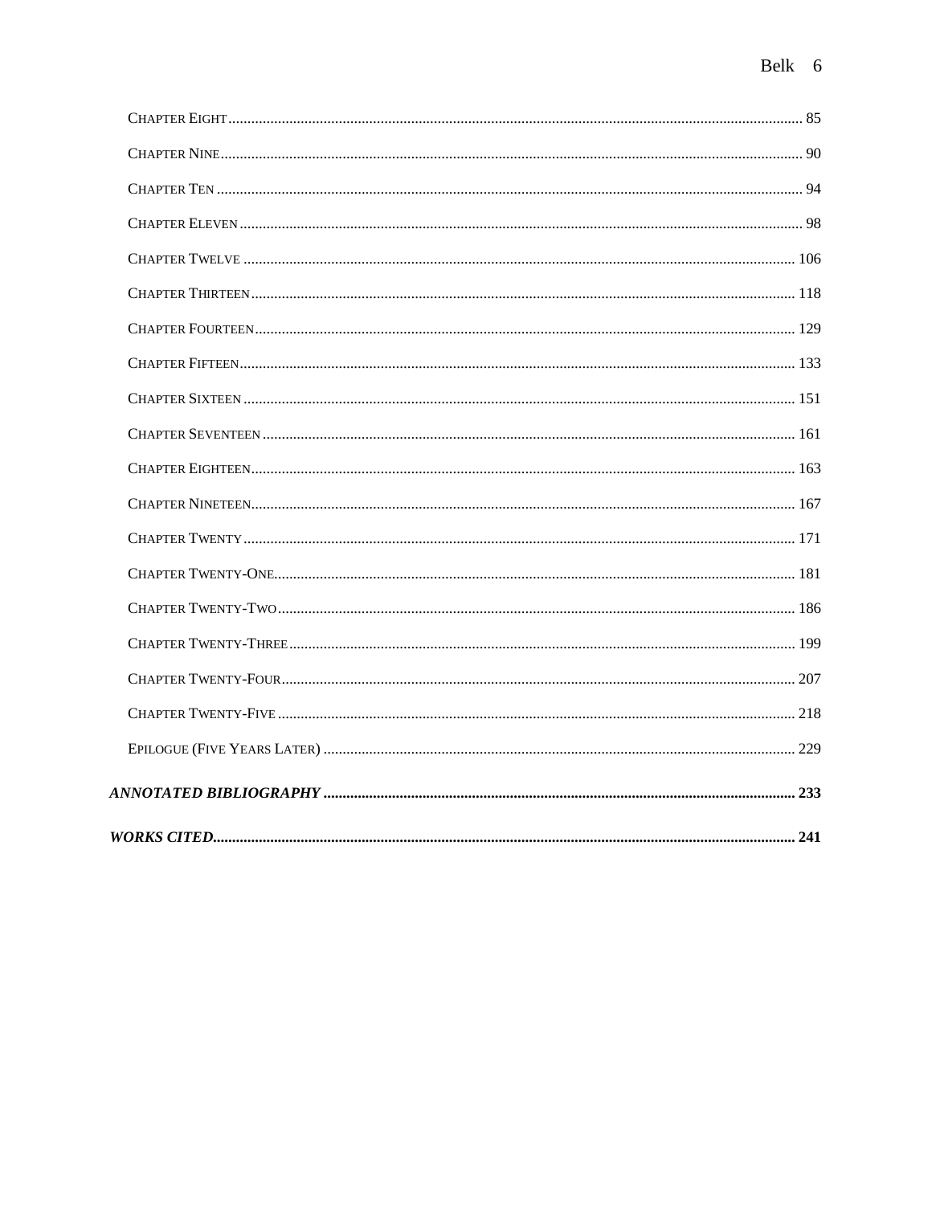Chapter Eight ..................................................... 85

Chapter Nine ..................................................... 90

Chapter Ten ..................................................... 94

Chapter Eleven ..................................................... 98

Chapter Twelve ..................................................... 106

Chapter Thirteen ..................................................... 118

Chapter Fourteen ..................................................... 129

Chapter Fifteen ..................................................... 133

Chapter Sixteen ..................................................... 151

Chapter Seventeen ..................................................... 161

Chapter Eighteen ..................................................... 163

Chapter Nineteen ..................................................... 167

Chapter Twenty ..................................................... 171

Chapter Twenty-One ..................................................... 181

Chapter Twenty-Two ..................................................... 186

Chapter Twenty-Three ..................................................... 199

Chapter Twenty-Four ..................................................... 207

Chapter Twenty-Five ..................................................... 218

Epilogue (Five Years Later) ..................................................... 229

***ANNOTATED BIBLIOGRAPHY* ..................................................... 233**

***WORKS CITED* ..................................................... 241**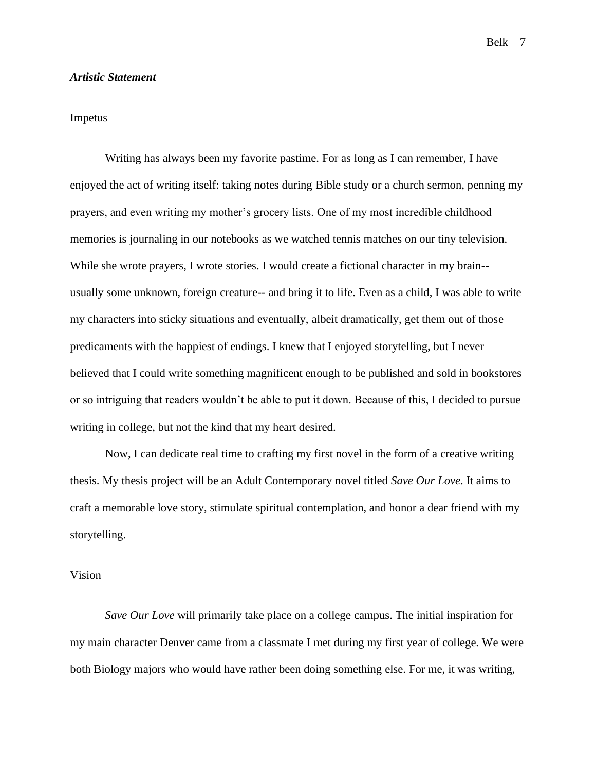## *Artistic Statement*

### Impetus

Writing has always been my favorite pastime. For as long as I can remember, I have enjoyed the act of writing itself: taking notes during Bible study or a church sermon, penning my prayers, and even writing my mother's grocery lists. One of my most incredible childhood memories is journaling in our notebooks as we watched tennis matches on our tiny television. While she wrote prayers, I wrote stories. I would create a fictional character in my brain-- usually some unknown, foreign creature-- and bring it to life. Even as a child, I was able to write my characters into sticky situations and eventually, albeit dramatically, get them out of those predicaments with the happiest of endings. I knew that I enjoyed storytelling, but I never believed that I could write something magnificent enough to be published and sold in bookstores or so intriguing that readers wouldn't be able to put it down. Because of this, I decided to pursue writing in college, but not the kind that my heart desired.

Now, I can dedicate real time to crafting my first novel in the form of a creative writing thesis. My thesis project will be an Adult Contemporary novel titled *Save Our Love*. It aims to craft a memorable love story, stimulate spiritual contemplation, and honor a dear friend with my storytelling.

### Vision

*Save Our Love* will primarily take place on a college campus. The initial inspiration for my main character Denver came from a classmate I met during my first year of college. We were both Biology majors who would have rather been doing something else. For me, it was writing,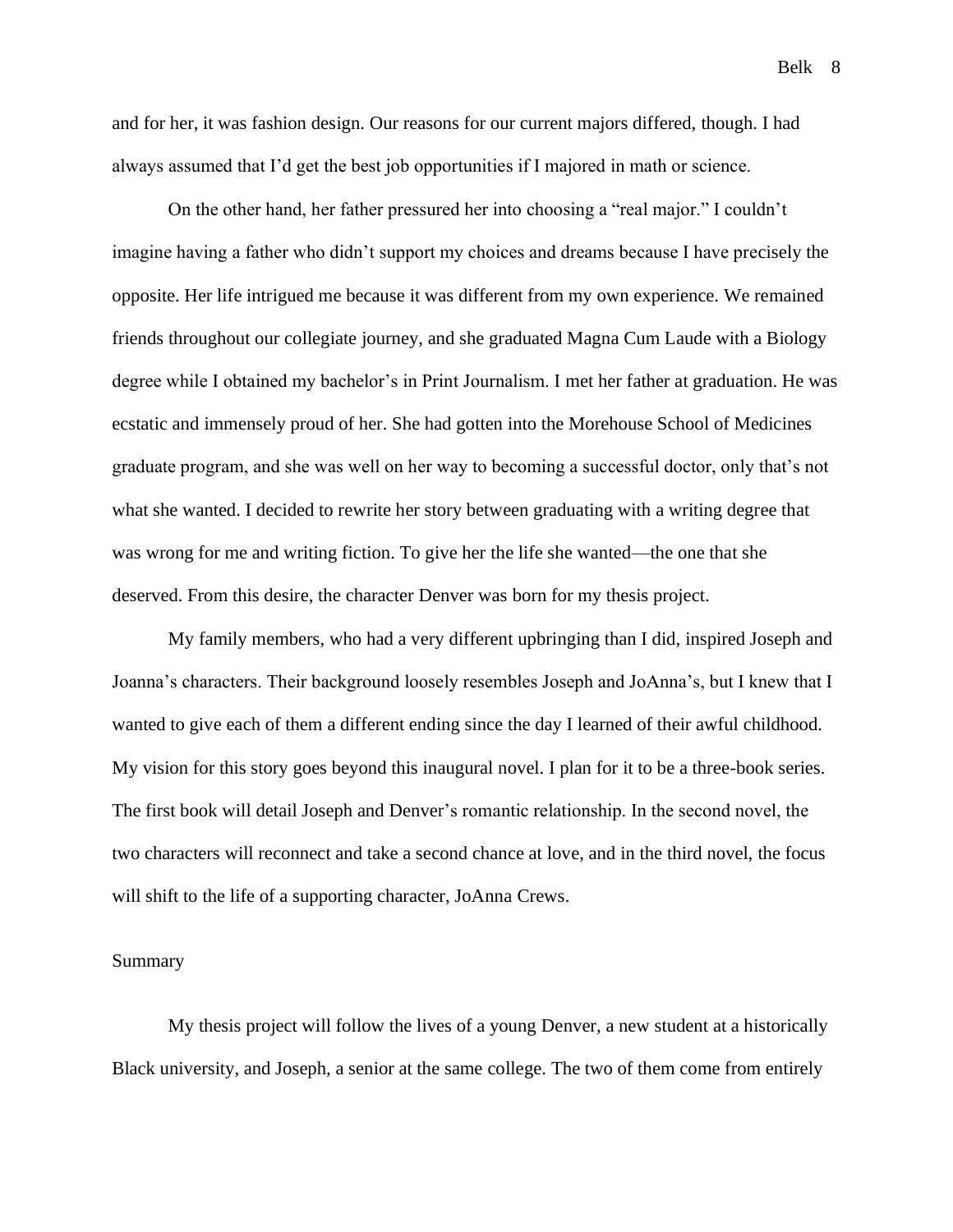and for her, it was fashion design. Our reasons for our current majors differed, though. I had always assumed that I'd get the best job opportunities if I majored in math or science.

On the other hand, her father pressured her into choosing a "real major." I couldn't imagine having a father who didn't support my choices and dreams because I have precisely the opposite. Her life intrigued me because it was different from my own experience. We remained friends throughout our collegiate journey, and she graduated Magna Cum Laude with a Biology degree while I obtained my bachelor's in Print Journalism. I met her father at graduation. He was ecstatic and immensely proud of her. She had gotten into the Morehouse School of Medicines graduate program, and she was well on her way to becoming a successful doctor, only that's not what she wanted. I decided to rewrite her story between graduating with a writing degree that was wrong for me and writing fiction. To give her the life she wanted—the one that she deserved. From this desire, the character Denver was born for my thesis project.

My family members, who had a very different upbringing than I did, inspired Joseph and Joanna's characters. Their background loosely resembles Joseph and JoAnna's, but I knew that I wanted to give each of them a different ending since the day I learned of their awful childhood. My vision for this story goes beyond this inaugural novel. I plan for it to be a three-book series. The first book will detail Joseph and Denver's romantic relationship. In the second novel, the two characters will reconnect and take a second chance at love, and in the third novel, the focus will shift to the life of a supporting character, JoAnna Crews.

## Summary

My thesis project will follow the lives of a young Denver, a new student at a historically Black university, and Joseph, a senior at the same college. The two of them come from entirely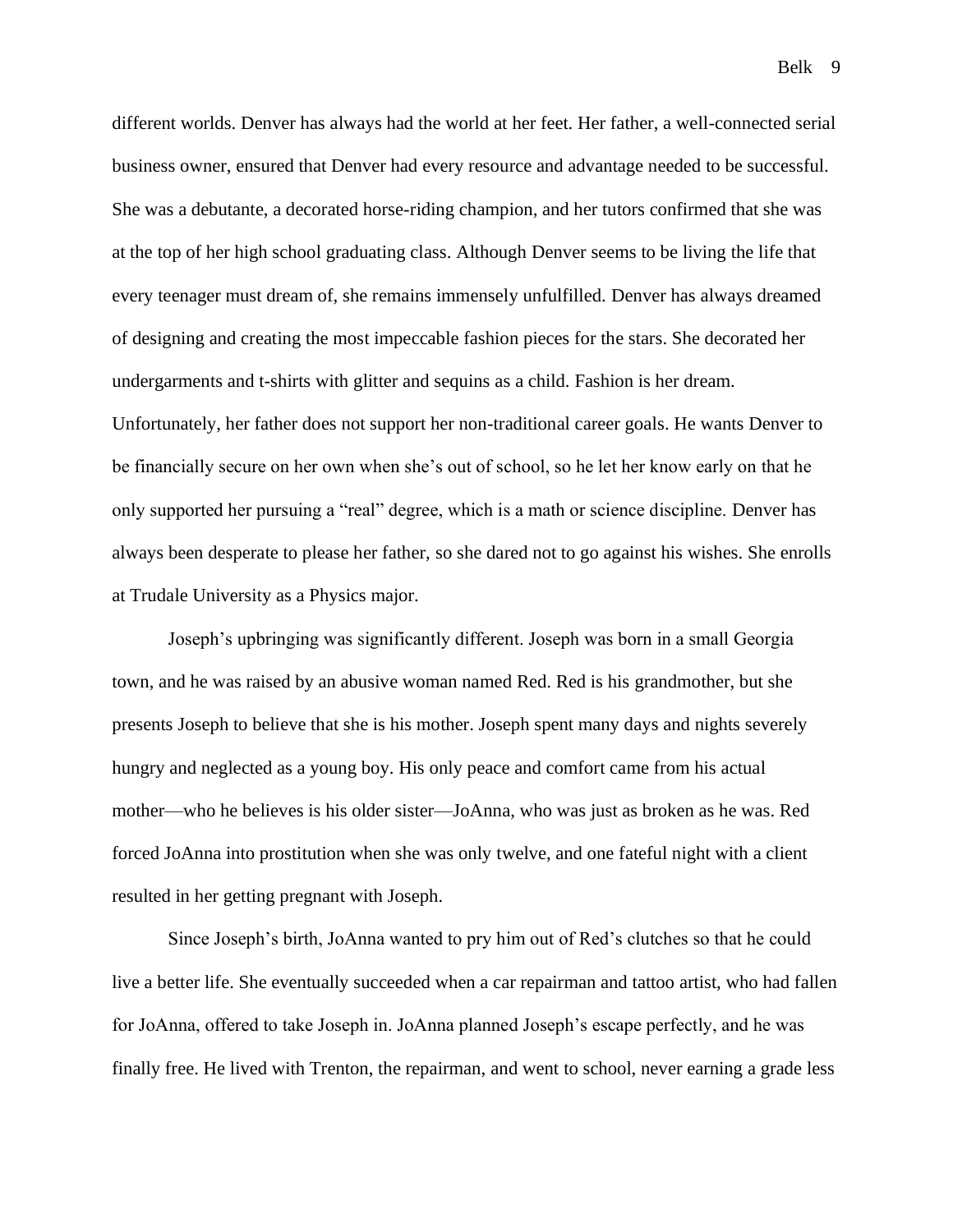different worlds. Denver has always had the world at her feet. Her father, a well-connected serial business owner, ensured that Denver had every resource and advantage needed to be successful. She was a debutante, a decorated horse-riding champion, and her tutors confirmed that she was at the top of her high school graduating class. Although Denver seems to be living the life that every teenager must dream of, she remains immensely unfulfilled. Denver has always dreamed of designing and creating the most impeccable fashion pieces for the stars. She decorated her undergarments and t-shirts with glitter and sequins as a child. Fashion is her dream. Unfortunately, her father does not support her non-traditional career goals. He wants Denver to be financially secure on her own when she's out of school, so he let her know early on that he only supported her pursuing a "real" degree, which is a math or science discipline. Denver has always been desperate to please her father, so she dared not to go against his wishes. She enrolls at Trudale University as a Physics major.

Joseph's upbringing was significantly different. Joseph was born in a small Georgia town, and he was raised by an abusive woman named Red. Red is his grandmother, but she presents Joseph to believe that she is his mother. Joseph spent many days and nights severely hungry and neglected as a young boy. His only peace and comfort came from his actual mother—who he believes is his older sister—JoAnna, who was just as broken as he was. Red forced JoAnna into prostitution when she was only twelve, and one fateful night with a client resulted in her getting pregnant with Joseph.

Since Joseph's birth, JoAnna wanted to pry him out of Red's clutches so that he could live a better life. She eventually succeeded when a car repairman and tattoo artist, who had fallen for JoAnna, offered to take Joseph in. JoAnna planned Joseph's escape perfectly, and he was finally free. He lived with Trenton, the repairman, and went to school, never earning a grade less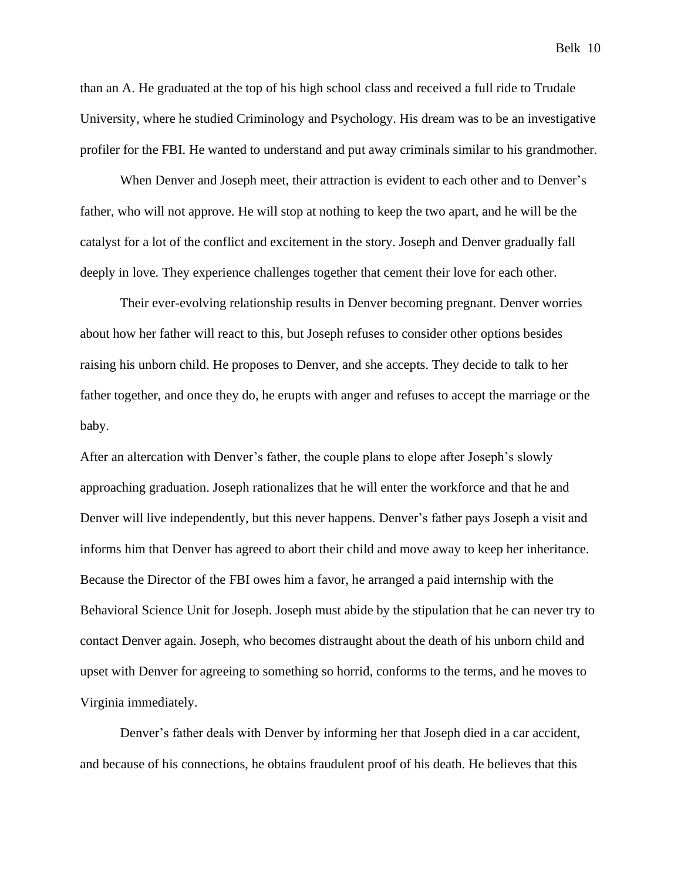than an A. He graduated at the top of his high school class and received a full ride to Trudale University, where he studied Criminology and Psychology. His dream was to be an investigative profiler for the FBI. He wanted to understand and put away criminals similar to his grandmother.

When Denver and Joseph meet, their attraction is evident to each other and to Denver's father, who will not approve. He will stop at nothing to keep the two apart, and he will be the catalyst for a lot of the conflict and excitement in the story. Joseph and Denver gradually fall deeply in love. They experience challenges together that cement their love for each other.

Their ever-evolving relationship results in Denver becoming pregnant. Denver worries about how her father will react to this, but Joseph refuses to consider other options besides raising his unborn child. He proposes to Denver, and she accepts. They decide to talk to her father together, and once they do, he erupts with anger and refuses to accept the marriage or the baby.

After an altercation with Denver's father, the couple plans to elope after Joseph's slowly approaching graduation. Joseph rationalizes that he will enter the workforce and that he and Denver will live independently, but this never happens. Denver's father pays Joseph a visit and informs him that Denver has agreed to abort their child and move away to keep her inheritance. Because the Director of the FBI owes him a favor, he arranged a paid internship with the Behavioral Science Unit for Joseph. Joseph must abide by the stipulation that he can never try to contact Denver again. Joseph, who becomes distraught about the death of his unborn child and upset with Denver for agreeing to something so horrid, conforms to the terms, and he moves to Virginia immediately.

Denver's father deals with Denver by informing her that Joseph died in a car accident, and because of his connections, he obtains fraudulent proof of his death. He believes that this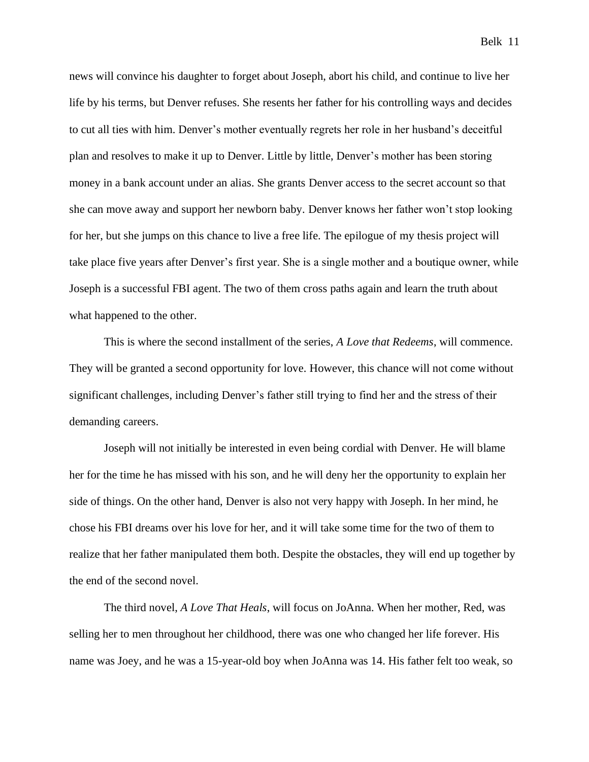news will convince his daughter to forget about Joseph, abort his child, and continue to live her life by his terms, but Denver refuses. She resents her father for his controlling ways and decides to cut all ties with him. Denver's mother eventually regrets her role in her husband's deceitful plan and resolves to make it up to Denver. Little by little, Denver's mother has been storing money in a bank account under an alias. She grants Denver access to the secret account so that she can move away and support her newborn baby. Denver knows her father won't stop looking for her, but she jumps on this chance to live a free life. The epilogue of my thesis project will take place five years after Denver's first year. She is a single mother and a boutique owner, while Joseph is a successful FBI agent. The two of them cross paths again and learn the truth about what happened to the other.

This is where the second installment of the series, *A Love that Redeems*, will commence. They will be granted a second opportunity for love. However, this chance will not come without significant challenges, including Denver's father still trying to find her and the stress of their demanding careers.

Joseph will not initially be interested in even being cordial with Denver. He will blame her for the time he has missed with his son, and he will deny her the opportunity to explain her side of things. On the other hand, Denver is also not very happy with Joseph. In her mind, he chose his FBI dreams over his love for her, and it will take some time for the two of them to realize that her father manipulated them both. Despite the obstacles, they will end up together by the end of the second novel.

The third novel, *A Love That Heals*, will focus on JoAnna. When her mother, Red, was selling her to men throughout her childhood, there was one who changed her life forever. His name was Joey, and he was a 15-year-old boy when JoAnna was 14. His father felt too weak, so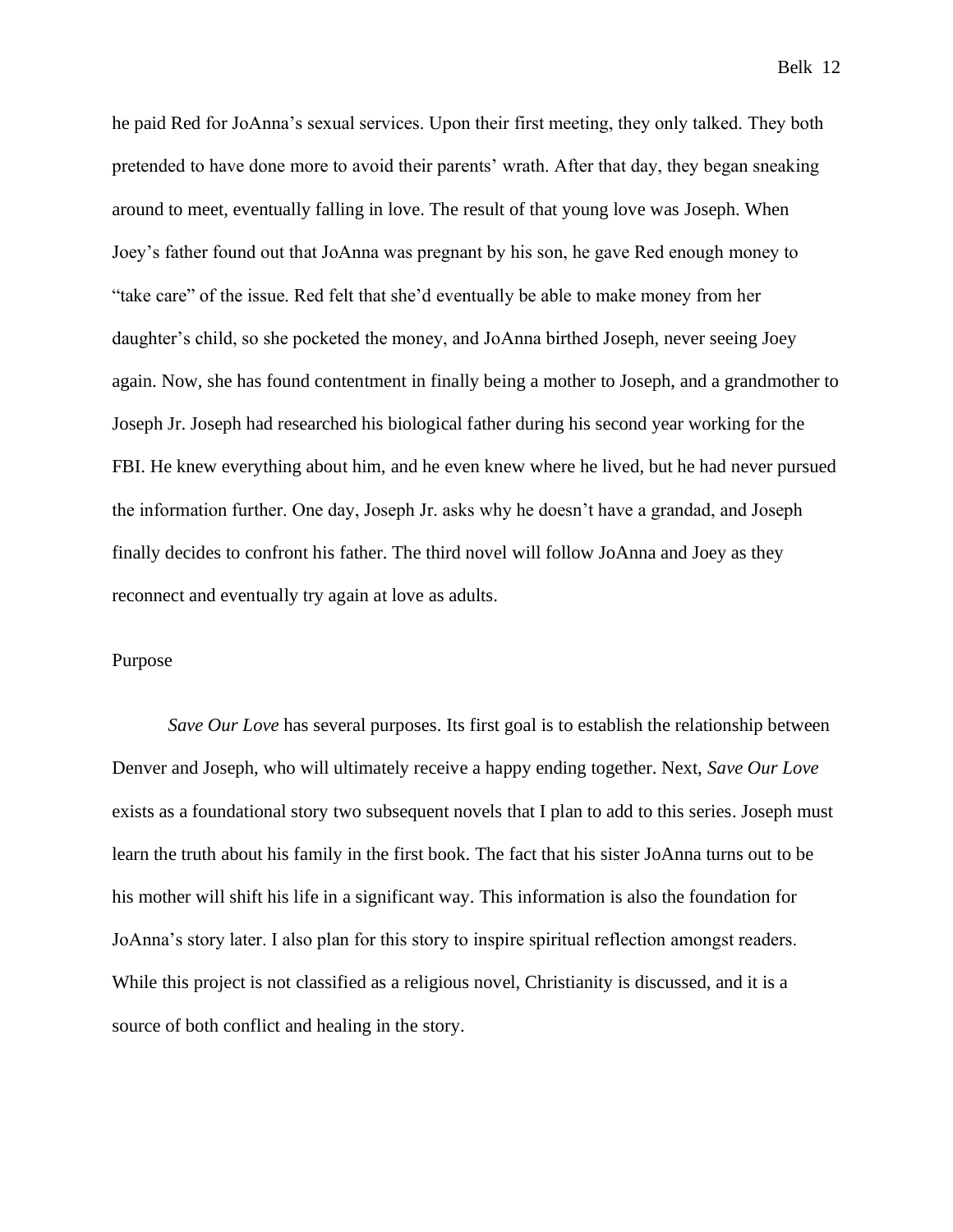he paid Red for JoAnna's sexual services. Upon their first meeting, they only talked. They both pretended to have done more to avoid their parents' wrath. After that day, they began sneaking around to meet, eventually falling in love. The result of that young love was Joseph. When Joey's father found out that JoAnna was pregnant by his son, he gave Red enough money to "take care" of the issue. Red felt that she'd eventually be able to make money from her daughter's child, so she pocketed the money, and JoAnna birthed Joseph, never seeing Joey again. Now, she has found contentment in finally being a mother to Joseph, and a grandmother to Joseph Jr. Joseph had researched his biological father during his second year working for the FBI. He knew everything about him, and he even knew where he lived, but he had never pursued the information further. One day, Joseph Jr. asks why he doesn't have a grandad, and Joseph finally decides to confront his father. The third novel will follow JoAnna and Joey as they reconnect and eventually try again at love as adults.

## Purpose

*Save Our Love* has several purposes. Its first goal is to establish the relationship between Denver and Joseph, who will ultimately receive a happy ending together. Next, *Save Our Love* exists as a foundational story two subsequent novels that I plan to add to this series. Joseph must learn the truth about his family in the first book. The fact that his sister JoAnna turns out to be his mother will shift his life in a significant way. This information is also the foundation for JoAnna's story later. I also plan for this story to inspire spiritual reflection amongst readers. While this project is not classified as a religious novel, Christianity is discussed, and it is a source of both conflict and healing in the story.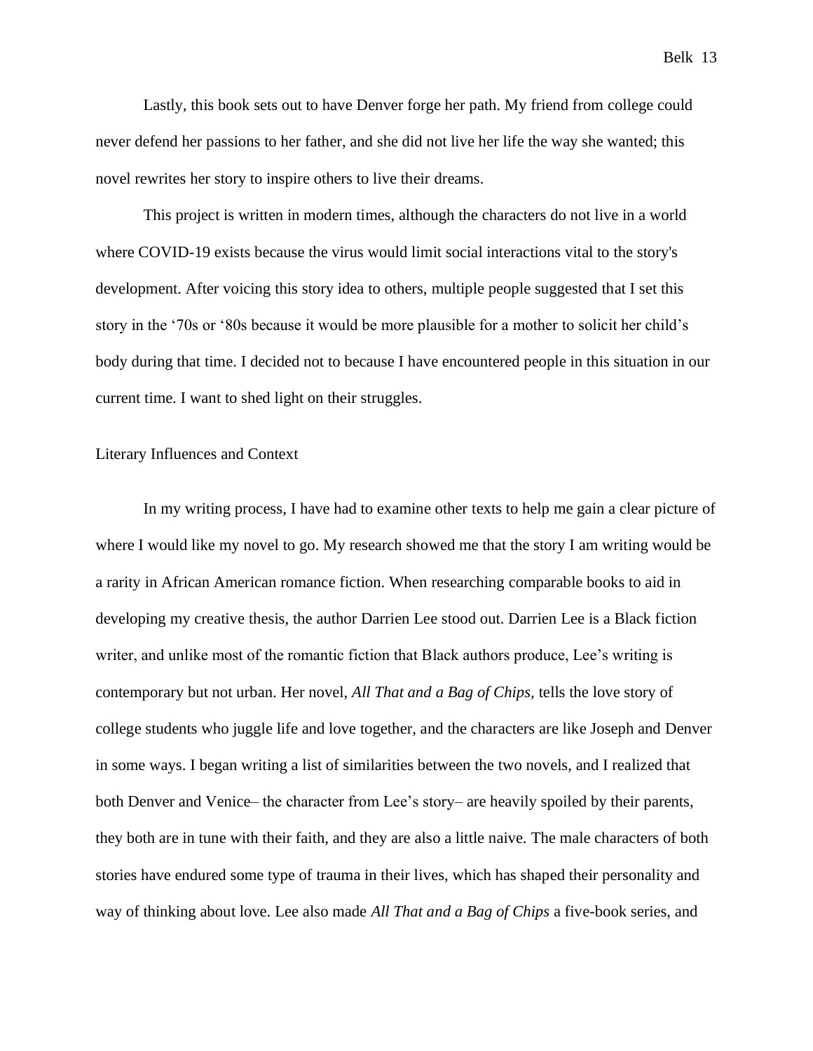Lastly, this book sets out to have Denver forge her path. My friend from college could never defend her passions to her father, and she did not live her life the way she wanted; this novel rewrites her story to inspire others to live their dreams.

This project is written in modern times, although the characters do not live in a world where COVID-19 exists because the virus would limit social interactions vital to the story's development. After voicing this story idea to others, multiple people suggested that I set this story in the '70s or '80s because it would be more plausible for a mother to solicit her child's body during that time. I decided not to because I have encountered people in this situation in our current time. I want to shed light on their struggles.

## Literary Influences and Context

In my writing process, I have had to examine other texts to help me gain a clear picture of where I would like my novel to go. My research showed me that the story I am writing would be a rarity in African American romance fiction. When researching comparable books to aid in developing my creative thesis, the author Darrien Lee stood out. Darrien Lee is a Black fiction writer, and unlike most of the romantic fiction that Black authors produce, Lee's writing is contemporary but not urban. Her novel, *All That and a Bag of Chips,* tells the love story of college students who juggle life and love together, and the characters are like Joseph and Denver in some ways. I began writing a list of similarities between the two novels, and I realized that both Denver and Venice– the character from Lee's story– are heavily spoiled by their parents, they both are in tune with their faith, and they are also a little naive. The male characters of both stories have endured some type of trauma in their lives, which has shaped their personality and way of thinking about love. Lee also made *All That and a Bag of Chips* a five-book series, and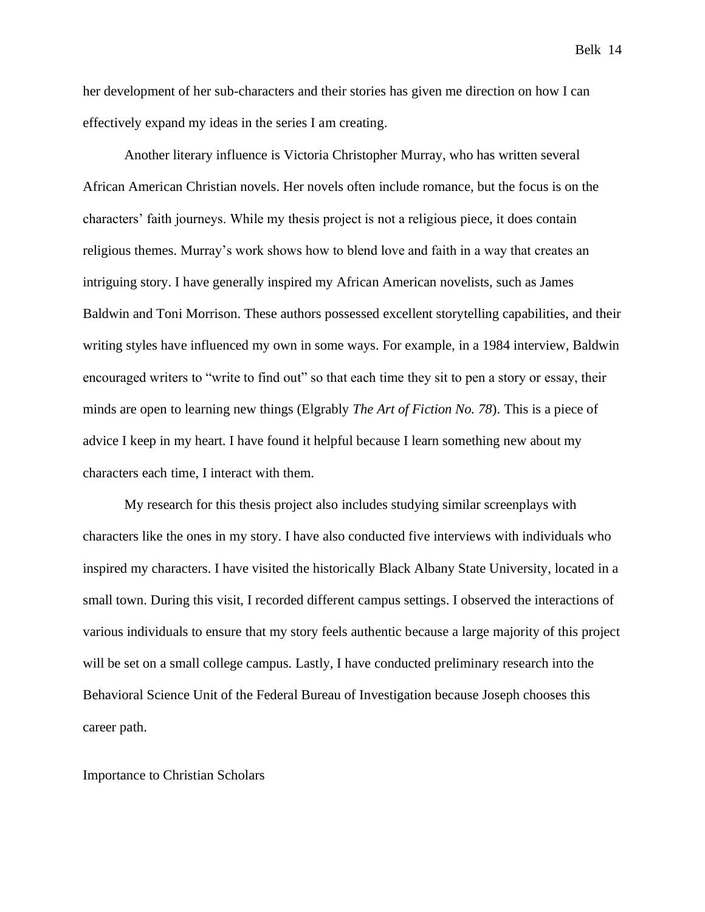her development of her sub-characters and their stories has given me direction on how I can effectively expand my ideas in the series I am creating.

Another literary influence is Victoria Christopher Murray, who has written several African American Christian novels. Her novels often include romance, but the focus is on the characters' faith journeys. While my thesis project is not a religious piece, it does contain religious themes. Murray's work shows how to blend love and faith in a way that creates an intriguing story. I have generally inspired my African American novelists, such as James Baldwin and Toni Morrison. These authors possessed excellent storytelling capabilities, and their writing styles have influenced my own in some ways. For example, in a 1984 interview, Baldwin encouraged writers to "write to find out" so that each time they sit to pen a story or essay, their minds are open to learning new things (Elgrably *The Art of Fiction No. 78*). This is a piece of advice I keep in my heart. I have found it helpful because I learn something new about my characters each time, I interact with them.

My research for this thesis project also includes studying similar screenplays with characters like the ones in my story. I have also conducted five interviews with individuals who inspired my characters. I have visited the historically Black Albany State University, located in a small town. During this visit, I recorded different campus settings. I observed the interactions of various individuals to ensure that my story feels authentic because a large majority of this project will be set on a small college campus. Lastly, I have conducted preliminary research into the Behavioral Science Unit of the Federal Bureau of Investigation because Joseph chooses this career path.

## Importance to Christian Scholars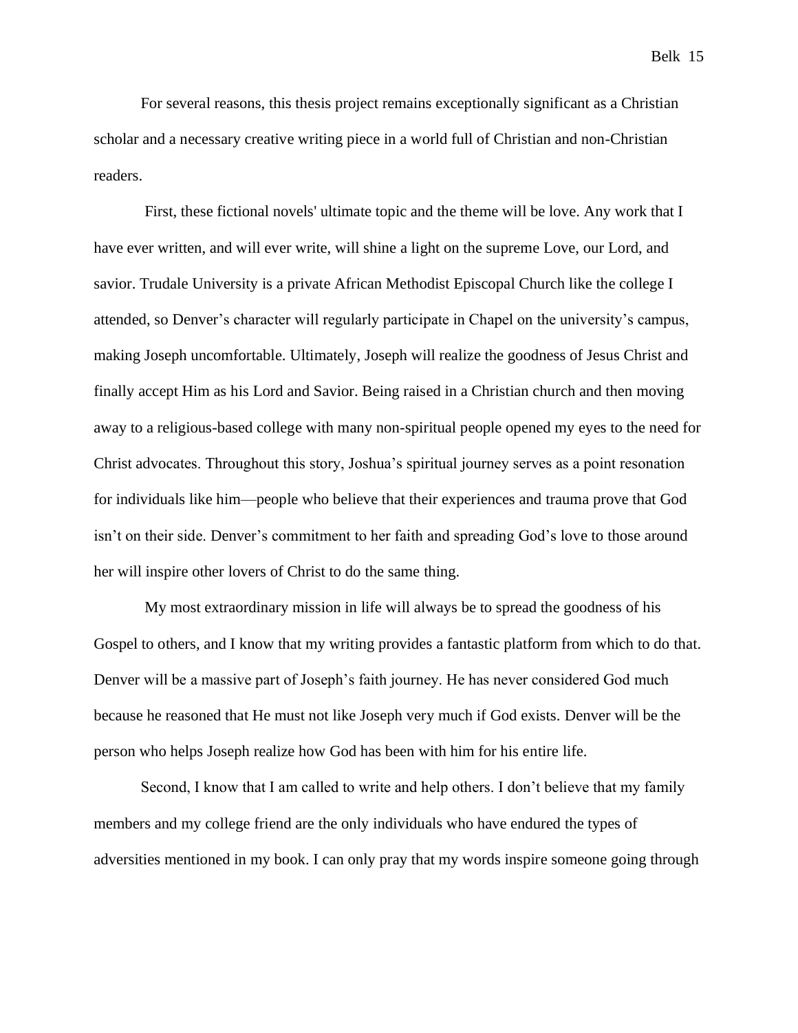For several reasons, this thesis project remains exceptionally significant as a Christian scholar and a necessary creative writing piece in a world full of Christian and non-Christian readers.

First, these fictional novels' ultimate topic and the theme will be love. Any work that I have ever written, and will ever write, will shine a light on the supreme Love, our Lord, and savior. Trudale University is a private African Methodist Episcopal Church like the college I attended, so Denver's character will regularly participate in Chapel on the university's campus, making Joseph uncomfortable. Ultimately, Joseph will realize the goodness of Jesus Christ and finally accept Him as his Lord and Savior. Being raised in a Christian church and then moving away to a religious-based college with many non-spiritual people opened my eyes to the need for Christ advocates. Throughout this story, Joshua's spiritual journey serves as a point resonation for individuals like him—people who believe that their experiences and trauma prove that God isn't on their side. Denver's commitment to her faith and spreading God's love to those around her will inspire other lovers of Christ to do the same thing.

My most extraordinary mission in life will always be to spread the goodness of his Gospel to others, and I know that my writing provides a fantastic platform from which to do that. Denver will be a massive part of Joseph's faith journey. He has never considered God much because he reasoned that He must not like Joseph very much if God exists. Denver will be the person who helps Joseph realize how God has been with him for his entire life.

Second, I know that I am called to write and help others. I don't believe that my family members and my college friend are the only individuals who have endured the types of adversities mentioned in my book. I can only pray that my words inspire someone going through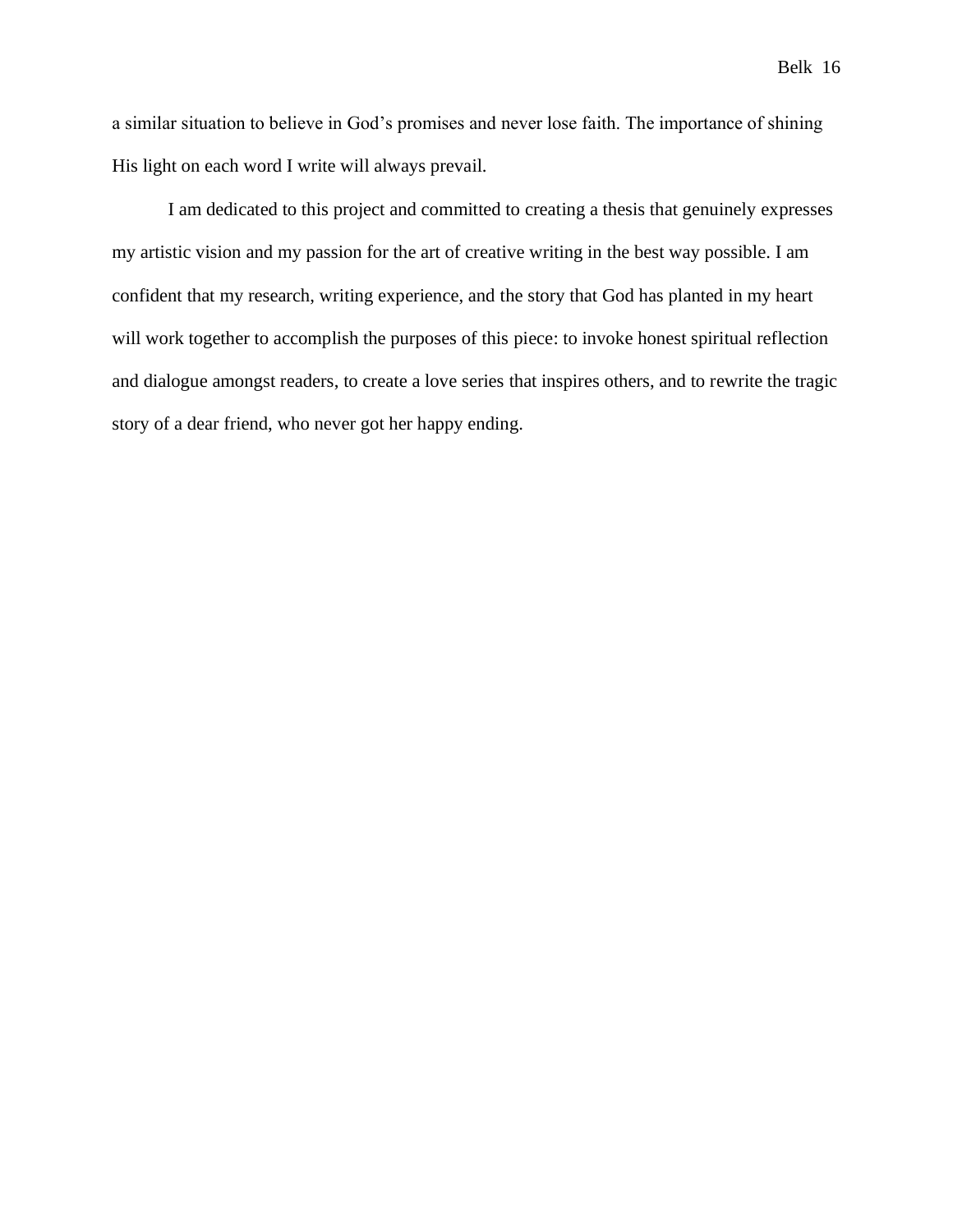a similar situation to believe in God's promises and never lose faith. The importance of shining His light on each word I write will always prevail.

I am dedicated to this project and committed to creating a thesis that genuinely expresses my artistic vision and my passion for the art of creative writing in the best way possible. I am confident that my research, writing experience, and the story that God has planted in my heart will work together to accomplish the purposes of this piece: to invoke honest spiritual reflection and dialogue amongst readers, to create a love series that inspires others, and to rewrite the tragic story of a dear friend, who never got her happy ending.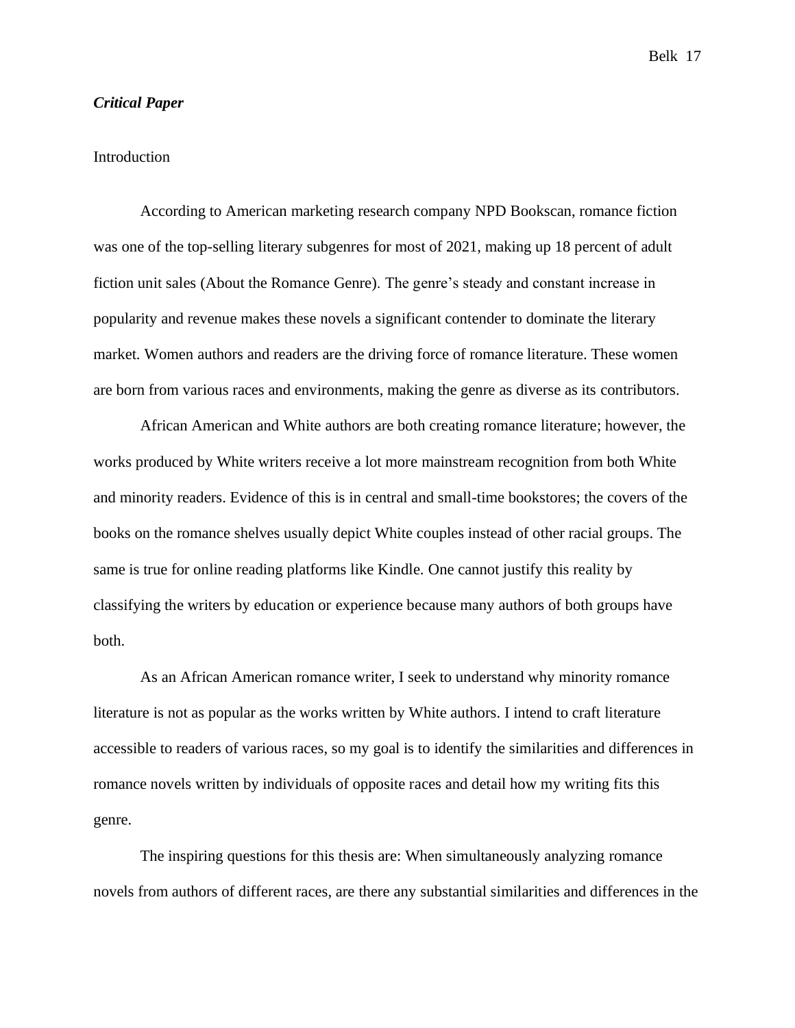***Critical Paper***

Introduction

According to American marketing research company NPD Bookscan, romance fiction was one of the top-selling literary subgenres for most of 2021, making up 18 percent of adult fiction unit sales (About the Romance Genre). The genre's steady and constant increase in popularity and revenue makes these novels a significant contender to dominate the literary market. Women authors and readers are the driving force of romance literature. These women are born from various races and environments, making the genre as diverse as its contributors.

African American and White authors are both creating romance literature; however, the works produced by White writers receive a lot more mainstream recognition from both White and minority readers. Evidence of this is in central and small-time bookstores; the covers of the books on the romance shelves usually depict White couples instead of other racial groups. The same is true for online reading platforms like Kindle. One cannot justify this reality by classifying the writers by education or experience because many authors of both groups have both.

As an African American romance writer, I seek to understand why minority romance literature is not as popular as the works written by White authors. I intend to craft literature accessible to readers of various races, so my goal is to identify the similarities and differences in romance novels written by individuals of opposite races and detail how my writing fits this genre.

The inspiring questions for this thesis are: When simultaneously analyzing romance novels from authors of different races, are there any substantial similarities and differences in the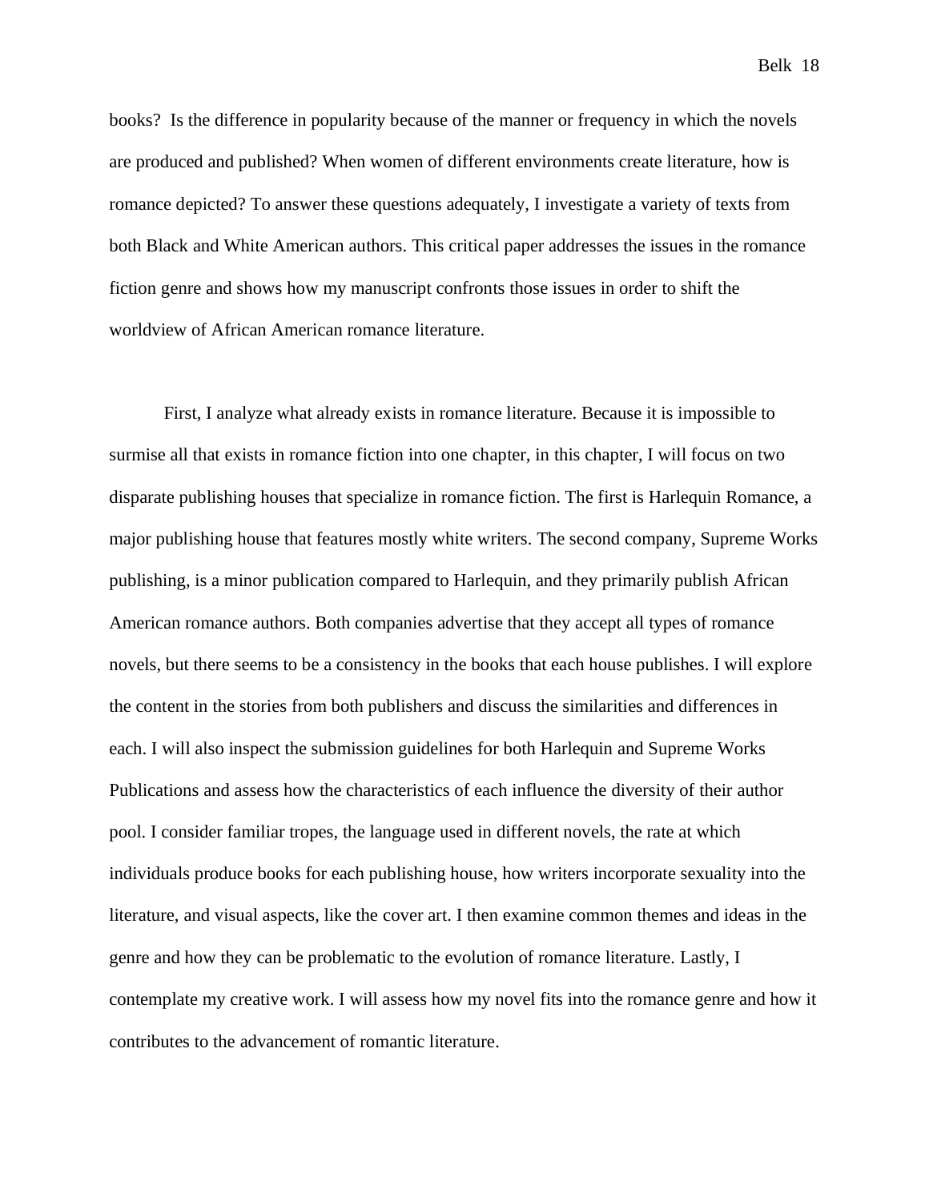books? Is the difference in popularity because of the manner or frequency in which the novels are produced and published? When women of different environments create literature, how is romance depicted? To answer these questions adequately, I investigate a variety of texts from both Black and White American authors. This critical paper addresses the issues in the romance fiction genre and shows how my manuscript confronts those issues in order to shift the worldview of African American romance literature.

First, I analyze what already exists in romance literature. Because it is impossible to surmise all that exists in romance fiction into one chapter, in this chapter, I will focus on two disparate publishing houses that specialize in romance fiction. The first is Harlequin Romance, a major publishing house that features mostly white writers. The second company, Supreme Works publishing, is a minor publication compared to Harlequin, and they primarily publish African American romance authors. Both companies advertise that they accept all types of romance novels, but there seems to be a consistency in the books that each house publishes. I will explore the content in the stories from both publishers and discuss the similarities and differences in each. I will also inspect the submission guidelines for both Harlequin and Supreme Works Publications and assess how the characteristics of each influence the diversity of their author pool. I consider familiar tropes, the language used in different novels, the rate at which individuals produce books for each publishing house, how writers incorporate sexuality into the literature, and visual aspects, like the cover art. I then examine common themes and ideas in the genre and how they can be problematic to the evolution of romance literature. Lastly, I contemplate my creative work. I will assess how my novel fits into the romance genre and how it contributes to the advancement of romantic literature.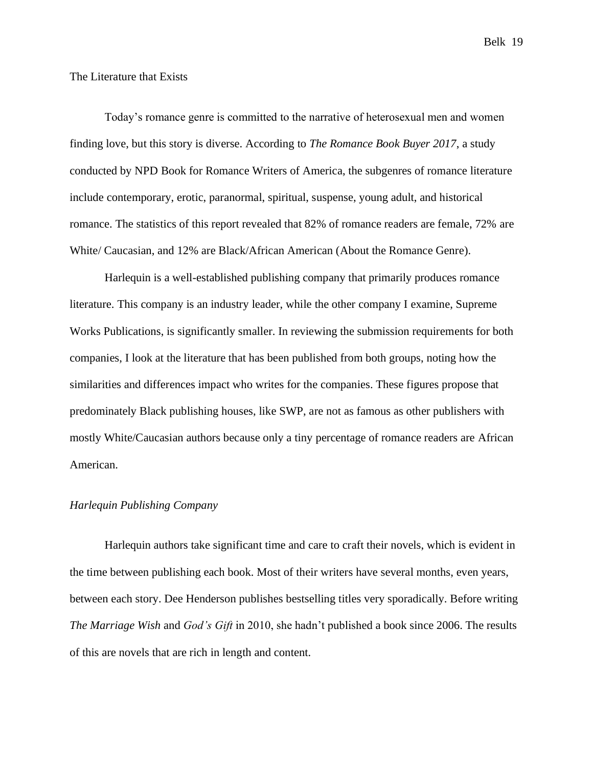## The Literature that Exists

Today's romance genre is committed to the narrative of heterosexual men and women finding love, but this story is diverse. According to *The Romance Book Buyer 2017*, a study conducted by NPD Book for Romance Writers of America, the subgenres of romance literature include contemporary, erotic, paranormal, spiritual, suspense, young adult, and historical romance. The statistics of this report revealed that 82% of romance readers are female, 72% are White/ Caucasian, and 12% are Black/African American (About the Romance Genre).

Harlequin is a well-established publishing company that primarily produces romance literature. This company is an industry leader, while the other company I examine, Supreme Works Publications, is significantly smaller. In reviewing the submission requirements for both companies, I look at the literature that has been published from both groups, noting how the similarities and differences impact who writes for the companies. These figures propose that predominately Black publishing houses, like SWP, are not as famous as other publishers with mostly White/Caucasian authors because only a tiny percentage of romance readers are African American.

### *Harlequin Publishing Company*

Harlequin authors take significant time and care to craft their novels, which is evident in the time between publishing each book. Most of their writers have several months, even years, between each story. Dee Henderson publishes bestselling titles very sporadically. Before writing *The Marriage Wish* and *God's Gift* in 2010, she hadn't published a book since 2006. The results of this are novels that are rich in length and content.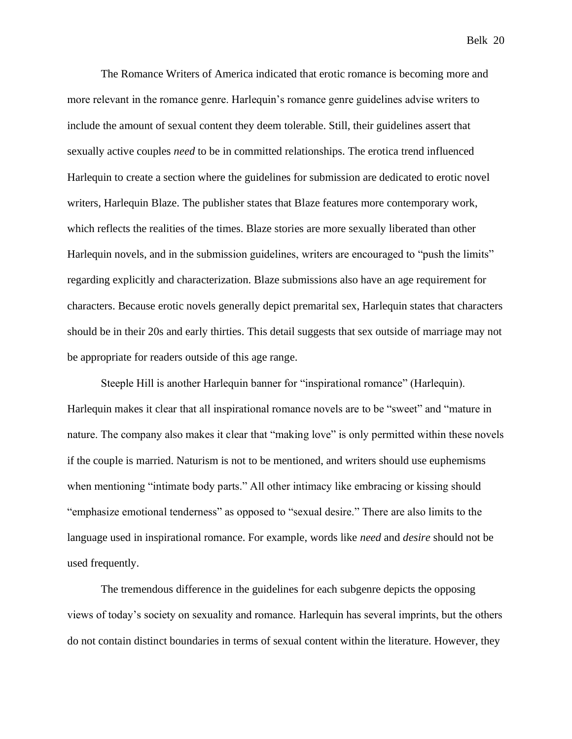The Romance Writers of America indicated that erotic romance is becoming more and more relevant in the romance genre. Harlequin's romance genre guidelines advise writers to include the amount of sexual content they deem tolerable. Still, their guidelines assert that sexually active couples *need* to be in committed relationships. The erotica trend influenced Harlequin to create a section where the guidelines for submission are dedicated to erotic novel writers, Harlequin Blaze. The publisher states that Blaze features more contemporary work, which reflects the realities of the times. Blaze stories are more sexually liberated than other Harlequin novels, and in the submission guidelines, writers are encouraged to "push the limits" regarding explicitly and characterization. Blaze submissions also have an age requirement for characters. Because erotic novels generally depict premarital sex, Harlequin states that characters should be in their 20s and early thirties. This detail suggests that sex outside of marriage may not be appropriate for readers outside of this age range.

Steeple Hill is another Harlequin banner for "inspirational romance" (Harlequin). Harlequin makes it clear that all inspirational romance novels are to be "sweet" and "mature in nature. The company also makes it clear that "making love" is only permitted within these novels if the couple is married. Naturism is not to be mentioned, and writers should use euphemisms when mentioning "intimate body parts." All other intimacy like embracing or kissing should "emphasize emotional tenderness" as opposed to "sexual desire." There are also limits to the language used in inspirational romance. For example, words like *need* and *desire* should not be used frequently.

The tremendous difference in the guidelines for each subgenre depicts the opposing views of today's society on sexuality and romance. Harlequin has several imprints, but the others do not contain distinct boundaries in terms of sexual content within the literature. However, they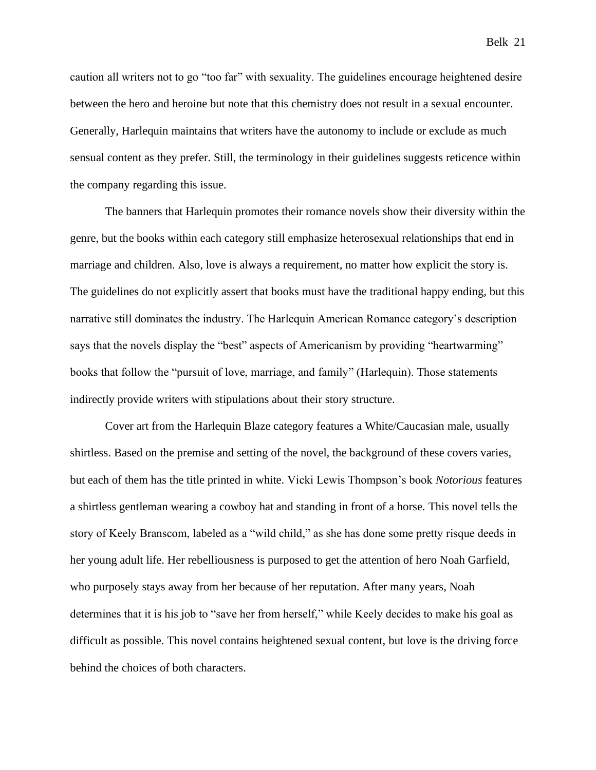caution all writers not to go "too far" with sexuality. The guidelines encourage heightened desire between the hero and heroine but note that this chemistry does not result in a sexual encounter. Generally, Harlequin maintains that writers have the autonomy to include or exclude as much sensual content as they prefer. Still, the terminology in their guidelines suggests reticence within the company regarding this issue.

The banners that Harlequin promotes their romance novels show their diversity within the genre, but the books within each category still emphasize heterosexual relationships that end in marriage and children. Also, love is always a requirement, no matter how explicit the story is. The guidelines do not explicitly assert that books must have the traditional happy ending, but this narrative still dominates the industry. The Harlequin American Romance category's description says that the novels display the "best" aspects of Americanism by providing "heartwarming" books that follow the "pursuit of love, marriage, and family" (Harlequin). Those statements indirectly provide writers with stipulations about their story structure.

Cover art from the Harlequin Blaze category features a White/Caucasian male, usually shirtless. Based on the premise and setting of the novel, the background of these covers varies, but each of them has the title printed in white. Vicki Lewis Thompson's book *Notorious* features a shirtless gentleman wearing a cowboy hat and standing in front of a horse. This novel tells the story of Keely Branscom, labeled as a "wild child," as she has done some pretty risque deeds in her young adult life. Her rebelliousness is purposed to get the attention of hero Noah Garfield, who purposely stays away from her because of her reputation. After many years, Noah determines that it is his job to "save her from herself," while Keely decides to make his goal as difficult as possible. This novel contains heightened sexual content, but love is the driving force behind the choices of both characters.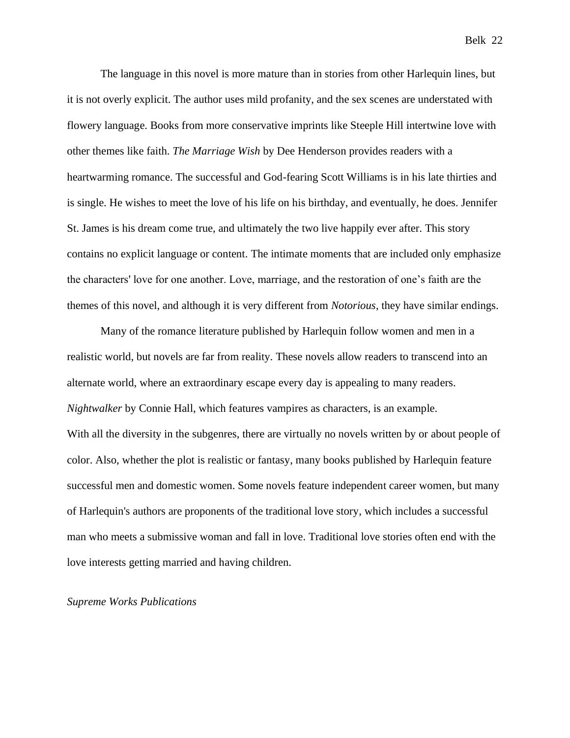The language in this novel is more mature than in stories from other Harlequin lines, but it is not overly explicit. The author uses mild profanity, and the sex scenes are understated with flowery language. Books from more conservative imprints like Steeple Hill intertwine love with other themes like faith. *The Marriage Wish* by Dee Henderson provides readers with a heartwarming romance. The successful and God-fearing Scott Williams is in his late thirties and is single. He wishes to meet the love of his life on his birthday, and eventually, he does. Jennifer St. James is his dream come true, and ultimately the two live happily ever after. This story contains no explicit language or content. The intimate moments that are included only emphasize the characters' love for one another. Love, marriage, and the restoration of one's faith are the themes of this novel, and although it is very different from *Notorious*, they have similar endings.

Many of the romance literature published by Harlequin follow women and men in a realistic world, but novels are far from reality. These novels allow readers to transcend into an alternate world, where an extraordinary escape every day is appealing to many readers. *Nightwalker* by Connie Hall, which features vampires as characters, is an example.
With all the diversity in the subgenres, there are virtually no novels written by or about people of color. Also, whether the plot is realistic or fantasy, many books published by Harlequin feature successful men and domestic women. Some novels feature independent career women, but many of Harlequin's authors are proponents of the traditional love story, which includes a successful man who meets a submissive woman and fall in love. Traditional love stories often end with the love interests getting married and having children.

*Supreme Works Publications*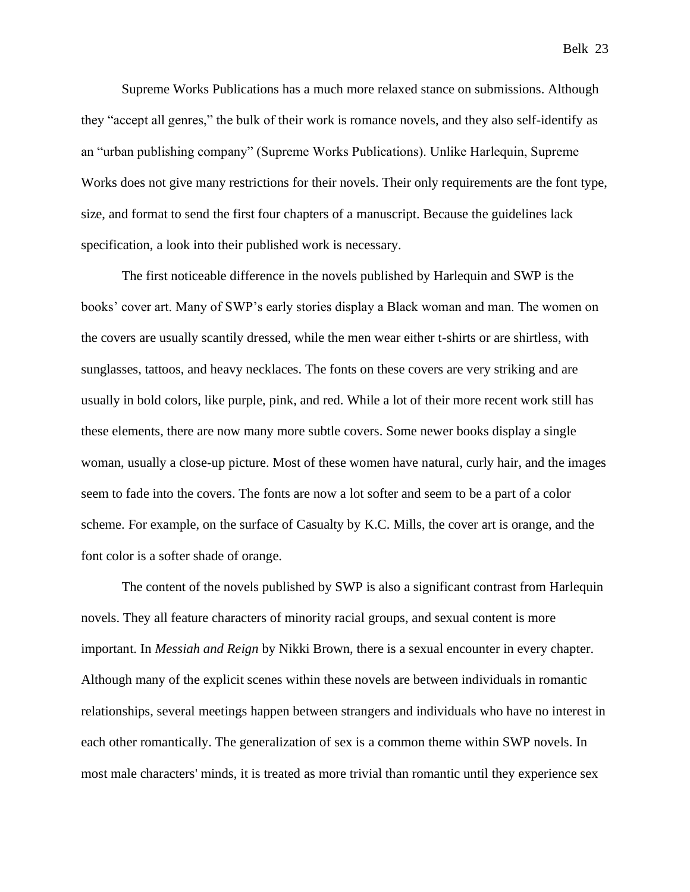Supreme Works Publications has a much more relaxed stance on submissions. Although they "accept all genres," the bulk of their work is romance novels, and they also self-identify as an "urban publishing company" (Supreme Works Publications). Unlike Harlequin, Supreme Works does not give many restrictions for their novels. Their only requirements are the font type, size, and format to send the first four chapters of a manuscript. Because the guidelines lack specification, a look into their published work is necessary.

The first noticeable difference in the novels published by Harlequin and SWP is the books' cover art. Many of SWP's early stories display a Black woman and man. The women on the covers are usually scantily dressed, while the men wear either t-shirts or are shirtless, with sunglasses, tattoos, and heavy necklaces. The fonts on these covers are very striking and are usually in bold colors, like purple, pink, and red. While a lot of their more recent work still has these elements, there are now many more subtle covers. Some newer books display a single woman, usually a close-up picture. Most of these women have natural, curly hair, and the images seem to fade into the covers. The fonts are now a lot softer and seem to be a part of a color scheme. For example, on the surface of Casualty by K.C. Mills, the cover art is orange, and the font color is a softer shade of orange.

The content of the novels published by SWP is also a significant contrast from Harlequin novels. They all feature characters of minority racial groups, and sexual content is more important. In *Messiah and Reign* by Nikki Brown, there is a sexual encounter in every chapter. Although many of the explicit scenes within these novels are between individuals in romantic relationships, several meetings happen between strangers and individuals who have no interest in each other romantically. The generalization of sex is a common theme within SWP novels. In most male characters' minds, it is treated as more trivial than romantic until they experience sex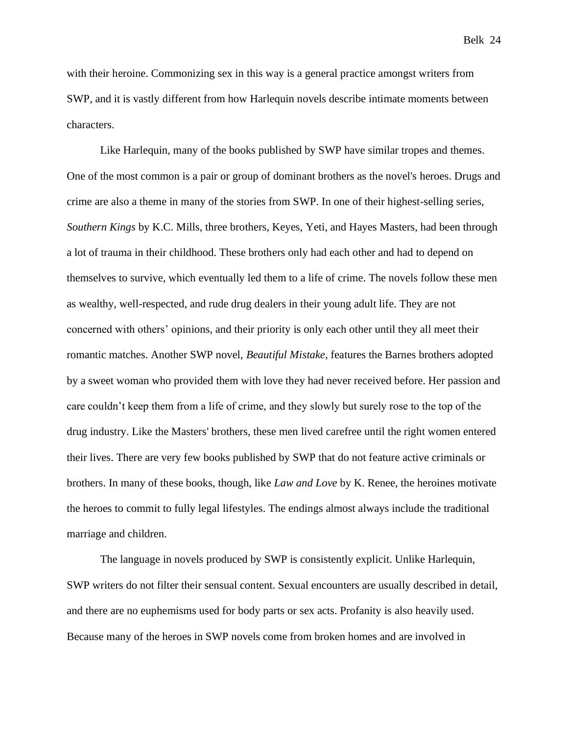with their heroine. Commonizing sex in this way is a general practice amongst writers from SWP, and it is vastly different from how Harlequin novels describe intimate moments between characters.

Like Harlequin, many of the books published by SWP have similar tropes and themes. One of the most common is a pair or group of dominant brothers as the novel's heroes. Drugs and crime are also a theme in many of the stories from SWP. In one of their highest-selling series, *Southern Kings* by K.C. Mills, three brothers, Keyes, Yeti, and Hayes Masters, had been through a lot of trauma in their childhood. These brothers only had each other and had to depend on themselves to survive, which eventually led them to a life of crime. The novels follow these men as wealthy, well-respected, and rude drug dealers in their young adult life. They are not concerned with others' opinions, and their priority is only each other until they all meet their romantic matches. Another SWP novel, *Beautiful Mistake*, features the Barnes brothers adopted by a sweet woman who provided them with love they had never received before. Her passion and care couldn't keep them from a life of crime, and they slowly but surely rose to the top of the drug industry. Like the Masters' brothers, these men lived carefree until the right women entered their lives. There are very few books published by SWP that do not feature active criminals or brothers. In many of these books, though, like *Law and Love* by K. Renee, the heroines motivate the heroes to commit to fully legal lifestyles. The endings almost always include the traditional marriage and children.

The language in novels produced by SWP is consistently explicit. Unlike Harlequin, SWP writers do not filter their sensual content. Sexual encounters are usually described in detail, and there are no euphemisms used for body parts or sex acts. Profanity is also heavily used. Because many of the heroes in SWP novels come from broken homes and are involved in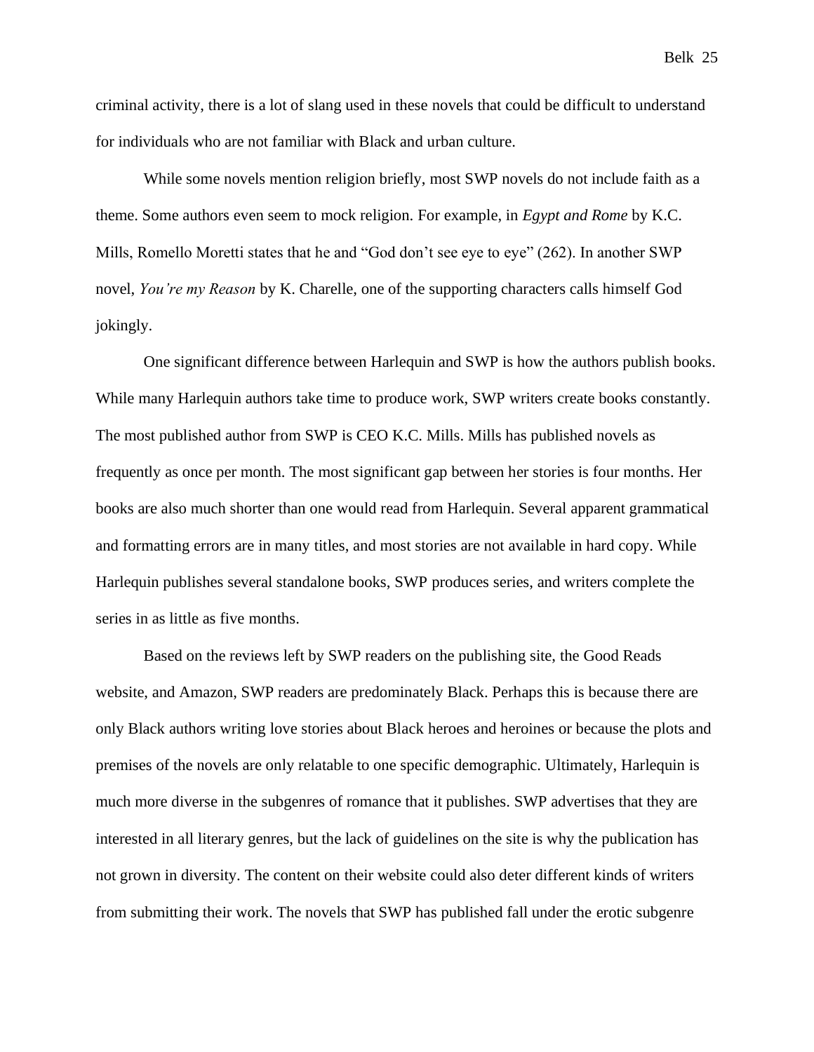criminal activity, there is a lot of slang used in these novels that could be difficult to understand for individuals who are not familiar with Black and urban culture.

While some novels mention religion briefly, most SWP novels do not include faith as a theme. Some authors even seem to mock religion. For example, in *Egypt and Rome* by K.C. Mills, Romello Moretti states that he and "God don't see eye to eye" (262). In another SWP novel, *You're my Reason* by K. Charelle, one of the supporting characters calls himself God jokingly.

One significant difference between Harlequin and SWP is how the authors publish books. While many Harlequin authors take time to produce work, SWP writers create books constantly. The most published author from SWP is CEO K.C. Mills. Mills has published novels as frequently as once per month. The most significant gap between her stories is four months. Her books are also much shorter than one would read from Harlequin. Several apparent grammatical and formatting errors are in many titles, and most stories are not available in hard copy. While Harlequin publishes several standalone books, SWP produces series, and writers complete the series in as little as five months.

Based on the reviews left by SWP readers on the publishing site, the Good Reads website, and Amazon, SWP readers are predominately Black. Perhaps this is because there are only Black authors writing love stories about Black heroes and heroines or because the plots and premises of the novels are only relatable to one specific demographic. Ultimately, Harlequin is much more diverse in the subgenres of romance that it publishes. SWP advertises that they are interested in all literary genres, but the lack of guidelines on the site is why the publication has not grown in diversity. The content on their website could also deter different kinds of writers from submitting their work. The novels that SWP has published fall under the erotic subgenre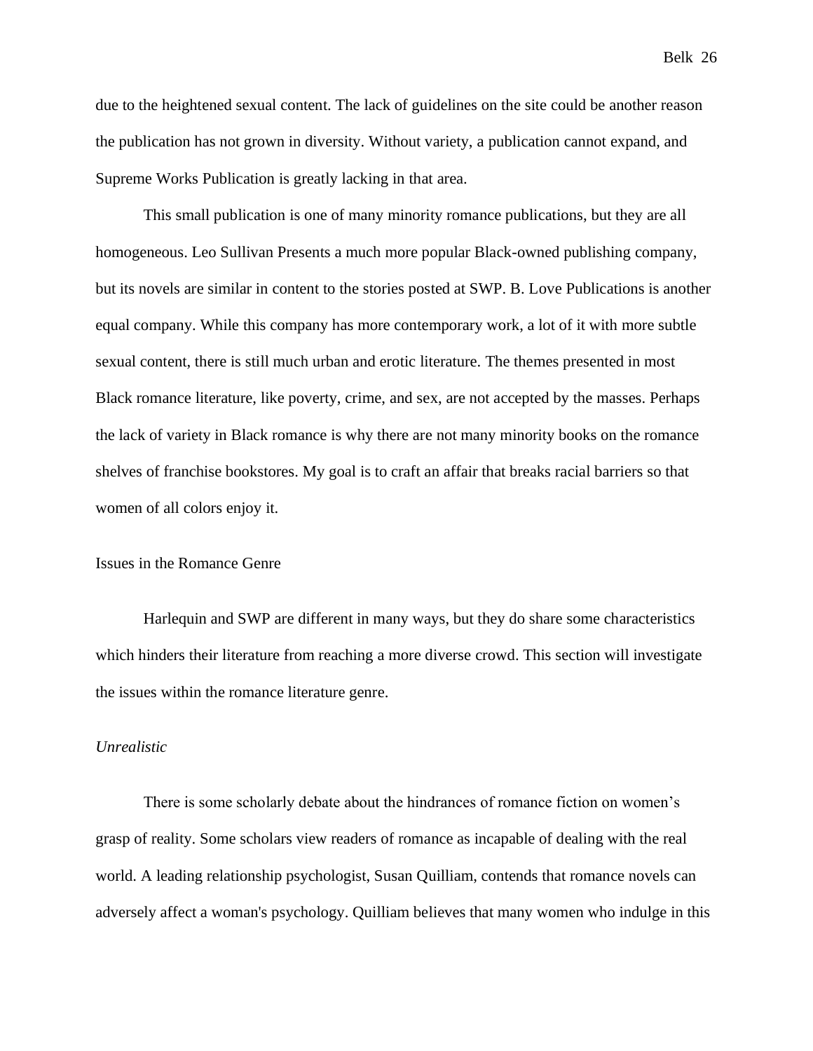due to the heightened sexual content. The lack of guidelines on the site could be another reason the publication has not grown in diversity. Without variety, a publication cannot expand, and Supreme Works Publication is greatly lacking in that area.

This small publication is one of many minority romance publications, but they are all homogeneous. Leo Sullivan Presents a much more popular Black-owned publishing company, but its novels are similar in content to the stories posted at SWP. B. Love Publications is another equal company. While this company has more contemporary work, a lot of it with more subtle sexual content, there is still much urban and erotic literature. The themes presented in most Black romance literature, like poverty, crime, and sex, are not accepted by the masses. Perhaps the lack of variety in Black romance is why there are not many minority books on the romance shelves of franchise bookstores. My goal is to craft an affair that breaks racial barriers so that women of all colors enjoy it.

## Issues in the Romance Genre

Harlequin and SWP are different in many ways, but they do share some characteristics which hinders their literature from reaching a more diverse crowd. This section will investigate the issues within the romance literature genre.

### *Unrealistic*

There is some scholarly debate about the hindrances of romance fiction on women's grasp of reality. Some scholars view readers of romance as incapable of dealing with the real world. A leading relationship psychologist, Susan Quilliam, contends that romance novels can adversely affect a woman's psychology. Quilliam believes that many women who indulge in this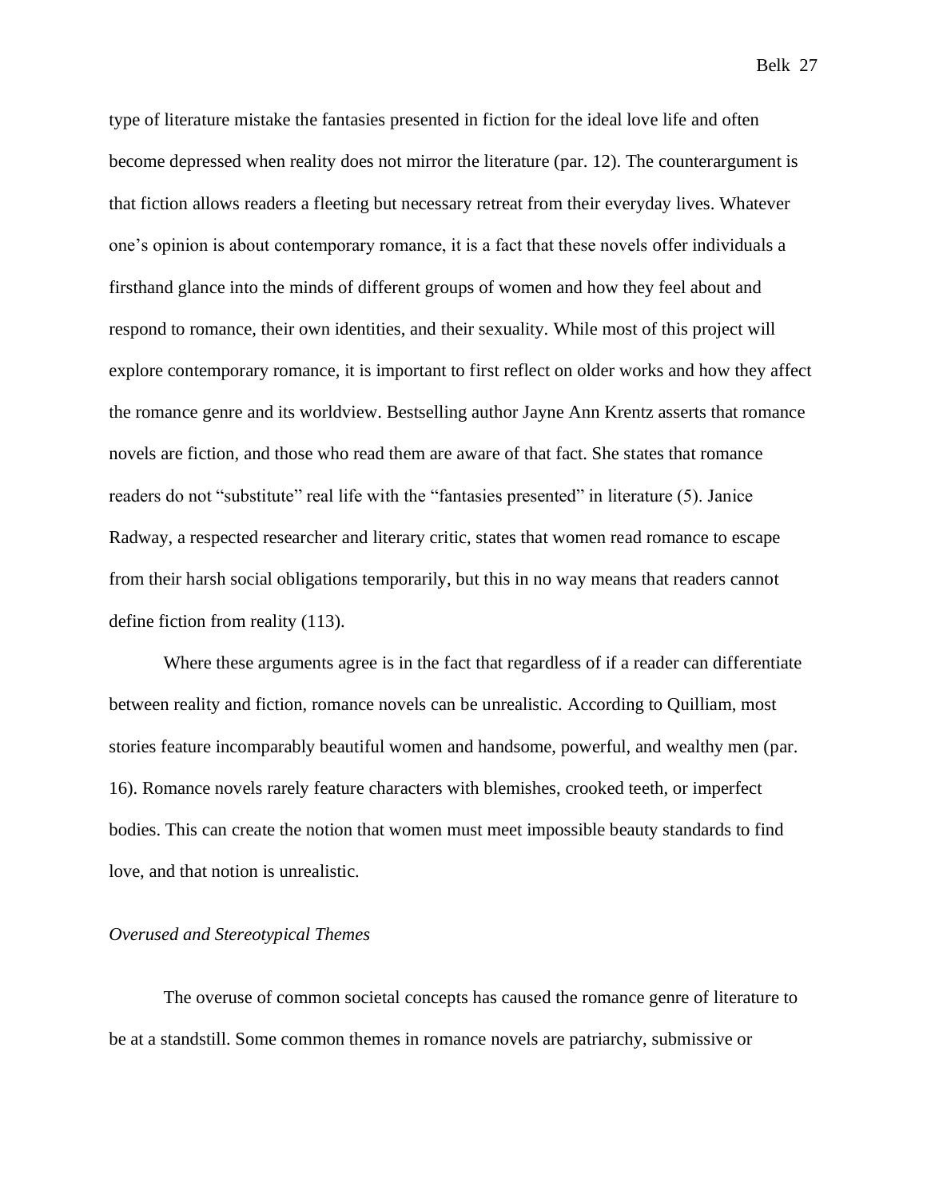type of literature mistake the fantasies presented in fiction for the ideal love life and often become depressed when reality does not mirror the literature (par. 12). The counterargument is that fiction allows readers a fleeting but necessary retreat from their everyday lives. Whatever one's opinion is about contemporary romance, it is a fact that these novels offer individuals a firsthand glance into the minds of different groups of women and how they feel about and respond to romance, their own identities, and their sexuality. While most of this project will explore contemporary romance, it is important to first reflect on older works and how they affect the romance genre and its worldview. Bestselling author Jayne Ann Krentz asserts that romance novels are fiction, and those who read them are aware of that fact. She states that romance readers do not "substitute" real life with the "fantasies presented" in literature (5). Janice Radway, a respected researcher and literary critic, states that women read romance to escape from their harsh social obligations temporarily, but this in no way means that readers cannot define fiction from reality (113).

Where these arguments agree is in the fact that regardless of if a reader can differentiate between reality and fiction, romance novels can be unrealistic. According to Quilliam, most stories feature incomparably beautiful women and handsome, powerful, and wealthy men (par. 16). Romance novels rarely feature characters with blemishes, crooked teeth, or imperfect bodies. This can create the notion that women must meet impossible beauty standards to find love, and that notion is unrealistic.

*Overused and Stereotypical Themes*

The overuse of common societal concepts has caused the romance genre of literature to be at a standstill. Some common themes in romance novels are patriarchy, submissive or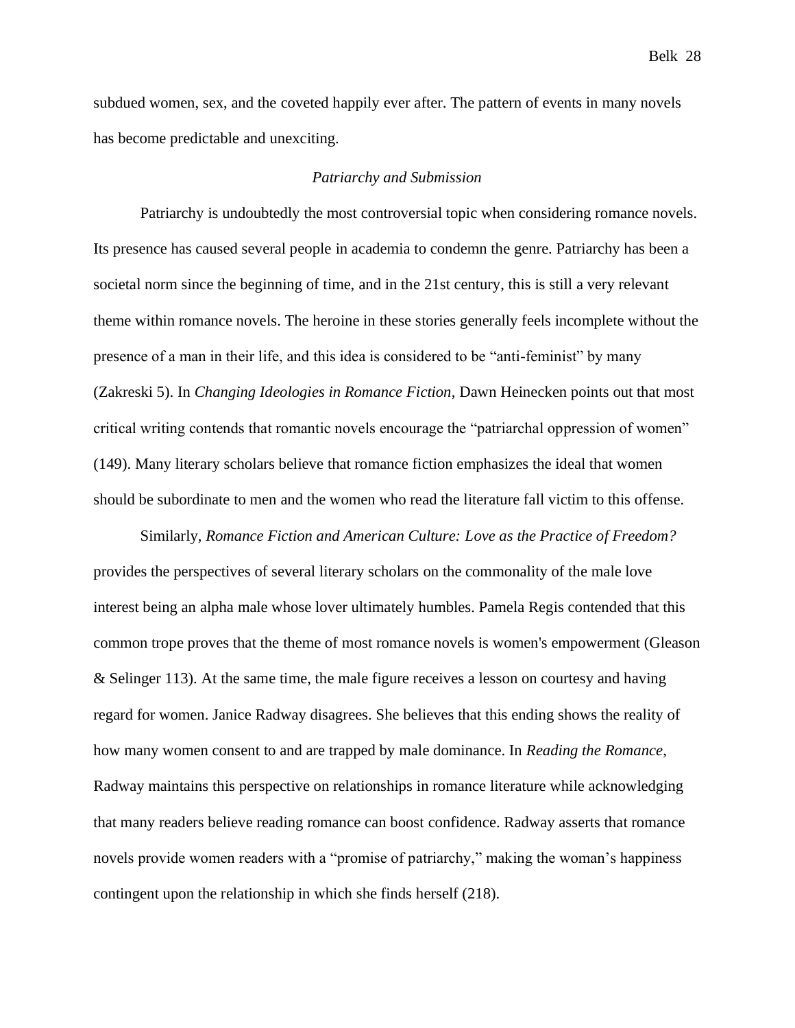subdued women, sex, and the coveted happily ever after. The pattern of events in many novels has become predictable and unexciting.

### *Patriarchy and Submission*

Patriarchy is undoubtedly the most controversial topic when considering romance novels. Its presence has caused several people in academia to condemn the genre. Patriarchy has been a societal norm since the beginning of time, and in the 21st century, this is still a very relevant theme within romance novels. The heroine in these stories generally feels incomplete without the presence of a man in their life, and this idea is considered to be "anti-feminist" by many (Zakreski 5). In *Changing Ideologies in Romance Fiction*, Dawn Heinecken points out that most critical writing contends that romantic novels encourage the "patriarchal oppression of women" (149). Many literary scholars believe that romance fiction emphasizes the ideal that women should be subordinate to men and the women who read the literature fall victim to this offense.

Similarly, *Romance Fiction and American Culture: Love as the Practice of Freedom?* provides the perspectives of several literary scholars on the commonality of the male love interest being an alpha male whose lover ultimately humbles. Pamela Regis contended that this common trope proves that the theme of most romance novels is women's empowerment (Gleason & Selinger 113). At the same time, the male figure receives a lesson on courtesy and having regard for women. Janice Radway disagrees. She believes that this ending shows the reality of how many women consent to and are trapped by male dominance. In *Reading the Romance*, Radway maintains this perspective on relationships in romance literature while acknowledging that many readers believe reading romance can boost confidence. Radway asserts that romance novels provide women readers with a "promise of patriarchy," making the woman's happiness contingent upon the relationship in which she finds herself (218).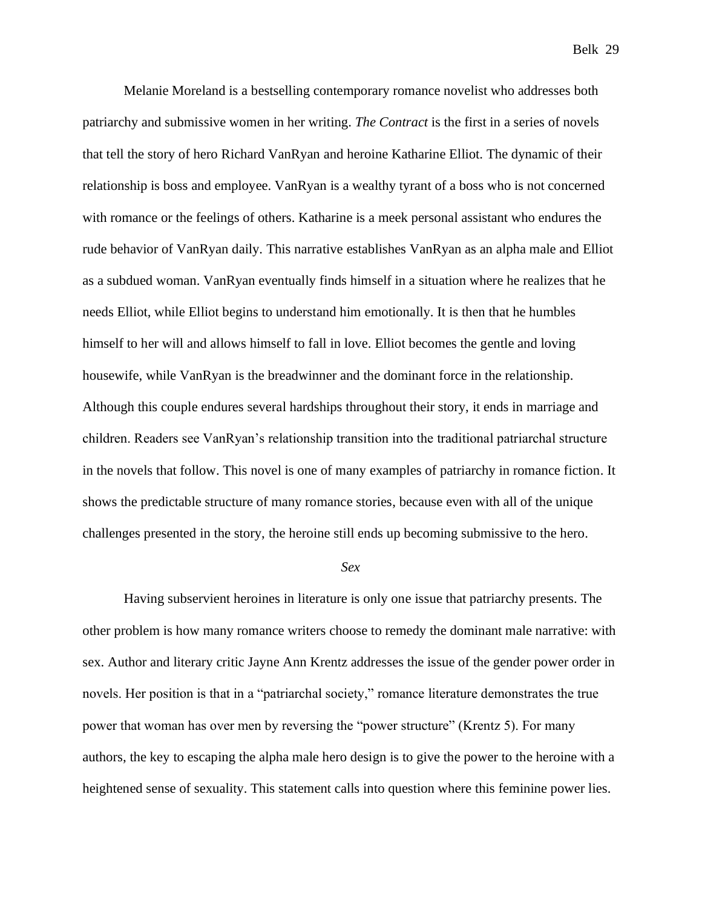Melanie Moreland is a bestselling contemporary romance novelist who addresses both patriarchy and submissive women in her writing. *The Contract* is the first in a series of novels that tell the story of hero Richard VanRyan and heroine Katharine Elliot. The dynamic of their relationship is boss and employee. VanRyan is a wealthy tyrant of a boss who is not concerned with romance or the feelings of others. Katharine is a meek personal assistant who endures the rude behavior of VanRyan daily. This narrative establishes VanRyan as an alpha male and Elliot as a subdued woman. VanRyan eventually finds himself in a situation where he realizes that he needs Elliot, while Elliot begins to understand him emotionally. It is then that he humbles himself to her will and allows himself to fall in love. Elliot becomes the gentle and loving housewife, while VanRyan is the breadwinner and the dominant force in the relationship. Although this couple endures several hardships throughout their story, it ends in marriage and children. Readers see VanRyan's relationship transition into the traditional patriarchal structure in the novels that follow. This novel is one of many examples of patriarchy in romance fiction. It shows the predictable structure of many romance stories, because even with all of the unique challenges presented in the story, the heroine still ends up becoming submissive to the hero.

### *Sex*

Having subservient heroines in literature is only one issue that patriarchy presents. The other problem is how many romance writers choose to remedy the dominant male narrative: with sex. Author and literary critic Jayne Ann Krentz addresses the issue of the gender power order in novels. Her position is that in a "patriarchal society," romance literature demonstrates the true power that woman has over men by reversing the "power structure" (Krentz 5). For many authors, the key to escaping the alpha male hero design is to give the power to the heroine with a heightened sense of sexuality. This statement calls into question where this feminine power lies.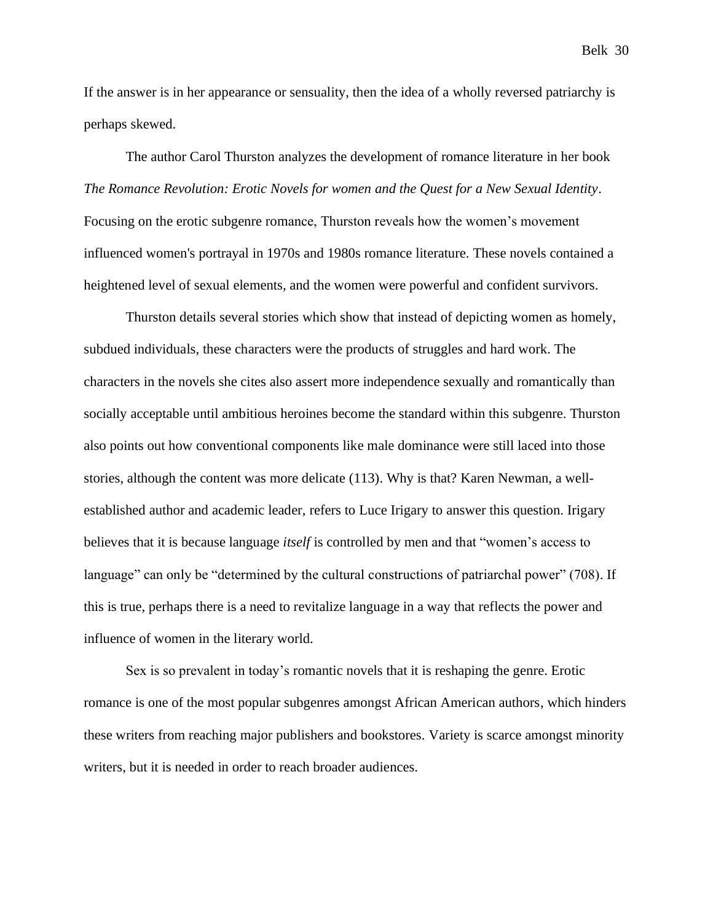If the answer is in her appearance or sensuality, then the idea of a wholly reversed patriarchy is perhaps skewed.

The author Carol Thurston analyzes the development of romance literature in her book *The Romance Revolution: Erotic Novels for women and the Quest for a New Sexual Identity*. Focusing on the erotic subgenre romance, Thurston reveals how the women's movement influenced women's portrayal in 1970s and 1980s romance literature. These novels contained a heightened level of sexual elements, and the women were powerful and confident survivors.

Thurston details several stories which show that instead of depicting women as homely, subdued individuals, these characters were the products of struggles and hard work. The characters in the novels she cites also assert more independence sexually and romantically than socially acceptable until ambitious heroines become the standard within this subgenre. Thurston also points out how conventional components like male dominance were still laced into those stories, although the content was more delicate (113). Why is that? Karen Newman, a well-established author and academic leader, refers to Luce Irigary to answer this question. Irigary believes that it is because language *itself* is controlled by men and that "women's access to language" can only be "determined by the cultural constructions of patriarchal power" (708). If this is true, perhaps there is a need to revitalize language in a way that reflects the power and influence of women in the literary world.

Sex is so prevalent in today's romantic novels that it is reshaping the genre. Erotic romance is one of the most popular subgenres amongst African American authors, which hinders these writers from reaching major publishers and bookstores. Variety is scarce amongst minority writers, but it is needed in order to reach broader audiences.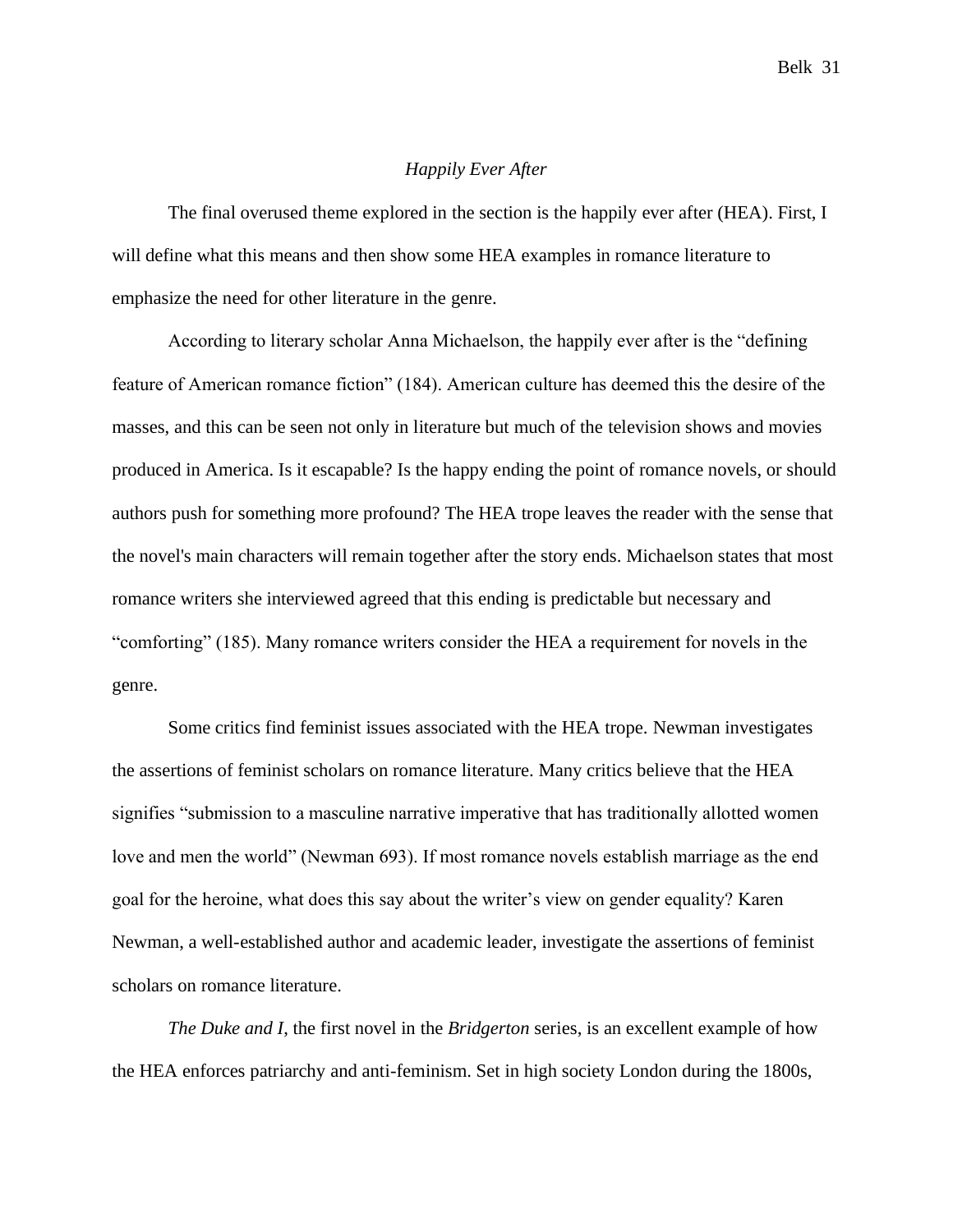### *Happily Ever After*

The final overused theme explored in the section is the happily ever after (HEA). First, I will define what this means and then show some HEA examples in romance literature to emphasize the need for other literature in the genre.

According to literary scholar Anna Michaelson, the happily ever after is the "defining feature of American romance fiction" (184). American culture has deemed this the desire of the masses, and this can be seen not only in literature but much of the television shows and movies produced in America. Is it escapable? Is the happy ending the point of romance novels, or should authors push for something more profound? The HEA trope leaves the reader with the sense that the novel's main characters will remain together after the story ends. Michaelson states that most romance writers she interviewed agreed that this ending is predictable but necessary and "comforting" (185). Many romance writers consider the HEA a requirement for novels in the genre.

Some critics find feminist issues associated with the HEA trope. Newman investigates the assertions of feminist scholars on romance literature. Many critics believe that the HEA signifies "submission to a masculine narrative imperative that has traditionally allotted women love and men the world" (Newman 693). If most romance novels establish marriage as the end goal for the heroine, what does this say about the writer's view on gender equality? Karen Newman, a well-established author and academic leader, investigate the assertions of feminist scholars on romance literature.

*The Duke and I*, the first novel in the *Bridgerton* series, is an excellent example of how the HEA enforces patriarchy and anti-feminism. Set in high society London during the 1800s,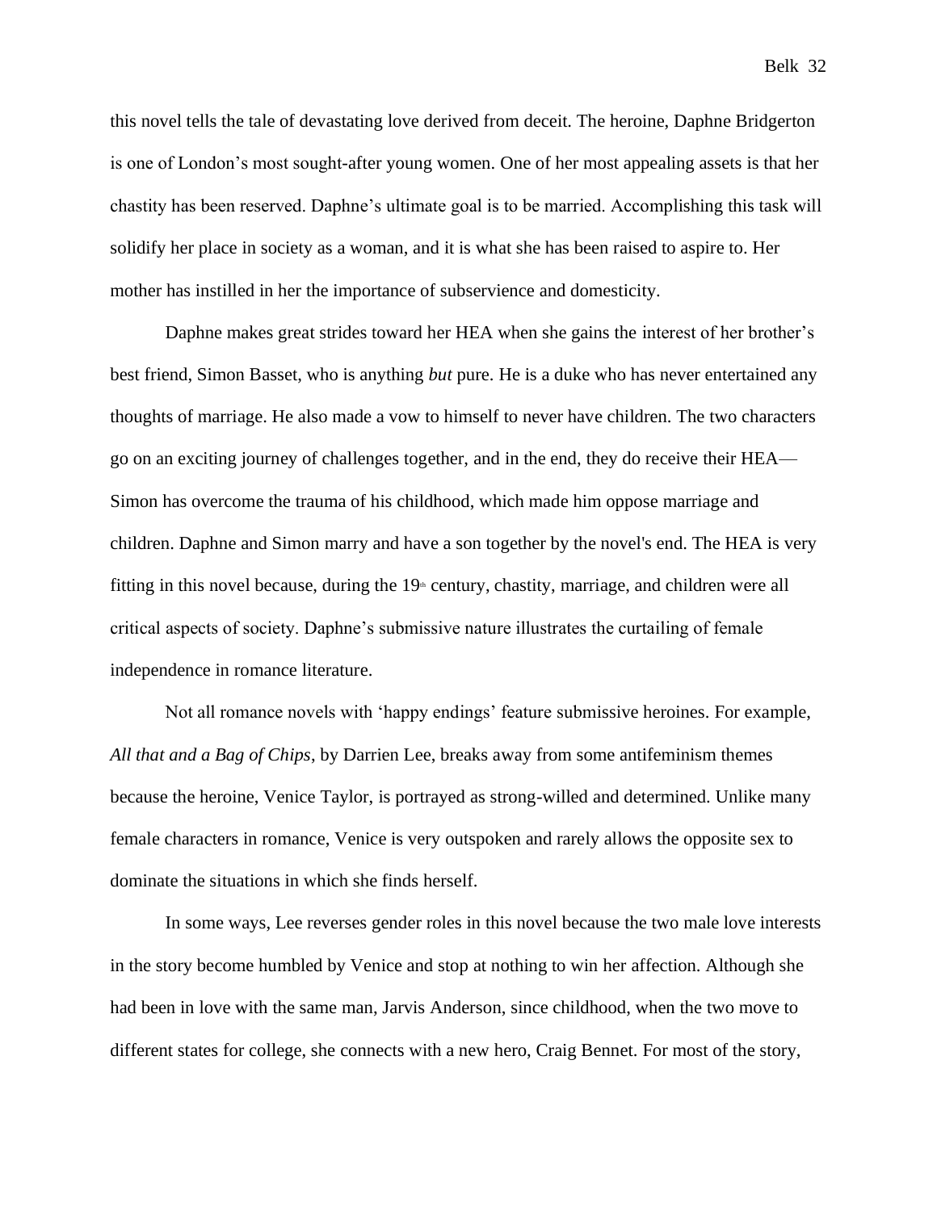this novel tells the tale of devastating love derived from deceit. The heroine, Daphne Bridgerton is one of London's most sought-after young women. One of her most appealing assets is that her chastity has been reserved. Daphne's ultimate goal is to be married. Accomplishing this task will solidify her place in society as a woman, and it is what she has been raised to aspire to. Her mother has instilled in her the importance of subservience and domesticity.

Daphne makes great strides toward her HEA when she gains the interest of her brother's best friend, Simon Basset, who is anything *but* pure. He is a duke who has never entertained any thoughts of marriage. He also made a vow to himself to never have children. The two characters go on an exciting journey of challenges together, and in the end, they do receive their HEA—Simon has overcome the trauma of his childhood, which made him oppose marriage and children. Daphne and Simon marry and have a son together by the novel's end. The HEA is very fitting in this novel because, during the 19th century, chastity, marriage, and children were all critical aspects of society. Daphne's submissive nature illustrates the curtailing of female independence in romance literature.

Not all romance novels with 'happy endings' feature submissive heroines. For example, *All that and a Bag of Chips*, by Darrien Lee, breaks away from some antifeminism themes because the heroine, Venice Taylor, is portrayed as strong-willed and determined. Unlike many female characters in romance, Venice is very outspoken and rarely allows the opposite sex to dominate the situations in which she finds herself.

In some ways, Lee reverses gender roles in this novel because the two male love interests in the story become humbled by Venice and stop at nothing to win her affection. Although she had been in love with the same man, Jarvis Anderson, since childhood, when the two move to different states for college, she connects with a new hero, Craig Bennet. For most of the story,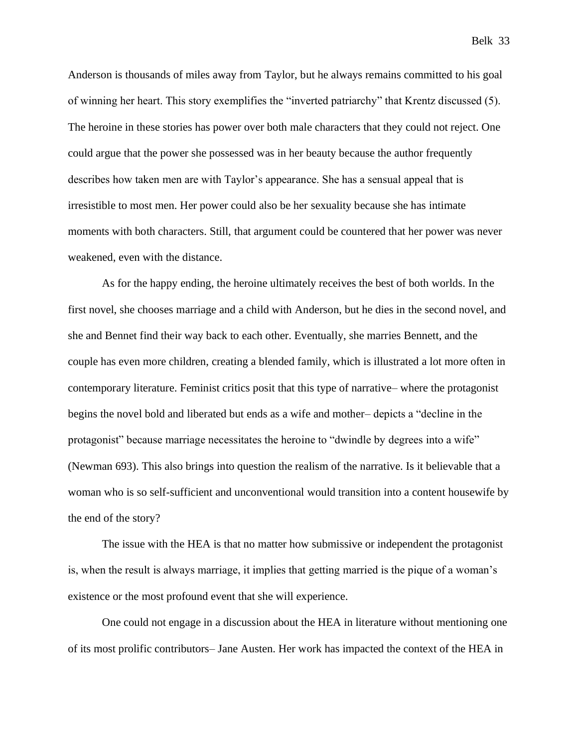Anderson is thousands of miles away from Taylor, but he always remains committed to his goal of winning her heart. This story exemplifies the "inverted patriarchy" that Krentz discussed (5). The heroine in these stories has power over both male characters that they could not reject. One could argue that the power she possessed was in her beauty because the author frequently describes how taken men are with Taylor's appearance. She has a sensual appeal that is irresistible to most men. Her power could also be her sexuality because she has intimate moments with both characters. Still, that argument could be countered that her power was never weakened, even with the distance.

As for the happy ending, the heroine ultimately receives the best of both worlds. In the first novel, she chooses marriage and a child with Anderson, but he dies in the second novel, and she and Bennet find their way back to each other. Eventually, she marries Bennett, and the couple has even more children, creating a blended family, which is illustrated a lot more often in contemporary literature. Feminist critics posit that this type of narrative– where the protagonist begins the novel bold and liberated but ends as a wife and mother– depicts a "decline in the protagonist" because marriage necessitates the heroine to "dwindle by degrees into a wife" (Newman 693). This also brings into question the realism of the narrative. Is it believable that a woman who is so self-sufficient and unconventional would transition into a content housewife by the end of the story?

The issue with the HEA is that no matter how submissive or independent the protagonist is, when the result is always marriage, it implies that getting married is the pique of a woman's existence or the most profound event that she will experience.

One could not engage in a discussion about the HEA in literature without mentioning one of its most prolific contributors– Jane Austen. Her work has impacted the context of the HEA in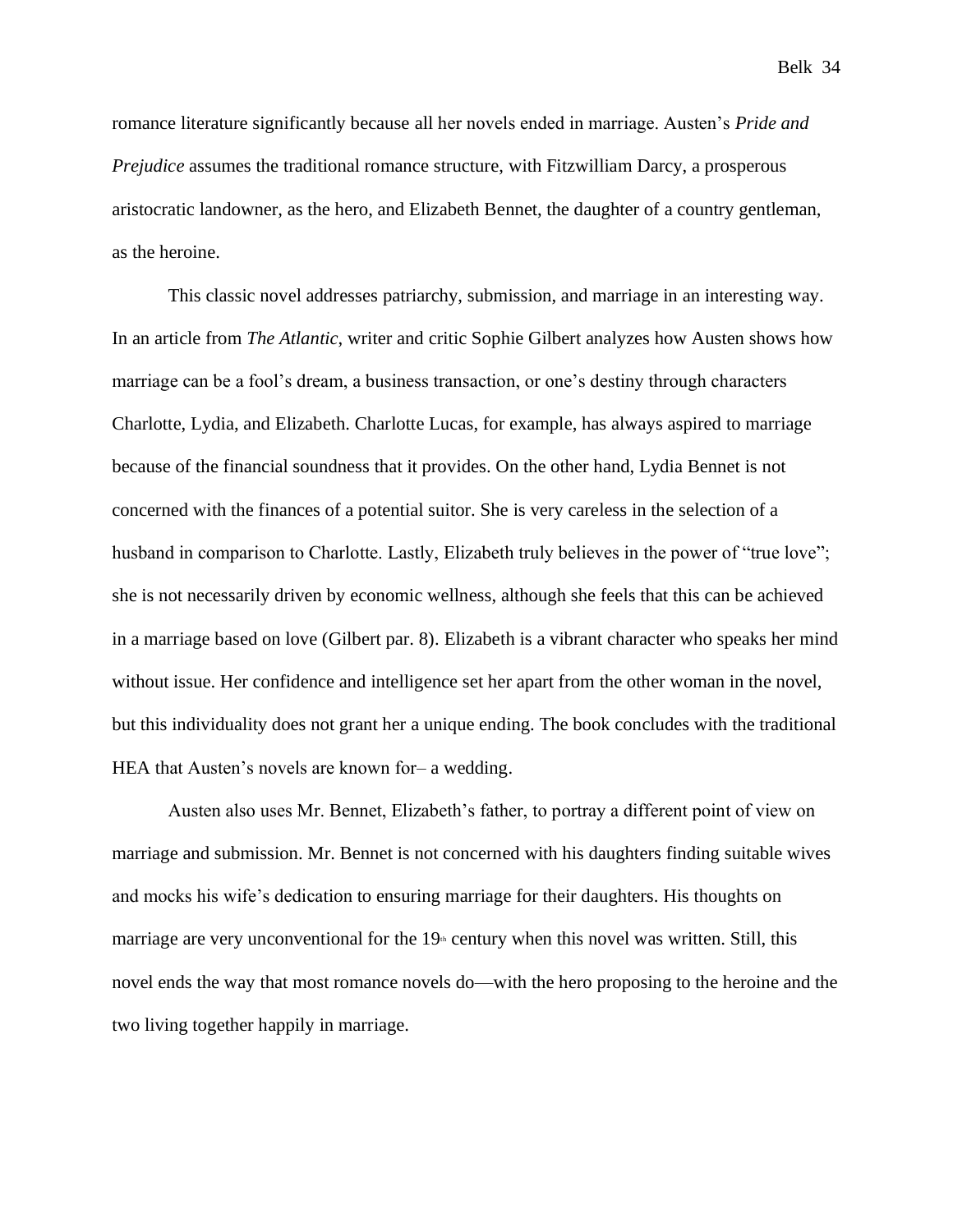romance literature significantly because all her novels ended in marriage. Austen's *Pride and Prejudice* assumes the traditional romance structure, with Fitzwilliam Darcy, a prosperous aristocratic landowner, as the hero, and Elizabeth Bennet, the daughter of a country gentleman, as the heroine.

This classic novel addresses patriarchy, submission, and marriage in an interesting way. In an article from *The Atlantic*, writer and critic Sophie Gilbert analyzes how Austen shows how marriage can be a fool's dream, a business transaction, or one's destiny through characters Charlotte, Lydia, and Elizabeth. Charlotte Lucas, for example, has always aspired to marriage because of the financial soundness that it provides. On the other hand, Lydia Bennet is not concerned with the finances of a potential suitor. She is very careless in the selection of a husband in comparison to Charlotte. Lastly, Elizabeth truly believes in the power of "true love"; she is not necessarily driven by economic wellness, although she feels that this can be achieved in a marriage based on love (Gilbert par. 8). Elizabeth is a vibrant character who speaks her mind without issue. Her confidence and intelligence set her apart from the other woman in the novel, but this individuality does not grant her a unique ending. The book concludes with the traditional HEA that Austen's novels are known for– a wedding.

Austen also uses Mr. Bennet, Elizabeth's father, to portray a different point of view on marriage and submission. Mr. Bennet is not concerned with his daughters finding suitable wives and mocks his wife's dedication to ensuring marriage for their daughters. His thoughts on marriage are very unconventional for the 19th century when this novel was written. Still, this novel ends the way that most romance novels do—with the hero proposing to the heroine and the two living together happily in marriage.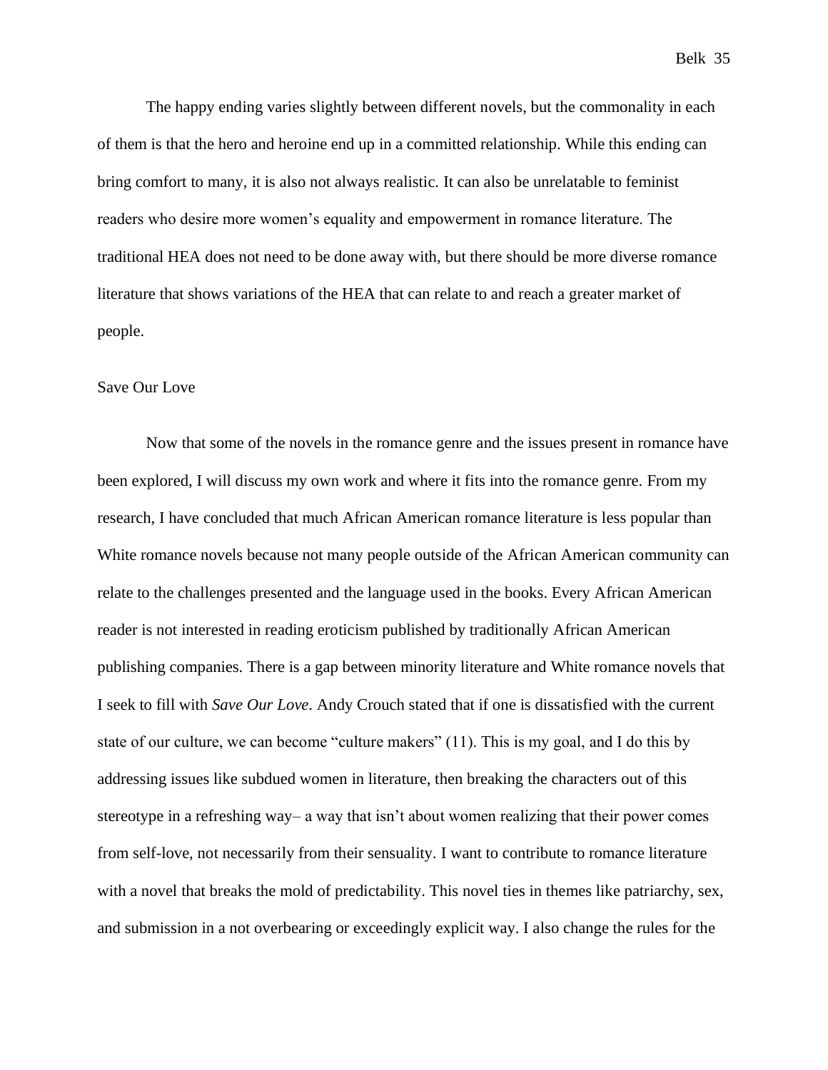The happy ending varies slightly between different novels, but the commonality in each of them is that the hero and heroine end up in a committed relationship. While this ending can bring comfort to many, it is also not always realistic. It can also be unrelatable to feminist readers who desire more women's equality and empowerment in romance literature. The traditional HEA does not need to be done away with, but there should be more diverse romance literature that shows variations of the HEA that can relate to and reach a greater market of people.

## Save Our Love

Now that some of the novels in the romance genre and the issues present in romance have been explored, I will discuss my own work and where it fits into the romance genre. From my research, I have concluded that much African American romance literature is less popular than White romance novels because not many people outside of the African American community can relate to the challenges presented and the language used in the books. Every African American reader is not interested in reading eroticism published by traditionally African American publishing companies. There is a gap between minority literature and White romance novels that I seek to fill with *Save Our Love*. Andy Crouch stated that if one is dissatisfied with the current state of our culture, we can become "culture makers" (11). This is my goal, and I do this by addressing issues like subdued women in literature, then breaking the characters out of this stereotype in a refreshing way– a way that isn't about women realizing that their power comes from self-love, not necessarily from their sensuality. I want to contribute to romance literature with a novel that breaks the mold of predictability. This novel ties in themes like patriarchy, sex, and submission in a not overbearing or exceedingly explicit way. I also change the rules for the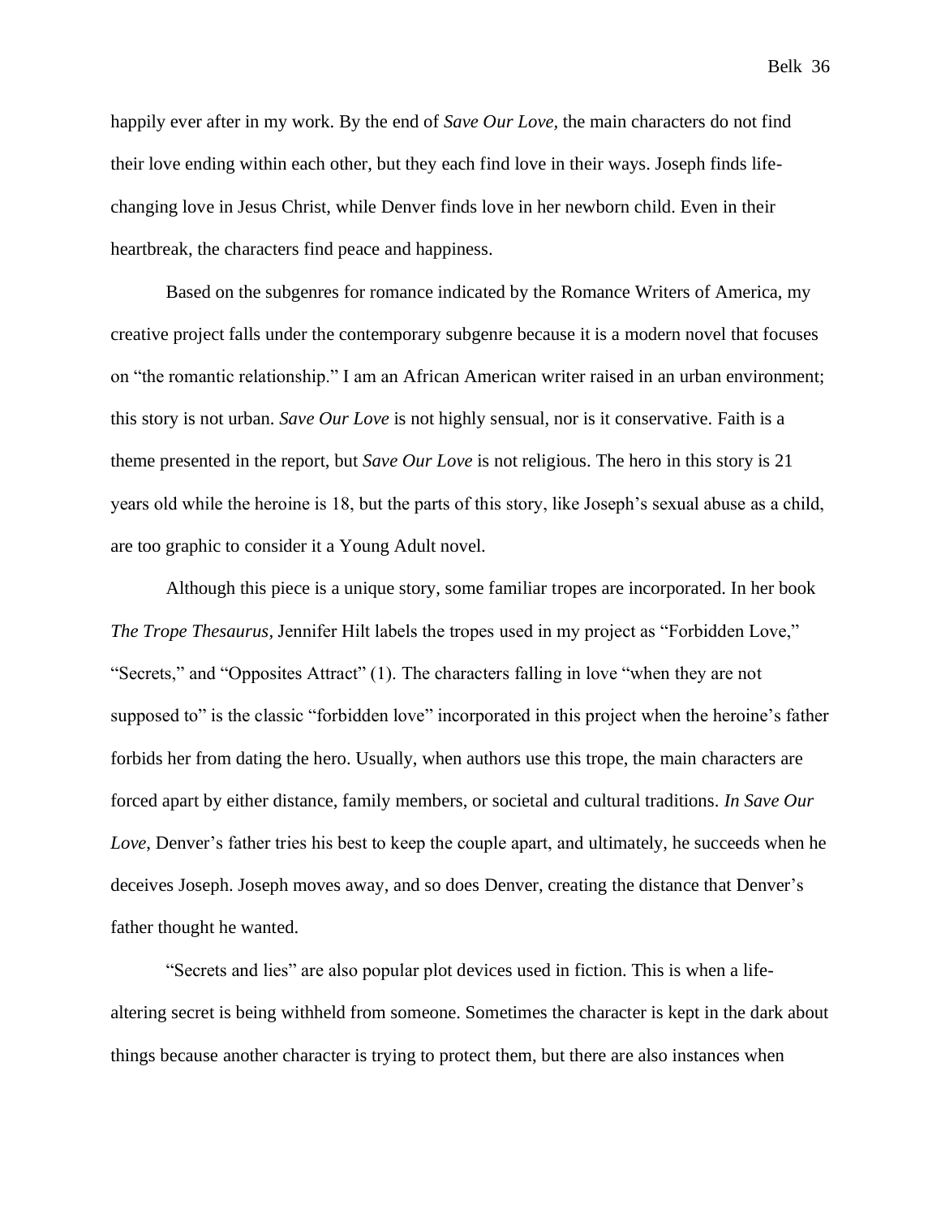happily ever after in my work. By the end of *Save Our Love*, the main characters do not find their love ending within each other, but they each find love in their ways. Joseph finds life-changing love in Jesus Christ, while Denver finds love in her newborn child. Even in their heartbreak, the characters find peace and happiness.

Based on the subgenres for romance indicated by the Romance Writers of America, my creative project falls under the contemporary subgenre because it is a modern novel that focuses on "the romantic relationship." I am an African American writer raised in an urban environment; this story is not urban. *Save Our Love* is not highly sensual, nor is it conservative. Faith is a theme presented in the report, but *Save Our Love* is not religious. The hero in this story is 21 years old while the heroine is 18, but the parts of this story, like Joseph's sexual abuse as a child, are too graphic to consider it a Young Adult novel.

Although this piece is a unique story, some familiar tropes are incorporated. In her book *The Trope Thesaurus*, Jennifer Hilt labels the tropes used in my project as "Forbidden Love," "Secrets," and "Opposites Attract" (1). The characters falling in love "when they are not supposed to" is the classic "forbidden love" incorporated in this project when the heroine's father forbids her from dating the hero. Usually, when authors use this trope, the main characters are forced apart by either distance, family members, or societal and cultural traditions. *In Save Our Love*, Denver's father tries his best to keep the couple apart, and ultimately, he succeeds when he deceives Joseph. Joseph moves away, and so does Denver, creating the distance that Denver's father thought he wanted.

"Secrets and lies" are also popular plot devices used in fiction. This is when a life-altering secret is being withheld from someone. Sometimes the character is kept in the dark about things because another character is trying to protect them, but there are also instances when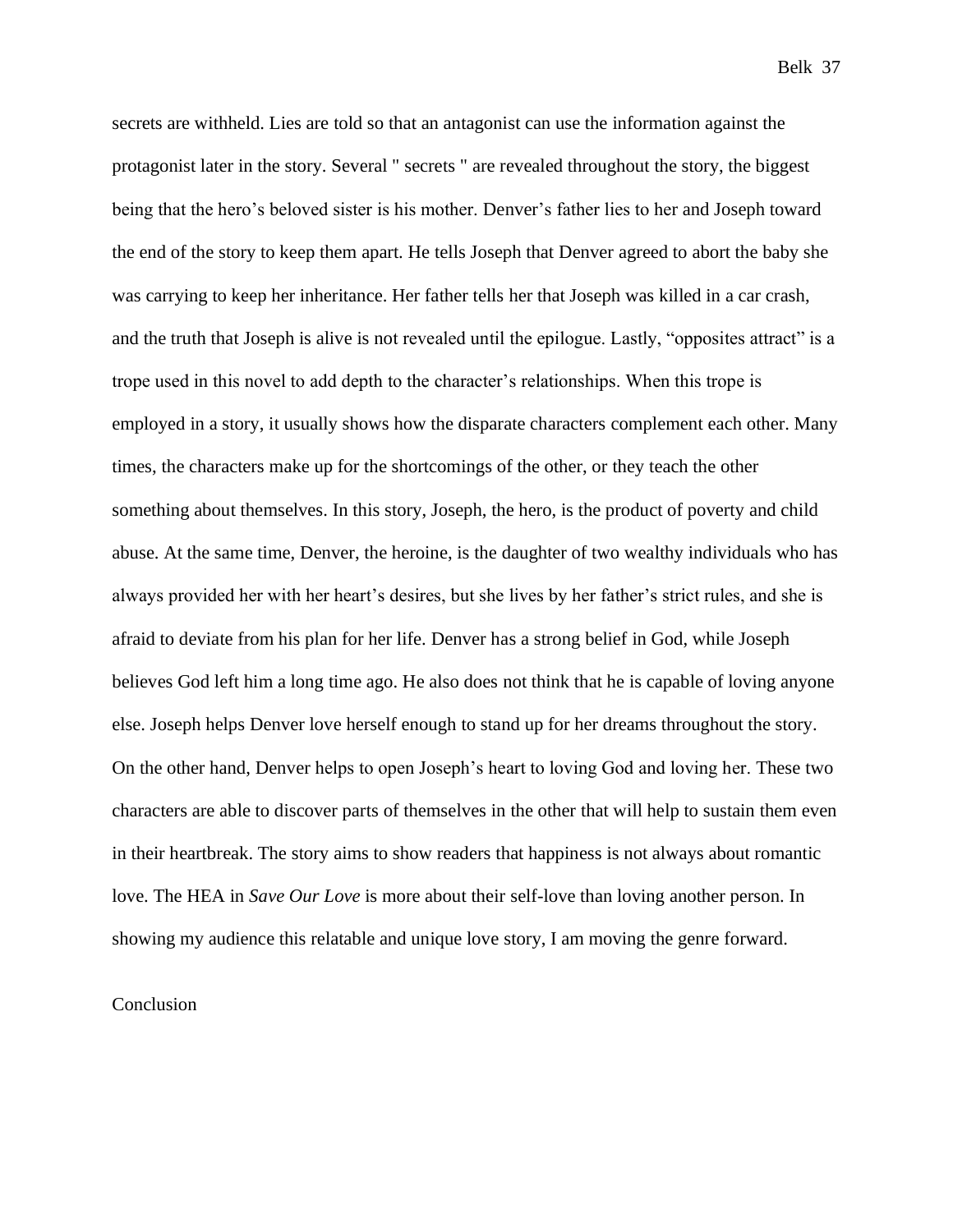secrets are withheld. Lies are told so that an antagonist can use the information against the protagonist later in the story. Several " secrets " are revealed throughout the story, the biggest being that the hero's beloved sister is his mother. Denver's father lies to her and Joseph toward the end of the story to keep them apart. He tells Joseph that Denver agreed to abort the baby she was carrying to keep her inheritance. Her father tells her that Joseph was killed in a car crash, and the truth that Joseph is alive is not revealed until the epilogue. Lastly, "opposites attract" is a trope used in this novel to add depth to the character's relationships. When this trope is employed in a story, it usually shows how the disparate characters complement each other. Many times, the characters make up for the shortcomings of the other, or they teach the other something about themselves. In this story, Joseph, the hero, is the product of poverty and child abuse. At the same time, Denver, the heroine, is the daughter of two wealthy individuals who has always provided her with her heart's desires, but she lives by her father's strict rules, and she is afraid to deviate from his plan for her life. Denver has a strong belief in God, while Joseph believes God left him a long time ago. He also does not think that he is capable of loving anyone else. Joseph helps Denver love herself enough to stand up for her dreams throughout the story. On the other hand, Denver helps to open Joseph's heart to loving God and loving her. These two characters are able to discover parts of themselves in the other that will help to sustain them even in their heartbreak. The story aims to show readers that happiness is not always about romantic love. The HEA in *Save Our Love* is more about their self-love than loving another person. In showing my audience this relatable and unique love story, I am moving the genre forward.

## Conclusion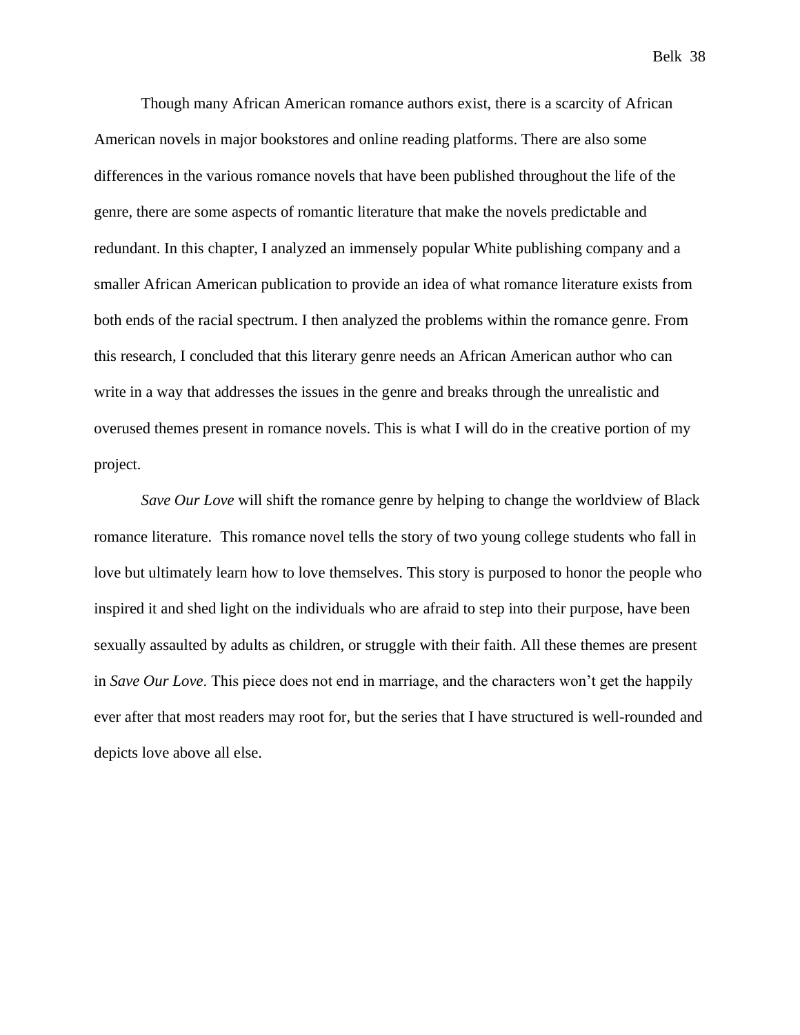Though many African American romance authors exist, there is a scarcity of African American novels in major bookstores and online reading platforms. There are also some differences in the various romance novels that have been published throughout the life of the genre, there are some aspects of romantic literature that make the novels predictable and redundant. In this chapter, I analyzed an immensely popular White publishing company and a smaller African American publication to provide an idea of what romance literature exists from both ends of the racial spectrum. I then analyzed the problems within the romance genre. From this research, I concluded that this literary genre needs an African American author who can write in a way that addresses the issues in the genre and breaks through the unrealistic and overused themes present in romance novels. This is what I will do in the creative portion of my project.

*Save Our Love* will shift the romance genre by helping to change the worldview of Black romance literature. This romance novel tells the story of two young college students who fall in love but ultimately learn how to love themselves. This story is purposed to honor the people who inspired it and shed light on the individuals who are afraid to step into their purpose, have been sexually assaulted by adults as children, or struggle with their faith. All these themes are present in *Save Our Love*. This piece does not end in marriage, and the characters won't get the happily ever after that most readers may root for, but the series that I have structured is well-rounded and depicts love above all else.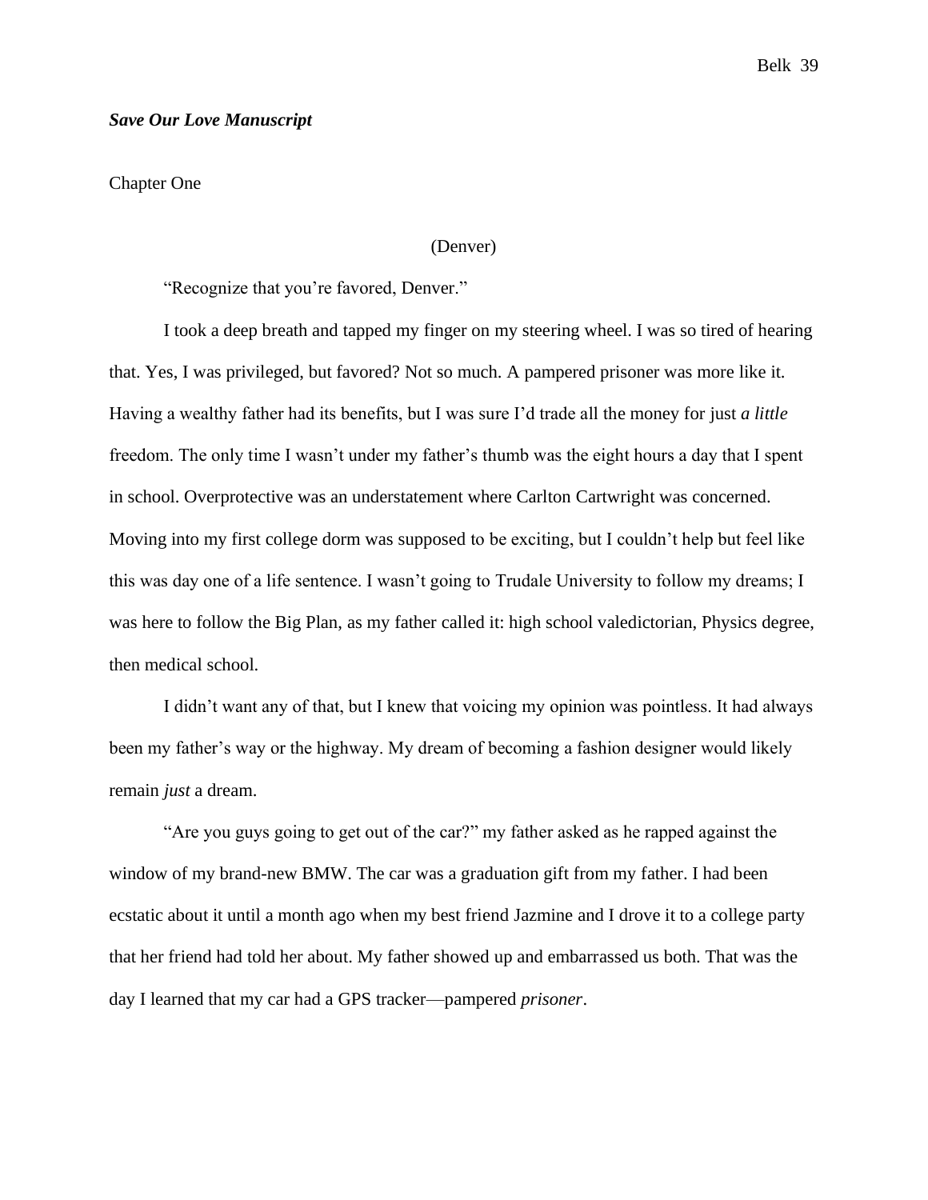***Save Our Love Manuscript***

Chapter One

(Denver)

"Recognize that you're favored, Denver."

I took a deep breath and tapped my finger on my steering wheel. I was so tired of hearing that. Yes, I was privileged, but favored? Not so much. A pampered prisoner was more like it. Having a wealthy father had its benefits, but I was sure I'd trade all the money for just *a little* freedom. The only time I wasn't under my father's thumb was the eight hours a day that I spent in school. Overprotective was an understatement where Carlton Cartwright was concerned. Moving into my first college dorm was supposed to be exciting, but I couldn't help but feel like this was day one of a life sentence. I wasn't going to Trudale University to follow my dreams; I was here to follow the Big Plan, as my father called it: high school valedictorian, Physics degree, then medical school.

I didn't want any of that, but I knew that voicing my opinion was pointless. It had always been my father's way or the highway. My dream of becoming a fashion designer would likely remain *just* a dream.

"Are you guys going to get out of the car?" my father asked as he rapped against the window of my brand-new BMW. The car was a graduation gift from my father. I had been ecstatic about it until a month ago when my best friend Jazmine and I drove it to a college party that her friend had told her about. My father showed up and embarrassed us both. That was the day I learned that my car had a GPS tracker—pampered *prisoner*.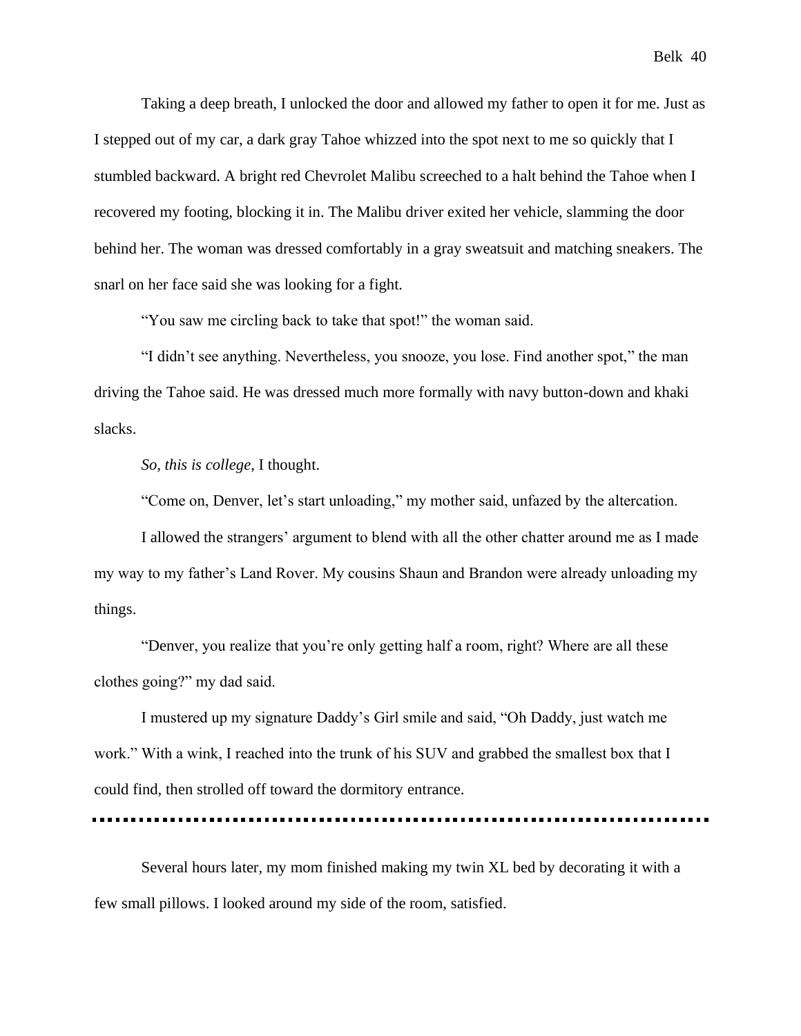Taking a deep breath, I unlocked the door and allowed my father to open it for me. Just as I stepped out of my car, a dark gray Tahoe whizzed into the spot next to me so quickly that I stumbled backward. A bright red Chevrolet Malibu screeched to a halt behind the Tahoe when I recovered my footing, blocking it in. The Malibu driver exited her vehicle, slamming the door behind her. The woman was dressed comfortably in a gray sweatsuit and matching sneakers. The snarl on her face said she was looking for a fight.

"You saw me circling back to take that spot!" the woman said.

"I didn't see anything. Nevertheless, you snooze, you lose. Find another spot," the man driving the Tahoe said. He was dressed much more formally with navy button-down and khaki slacks.

*So, this is college*, I thought.

"Come on, Denver, let's start unloading," my mother said, unfazed by the altercation.

I allowed the strangers' argument to blend with all the other chatter around me as I made my way to my father's Land Rover. My cousins Shaun and Brandon were already unloading my things.

"Denver, you realize that you're only getting half a room, right? Where are all these clothes going?" my dad said.

I mustered up my signature Daddy's Girl smile and said, "Oh Daddy, just watch me work." With a wink, I reached into the trunk of his SUV and grabbed the smallest box that I could find, then strolled off toward the dormitory entrance.

---

Several hours later, my mom finished making my twin XL bed by decorating it with a few small pillows. I looked around my side of the room, satisfied.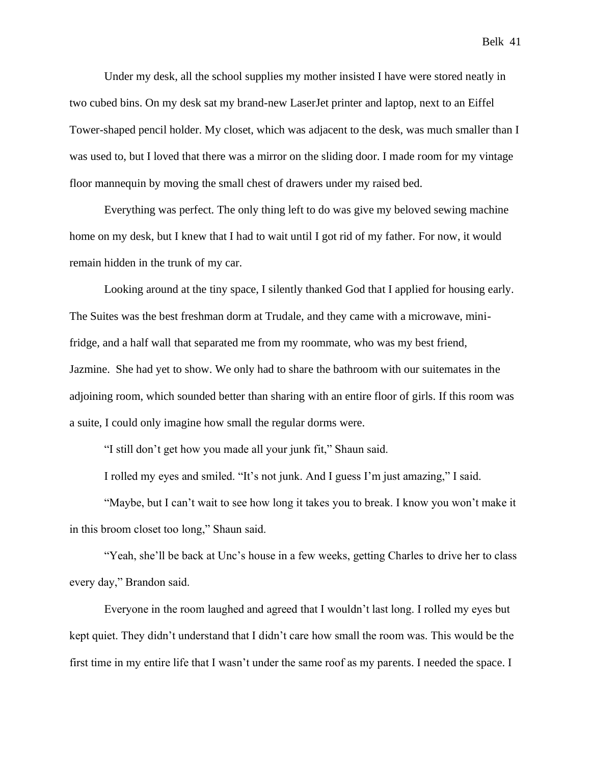Under my desk, all the school supplies my mother insisted I have were stored neatly in two cubed bins. On my desk sat my brand-new LaserJet printer and laptop, next to an Eiffel Tower-shaped pencil holder. My closet, which was adjacent to the desk, was much smaller than I was used to, but I loved that there was a mirror on the sliding door. I made room for my vintage floor mannequin by moving the small chest of drawers under my raised bed.

Everything was perfect. The only thing left to do was give my beloved sewing machine home on my desk, but I knew that I had to wait until I got rid of my father. For now, it would remain hidden in the trunk of my car.

Looking around at the tiny space, I silently thanked God that I applied for housing early. The Suites was the best freshman dorm at Trudale, and they came with a microwave, mini-fridge, and a half wall that separated me from my roommate, who was my best friend, Jazmine. She had yet to show. We only had to share the bathroom with our suitemates in the adjoining room, which sounded better than sharing with an entire floor of girls. If this room was a suite, I could only imagine how small the regular dorms were.

"I still don't get how you made all your junk fit," Shaun said.

I rolled my eyes and smiled. "It's not junk. And I guess I'm just amazing," I said.

"Maybe, but I can't wait to see how long it takes you to break. I know you won't make it in this broom closet too long," Shaun said.

"Yeah, she'll be back at Unc's house in a few weeks, getting Charles to drive her to class every day," Brandon said.

Everyone in the room laughed and agreed that I wouldn't last long. I rolled my eyes but kept quiet. They didn't understand that I didn't care how small the room was. This would be the first time in my entire life that I wasn't under the same roof as my parents. I needed the space. I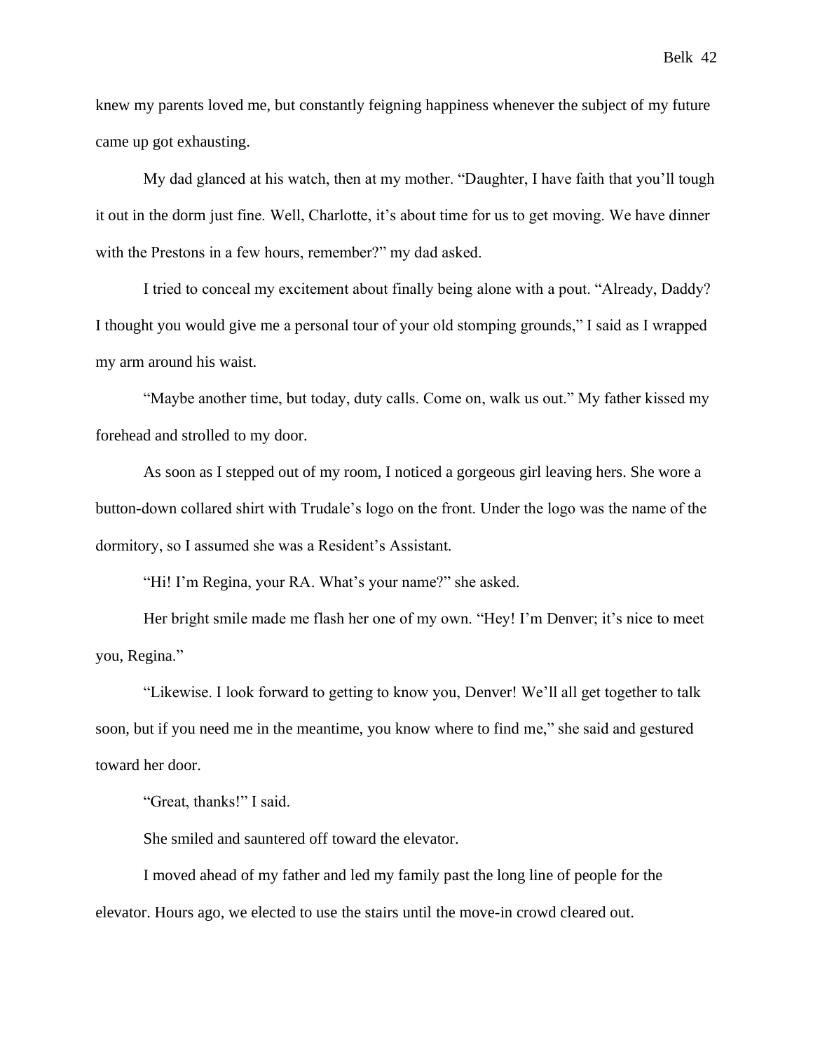knew my parents loved me, but constantly feigning happiness whenever the subject of my future came up got exhausting.

My dad glanced at his watch, then at my mother. "Daughter, I have faith that you'll tough it out in the dorm just fine. Well, Charlotte, it's about time for us to get moving. We have dinner with the Prestons in a few hours, remember?" my dad asked.

I tried to conceal my excitement about finally being alone with a pout. "Already, Daddy? I thought you would give me a personal tour of your old stomping grounds," I said as I wrapped my arm around his waist.

"Maybe another time, but today, duty calls. Come on, walk us out." My father kissed my forehead and strolled to my door.

As soon as I stepped out of my room, I noticed a gorgeous girl leaving hers. She wore a button-down collared shirt with Trudale's logo on the front. Under the logo was the name of the dormitory, so I assumed she was a Resident's Assistant.

"Hi! I'm Regina, your RA. What's your name?" she asked.

Her bright smile made me flash her one of my own. "Hey! I'm Denver; it's nice to meet you, Regina."

"Likewise. I look forward to getting to know you, Denver! We'll all get together to talk soon, but if you need me in the meantime, you know where to find me," she said and gestured toward her door.

"Great, thanks!" I said.

She smiled and sauntered off toward the elevator.

I moved ahead of my father and led my family past the long line of people for the elevator. Hours ago, we elected to use the stairs until the move-in crowd cleared out.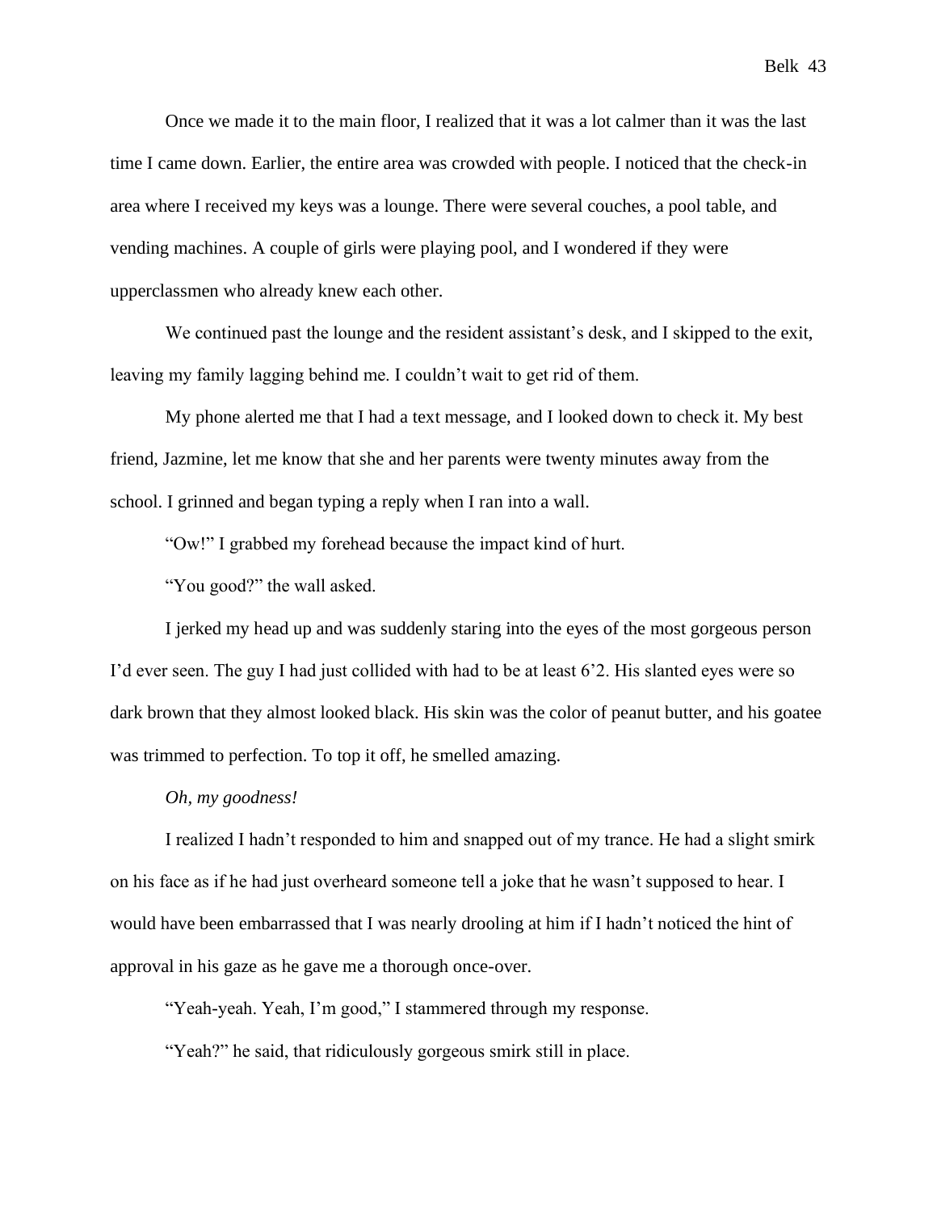Once we made it to the main floor, I realized that it was a lot calmer than it was the last time I came down. Earlier, the entire area was crowded with people. I noticed that the check-in area where I received my keys was a lounge. There were several couches, a pool table, and vending machines. A couple of girls were playing pool, and I wondered if they were upperclassmen who already knew each other.

We continued past the lounge and the resident assistant's desk, and I skipped to the exit, leaving my family lagging behind me. I couldn't wait to get rid of them.

My phone alerted me that I had a text message, and I looked down to check it. My best friend, Jazmine, let me know that she and her parents were twenty minutes away from the school. I grinned and began typing a reply when I ran into a wall.

"Ow!" I grabbed my forehead because the impact kind of hurt.

"You good?" the wall asked.

I jerked my head up and was suddenly staring into the eyes of the most gorgeous person I'd ever seen. The guy I had just collided with had to be at least 6'2. His slanted eyes were so dark brown that they almost looked black. His skin was the color of peanut butter, and his goatee was trimmed to perfection. To top it off, he smelled amazing.

*Oh, my goodness!*

I realized I hadn't responded to him and snapped out of my trance. He had a slight smirk on his face as if he had just overheard someone tell a joke that he wasn't supposed to hear. I would have been embarrassed that I was nearly drooling at him if I hadn't noticed the hint of approval in his gaze as he gave me a thorough once-over.

"Yeah-yeah. Yeah, I'm good," I stammered through my response.

"Yeah?" he said, that ridiculously gorgeous smirk still in place.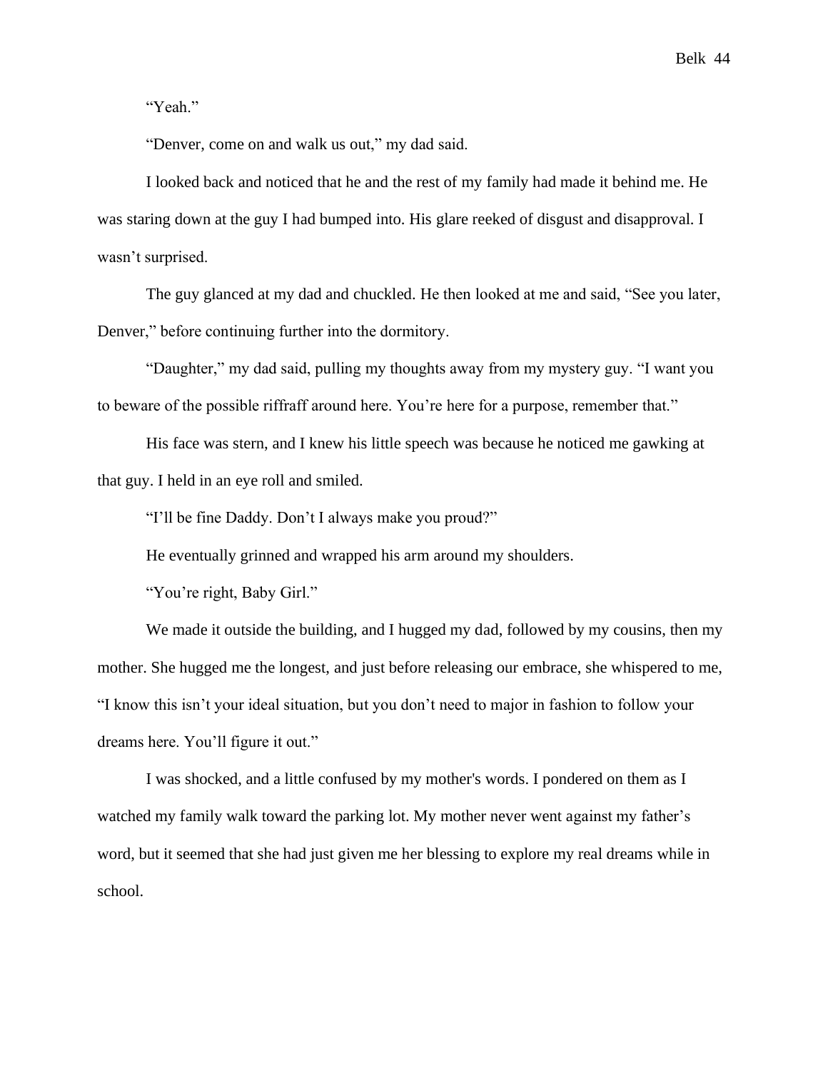"Yeah."

"Denver, come on and walk us out," my dad said.

I looked back and noticed that he and the rest of my family had made it behind me. He was staring down at the guy I had bumped into. His glare reeked of disgust and disapproval. I wasn't surprised.

The guy glanced at my dad and chuckled. He then looked at me and said, "See you later, Denver," before continuing further into the dormitory.

"Daughter," my dad said, pulling my thoughts away from my mystery guy. "I want you to beware of the possible riffraff around here. You're here for a purpose, remember that."

His face was stern, and I knew his little speech was because he noticed me gawking at that guy. I held in an eye roll and smiled.

"I'll be fine Daddy. Don't I always make you proud?"

He eventually grinned and wrapped his arm around my shoulders.

"You're right, Baby Girl."

We made it outside the building, and I hugged my dad, followed by my cousins, then my mother. She hugged me the longest, and just before releasing our embrace, she whispered to me, "I know this isn't your ideal situation, but you don't need to major in fashion to follow your dreams here. You'll figure it out."

I was shocked, and a little confused by my mother's words. I pondered on them as I watched my family walk toward the parking lot. My mother never went against my father's word, but it seemed that she had just given me her blessing to explore my real dreams while in school.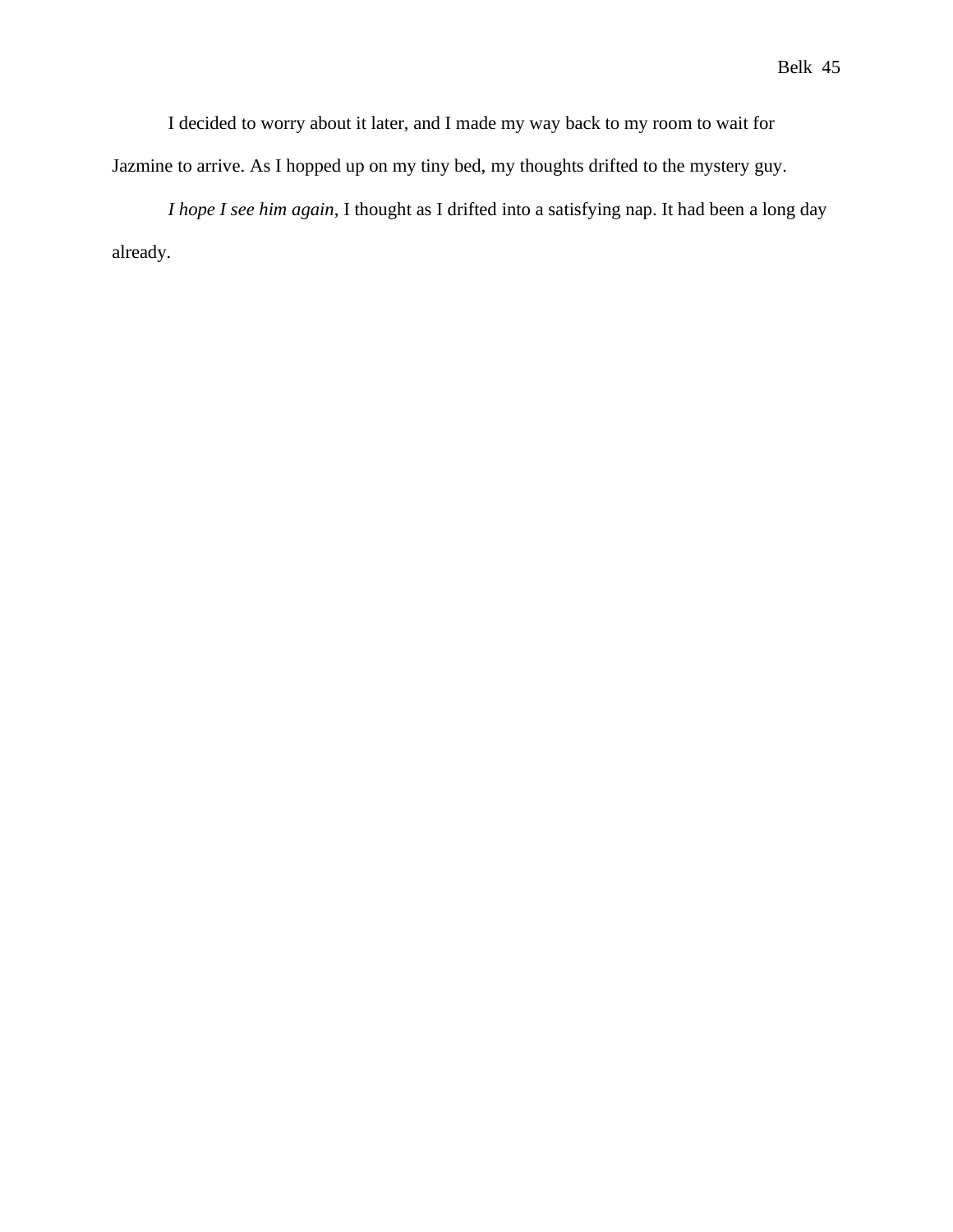I decided to worry about it later, and I made my way back to my room to wait for Jazmine to arrive. As I hopped up on my tiny bed, my thoughts drifted to the mystery guy.

*I hope I see him again*, I thought as I drifted into a satisfying nap. It had been a long day already.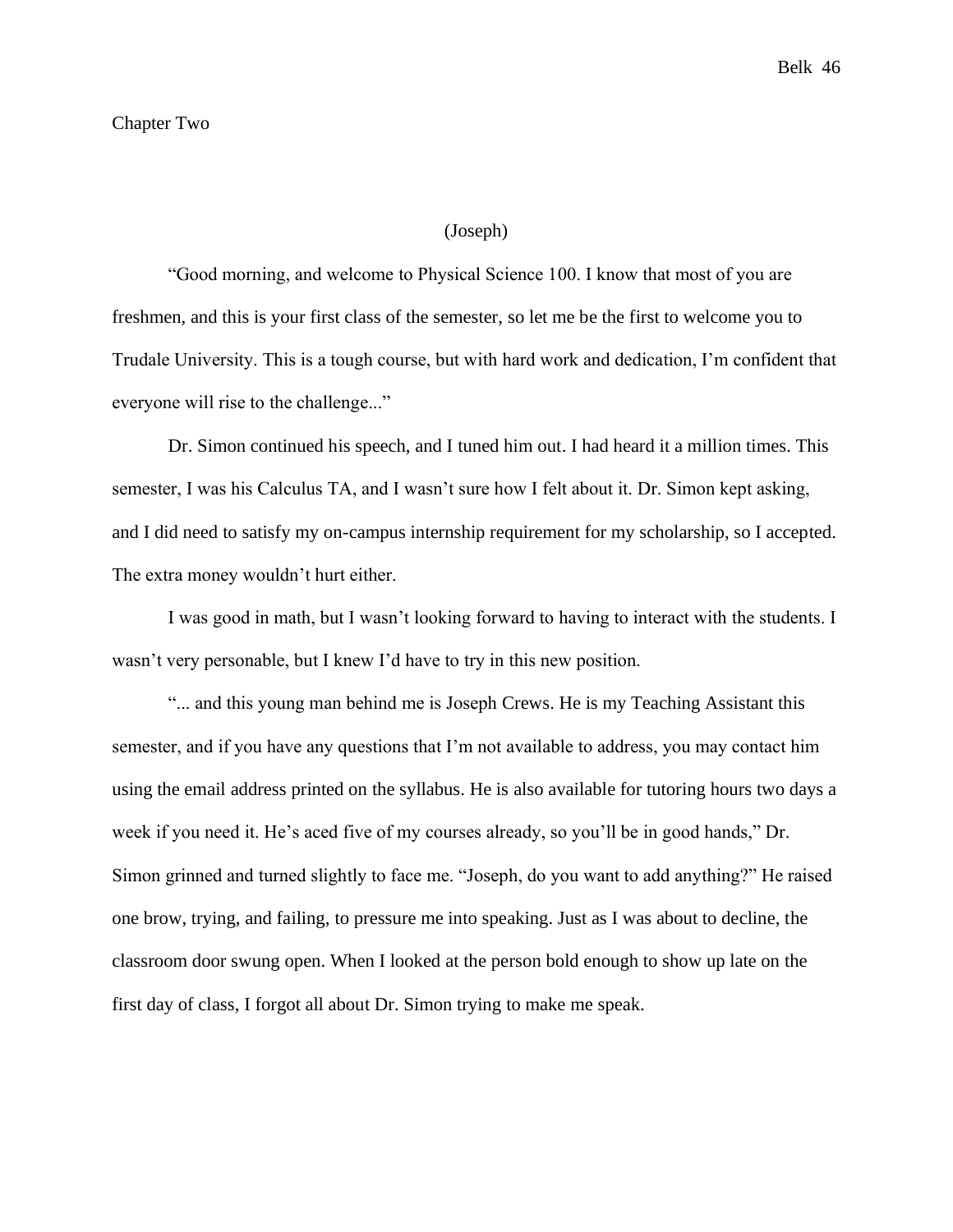# Chapter Two

(Joseph)

"Good morning, and welcome to Physical Science 100. I know that most of you are freshmen, and this is your first class of the semester, so let me be the first to welcome you to Trudale University. This is a tough course, but with hard work and dedication, I'm confident that everyone will rise to the challenge..."

Dr. Simon continued his speech, and I tuned him out. I had heard it a million times. This semester, I was his Calculus TA, and I wasn't sure how I felt about it. Dr. Simon kept asking, and I did need to satisfy my on-campus internship requirement for my scholarship, so I accepted. The extra money wouldn't hurt either.

I was good in math, but I wasn't looking forward to having to interact with the students. I wasn't very personable, but I knew I'd have to try in this new position.

"... and this young man behind me is Joseph Crews. He is my Teaching Assistant this semester, and if you have any questions that I'm not available to address, you may contact him using the email address printed on the syllabus. He is also available for tutoring hours two days a week if you need it. He's aced five of my courses already, so you'll be in good hands," Dr. Simon grinned and turned slightly to face me. "Joseph, do you want to add anything?" He raised one brow, trying, and failing, to pressure me into speaking. Just as I was about to decline, the classroom door swung open. When I looked at the person bold enough to show up late on the first day of class, I forgot all about Dr. Simon trying to make me speak.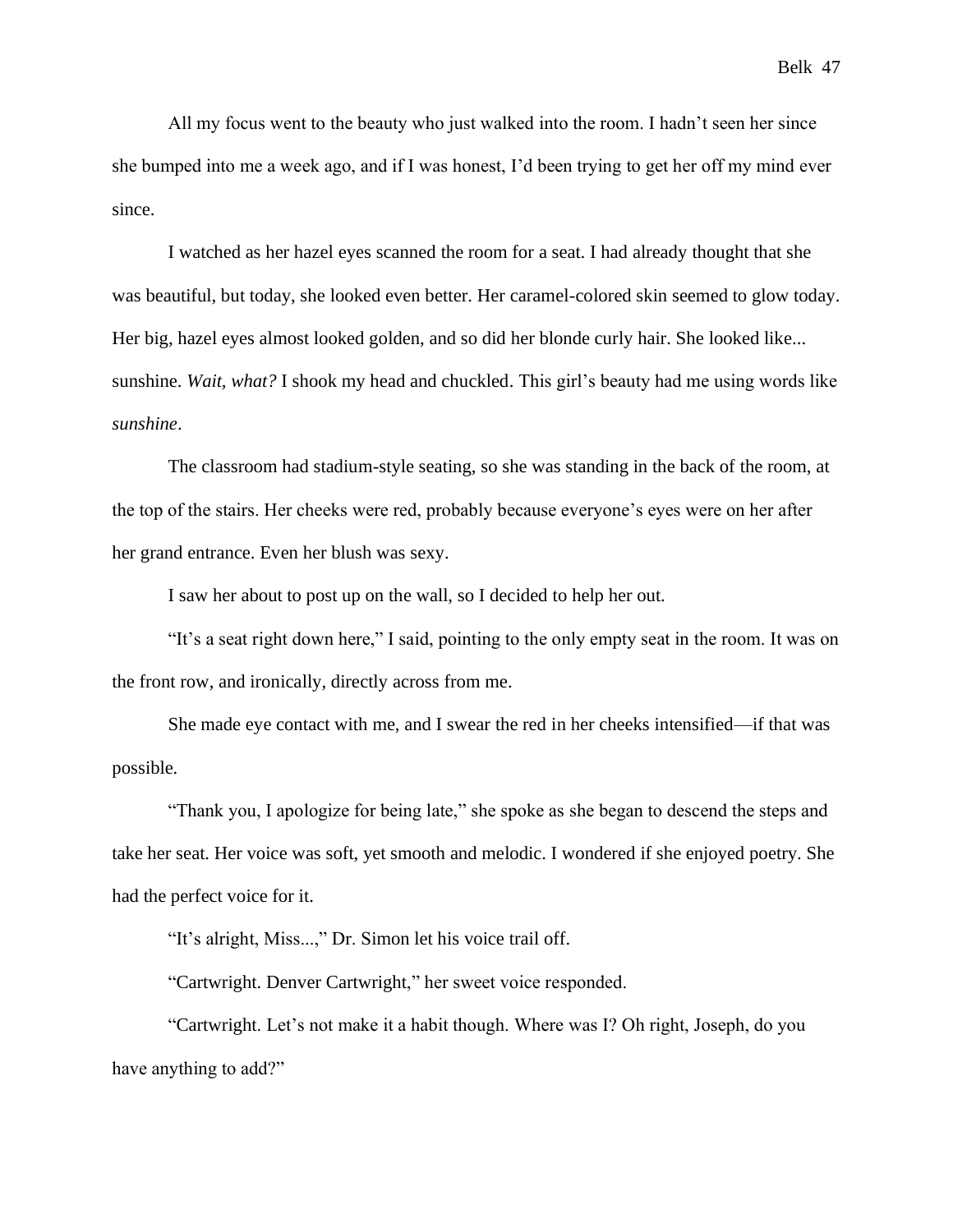All my focus went to the beauty who just walked into the room. I hadn't seen her since she bumped into me a week ago, and if I was honest, I'd been trying to get her off my mind ever since.

I watched as her hazel eyes scanned the room for a seat. I had already thought that she was beautiful, but today, she looked even better. Her caramel-colored skin seemed to glow today. Her big, hazel eyes almost looked golden, and so did her blonde curly hair. She looked like... sunshine. *Wait, what?* I shook my head and chuckled. This girl's beauty had me using words like *sunshine*.

The classroom had stadium-style seating, so she was standing in the back of the room, at the top of the stairs. Her cheeks were red, probably because everyone's eyes were on her after her grand entrance. Even her blush was sexy.

I saw her about to post up on the wall, so I decided to help her out.

"It's a seat right down here," I said, pointing to the only empty seat in the room. It was on the front row, and ironically, directly across from me.

She made eye contact with me, and I swear the red in her cheeks intensified—if that was possible.

"Thank you, I apologize for being late," she spoke as she began to descend the steps and take her seat. Her voice was soft, yet smooth and melodic. I wondered if she enjoyed poetry. She had the perfect voice for it.

"It's alright, Miss...," Dr. Simon let his voice trail off.

"Cartwright. Denver Cartwright," her sweet voice responded.

"Cartwright. Let's not make it a habit though. Where was I? Oh right, Joseph, do you have anything to add?"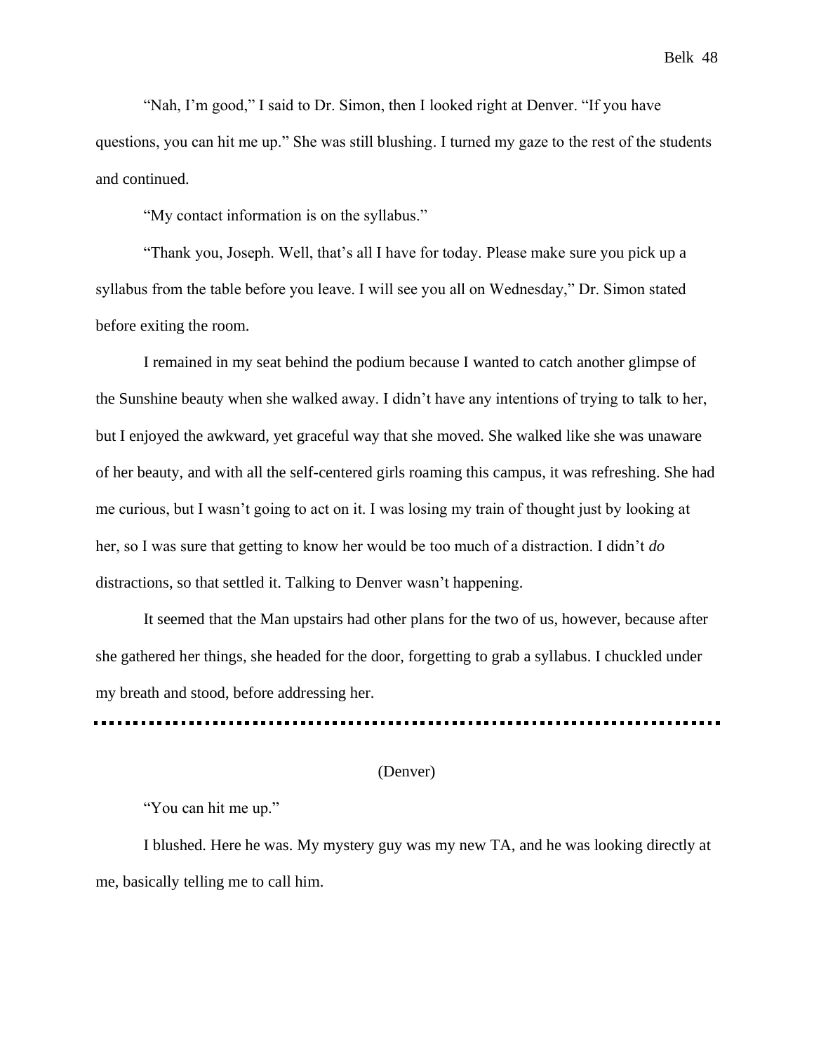"Nah, I'm good," I said to Dr. Simon, then I looked right at Denver. "If you have questions, you can hit me up." She was still blushing. I turned my gaze to the rest of the students and continued.

"My contact information is on the syllabus."

"Thank you, Joseph. Well, that's all I have for today. Please make sure you pick up a syllabus from the table before you leave. I will see you all on Wednesday," Dr. Simon stated before exiting the room.

I remained in my seat behind the podium because I wanted to catch another glimpse of the Sunshine beauty when she walked away. I didn't have any intentions of trying to talk to her, but I enjoyed the awkward, yet graceful way that she moved. She walked like she was unaware of her beauty, and with all the self-centered girls roaming this campus, it was refreshing. She had me curious, but I wasn't going to act on it. I was losing my train of thought just by looking at her, so I was sure that getting to know her would be too much of a distraction. I didn't *do* distractions, so that settled it. Talking to Denver wasn't happening.

It seemed that the Man upstairs had other plans for the two of us, however, because after she gathered her things, she headed for the door, forgetting to grab a syllabus. I chuckled under my breath and stood, before addressing her.

---

(Denver)

"You can hit me up."

I blushed. Here he was. My mystery guy was my new TA, and he was looking directly at me, basically telling me to call him.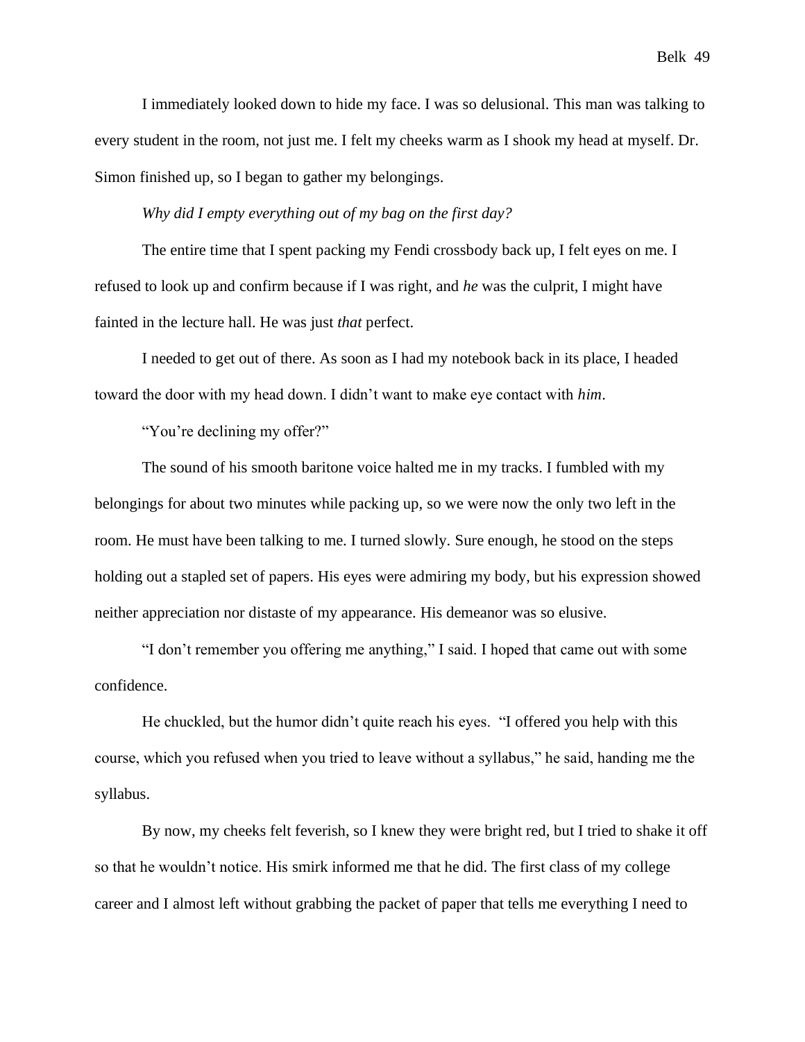I immediately looked down to hide my face. I was so delusional. This man was talking to every student in the room, not just me. I felt my cheeks warm as I shook my head at myself. Dr. Simon finished up, so I began to gather my belongings.

*Why did I empty everything out of my bag on the first day?*

The entire time that I spent packing my Fendi crossbody back up, I felt eyes on me. I refused to look up and confirm because if I was right, and *he* was the culprit, I might have fainted in the lecture hall. He was just *that* perfect.

I needed to get out of there. As soon as I had my notebook back in its place, I headed toward the door with my head down. I didn't want to make eye contact with *him*.

"You're declining my offer?"

The sound of his smooth baritone voice halted me in my tracks. I fumbled with my belongings for about two minutes while packing up, so we were now the only two left in the room. He must have been talking to me. I turned slowly. Sure enough, he stood on the steps holding out a stapled set of papers. His eyes were admiring my body, but his expression showed neither appreciation nor distaste of my appearance. His demeanor was so elusive.

"I don't remember you offering me anything," I said. I hoped that came out with some confidence.

He chuckled, but the humor didn't quite reach his eyes. "I offered you help with this course, which you refused when you tried to leave without a syllabus," he said, handing me the syllabus.

By now, my cheeks felt feverish, so I knew they were bright red, but I tried to shake it off so that he wouldn't notice. His smirk informed me that he did. The first class of my college career and I almost left without grabbing the packet of paper that tells me everything I need to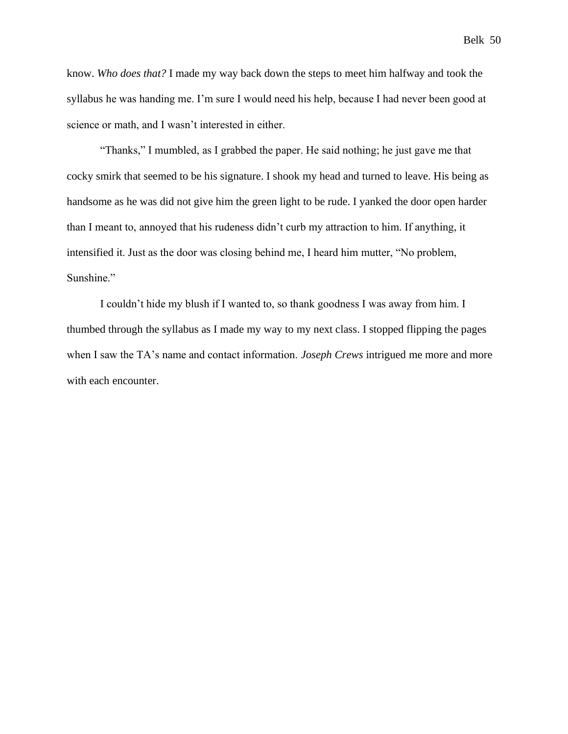know. *Who does that?* I made my way back down the steps to meet him halfway and took the syllabus he was handing me. I'm sure I would need his help, because I had never been good at science or math, and I wasn't interested in either.

"Thanks," I mumbled, as I grabbed the paper. He said nothing; he just gave me that cocky smirk that seemed to be his signature. I shook my head and turned to leave. His being as handsome as he was did not give him the green light to be rude. I yanked the door open harder than I meant to, annoyed that his rudeness didn't curb my attraction to him. If anything, it intensified it. Just as the door was closing behind me, I heard him mutter, "No problem, Sunshine."

I couldn't hide my blush if I wanted to, so thank goodness I was away from him. I thumbed through the syllabus as I made my way to my next class. I stopped flipping the pages when I saw the TA's name and contact information. *Joseph Crews* intrigued me more and more with each encounter.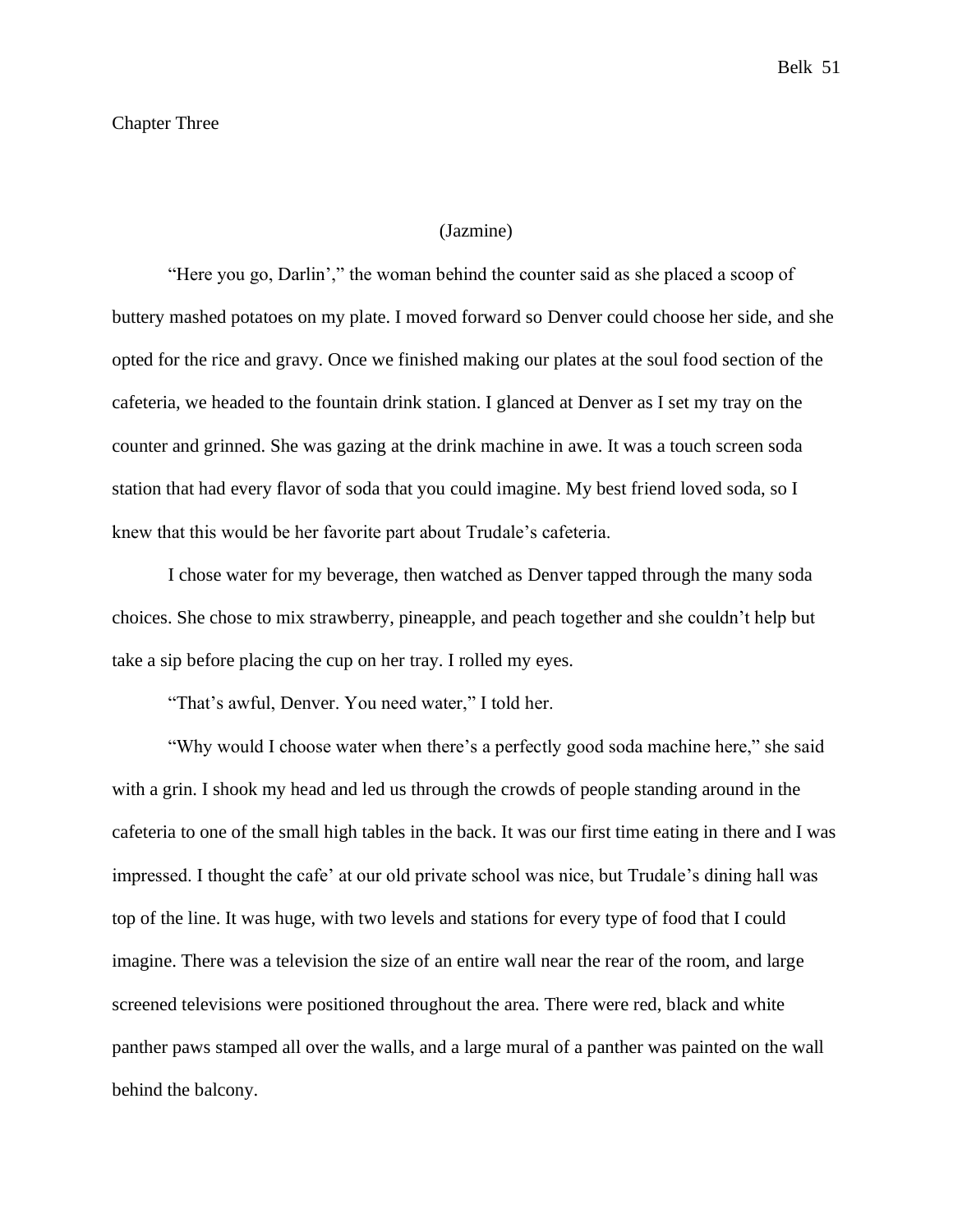# Chapter Three

(Jazmine)

"Here you go, Darlin'," the woman behind the counter said as she placed a scoop of buttery mashed potatoes on my plate. I moved forward so Denver could choose her side, and she opted for the rice and gravy. Once we finished making our plates at the soul food section of the cafeteria, we headed to the fountain drink station. I glanced at Denver as I set my tray on the counter and grinned. She was gazing at the drink machine in awe. It was a touch screen soda station that had every flavor of soda that you could imagine. My best friend loved soda, so I knew that this would be her favorite part about Trudale's cafeteria.

I chose water for my beverage, then watched as Denver tapped through the many soda choices. She chose to mix strawberry, pineapple, and peach together and she couldn't help but take a sip before placing the cup on her tray. I rolled my eyes.

"That's awful, Denver. You need water," I told her.

"Why would I choose water when there's a perfectly good soda machine here," she said with a grin. I shook my head and led us through the crowds of people standing around in the cafeteria to one of the small high tables in the back. It was our first time eating in there and I was impressed. I thought the cafe' at our old private school was nice, but Trudale's dining hall was top of the line. It was huge, with two levels and stations for every type of food that I could imagine. There was a television the size of an entire wall near the rear of the room, and large screened televisions were positioned throughout the area. There were red, black and white panther paws stamped all over the walls, and a large mural of a panther was painted on the wall behind the balcony.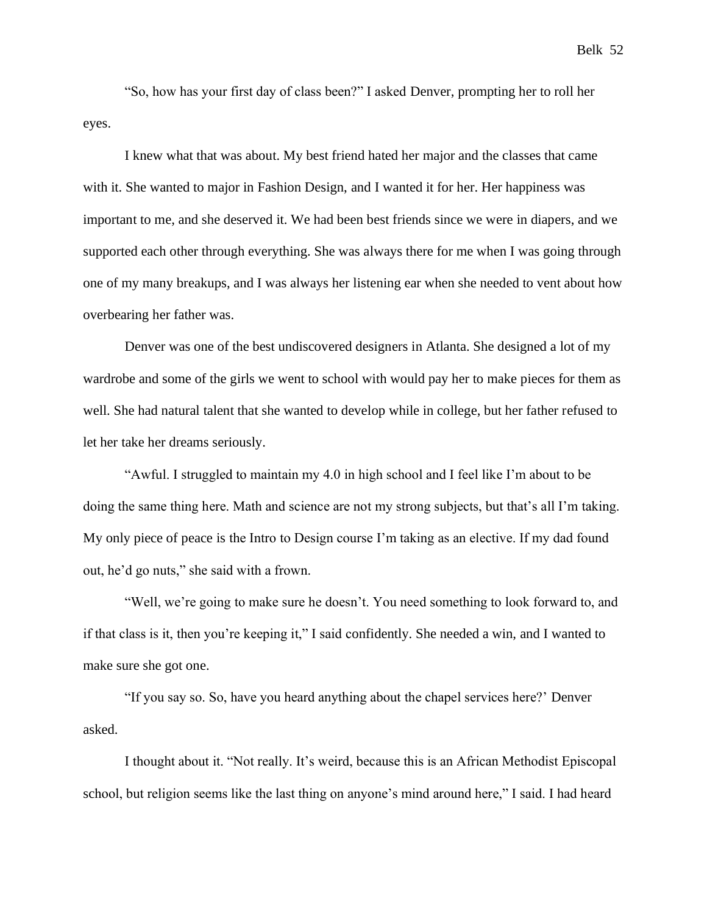"So, how has your first day of class been?" I asked Denver, prompting her to roll her eyes.

I knew what that was about. My best friend hated her major and the classes that came with it. She wanted to major in Fashion Design, and I wanted it for her. Her happiness was important to me, and she deserved it. We had been best friends since we were in diapers, and we supported each other through everything. She was always there for me when I was going through one of my many breakups, and I was always her listening ear when she needed to vent about how overbearing her father was.

Denver was one of the best undiscovered designers in Atlanta. She designed a lot of my wardrobe and some of the girls we went to school with would pay her to make pieces for them as well. She had natural talent that she wanted to develop while in college, but her father refused to let her take her dreams seriously.

"Awful. I struggled to maintain my 4.0 in high school and I feel like I'm about to be doing the same thing here. Math and science are not my strong subjects, but that's all I'm taking. My only piece of peace is the Intro to Design course I'm taking as an elective. If my dad found out, he'd go nuts," she said with a frown.

"Well, we're going to make sure he doesn't. You need something to look forward to, and if that class is it, then you're keeping it," I said confidently. She needed a win, and I wanted to make sure she got one.

"If you say so. So, have you heard anything about the chapel services here?' Denver asked.

I thought about it. "Not really. It's weird, because this is an African Methodist Episcopal school, but religion seems like the last thing on anyone's mind around here," I said. I had heard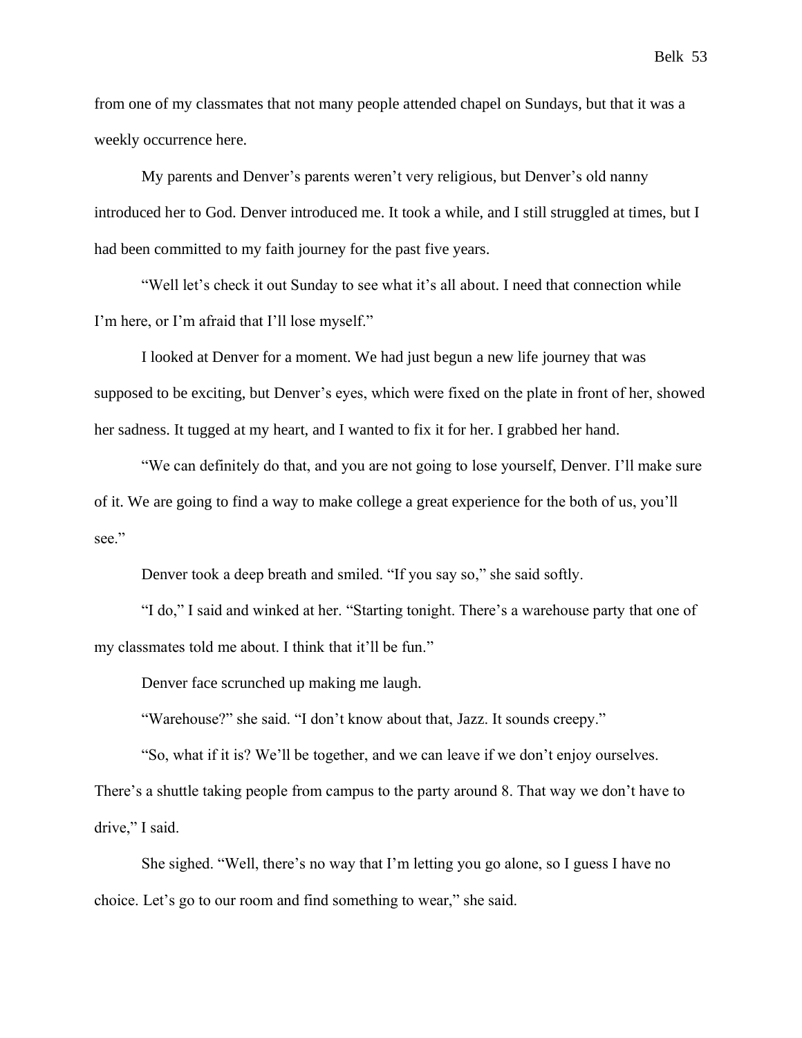from one of my classmates that not many people attended chapel on Sundays, but that it was a weekly occurrence here.

My parents and Denver's parents weren't very religious, but Denver's old nanny introduced her to God. Denver introduced me. It took a while, and I still struggled at times, but I had been committed to my faith journey for the past five years.

"Well let's check it out Sunday to see what it's all about. I need that connection while I'm here, or I'm afraid that I'll lose myself."

I looked at Denver for a moment. We had just begun a new life journey that was supposed to be exciting, but Denver's eyes, which were fixed on the plate in front of her, showed her sadness. It tugged at my heart, and I wanted to fix it for her. I grabbed her hand.

"We can definitely do that, and you are not going to lose yourself, Denver. I'll make sure of it. We are going to find a way to make college a great experience for the both of us, you'll see."

Denver took a deep breath and smiled. "If you say so," she said softly.

"I do," I said and winked at her. "Starting tonight. There's a warehouse party that one of my classmates told me about. I think that it'll be fun."

Denver face scrunched up making me laugh.

"Warehouse?" she said. "I don't know about that, Jazz. It sounds creepy."

"So, what if it is? We'll be together, and we can leave if we don't enjoy ourselves. There's a shuttle taking people from campus to the party around 8. That way we don't have to drive," I said.

She sighed. "Well, there's no way that I'm letting you go alone, so I guess I have no choice. Let's go to our room and find something to wear," she said.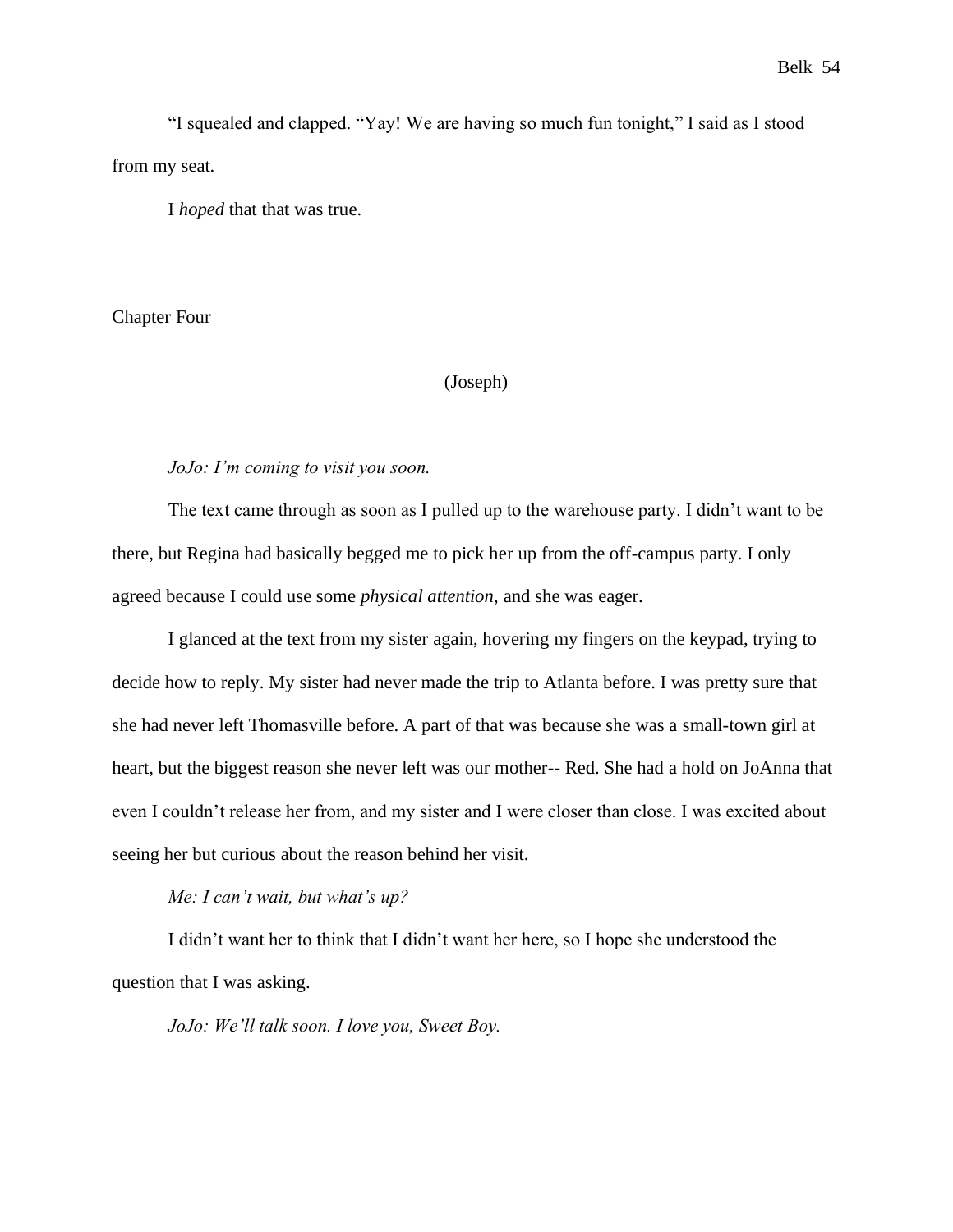"I squealed and clapped. "Yay! We are having so much fun tonight," I said as I stood from my seat.

I *hoped* that that was true.

## Chapter Four

(Joseph)

*JoJo: I'm coming to visit you soon.*

The text came through as soon as I pulled up to the warehouse party. I didn't want to be there, but Regina had basically begged me to pick her up from the off-campus party. I only agreed because I could use some *physical attention*, and she was eager.

I glanced at the text from my sister again, hovering my fingers on the keypad, trying to decide how to reply. My sister had never made the trip to Atlanta before. I was pretty sure that she had never left Thomasville before. A part of that was because she was a small-town girl at heart, but the biggest reason she never left was our mother-- Red. She had a hold on JoAnna that even I couldn't release her from, and my sister and I were closer than close. I was excited about seeing her but curious about the reason behind her visit.

*Me: I can't wait, but what's up?*

I didn't want her to think that I didn't want her here, so I hope she understood the question that I was asking.

*JoJo: We'll talk soon. I love you, Sweet Boy.*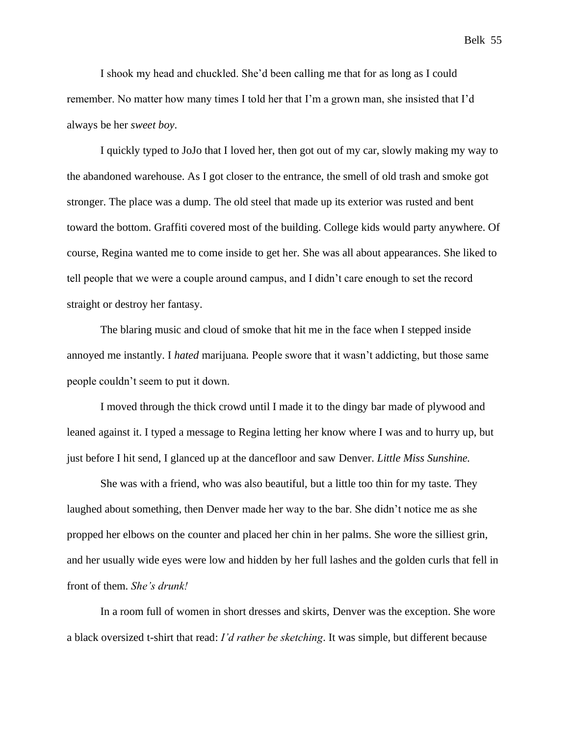I shook my head and chuckled. She'd been calling me that for as long as I could remember. No matter how many times I told her that I'm a grown man, she insisted that I'd always be her *sweet boy*.

I quickly typed to JoJo that I loved her, then got out of my car, slowly making my way to the abandoned warehouse. As I got closer to the entrance, the smell of old trash and smoke got stronger. The place was a dump. The old steel that made up its exterior was rusted and bent toward the bottom. Graffiti covered most of the building. College kids would party anywhere. Of course, Regina wanted me to come inside to get her. She was all about appearances. She liked to tell people that we were a couple around campus, and I didn't care enough to set the record straight or destroy her fantasy.

The blaring music and cloud of smoke that hit me in the face when I stepped inside annoyed me instantly. I *hated* marijuana. People swore that it wasn't addicting, but those same people couldn't seem to put it down.

I moved through the thick crowd until I made it to the dingy bar made of plywood and leaned against it. I typed a message to Regina letting her know where I was and to hurry up, but just before I hit send, I glanced up at the dancefloor and saw Denver. *Little Miss Sunshine.*

She was with a friend, who was also beautiful, but a little too thin for my taste. They laughed about something, then Denver made her way to the bar. She didn't notice me as she propped her elbows on the counter and placed her chin in her palms. She wore the silliest grin, and her usually wide eyes were low and hidden by her full lashes and the golden curls that fell in front of them. *She's drunk!*

In a room full of women in short dresses and skirts, Denver was the exception. She wore a black oversized t-shirt that read: *I'd rather be sketching*. It was simple, but different because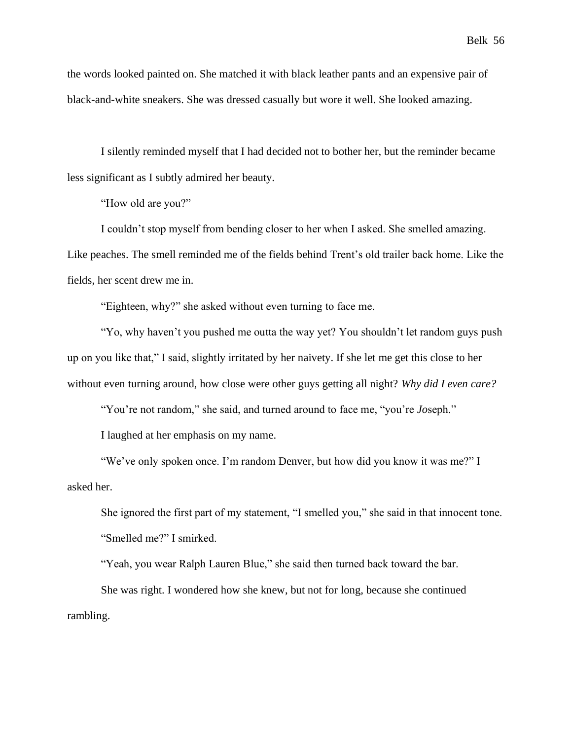the words looked painted on. She matched it with black leather pants and an expensive pair of black-and-white sneakers. She was dressed casually but wore it well. She looked amazing.

I silently reminded myself that I had decided not to bother her, but the reminder became less significant as I subtly admired her beauty.

"How old are you?"

I couldn't stop myself from bending closer to her when I asked. She smelled amazing. Like peaches. The smell reminded me of the fields behind Trent's old trailer back home. Like the fields, her scent drew me in.

"Eighteen, why?" she asked without even turning to face me.

"Yo, why haven't you pushed me outta the way yet? You shouldn't let random guys push up on you like that," I said, slightly irritated by her naivety. If she let me get this close to her without even turning around, how close were other guys getting all night? *Why did I even care?*

"You're not random," she said, and turned around to face me, "you're *Jo*seph."

I laughed at her emphasis on my name.

"We've only spoken once. I'm random Denver, but how did you know it was me?" I asked her.

She ignored the first part of my statement, "I smelled you," she said in that innocent tone.

"Smelled me?" I smirked.

"Yeah, you wear Ralph Lauren Blue," she said then turned back toward the bar.

She was right. I wondered how she knew, but not for long, because she continued rambling.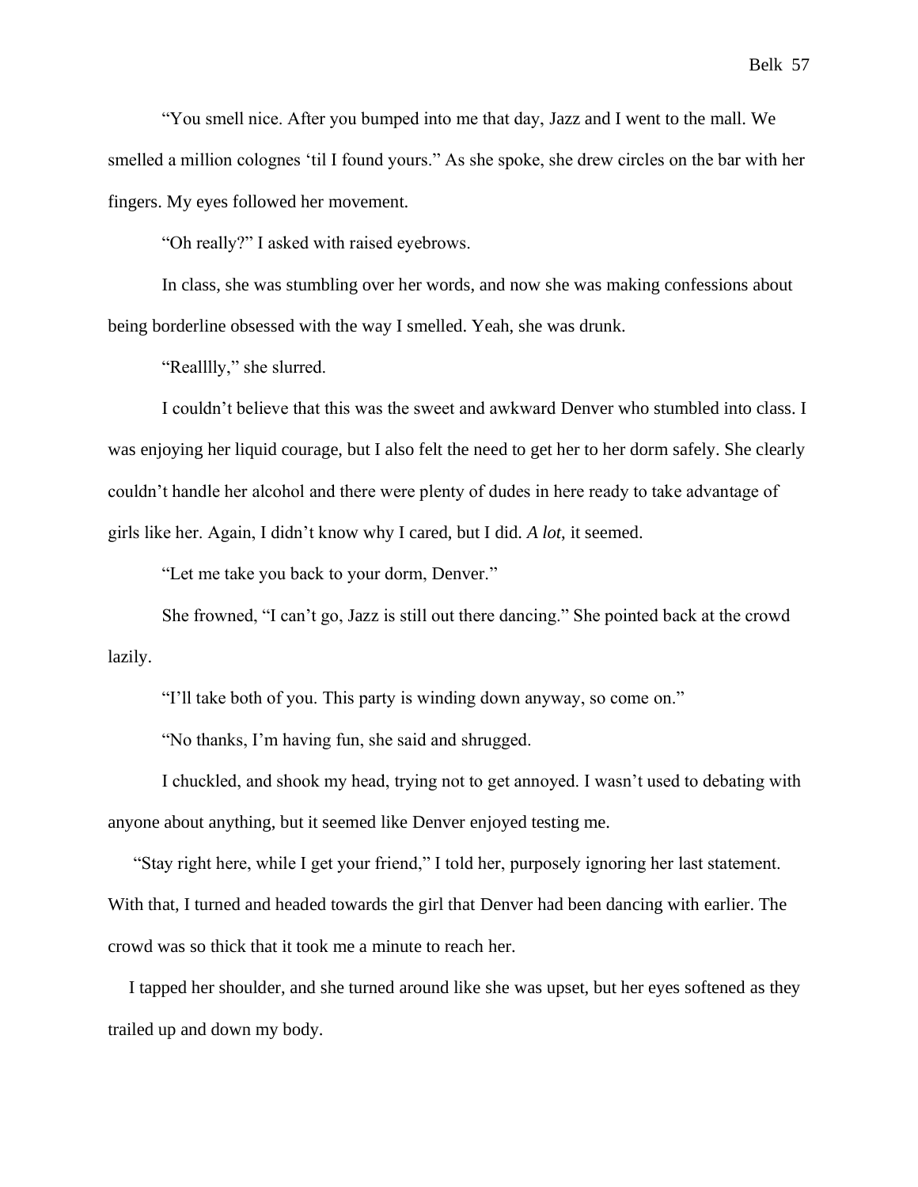"You smell nice. After you bumped into me that day, Jazz and I went to the mall. We smelled a million colognes 'til I found yours." As she spoke, she drew circles on the bar with her fingers. My eyes followed her movement.

"Oh really?" I asked with raised eyebrows.

In class, she was stumbling over her words, and now she was making confessions about being borderline obsessed with the way I smelled. Yeah, she was drunk.

"Realllly," she slurred.

I couldn't believe that this was the sweet and awkward Denver who stumbled into class. I was enjoying her liquid courage, but I also felt the need to get her to her dorm safely. She clearly couldn't handle her alcohol and there were plenty of dudes in here ready to take advantage of girls like her. Again, I didn't know why I cared, but I did. *A lot*, it seemed.

"Let me take you back to your dorm, Denver."

She frowned, "I can't go, Jazz is still out there dancing." She pointed back at the crowd lazily.

"I'll take both of you. This party is winding down anyway, so come on."

"No thanks, I'm having fun, she said and shrugged.

I chuckled, and shook my head, trying not to get annoyed. I wasn't used to debating with anyone about anything, but it seemed like Denver enjoyed testing me.

"Stay right here, while I get your friend," I told her, purposely ignoring her last statement. With that, I turned and headed towards the girl that Denver had been dancing with earlier. The crowd was so thick that it took me a minute to reach her.

I tapped her shoulder, and she turned around like she was upset, but her eyes softened as they trailed up and down my body.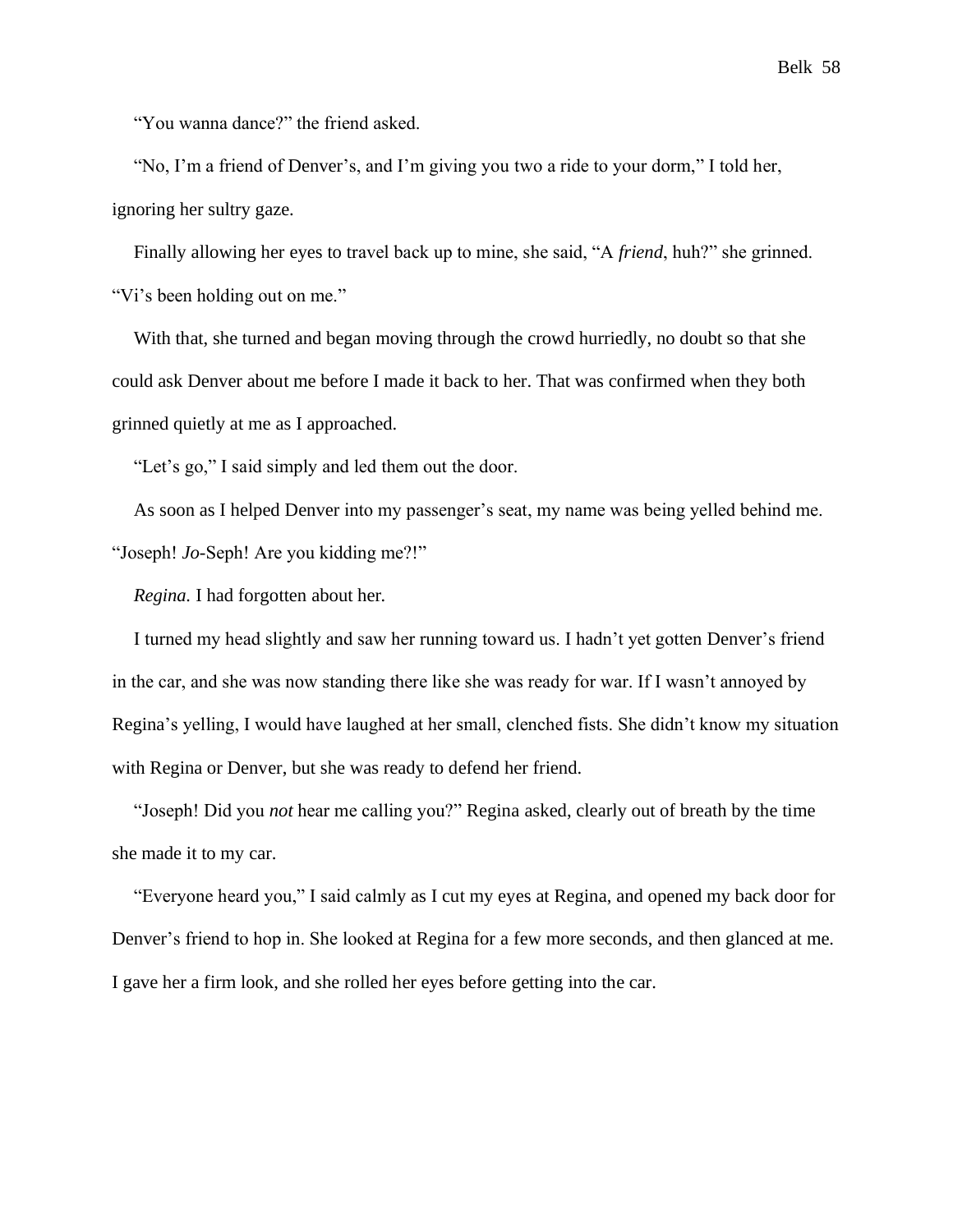"You wanna dance?" the friend asked.

"No, I'm a friend of Denver's, and I'm giving you two a ride to your dorm," I told her, ignoring her sultry gaze.

Finally allowing her eyes to travel back up to mine, she said, "A *friend*, huh?" she grinned. "Vi's been holding out on me."

With that, she turned and began moving through the crowd hurriedly, no doubt so that she could ask Denver about me before I made it back to her. That was confirmed when they both grinned quietly at me as I approached.

"Let's go," I said simply and led them out the door.

As soon as I helped Denver into my passenger's seat, my name was being yelled behind me. "Joseph! *Jo*-Seph! Are you kidding me?!"

*Regina.* I had forgotten about her.

I turned my head slightly and saw her running toward us. I hadn't yet gotten Denver's friend in the car, and she was now standing there like she was ready for war. If I wasn't annoyed by Regina's yelling, I would have laughed at her small, clenched fists. She didn't know my situation with Regina or Denver, but she was ready to defend her friend.

"Joseph! Did you *not* hear me calling you?" Regina asked, clearly out of breath by the time she made it to my car.

"Everyone heard you," I said calmly as I cut my eyes at Regina, and opened my back door for Denver's friend to hop in. She looked at Regina for a few more seconds, and then glanced at me. I gave her a firm look, and she rolled her eyes before getting into the car.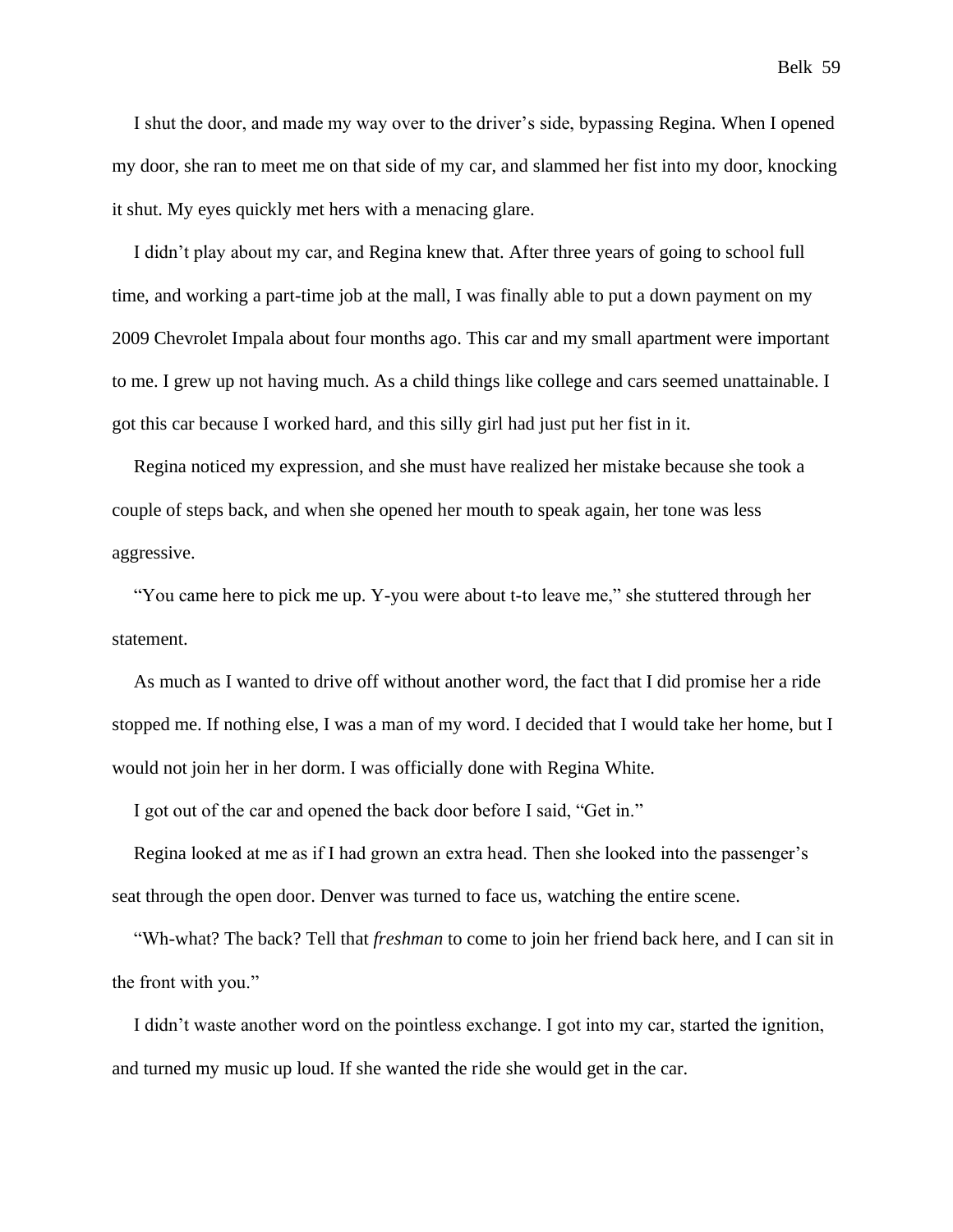I shut the door, and made my way over to the driver's side, bypassing Regina. When I opened my door, she ran to meet me on that side of my car, and slammed her fist into my door, knocking it shut. My eyes quickly met hers with a menacing glare.

I didn't play about my car, and Regina knew that. After three years of going to school full time, and working a part-time job at the mall, I was finally able to put a down payment on my 2009 Chevrolet Impala about four months ago. This car and my small apartment were important to me. I grew up not having much. As a child things like college and cars seemed unattainable. I got this car because I worked hard, and this silly girl had just put her fist in it.

Regina noticed my expression, and she must have realized her mistake because she took a couple of steps back, and when she opened her mouth to speak again, her tone was less aggressive.

"You came here to pick me up. Y-you were about t-to leave me," she stuttered through her statement.

As much as I wanted to drive off without another word, the fact that I did promise her a ride stopped me. If nothing else, I was a man of my word. I decided that I would take her home, but I would not join her in her dorm. I was officially done with Regina White.

I got out of the car and opened the back door before I said, "Get in."

Regina looked at me as if I had grown an extra head. Then she looked into the passenger's seat through the open door. Denver was turned to face us, watching the entire scene.

"Wh-what? The back? Tell that *freshman* to come to join her friend back here, and I can sit in the front with you."

I didn't waste another word on the pointless exchange. I got into my car, started the ignition, and turned my music up loud. If she wanted the ride she would get in the car.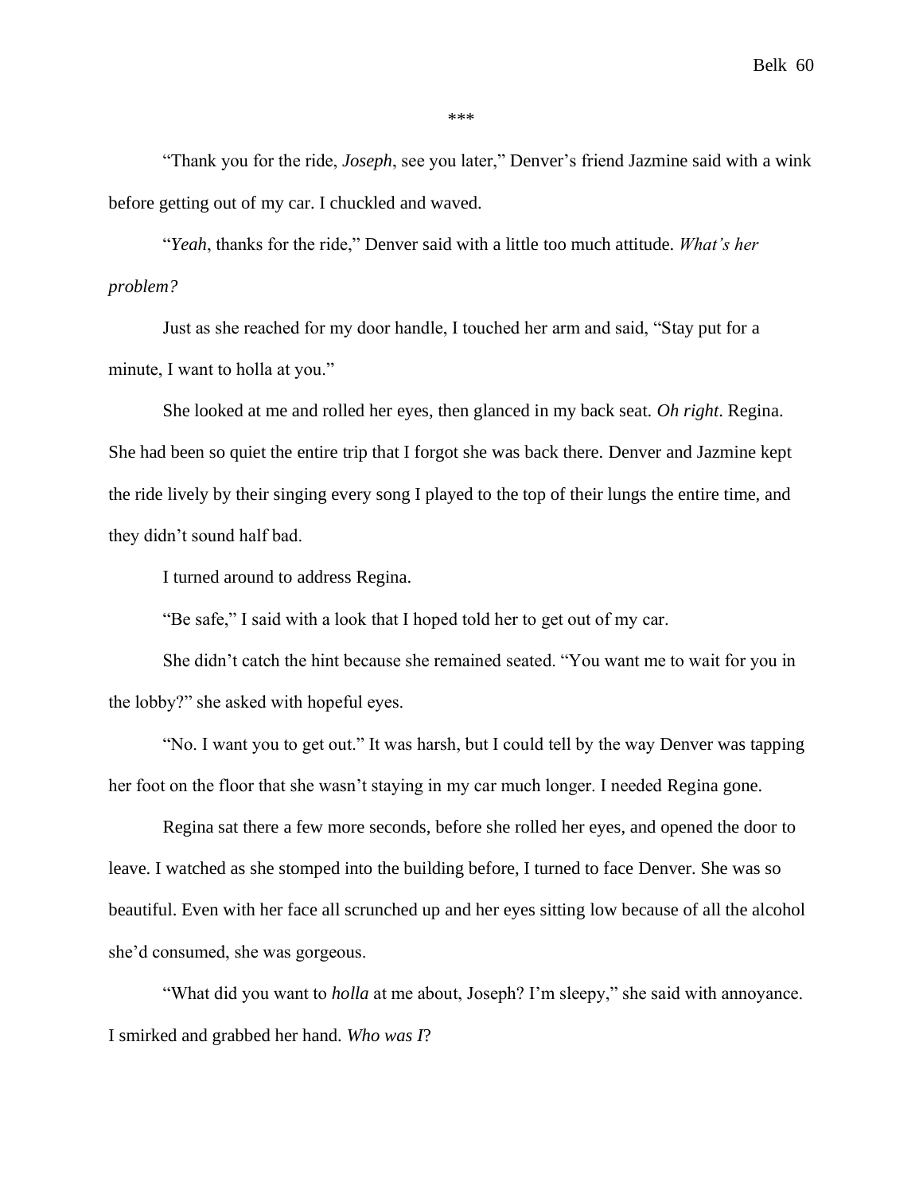\*\*\*

"Thank you for the ride, *Joseph*, see you later," Denver's friend Jazmine said with a wink before getting out of my car. I chuckled and waved.

"*Yeah*, thanks for the ride," Denver said with a little too much attitude. *What's her problem?*

Just as she reached for my door handle, I touched her arm and said, "Stay put for a minute, I want to holla at you."

She looked at me and rolled her eyes, then glanced in my back seat. *Oh right*. Regina. She had been so quiet the entire trip that I forgot she was back there. Denver and Jazmine kept the ride lively by their singing every song I played to the top of their lungs the entire time, and they didn't sound half bad.

I turned around to address Regina.

"Be safe," I said with a look that I hoped told her to get out of my car.

She didn't catch the hint because she remained seated. "You want me to wait for you in the lobby?" she asked with hopeful eyes.

"No. I want you to get out." It was harsh, but I could tell by the way Denver was tapping her foot on the floor that she wasn't staying in my car much longer. I needed Regina gone.

Regina sat there a few more seconds, before she rolled her eyes, and opened the door to leave. I watched as she stomped into the building before, I turned to face Denver. She was so beautiful. Even with her face all scrunched up and her eyes sitting low because of all the alcohol she'd consumed, she was gorgeous.

"What did you want to *holla* at me about, Joseph? I'm sleepy," she said with annoyance. I smirked and grabbed her hand. *Who was I*?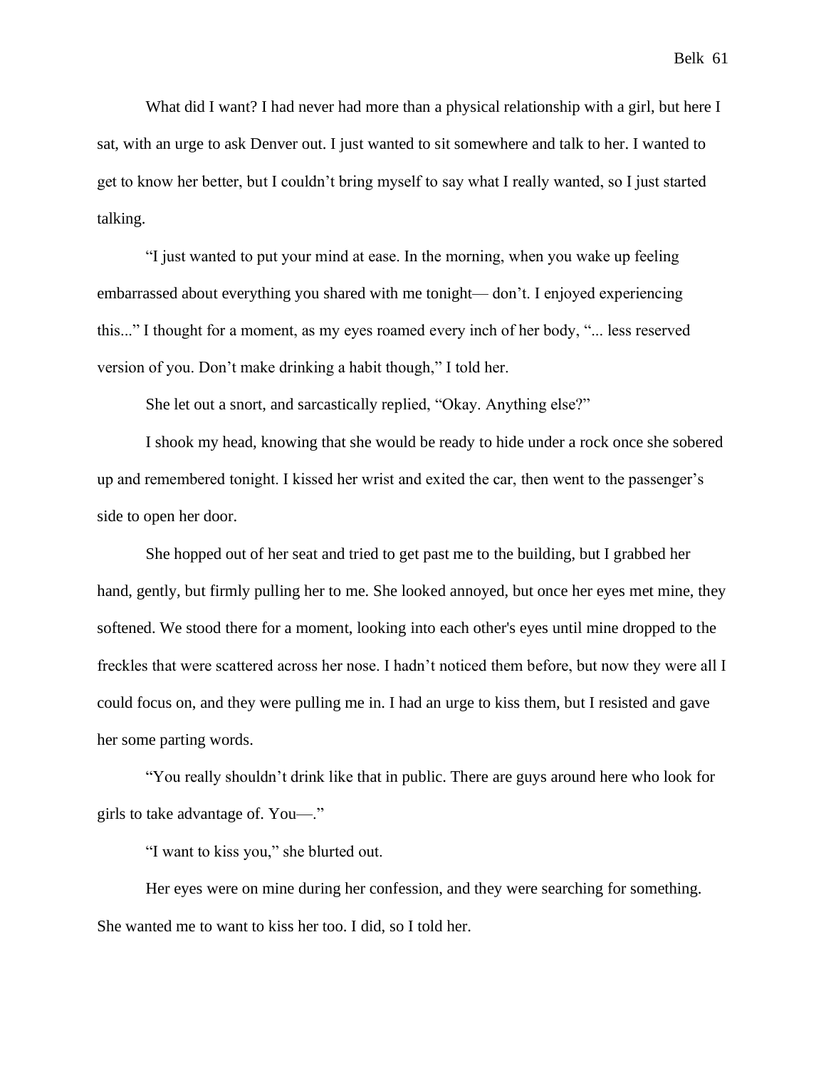What did I want? I had never had more than a physical relationship with a girl, but here I sat, with an urge to ask Denver out. I just wanted to sit somewhere and talk to her. I wanted to get to know her better, but I couldn't bring myself to say what I really wanted, so I just started talking.

"I just wanted to put your mind at ease. In the morning, when you wake up feeling embarrassed about everything you shared with me tonight— don't. I enjoyed experiencing this..." I thought for a moment, as my eyes roamed every inch of her body, "... less reserved version of you. Don't make drinking a habit though," I told her.

She let out a snort, and sarcastically replied, "Okay. Anything else?"

I shook my head, knowing that she would be ready to hide under a rock once she sobered up and remembered tonight. I kissed her wrist and exited the car, then went to the passenger's side to open her door.

She hopped out of her seat and tried to get past me to the building, but I grabbed her hand, gently, but firmly pulling her to me. She looked annoyed, but once her eyes met mine, they softened. We stood there for a moment, looking into each other's eyes until mine dropped to the freckles that were scattered across her nose. I hadn't noticed them before, but now they were all I could focus on, and they were pulling me in. I had an urge to kiss them, but I resisted and gave her some parting words.

"You really shouldn't drink like that in public. There are guys around here who look for girls to take advantage of. You—."

"I want to kiss you," she blurted out.

Her eyes were on mine during her confession, and they were searching for something. She wanted me to want to kiss her too. I did, so I told her.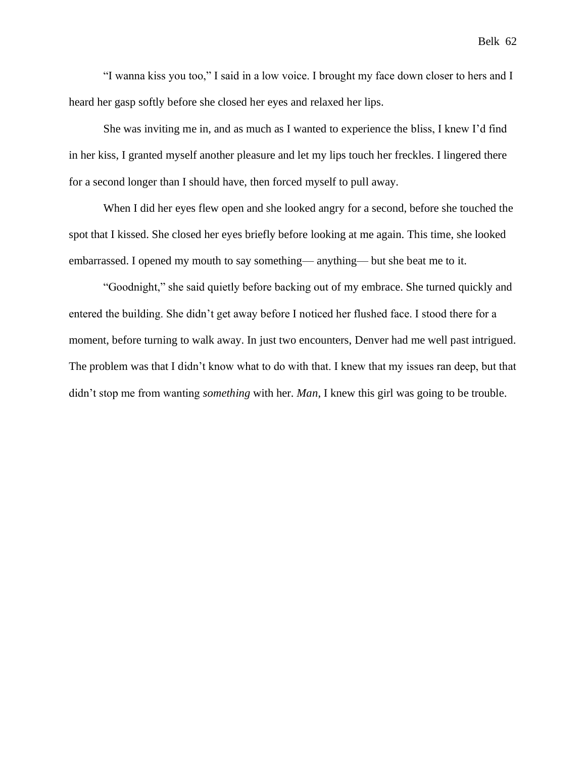"I wanna kiss you too," I said in a low voice. I brought my face down closer to hers and I heard her gasp softly before she closed her eyes and relaxed her lips.

She was inviting me in, and as much as I wanted to experience the bliss, I knew I'd find in her kiss, I granted myself another pleasure and let my lips touch her freckles. I lingered there for a second longer than I should have, then forced myself to pull away.

When I did her eyes flew open and she looked angry for a second, before she touched the spot that I kissed. She closed her eyes briefly before looking at me again. This time, she looked embarrassed. I opened my mouth to say something— anything— but she beat me to it.

"Goodnight," she said quietly before backing out of my embrace. She turned quickly and entered the building. She didn't get away before I noticed her flushed face. I stood there for a moment, before turning to walk away. In just two encounters, Denver had me well past intrigued. The problem was that I didn't know what to do with that. I knew that my issues ran deep, but that didn't stop me from wanting *something* with her. *Man*, I knew this girl was going to be trouble.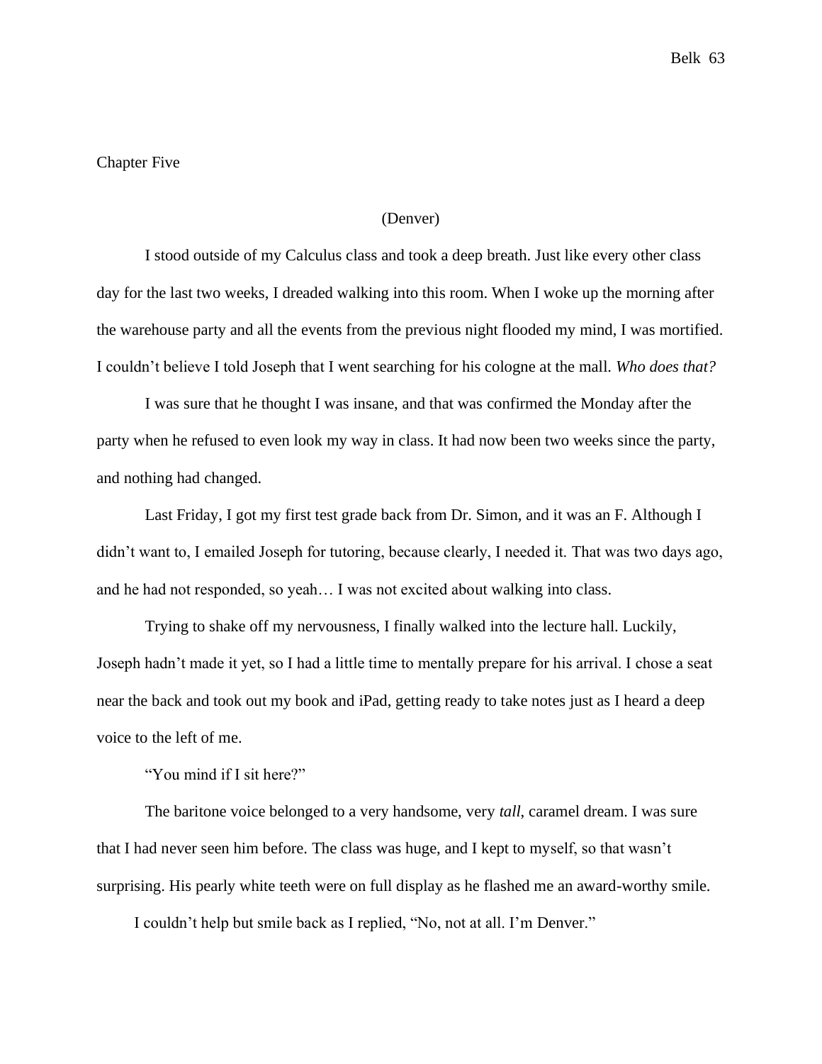## Chapter Five

(Denver)

I stood outside of my Calculus class and took a deep breath. Just like every other class day for the last two weeks, I dreaded walking into this room. When I woke up the morning after the warehouse party and all the events from the previous night flooded my mind, I was mortified. I couldn't believe I told Joseph that I went searching for his cologne at the mall. *Who does that?*

I was sure that he thought I was insane, and that was confirmed the Monday after the party when he refused to even look my way in class. It had now been two weeks since the party, and nothing had changed.

Last Friday, I got my first test grade back from Dr. Simon, and it was an F. Although I didn't want to, I emailed Joseph for tutoring, because clearly, I needed it. That was two days ago, and he had not responded, so yeah… I was not excited about walking into class.

Trying to shake off my nervousness, I finally walked into the lecture hall. Luckily, Joseph hadn't made it yet, so I had a little time to mentally prepare for his arrival. I chose a seat near the back and took out my book and iPad, getting ready to take notes just as I heard a deep voice to the left of me.

"You mind if I sit here?"

The baritone voice belonged to a very handsome, very *tall*, caramel dream. I was sure that I had never seen him before. The class was huge, and I kept to myself, so that wasn't surprising. His pearly white teeth were on full display as he flashed me an award-worthy smile.

I couldn't help but smile back as I replied, "No, not at all. I'm Denver."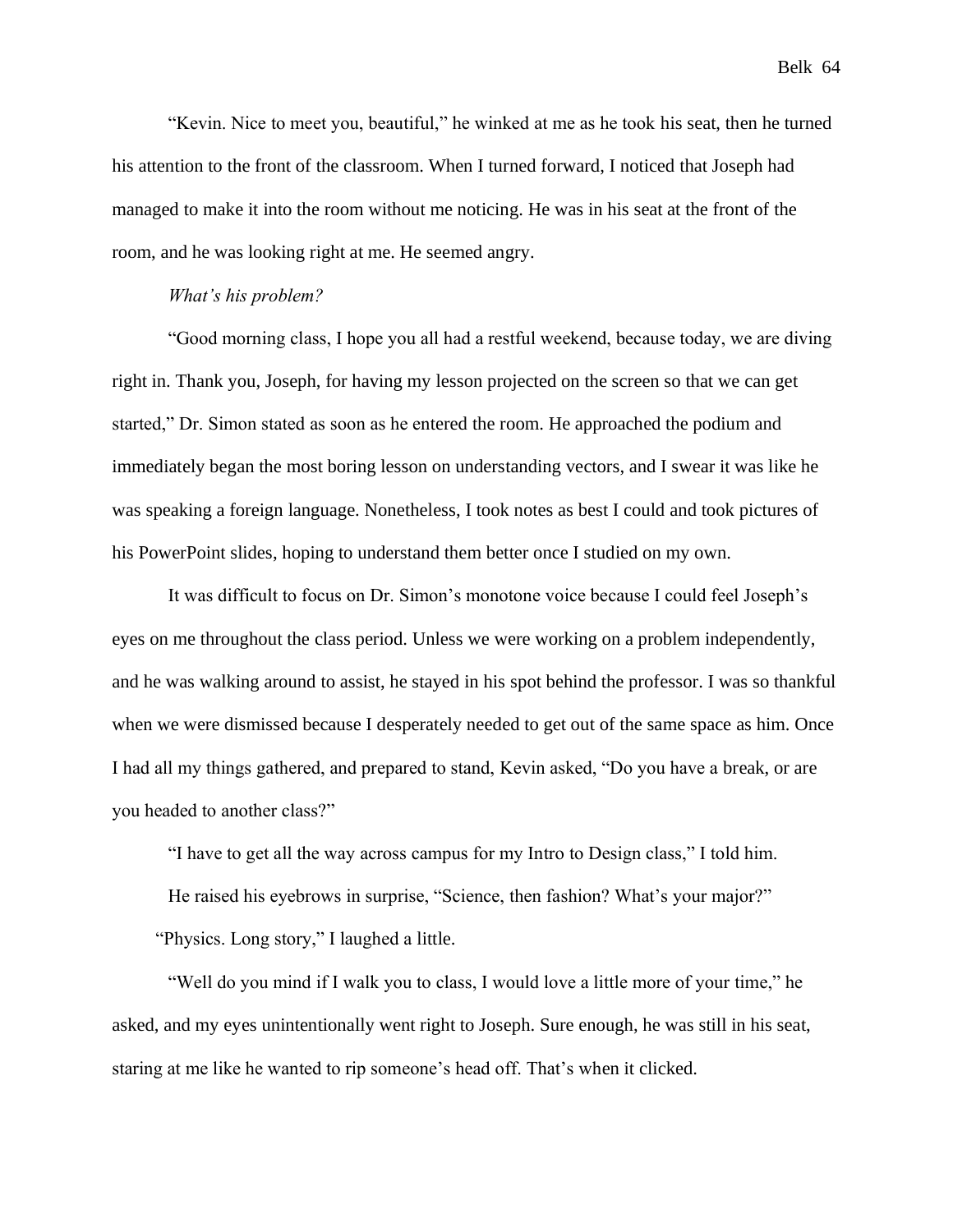"Kevin. Nice to meet you, beautiful," he winked at me as he took his seat, then he turned his attention to the front of the classroom. When I turned forward, I noticed that Joseph had managed to make it into the room without me noticing. He was in his seat at the front of the room, and he was looking right at me. He seemed angry.

*What's his problem?*

"Good morning class, I hope you all had a restful weekend, because today, we are diving right in. Thank you, Joseph, for having my lesson projected on the screen so that we can get started," Dr. Simon stated as soon as he entered the room. He approached the podium and immediately began the most boring lesson on understanding vectors, and I swear it was like he was speaking a foreign language. Nonetheless, I took notes as best I could and took pictures of his PowerPoint slides, hoping to understand them better once I studied on my own.

It was difficult to focus on Dr. Simon's monotone voice because I could feel Joseph's eyes on me throughout the class period. Unless we were working on a problem independently, and he was walking around to assist, he stayed in his spot behind the professor. I was so thankful when we were dismissed because I desperately needed to get out of the same space as him. Once I had all my things gathered, and prepared to stand, Kevin asked, "Do you have a break, or are you headed to another class?"

"I have to get all the way across campus for my Intro to Design class," I told him.

He raised his eyebrows in surprise, "Science, then fashion? What's your major?"

"Physics. Long story," I laughed a little.

"Well do you mind if I walk you to class, I would love a little more of your time," he asked, and my eyes unintentionally went right to Joseph. Sure enough, he was still in his seat, staring at me like he wanted to rip someone's head off. That's when it clicked.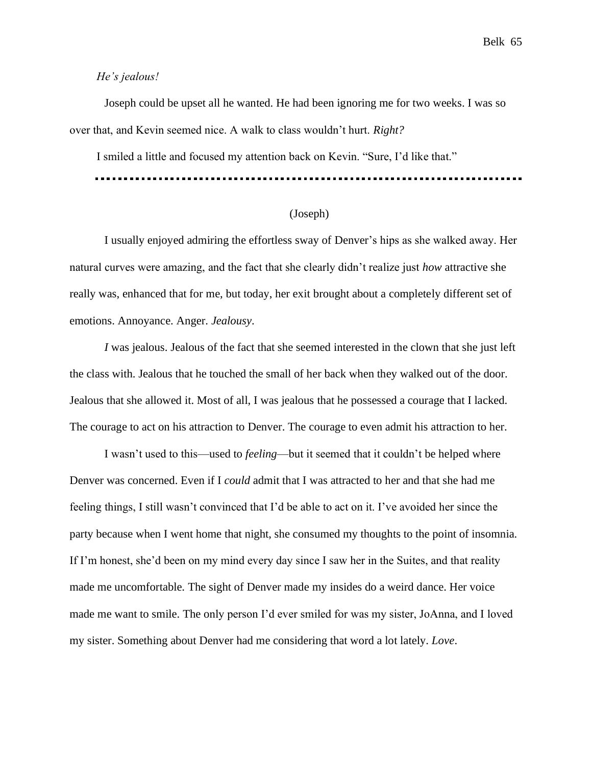*He's jealous!*

Joseph could be upset all he wanted. He had been ignoring me for two weeks. I was so over that, and Kevin seemed nice. A walk to class wouldn't hurt. *Right?*

I smiled a little and focused my attention back on Kevin. "Sure, I'd like that."

---

(Joseph)

I usually enjoyed admiring the effortless sway of Denver's hips as she walked away. Her natural curves were amazing, and the fact that she clearly didn't realize just *how* attractive she really was, enhanced that for me, but today, her exit brought about a completely different set of emotions. Annoyance. Anger. *Jealousy*.

*I* was jealous. Jealous of the fact that she seemed interested in the clown that she just left the class with. Jealous that he touched the small of her back when they walked out of the door. Jealous that she allowed it. Most of all, I was jealous that he possessed a courage that I lacked. The courage to act on his attraction to Denver. The courage to even admit his attraction to her.

I wasn't used to this—used to *feeling*—but it seemed that it couldn't be helped where Denver was concerned. Even if I *could* admit that I was attracted to her and that she had me feeling things, I still wasn't convinced that I'd be able to act on it. I've avoided her since the party because when I went home that night, she consumed my thoughts to the point of insomnia. If I'm honest, she'd been on my mind every day since I saw her in the Suites, and that reality made me uncomfortable. The sight of Denver made my insides do a weird dance. Her voice made me want to smile. The only person I'd ever smiled for was my sister, JoAnna, and I loved my sister. Something about Denver had me considering that word a lot lately. *Love*.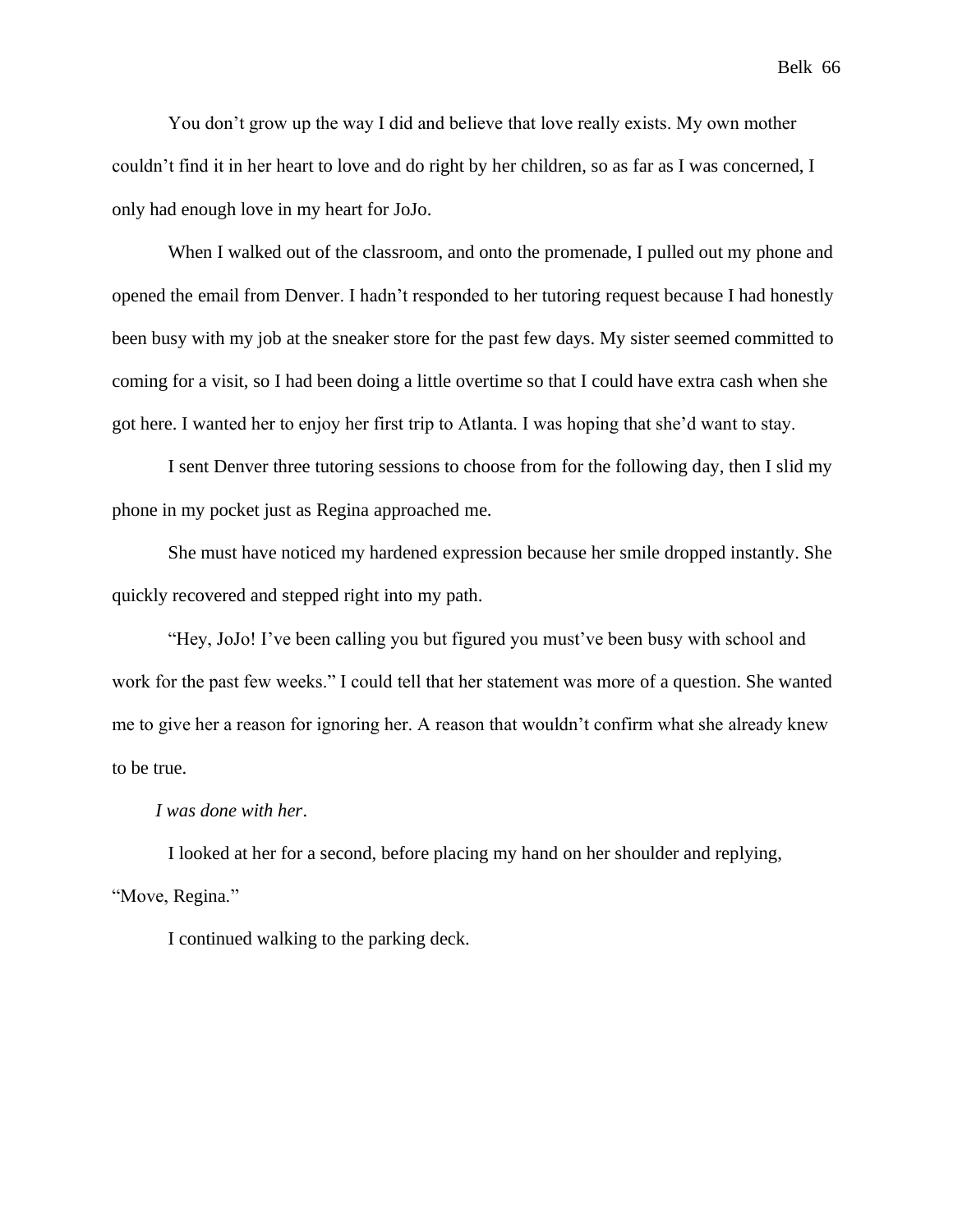You don't grow up the way I did and believe that love really exists. My own mother couldn't find it in her heart to love and do right by her children, so as far as I was concerned, I only had enough love in my heart for JoJo.

When I walked out of the classroom, and onto the promenade, I pulled out my phone and opened the email from Denver. I hadn't responded to her tutoring request because I had honestly been busy with my job at the sneaker store for the past few days. My sister seemed committed to coming for a visit, so I had been doing a little overtime so that I could have extra cash when she got here. I wanted her to enjoy her first trip to Atlanta. I was hoping that she'd want to stay.

I sent Denver three tutoring sessions to choose from for the following day, then I slid my phone in my pocket just as Regina approached me.

She must have noticed my hardened expression because her smile dropped instantly. She quickly recovered and stepped right into my path.

"Hey, JoJo! I've been calling you but figured you must've been busy with school and work for the past few weeks." I could tell that her statement was more of a question. She wanted me to give her a reason for ignoring her. A reason that wouldn't confirm what she already knew to be true.

*I was done with her*.

I looked at her for a second, before placing my hand on her shoulder and replying, "Move, Regina."

I continued walking to the parking deck.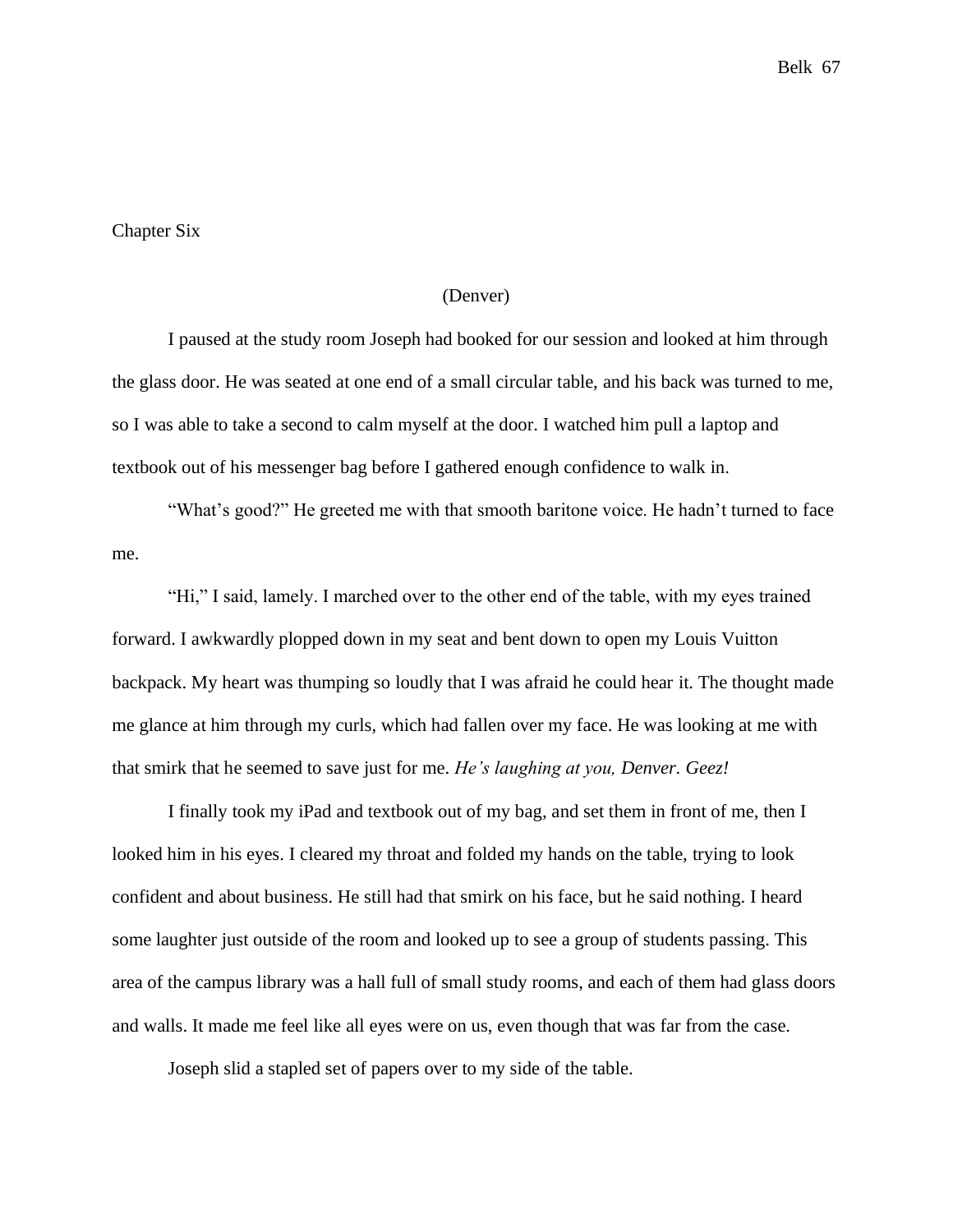# Chapter Six

(Denver)

I paused at the study room Joseph had booked for our session and looked at him through the glass door. He was seated at one end of a small circular table, and his back was turned to me, so I was able to take a second to calm myself at the door. I watched him pull a laptop and textbook out of his messenger bag before I gathered enough confidence to walk in.

"What's good?" He greeted me with that smooth baritone voice. He hadn't turned to face me.

"Hi," I said, lamely. I marched over to the other end of the table, with my eyes trained forward. I awkwardly plopped down in my seat and bent down to open my Louis Vuitton backpack. My heart was thumping so loudly that I was afraid he could hear it. The thought made me glance at him through my curls, which had fallen over my face. He was looking at me with that smirk that he seemed to save just for me. *He's laughing at you, Denver. Geez!*

I finally took my iPad and textbook out of my bag, and set them in front of me, then I looked him in his eyes. I cleared my throat and folded my hands on the table, trying to look confident and about business. He still had that smirk on his face, but he said nothing. I heard some laughter just outside of the room and looked up to see a group of students passing. This area of the campus library was a hall full of small study rooms, and each of them had glass doors and walls. It made me feel like all eyes were on us, even though that was far from the case.

Joseph slid a stapled set of papers over to my side of the table.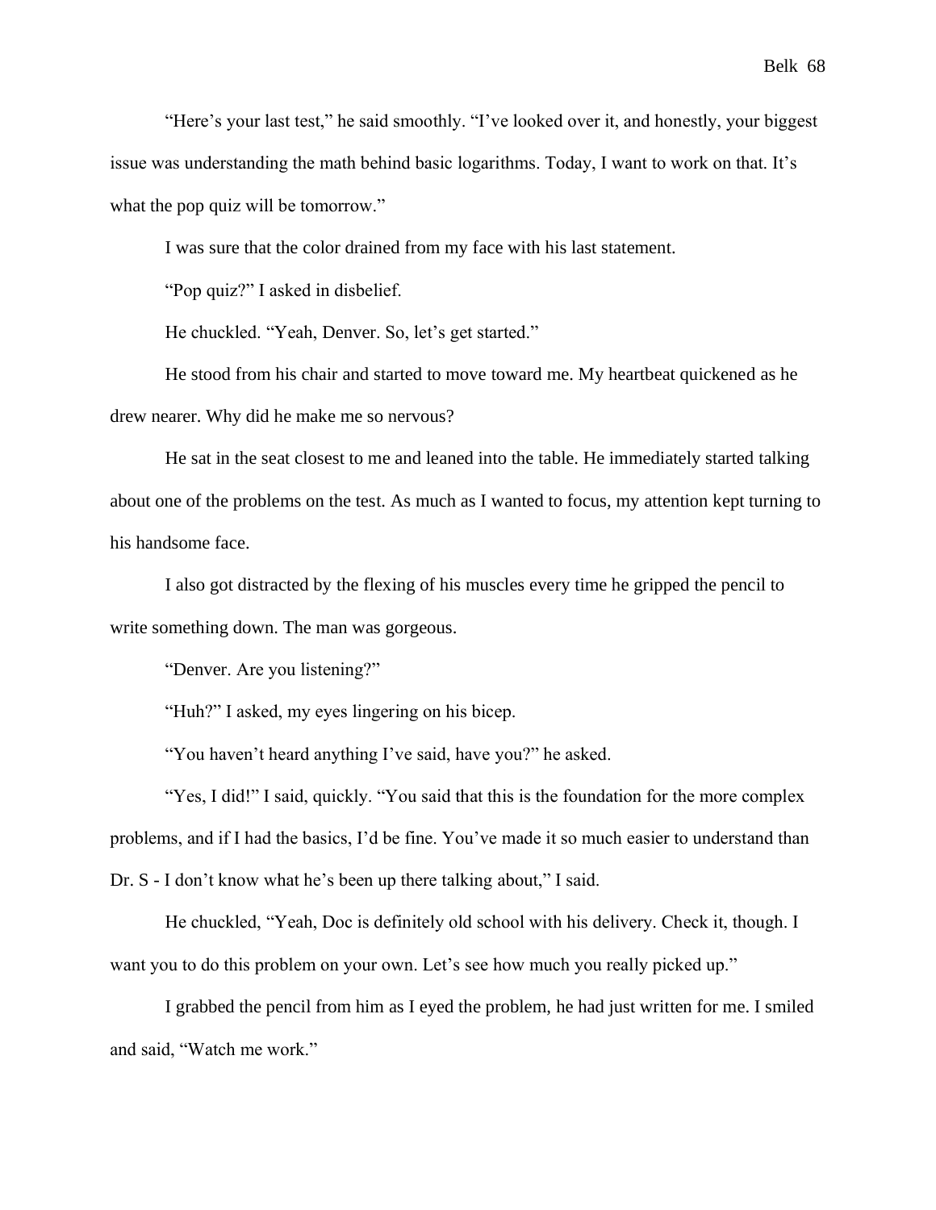"Here's your last test," he said smoothly. "I've looked over it, and honestly, your biggest issue was understanding the math behind basic logarithms. Today, I want to work on that. It's what the pop quiz will be tomorrow."

I was sure that the color drained from my face with his last statement.

"Pop quiz?" I asked in disbelief.

He chuckled. "Yeah, Denver. So, let's get started."

He stood from his chair and started to move toward me. My heartbeat quickened as he drew nearer. Why did he make me so nervous?

He sat in the seat closest to me and leaned into the table. He immediately started talking about one of the problems on the test. As much as I wanted to focus, my attention kept turning to his handsome face.

I also got distracted by the flexing of his muscles every time he gripped the pencil to write something down. The man was gorgeous.

"Denver. Are you listening?"

"Huh?" I asked, my eyes lingering on his bicep.

"You haven't heard anything I've said, have you?" he asked.

"Yes, I did!" I said, quickly. "You said that this is the foundation for the more complex problems, and if I had the basics, I'd be fine. You've made it so much easier to understand than Dr. S - I don't know what he's been up there talking about," I said.

He chuckled, "Yeah, Doc is definitely old school with his delivery. Check it, though. I want you to do this problem on your own. Let's see how much you really picked up."

I grabbed the pencil from him as I eyed the problem, he had just written for me. I smiled and said, "Watch me work."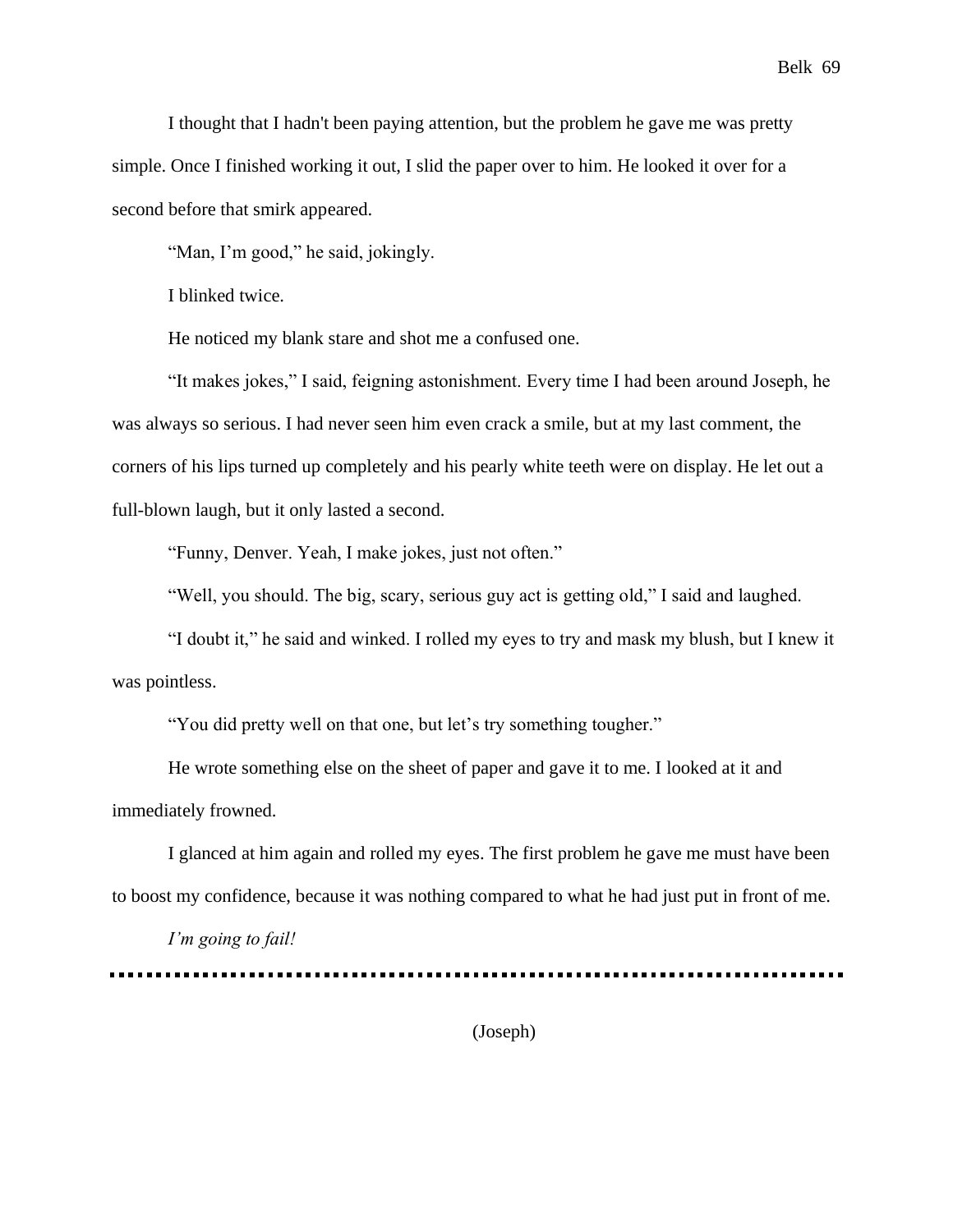I thought that I hadn't been paying attention, but the problem he gave me was pretty simple. Once I finished working it out, I slid the paper over to him. He looked it over for a second before that smirk appeared.

"Man, I'm good," he said, jokingly.

I blinked twice.

He noticed my blank stare and shot me a confused one.

"It makes jokes," I said, feigning astonishment. Every time I had been around Joseph, he was always so serious. I had never seen him even crack a smile, but at my last comment, the corners of his lips turned up completely and his pearly white teeth were on display. He let out a full-blown laugh, but it only lasted a second.

"Funny, Denver. Yeah, I make jokes, just not often."

"Well, you should. The big, scary, serious guy act is getting old," I said and laughed.

"I doubt it," he said and winked. I rolled my eyes to try and mask my blush, but I knew it was pointless.

"You did pretty well on that one, but let's try something tougher."

He wrote something else on the sheet of paper and gave it to me. I looked at it and immediately frowned.

I glanced at him again and rolled my eyes. The first problem he gave me must have been to boost my confidence, because it was nothing compared to what he had just put in front of me.

*I'm going to fail!*

---

(Joseph)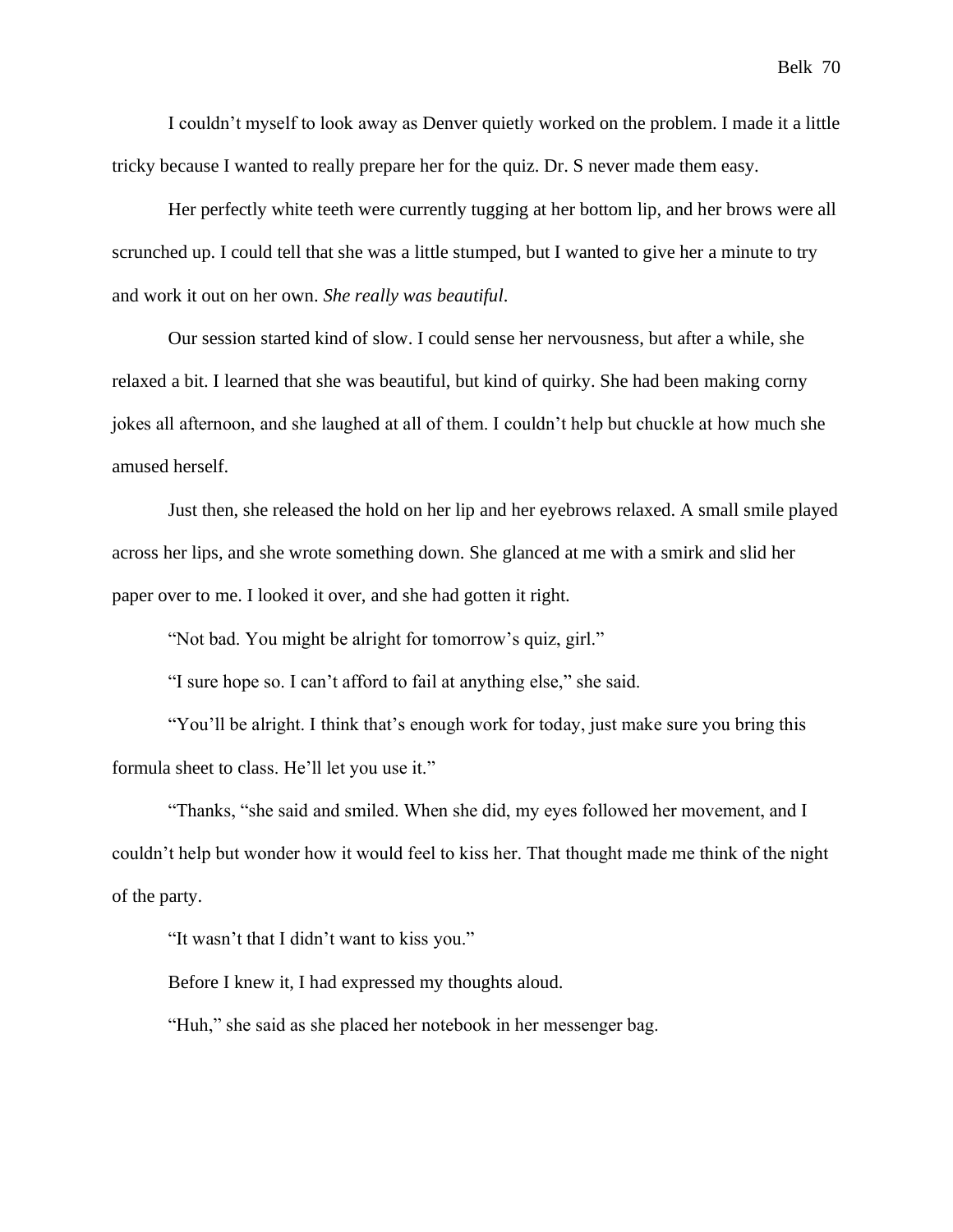I couldn't myself to look away as Denver quietly worked on the problem. I made it a little tricky because I wanted to really prepare her for the quiz. Dr. S never made them easy.

Her perfectly white teeth were currently tugging at her bottom lip, and her brows were all scrunched up. I could tell that she was a little stumped, but I wanted to give her a minute to try and work it out on her own. *She really was beautiful*.

Our session started kind of slow. I could sense her nervousness, but after a while, she relaxed a bit. I learned that she was beautiful, but kind of quirky. She had been making corny jokes all afternoon, and she laughed at all of them. I couldn't help but chuckle at how much she amused herself.

Just then, she released the hold on her lip and her eyebrows relaxed. A small smile played across her lips, and she wrote something down. She glanced at me with a smirk and slid her paper over to me. I looked it over, and she had gotten it right.

"Not bad. You might be alright for tomorrow's quiz, girl."

"I sure hope so. I can't afford to fail at anything else," she said.

"You'll be alright. I think that's enough work for today, just make sure you bring this formula sheet to class. He'll let you use it."

"Thanks, "she said and smiled. When she did, my eyes followed her movement, and I couldn't help but wonder how it would feel to kiss her. That thought made me think of the night of the party.

"It wasn't that I didn't want to kiss you."

Before I knew it, I had expressed my thoughts aloud.

"Huh," she said as she placed her notebook in her messenger bag.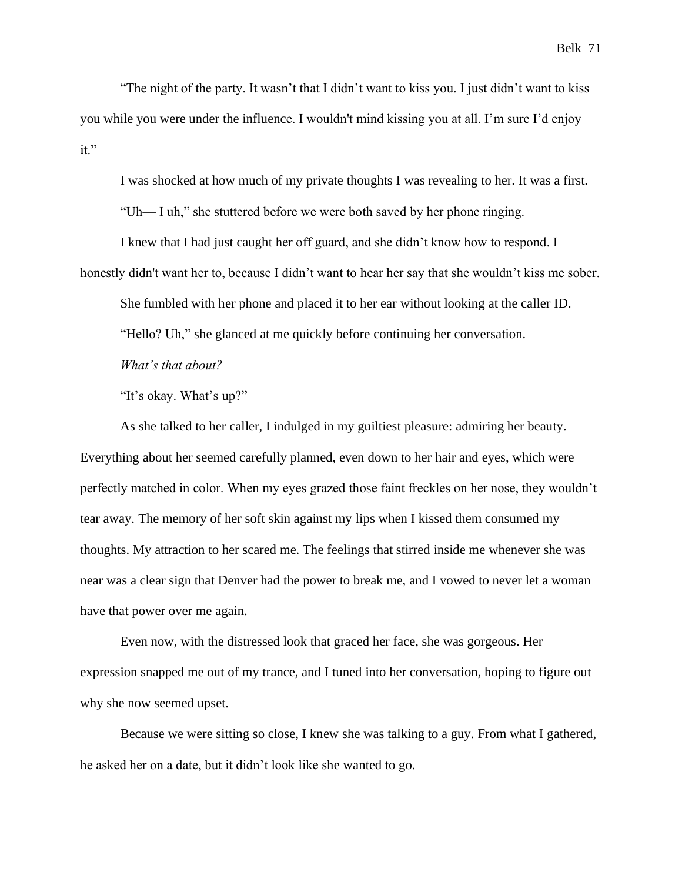"The night of the party. It wasn't that I didn't want to kiss you. I just didn't want to kiss you while you were under the influence. I wouldn't mind kissing you at all. I'm sure I'd enjoy it."

I was shocked at how much of my private thoughts I was revealing to her. It was a first.

"Uh— I uh," she stuttered before we were both saved by her phone ringing.

I knew that I had just caught her off guard, and she didn't know how to respond. I honestly didn't want her to, because I didn't want to hear her say that she wouldn't kiss me sober.

She fumbled with her phone and placed it to her ear without looking at the caller ID.

"Hello? Uh," she glanced at me quickly before continuing her conversation.

*What's that about?*

"It's okay. What's up?"

As she talked to her caller, I indulged in my guiltiest pleasure: admiring her beauty. Everything about her seemed carefully planned, even down to her hair and eyes, which were perfectly matched in color. When my eyes grazed those faint freckles on her nose, they wouldn't tear away. The memory of her soft skin against my lips when I kissed them consumed my thoughts. My attraction to her scared me. The feelings that stirred inside me whenever she was near was a clear sign that Denver had the power to break me, and I vowed to never let a woman have that power over me again.

Even now, with the distressed look that graced her face, she was gorgeous. Her expression snapped me out of my trance, and I tuned into her conversation, hoping to figure out why she now seemed upset.

Because we were sitting so close, I knew she was talking to a guy. From what I gathered, he asked her on a date, but it didn't look like she wanted to go.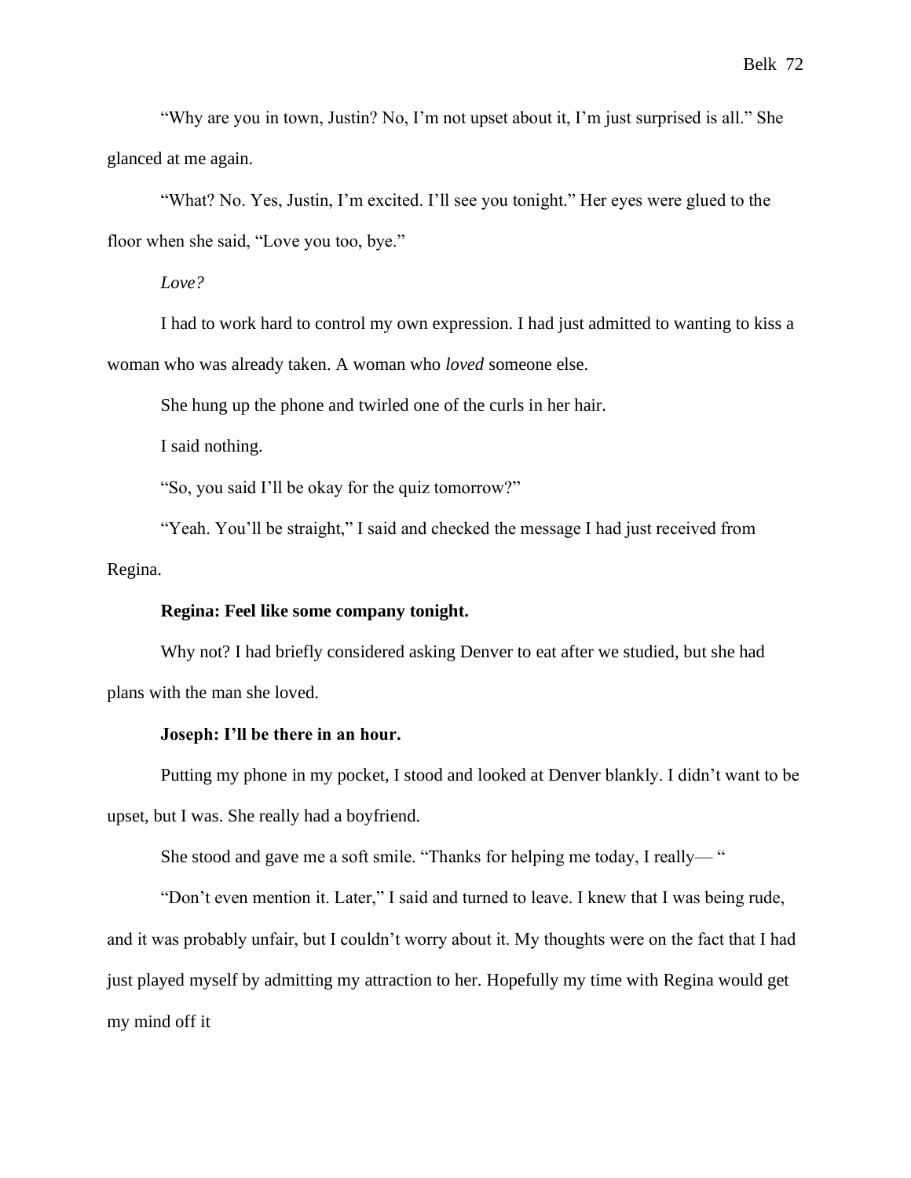"Why are you in town, Justin? No, I'm not upset about it, I'm just surprised is all." She glanced at me again.

"What? No. Yes, Justin, I'm excited. I'll see you tonight." Her eyes were glued to the floor when she said, "Love you too, bye."

*Love?*

I had to work hard to control my own expression. I had just admitted to wanting to kiss a woman who was already taken. A woman who *loved* someone else.

She hung up the phone and twirled one of the curls in her hair.

I said nothing.

"So, you said I'll be okay for the quiz tomorrow?"

"Yeah. You'll be straight," I said and checked the message I had just received from Regina.

**Regina: Feel like some company tonight.**

Why not? I had briefly considered asking Denver to eat after we studied, but she had plans with the man she loved.

**Joseph: I'll be there in an hour.**

Putting my phone in my pocket, I stood and looked at Denver blankly. I didn't want to be upset, but I was. She really had a boyfriend.

She stood and gave me a soft smile. "Thanks for helping me today, I really— "

"Don't even mention it. Later," I said and turned to leave. I knew that I was being rude, and it was probably unfair, but I couldn't worry about it. My thoughts were on the fact that I had just played myself by admitting my attraction to her. Hopefully my time with Regina would get my mind off it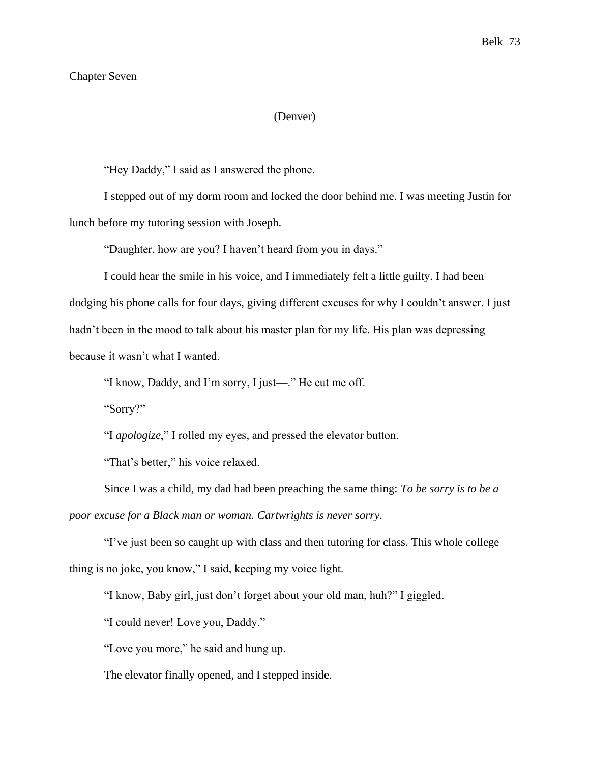# Chapter Seven

(Denver)

"Hey Daddy," I said as I answered the phone.

I stepped out of my dorm room and locked the door behind me. I was meeting Justin for lunch before my tutoring session with Joseph.

"Daughter, how are you? I haven't heard from you in days."

I could hear the smile in his voice, and I immediately felt a little guilty. I had been dodging his phone calls for four days, giving different excuses for why I couldn't answer. I just hadn't been in the mood to talk about his master plan for my life. His plan was depressing because it wasn't what I wanted.

"I know, Daddy, and I'm sorry, I just—." He cut me off.

"Sorry?"

"I *apologize*," I rolled my eyes, and pressed the elevator button.

"That's better," his voice relaxed.

Since I was a child, my dad had been preaching the same thing: *To be sorry is to be a poor excuse for a Black man or woman. Cartwrights is never sorry.*

"I've just been so caught up with class and then tutoring for class. This whole college thing is no joke, you know," I said, keeping my voice light.

"I know, Baby girl, just don't forget about your old man, huh?" I giggled.

"I could never! Love you, Daddy."

"Love you more," he said and hung up.

The elevator finally opened, and I stepped inside.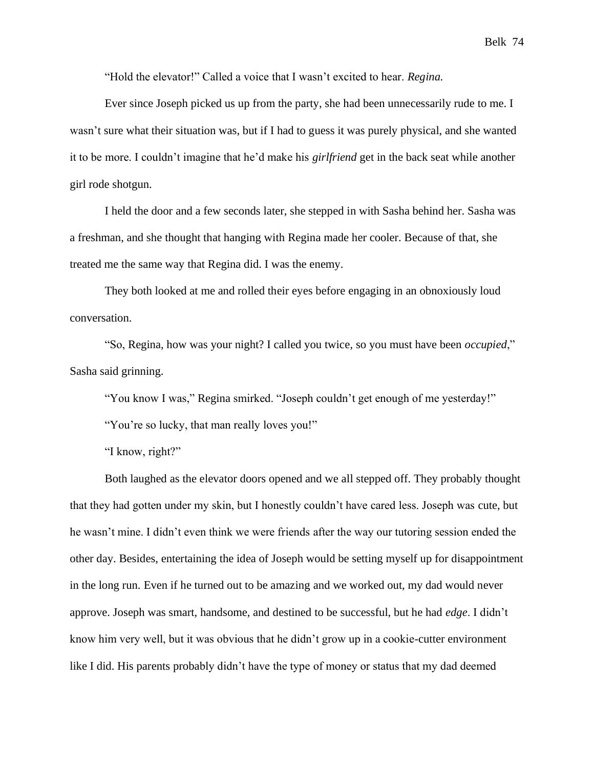“Hold the elevator!” Called a voice that I wasn’t excited to hear. *Regina.*

Ever since Joseph picked us up from the party, she had been unnecessarily rude to me. I wasn’t sure what their situation was, but if I had to guess it was purely physical, and she wanted it to be more. I couldn’t imagine that he’d make his *girlfriend* get in the back seat while another girl rode shotgun.

I held the door and a few seconds later, she stepped in with Sasha behind her. Sasha was a freshman, and she thought that hanging with Regina made her cooler. Because of that, she treated me the same way that Regina did. I was the enemy.

They both looked at me and rolled their eyes before engaging in an obnoxiously loud conversation.

“So, Regina, how was your night? I called you twice, so you must have been *occupied*,” Sasha said grinning.

“You know I was,” Regina smirked. “Joseph couldn’t get enough of me yesterday!”

“You’re so lucky, that man really loves you!”

“I know, right?”

Both laughed as the elevator doors opened and we all stepped off. They probably thought that they had gotten under my skin, but I honestly couldn’t have cared less. Joseph was cute, but he wasn’t mine. I didn’t even think we were friends after the way our tutoring session ended the other day. Besides, entertaining the idea of Joseph would be setting myself up for disappointment in the long run. Even if he turned out to be amazing and we worked out, my dad would never approve. Joseph was smart, handsome, and destined to be successful, but he had *edge*. I didn’t know him very well, but it was obvious that he didn’t grow up in a cookie-cutter environment like I did. His parents probably didn’t have the type of money or status that my dad deemed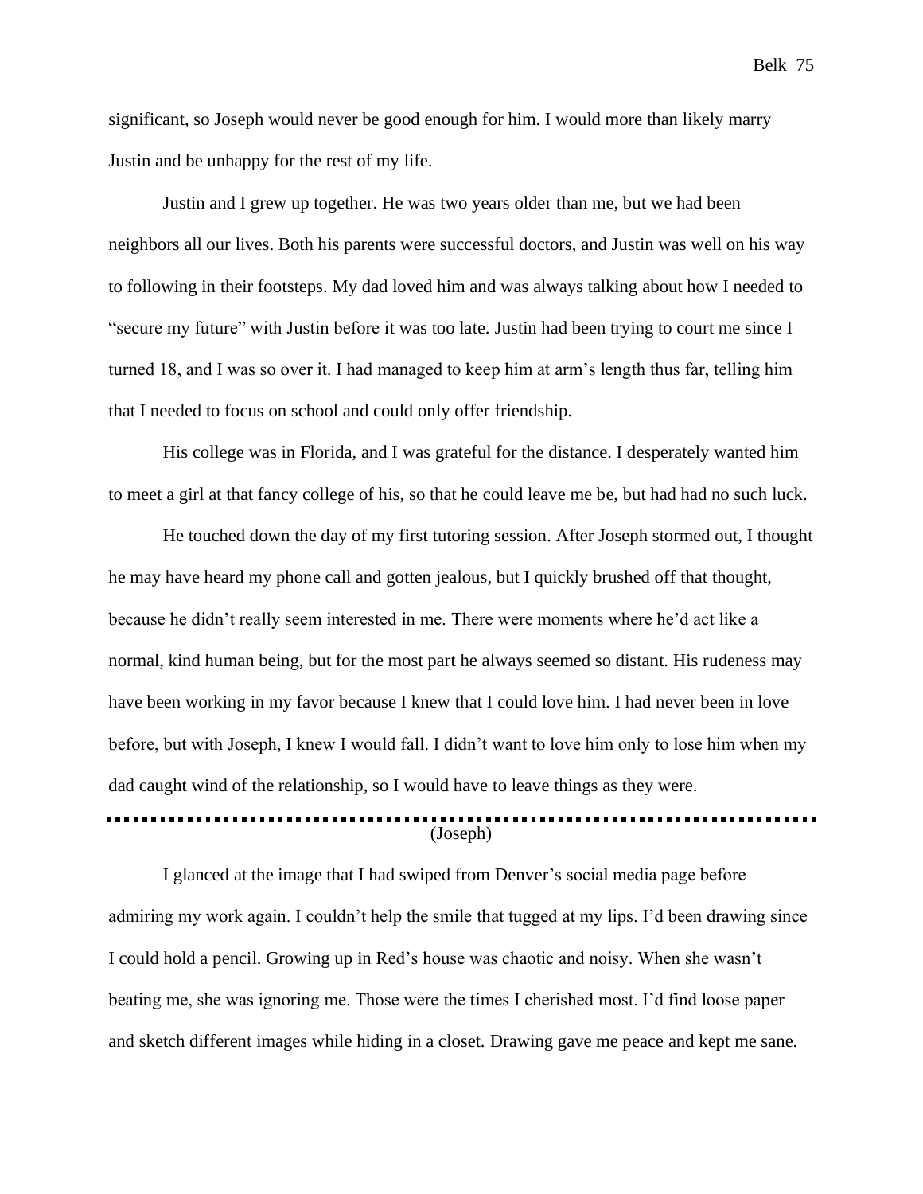significant, so Joseph would never be good enough for him. I would more than likely marry Justin and be unhappy for the rest of my life.

Justin and I grew up together. He was two years older than me, but we had been neighbors all our lives. Both his parents were successful doctors, and Justin was well on his way to following in their footsteps. My dad loved him and was always talking about how I needed to "secure my future" with Justin before it was too late. Justin had been trying to court me since I turned 18, and I was so over it. I had managed to keep him at arm's length thus far, telling him that I needed to focus on school and could only offer friendship.

His college was in Florida, and I was grateful for the distance. I desperately wanted him to meet a girl at that fancy college of his, so that he could leave me be, but had had no such luck.

He touched down the day of my first tutoring session. After Joseph stormed out, I thought he may have heard my phone call and gotten jealous, but I quickly brushed off that thought, because he didn't really seem interested in me. There were moments where he'd act like a normal, kind human being, but for the most part he always seemed so distant. His rudeness may have been working in my favor because I knew that I could love him. I had never been in love before, but with Joseph, I knew I would fall. I didn't want to love him only to lose him when my dad caught wind of the relationship, so I would have to leave things as they were.

---

(Joseph)

I glanced at the image that I had swiped from Denver's social media page before admiring my work again. I couldn't help the smile that tugged at my lips. I'd been drawing since I could hold a pencil. Growing up in Red's house was chaotic and noisy. When she wasn't beating me, she was ignoring me. Those were the times I cherished most. I'd find loose paper and sketch different images while hiding in a closet. Drawing gave me peace and kept me sane.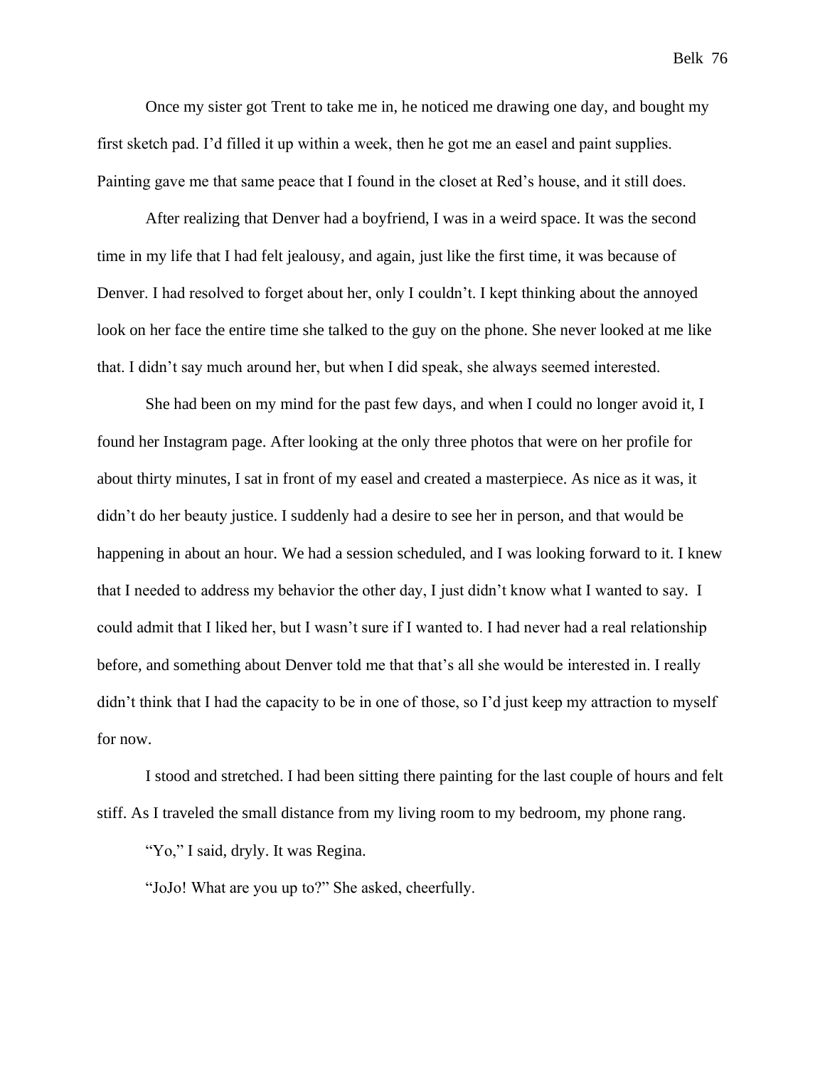Once my sister got Trent to take me in, he noticed me drawing one day, and bought my first sketch pad. I'd filled it up within a week, then he got me an easel and paint supplies. Painting gave me that same peace that I found in the closet at Red's house, and it still does.

After realizing that Denver had a boyfriend, I was in a weird space. It was the second time in my life that I had felt jealousy, and again, just like the first time, it was because of Denver. I had resolved to forget about her, only I couldn't. I kept thinking about the annoyed look on her face the entire time she talked to the guy on the phone. She never looked at me like that. I didn't say much around her, but when I did speak, she always seemed interested.

She had been on my mind for the past few days, and when I could no longer avoid it, I found her Instagram page. After looking at the only three photos that were on her profile for about thirty minutes, I sat in front of my easel and created a masterpiece. As nice as it was, it didn't do her beauty justice. I suddenly had a desire to see her in person, and that would be happening in about an hour. We had a session scheduled, and I was looking forward to it. I knew that I needed to address my behavior the other day, I just didn't know what I wanted to say. I could admit that I liked her, but I wasn't sure if I wanted to. I had never had a real relationship before, and something about Denver told me that that's all she would be interested in. I really didn't think that I had the capacity to be in one of those, so I'd just keep my attraction to myself for now.

I stood and stretched. I had been sitting there painting for the last couple of hours and felt stiff. As I traveled the small distance from my living room to my bedroom, my phone rang.

"Yo," I said, dryly. It was Regina.

"JoJo! What are you up to?" She asked, cheerfully.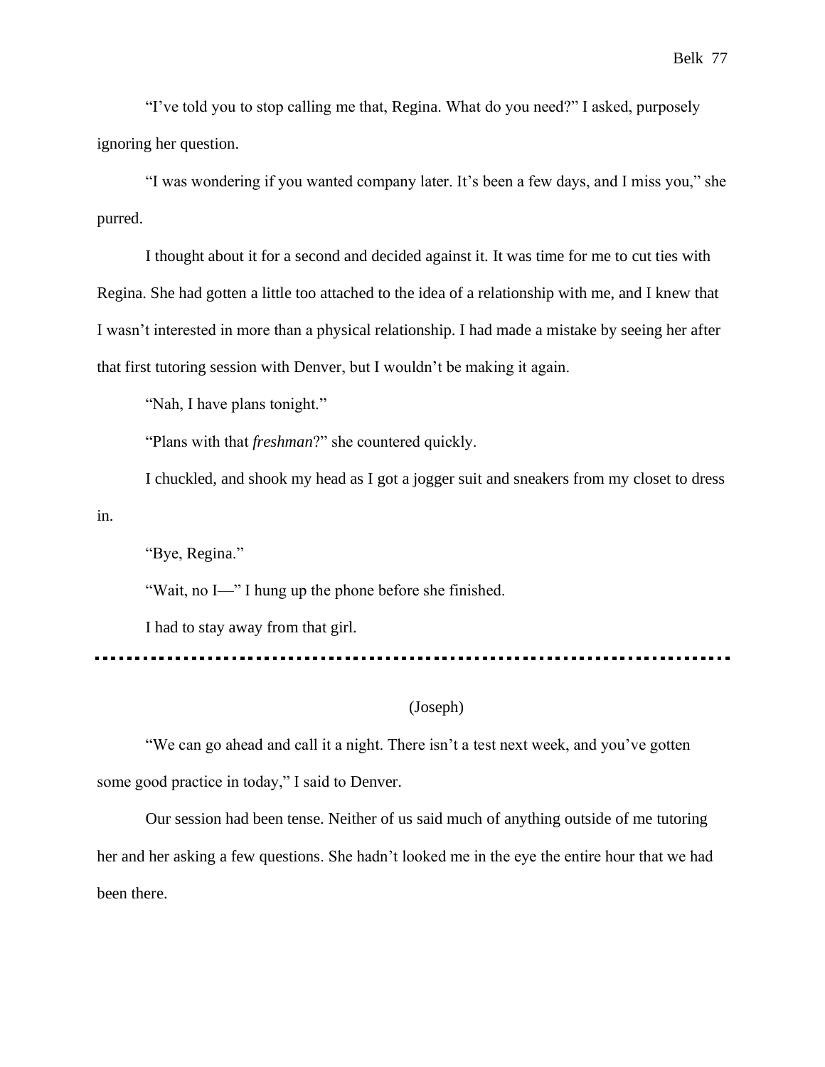"I've told you to stop calling me that, Regina. What do you need?" I asked, purposely ignoring her question.

"I was wondering if you wanted company later. It's been a few days, and I miss you," she purred.

I thought about it for a second and decided against it. It was time for me to cut ties with Regina. She had gotten a little too attached to the idea of a relationship with me, and I knew that I wasn't interested in more than a physical relationship. I had made a mistake by seeing her after that first tutoring session with Denver, but I wouldn't be making it again.

"Nah, I have plans tonight."

"Plans with that *freshman*?" she countered quickly.

I chuckled, and shook my head as I got a jogger suit and sneakers from my closet to dress in.

"Bye, Regina."

"Wait, no I—" I hung up the phone before she finished.

I had to stay away from that girl.

---

(Joseph)

"We can go ahead and call it a night. There isn't a test next week, and you've gotten some good practice in today," I said to Denver.

Our session had been tense. Neither of us said much of anything outside of me tutoring her and her asking a few questions. She hadn't looked me in the eye the entire hour that we had been there.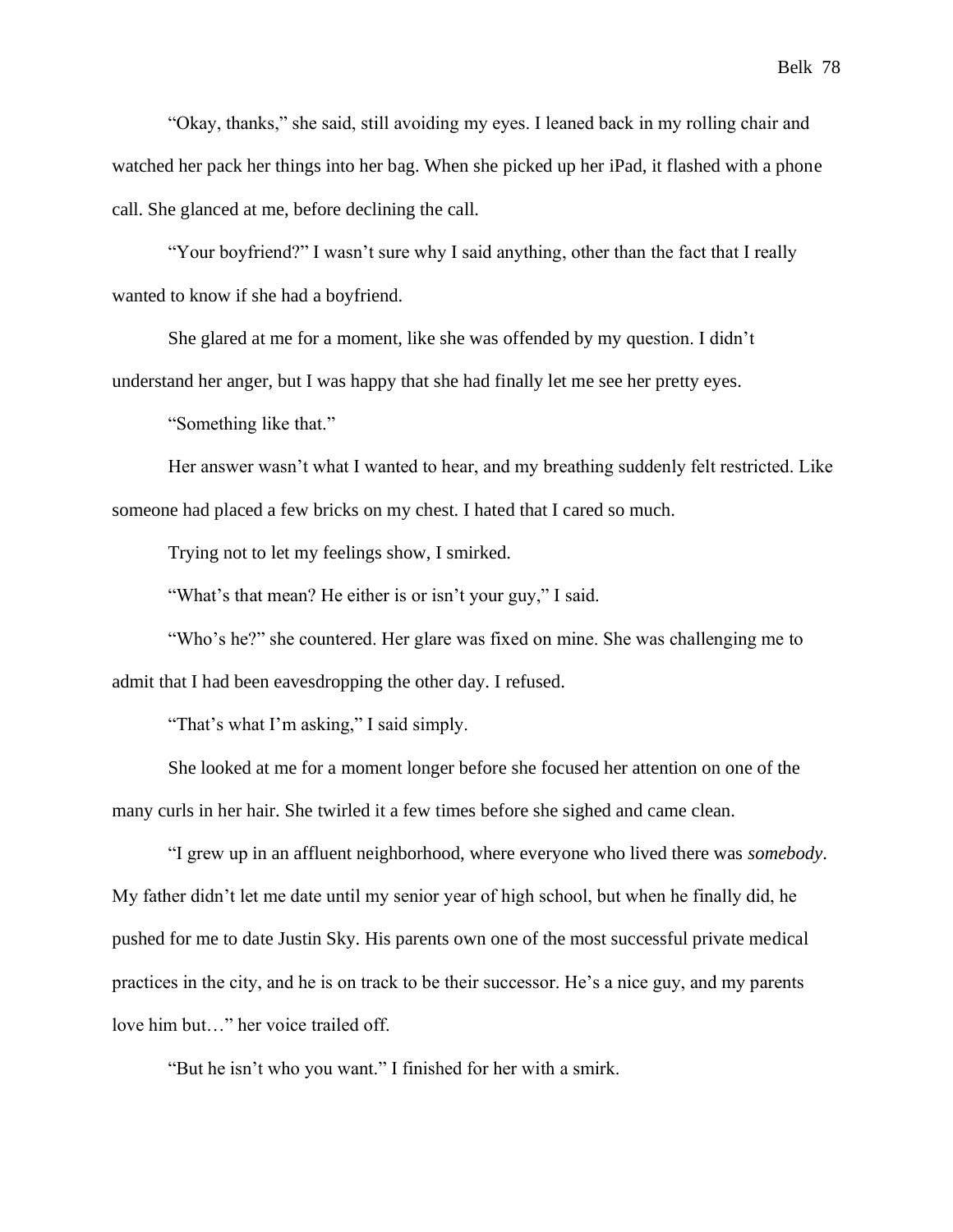"Okay, thanks," she said, still avoiding my eyes. I leaned back in my rolling chair and watched her pack her things into her bag. When she picked up her iPad, it flashed with a phone call. She glanced at me, before declining the call.

"Your boyfriend?" I wasn't sure why I said anything, other than the fact that I really wanted to know if she had a boyfriend.

She glared at me for a moment, like she was offended by my question. I didn't understand her anger, but I was happy that she had finally let me see her pretty eyes.

"Something like that."

Her answer wasn't what I wanted to hear, and my breathing suddenly felt restricted. Like someone had placed a few bricks on my chest. I hated that I cared so much.

Trying not to let my feelings show, I smirked.

"What's that mean? He either is or isn't your guy," I said.

"Who's he?" she countered. Her glare was fixed on mine. She was challenging me to admit that I had been eavesdropping the other day. I refused.

"That's what I'm asking," I said simply.

She looked at me for a moment longer before she focused her attention on one of the many curls in her hair. She twirled it a few times before she sighed and came clean.

"I grew up in an affluent neighborhood, where everyone who lived there was *somebody*. My father didn't let me date until my senior year of high school, but when he finally did, he pushed for me to date Justin Sky. His parents own one of the most successful private medical practices in the city, and he is on track to be their successor. He's a nice guy, and my parents love him but…" her voice trailed off.

"But he isn't who you want." I finished for her with a smirk.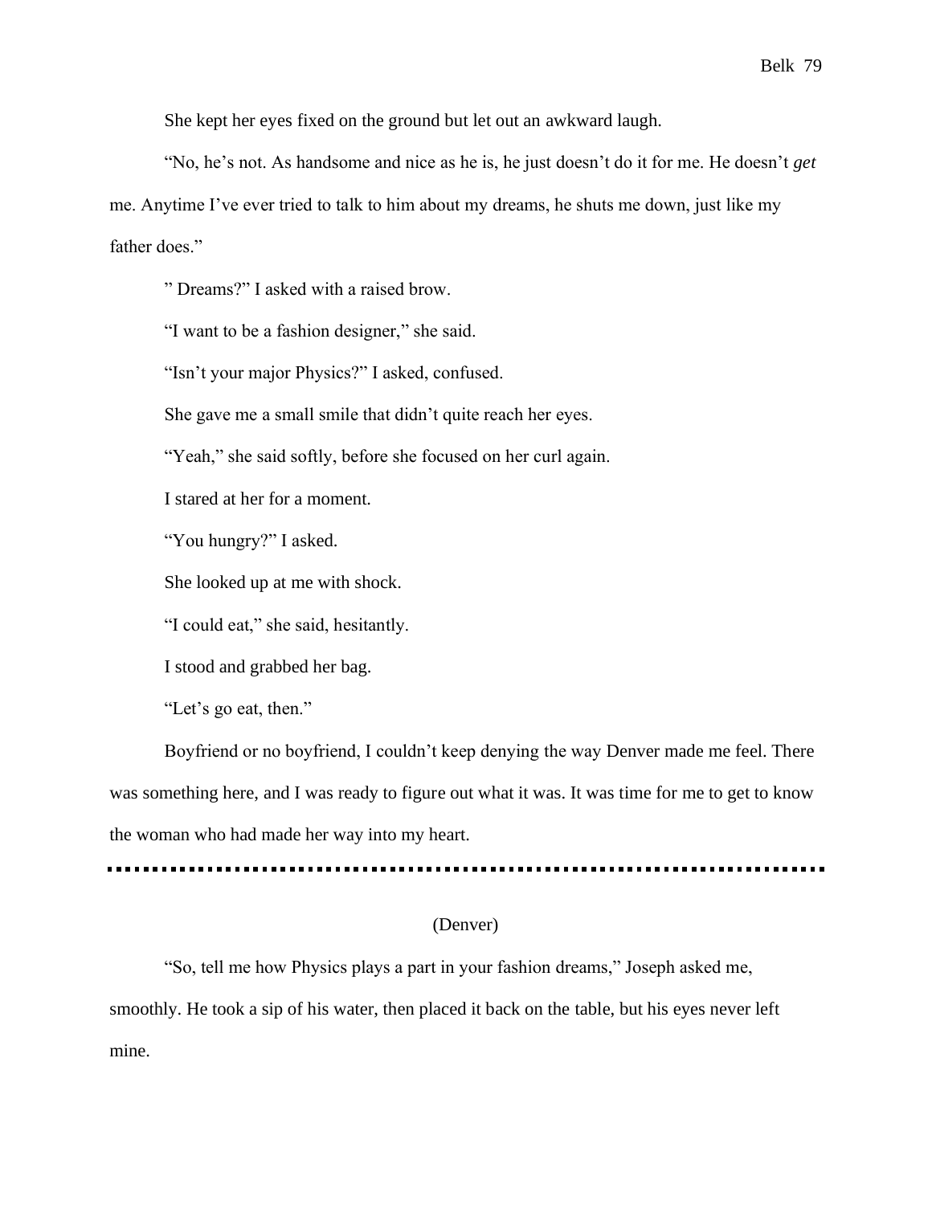She kept her eyes fixed on the ground but let out an awkward laugh.

"No, he's not. As handsome and nice as he is, he just doesn't do it for me. He doesn't *get* me. Anytime I've ever tried to talk to him about my dreams, he shuts me down, just like my father does."

" Dreams?" I asked with a raised brow.

"I want to be a fashion designer," she said.

"Isn't your major Physics?" I asked, confused.

She gave me a small smile that didn't quite reach her eyes.

"Yeah," she said softly, before she focused on her curl again.

I stared at her for a moment.

"You hungry?" I asked.

She looked up at me with shock.

"I could eat," she said, hesitantly.

I stood and grabbed her bag.

"Let's go eat, then."

Boyfriend or no boyfriend, I couldn't keep denying the way Denver made me feel. There was something here, and I was ready to figure out what it was. It was time for me to get to know the woman who had made her way into my heart.

---

(Denver)

"So, tell me how Physics plays a part in your fashion dreams," Joseph asked me, smoothly. He took a sip of his water, then placed it back on the table, but his eyes never left mine.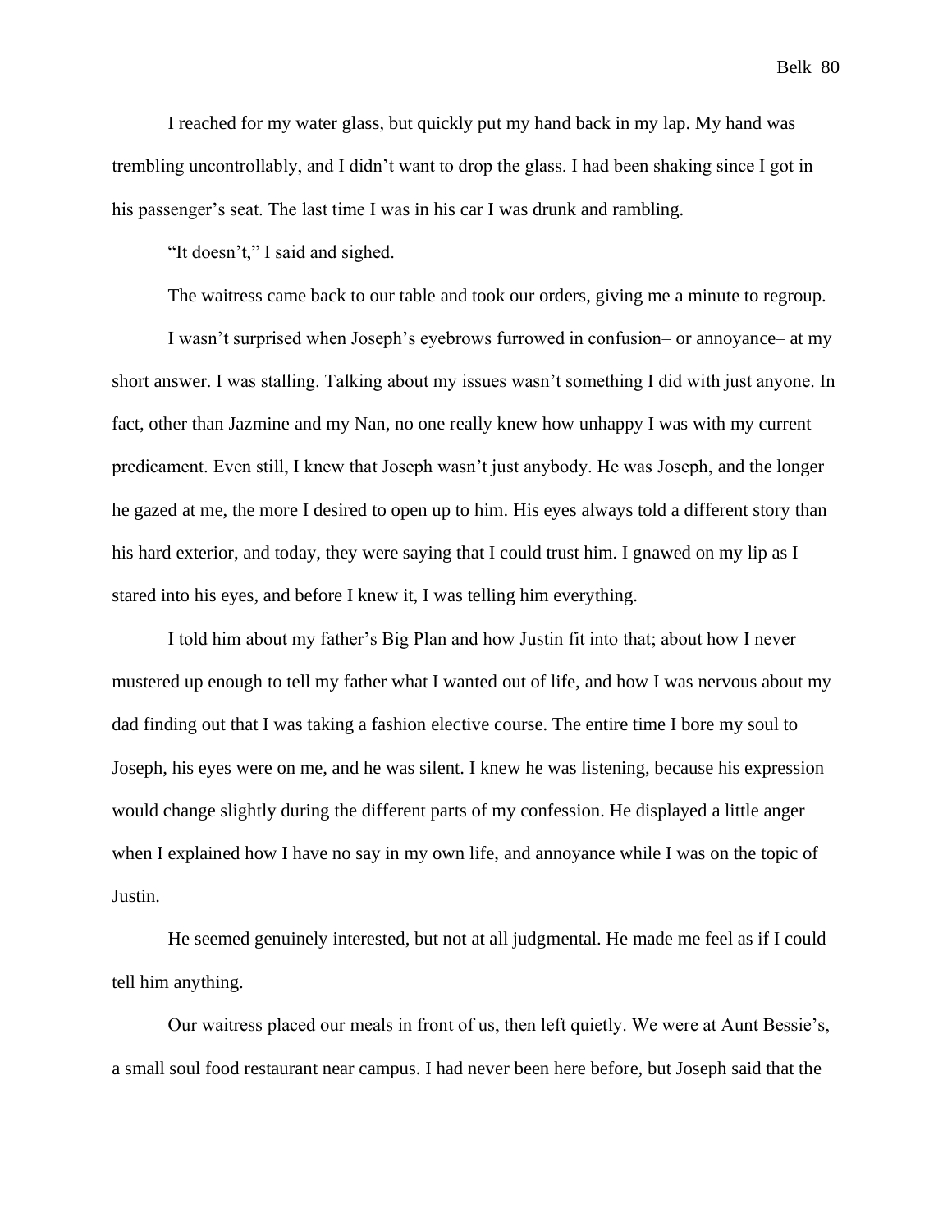I reached for my water glass, but quickly put my hand back in my lap. My hand was trembling uncontrollably, and I didn't want to drop the glass. I had been shaking since I got in his passenger's seat. The last time I was in his car I was drunk and rambling.

"It doesn't," I said and sighed.

The waitress came back to our table and took our orders, giving me a minute to regroup.

I wasn't surprised when Joseph's eyebrows furrowed in confusion– or annoyance– at my short answer. I was stalling. Talking about my issues wasn't something I did with just anyone. In fact, other than Jazmine and my Nan, no one really knew how unhappy I was with my current predicament. Even still, I knew that Joseph wasn't just anybody. He was Joseph, and the longer he gazed at me, the more I desired to open up to him. His eyes always told a different story than his hard exterior, and today, they were saying that I could trust him. I gnawed on my lip as I stared into his eyes, and before I knew it, I was telling him everything.

I told him about my father's Big Plan and how Justin fit into that; about how I never mustered up enough to tell my father what I wanted out of life, and how I was nervous about my dad finding out that I was taking a fashion elective course. The entire time I bore my soul to Joseph, his eyes were on me, and he was silent. I knew he was listening, because his expression would change slightly during the different parts of my confession. He displayed a little anger when I explained how I have no say in my own life, and annoyance while I was on the topic of Justin.

He seemed genuinely interested, but not at all judgmental. He made me feel as if I could tell him anything.

Our waitress placed our meals in front of us, then left quietly. We were at Aunt Bessie's, a small soul food restaurant near campus. I had never been here before, but Joseph said that the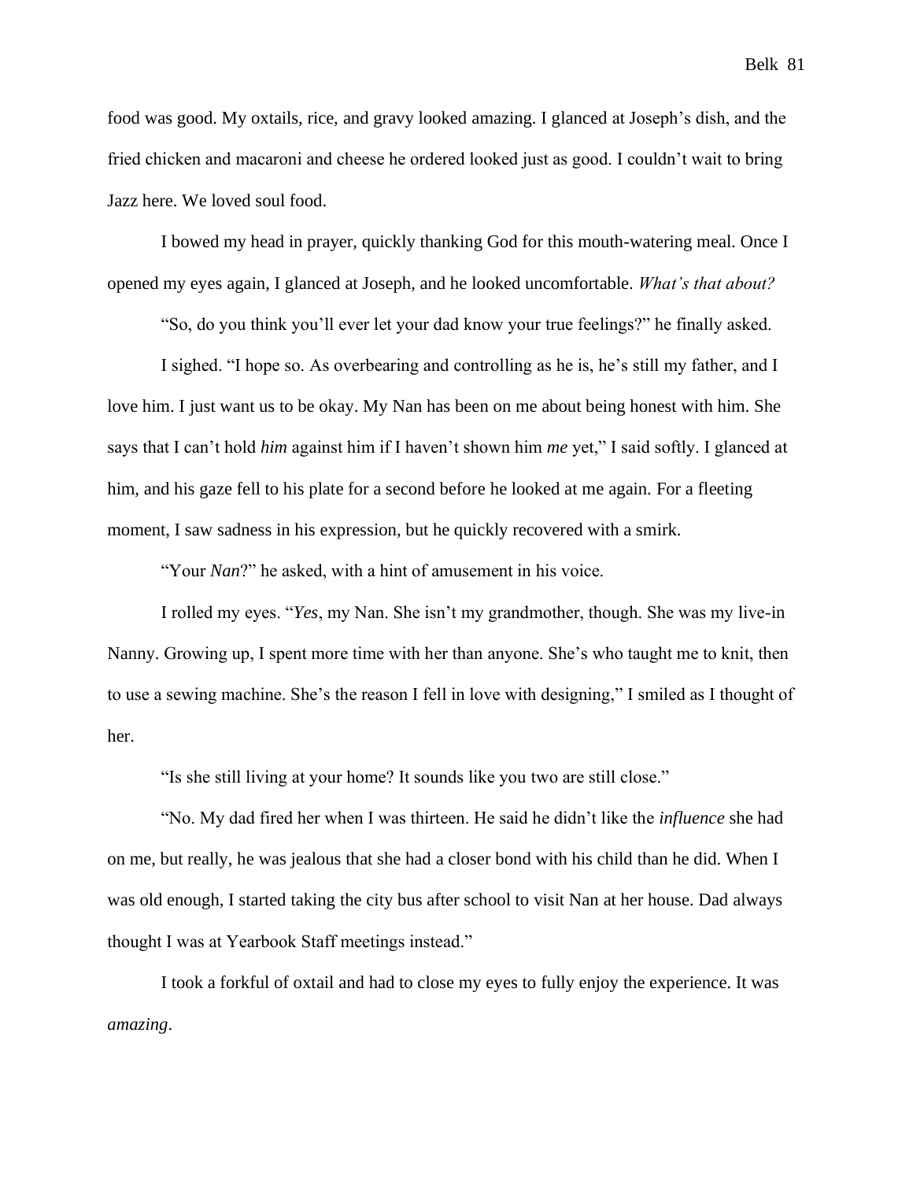food was good. My oxtails, rice, and gravy looked amazing. I glanced at Joseph's dish, and the fried chicken and macaroni and cheese he ordered looked just as good. I couldn't wait to bring Jazz here. We loved soul food.

I bowed my head in prayer, quickly thanking God for this mouth-watering meal. Once I opened my eyes again, I glanced at Joseph, and he looked uncomfortable. *What's that about?*

"So, do you think you'll ever let your dad know your true feelings?" he finally asked.

I sighed. "I hope so. As overbearing and controlling as he is, he's still my father, and I love him. I just want us to be okay. My Nan has been on me about being honest with him. She says that I can't hold *him* against him if I haven't shown him *me* yet," I said softly. I glanced at him, and his gaze fell to his plate for a second before he looked at me again. For a fleeting moment, I saw sadness in his expression, but he quickly recovered with a smirk.

"Your *Nan*?" he asked, with a hint of amusement in his voice.

I rolled my eyes. "*Yes*, my Nan. She isn't my grandmother, though. She was my live-in Nanny. Growing up, I spent more time with her than anyone. She's who taught me to knit, then to use a sewing machine. She's the reason I fell in love with designing," I smiled as I thought of her.

"Is she still living at your home? It sounds like you two are still close."

"No. My dad fired her when I was thirteen. He said he didn't like the *influence* she had on me, but really, he was jealous that she had a closer bond with his child than he did. When I was old enough, I started taking the city bus after school to visit Nan at her house. Dad always thought I was at Yearbook Staff meetings instead."

I took a forkful of oxtail and had to close my eyes to fully enjoy the experience. It was *amazing*.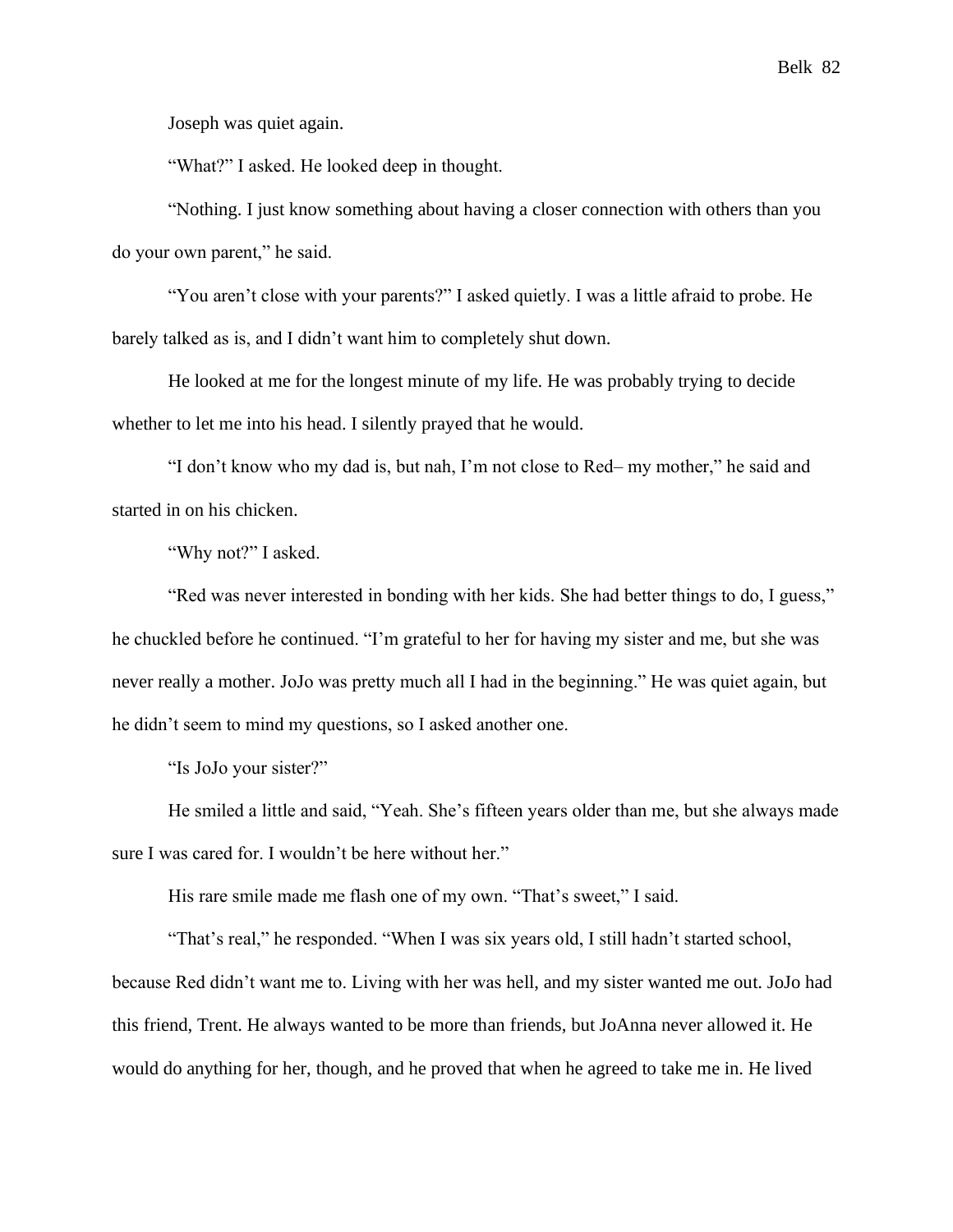Joseph was quiet again.

"What?" I asked. He looked deep in thought.

"Nothing. I just know something about having a closer connection with others than you do your own parent," he said.

"You aren't close with your parents?" I asked quietly. I was a little afraid to probe. He barely talked as is, and I didn't want him to completely shut down.

He looked at me for the longest minute of my life. He was probably trying to decide whether to let me into his head. I silently prayed that he would.

"I don't know who my dad is, but nah, I'm not close to Red– my mother," he said and started in on his chicken.

"Why not?" I asked.

"Red was never interested in bonding with her kids. She had better things to do, I guess," he chuckled before he continued. "I'm grateful to her for having my sister and me, but she was never really a mother. JoJo was pretty much all I had in the beginning." He was quiet again, but he didn't seem to mind my questions, so I asked another one.

"Is JoJo your sister?"

He smiled a little and said, "Yeah. She's fifteen years older than me, but she always made sure I was cared for. I wouldn't be here without her."

His rare smile made me flash one of my own. "That's sweet," I said.

"That's real," he responded. "When I was six years old, I still hadn't started school, because Red didn't want me to. Living with her was hell, and my sister wanted me out. JoJo had this friend, Trent. He always wanted to be more than friends, but JoAnna never allowed it. He would do anything for her, though, and he proved that when he agreed to take me in. He lived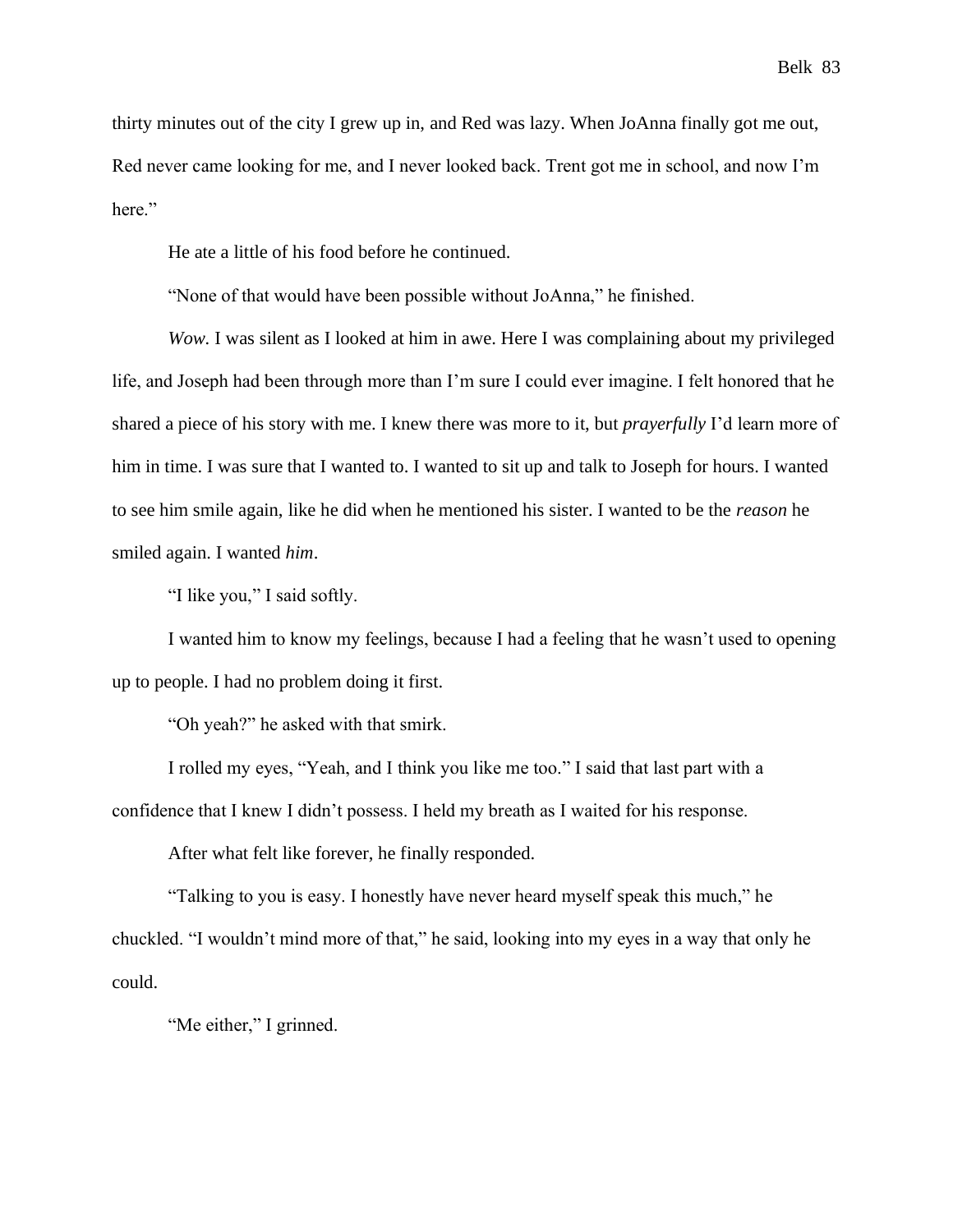thirty minutes out of the city I grew up in, and Red was lazy. When JoAnna finally got me out, Red never came looking for me, and I never looked back. Trent got me in school, and now I'm here."

He ate a little of his food before he continued.

"None of that would have been possible without JoAnna," he finished.

*Wow.* I was silent as I looked at him in awe. Here I was complaining about my privileged life, and Joseph had been through more than I'm sure I could ever imagine. I felt honored that he shared a piece of his story with me. I knew there was more to it, but *prayerfully* I'd learn more of him in time. I was sure that I wanted to. I wanted to sit up and talk to Joseph for hours. I wanted to see him smile again, like he did when he mentioned his sister. I wanted to be the *reason* he smiled again. I wanted *him*.

"I like you," I said softly.

I wanted him to know my feelings, because I had a feeling that he wasn't used to opening up to people. I had no problem doing it first.

"Oh yeah?" he asked with that smirk.

I rolled my eyes, "Yeah, and I think you like me too." I said that last part with a confidence that I knew I didn't possess. I held my breath as I waited for his response.

After what felt like forever, he finally responded.

"Talking to you is easy. I honestly have never heard myself speak this much," he chuckled. "I wouldn't mind more of that," he said, looking into my eyes in a way that only he could.

"Me either," I grinned.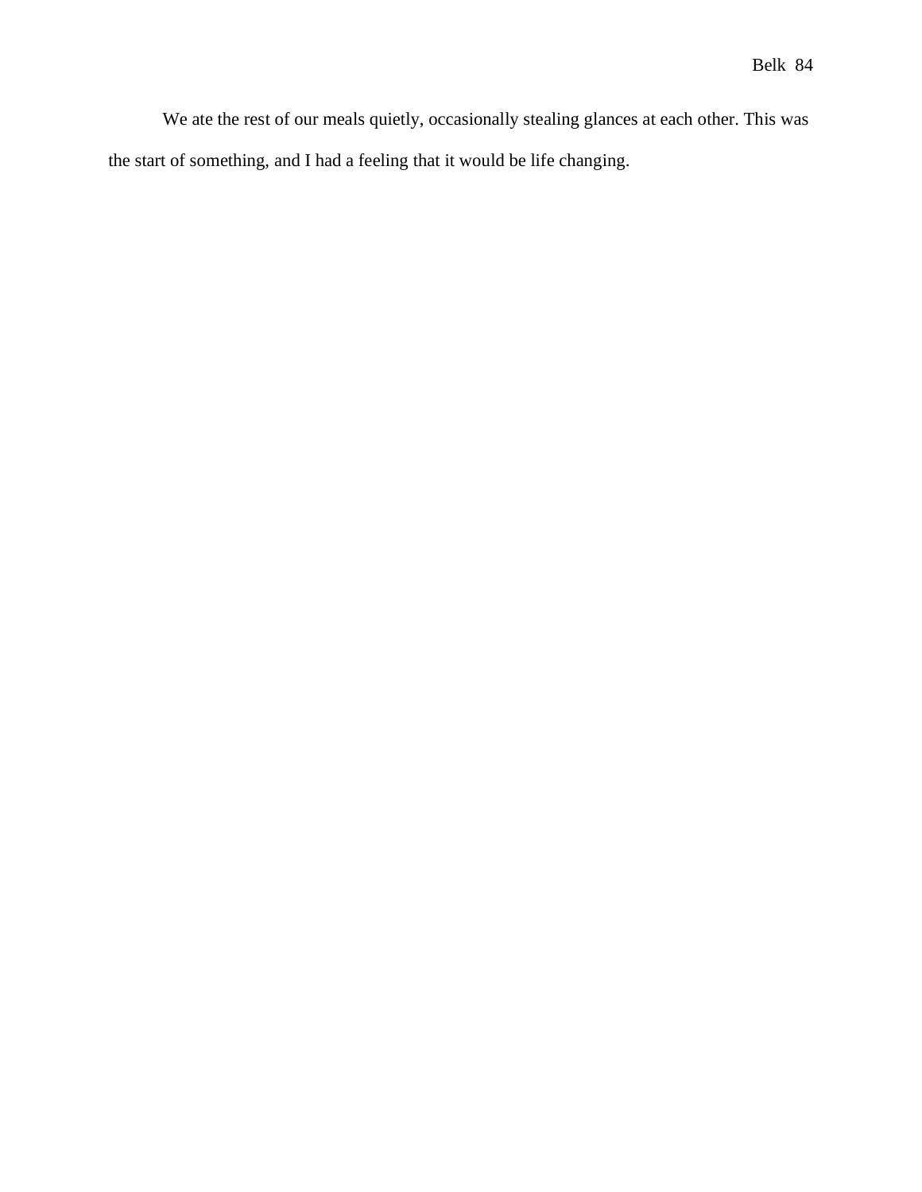We ate the rest of our meals quietly, occasionally stealing glances at each other. This was the start of something, and I had a feeling that it would be life changing.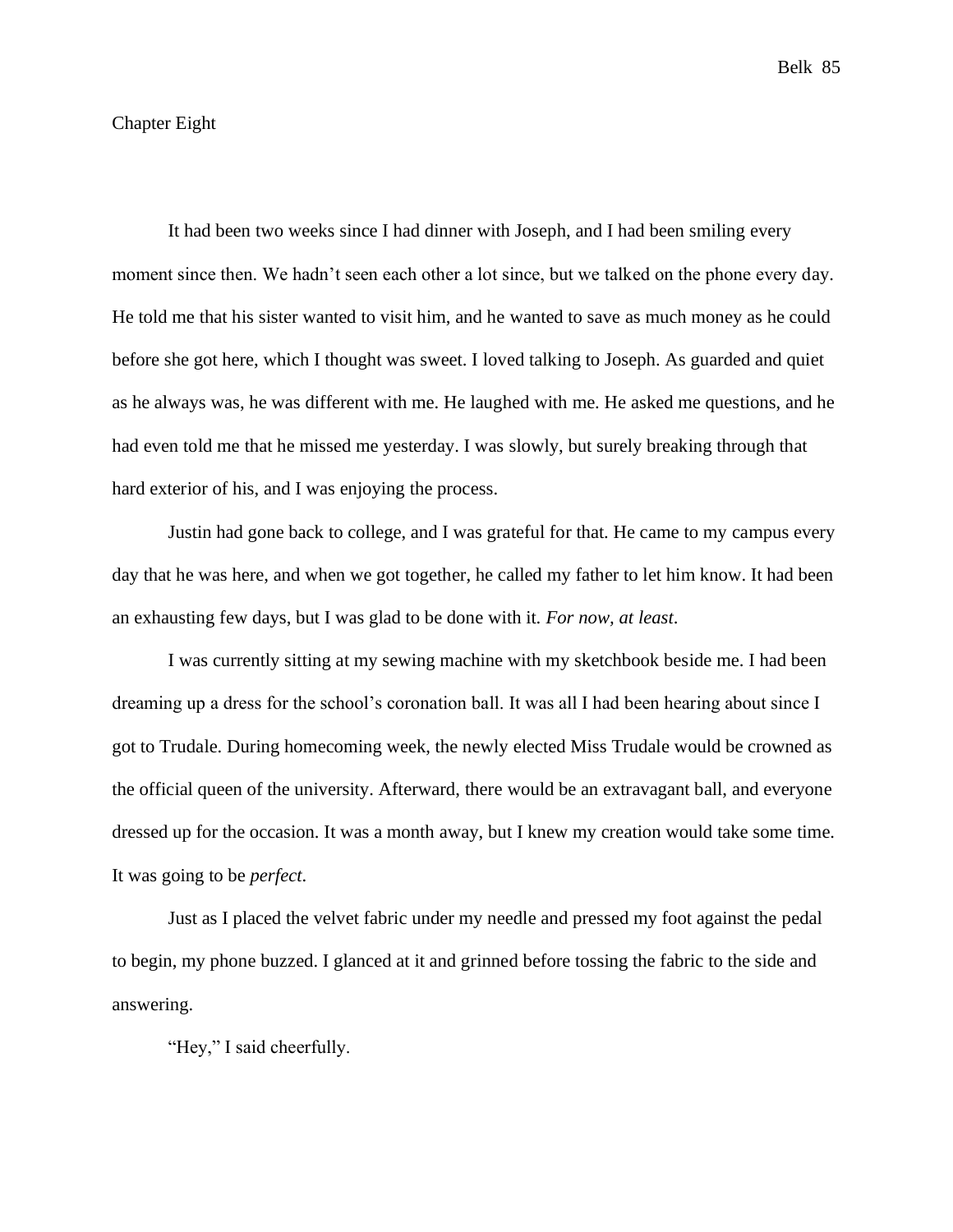# Chapter Eight

It had been two weeks since I had dinner with Joseph, and I had been smiling every moment since then. We hadn't seen each other a lot since, but we talked on the phone every day. He told me that his sister wanted to visit him, and he wanted to save as much money as he could before she got here, which I thought was sweet. I loved talking to Joseph. As guarded and quiet as he always was, he was different with me. He laughed with me. He asked me questions, and he had even told me that he missed me yesterday. I was slowly, but surely breaking through that hard exterior of his, and I was enjoying the process.

Justin had gone back to college, and I was grateful for that. He came to my campus every day that he was here, and when we got together, he called my father to let him know. It had been an exhausting few days, but I was glad to be done with it. *For now, at least*.

I was currently sitting at my sewing machine with my sketchbook beside me. I had been dreaming up a dress for the school's coronation ball. It was all I had been hearing about since I got to Trudale. During homecoming week, the newly elected Miss Trudale would be crowned as the official queen of the university. Afterward, there would be an extravagant ball, and everyone dressed up for the occasion. It was a month away, but I knew my creation would take some time. It was going to be *perfect*.

Just as I placed the velvet fabric under my needle and pressed my foot against the pedal to begin, my phone buzzed. I glanced at it and grinned before tossing the fabric to the side and answering.

"Hey," I said cheerfully.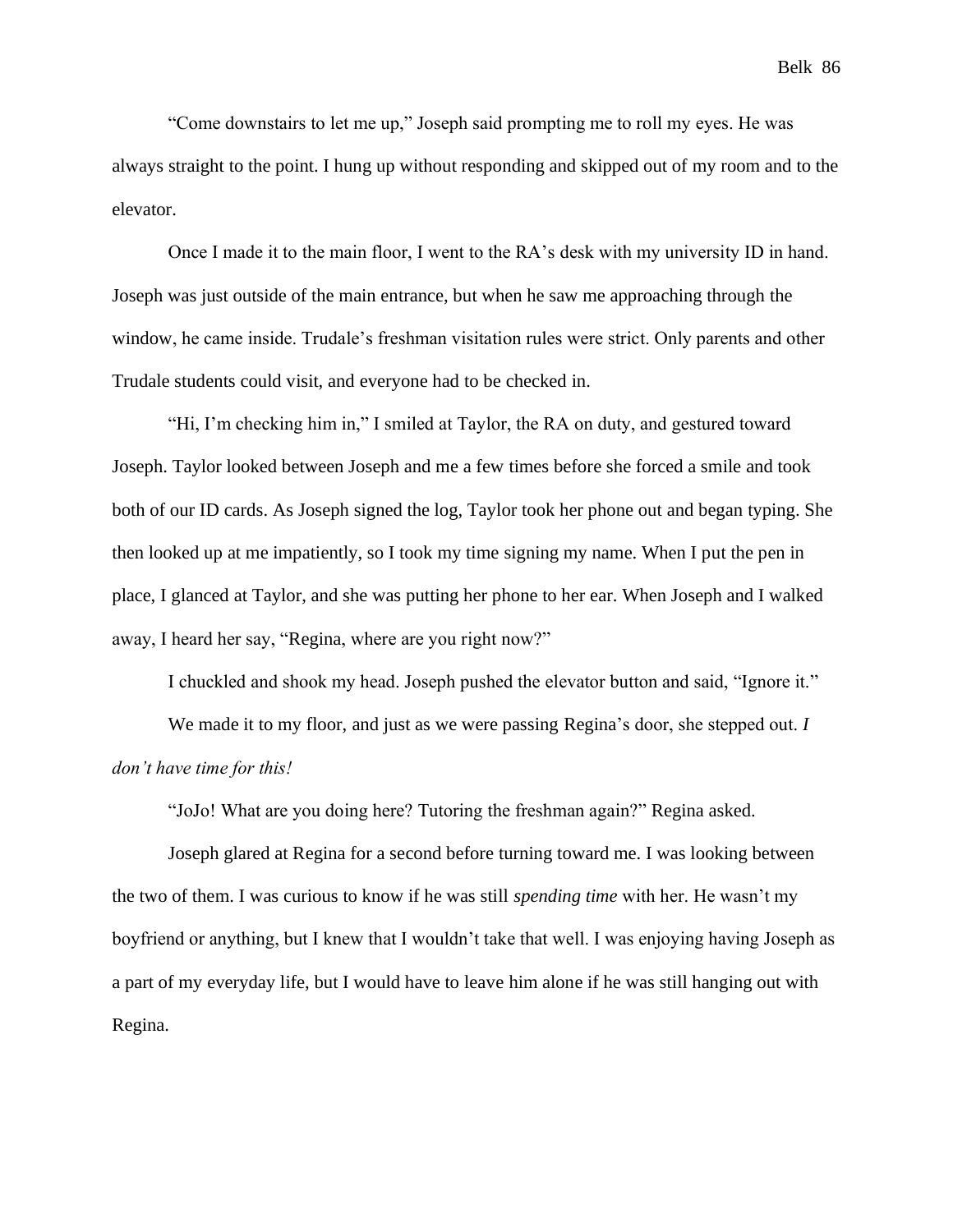"Come downstairs to let me up," Joseph said prompting me to roll my eyes. He was always straight to the point. I hung up without responding and skipped out of my room and to the elevator.

Once I made it to the main floor, I went to the RA's desk with my university ID in hand. Joseph was just outside of the main entrance, but when he saw me approaching through the window, he came inside. Trudale's freshman visitation rules were strict. Only parents and other Trudale students could visit, and everyone had to be checked in.

"Hi, I'm checking him in," I smiled at Taylor, the RA on duty, and gestured toward Joseph. Taylor looked between Joseph and me a few times before she forced a smile and took both of our ID cards. As Joseph signed the log, Taylor took her phone out and began typing. She then looked up at me impatiently, so I took my time signing my name. When I put the pen in place, I glanced at Taylor, and she was putting her phone to her ear. When Joseph and I walked away, I heard her say, "Regina, where are you right now?"

I chuckled and shook my head. Joseph pushed the elevator button and said, "Ignore it."

We made it to my floor, and just as we were passing Regina's door, she stepped out. *I don't have time for this!*

"JoJo! What are you doing here? Tutoring the freshman again?" Regina asked.

Joseph glared at Regina for a second before turning toward me. I was looking between the two of them. I was curious to know if he was still *spending time* with her. He wasn't my boyfriend or anything, but I knew that I wouldn't take that well. I was enjoying having Joseph as a part of my everyday life, but I would have to leave him alone if he was still hanging out with Regina.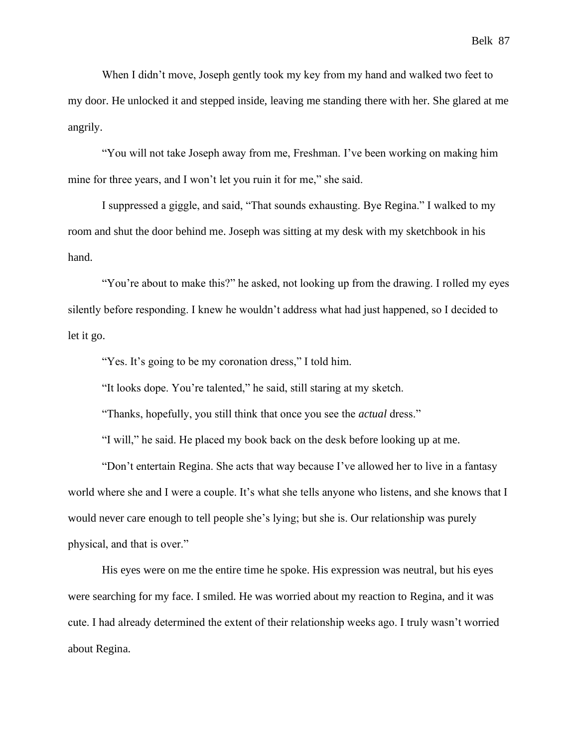When I didn't move, Joseph gently took my key from my hand and walked two feet to my door. He unlocked it and stepped inside, leaving me standing there with her. She glared at me angrily.

"You will not take Joseph away from me, Freshman. I've been working on making him mine for three years, and I won't let you ruin it for me," she said.

I suppressed a giggle, and said, "That sounds exhausting. Bye Regina." I walked to my room and shut the door behind me. Joseph was sitting at my desk with my sketchbook in his hand.

"You're about to make this?" he asked, not looking up from the drawing. I rolled my eyes silently before responding. I knew he wouldn't address what had just happened, so I decided to let it go.

"Yes. It's going to be my coronation dress," I told him.

"It looks dope. You're talented," he said, still staring at my sketch.

"Thanks, hopefully, you still think that once you see the *actual* dress."

"I will," he said. He placed my book back on the desk before looking up at me.

"Don't entertain Regina. She acts that way because I've allowed her to live in a fantasy world where she and I were a couple. It's what she tells anyone who listens, and she knows that I would never care enough to tell people she's lying; but she is. Our relationship was purely physical, and that is over."

His eyes were on me the entire time he spoke. His expression was neutral, but his eyes were searching for my face. I smiled. He was worried about my reaction to Regina, and it was cute. I had already determined the extent of their relationship weeks ago. I truly wasn't worried about Regina.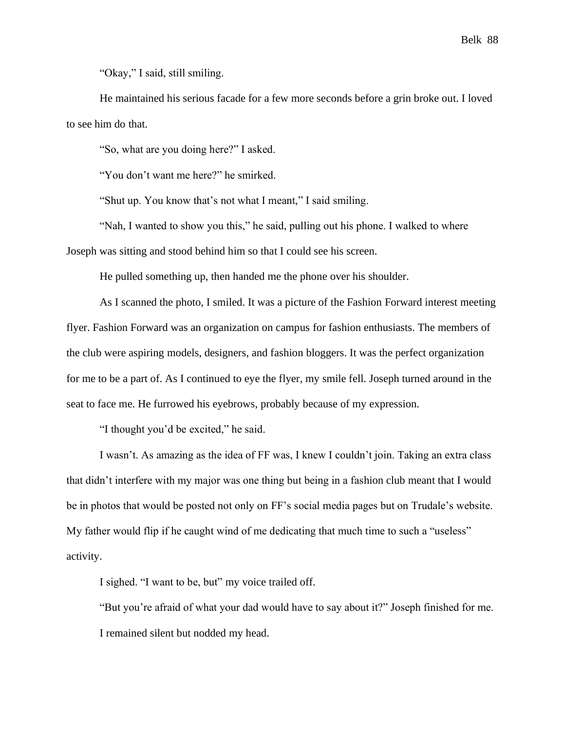"Okay," I said, still smiling.

He maintained his serious facade for a few more seconds before a grin broke out. I loved to see him do that.

"So, what are you doing here?" I asked.

"You don't want me here?" he smirked.

"Shut up. You know that's not what I meant," I said smiling.

"Nah, I wanted to show you this," he said, pulling out his phone. I walked to where Joseph was sitting and stood behind him so that I could see his screen.

He pulled something up, then handed me the phone over his shoulder.

As I scanned the photo, I smiled. It was a picture of the Fashion Forward interest meeting flyer. Fashion Forward was an organization on campus for fashion enthusiasts. The members of the club were aspiring models, designers, and fashion bloggers. It was the perfect organization for me to be a part of. As I continued to eye the flyer, my smile fell. Joseph turned around in the seat to face me. He furrowed his eyebrows, probably because of my expression.

"I thought you'd be excited," he said.

I wasn't. As amazing as the idea of FF was, I knew I couldn't join. Taking an extra class that didn't interfere with my major was one thing but being in a fashion club meant that I would be in photos that would be posted not only on FF's social media pages but on Trudale's website. My father would flip if he caught wind of me dedicating that much time to such a "useless" activity.

I sighed. "I want to be, but" my voice trailed off.

"But you're afraid of what your dad would have to say about it?" Joseph finished for me.

I remained silent but nodded my head.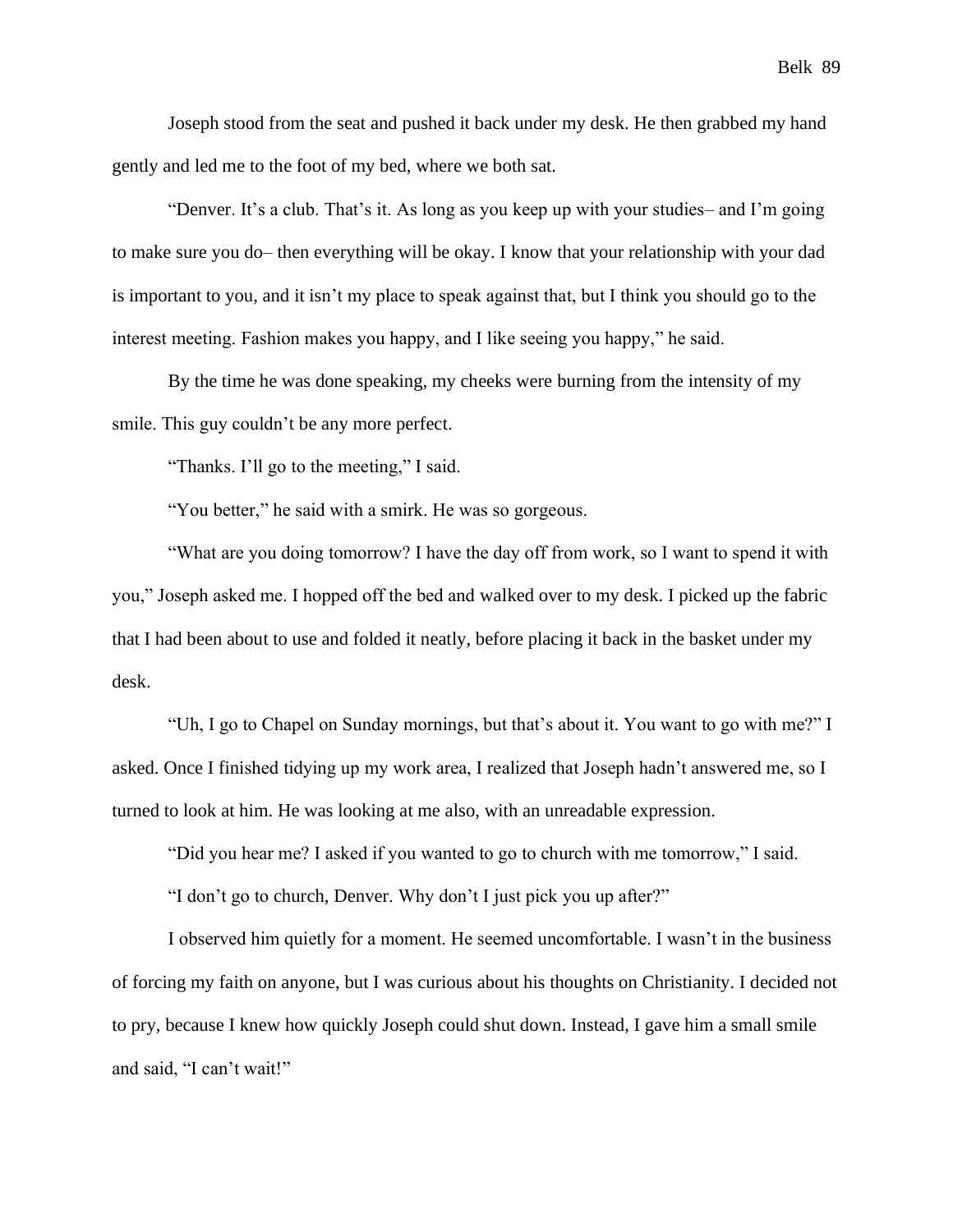Joseph stood from the seat and pushed it back under my desk. He then grabbed my hand gently and led me to the foot of my bed, where we both sat.

"Denver. It's a club. That's it. As long as you keep up with your studies– and I'm going to make sure you do– then everything will be okay. I know that your relationship with your dad is important to you, and it isn't my place to speak against that, but I think you should go to the interest meeting. Fashion makes you happy, and I like seeing you happy," he said.

By the time he was done speaking, my cheeks were burning from the intensity of my smile. This guy couldn't be any more perfect.

"Thanks. I'll go to the meeting," I said.

"You better," he said with a smirk. He was so gorgeous.

"What are you doing tomorrow? I have the day off from work, so I want to spend it with you," Joseph asked me. I hopped off the bed and walked over to my desk. I picked up the fabric that I had been about to use and folded it neatly, before placing it back in the basket under my desk.

"Uh, I go to Chapel on Sunday mornings, but that's about it. You want to go with me?" I asked. Once I finished tidying up my work area, I realized that Joseph hadn't answered me, so I turned to look at him. He was looking at me also, with an unreadable expression.

"Did you hear me? I asked if you wanted to go to church with me tomorrow," I said.

"I don't go to church, Denver. Why don't I just pick you up after?"

I observed him quietly for a moment. He seemed uncomfortable. I wasn't in the business of forcing my faith on anyone, but I was curious about his thoughts on Christianity. I decided not to pry, because I knew how quickly Joseph could shut down. Instead, I gave him a small smile and said, "I can't wait!"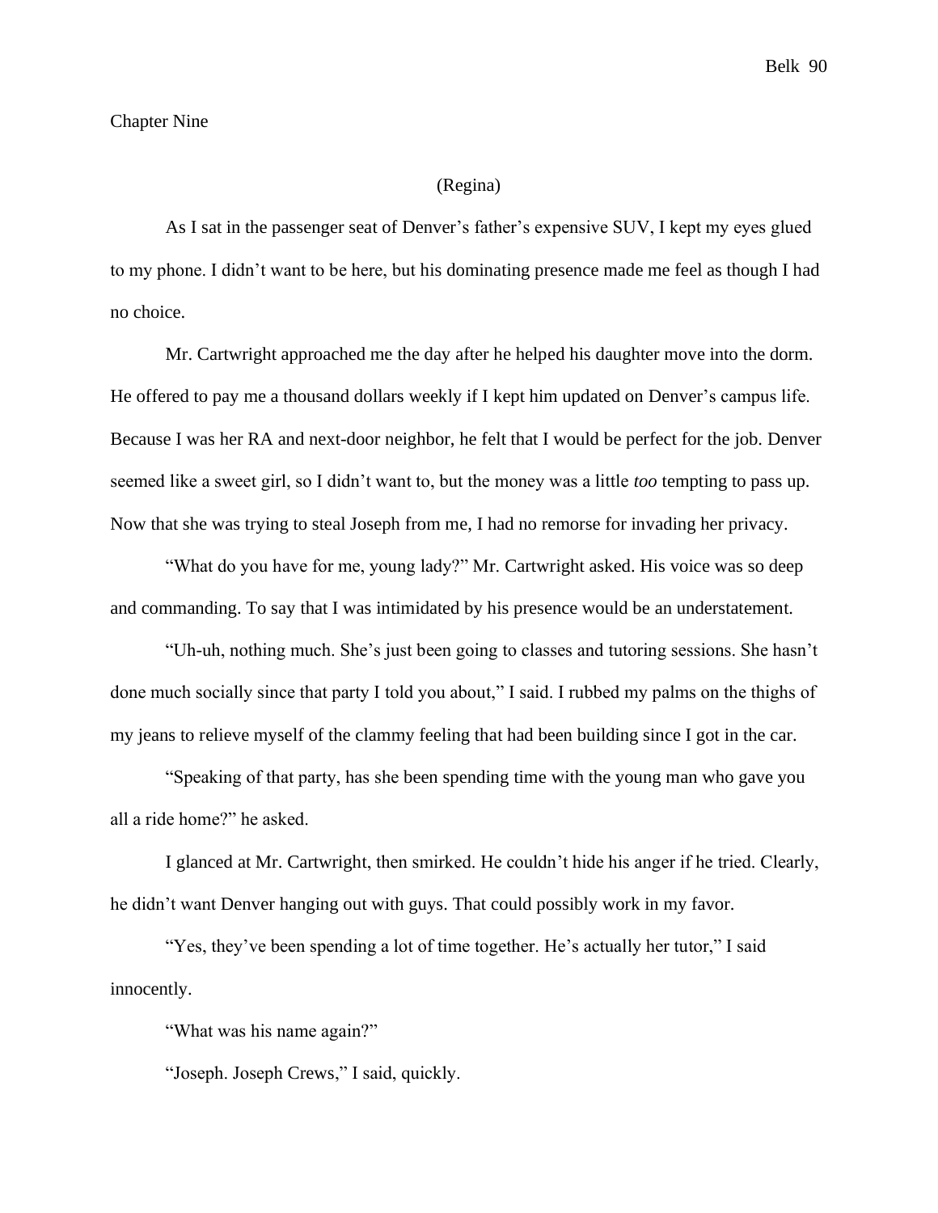Chapter Nine

(Regina)

As I sat in the passenger seat of Denver's father's expensive SUV, I kept my eyes glued to my phone. I didn't want to be here, but his dominating presence made me feel as though I had no choice.

Mr. Cartwright approached me the day after he helped his daughter move into the dorm. He offered to pay me a thousand dollars weekly if I kept him updated on Denver's campus life. Because I was her RA and next-door neighbor, he felt that I would be perfect for the job. Denver seemed like a sweet girl, so I didn't want to, but the money was a little *too* tempting to pass up. Now that she was trying to steal Joseph from me, I had no remorse for invading her privacy.

"What do you have for me, young lady?" Mr. Cartwright asked. His voice was so deep and commanding. To say that I was intimidated by his presence would be an understatement.

"Uh-uh, nothing much. She's just been going to classes and tutoring sessions. She hasn't done much socially since that party I told you about," I said. I rubbed my palms on the thighs of my jeans to relieve myself of the clammy feeling that had been building since I got in the car.

"Speaking of that party, has she been spending time with the young man who gave you all a ride home?" he asked.

I glanced at Mr. Cartwright, then smirked. He couldn't hide his anger if he tried. Clearly, he didn't want Denver hanging out with guys. That could possibly work in my favor.

"Yes, they've been spending a lot of time together. He's actually her tutor," I said innocently.

"What was his name again?"

"Joseph. Joseph Crews," I said, quickly.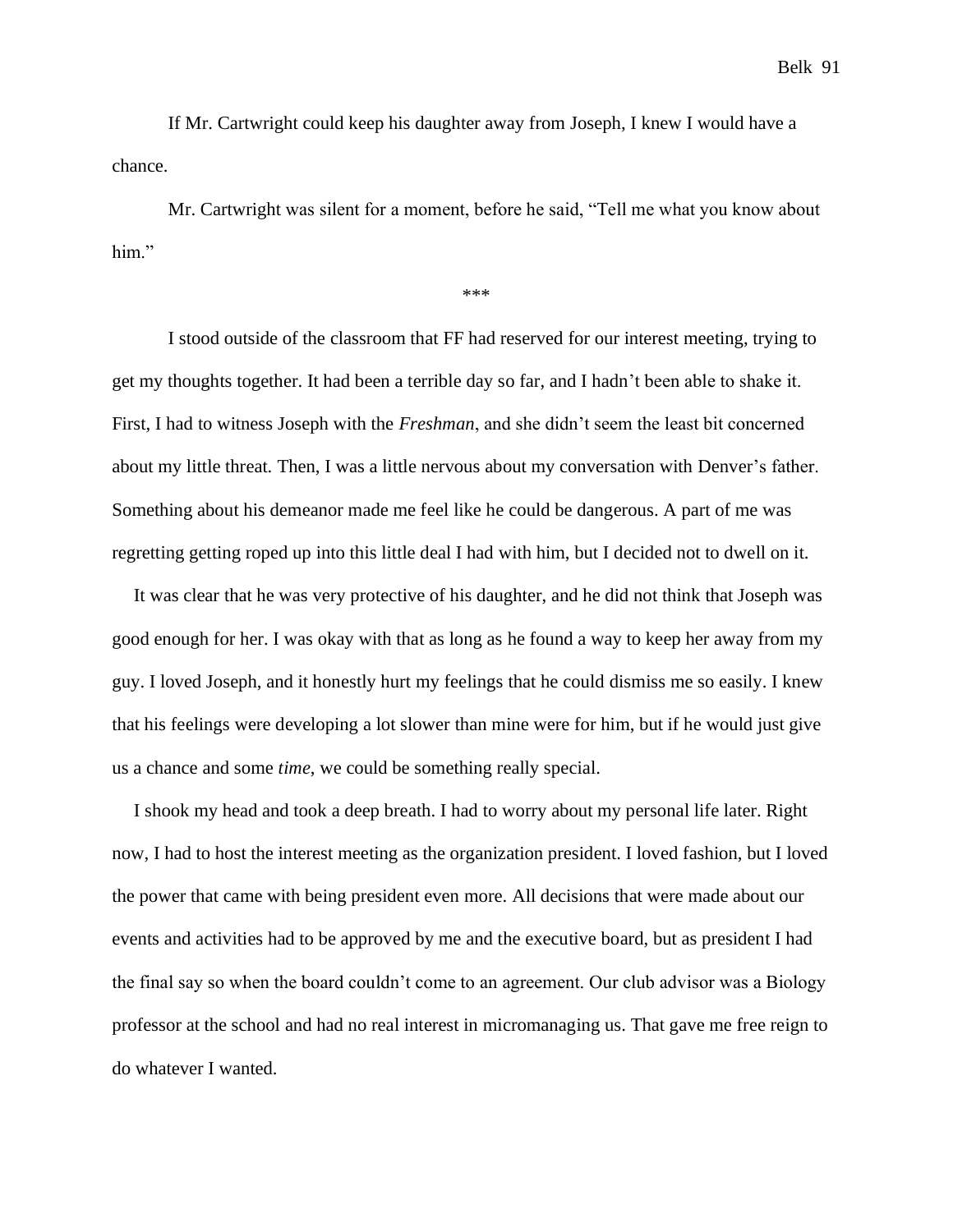If Mr. Cartwright could keep his daughter away from Joseph, I knew I would have a chance.

Mr. Cartwright was silent for a moment, before he said, “Tell me what you know about him.”

***

I stood outside of the classroom that FF had reserved for our interest meeting, trying to get my thoughts together. It had been a terrible day so far, and I hadn’t been able to shake it. First, I had to witness Joseph with the *Freshman*, and she didn’t seem the least bit concerned about my little threat. Then, I was a little nervous about my conversation with Denver’s father. Something about his demeanor made me feel like he could be dangerous. A part of me was regretting getting roped up into this little deal I had with him, but I decided not to dwell on it.

It was clear that he was very protective of his daughter, and he did not think that Joseph was good enough for her. I was okay with that as long as he found a way to keep her away from my guy. I loved Joseph, and it honestly hurt my feelings that he could dismiss me so easily. I knew that his feelings were developing a lot slower than mine were for him, but if he would just give us a chance and some *time*, we could be something really special.

I shook my head and took a deep breath. I had to worry about my personal life later. Right now, I had to host the interest meeting as the organization president. I loved fashion, but I loved the power that came with being president even more. All decisions that were made about our events and activities had to be approved by me and the executive board, but as president I had the final say so when the board couldn’t come to an agreement. Our club advisor was a Biology professor at the school and had no real interest in micromanaging us. That gave me free reign to do whatever I wanted.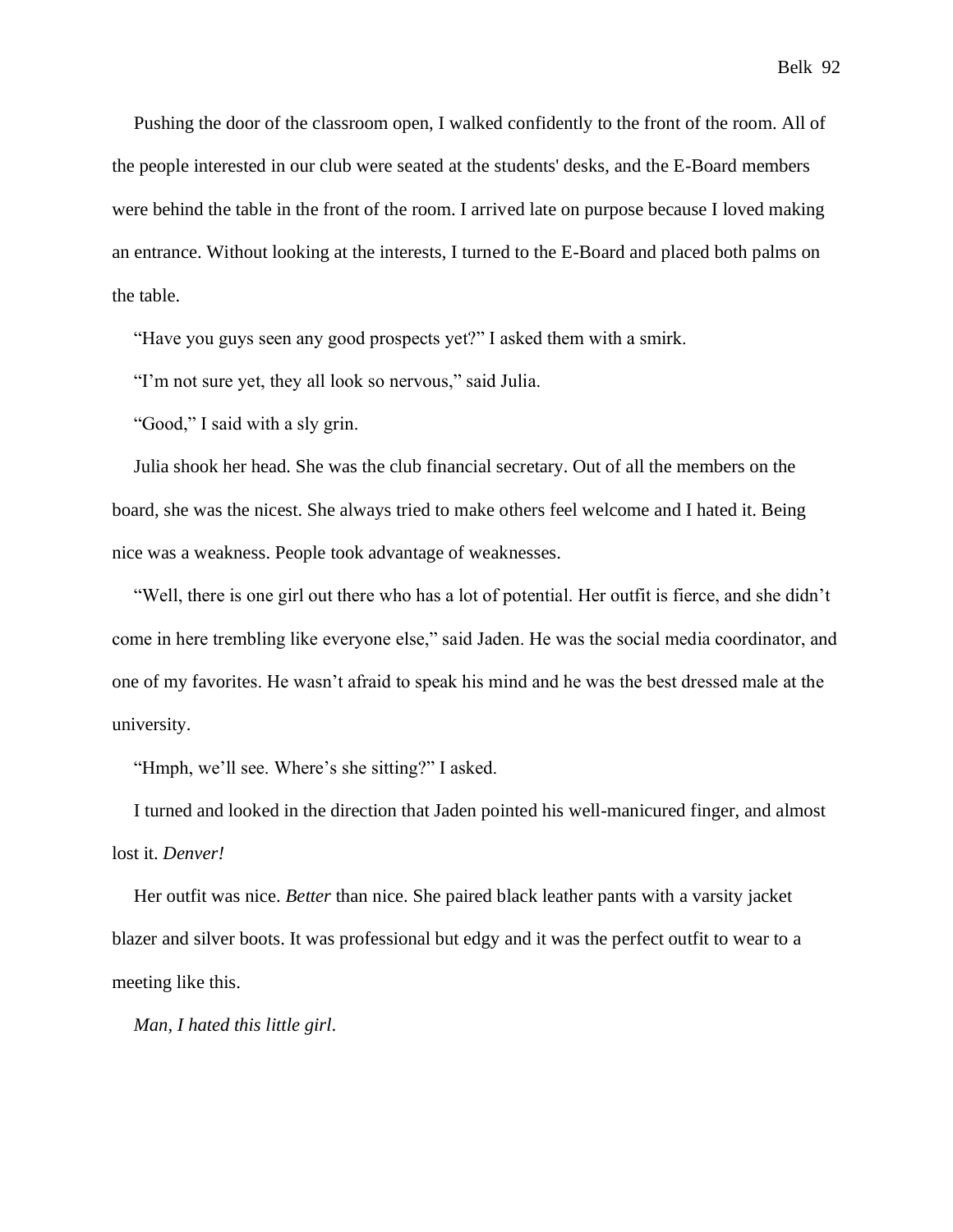Pushing the door of the classroom open, I walked confidently to the front of the room. All of the people interested in our club were seated at the students' desks, and the E-Board members were behind the table in the front of the room. I arrived late on purpose because I loved making an entrance. Without looking at the interests, I turned to the E-Board and placed both palms on the table.

"Have you guys seen any good prospects yet?" I asked them with a smirk.

"I'm not sure yet, they all look so nervous," said Julia.

"Good," I said with a sly grin.

Julia shook her head. She was the club financial secretary. Out of all the members on the board, she was the nicest. She always tried to make others feel welcome and I hated it. Being nice was a weakness. People took advantage of weaknesses.

"Well, there is one girl out there who has a lot of potential. Her outfit is fierce, and she didn't come in here trembling like everyone else," said Jaden. He was the social media coordinator, and one of my favorites. He wasn't afraid to speak his mind and he was the best dressed male at the university.

"Hmph, we'll see. Where's she sitting?" I asked.

I turned and looked in the direction that Jaden pointed his well-manicured finger, and almost lost it. *Denver!*

Her outfit was nice. *Better* than nice. She paired black leather pants with a varsity jacket blazer and silver boots. It was professional but edgy and it was the perfect outfit to wear to a meeting like this.

*Man, I hated this little girl.*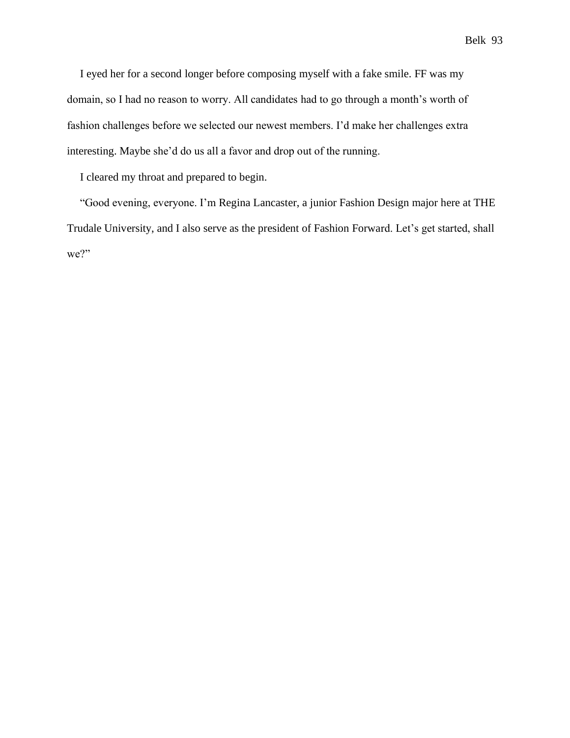I eyed her for a second longer before composing myself with a fake smile. FF was my domain, so I had no reason to worry. All candidates had to go through a month's worth of fashion challenges before we selected our newest members. I'd make her challenges extra interesting. Maybe she'd do us all a favor and drop out of the running.

I cleared my throat and prepared to begin.

"Good evening, everyone. I'm Regina Lancaster, a junior Fashion Design major here at THE Trudale University, and I also serve as the president of Fashion Forward. Let's get started, shall we?"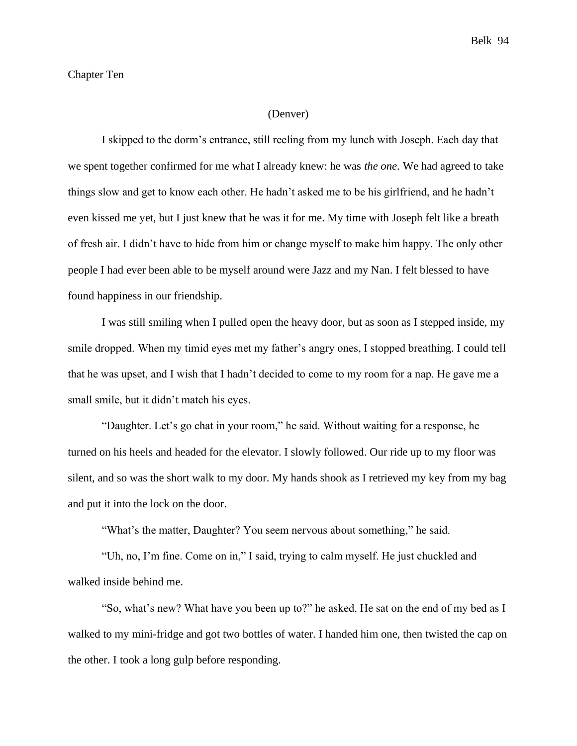# Chapter Ten

(Denver)

I skipped to the dorm's entrance, still reeling from my lunch with Joseph. Each day that we spent together confirmed for me what I already knew: he was *the one*. We had agreed to take things slow and get to know each other. He hadn't asked me to be his girlfriend, and he hadn't even kissed me yet, but I just knew that he was it for me. My time with Joseph felt like a breath of fresh air. I didn't have to hide from him or change myself to make him happy. The only other people I had ever been able to be myself around were Jazz and my Nan. I felt blessed to have found happiness in our friendship.

I was still smiling when I pulled open the heavy door, but as soon as I stepped inside, my smile dropped. When my timid eyes met my father's angry ones, I stopped breathing. I could tell that he was upset, and I wish that I hadn't decided to come to my room for a nap. He gave me a small smile, but it didn't match his eyes.

"Daughter. Let's go chat in your room," he said. Without waiting for a response, he turned on his heels and headed for the elevator. I slowly followed. Our ride up to my floor was silent, and so was the short walk to my door. My hands shook as I retrieved my key from my bag and put it into the lock on the door.

"What's the matter, Daughter? You seem nervous about something," he said.

"Uh, no, I'm fine. Come on in," I said, trying to calm myself. He just chuckled and walked inside behind me.

"So, what's new? What have you been up to?" he asked. He sat on the end of my bed as I walked to my mini-fridge and got two bottles of water. I handed him one, then twisted the cap on the other. I took a long gulp before responding.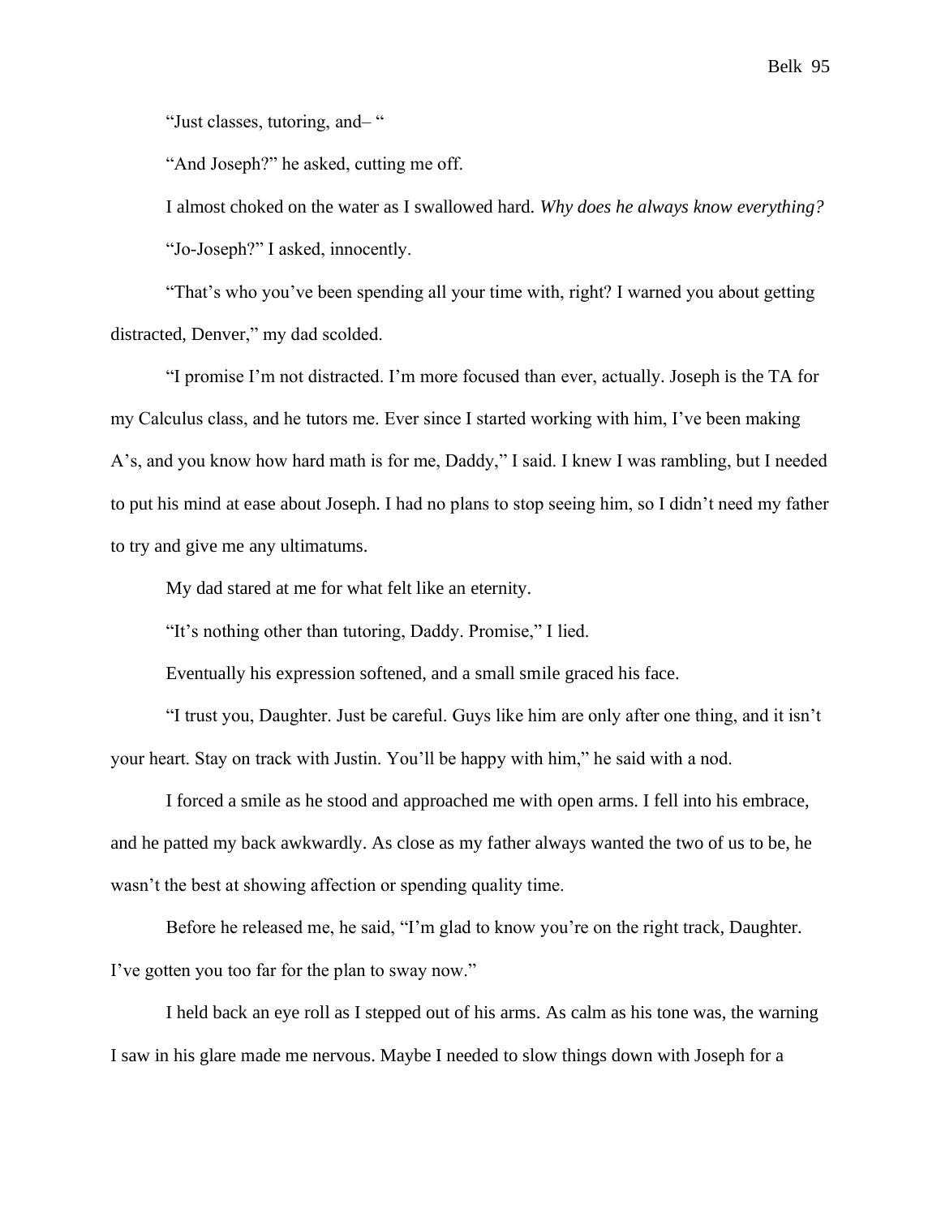"Just classes, tutoring, and– "

"And Joseph?" he asked, cutting me off.

I almost choked on the water as I swallowed hard. *Why does he always know everything?*

"Jo-Joseph?" I asked, innocently.

"That's who you've been spending all your time with, right? I warned you about getting distracted, Denver," my dad scolded.

"I promise I'm not distracted. I'm more focused than ever, actually. Joseph is the TA for my Calculus class, and he tutors me. Ever since I started working with him, I've been making A's, and you know how hard math is for me, Daddy," I said. I knew I was rambling, but I needed to put his mind at ease about Joseph. I had no plans to stop seeing him, so I didn't need my father to try and give me any ultimatums.

My dad stared at me for what felt like an eternity.

"It's nothing other than tutoring, Daddy. Promise," I lied.

Eventually his expression softened, and a small smile graced his face.

"I trust you, Daughter. Just be careful. Guys like him are only after one thing, and it isn't your heart. Stay on track with Justin. You'll be happy with him," he said with a nod.

I forced a smile as he stood and approached me with open arms. I fell into his embrace, and he patted my back awkwardly. As close as my father always wanted the two of us to be, he wasn't the best at showing affection or spending quality time.

Before he released me, he said, "I'm glad to know you're on the right track, Daughter. I've gotten you too far for the plan to sway now."

I held back an eye roll as I stepped out of his arms. As calm as his tone was, the warning I saw in his glare made me nervous. Maybe I needed to slow things down with Joseph for a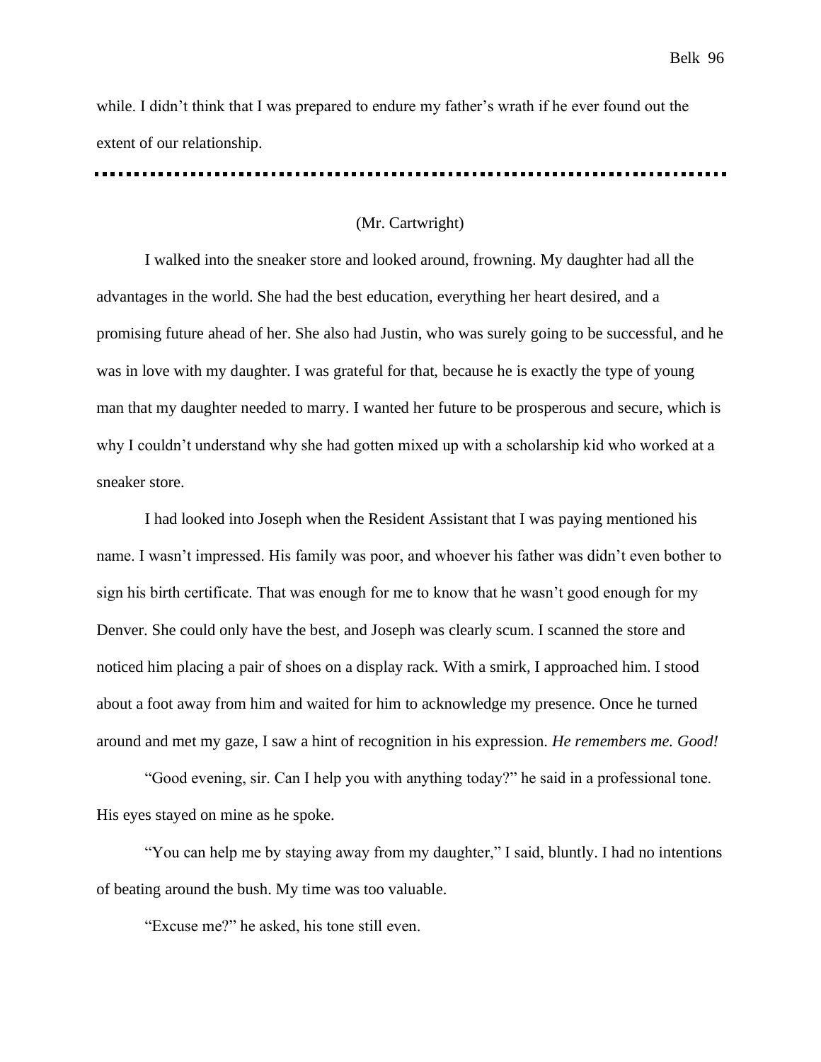while. I didn't think that I was prepared to endure my father's wrath if he ever found out the extent of our relationship.

---

(Mr. Cartwright)

I walked into the sneaker store and looked around, frowning. My daughter had all the advantages in the world. She had the best education, everything her heart desired, and a promising future ahead of her. She also had Justin, who was surely going to be successful, and he was in love with my daughter. I was grateful for that, because he is exactly the type of young man that my daughter needed to marry. I wanted her future to be prosperous and secure, which is why I couldn't understand why she had gotten mixed up with a scholarship kid who worked at a sneaker store.

I had looked into Joseph when the Resident Assistant that I was paying mentioned his name. I wasn't impressed. His family was poor, and whoever his father was didn't even bother to sign his birth certificate. That was enough for me to know that he wasn't good enough for my Denver. She could only have the best, and Joseph was clearly scum. I scanned the store and noticed him placing a pair of shoes on a display rack. With a smirk, I approached him. I stood about a foot away from him and waited for him to acknowledge my presence. Once he turned around and met my gaze, I saw a hint of recognition in his expression. *He remembers me. Good!*

"Good evening, sir. Can I help you with anything today?" he said in a professional tone. His eyes stayed on mine as he spoke.

"You can help me by staying away from my daughter," I said, bluntly. I had no intentions of beating around the bush. My time was too valuable.

"Excuse me?" he asked, his tone still even.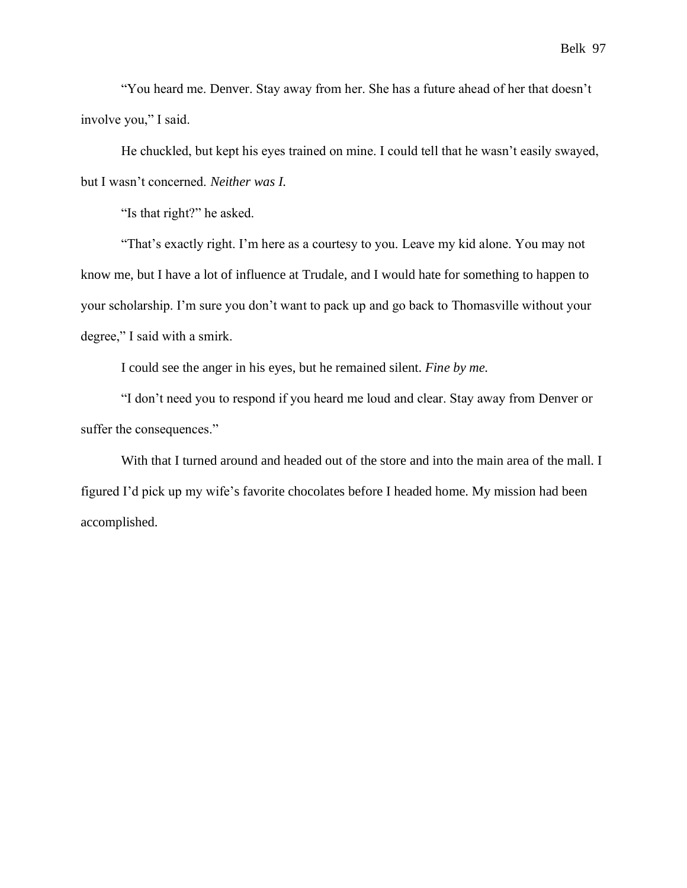"You heard me. Denver. Stay away from her. She has a future ahead of her that doesn't involve you," I said.

He chuckled, but kept his eyes trained on mine. I could tell that he wasn't easily swayed, but I wasn't concerned. *Neither was I.*

"Is that right?" he asked.

"That's exactly right. I'm here as a courtesy to you. Leave my kid alone. You may not know me, but I have a lot of influence at Trudale, and I would hate for something to happen to your scholarship. I'm sure you don't want to pack up and go back to Thomasville without your degree," I said with a smirk.

I could see the anger in his eyes, but he remained silent. *Fine by me.*

"I don't need you to respond if you heard me loud and clear. Stay away from Denver or suffer the consequences."

With that I turned around and headed out of the store and into the main area of the mall. I figured I'd pick up my wife's favorite chocolates before I headed home. My mission had been accomplished.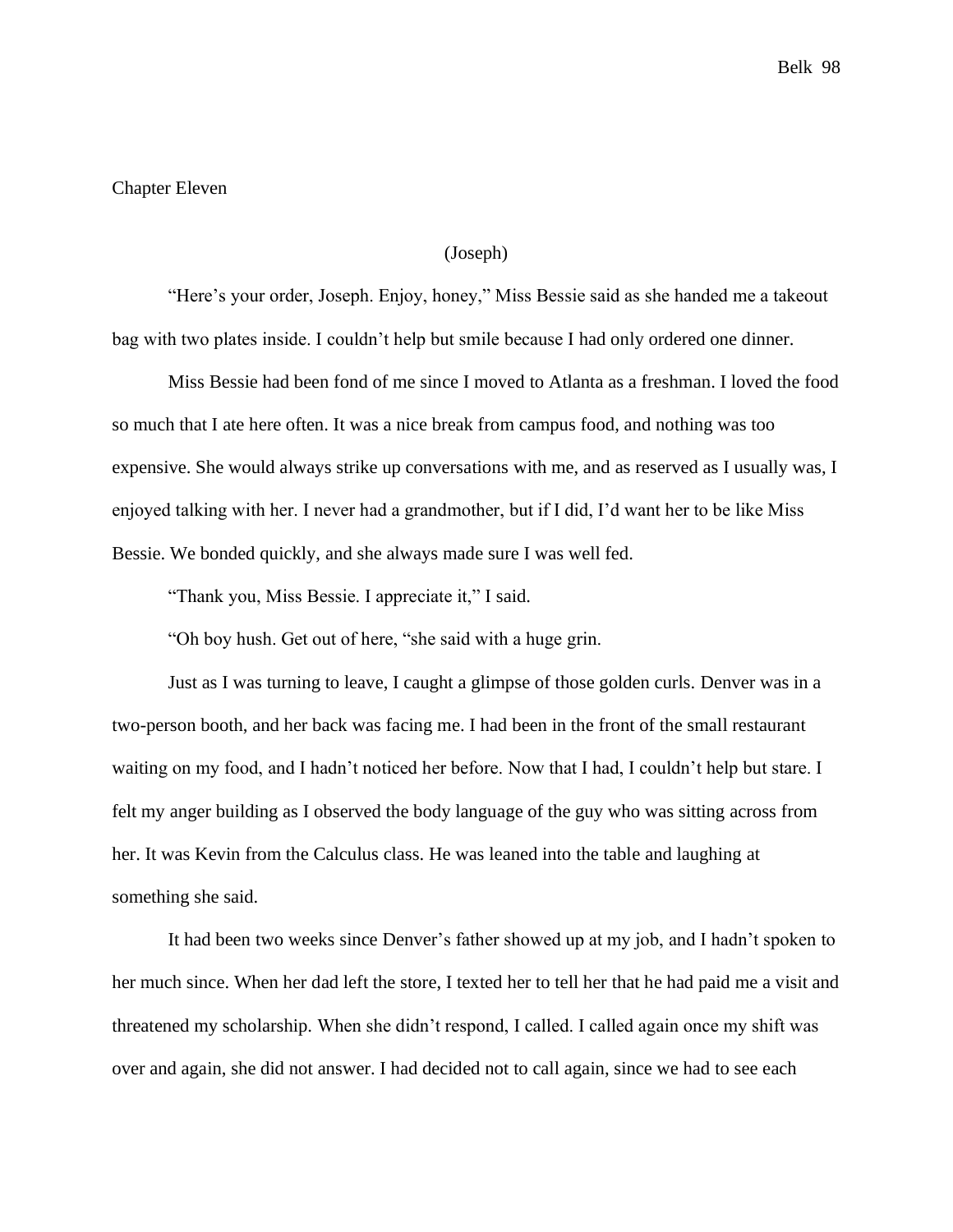## Chapter Eleven

(Joseph)

"Here's your order, Joseph. Enjoy, honey," Miss Bessie said as she handed me a takeout bag with two plates inside. I couldn't help but smile because I had only ordered one dinner.

Miss Bessie had been fond of me since I moved to Atlanta as a freshman. I loved the food so much that I ate here often. It was a nice break from campus food, and nothing was too expensive. She would always strike up conversations with me, and as reserved as I usually was, I enjoyed talking with her. I never had a grandmother, but if I did, I'd want her to be like Miss Bessie. We bonded quickly, and she always made sure I was well fed.

"Thank you, Miss Bessie. I appreciate it," I said.

"Oh boy hush. Get out of here, "she said with a huge grin.

Just as I was turning to leave, I caught a glimpse of those golden curls. Denver was in a two-person booth, and her back was facing me. I had been in the front of the small restaurant waiting on my food, and I hadn't noticed her before. Now that I had, I couldn't help but stare. I felt my anger building as I observed the body language of the guy who was sitting across from her. It was Kevin from the Calculus class. He was leaned into the table and laughing at something she said.

It had been two weeks since Denver's father showed up at my job, and I hadn't spoken to her much since. When her dad left the store, I texted her to tell her that he had paid me a visit and threatened my scholarship. When she didn't respond, I called. I called again once my shift was over and again, she did not answer. I had decided not to call again, since we had to see each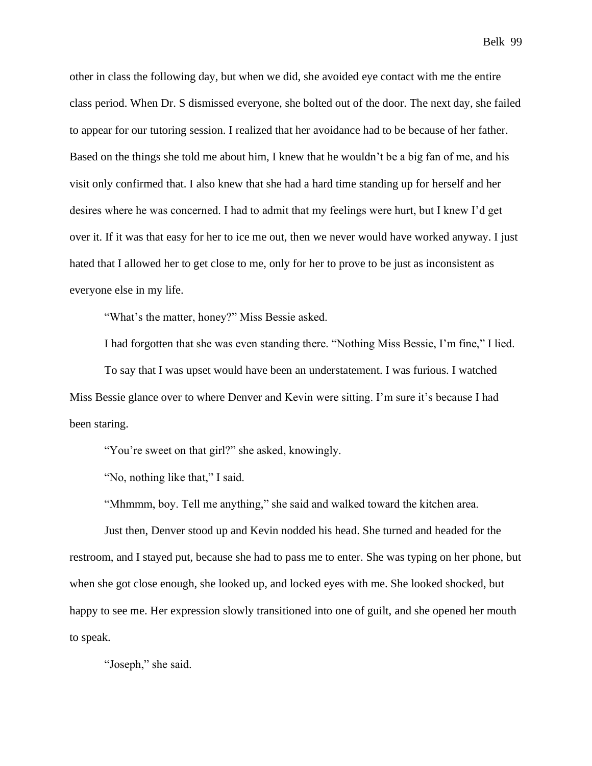other in class the following day, but when we did, she avoided eye contact with me the entire class period. When Dr. S dismissed everyone, she bolted out of the door. The next day, she failed to appear for our tutoring session. I realized that her avoidance had to be because of her father. Based on the things she told me about him, I knew that he wouldn't be a big fan of me, and his visit only confirmed that. I also knew that she had a hard time standing up for herself and her desires where he was concerned. I had to admit that my feelings were hurt, but I knew I'd get over it. If it was that easy for her to ice me out, then we never would have worked anyway. I just hated that I allowed her to get close to me, only for her to prove to be just as inconsistent as everyone else in my life.

"What's the matter, honey?" Miss Bessie asked.

I had forgotten that she was even standing there. "Nothing Miss Bessie, I'm fine," I lied.

To say that I was upset would have been an understatement. I was furious. I watched Miss Bessie glance over to where Denver and Kevin were sitting. I'm sure it's because I had been staring.

"You're sweet on that girl?" she asked, knowingly.

"No, nothing like that," I said.

"Mhmmm, boy. Tell me anything," she said and walked toward the kitchen area.

Just then, Denver stood up and Kevin nodded his head. She turned and headed for the restroom, and I stayed put, because she had to pass me to enter. She was typing on her phone, but when she got close enough, she looked up, and locked eyes with me. She looked shocked, but happy to see me. Her expression slowly transitioned into one of guilt, and she opened her mouth to speak.

"Joseph," she said.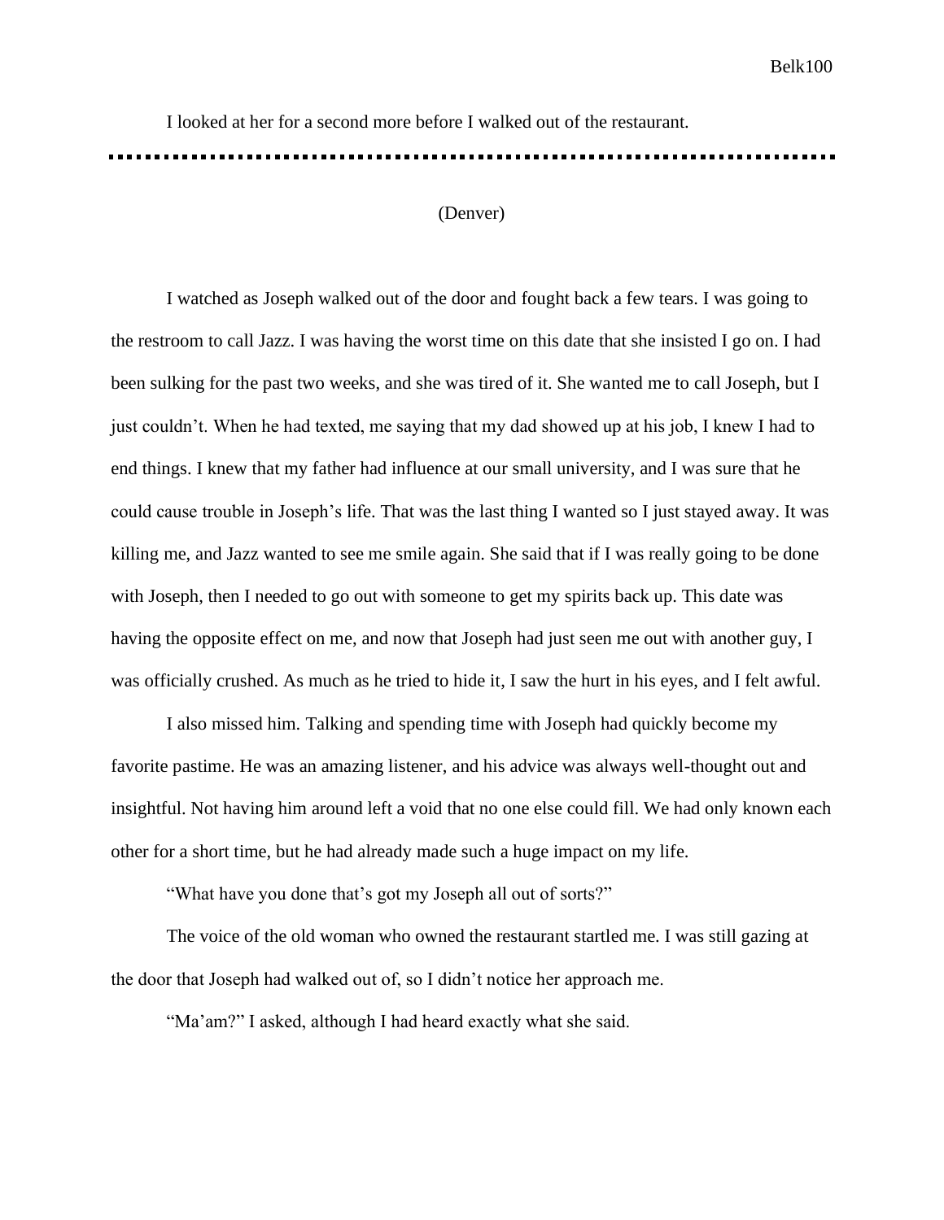I looked at her for a second more before I walked out of the restaurant.

---

(Denver)

I watched as Joseph walked out of the door and fought back a few tears. I was going to the restroom to call Jazz. I was having the worst time on this date that she insisted I go on. I had been sulking for the past two weeks, and she was tired of it. She wanted me to call Joseph, but I just couldn't. When he had texted, me saying that my dad showed up at his job, I knew I had to end things. I knew that my father had influence at our small university, and I was sure that he could cause trouble in Joseph's life. That was the last thing I wanted so I just stayed away. It was killing me, and Jazz wanted to see me smile again. She said that if I was really going to be done with Joseph, then I needed to go out with someone to get my spirits back up. This date was having the opposite effect on me, and now that Joseph had just seen me out with another guy, I was officially crushed. As much as he tried to hide it, I saw the hurt in his eyes, and I felt awful.

I also missed him. Talking and spending time with Joseph had quickly become my favorite pastime. He was an amazing listener, and his advice was always well-thought out and insightful. Not having him around left a void that no one else could fill. We had only known each other for a short time, but he had already made such a huge impact on my life.

"What have you done that's got my Joseph all out of sorts?"

The voice of the old woman who owned the restaurant startled me. I was still gazing at the door that Joseph had walked out of, so I didn't notice her approach me.

"Ma'am?" I asked, although I had heard exactly what she said.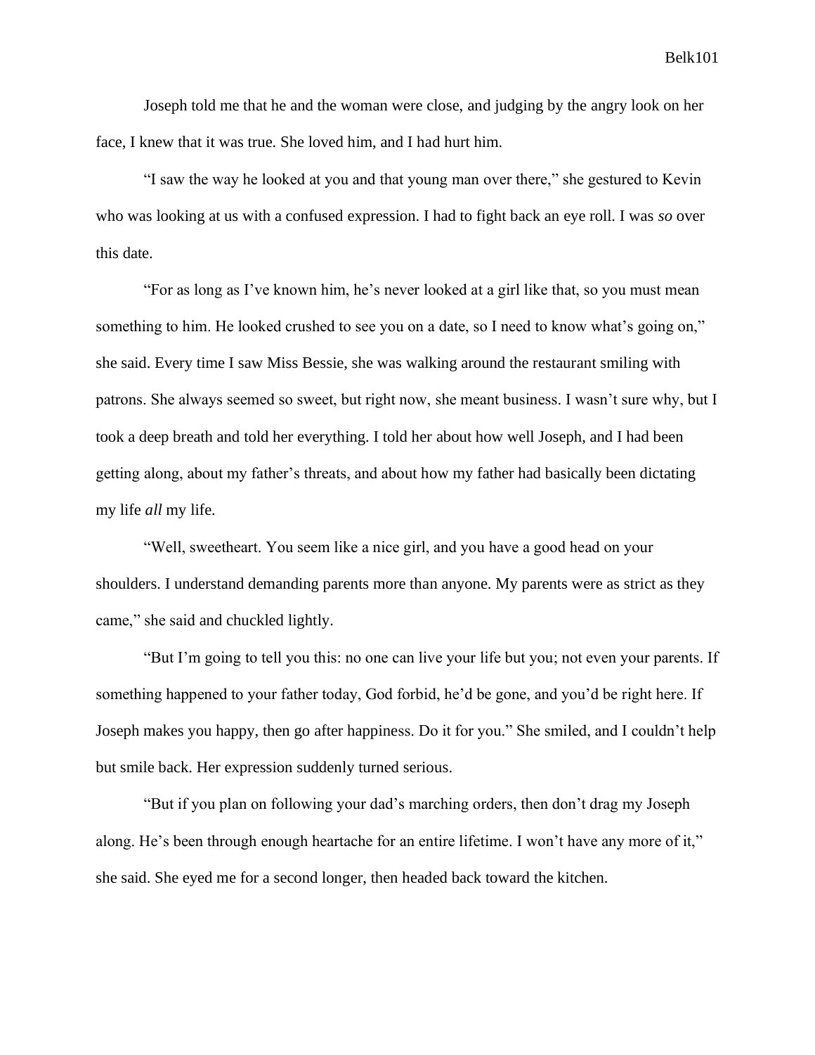Joseph told me that he and the woman were close, and judging by the angry look on her face, I knew that it was true. She loved him, and I had hurt him.

"I saw the way he looked at you and that young man over there," she gestured to Kevin who was looking at us with a confused expression. I had to fight back an eye roll. I was *so* over this date.

"For as long as I've known him, he's never looked at a girl like that, so you must mean something to him. He looked crushed to see you on a date, so I need to know what's going on," she said. Every time I saw Miss Bessie, she was walking around the restaurant smiling with patrons. She always seemed so sweet, but right now, she meant business. I wasn't sure why, but I took a deep breath and told her everything. I told her about how well Joseph, and I had been getting along, about my father's threats, and about how my father had basically been dictating my life *all* my life.

"Well, sweetheart. You seem like a nice girl, and you have a good head on your shoulders. I understand demanding parents more than anyone. My parents were as strict as they came," she said and chuckled lightly.

"But I'm going to tell you this: no one can live your life but you; not even your parents. If something happened to your father today, God forbid, he'd be gone, and you'd be right here. If Joseph makes you happy, then go after happiness. Do it for you." She smiled, and I couldn't help but smile back. Her expression suddenly turned serious.

"But if you plan on following your dad's marching orders, then don't drag my Joseph along. He's been through enough heartache for an entire lifetime. I won't have any more of it," she said. She eyed me for a second longer, then headed back toward the kitchen.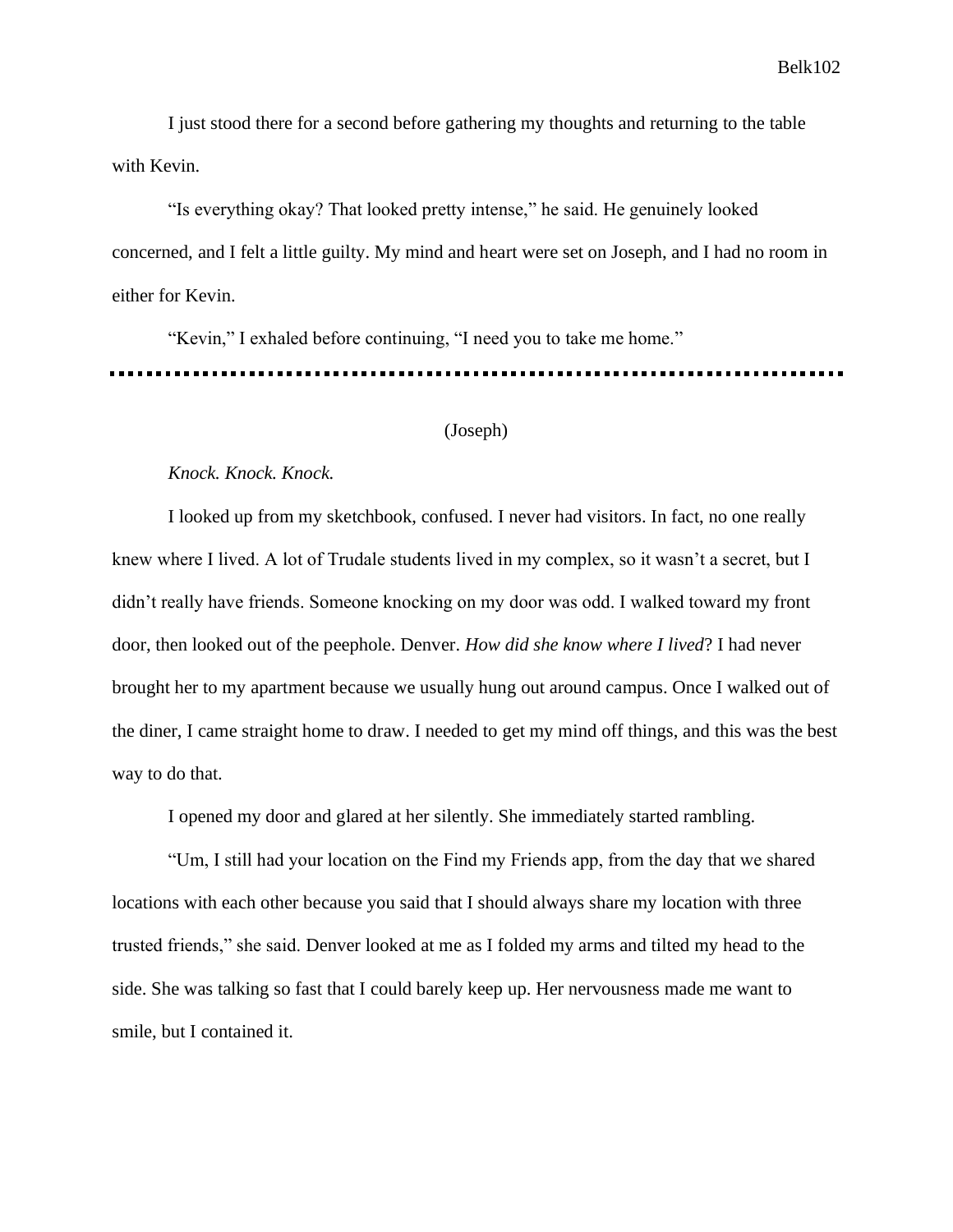I just stood there for a second before gathering my thoughts and returning to the table with Kevin.

"Is everything okay? That looked pretty intense," he said. He genuinely looked concerned, and I felt a little guilty. My mind and heart were set on Joseph, and I had no room in either for Kevin.

"Kevin," I exhaled before continuing, "I need you to take me home."

---

(Joseph)

*Knock. Knock. Knock.*

I looked up from my sketchbook, confused. I never had visitors. In fact, no one really knew where I lived. A lot of Trudale students lived in my complex, so it wasn't a secret, but I didn't really have friends. Someone knocking on my door was odd. I walked toward my front door, then looked out of the peephole. Denver. *How did she know where I lived*? I had never brought her to my apartment because we usually hung out around campus. Once I walked out of the diner, I came straight home to draw. I needed to get my mind off things, and this was the best way to do that.

I opened my door and glared at her silently. She immediately started rambling.

"Um, I still had your location on the Find my Friends app, from the day that we shared locations with each other because you said that I should always share my location with three trusted friends," she said. Denver looked at me as I folded my arms and tilted my head to the side. She was talking so fast that I could barely keep up. Her nervousness made me want to smile, but I contained it.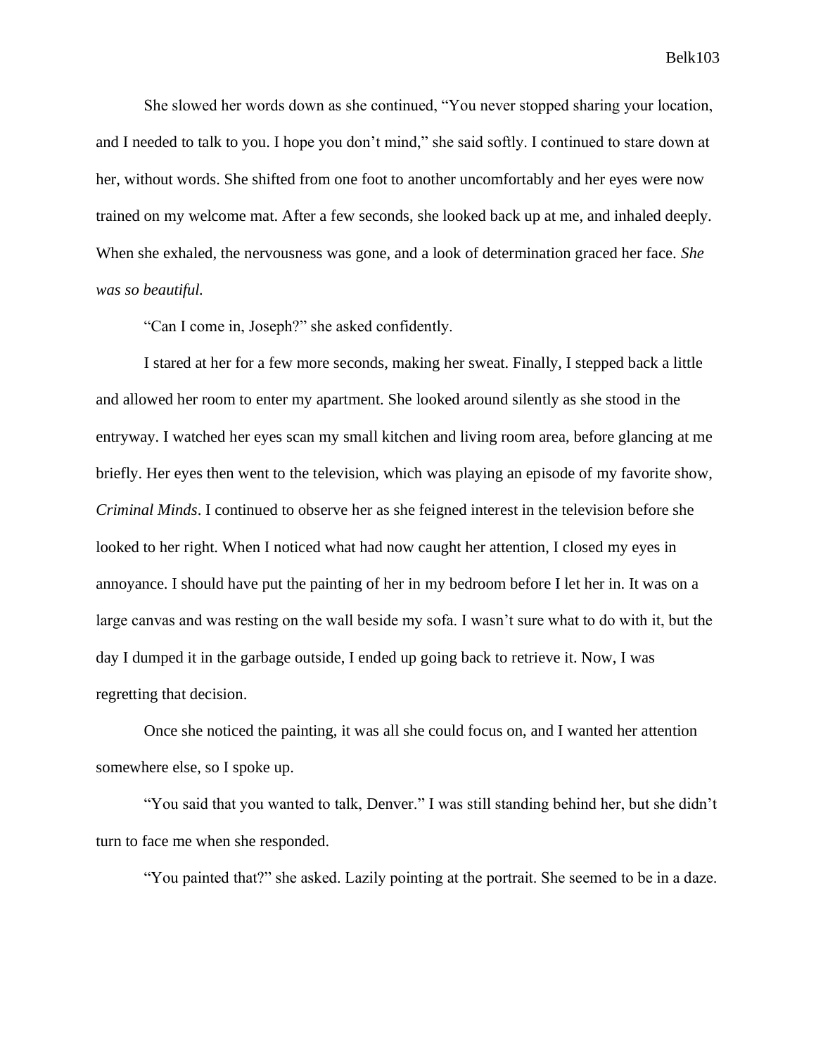She slowed her words down as she continued, "You never stopped sharing your location, and I needed to talk to you. I hope you don't mind," she said softly. I continued to stare down at her, without words. She shifted from one foot to another uncomfortably and her eyes were now trained on my welcome mat. After a few seconds, she looked back up at me, and inhaled deeply. When she exhaled, the nervousness was gone, and a look of determination graced her face. *She was so beautiful.*

"Can I come in, Joseph?" she asked confidently.

I stared at her for a few more seconds, making her sweat. Finally, I stepped back a little and allowed her room to enter my apartment. She looked around silently as she stood in the entryway. I watched her eyes scan my small kitchen and living room area, before glancing at me briefly. Her eyes then went to the television, which was playing an episode of my favorite show, *Criminal Minds*. I continued to observe her as she feigned interest in the television before she looked to her right. When I noticed what had now caught her attention, I closed my eyes in annoyance. I should have put the painting of her in my bedroom before I let her in. It was on a large canvas and was resting on the wall beside my sofa. I wasn't sure what to do with it, but the day I dumped it in the garbage outside, I ended up going back to retrieve it. Now, I was regretting that decision.

Once she noticed the painting, it was all she could focus on, and I wanted her attention somewhere else, so I spoke up.

"You said that you wanted to talk, Denver." I was still standing behind her, but she didn't turn to face me when she responded.

"You painted that?" she asked. Lazily pointing at the portrait. She seemed to be in a daze.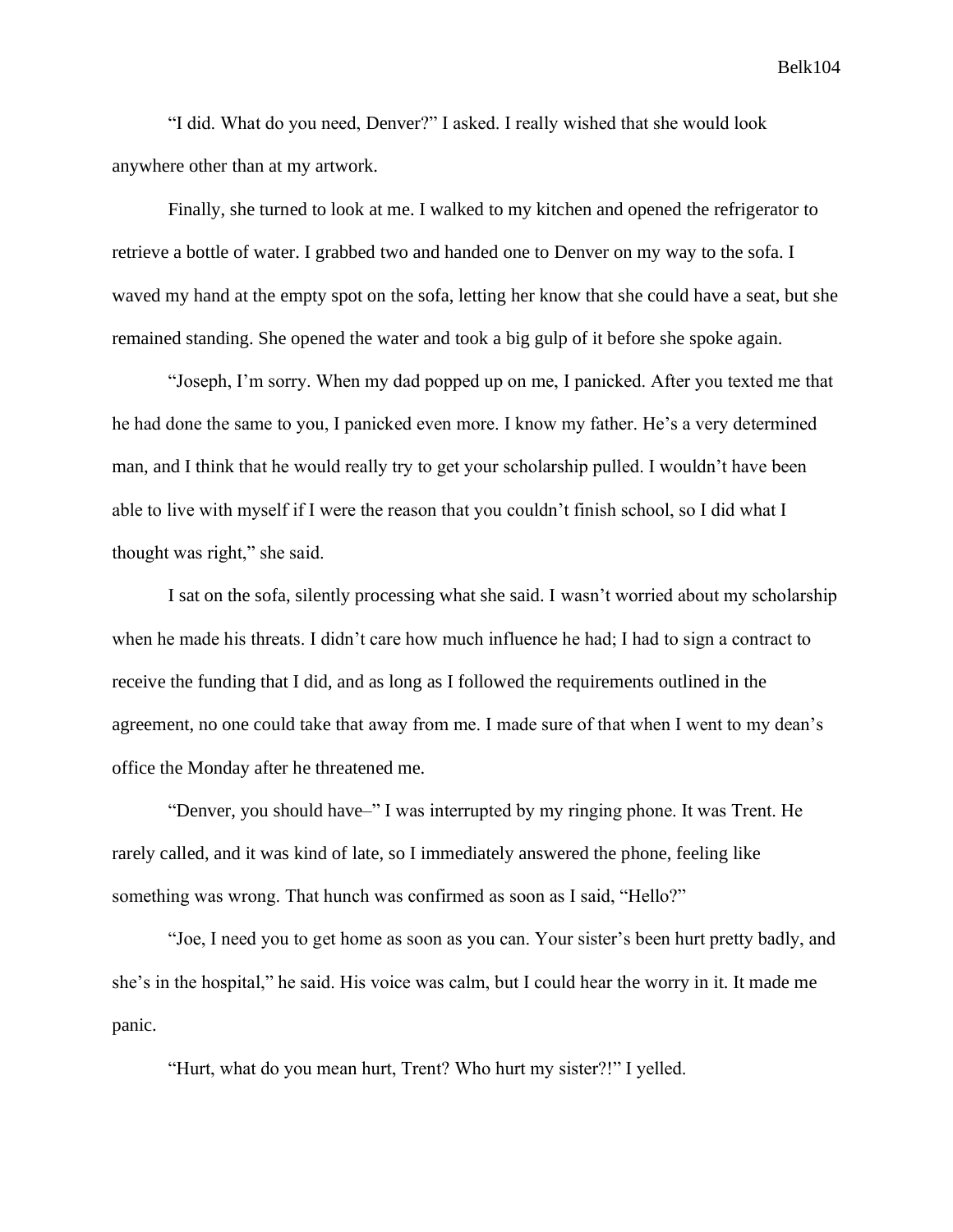"I did. What do you need, Denver?" I asked. I really wished that she would look anywhere other than at my artwork.

Finally, she turned to look at me. I walked to my kitchen and opened the refrigerator to retrieve a bottle of water. I grabbed two and handed one to Denver on my way to the sofa. I waved my hand at the empty spot on the sofa, letting her know that she could have a seat, but she remained standing. She opened the water and took a big gulp of it before she spoke again.

"Joseph, I'm sorry. When my dad popped up on me, I panicked. After you texted me that he had done the same to you, I panicked even more. I know my father. He's a very determined man, and I think that he would really try to get your scholarship pulled. I wouldn't have been able to live with myself if I were the reason that you couldn't finish school, so I did what I thought was right," she said.

I sat on the sofa, silently processing what she said. I wasn't worried about my scholarship when he made his threats. I didn't care how much influence he had; I had to sign a contract to receive the funding that I did, and as long as I followed the requirements outlined in the agreement, no one could take that away from me. I made sure of that when I went to my dean's office the Monday after he threatened me.

"Denver, you should have–" I was interrupted by my ringing phone. It was Trent. He rarely called, and it was kind of late, so I immediately answered the phone, feeling like something was wrong. That hunch was confirmed as soon as I said, "Hello?"

"Joe, I need you to get home as soon as you can. Your sister's been hurt pretty badly, and she's in the hospital," he said. His voice was calm, but I could hear the worry in it. It made me panic.

"Hurt, what do you mean hurt, Trent? Who hurt my sister?!" I yelled.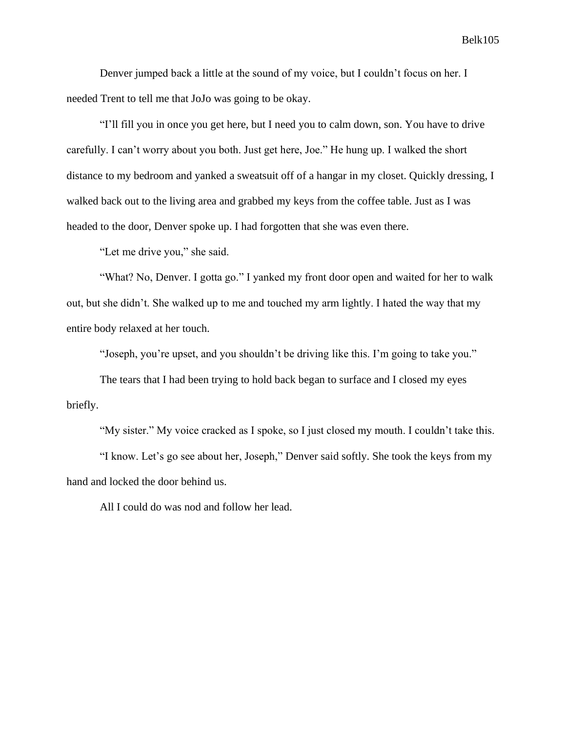Denver jumped back a little at the sound of my voice, but I couldn't focus on her. I needed Trent to tell me that JoJo was going to be okay.

"I'll fill you in once you get here, but I need you to calm down, son. You have to drive carefully. I can't worry about you both. Just get here, Joe." He hung up. I walked the short distance to my bedroom and yanked a sweatsuit off of a hangar in my closet. Quickly dressing, I walked back out to the living area and grabbed my keys from the coffee table. Just as I was headed to the door, Denver spoke up. I had forgotten that she was even there.

"Let me drive you," she said.

"What? No, Denver. I gotta go." I yanked my front door open and waited for her to walk out, but she didn't. She walked up to me and touched my arm lightly. I hated the way that my entire body relaxed at her touch.

"Joseph, you're upset, and you shouldn't be driving like this. I'm going to take you."

The tears that I had been trying to hold back began to surface and I closed my eyes briefly.

"My sister." My voice cracked as I spoke, so I just closed my mouth. I couldn't take this.

"I know. Let's go see about her, Joseph," Denver said softly. She took the keys from my hand and locked the door behind us.

All I could do was nod and follow her lead.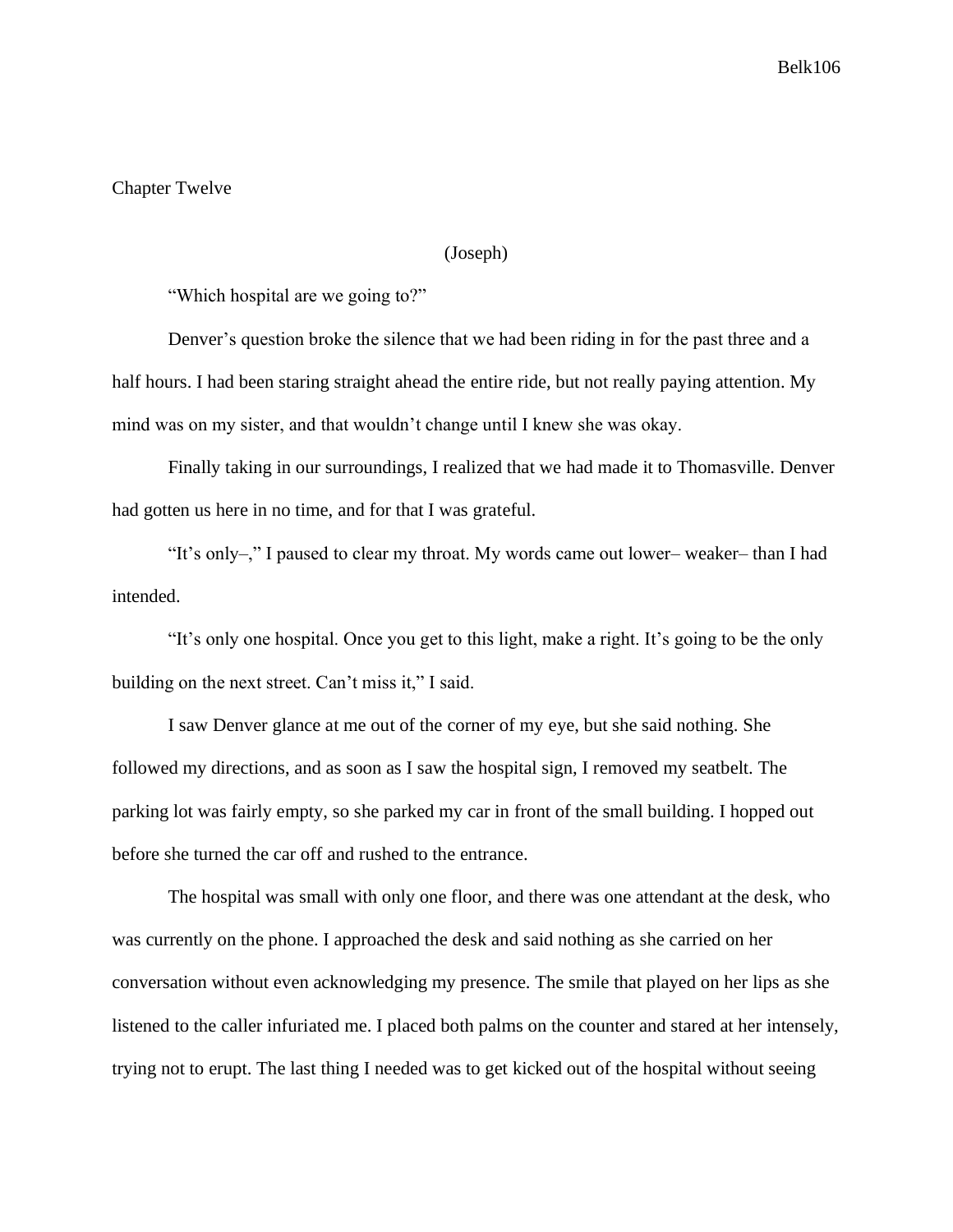## Chapter Twelve

(Joseph)

"Which hospital are we going to?"

Denver's question broke the silence that we had been riding in for the past three and a half hours. I had been staring straight ahead the entire ride, but not really paying attention. My mind was on my sister, and that wouldn't change until I knew she was okay.

Finally taking in our surroundings, I realized that we had made it to Thomasville. Denver had gotten us here in no time, and for that I was grateful.

"It's only–," I paused to clear my throat. My words came out lower– weaker– than I had intended.

"It's only one hospital. Once you get to this light, make a right. It's going to be the only building on the next street. Can't miss it," I said.

I saw Denver glance at me out of the corner of my eye, but she said nothing. She followed my directions, and as soon as I saw the hospital sign, I removed my seatbelt. The parking lot was fairly empty, so she parked my car in front of the small building. I hopped out before she turned the car off and rushed to the entrance.

The hospital was small with only one floor, and there was one attendant at the desk, who was currently on the phone. I approached the desk and said nothing as she carried on her conversation without even acknowledging my presence. The smile that played on her lips as she listened to the caller infuriated me. I placed both palms on the counter and stared at her intensely, trying not to erupt. The last thing I needed was to get kicked out of the hospital without seeing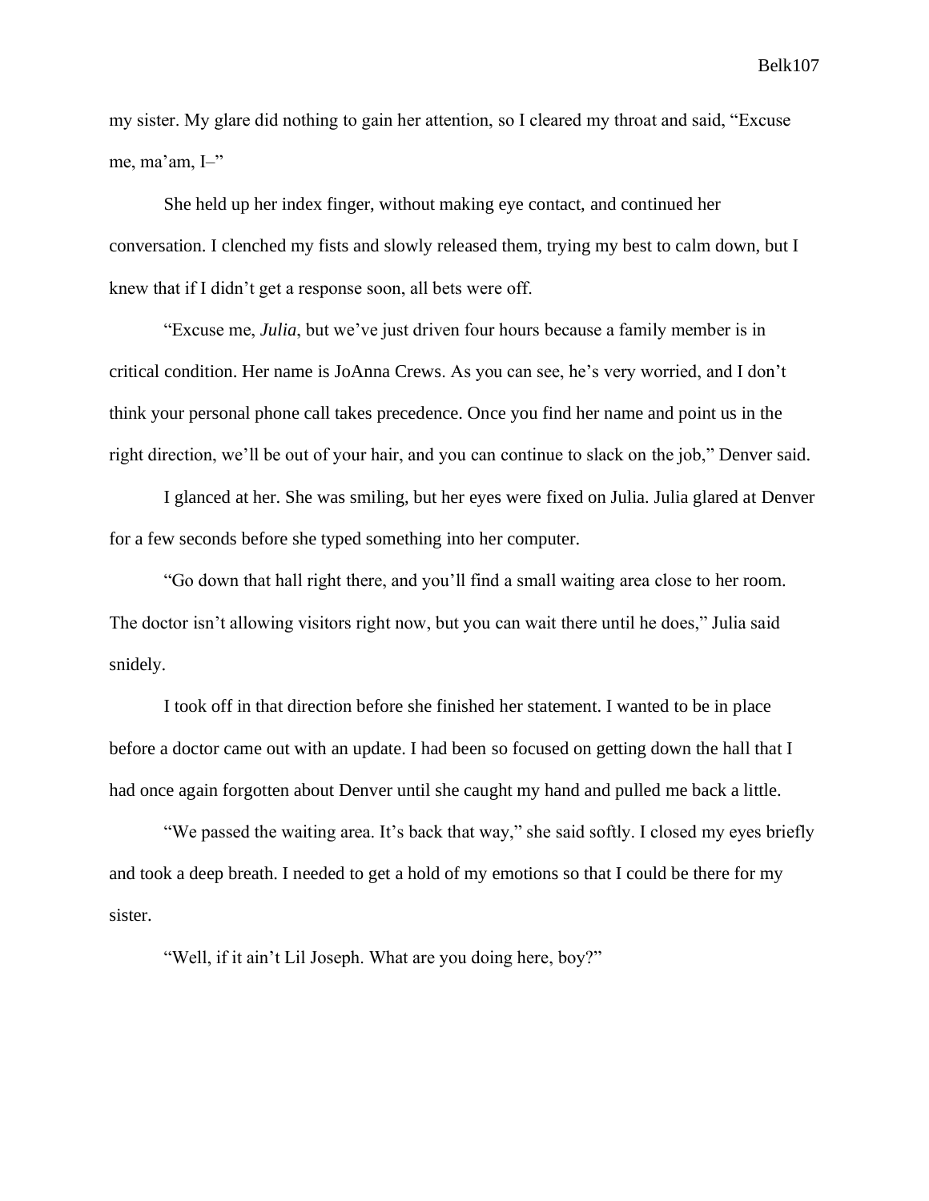my sister. My glare did nothing to gain her attention, so I cleared my throat and said, "Excuse me, ma'am, I–"

She held up her index finger, without making eye contact, and continued her conversation. I clenched my fists and slowly released them, trying my best to calm down, but I knew that if I didn't get a response soon, all bets were off.

"Excuse me, *Julia*, but we've just driven four hours because a family member is in critical condition. Her name is JoAnna Crews. As you can see, he's very worried, and I don't think your personal phone call takes precedence. Once you find her name and point us in the right direction, we'll be out of your hair, and you can continue to slack on the job," Denver said.

I glanced at her. She was smiling, but her eyes were fixed on Julia. Julia glared at Denver for a few seconds before she typed something into her computer.

"Go down that hall right there, and you'll find a small waiting area close to her room. The doctor isn't allowing visitors right now, but you can wait there until he does," Julia said snidely.

I took off in that direction before she finished her statement. I wanted to be in place before a doctor came out with an update. I had been so focused on getting down the hall that I had once again forgotten about Denver until she caught my hand and pulled me back a little.

"We passed the waiting area. It's back that way," she said softly. I closed my eyes briefly and took a deep breath. I needed to get a hold of my emotions so that I could be there for my sister.

"Well, if it ain't Lil Joseph. What are you doing here, boy?"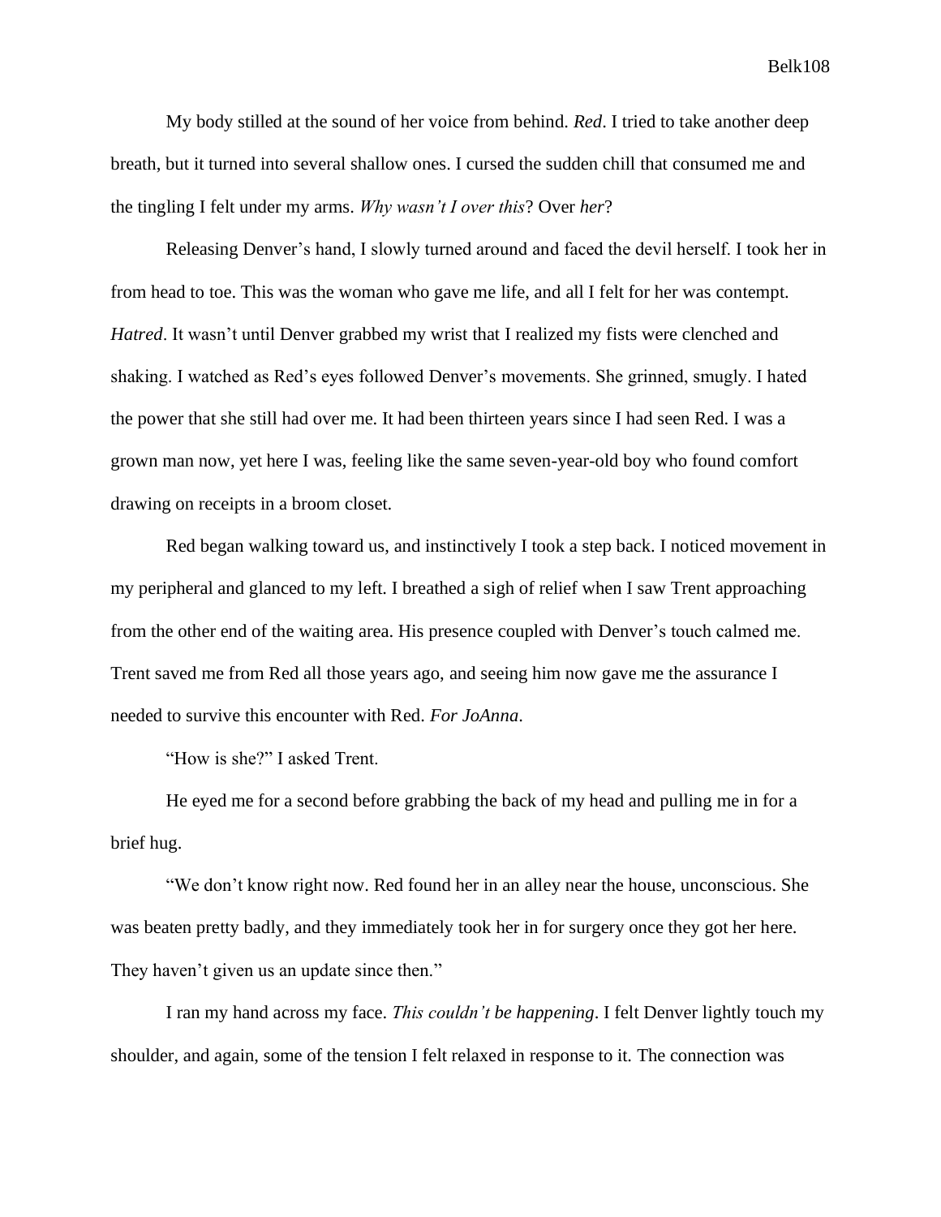My body stilled at the sound of her voice from behind. *Red*. I tried to take another deep breath, but it turned into several shallow ones. I cursed the sudden chill that consumed me and the tingling I felt under my arms. *Why wasn't I over this*? Over *her*?

Releasing Denver's hand, I slowly turned around and faced the devil herself. I took her in from head to toe. This was the woman who gave me life, and all I felt for her was contempt. *Hatred*. It wasn't until Denver grabbed my wrist that I realized my fists were clenched and shaking. I watched as Red's eyes followed Denver's movements. She grinned, smugly. I hated the power that she still had over me. It had been thirteen years since I had seen Red. I was a grown man now, yet here I was, feeling like the same seven-year-old boy who found comfort drawing on receipts in a broom closet.

Red began walking toward us, and instinctively I took a step back. I noticed movement in my peripheral and glanced to my left. I breathed a sigh of relief when I saw Trent approaching from the other end of the waiting area. His presence coupled with Denver's touch calmed me. Trent saved me from Red all those years ago, and seeing him now gave me the assurance I needed to survive this encounter with Red. *For JoAnna*.

"How is she?" I asked Trent.

He eyed me for a second before grabbing the back of my head and pulling me in for a brief hug.

"We don't know right now. Red found her in an alley near the house, unconscious. She was beaten pretty badly, and they immediately took her in for surgery once they got her here. They haven't given us an update since then."

I ran my hand across my face. *This couldn't be happening*. I felt Denver lightly touch my shoulder, and again, some of the tension I felt relaxed in response to it. The connection was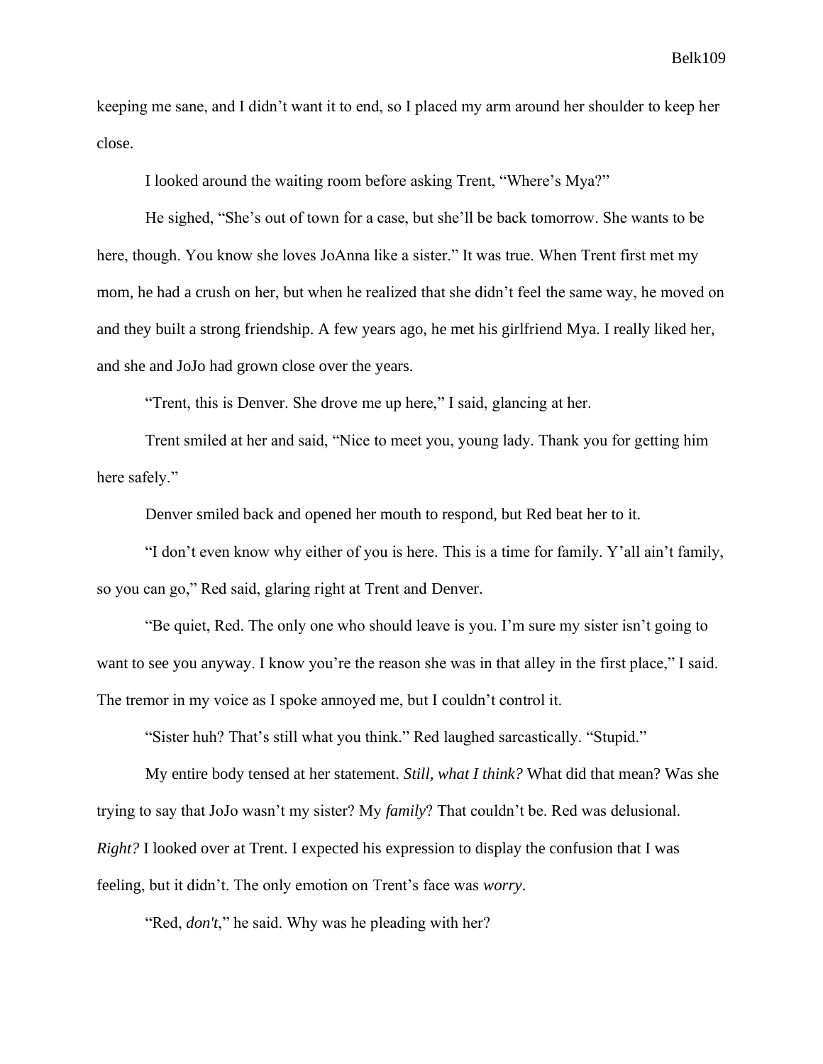keeping me sane, and I didn't want it to end, so I placed my arm around her shoulder to keep her close.

I looked around the waiting room before asking Trent, "Where's Mya?"

He sighed, "She's out of town for a case, but she'll be back tomorrow. She wants to be here, though. You know she loves JoAnna like a sister." It was true. When Trent first met my mom, he had a crush on her, but when he realized that she didn't feel the same way, he moved on and they built a strong friendship. A few years ago, he met his girlfriend Mya. I really liked her, and she and JoJo had grown close over the years.

"Trent, this is Denver. She drove me up here," I said, glancing at her.

Trent smiled at her and said, "Nice to meet you, young lady. Thank you for getting him here safely."

Denver smiled back and opened her mouth to respond, but Red beat her to it.

"I don't even know why either of you is here. This is a time for family. Y'all ain't family, so you can go," Red said, glaring right at Trent and Denver.

"Be quiet, Red. The only one who should leave is you. I'm sure my sister isn't going to want to see you anyway. I know you're the reason she was in that alley in the first place," I said. The tremor in my voice as I spoke annoyed me, but I couldn't control it.

"Sister huh? That's still what you think." Red laughed sarcastically. "Stupid."

My entire body tensed at her statement. *Still, what I think?* What did that mean? Was she trying to say that JoJo wasn't my sister? My *family*? That couldn't be. Red was delusional. *Right?* I looked over at Trent. I expected his expression to display the confusion that I was feeling, but it didn't. The only emotion on Trent's face was *worry*.

"Red, *don't*," he said. Why was he pleading with her?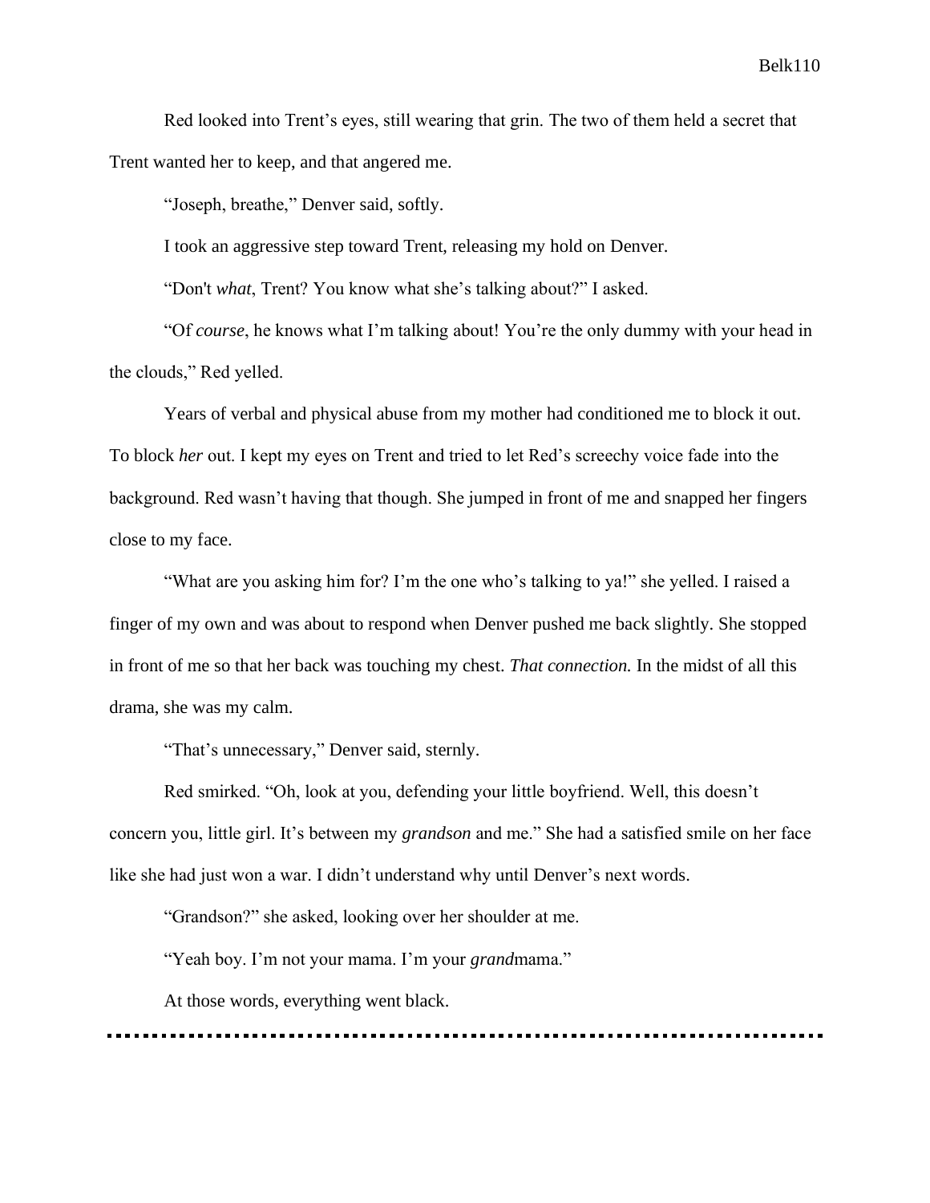Red looked into Trent's eyes, still wearing that grin. The two of them held a secret that Trent wanted her to keep, and that angered me.

"Joseph, breathe," Denver said, softly.

I took an aggressive step toward Trent, releasing my hold on Denver.

"Don't *what*, Trent? You know what she's talking about?" I asked.

"Of *course*, he knows what I'm talking about! You're the only dummy with your head in the clouds," Red yelled.

Years of verbal and physical abuse from my mother had conditioned me to block it out. To block *her* out. I kept my eyes on Trent and tried to let Red's screechy voice fade into the background. Red wasn't having that though. She jumped in front of me and snapped her fingers close to my face.

"What are you asking him for? I'm the one who's talking to ya!" she yelled. I raised a finger of my own and was about to respond when Denver pushed me back slightly. She stopped in front of me so that her back was touching my chest. *That connection.* In the midst of all this drama, she was my calm.

"That's unnecessary," Denver said, sternly.

Red smirked. "Oh, look at you, defending your little boyfriend. Well, this doesn't concern you, little girl. It's between my *grandson* and me." She had a satisfied smile on her face like she had just won a war. I didn't understand why until Denver's next words.

"Grandson?" she asked, looking over her shoulder at me.

"Yeah boy. I'm not your mama. I'm your *grand*mama."

At those words, everything went black.

---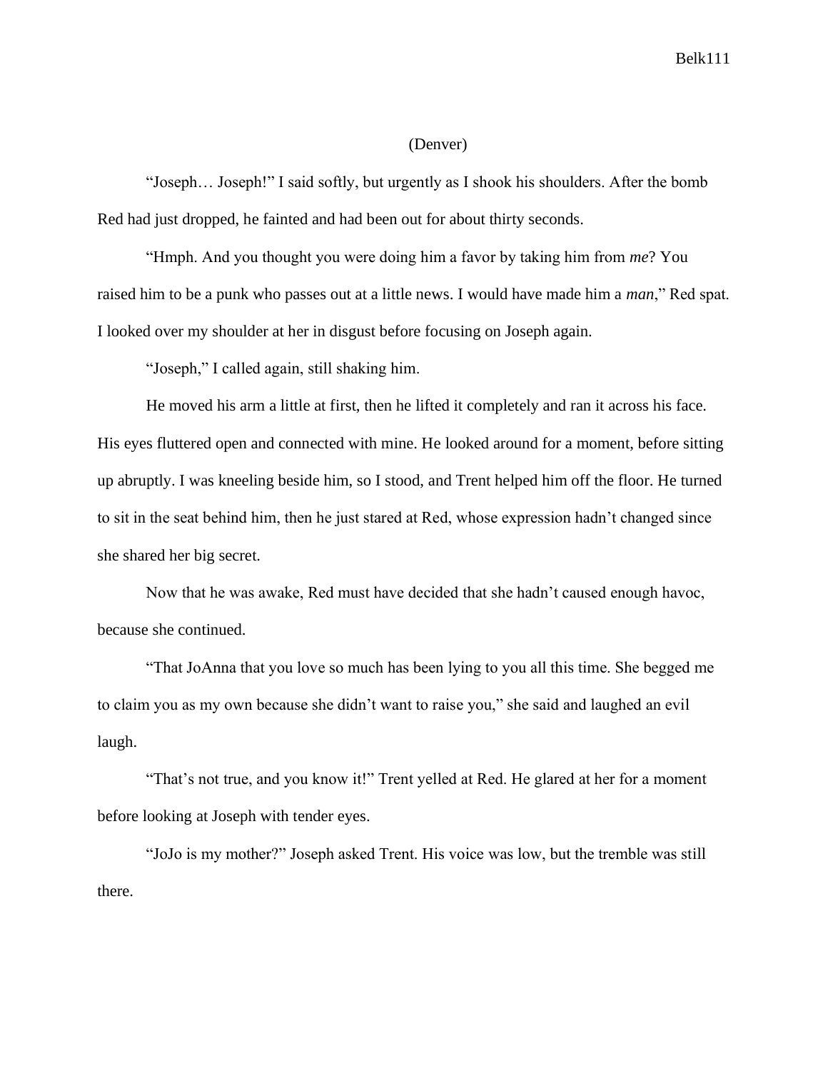(Denver)

"Joseph… Joseph!" I said softly, but urgently as I shook his shoulders. After the bomb Red had just dropped, he fainted and had been out for about thirty seconds.

"Hmph. And you thought you were doing him a favor by taking him from *me*? You raised him to be a punk who passes out at a little news. I would have made him a *man*," Red spat. I looked over my shoulder at her in disgust before focusing on Joseph again.

"Joseph," I called again, still shaking him.

He moved his arm a little at first, then he lifted it completely and ran it across his face. His eyes fluttered open and connected with mine. He looked around for a moment, before sitting up abruptly. I was kneeling beside him, so I stood, and Trent helped him off the floor. He turned to sit in the seat behind him, then he just stared at Red, whose expression hadn't changed since she shared her big secret.

Now that he was awake, Red must have decided that she hadn't caused enough havoc, because she continued.

"That JoAnna that you love so much has been lying to you all this time. She begged me to claim you as my own because she didn't want to raise you," she said and laughed an evil laugh.

"That's not true, and you know it!" Trent yelled at Red. He glared at her for a moment before looking at Joseph with tender eyes.

"JoJo is my mother?" Joseph asked Trent. His voice was low, but the tremble was still there.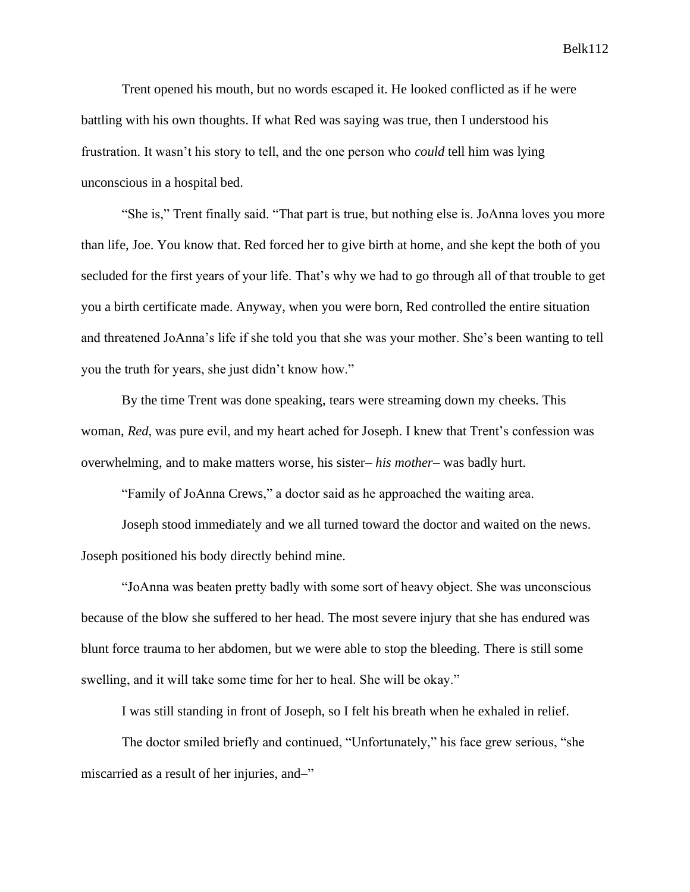Trent opened his mouth, but no words escaped it. He looked conflicted as if he were battling with his own thoughts. If what Red was saying was true, then I understood his frustration. It wasn't his story to tell, and the one person who *could* tell him was lying unconscious in a hospital bed.

"She is," Trent finally said. "That part is true, but nothing else is. JoAnna loves you more than life, Joe. You know that. Red forced her to give birth at home, and she kept the both of you secluded for the first years of your life. That's why we had to go through all of that trouble to get you a birth certificate made. Anyway, when you were born, Red controlled the entire situation and threatened JoAnna's life if she told you that she was your mother. She's been wanting to tell you the truth for years, she just didn't know how."

By the time Trent was done speaking, tears were streaming down my cheeks. This woman, *Red*, was pure evil, and my heart ached for Joseph. I knew that Trent's confession was overwhelming, and to make matters worse, his sister– *his mother*– was badly hurt.

"Family of JoAnna Crews," a doctor said as he approached the waiting area.

Joseph stood immediately and we all turned toward the doctor and waited on the news. Joseph positioned his body directly behind mine.

"JoAnna was beaten pretty badly with some sort of heavy object. She was unconscious because of the blow she suffered to her head. The most severe injury that she has endured was blunt force trauma to her abdomen, but we were able to stop the bleeding. There is still some swelling, and it will take some time for her to heal. She will be okay."

I was still standing in front of Joseph, so I felt his breath when he exhaled in relief.

The doctor smiled briefly and continued, "Unfortunately," his face grew serious, "she miscarried as a result of her injuries, and–"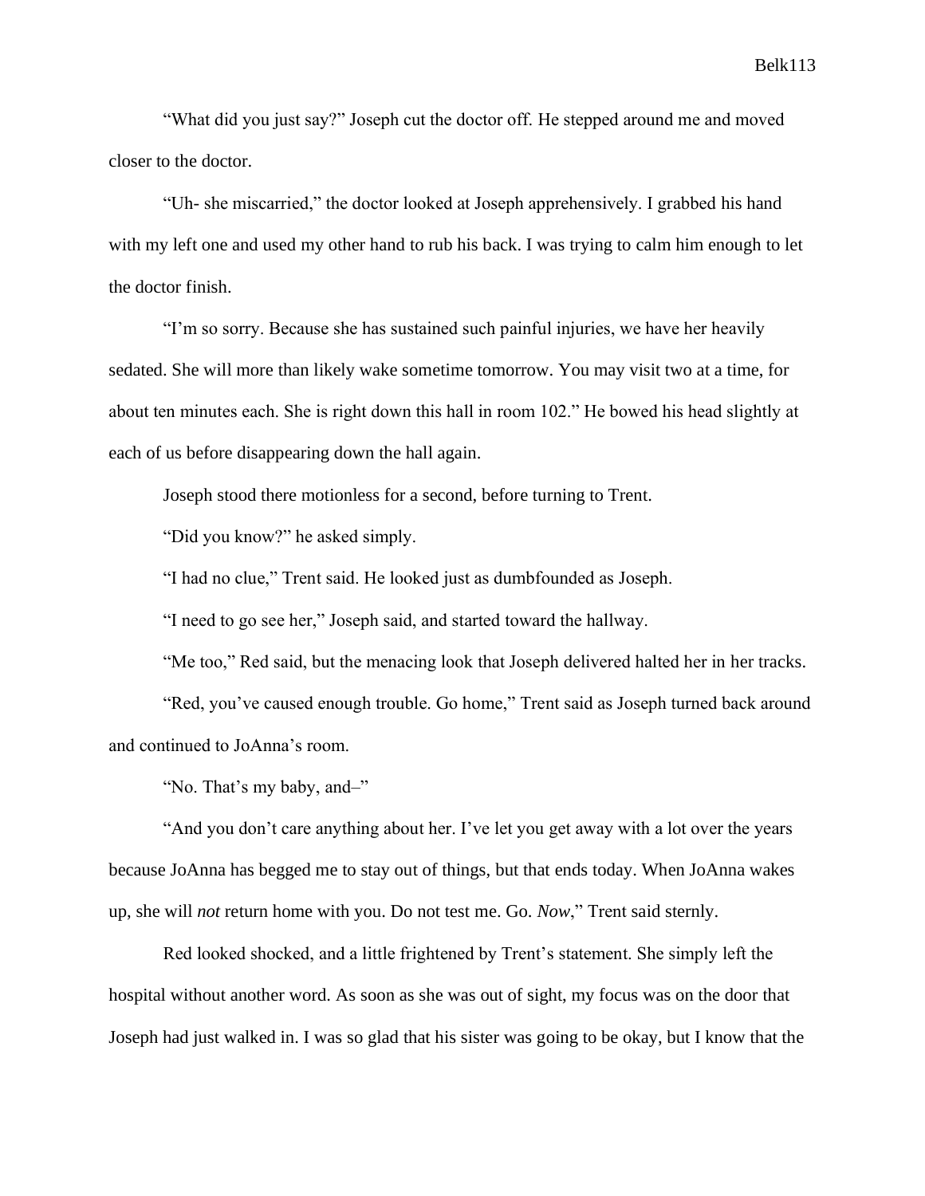"What did you just say?" Joseph cut the doctor off. He stepped around me and moved closer to the doctor.

"Uh- she miscarried," the doctor looked at Joseph apprehensively. I grabbed his hand with my left one and used my other hand to rub his back. I was trying to calm him enough to let the doctor finish.

"I'm so sorry. Because she has sustained such painful injuries, we have her heavily sedated. She will more than likely wake sometime tomorrow. You may visit two at a time, for about ten minutes each. She is right down this hall in room 102." He bowed his head slightly at each of us before disappearing down the hall again.

Joseph stood there motionless for a second, before turning to Trent.

"Did you know?" he asked simply.

"I had no clue," Trent said. He looked just as dumbfounded as Joseph.

"I need to go see her," Joseph said, and started toward the hallway.

"Me too," Red said, but the menacing look that Joseph delivered halted her in her tracks.

"Red, you've caused enough trouble. Go home," Trent said as Joseph turned back around and continued to JoAnna's room.

"No. That's my baby, and–"

"And you don't care anything about her. I've let you get away with a lot over the years because JoAnna has begged me to stay out of things, but that ends today. When JoAnna wakes up, she will *not* return home with you. Do not test me. Go. *Now*," Trent said sternly.

Red looked shocked, and a little frightened by Trent's statement. She simply left the hospital without another word. As soon as she was out of sight, my focus was on the door that Joseph had just walked in. I was so glad that his sister was going to be okay, but I know that the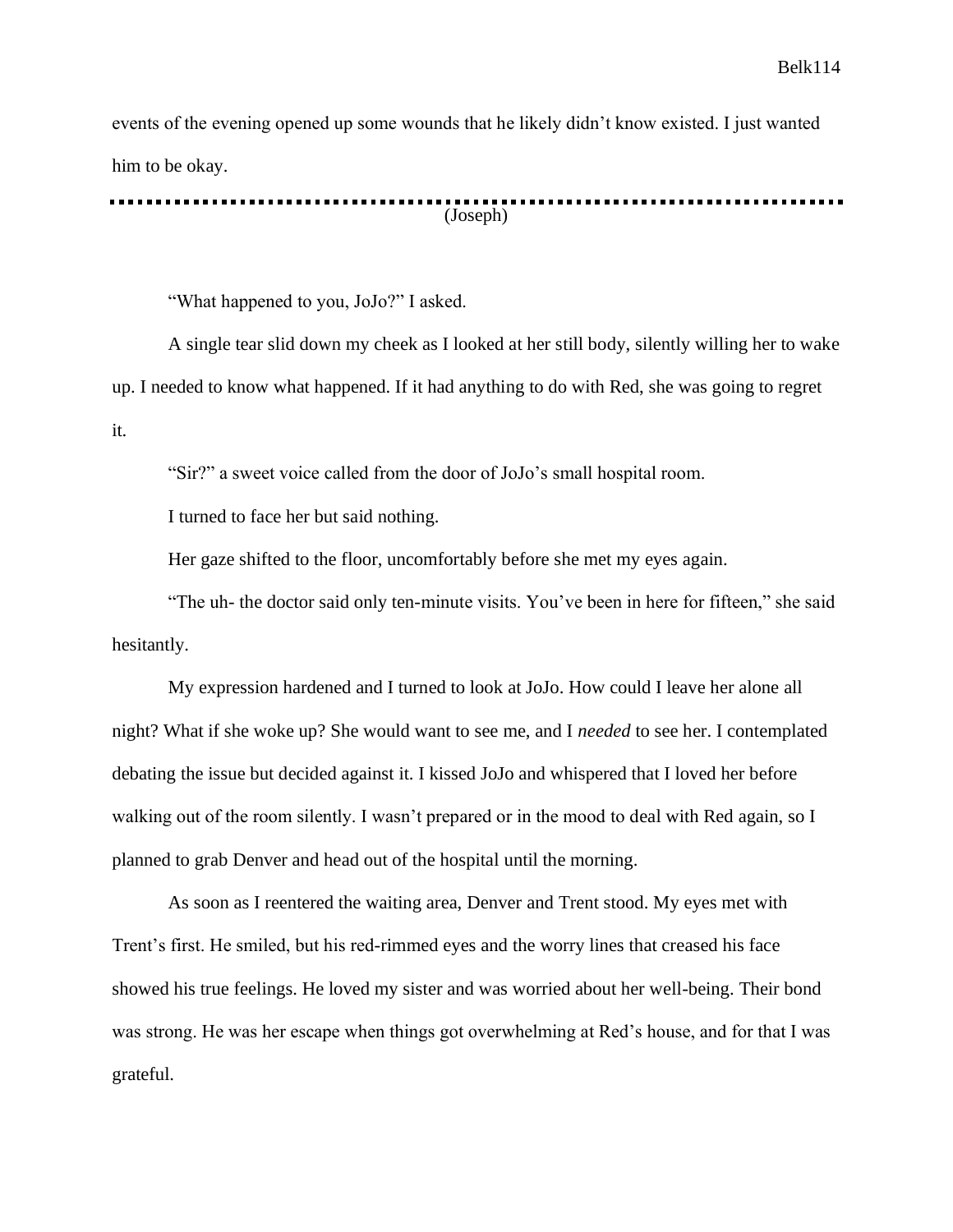events of the evening opened up some wounds that he likely didn't know existed. I just wanted him to be okay.

---

(Joseph)

"What happened to you, JoJo?" I asked.

A single tear slid down my cheek as I looked at her still body, silently willing her to wake up. I needed to know what happened. If it had anything to do with Red, she was going to regret it.

"Sir?" a sweet voice called from the door of JoJo's small hospital room.

I turned to face her but said nothing.

Her gaze shifted to the floor, uncomfortably before she met my eyes again.

"The uh- the doctor said only ten-minute visits. You've been in here for fifteen," she said hesitantly.

My expression hardened and I turned to look at JoJo. How could I leave her alone all night? What if she woke up? She would want to see me, and I *needed* to see her. I contemplated debating the issue but decided against it. I kissed JoJo and whispered that I loved her before walking out of the room silently. I wasn't prepared or in the mood to deal with Red again, so I planned to grab Denver and head out of the hospital until the morning.

As soon as I reentered the waiting area, Denver and Trent stood. My eyes met with Trent's first. He smiled, but his red-rimmed eyes and the worry lines that creased his face showed his true feelings. He loved my sister and was worried about her well-being. Their bond was strong. He was her escape when things got overwhelming at Red's house, and for that I was grateful.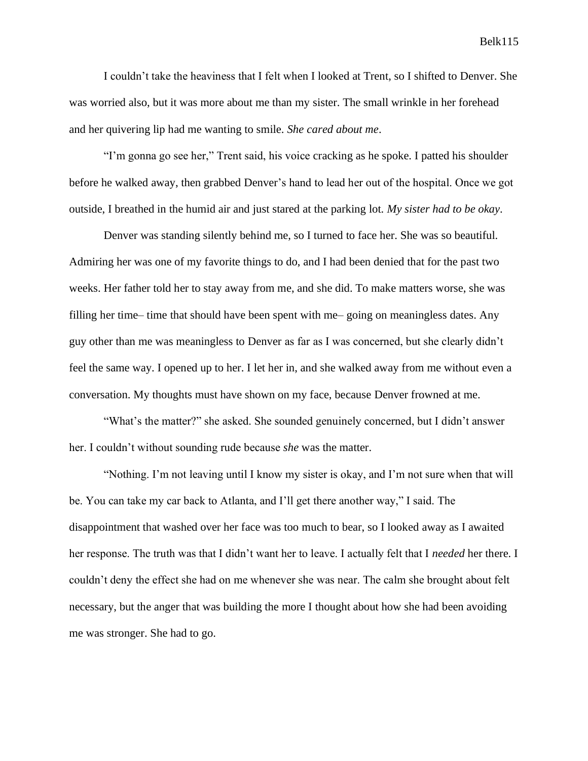I couldn't take the heaviness that I felt when I looked at Trent, so I shifted to Denver. She was worried also, but it was more about me than my sister. The small wrinkle in her forehead and her quivering lip had me wanting to smile. *She cared about me*.

"I'm gonna go see her," Trent said, his voice cracking as he spoke. I patted his shoulder before he walked away, then grabbed Denver's hand to lead her out of the hospital. Once we got outside, I breathed in the humid air and just stared at the parking lot. *My sister had to be okay*.

Denver was standing silently behind me, so I turned to face her. She was so beautiful. Admiring her was one of my favorite things to do, and I had been denied that for the past two weeks. Her father told her to stay away from me, and she did. To make matters worse, she was filling her time– time that should have been spent with me– going on meaningless dates. Any guy other than me was meaningless to Denver as far as I was concerned, but she clearly didn't feel the same way. I opened up to her. I let her in, and she walked away from me without even a conversation. My thoughts must have shown on my face, because Denver frowned at me.

"What's the matter?" she asked. She sounded genuinely concerned, but I didn't answer her. I couldn't without sounding rude because *she* was the matter.

"Nothing. I'm not leaving until I know my sister is okay, and I'm not sure when that will be. You can take my car back to Atlanta, and I'll get there another way," I said. The disappointment that washed over her face was too much to bear, so I looked away as I awaited her response. The truth was that I didn't want her to leave. I actually felt that I *needed* her there. I couldn't deny the effect she had on me whenever she was near. The calm she brought about felt necessary, but the anger that was building the more I thought about how she had been avoiding me was stronger. She had to go.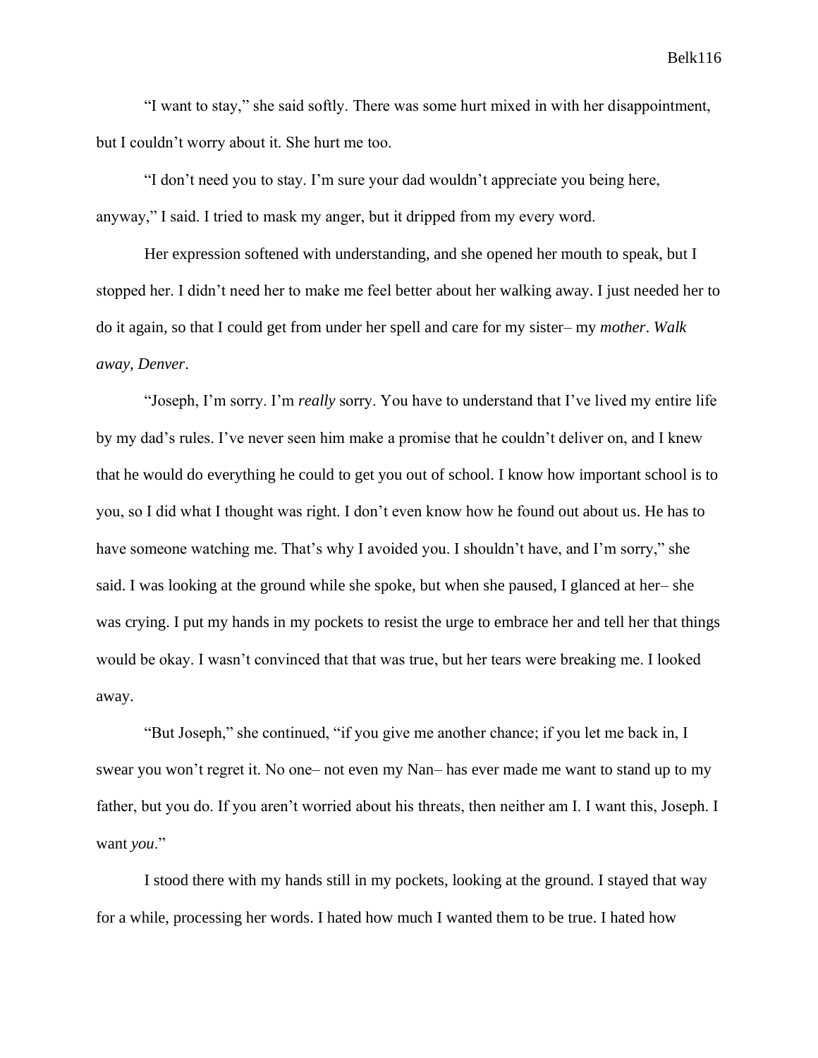"I want to stay," she said softly. There was some hurt mixed in with her disappointment, but I couldn't worry about it. She hurt me too.

"I don't need you to stay. I'm sure your dad wouldn't appreciate you being here, anyway," I said. I tried to mask my anger, but it dripped from my every word.

Her expression softened with understanding, and she opened her mouth to speak, but I stopped her. I didn't need her to make me feel better about her walking away. I just needed her to do it again, so that I could get from under her spell and care for my sister– my *mother*. *Walk away, Denver*.

"Joseph, I'm sorry. I'm *really* sorry. You have to understand that I've lived my entire life by my dad's rules. I've never seen him make a promise that he couldn't deliver on, and I knew that he would do everything he could to get you out of school. I know how important school is to you, so I did what I thought was right. I don't even know how he found out about us. He has to have someone watching me. That's why I avoided you. I shouldn't have, and I'm sorry," she said. I was looking at the ground while she spoke, but when she paused, I glanced at her– she was crying. I put my hands in my pockets to resist the urge to embrace her and tell her that things would be okay. I wasn't convinced that that was true, but her tears were breaking me. I looked away.

"But Joseph," she continued, "if you give me another chance; if you let me back in, I swear you won't regret it. No one– not even my Nan– has ever made me want to stand up to my father, but you do. If you aren't worried about his threats, then neither am I. I want this, Joseph. I want *you*."

I stood there with my hands still in my pockets, looking at the ground. I stayed that way for a while, processing her words. I hated how much I wanted them to be true. I hated how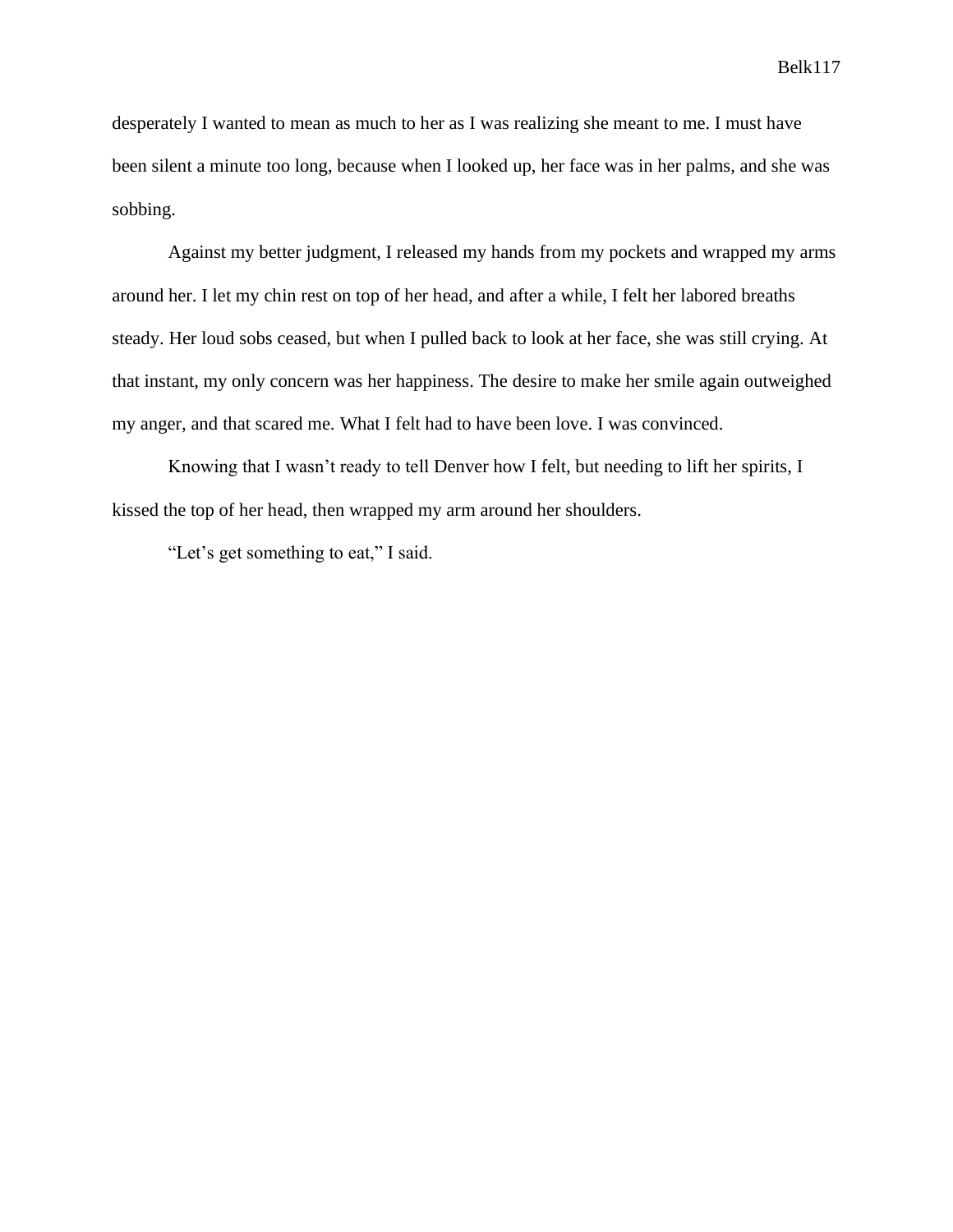desperately I wanted to mean as much to her as I was realizing she meant to me. I must have been silent a minute too long, because when I looked up, her face was in her palms, and she was sobbing.

Against my better judgment, I released my hands from my pockets and wrapped my arms around her. I let my chin rest on top of her head, and after a while, I felt her labored breaths steady. Her loud sobs ceased, but when I pulled back to look at her face, she was still crying. At that instant, my only concern was her happiness. The desire to make her smile again outweighed my anger, and that scared me. What I felt had to have been love. I was convinced.

Knowing that I wasn't ready to tell Denver how I felt, but needing to lift her spirits, I kissed the top of her head, then wrapped my arm around her shoulders.

"Let's get something to eat," I said.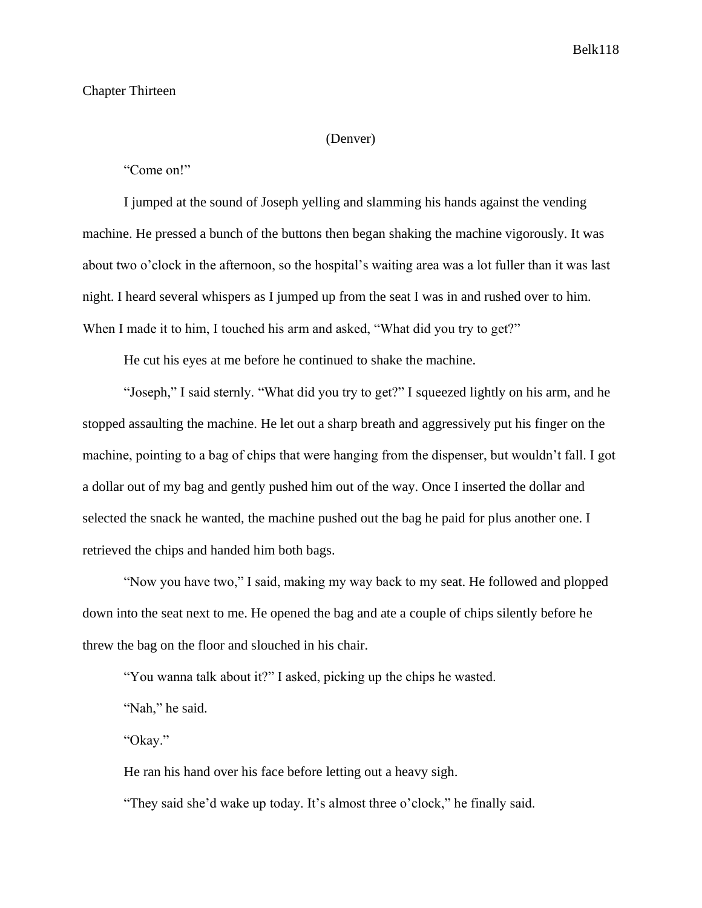## Chapter Thirteen

(Denver)

"Come on!"

I jumped at the sound of Joseph yelling and slamming his hands against the vending machine. He pressed a bunch of the buttons then began shaking the machine vigorously. It was about two o'clock in the afternoon, so the hospital's waiting area was a lot fuller than it was last night. I heard several whispers as I jumped up from the seat I was in and rushed over to him. When I made it to him, I touched his arm and asked, "What did you try to get?"

He cut his eyes at me before he continued to shake the machine.

"Joseph," I said sternly. "What did you try to get?" I squeezed lightly on his arm, and he stopped assaulting the machine. He let out a sharp breath and aggressively put his finger on the machine, pointing to a bag of chips that were hanging from the dispenser, but wouldn't fall. I got a dollar out of my bag and gently pushed him out of the way. Once I inserted the dollar and selected the snack he wanted, the machine pushed out the bag he paid for plus another one. I retrieved the chips and handed him both bags.

"Now you have two," I said, making my way back to my seat. He followed and plopped down into the seat next to me. He opened the bag and ate a couple of chips silently before he threw the bag on the floor and slouched in his chair.

"You wanna talk about it?" I asked, picking up the chips he wasted.

"Nah," he said.

"Okay."

He ran his hand over his face before letting out a heavy sigh.

"They said she'd wake up today. It's almost three o'clock," he finally said.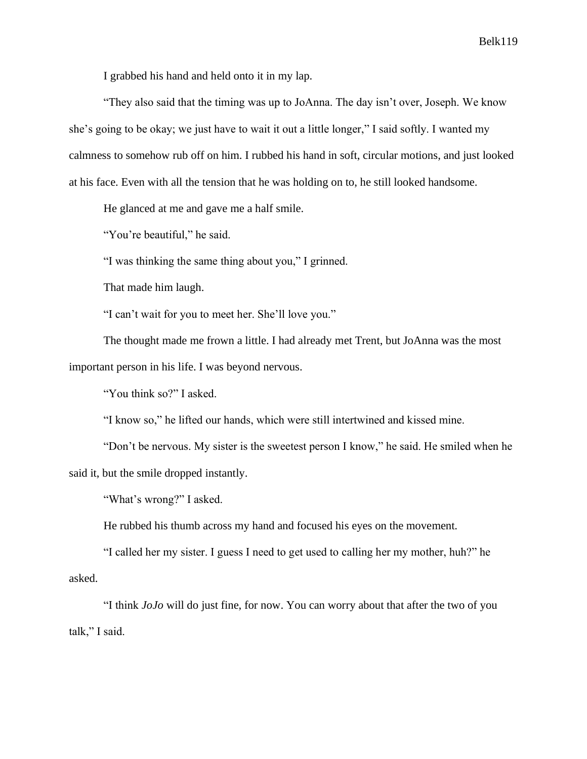I grabbed his hand and held onto it in my lap.

"They also said that the timing was up to JoAnna. The day isn't over, Joseph. We know she's going to be okay; we just have to wait it out a little longer," I said softly. I wanted my calmness to somehow rub off on him. I rubbed his hand in soft, circular motions, and just looked at his face. Even with all the tension that he was holding on to, he still looked handsome.

He glanced at me and gave me a half smile.

"You're beautiful," he said.

"I was thinking the same thing about you," I grinned.

That made him laugh.

"I can't wait for you to meet her. She'll love you."

The thought made me frown a little. I had already met Trent, but JoAnna was the most important person in his life. I was beyond nervous.

"You think so?" I asked.

"I know so," he lifted our hands, which were still intertwined and kissed mine.

"Don't be nervous. My sister is the sweetest person I know," he said. He smiled when he said it, but the smile dropped instantly.

"What's wrong?" I asked.

He rubbed his thumb across my hand and focused his eyes on the movement.

"I called her my sister. I guess I need to get used to calling her my mother, huh?" he asked.

"I think *JoJo* will do just fine, for now. You can worry about that after the two of you talk," I said.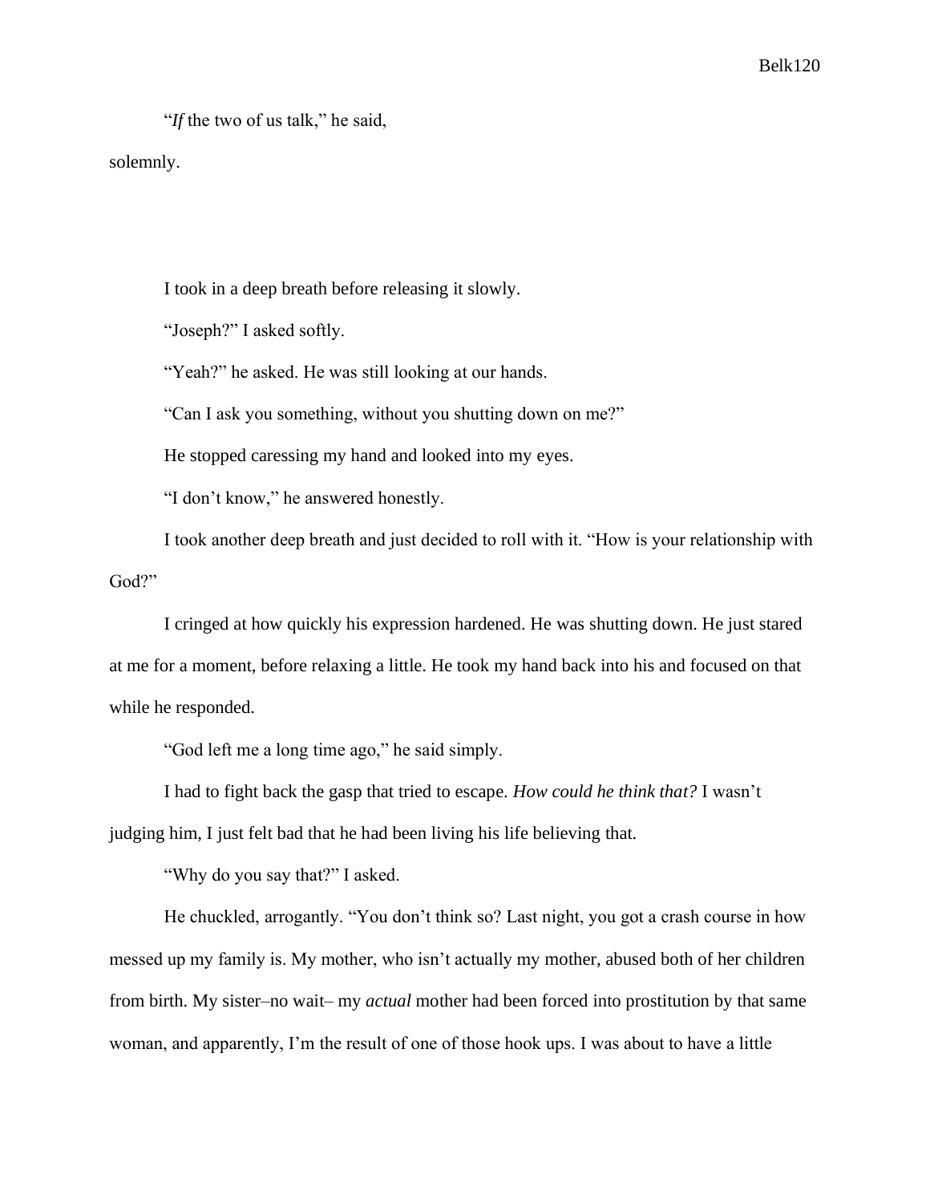"*If* the two of us talk," he said, solemnly.

I took in a deep breath before releasing it slowly.

"Joseph?" I asked softly.

"Yeah?" he asked. He was still looking at our hands.

"Can I ask you something, without you shutting down on me?"

He stopped caressing my hand and looked into my eyes.

"I don't know," he answered honestly.

I took another deep breath and just decided to roll with it. "How is your relationship with God?"

I cringed at how quickly his expression hardened. He was shutting down. He just stared at me for a moment, before relaxing a little. He took my hand back into his and focused on that while he responded.

"God left me a long time ago," he said simply.

I had to fight back the gasp that tried to escape. *How could he think that?* I wasn't judging him, I just felt bad that he had been living his life believing that.

"Why do you say that?" I asked.

He chuckled, arrogantly. "You don't think so? Last night, you got a crash course in how messed up my family is. My mother, who isn't actually my mother, abused both of her children from birth. My sister–no wait– my *actual* mother had been forced into prostitution by that same woman, and apparently, I'm the result of one of those hook ups. I was about to have a little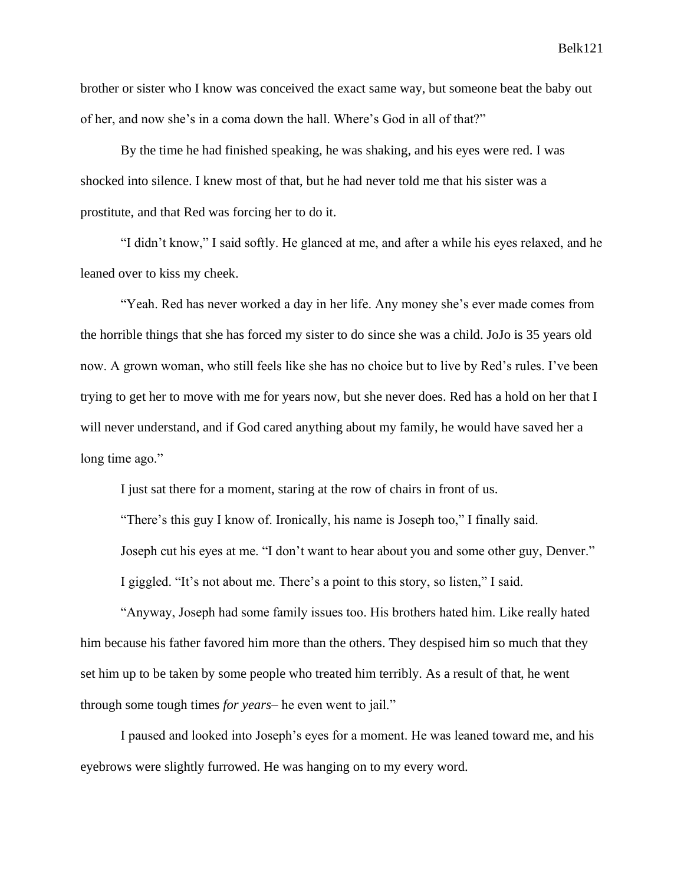brother or sister who I know was conceived the exact same way, but someone beat the baby out of her, and now she's in a coma down the hall. Where's God in all of that?"

By the time he had finished speaking, he was shaking, and his eyes were red. I was shocked into silence. I knew most of that, but he had never told me that his sister was a prostitute, and that Red was forcing her to do it.

"I didn't know," I said softly. He glanced at me, and after a while his eyes relaxed, and he leaned over to kiss my cheek.

"Yeah. Red has never worked a day in her life. Any money she's ever made comes from the horrible things that she has forced my sister to do since she was a child. JoJo is 35 years old now. A grown woman, who still feels like she has no choice but to live by Red's rules. I've been trying to get her to move with me for years now, but she never does. Red has a hold on her that I will never understand, and if God cared anything about my family, he would have saved her a long time ago."

I just sat there for a moment, staring at the row of chairs in front of us.

"There's this guy I know of. Ironically, his name is Joseph too," I finally said.

Joseph cut his eyes at me. "I don't want to hear about you and some other guy, Denver."

I giggled. "It's not about me. There's a point to this story, so listen," I said.

"Anyway, Joseph had some family issues too. His brothers hated him. Like really hated him because his father favored him more than the others. They despised him so much that they set him up to be taken by some people who treated him terribly. As a result of that, he went through some tough times *for years*– he even went to jail."

I paused and looked into Joseph's eyes for a moment. He was leaned toward me, and his eyebrows were slightly furrowed. He was hanging on to my every word.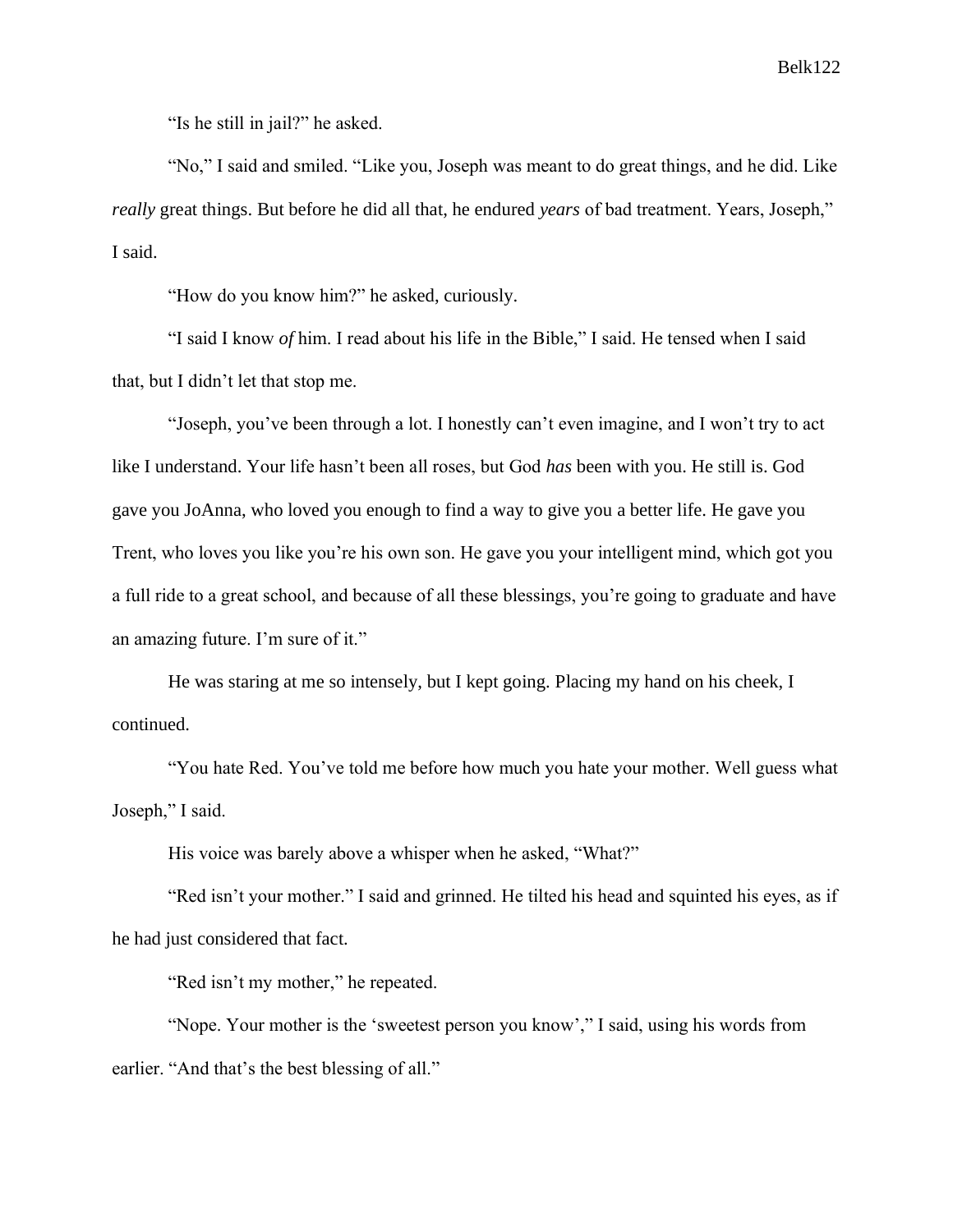"Is he still in jail?" he asked.

"No," I said and smiled. "Like you, Joseph was meant to do great things, and he did. Like *really* great things. But before he did all that, he endured *years* of bad treatment. Years, Joseph," I said.

"How do you know him?" he asked, curiously.

"I said I know *of* him. I read about his life in the Bible," I said. He tensed when I said that, but I didn't let that stop me.

"Joseph, you've been through a lot. I honestly can't even imagine, and I won't try to act like I understand. Your life hasn't been all roses, but God *has* been with you. He still is. God gave you JoAnna, who loved you enough to find a way to give you a better life. He gave you Trent, who loves you like you're his own son. He gave you your intelligent mind, which got you a full ride to a great school, and because of all these blessings, you're going to graduate and have an amazing future. I'm sure of it."

He was staring at me so intensely, but I kept going. Placing my hand on his cheek, I continued.

"You hate Red. You've told me before how much you hate your mother. Well guess what Joseph," I said.

His voice was barely above a whisper when he asked, "What?"

"Red isn't your mother." I said and grinned. He tilted his head and squinted his eyes, as if he had just considered that fact.

"Red isn't my mother," he repeated.

"Nope. Your mother is the 'sweetest person you know'," I said, using his words from earlier. "And that's the best blessing of all."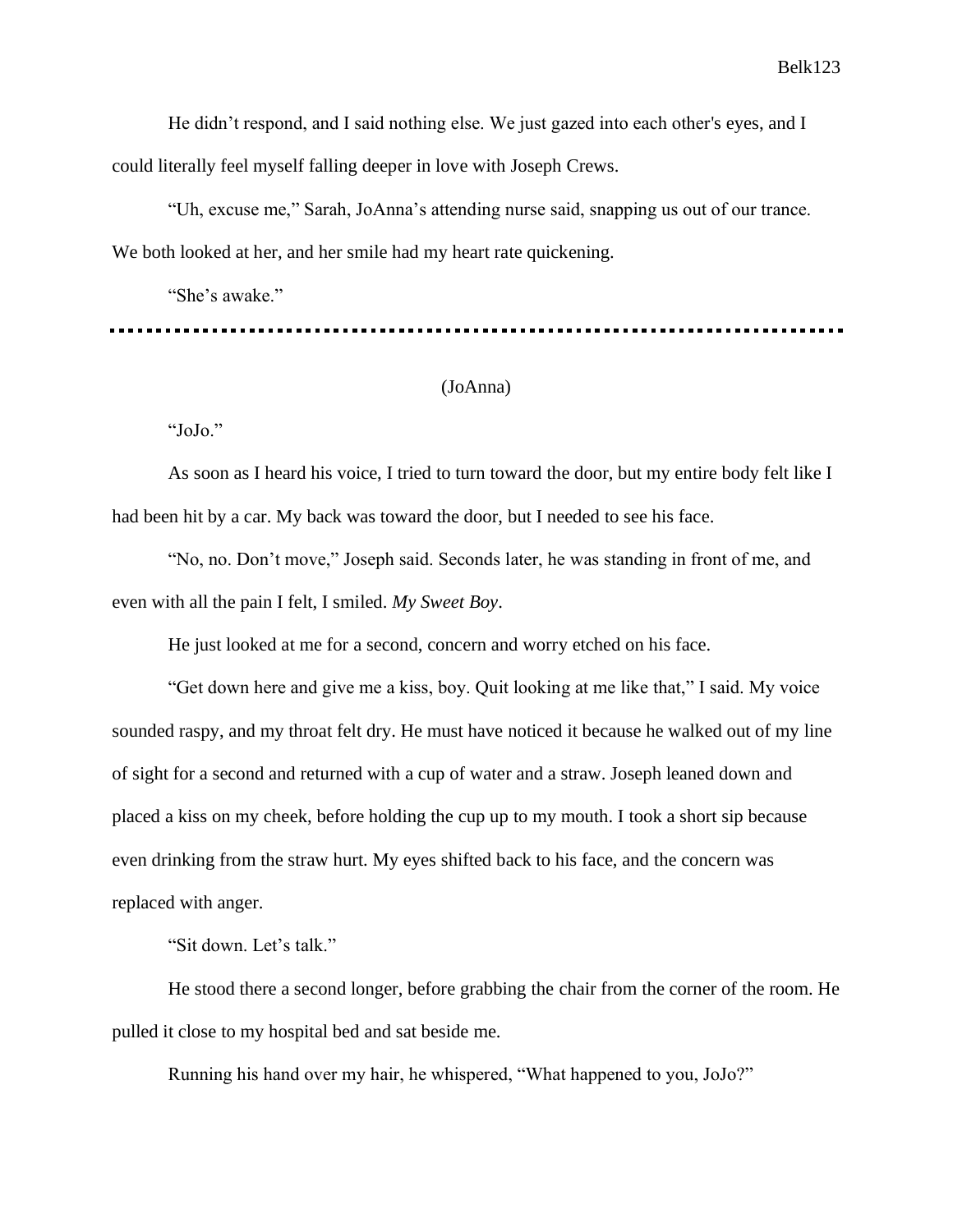He didn't respond, and I said nothing else. We just gazed into each other's eyes, and I could literally feel myself falling deeper in love with Joseph Crews.

"Uh, excuse me," Sarah, JoAnna's attending nurse said, snapping us out of our trance. We both looked at her, and her smile had my heart rate quickening.

"She's awake."

---

(JoAnna)

"JoJo."

As soon as I heard his voice, I tried to turn toward the door, but my entire body felt like I had been hit by a car. My back was toward the door, but I needed to see his face.

"No, no. Don't move," Joseph said. Seconds later, he was standing in front of me, and even with all the pain I felt, I smiled. *My Sweet Boy*.

He just looked at me for a second, concern and worry etched on his face.

"Get down here and give me a kiss, boy. Quit looking at me like that," I said. My voice sounded raspy, and my throat felt dry. He must have noticed it because he walked out of my line of sight for a second and returned with a cup of water and a straw. Joseph leaned down and placed a kiss on my cheek, before holding the cup up to my mouth. I took a short sip because even drinking from the straw hurt. My eyes shifted back to his face, and the concern was replaced with anger.

"Sit down. Let's talk."

He stood there a second longer, before grabbing the chair from the corner of the room. He pulled it close to my hospital bed and sat beside me.

Running his hand over my hair, he whispered, "What happened to you, JoJo?"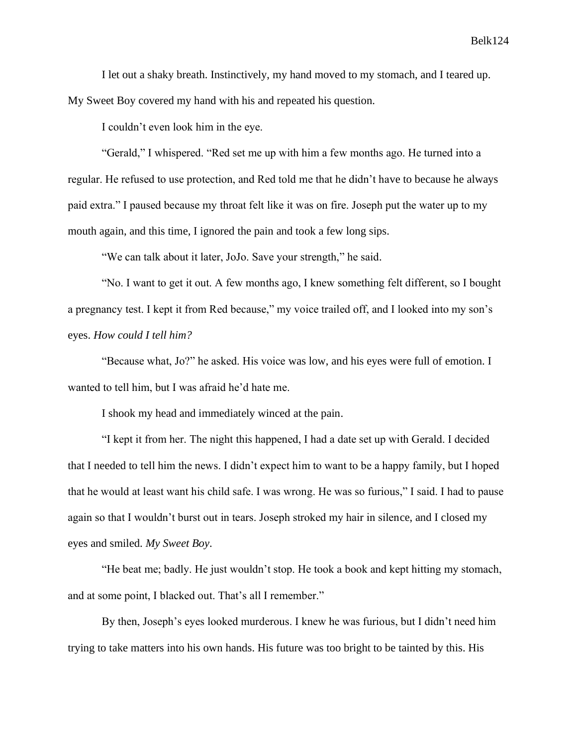I let out a shaky breath. Instinctively, my hand moved to my stomach, and I teared up. My Sweet Boy covered my hand with his and repeated his question.

I couldn't even look him in the eye.

"Gerald," I whispered. "Red set me up with him a few months ago. He turned into a regular. He refused to use protection, and Red told me that he didn't have to because he always paid extra." I paused because my throat felt like it was on fire. Joseph put the water up to my mouth again, and this time, I ignored the pain and took a few long sips.

"We can talk about it later, JoJo. Save your strength," he said.

"No. I want to get it out. A few months ago, I knew something felt different, so I bought a pregnancy test. I kept it from Red because," my voice trailed off, and I looked into my son's eyes. *How could I tell him?*

"Because what, Jo?" he asked. His voice was low, and his eyes were full of emotion. I wanted to tell him, but I was afraid he'd hate me.

I shook my head and immediately winced at the pain.

"I kept it from her. The night this happened, I had a date set up with Gerald. I decided that I needed to tell him the news. I didn't expect him to want to be a happy family, but I hoped that he would at least want his child safe. I was wrong. He was so furious," I said. I had to pause again so that I wouldn't burst out in tears. Joseph stroked my hair in silence, and I closed my eyes and smiled. *My Sweet Boy.*

"He beat me; badly. He just wouldn't stop. He took a book and kept hitting my stomach, and at some point, I blacked out. That's all I remember."

By then, Joseph's eyes looked murderous. I knew he was furious, but I didn't need him trying to take matters into his own hands. His future was too bright to be tainted by this. His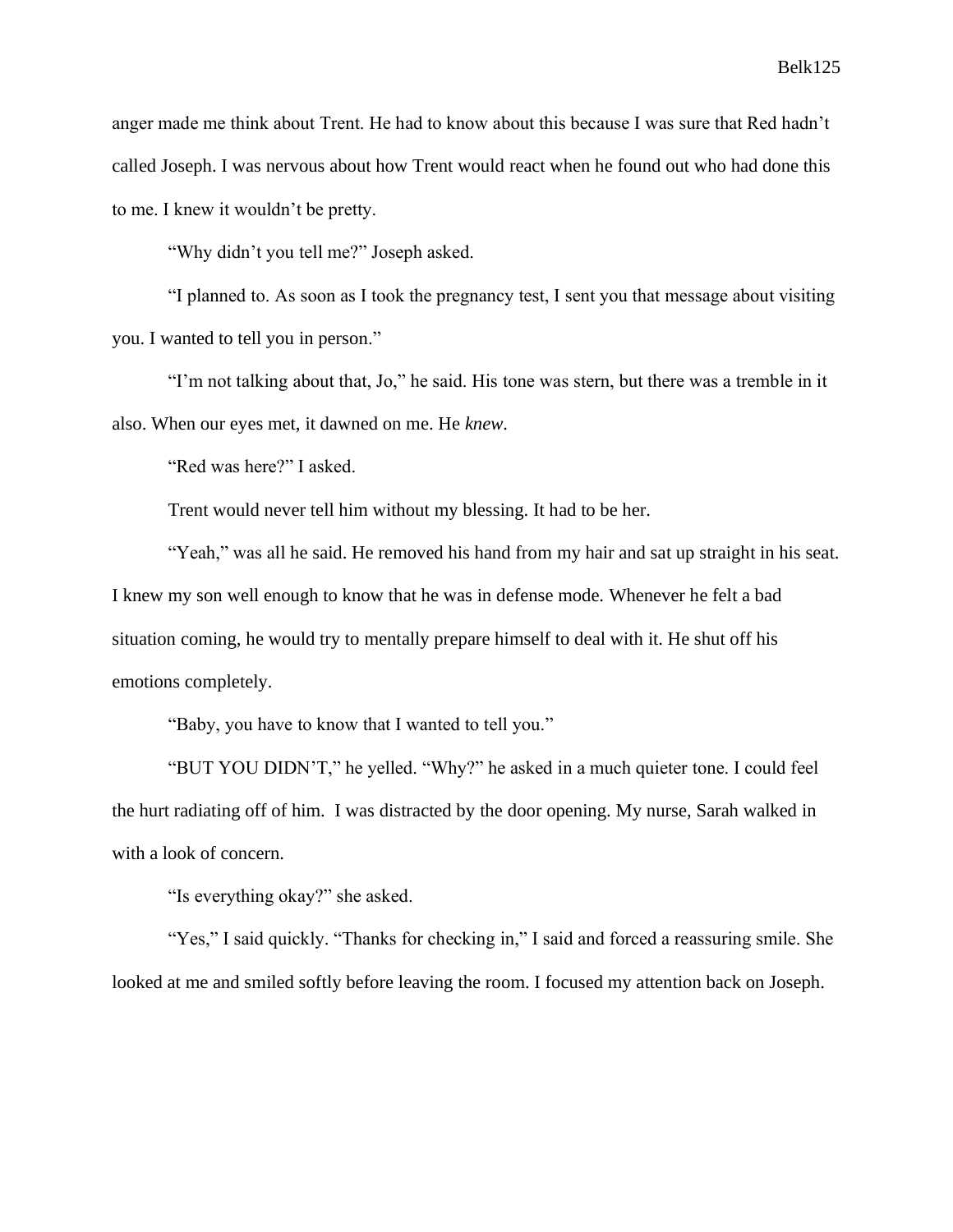anger made me think about Trent. He had to know about this because I was sure that Red hadn't called Joseph. I was nervous about how Trent would react when he found out who had done this to me. I knew it wouldn't be pretty.

"Why didn't you tell me?" Joseph asked.

"I planned to. As soon as I took the pregnancy test, I sent you that message about visiting you. I wanted to tell you in person."

"I'm not talking about that, Jo," he said. His tone was stern, but there was a tremble in it also. When our eyes met, it dawned on me. He *knew*.

"Red was here?" I asked.

Trent would never tell him without my blessing. It had to be her.

"Yeah," was all he said. He removed his hand from my hair and sat up straight in his seat. I knew my son well enough to know that he was in defense mode. Whenever he felt a bad situation coming, he would try to mentally prepare himself to deal with it. He shut off his emotions completely.

"Baby, you have to know that I wanted to tell you."

"BUT YOU DIDN'T," he yelled. "Why?" he asked in a much quieter tone. I could feel the hurt radiating off of him. I was distracted by the door opening. My nurse, Sarah walked in with a look of concern.

"Is everything okay?" she asked.

"Yes," I said quickly. "Thanks for checking in," I said and forced a reassuring smile. She looked at me and smiled softly before leaving the room. I focused my attention back on Joseph.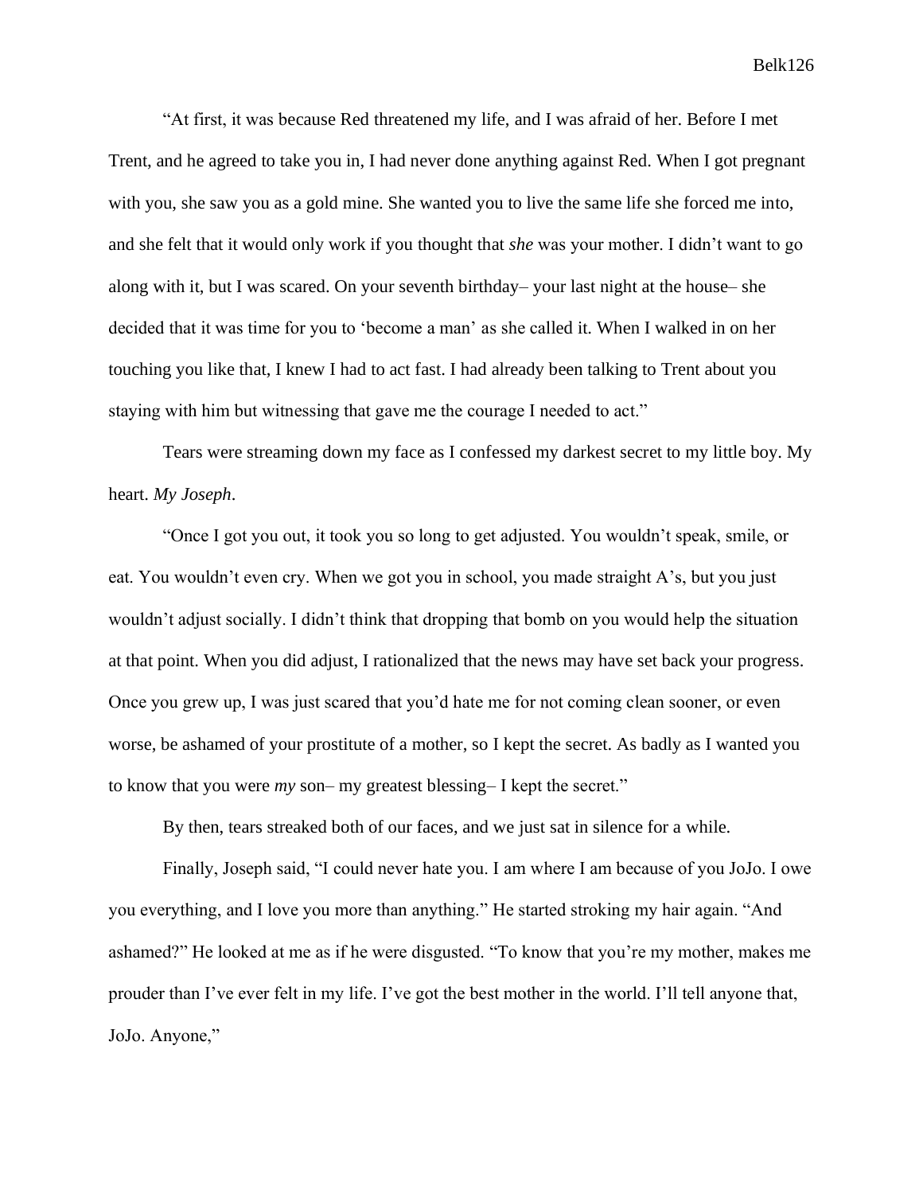"At first, it was because Red threatened my life, and I was afraid of her. Before I met Trent, and he agreed to take you in, I had never done anything against Red. When I got pregnant with you, she saw you as a gold mine. She wanted you to live the same life she forced me into, and she felt that it would only work if you thought that *she* was your mother. I didn't want to go along with it, but I was scared. On your seventh birthday– your last night at the house– she decided that it was time for you to 'become a man' as she called it. When I walked in on her touching you like that, I knew I had to act fast. I had already been talking to Trent about you staying with him but witnessing that gave me the courage I needed to act."

Tears were streaming down my face as I confessed my darkest secret to my little boy. My heart. *My Joseph*.

"Once I got you out, it took you so long to get adjusted. You wouldn't speak, smile, or eat. You wouldn't even cry. When we got you in school, you made straight A's, but you just wouldn't adjust socially. I didn't think that dropping that bomb on you would help the situation at that point. When you did adjust, I rationalized that the news may have set back your progress. Once you grew up, I was just scared that you'd hate me for not coming clean sooner, or even worse, be ashamed of your prostitute of a mother, so I kept the secret. As badly as I wanted you to know that you were *my* son– my greatest blessing– I kept the secret."

By then, tears streaked both of our faces, and we just sat in silence for a while.

Finally, Joseph said, "I could never hate you. I am where I am because of you JoJo. I owe you everything, and I love you more than anything." He started stroking my hair again. "And ashamed?" He looked at me as if he were disgusted. "To know that you're my mother, makes me prouder than I've ever felt in my life. I've got the best mother in the world. I'll tell anyone that, JoJo. Anyone,"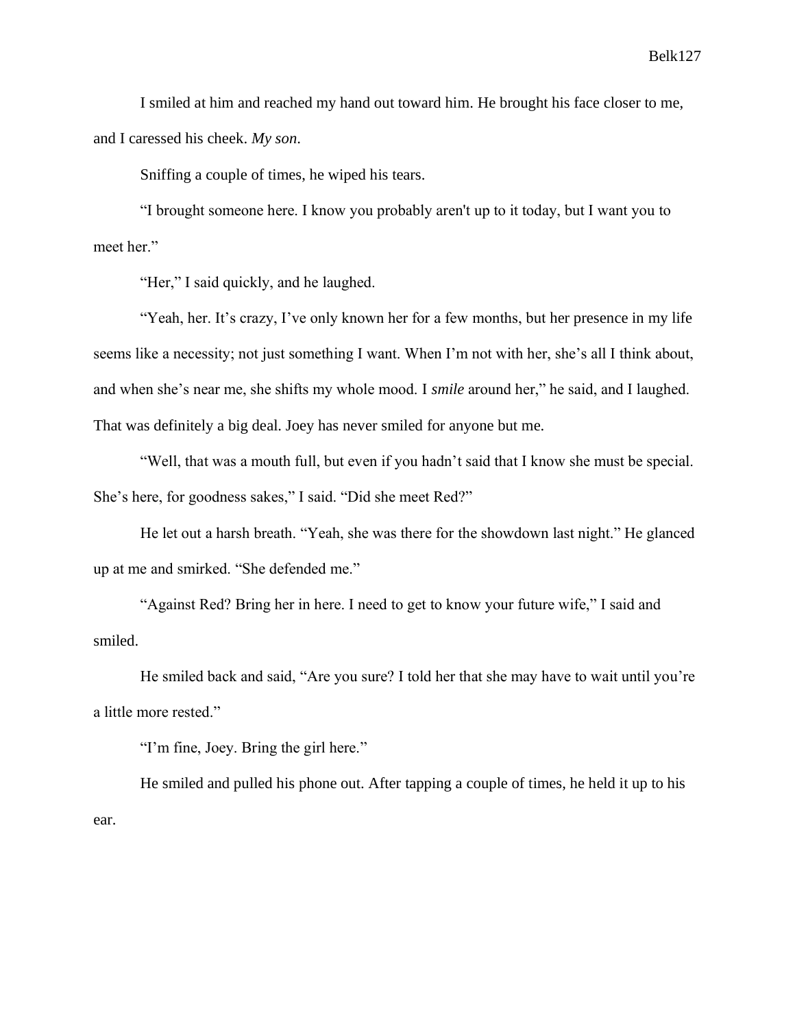I smiled at him and reached my hand out toward him. He brought his face closer to me, and I caressed his cheek. *My son*.

Sniffing a couple of times, he wiped his tears.

"I brought someone here. I know you probably aren't up to it today, but I want you to meet her."

"Her," I said quickly, and he laughed.

"Yeah, her. It's crazy, I've only known her for a few months, but her presence in my life seems like a necessity; not just something I want. When I'm not with her, she's all I think about, and when she's near me, she shifts my whole mood. I *smile* around her," he said, and I laughed. That was definitely a big deal. Joey has never smiled for anyone but me.

"Well, that was a mouth full, but even if you hadn't said that I know she must be special. She's here, for goodness sakes," I said. "Did she meet Red?"

He let out a harsh breath. "Yeah, she was there for the showdown last night." He glanced up at me and smirked. "She defended me."

"Against Red? Bring her in here. I need to get to know your future wife," I said and smiled.

He smiled back and said, "Are you sure? I told her that she may have to wait until you're a little more rested."

"I'm fine, Joey. Bring the girl here."

He smiled and pulled his phone out. After tapping a couple of times, he held it up to his ear.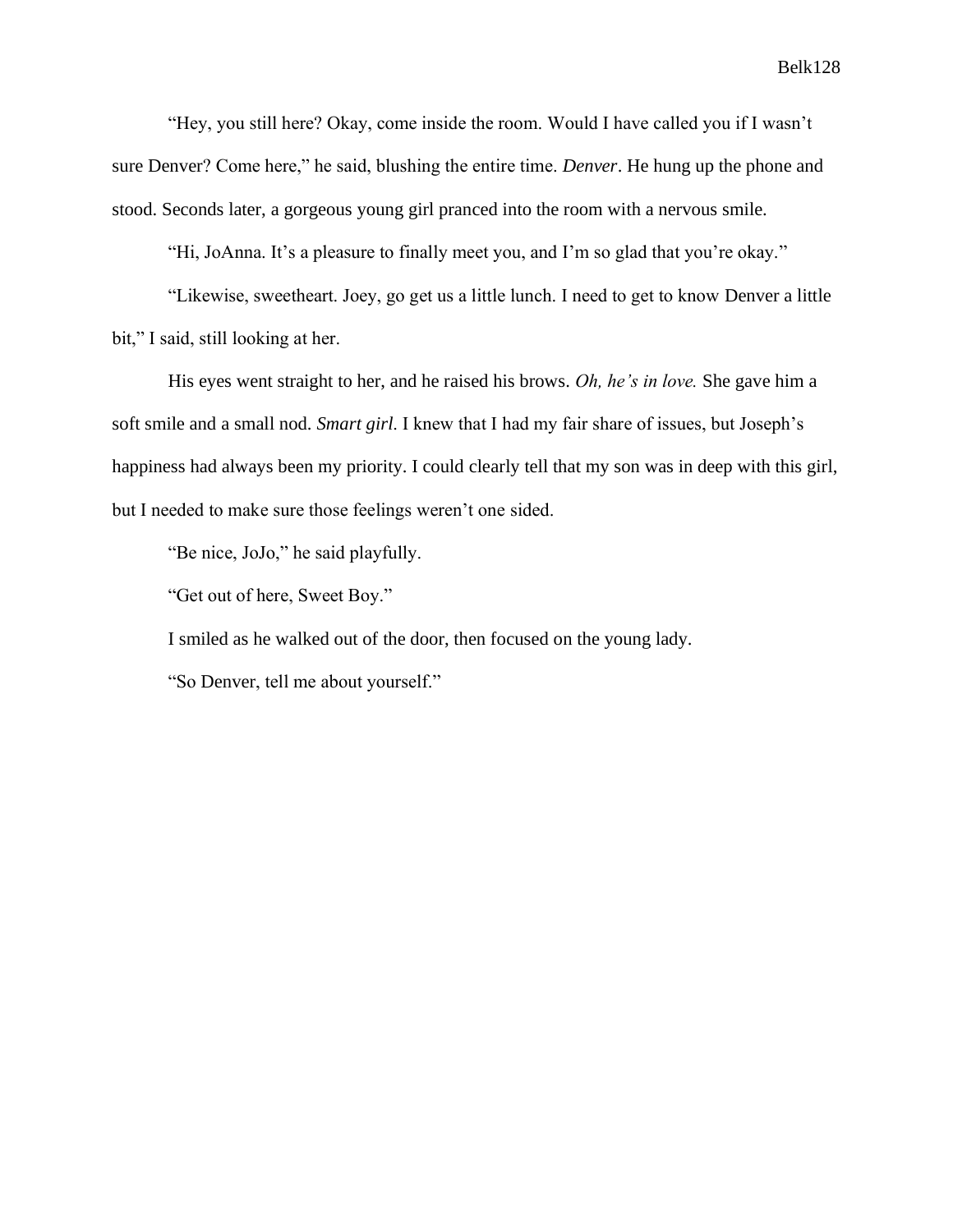"Hey, you still here? Okay, come inside the room. Would I have called you if I wasn't sure Denver? Come here," he said, blushing the entire time. *Denver*. He hung up the phone and stood. Seconds later, a gorgeous young girl pranced into the room with a nervous smile.

"Hi, JoAnna. It's a pleasure to finally meet you, and I'm so glad that you're okay."

"Likewise, sweetheart. Joey, go get us a little lunch. I need to get to know Denver a little bit," I said, still looking at her.

His eyes went straight to her, and he raised his brows. *Oh, he's in love.* She gave him a soft smile and a small nod. *Smart girl*. I knew that I had my fair share of issues, but Joseph's happiness had always been my priority. I could clearly tell that my son was in deep with this girl, but I needed to make sure those feelings weren't one sided.

"Be nice, JoJo," he said playfully.

"Get out of here, Sweet Boy."

I smiled as he walked out of the door, then focused on the young lady.

"So Denver, tell me about yourself."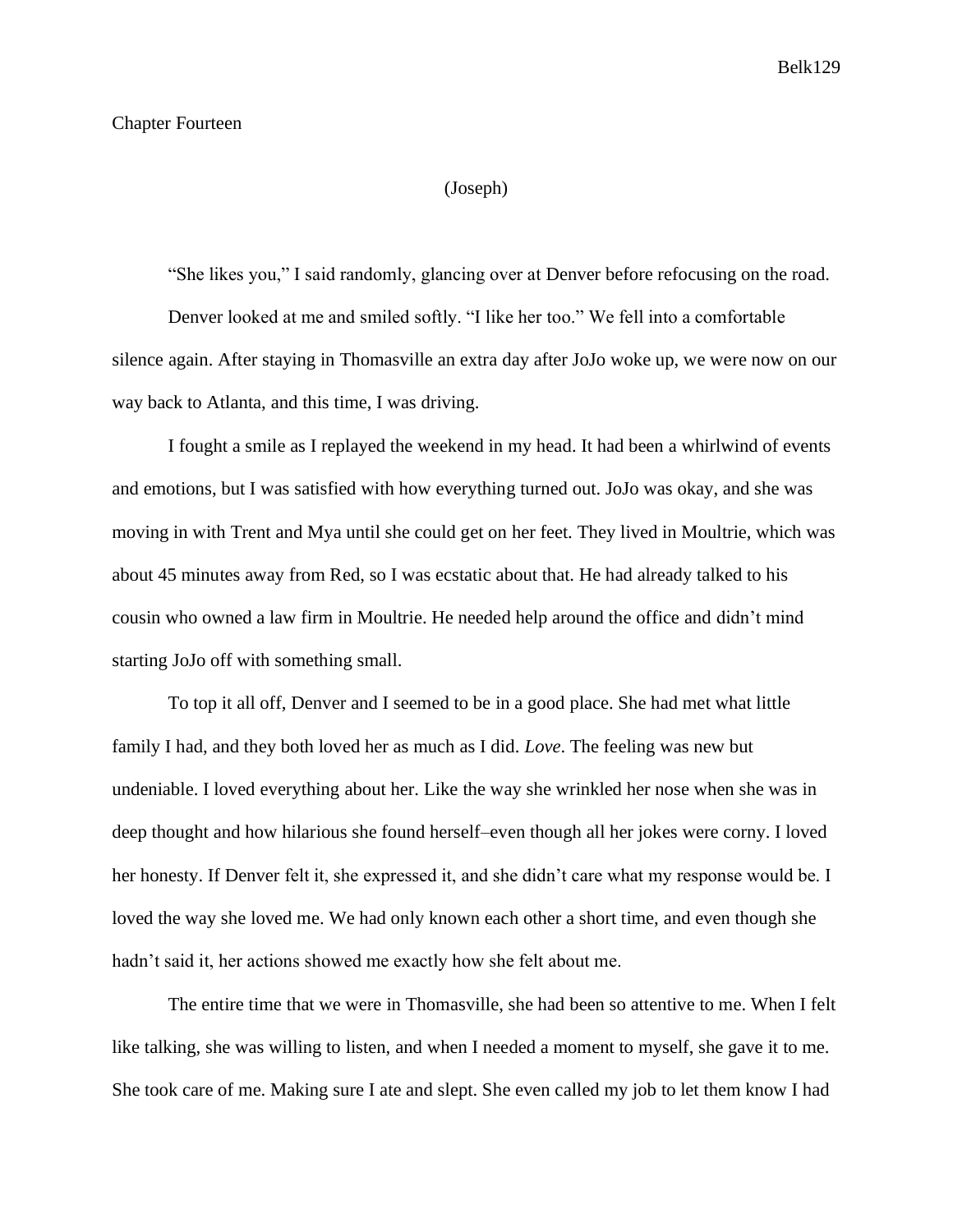# Chapter Fourteen

(Joseph)

"She likes you," I said randomly, glancing over at Denver before refocusing on the road.

Denver looked at me and smiled softly. "I like her too." We fell into a comfortable silence again. After staying in Thomasville an extra day after JoJo woke up, we were now on our way back to Atlanta, and this time, I was driving.

I fought a smile as I replayed the weekend in my head. It had been a whirlwind of events and emotions, but I was satisfied with how everything turned out. JoJo was okay, and she was moving in with Trent and Mya until she could get on her feet. They lived in Moultrie, which was about 45 minutes away from Red, so I was ecstatic about that. He had already talked to his cousin who owned a law firm in Moultrie. He needed help around the office and didn't mind starting JoJo off with something small.

To top it all off, Denver and I seemed to be in a good place. She had met what little family I had, and they both loved her as much as I did. *Love*. The feeling was new but undeniable. I loved everything about her. Like the way she wrinkled her nose when she was in deep thought and how hilarious she found herself–even though all her jokes were corny. I loved her honesty. If Denver felt it, she expressed it, and she didn't care what my response would be. I loved the way she loved me. We had only known each other a short time, and even though she hadn't said it, her actions showed me exactly how she felt about me.

The entire time that we were in Thomasville, she had been so attentive to me. When I felt like talking, she was willing to listen, and when I needed a moment to myself, she gave it to me. She took care of me. Making sure I ate and slept. She even called my job to let them know I had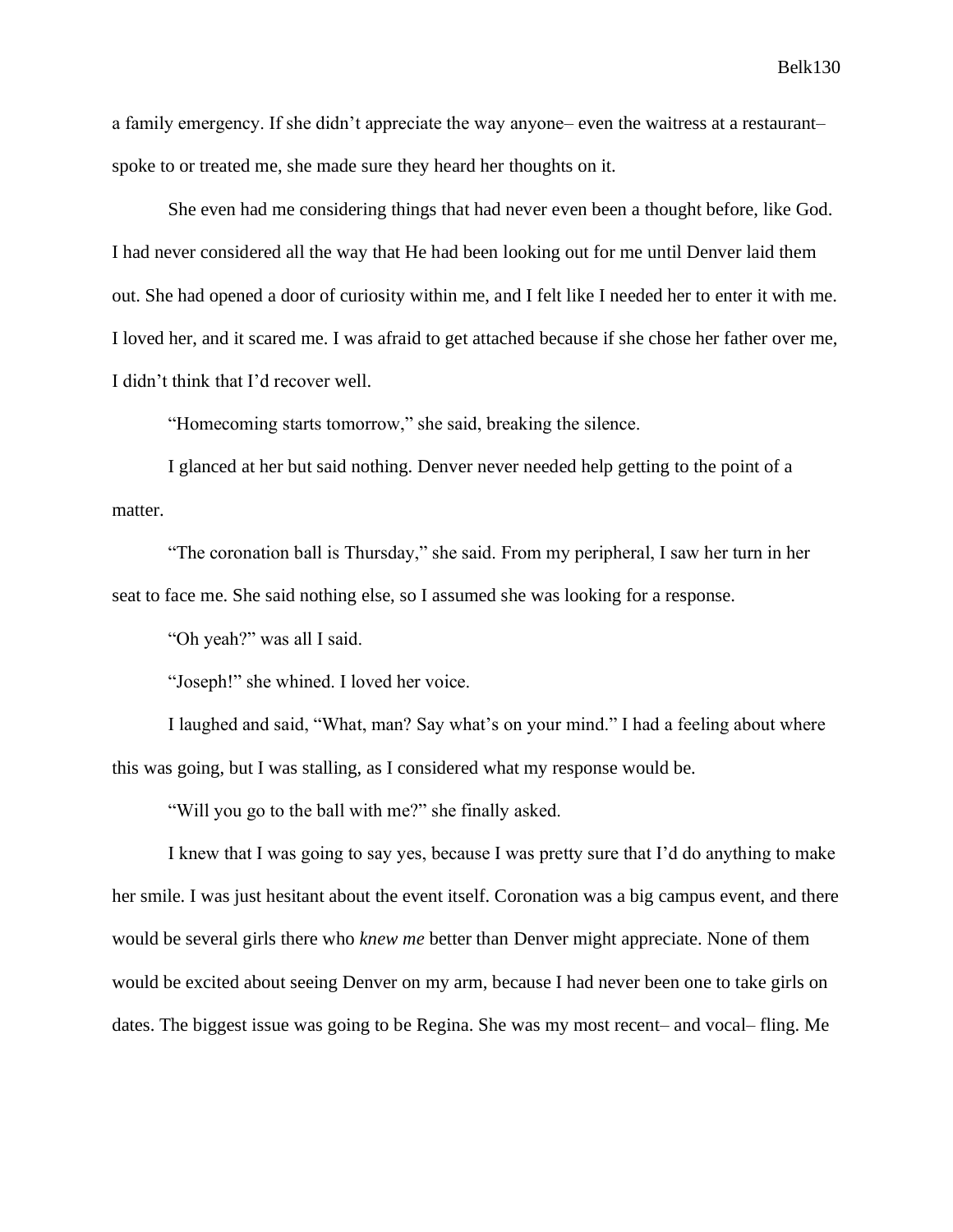a family emergency. If she didn't appreciate the way anyone– even the waitress at a restaurant– spoke to or treated me, she made sure they heard her thoughts on it.

She even had me considering things that had never even been a thought before, like God. I had never considered all the way that He had been looking out for me until Denver laid them out. She had opened a door of curiosity within me, and I felt like I needed her to enter it with me. I loved her, and it scared me. I was afraid to get attached because if she chose her father over me, I didn't think that I'd recover well.

"Homecoming starts tomorrow," she said, breaking the silence.

I glanced at her but said nothing. Denver never needed help getting to the point of a matter.

"The coronation ball is Thursday," she said. From my peripheral, I saw her turn in her seat to face me. She said nothing else, so I assumed she was looking for a response.

"Oh yeah?" was all I said.

"Joseph!" she whined. I loved her voice.

I laughed and said, "What, man? Say what's on your mind." I had a feeling about where this was going, but I was stalling, as I considered what my response would be.

"Will you go to the ball with me?" she finally asked.

I knew that I was going to say yes, because I was pretty sure that I'd do anything to make her smile. I was just hesitant about the event itself. Coronation was a big campus event, and there would be several girls there who *knew me* better than Denver might appreciate. None of them would be excited about seeing Denver on my arm, because I had never been one to take girls on dates. The biggest issue was going to be Regina. She was my most recent– and vocal– fling. Me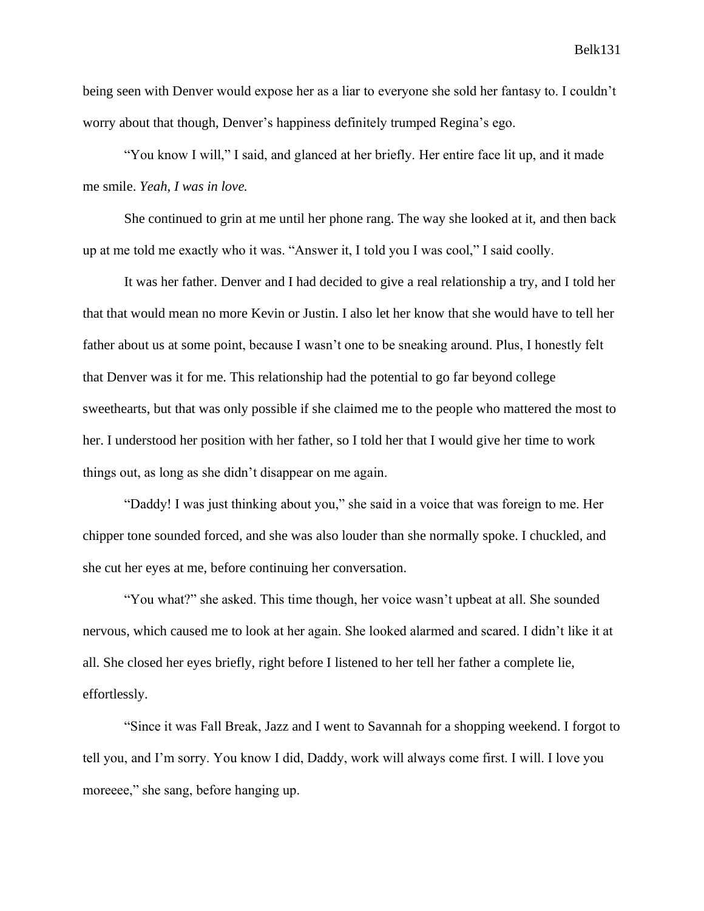being seen with Denver would expose her as a liar to everyone she sold her fantasy to. I couldn't worry about that though, Denver's happiness definitely trumped Regina's ego.

"You know I will," I said, and glanced at her briefly. Her entire face lit up, and it made me smile. *Yeah, I was in love.*

She continued to grin at me until her phone rang. The way she looked at it, and then back up at me told me exactly who it was. "Answer it, I told you I was cool," I said coolly.

It was her father. Denver and I had decided to give a real relationship a try, and I told her that that would mean no more Kevin or Justin. I also let her know that she would have to tell her father about us at some point, because I wasn't one to be sneaking around. Plus, I honestly felt that Denver was it for me. This relationship had the potential to go far beyond college sweethearts, but that was only possible if she claimed me to the people who mattered the most to her. I understood her position with her father, so I told her that I would give her time to work things out, as long as she didn't disappear on me again.

"Daddy! I was just thinking about you," she said in a voice that was foreign to me. Her chipper tone sounded forced, and she was also louder than she normally spoke. I chuckled, and she cut her eyes at me, before continuing her conversation.

"You what?" she asked. This time though, her voice wasn't upbeat at all. She sounded nervous, which caused me to look at her again. She looked alarmed and scared. I didn't like it at all. She closed her eyes briefly, right before I listened to her tell her father a complete lie, effortlessly.

"Since it was Fall Break, Jazz and I went to Savannah for a shopping weekend. I forgot to tell you, and I'm sorry. You know I did, Daddy, work will always come first. I will. I love you moreeee," she sang, before hanging up.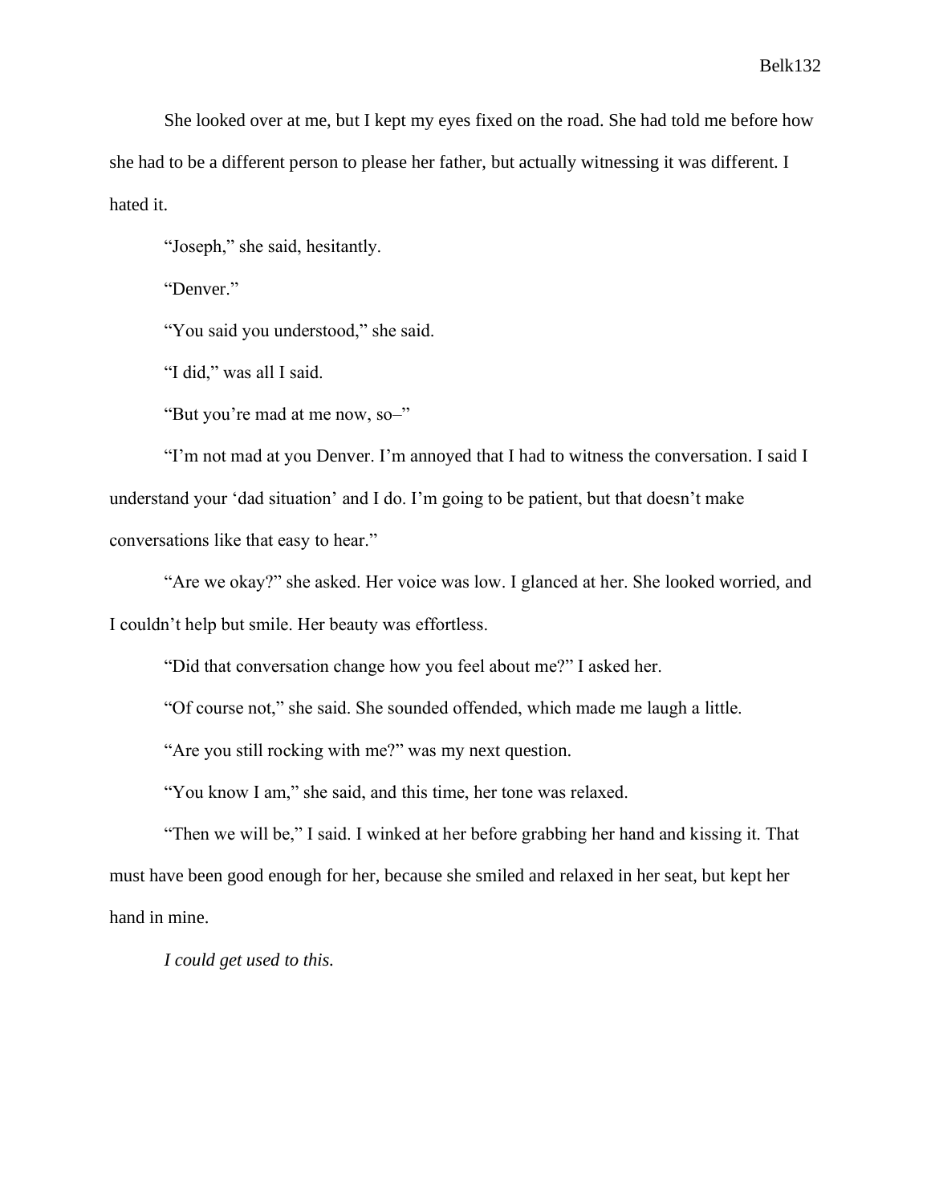She looked over at me, but I kept my eyes fixed on the road. She had told me before how she had to be a different person to please her father, but actually witnessing it was different. I hated it.

"Joseph," she said, hesitantly.

"Denver."

"You said you understood," she said.

"I did," was all I said.

"But you're mad at me now, so–"

"I'm not mad at you Denver. I'm annoyed that I had to witness the conversation. I said I understand your 'dad situation' and I do. I'm going to be patient, but that doesn't make conversations like that easy to hear."

"Are we okay?" she asked. Her voice was low. I glanced at her. She looked worried, and I couldn't help but smile. Her beauty was effortless.

"Did that conversation change how you feel about me?" I asked her.

"Of course not," she said. She sounded offended, which made me laugh a little.

"Are you still rocking with me?" was my next question.

"You know I am," she said, and this time, her tone was relaxed.

"Then we will be," I said. I winked at her before grabbing her hand and kissing it. That must have been good enough for her, because she smiled and relaxed in her seat, but kept her hand in mine.

*I could get used to this.*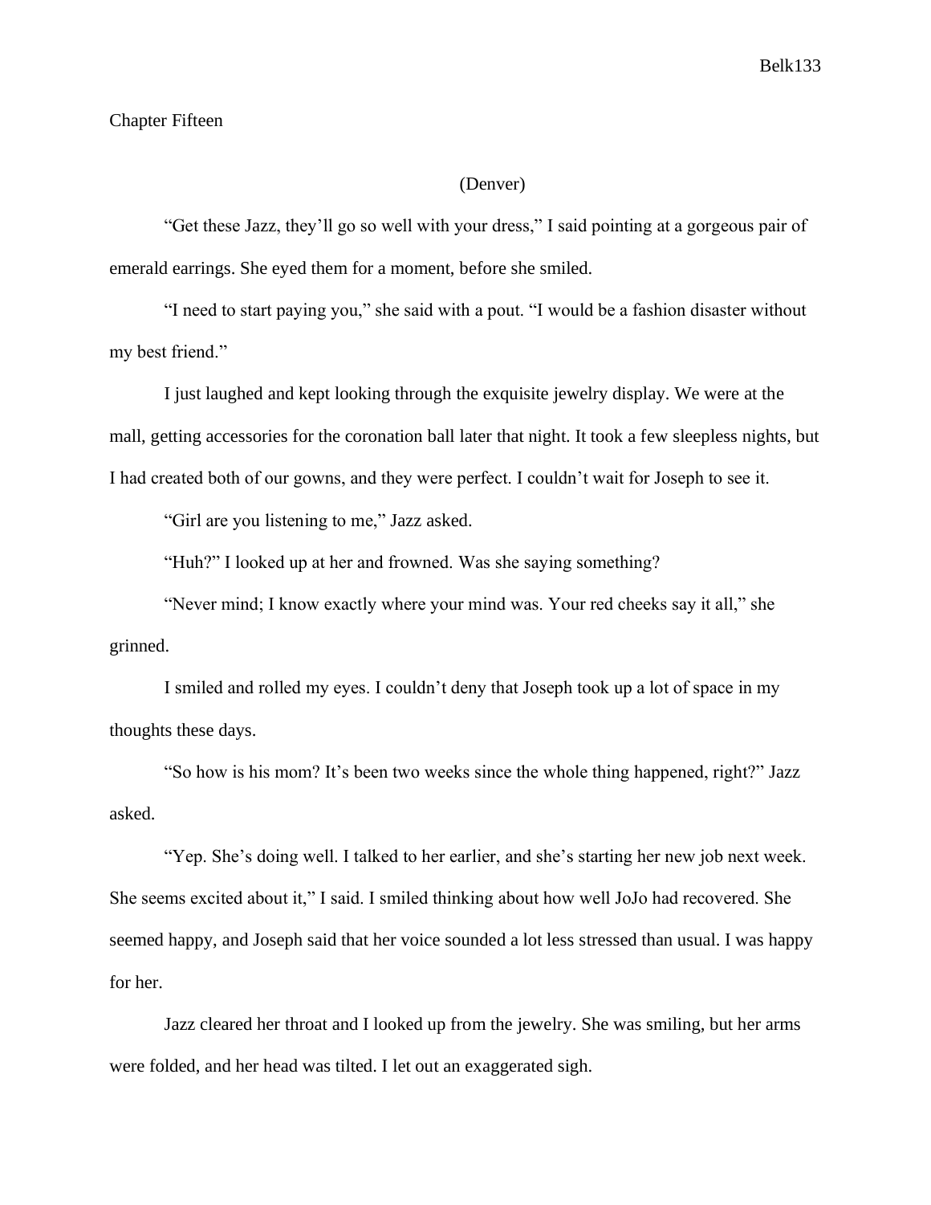# Chapter Fifteen

(Denver)

"Get these Jazz, they'll go so well with your dress," I said pointing at a gorgeous pair of emerald earrings. She eyed them for a moment, before she smiled.

"I need to start paying you," she said with a pout. "I would be a fashion disaster without my best friend."

I just laughed and kept looking through the exquisite jewelry display. We were at the mall, getting accessories for the coronation ball later that night. It took a few sleepless nights, but I had created both of our gowns, and they were perfect. I couldn't wait for Joseph to see it.

"Girl are you listening to me," Jazz asked.

"Huh?" I looked up at her and frowned. Was she saying something?

"Never mind; I know exactly where your mind was. Your red cheeks say it all," she grinned.

I smiled and rolled my eyes. I couldn't deny that Joseph took up a lot of space in my thoughts these days.

"So how is his mom? It's been two weeks since the whole thing happened, right?" Jazz asked.

"Yep. She's doing well. I talked to her earlier, and she's starting her new job next week. She seems excited about it," I said. I smiled thinking about how well JoJo had recovered. She seemed happy, and Joseph said that her voice sounded a lot less stressed than usual. I was happy for her.

Jazz cleared her throat and I looked up from the jewelry. She was smiling, but her arms were folded, and her head was tilted. I let out an exaggerated sigh.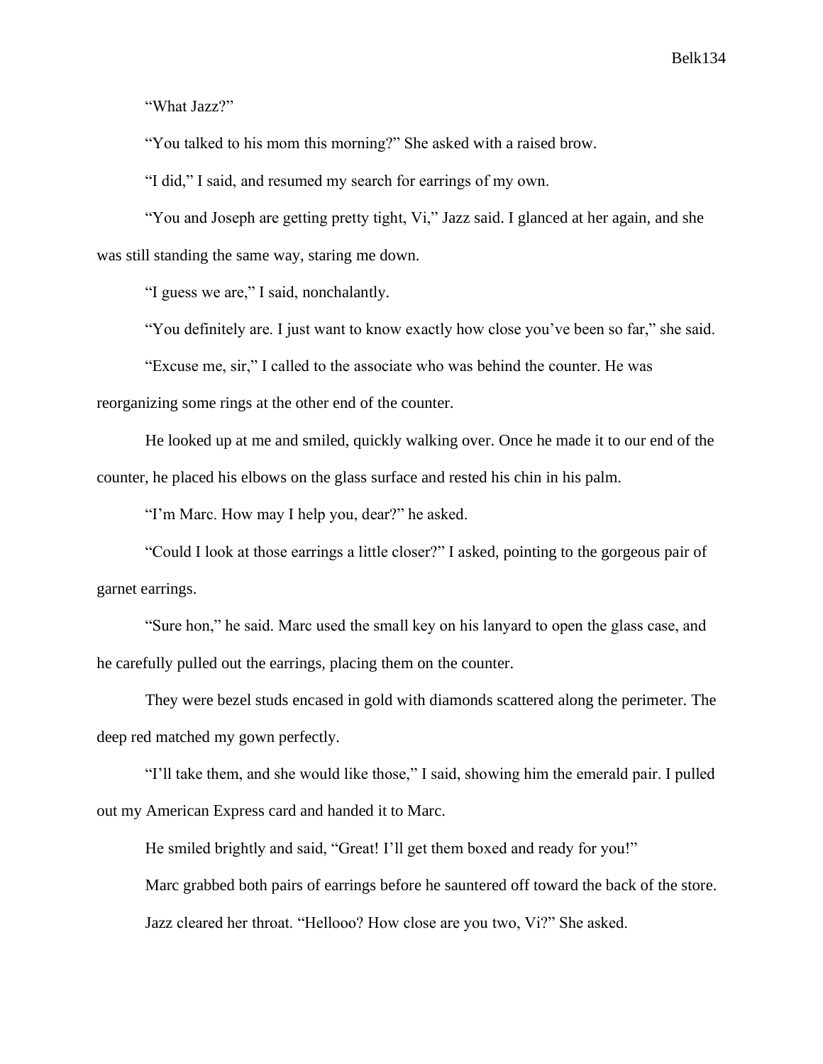"What Jazz?"

"You talked to his mom this morning?" She asked with a raised brow.

"I did," I said, and resumed my search for earrings of my own.

"You and Joseph are getting pretty tight, Vi," Jazz said. I glanced at her again, and she was still standing the same way, staring me down.

"I guess we are," I said, nonchalantly.

"You definitely are. I just want to know exactly how close you've been so far," she said.

"Excuse me, sir," I called to the associate who was behind the counter. He was reorganizing some rings at the other end of the counter.

He looked up at me and smiled, quickly walking over. Once he made it to our end of the counter, he placed his elbows on the glass surface and rested his chin in his palm.

"I'm Marc. How may I help you, dear?" he asked.

"Could I look at those earrings a little closer?" I asked, pointing to the gorgeous pair of garnet earrings.

"Sure hon," he said. Marc used the small key on his lanyard to open the glass case, and he carefully pulled out the earrings, placing them on the counter.

They were bezel studs encased in gold with diamonds scattered along the perimeter. The deep red matched my gown perfectly.

"I'll take them, and she would like those," I said, showing him the emerald pair. I pulled out my American Express card and handed it to Marc.

He smiled brightly and said, "Great! I'll get them boxed and ready for you!"

Marc grabbed both pairs of earrings before he sauntered off toward the back of the store.

Jazz cleared her throat. "Hellooo? How close are you two, Vi?" She asked.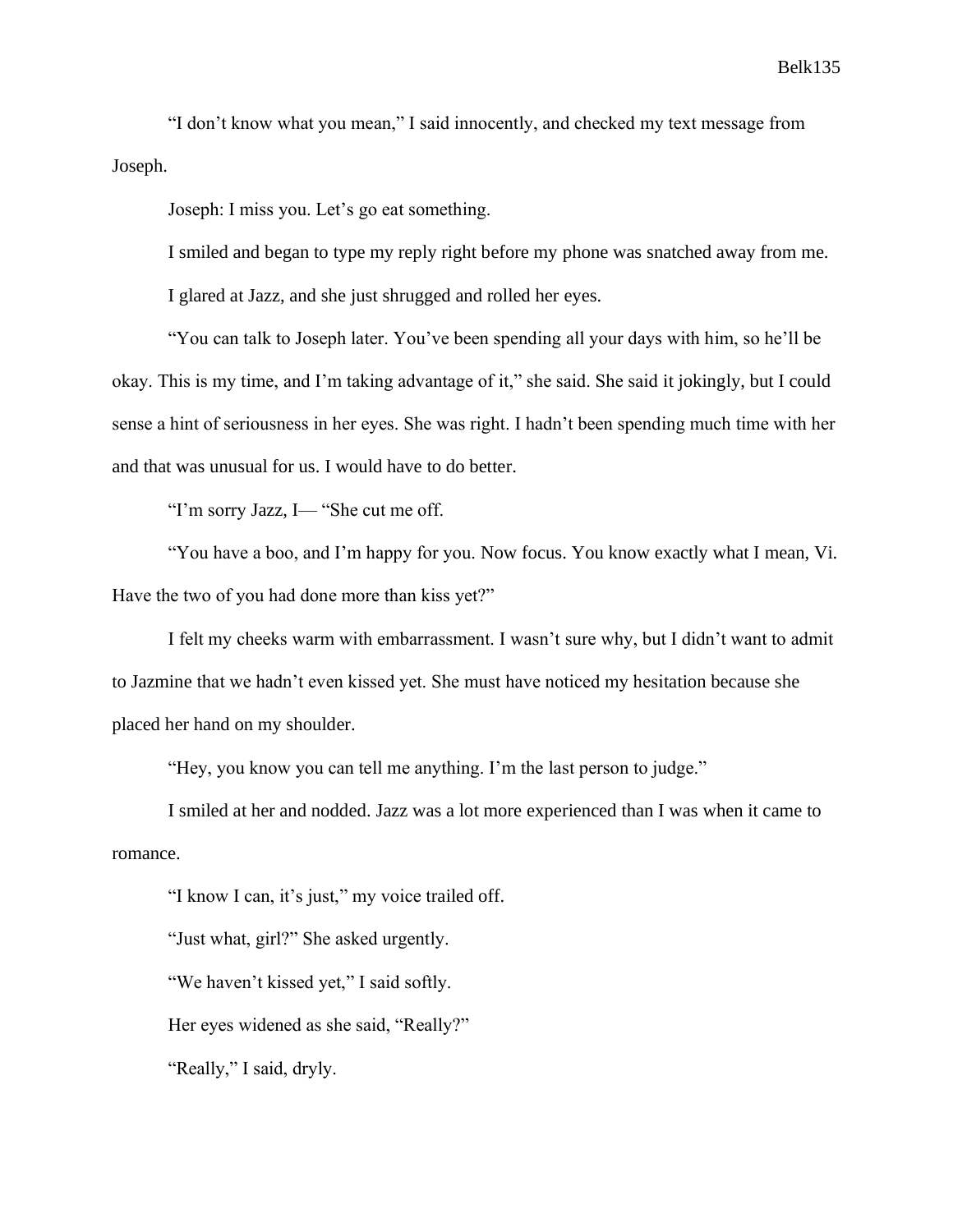"I don't know what you mean," I said innocently, and checked my text message from Joseph.

Joseph: I miss you. Let's go eat something.

I smiled and began to type my reply right before my phone was snatched away from me.

I glared at Jazz, and she just shrugged and rolled her eyes.

"You can talk to Joseph later. You've been spending all your days with him, so he'll be okay. This is my time, and I'm taking advantage of it," she said. She said it jokingly, but I could sense a hint of seriousness in her eyes. She was right. I hadn't been spending much time with her and that was unusual for us. I would have to do better.

"I'm sorry Jazz, I— "She cut me off.

"You have a boo, and I'm happy for you. Now focus. You know exactly what I mean, Vi. Have the two of you had done more than kiss yet?"

I felt my cheeks warm with embarrassment. I wasn't sure why, but I didn't want to admit to Jazmine that we hadn't even kissed yet. She must have noticed my hesitation because she placed her hand on my shoulder.

"Hey, you know you can tell me anything. I'm the last person to judge."

I smiled at her and nodded. Jazz was a lot more experienced than I was when it came to romance.

"I know I can, it's just," my voice trailed off.

"Just what, girl?" She asked urgently.

"We haven't kissed yet," I said softly.

Her eyes widened as she said, "Really?"

"Really," I said, dryly.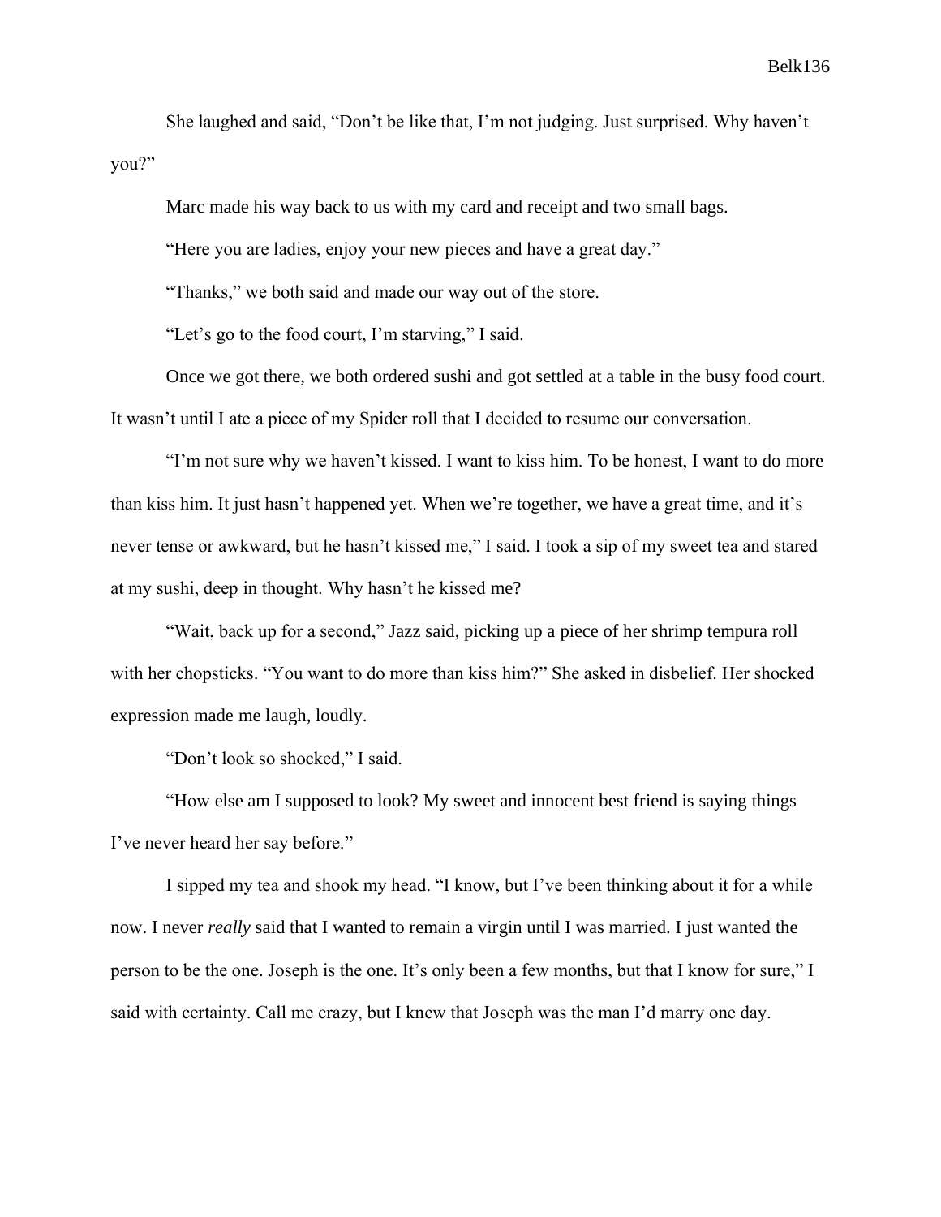She laughed and said, "Don't be like that, I'm not judging. Just surprised. Why haven't you?"

Marc made his way back to us with my card and receipt and two small bags.

"Here you are ladies, enjoy your new pieces and have a great day."

"Thanks," we both said and made our way out of the store.

"Let's go to the food court, I'm starving," I said.

Once we got there, we both ordered sushi and got settled at a table in the busy food court. It wasn't until I ate a piece of my Spider roll that I decided to resume our conversation.

"I'm not sure why we haven't kissed. I want to kiss him. To be honest, I want to do more than kiss him. It just hasn't happened yet. When we're together, we have a great time, and it's never tense or awkward, but he hasn't kissed me," I said. I took a sip of my sweet tea and stared at my sushi, deep in thought. Why hasn't he kissed me?

"Wait, back up for a second," Jazz said, picking up a piece of her shrimp tempura roll with her chopsticks. "You want to do more than kiss him?" She asked in disbelief. Her shocked expression made me laugh, loudly.

"Don't look so shocked," I said.

"How else am I supposed to look? My sweet and innocent best friend is saying things I've never heard her say before."

I sipped my tea and shook my head. "I know, but I've been thinking about it for a while now. I never *really* said that I wanted to remain a virgin until I was married. I just wanted the person to be the one. Joseph is the one. It's only been a few months, but that I know for sure," I said with certainty. Call me crazy, but I knew that Joseph was the man I'd marry one day.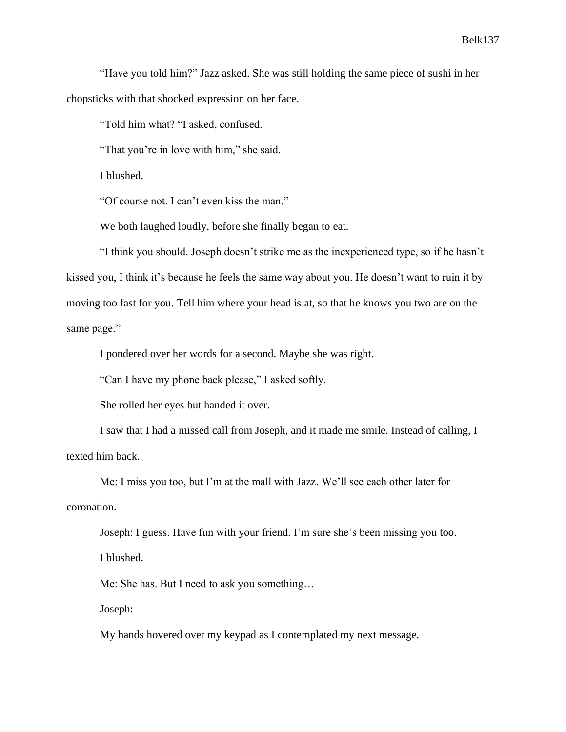“Have you told him?” Jazz asked. She was still holding the same piece of sushi in her chopsticks with that shocked expression on her face.

“Told him what? “I asked, confused.

“That you’re in love with him,” she said.

I blushed.

“Of course not. I can’t even kiss the man.”

We both laughed loudly, before she finally began to eat.

“I think you should. Joseph doesn’t strike me as the inexperienced type, so if he hasn’t kissed you, I think it’s because he feels the same way about you. He doesn’t want to ruin it by moving too fast for you. Tell him where your head is at, so that he knows you two are on the same page.”

I pondered over her words for a second. Maybe she was right.

“Can I have my phone back please,” I asked softly.

She rolled her eyes but handed it over.

I saw that I had a missed call from Joseph, and it made me smile. Instead of calling, I texted him back.

Me: I miss you too, but I’m at the mall with Jazz. We’ll see each other later for coronation.

Joseph: I guess. Have fun with your friend. I’m sure she’s been missing you too.

I blushed.

Me: She has. But I need to ask you something…

Joseph:

My hands hovered over my keypad as I contemplated my next message.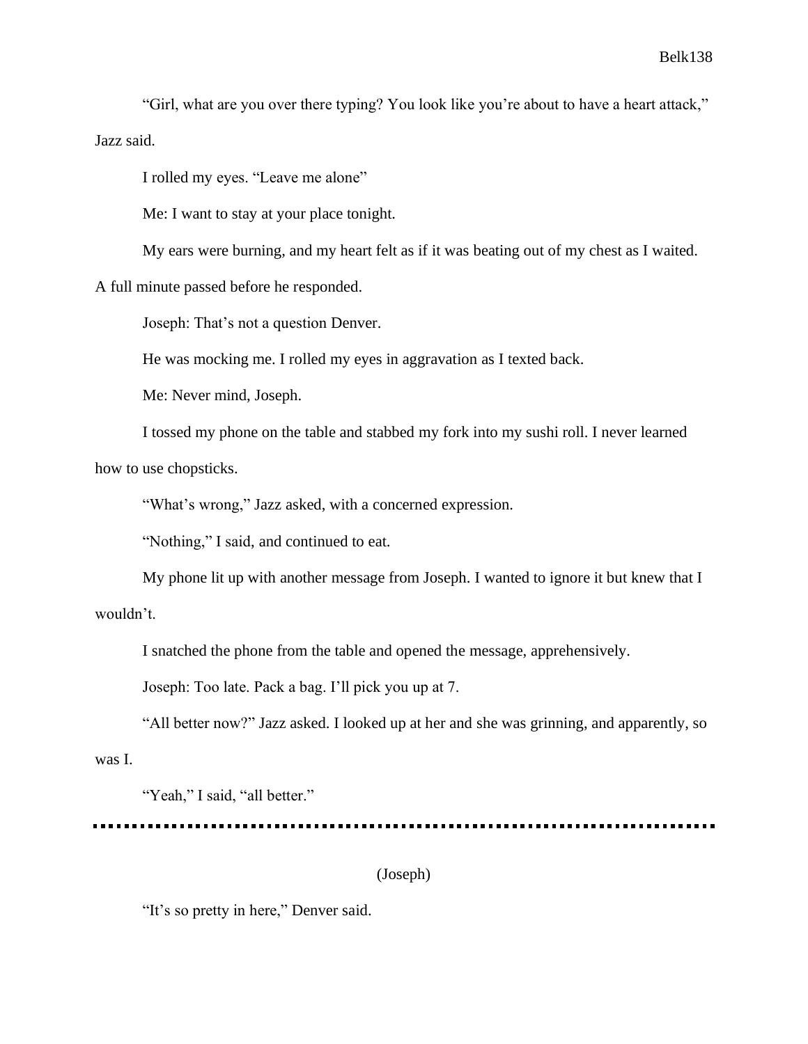"Girl, what are you over there typing? You look like you're about to have a heart attack," Jazz said.

I rolled my eyes. "Leave me alone"

Me: I want to stay at your place tonight.

My ears were burning, and my heart felt as if it was beating out of my chest as I waited. A full minute passed before he responded.

Joseph: That's not a question Denver.

He was mocking me. I rolled my eyes in aggravation as I texted back.

Me: Never mind, Joseph.

I tossed my phone on the table and stabbed my fork into my sushi roll. I never learned how to use chopsticks.

"What's wrong," Jazz asked, with a concerned expression.

"Nothing," I said, and continued to eat.

My phone lit up with another message from Joseph. I wanted to ignore it but knew that I wouldn't.

I snatched the phone from the table and opened the message, apprehensively.

Joseph: Too late. Pack a bag. I'll pick you up at 7.

"All better now?" Jazz asked. I looked up at her and she was grinning, and apparently, so was I.

"Yeah," I said, "all better."

---

(Joseph)

"It's so pretty in here," Denver said.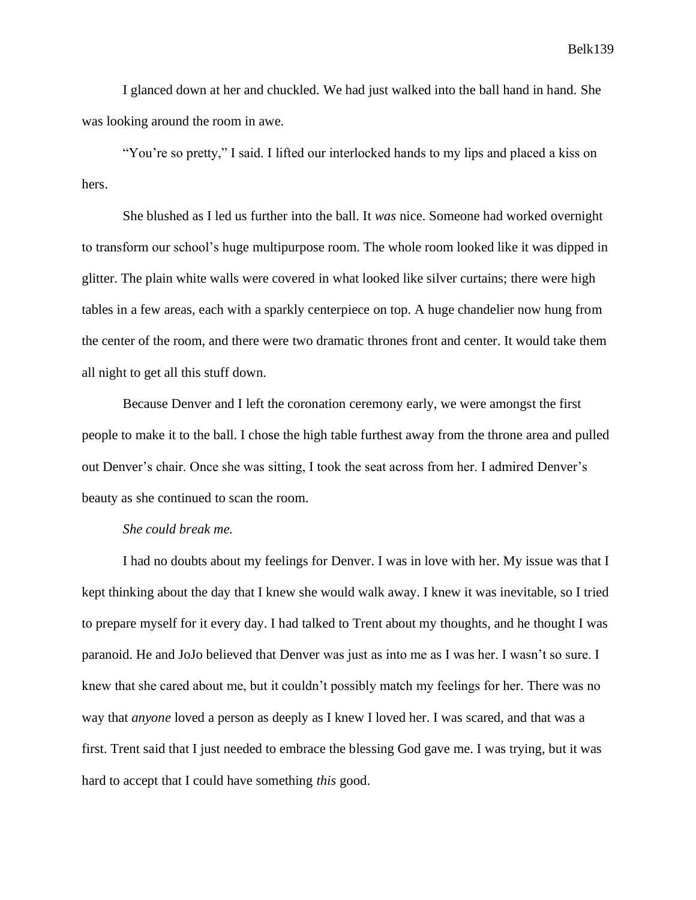I glanced down at her and chuckled. We had just walked into the ball hand in hand. She was looking around the room in awe.

"You're so pretty," I said. I lifted our interlocked hands to my lips and placed a kiss on hers.

She blushed as I led us further into the ball. It *was* nice. Someone had worked overnight to transform our school's huge multipurpose room. The whole room looked like it was dipped in glitter. The plain white walls were covered in what looked like silver curtains; there were high tables in a few areas, each with a sparkly centerpiece on top. A huge chandelier now hung from the center of the room, and there were two dramatic thrones front and center. It would take them all night to get all this stuff down.

Because Denver and I left the coronation ceremony early, we were amongst the first people to make it to the ball. I chose the high table furthest away from the throne area and pulled out Denver's chair. Once she was sitting, I took the seat across from her. I admired Denver's beauty as she continued to scan the room.

*She could break me.*

I had no doubts about my feelings for Denver. I was in love with her. My issue was that I kept thinking about the day that I knew she would walk away. I knew it was inevitable, so I tried to prepare myself for it every day. I had talked to Trent about my thoughts, and he thought I was paranoid. He and JoJo believed that Denver was just as into me as I was her. I wasn't so sure. I knew that she cared about me, but it couldn't possibly match my feelings for her. There was no way that *anyone* loved a person as deeply as I knew I loved her. I was scared, and that was a first. Trent said that I just needed to embrace the blessing God gave me. I was trying, but it was hard to accept that I could have something *this* good.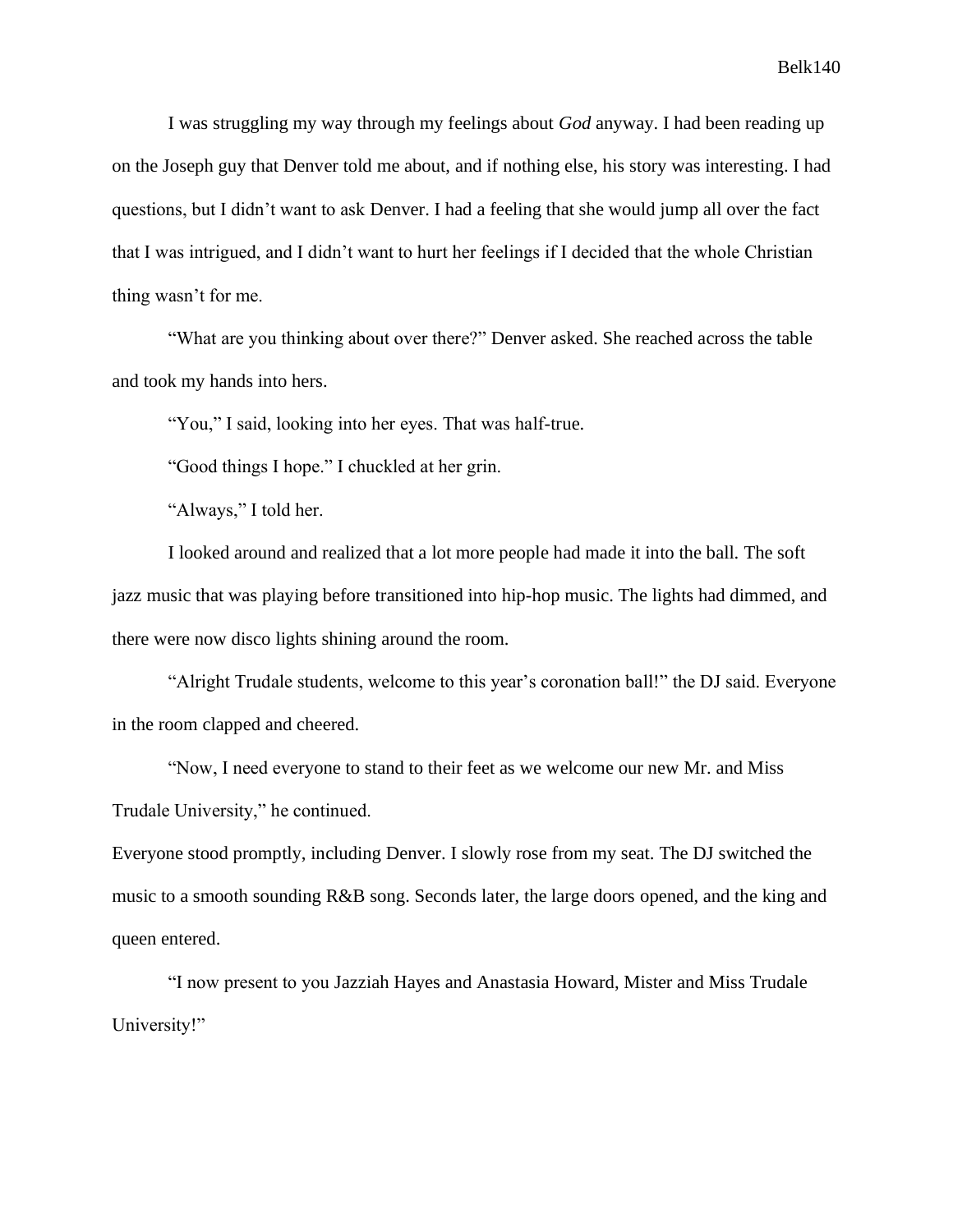I was struggling my way through my feelings about *God* anyway. I had been reading up on the Joseph guy that Denver told me about, and if nothing else, his story was interesting. I had questions, but I didn't want to ask Denver. I had a feeling that she would jump all over the fact that I was intrigued, and I didn't want to hurt her feelings if I decided that the whole Christian thing wasn't for me.

"What are you thinking about over there?" Denver asked. She reached across the table and took my hands into hers.

"You," I said, looking into her eyes. That was half-true.

"Good things I hope." I chuckled at her grin.

"Always," I told her.

I looked around and realized that a lot more people had made it into the ball. The soft jazz music that was playing before transitioned into hip-hop music. The lights had dimmed, and there were now disco lights shining around the room.

"Alright Trudale students, welcome to this year's coronation ball!" the DJ said. Everyone in the room clapped and cheered.

"Now, I need everyone to stand to their feet as we welcome our new Mr. and Miss Trudale University," he continued.

Everyone stood promptly, including Denver. I slowly rose from my seat. The DJ switched the music to a smooth sounding R&B song. Seconds later, the large doors opened, and the king and queen entered.

"I now present to you Jazziah Hayes and Anastasia Howard, Mister and Miss Trudale University!"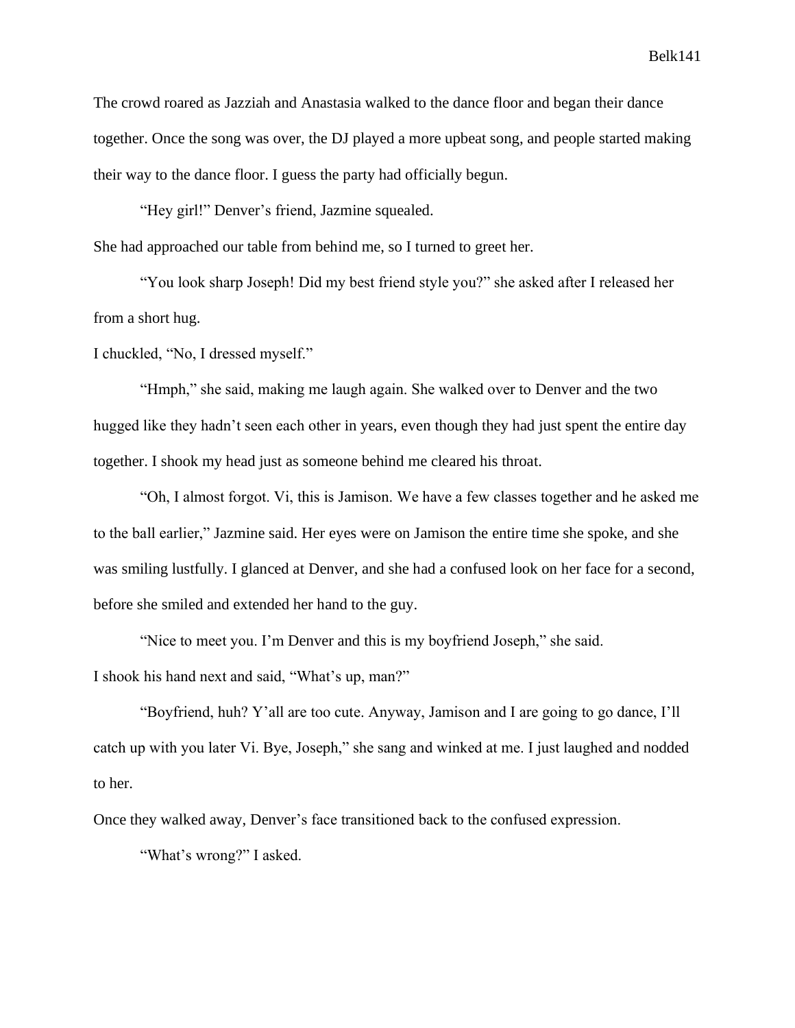The crowd roared as Jazziah and Anastasia walked to the dance floor and began their dance together. Once the song was over, the DJ played a more upbeat song, and people started making their way to the dance floor. I guess the party had officially begun.

"Hey girl!" Denver's friend, Jazmine squealed.

She had approached our table from behind me, so I turned to greet her.

"You look sharp Joseph! Did my best friend style you?" she asked after I released her from a short hug.

I chuckled, "No, I dressed myself."

"Hmph," she said, making me laugh again. She walked over to Denver and the two hugged like they hadn't seen each other in years, even though they had just spent the entire day together. I shook my head just as someone behind me cleared his throat.

"Oh, I almost forgot. Vi, this is Jamison. We have a few classes together and he asked me to the ball earlier," Jazmine said. Her eyes were on Jamison the entire time she spoke, and she was smiling lustfully. I glanced at Denver, and she had a confused look on her face for a second, before she smiled and extended her hand to the guy.

"Nice to meet you. I'm Denver and this is my boyfriend Joseph," she said.

I shook his hand next and said, "What's up, man?"

"Boyfriend, huh? Y'all are too cute. Anyway, Jamison and I are going to go dance, I'll catch up with you later Vi. Bye, Joseph," she sang and winked at me. I just laughed and nodded to her.

Once they walked away, Denver's face transitioned back to the confused expression.

"What's wrong?" I asked.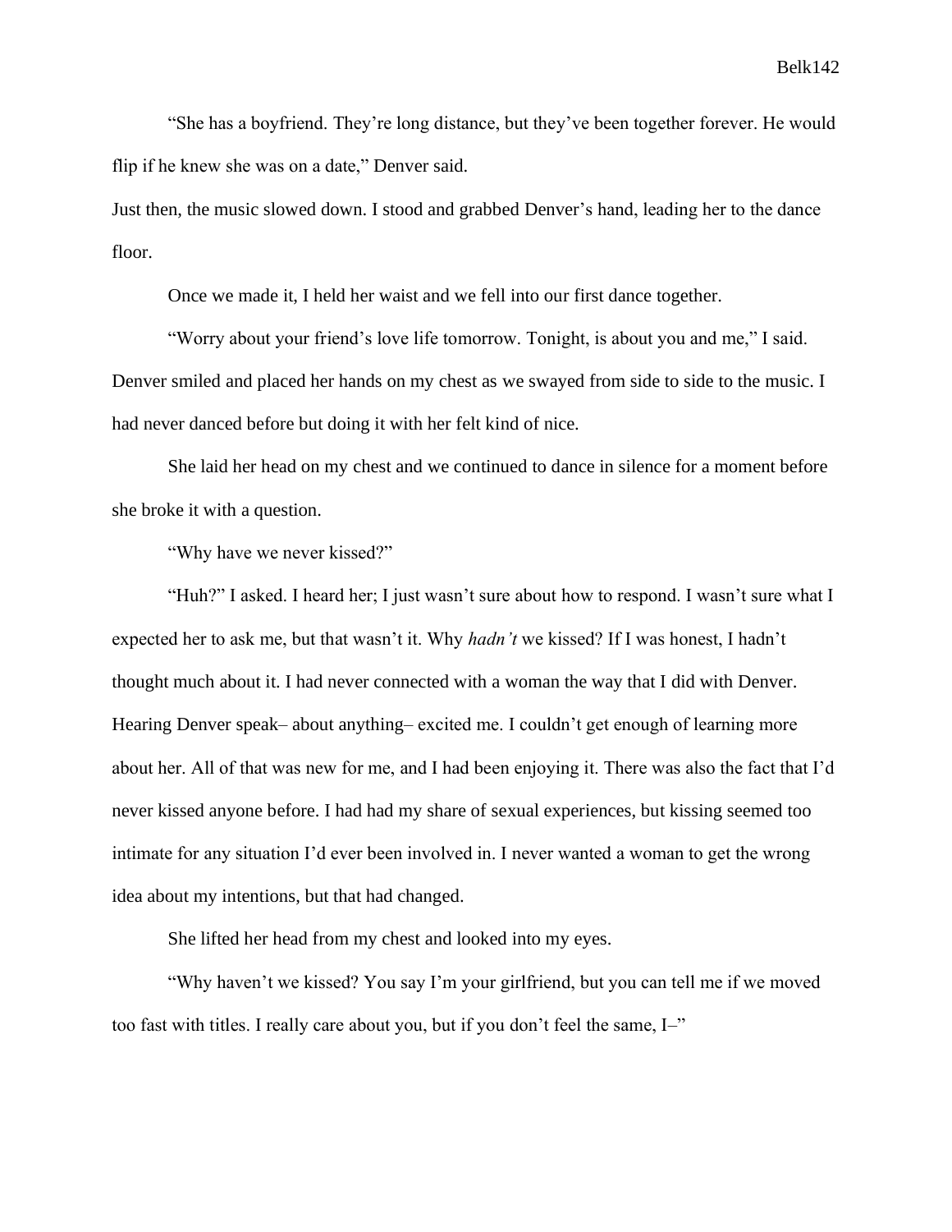"She has a boyfriend. They're long distance, but they've been together forever. He would flip if he knew she was on a date," Denver said.

Just then, the music slowed down. I stood and grabbed Denver's hand, leading her to the dance floor.

Once we made it, I held her waist and we fell into our first dance together.

"Worry about your friend's love life tomorrow. Tonight, is about you and me," I said. Denver smiled and placed her hands on my chest as we swayed from side to side to the music. I had never danced before but doing it with her felt kind of nice.

She laid her head on my chest and we continued to dance in silence for a moment before she broke it with a question.

"Why have we never kissed?"

"Huh?" I asked. I heard her; I just wasn't sure about how to respond. I wasn't sure what I expected her to ask me, but that wasn't it. Why *hadn't* we kissed? If I was honest, I hadn't thought much about it. I had never connected with a woman the way that I did with Denver. Hearing Denver speak– about anything– excited me. I couldn't get enough of learning more about her. All of that was new for me, and I had been enjoying it. There was also the fact that I'd never kissed anyone before. I had had my share of sexual experiences, but kissing seemed too intimate for any situation I'd ever been involved in. I never wanted a woman to get the wrong idea about my intentions, but that had changed.

She lifted her head from my chest and looked into my eyes.

"Why haven't we kissed? You say I'm your girlfriend, but you can tell me if we moved too fast with titles. I really care about you, but if you don't feel the same, I–"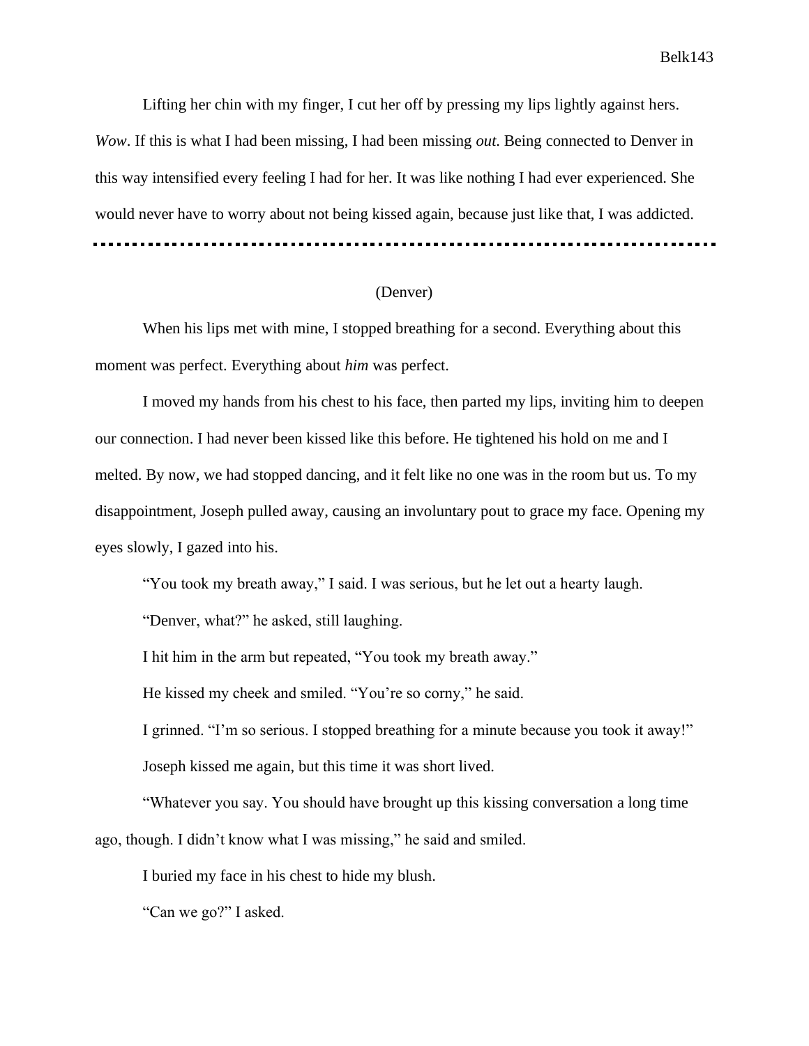Lifting her chin with my finger, I cut her off by pressing my lips lightly against hers. *Wow*. If this is what I had been missing, I had been missing *out*. Being connected to Denver in this way intensified every feeling I had for her. It was like nothing I had ever experienced. She would never have to worry about not being kissed again, because just like that, I was addicted.

---

(Denver)

When his lips met with mine, I stopped breathing for a second. Everything about this moment was perfect. Everything about *him* was perfect.

I moved my hands from his chest to his face, then parted my lips, inviting him to deepen our connection. I had never been kissed like this before. He tightened his hold on me and I melted. By now, we had stopped dancing, and it felt like no one was in the room but us. To my disappointment, Joseph pulled away, causing an involuntary pout to grace my face. Opening my eyes slowly, I gazed into his.

"You took my breath away," I said. I was serious, but he let out a hearty laugh.

"Denver, what?" he asked, still laughing.

I hit him in the arm but repeated, "You took my breath away."

He kissed my cheek and smiled. "You're so corny," he said.

I grinned. "I'm so serious. I stopped breathing for a minute because you took it away!"

Joseph kissed me again, but this time it was short lived.

"Whatever you say. You should have brought up this kissing conversation a long time ago, though. I didn't know what I was missing," he said and smiled.

I buried my face in his chest to hide my blush.

"Can we go?" I asked.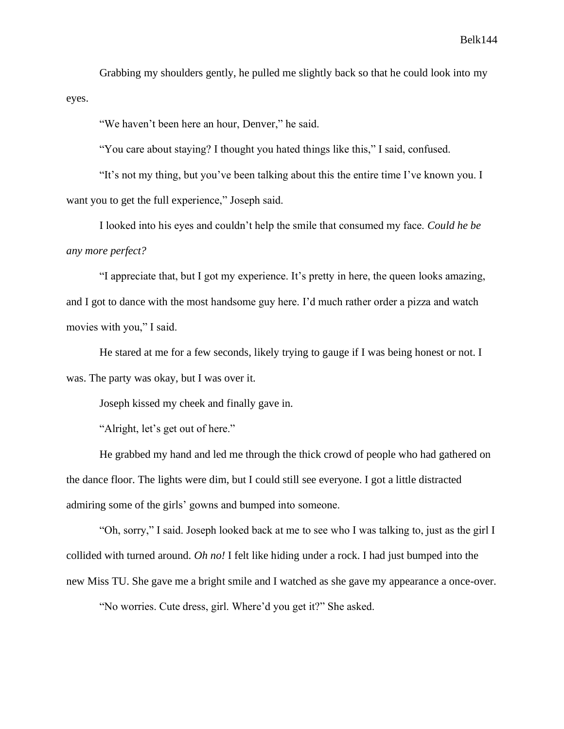Grabbing my shoulders gently, he pulled me slightly back so that he could look into my eyes.

"We haven't been here an hour, Denver," he said.

"You care about staying? I thought you hated things like this," I said, confused.

"It's not my thing, but you've been talking about this the entire time I've known you. I want you to get the full experience," Joseph said.

I looked into his eyes and couldn't help the smile that consumed my face. *Could he be any more perfect?*

"I appreciate that, but I got my experience. It's pretty in here, the queen looks amazing, and I got to dance with the most handsome guy here. I'd much rather order a pizza and watch movies with you," I said.

He stared at me for a few seconds, likely trying to gauge if I was being honest or not. I was. The party was okay, but I was over it.

Joseph kissed my cheek and finally gave in.

"Alright, let's get out of here."

He grabbed my hand and led me through the thick crowd of people who had gathered on the dance floor. The lights were dim, but I could still see everyone. I got a little distracted admiring some of the girls' gowns and bumped into someone.

"Oh, sorry," I said. Joseph looked back at me to see who I was talking to, just as the girl I collided with turned around. *Oh no!* I felt like hiding under a rock. I had just bumped into the new Miss TU. She gave me a bright smile and I watched as she gave my appearance a once-over.

"No worries. Cute dress, girl. Where'd you get it?" She asked.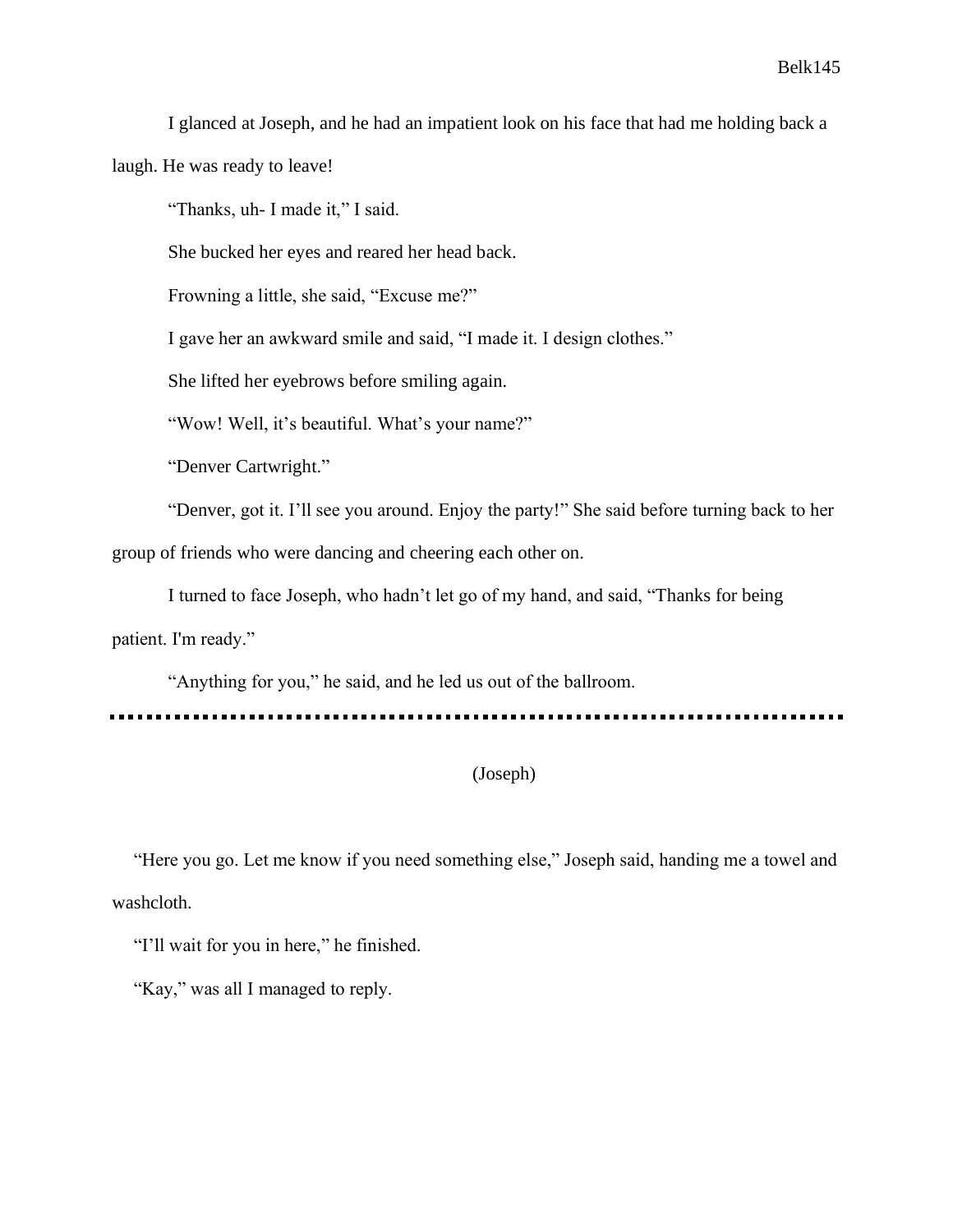I glanced at Joseph, and he had an impatient look on his face that had me holding back a laugh. He was ready to leave!

"Thanks, uh- I made it," I said.

She bucked her eyes and reared her head back.

Frowning a little, she said, "Excuse me?"

I gave her an awkward smile and said, "I made it. I design clothes."

She lifted her eyebrows before smiling again.

"Wow! Well, it's beautiful. What's your name?"

"Denver Cartwright."

"Denver, got it. I'll see you around. Enjoy the party!" She said before turning back to her group of friends who were dancing and cheering each other on.

I turned to face Joseph, who hadn't let go of my hand, and said, "Thanks for being patient. I'm ready."

"Anything for you," he said, and he led us out of the ballroom.

---

(Joseph)

"Here you go. Let me know if you need something else," Joseph said, handing me a towel and washcloth.

"I'll wait for you in here," he finished.

"Kay," was all I managed to reply.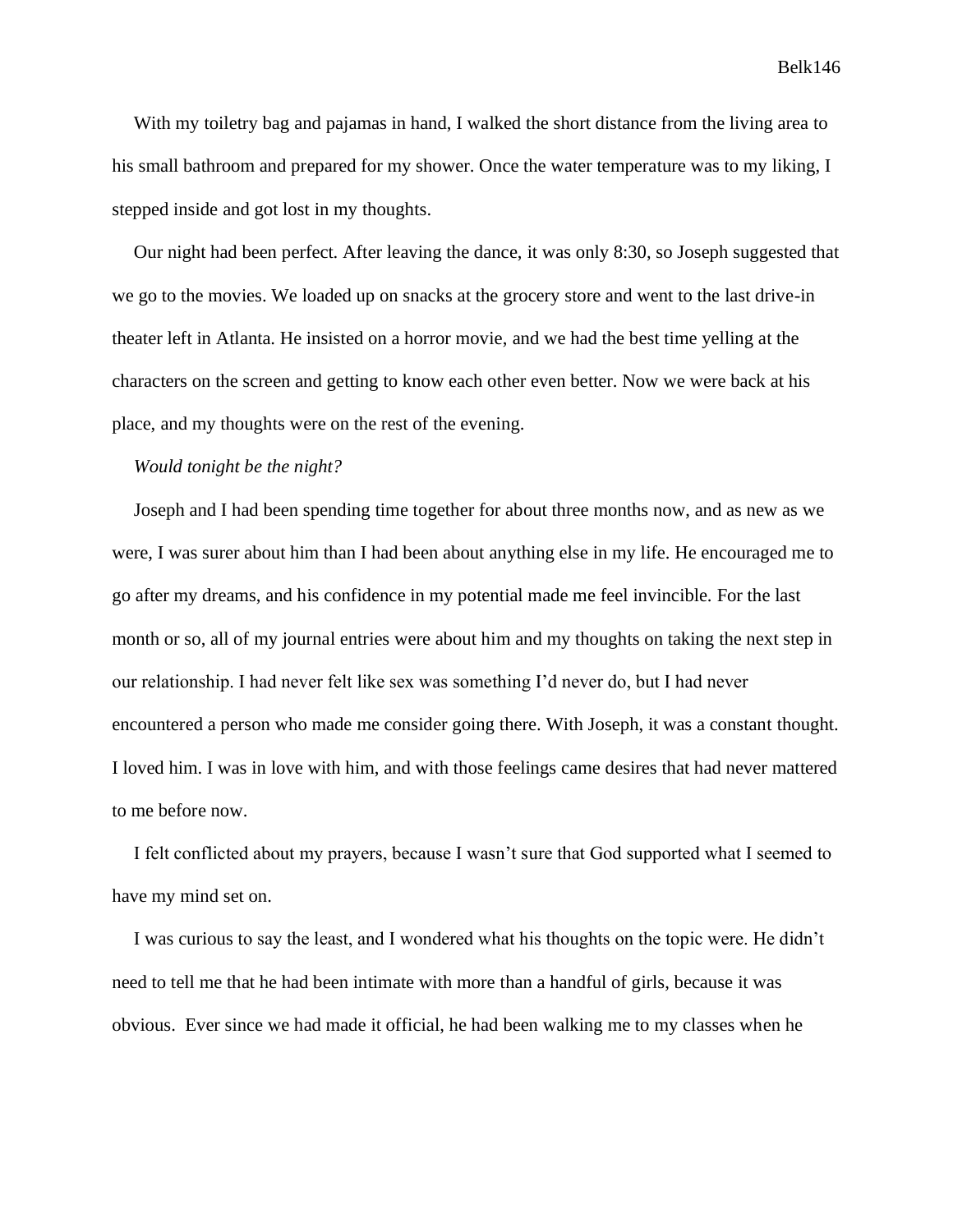With my toiletry bag and pajamas in hand, I walked the short distance from the living area to his small bathroom and prepared for my shower. Once the water temperature was to my liking, I stepped inside and got lost in my thoughts.

Our night had been perfect. After leaving the dance, it was only 8:30, so Joseph suggested that we go to the movies. We loaded up on snacks at the grocery store and went to the last drive-in theater left in Atlanta. He insisted on a horror movie, and we had the best time yelling at the characters on the screen and getting to know each other even better. Now we were back at his place, and my thoughts were on the rest of the evening.

*Would tonight be the night?*

Joseph and I had been spending time together for about three months now, and as new as we were, I was surer about him than I had been about anything else in my life. He encouraged me to go after my dreams, and his confidence in my potential made me feel invincible. For the last month or so, all of my journal entries were about him and my thoughts on taking the next step in our relationship. I had never felt like sex was something I'd never do, but I had never encountered a person who made me consider going there. With Joseph, it was a constant thought. I loved him. I was in love with him, and with those feelings came desires that had never mattered to me before now.

I felt conflicted about my prayers, because I wasn't sure that God supported what I seemed to have my mind set on.

I was curious to say the least, and I wondered what his thoughts on the topic were. He didn't need to tell me that he had been intimate with more than a handful of girls, because it was obvious. Ever since we had made it official, he had been walking me to my classes when he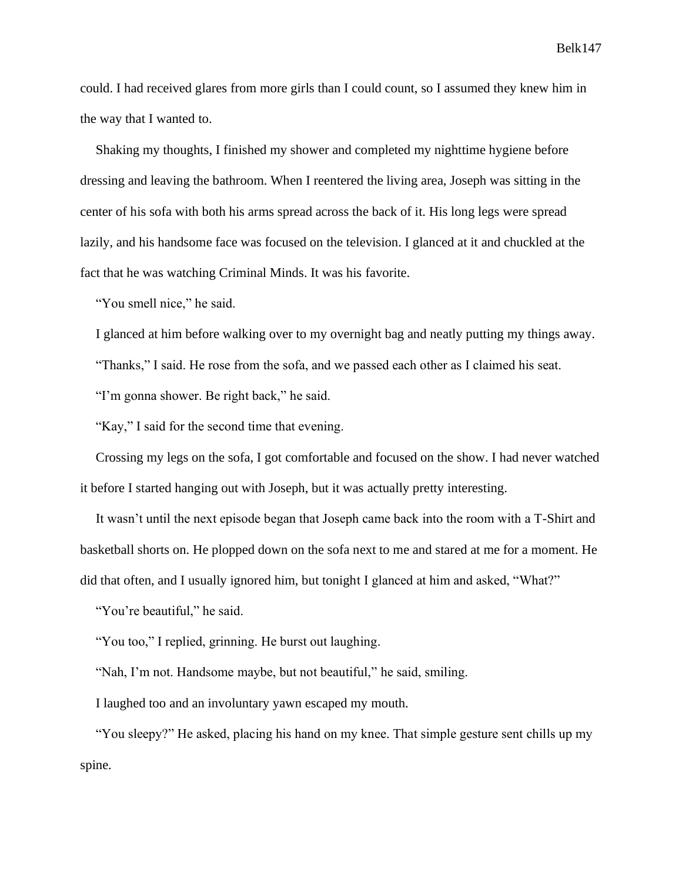could. I had received glares from more girls than I could count, so I assumed they knew him in the way that I wanted to.

Shaking my thoughts, I finished my shower and completed my nighttime hygiene before dressing and leaving the bathroom. When I reentered the living area, Joseph was sitting in the center of his sofa with both his arms spread across the back of it. His long legs were spread lazily, and his handsome face was focused on the television. I glanced at it and chuckled at the fact that he was watching Criminal Minds. It was his favorite.

"You smell nice," he said.

I glanced at him before walking over to my overnight bag and neatly putting my things away.

"Thanks," I said. He rose from the sofa, and we passed each other as I claimed his seat.

"I'm gonna shower. Be right back," he said.

"Kay," I said for the second time that evening.

Crossing my legs on the sofa, I got comfortable and focused on the show. I had never watched it before I started hanging out with Joseph, but it was actually pretty interesting.

It wasn't until the next episode began that Joseph came back into the room with a T-Shirt and basketball shorts on. He plopped down on the sofa next to me and stared at me for a moment. He did that often, and I usually ignored him, but tonight I glanced at him and asked, "What?"

"You're beautiful," he said.

"You too," I replied, grinning. He burst out laughing.

"Nah, I'm not. Handsome maybe, but not beautiful," he said, smiling.

I laughed too and an involuntary yawn escaped my mouth.

"You sleepy?" He asked, placing his hand on my knee. That simple gesture sent chills up my spine.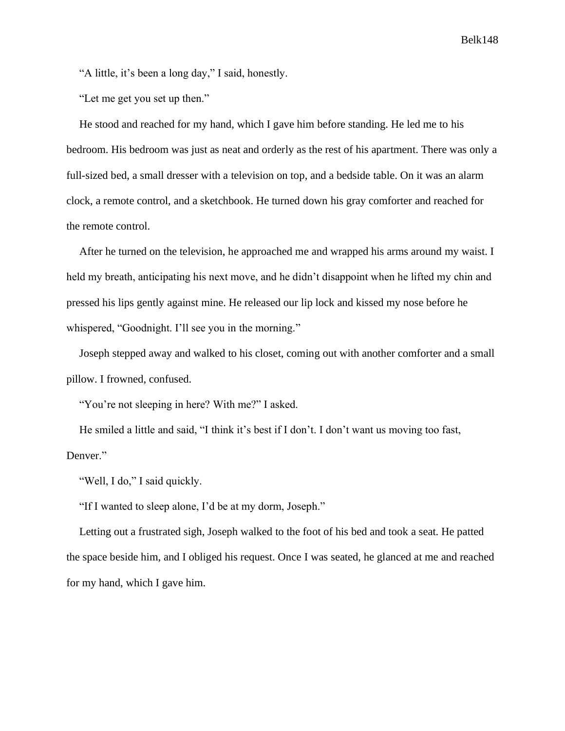"A little, it's been a long day," I said, honestly.

"Let me get you set up then."

He stood and reached for my hand, which I gave him before standing. He led me to his bedroom. His bedroom was just as neat and orderly as the rest of his apartment. There was only a full-sized bed, a small dresser with a television on top, and a bedside table. On it was an alarm clock, a remote control, and a sketchbook. He turned down his gray comforter and reached for the remote control.

After he turned on the television, he approached me and wrapped his arms around my waist. I held my breath, anticipating his next move, and he didn't disappoint when he lifted my chin and pressed his lips gently against mine. He released our lip lock and kissed my nose before he whispered, "Goodnight. I'll see you in the morning."

Joseph stepped away and walked to his closet, coming out with another comforter and a small pillow. I frowned, confused.

"You're not sleeping in here? With me?" I asked.

He smiled a little and said, "I think it's best if I don't. I don't want us moving too fast, Denver."

"Well, I do," I said quickly.

"If I wanted to sleep alone, I'd be at my dorm, Joseph."

Letting out a frustrated sigh, Joseph walked to the foot of his bed and took a seat. He patted the space beside him, and I obliged his request. Once I was seated, he glanced at me and reached for my hand, which I gave him.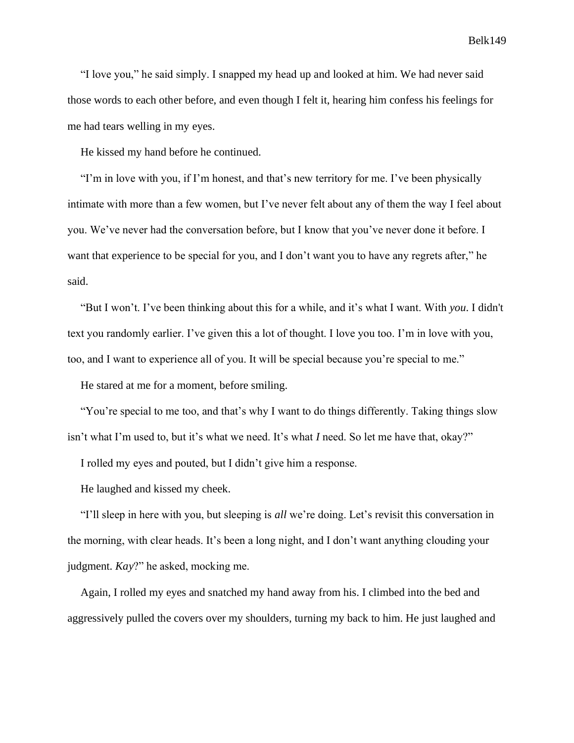"I love you," he said simply. I snapped my head up and looked at him. We had never said those words to each other before, and even though I felt it, hearing him confess his feelings for me had tears welling in my eyes.

He kissed my hand before he continued.

"I'm in love with you, if I'm honest, and that's new territory for me. I've been physically intimate with more than a few women, but I've never felt about any of them the way I feel about you. We've never had the conversation before, but I know that you've never done it before. I want that experience to be special for you, and I don't want you to have any regrets after," he said.

"But I won't. I've been thinking about this for a while, and it's what I want. With *you*. I didn't text you randomly earlier. I've given this a lot of thought. I love you too. I'm in love with you, too, and I want to experience all of you. It will be special because you're special to me."

He stared at me for a moment, before smiling.

"You're special to me too, and that's why I want to do things differently. Taking things slow isn't what I'm used to, but it's what we need. It's what *I* need. So let me have that, okay?"

I rolled my eyes and pouted, but I didn't give him a response.

He laughed and kissed my cheek.

"I'll sleep in here with you, but sleeping is *all* we're doing. Let's revisit this conversation in the morning, with clear heads. It's been a long night, and I don't want anything clouding your judgment. *Kay*?" he asked, mocking me.

Again, I rolled my eyes and snatched my hand away from his. I climbed into the bed and aggressively pulled the covers over my shoulders, turning my back to him. He just laughed and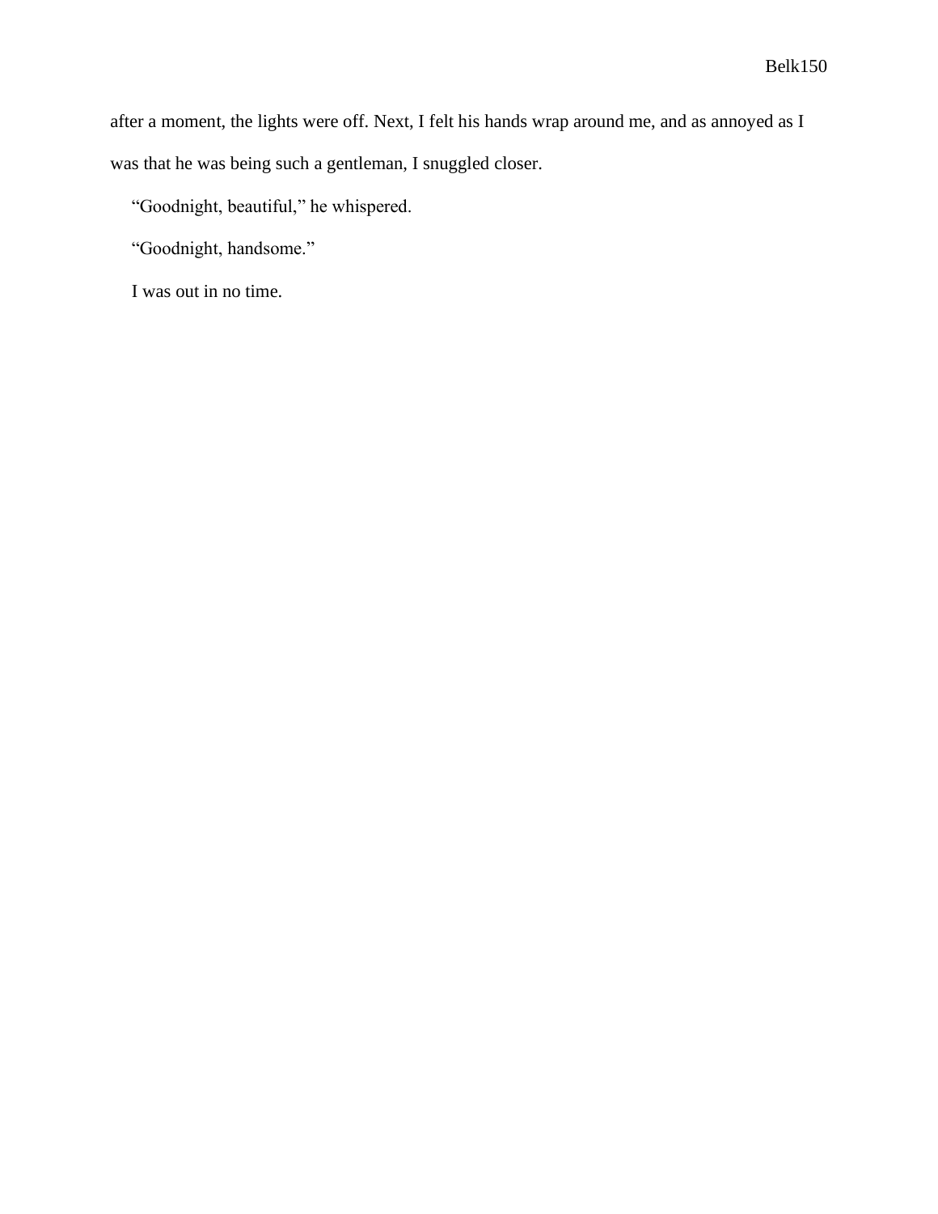after a moment, the lights were off. Next, I felt his hands wrap around me, and as annoyed as I was that he was being such a gentleman, I snuggled closer.

"Goodnight, beautiful," he whispered.

"Goodnight, handsome."

I was out in no time.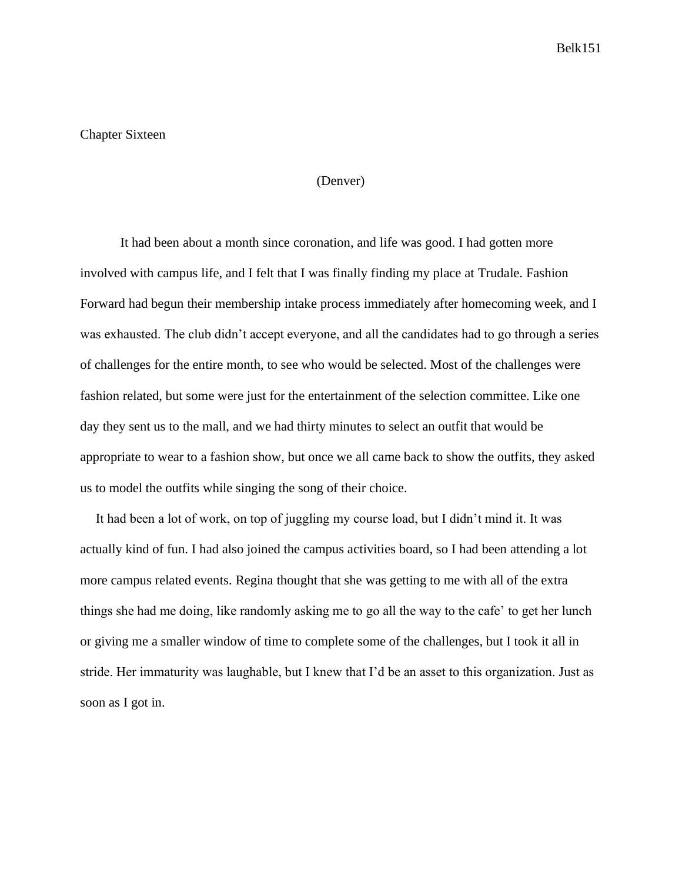## Chapter Sixteen

(Denver)

It had been about a month since coronation, and life was good. I had gotten more involved with campus life, and I felt that I was finally finding my place at Trudale. Fashion Forward had begun their membership intake process immediately after homecoming week, and I was exhausted. The club didn't accept everyone, and all the candidates had to go through a series of challenges for the entire month, to see who would be selected. Most of the challenges were fashion related, but some were just for the entertainment of the selection committee. Like one day they sent us to the mall, and we had thirty minutes to select an outfit that would be appropriate to wear to a fashion show, but once we all came back to show the outfits, they asked us to model the outfits while singing the song of their choice.

It had been a lot of work, on top of juggling my course load, but I didn't mind it. It was actually kind of fun. I had also joined the campus activities board, so I had been attending a lot more campus related events. Regina thought that she was getting to me with all of the extra things she had me doing, like randomly asking me to go all the way to the cafe' to get her lunch or giving me a smaller window of time to complete some of the challenges, but I took it all in stride. Her immaturity was laughable, but I knew that I'd be an asset to this organization. Just as soon as I got in.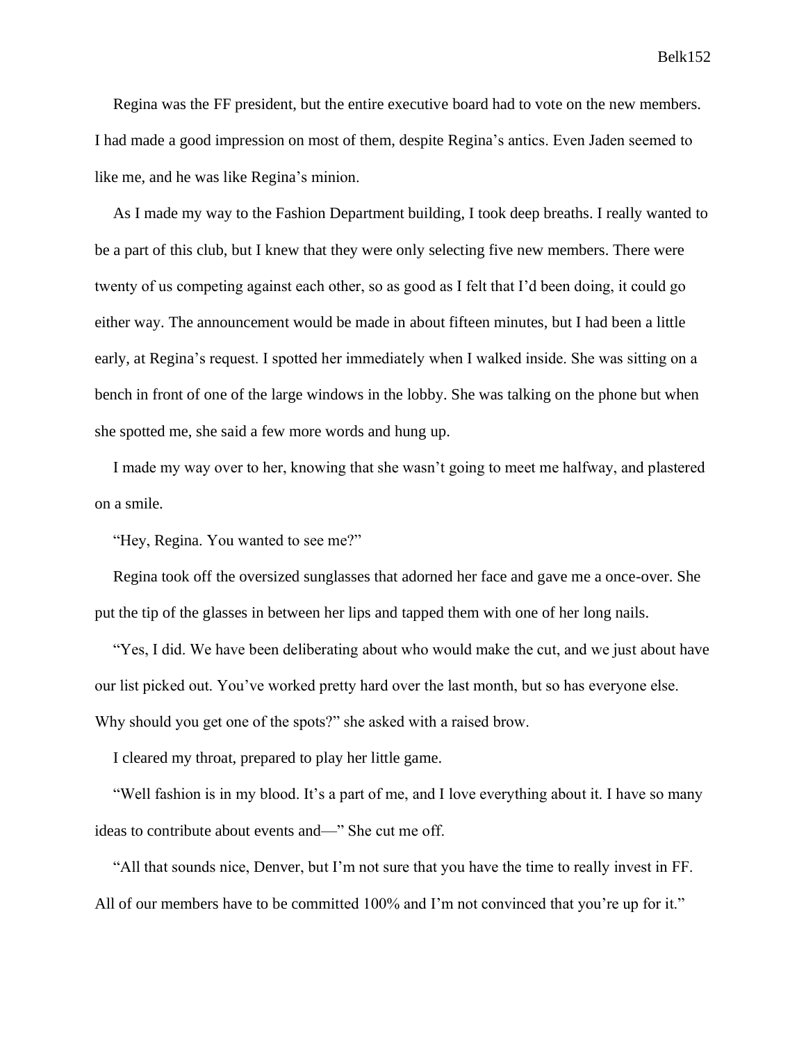Regina was the FF president, but the entire executive board had to vote on the new members. I had made a good impression on most of them, despite Regina's antics. Even Jaden seemed to like me, and he was like Regina's minion.

As I made my way to the Fashion Department building, I took deep breaths. I really wanted to be a part of this club, but I knew that they were only selecting five new members. There were twenty of us competing against each other, so as good as I felt that I'd been doing, it could go either way. The announcement would be made in about fifteen minutes, but I had been a little early, at Regina's request. I spotted her immediately when I walked inside. She was sitting on a bench in front of one of the large windows in the lobby. She was talking on the phone but when she spotted me, she said a few more words and hung up.

I made my way over to her, knowing that she wasn't going to meet me halfway, and plastered on a smile.

"Hey, Regina. You wanted to see me?"

Regina took off the oversized sunglasses that adorned her face and gave me a once-over. She put the tip of the glasses in between her lips and tapped them with one of her long nails.

"Yes, I did. We have been deliberating about who would make the cut, and we just about have our list picked out. You've worked pretty hard over the last month, but so has everyone else. Why should you get one of the spots?" she asked with a raised brow.

I cleared my throat, prepared to play her little game.

"Well fashion is in my blood. It's a part of me, and I love everything about it. I have so many ideas to contribute about events and—" She cut me off.

"All that sounds nice, Denver, but I'm not sure that you have the time to really invest in FF. All of our members have to be committed 100% and I'm not convinced that you're up for it."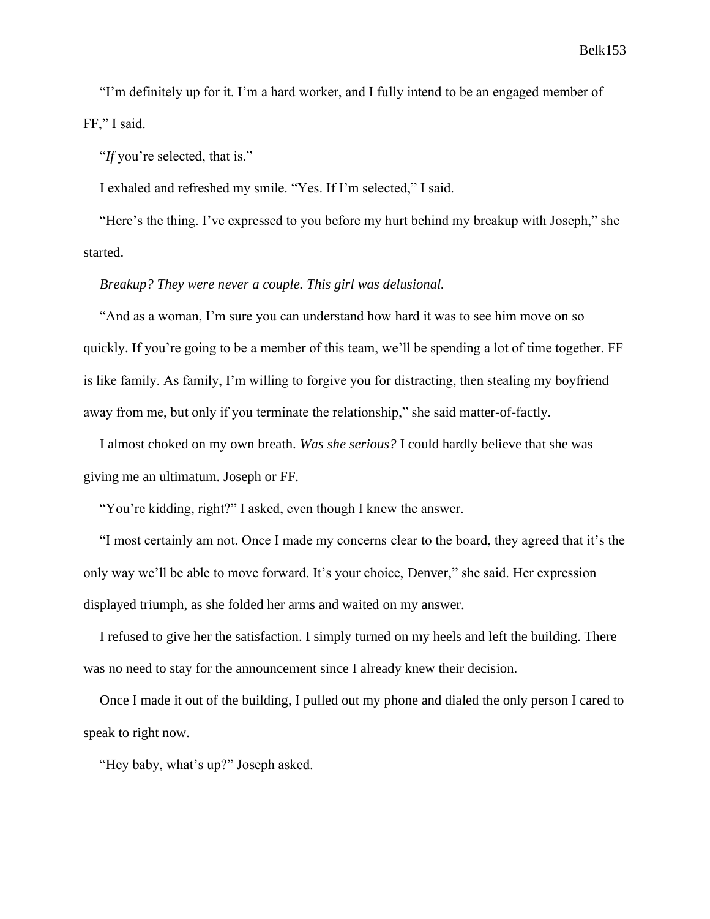"I'm definitely up for it. I'm a hard worker, and I fully intend to be an engaged member of FF," I said.

"*If* you're selected, that is."

I exhaled and refreshed my smile. "Yes. If I'm selected," I said.

"Here's the thing. I've expressed to you before my hurt behind my breakup with Joseph," she started.

*Breakup? They were never a couple. This girl was delusional.*

"And as a woman, I'm sure you can understand how hard it was to see him move on so quickly. If you're going to be a member of this team, we'll be spending a lot of time together. FF is like family. As family, I'm willing to forgive you for distracting, then stealing my boyfriend away from me, but only if you terminate the relationship," she said matter-of-factly.

I almost choked on my own breath. *Was she serious?* I could hardly believe that she was giving me an ultimatum. Joseph or FF.

"You're kidding, right?" I asked, even though I knew the answer.

"I most certainly am not. Once I made my concerns clear to the board, they agreed that it's the only way we'll be able to move forward. It's your choice, Denver," she said. Her expression displayed triumph, as she folded her arms and waited on my answer.

I refused to give her the satisfaction. I simply turned on my heels and left the building. There was no need to stay for the announcement since I already knew their decision.

Once I made it out of the building, I pulled out my phone and dialed the only person I cared to speak to right now.

"Hey baby, what's up?" Joseph asked.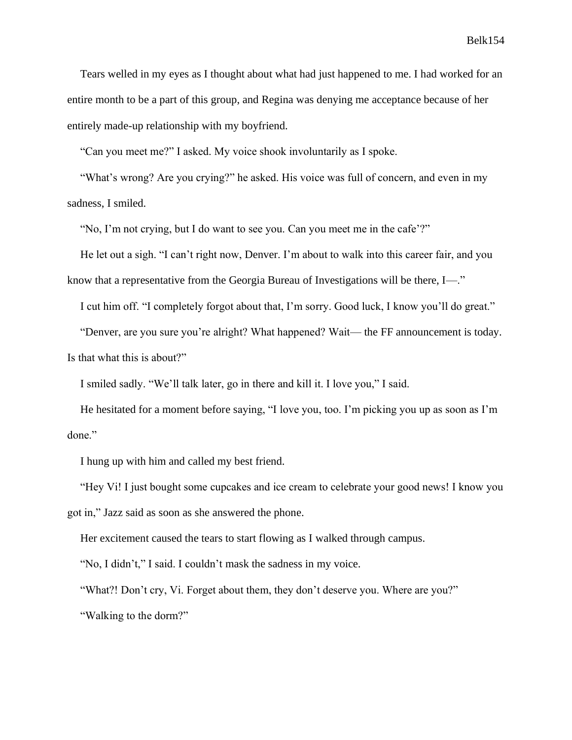Tears welled in my eyes as I thought about what had just happened to me. I had worked for an entire month to be a part of this group, and Regina was denying me acceptance because of her entirely made-up relationship with my boyfriend.

"Can you meet me?" I asked. My voice shook involuntarily as I spoke.

"What's wrong? Are you crying?" he asked. His voice was full of concern, and even in my sadness, I smiled.

"No, I'm not crying, but I do want to see you. Can you meet me in the cafe'?"

He let out a sigh. "I can't right now, Denver. I'm about to walk into this career fair, and you know that a representative from the Georgia Bureau of Investigations will be there, I—."

I cut him off. "I completely forgot about that, I'm sorry. Good luck, I know you'll do great."

"Denver, are you sure you're alright? What happened? Wait— the FF announcement is today. Is that what this is about?"

I smiled sadly. "We'll talk later, go in there and kill it. I love you," I said.

He hesitated for a moment before saying, "I love you, too. I'm picking you up as soon as I'm done."

I hung up with him and called my best friend.

"Hey Vi! I just bought some cupcakes and ice cream to celebrate your good news! I know you got in," Jazz said as soon as she answered the phone.

Her excitement caused the tears to start flowing as I walked through campus.

"No, I didn't," I said. I couldn't mask the sadness in my voice.

"What?! Don't cry, Vi. Forget about them, they don't deserve you. Where are you?"

"Walking to the dorm?"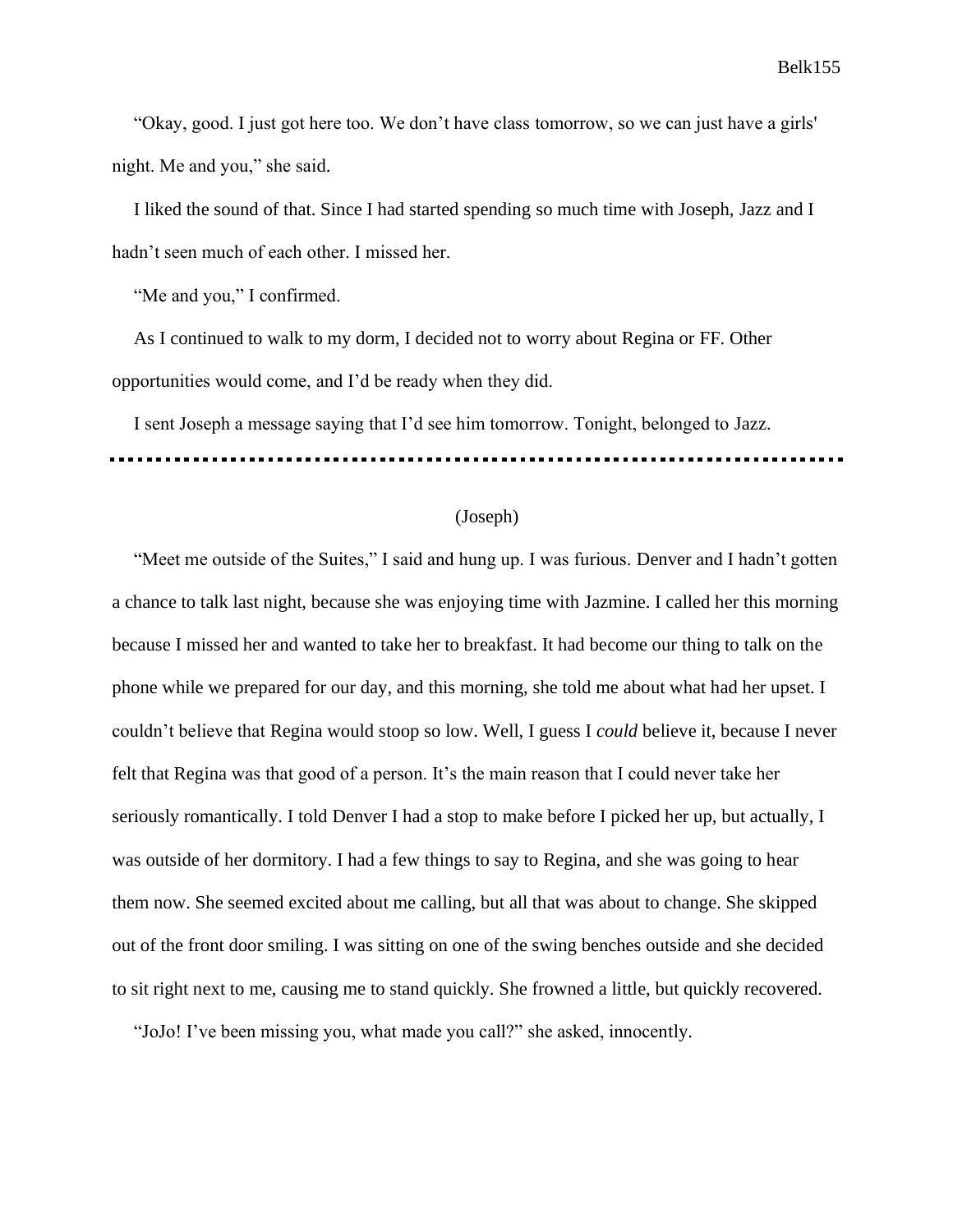"Okay, good. I just got here too. We don't have class tomorrow, so we can just have a girls' night. Me and you," she said.

I liked the sound of that. Since I had started spending so much time with Joseph, Jazz and I hadn't seen much of each other. I missed her.

"Me and you," I confirmed.

As I continued to walk to my dorm, I decided not to worry about Regina or FF. Other opportunities would come, and I'd be ready when they did.

I sent Joseph a message saying that I'd see him tomorrow. Tonight, belonged to Jazz.

---

(Joseph)

"Meet me outside of the Suites," I said and hung up. I was furious. Denver and I hadn't gotten a chance to talk last night, because she was enjoying time with Jazmine. I called her this morning because I missed her and wanted to take her to breakfast. It had become our thing to talk on the phone while we prepared for our day, and this morning, she told me about what had her upset. I couldn't believe that Regina would stoop so low. Well, I guess I *could* believe it, because I never felt that Regina was that good of a person. It's the main reason that I could never take her seriously romantically. I told Denver I had a stop to make before I picked her up, but actually, I was outside of her dormitory. I had a few things to say to Regina, and she was going to hear them now. She seemed excited about me calling, but all that was about to change. She skipped out of the front door smiling. I was sitting on one of the swing benches outside and she decided to sit right next to me, causing me to stand quickly. She frowned a little, but quickly recovered.

"JoJo! I've been missing you, what made you call?" she asked, innocently.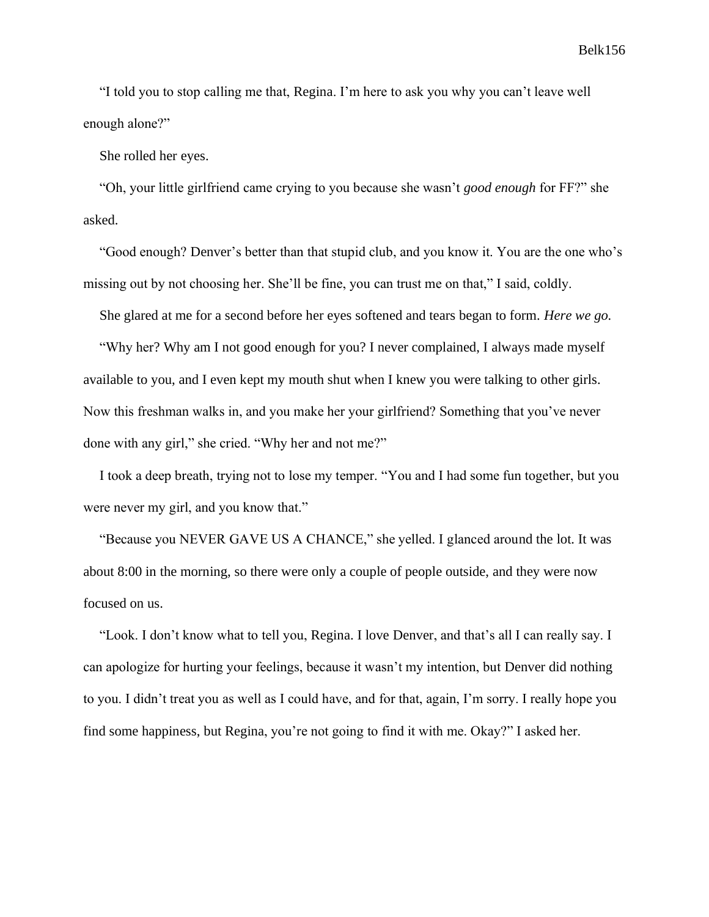"I told you to stop calling me that, Regina. I'm here to ask you why you can't leave well enough alone?"

She rolled her eyes.

"Oh, your little girlfriend came crying to you because she wasn't *good enough* for FF?" she asked.

"Good enough? Denver's better than that stupid club, and you know it. You are the one who's missing out by not choosing her. She'll be fine, you can trust me on that," I said, coldly.

She glared at me for a second before her eyes softened and tears began to form. *Here we go.*

"Why her? Why am I not good enough for you? I never complained, I always made myself available to you, and I even kept my mouth shut when I knew you were talking to other girls. Now this freshman walks in, and you make her your girlfriend? Something that you've never done with any girl," she cried. "Why her and not me?"

I took a deep breath, trying not to lose my temper. "You and I had some fun together, but you were never my girl, and you know that."

"Because you NEVER GAVE US A CHANCE," she yelled. I glanced around the lot. It was about 8:00 in the morning, so there were only a couple of people outside, and they were now focused on us.

"Look. I don't know what to tell you, Regina. I love Denver, and that's all I can really say. I can apologize for hurting your feelings, because it wasn't my intention, but Denver did nothing to you. I didn't treat you as well as I could have, and for that, again, I'm sorry. I really hope you find some happiness, but Regina, you're not going to find it with me. Okay?" I asked her.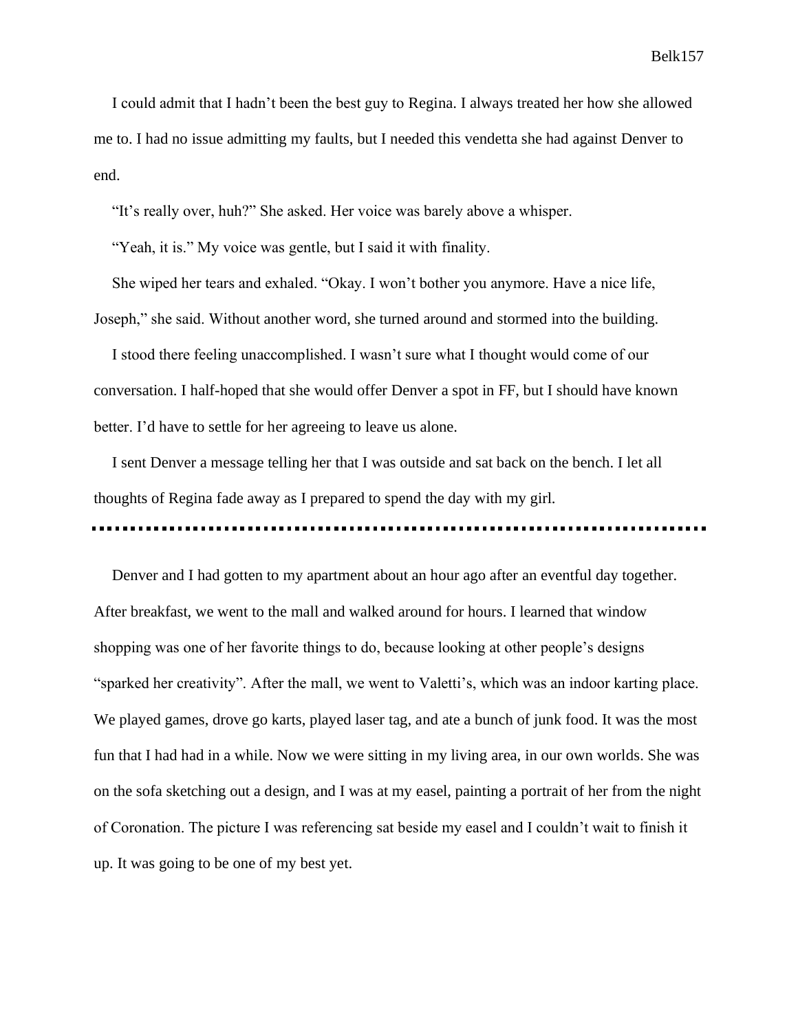I could admit that I hadn't been the best guy to Regina. I always treated her how she allowed me to. I had no issue admitting my faults, but I needed this vendetta she had against Denver to end.

"It's really over, huh?" She asked. Her voice was barely above a whisper.

"Yeah, it is." My voice was gentle, but I said it with finality.

She wiped her tears and exhaled. "Okay. I won't bother you anymore. Have a nice life, Joseph," she said. Without another word, she turned around and stormed into the building.

I stood there feeling unaccomplished. I wasn't sure what I thought would come of our conversation. I half-hoped that she would offer Denver a spot in FF, but I should have known better. I'd have to settle for her agreeing to leave us alone.

I sent Denver a message telling her that I was outside and sat back on the bench. I let all thoughts of Regina fade away as I prepared to spend the day with my girl.

---

Denver and I had gotten to my apartment about an hour ago after an eventful day together. After breakfast, we went to the mall and walked around for hours. I learned that window shopping was one of her favorite things to do, because looking at other people's designs "sparked her creativity". After the mall, we went to Valetti's, which was an indoor karting place. We played games, drove go karts, played laser tag, and ate a bunch of junk food. It was the most fun that I had had in a while. Now we were sitting in my living area, in our own worlds. She was on the sofa sketching out a design, and I was at my easel, painting a portrait of her from the night of Coronation. The picture I was referencing sat beside my easel and I couldn't wait to finish it up. It was going to be one of my best yet.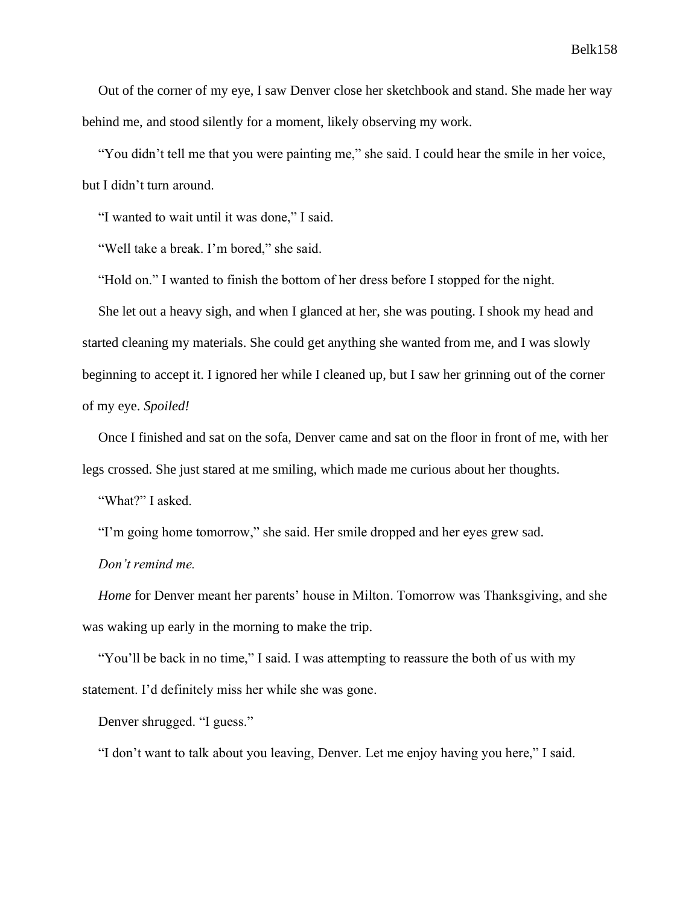Out of the corner of my eye, I saw Denver close her sketchbook and stand. She made her way behind me, and stood silently for a moment, likely observing my work.

"You didn't tell me that you were painting me," she said. I could hear the smile in her voice, but I didn't turn around.

"I wanted to wait until it was done," I said.

"Well take a break. I'm bored," she said.

"Hold on." I wanted to finish the bottom of her dress before I stopped for the night.

She let out a heavy sigh, and when I glanced at her, she was pouting. I shook my head and started cleaning my materials. She could get anything she wanted from me, and I was slowly beginning to accept it. I ignored her while I cleaned up, but I saw her grinning out of the corner of my eye. *Spoiled!*

Once I finished and sat on the sofa, Denver came and sat on the floor in front of me, with her legs crossed. She just stared at me smiling, which made me curious about her thoughts.

"What?" I asked.

"I'm going home tomorrow," she said. Her smile dropped and her eyes grew sad.

*Don't remind me.*

*Home* for Denver meant her parents' house in Milton. Tomorrow was Thanksgiving, and she was waking up early in the morning to make the trip.

"You'll be back in no time," I said. I was attempting to reassure the both of us with my statement. I'd definitely miss her while she was gone.

Denver shrugged. "I guess."

"I don't want to talk about you leaving, Denver. Let me enjoy having you here," I said.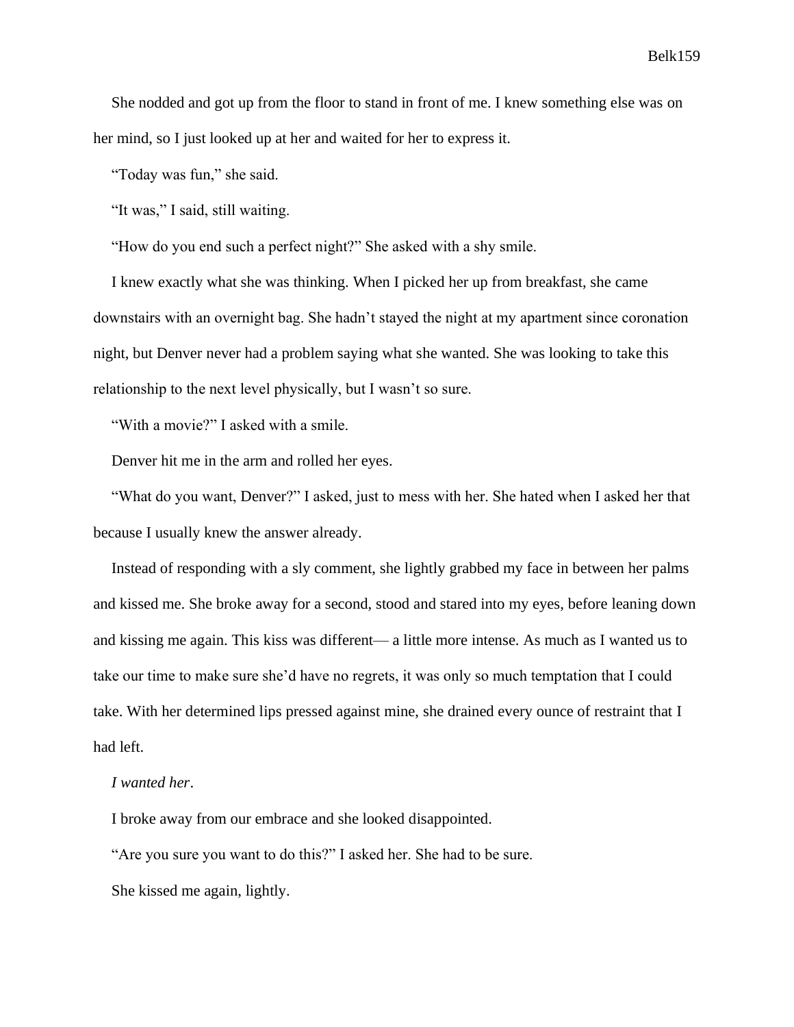She nodded and got up from the floor to stand in front of me. I knew something else was on her mind, so I just looked up at her and waited for her to express it.

"Today was fun," she said.

"It was," I said, still waiting.

"How do you end such a perfect night?" She asked with a shy smile.

I knew exactly what she was thinking. When I picked her up from breakfast, she came downstairs with an overnight bag. She hadn't stayed the night at my apartment since coronation night, but Denver never had a problem saying what she wanted. She was looking to take this relationship to the next level physically, but I wasn't so sure.

"With a movie?" I asked with a smile.

Denver hit me in the arm and rolled her eyes.

"What do you want, Denver?" I asked, just to mess with her. She hated when I asked her that because I usually knew the answer already.

Instead of responding with a sly comment, she lightly grabbed my face in between her palms and kissed me. She broke away for a second, stood and stared into my eyes, before leaning down and kissing me again. This kiss was different— a little more intense. As much as I wanted us to take our time to make sure she'd have no regrets, it was only so much temptation that I could take. With her determined lips pressed against mine, she drained every ounce of restraint that I had left.

*I wanted her*.

I broke away from our embrace and she looked disappointed.

"Are you sure you want to do this?" I asked her. She had to be sure.

She kissed me again, lightly.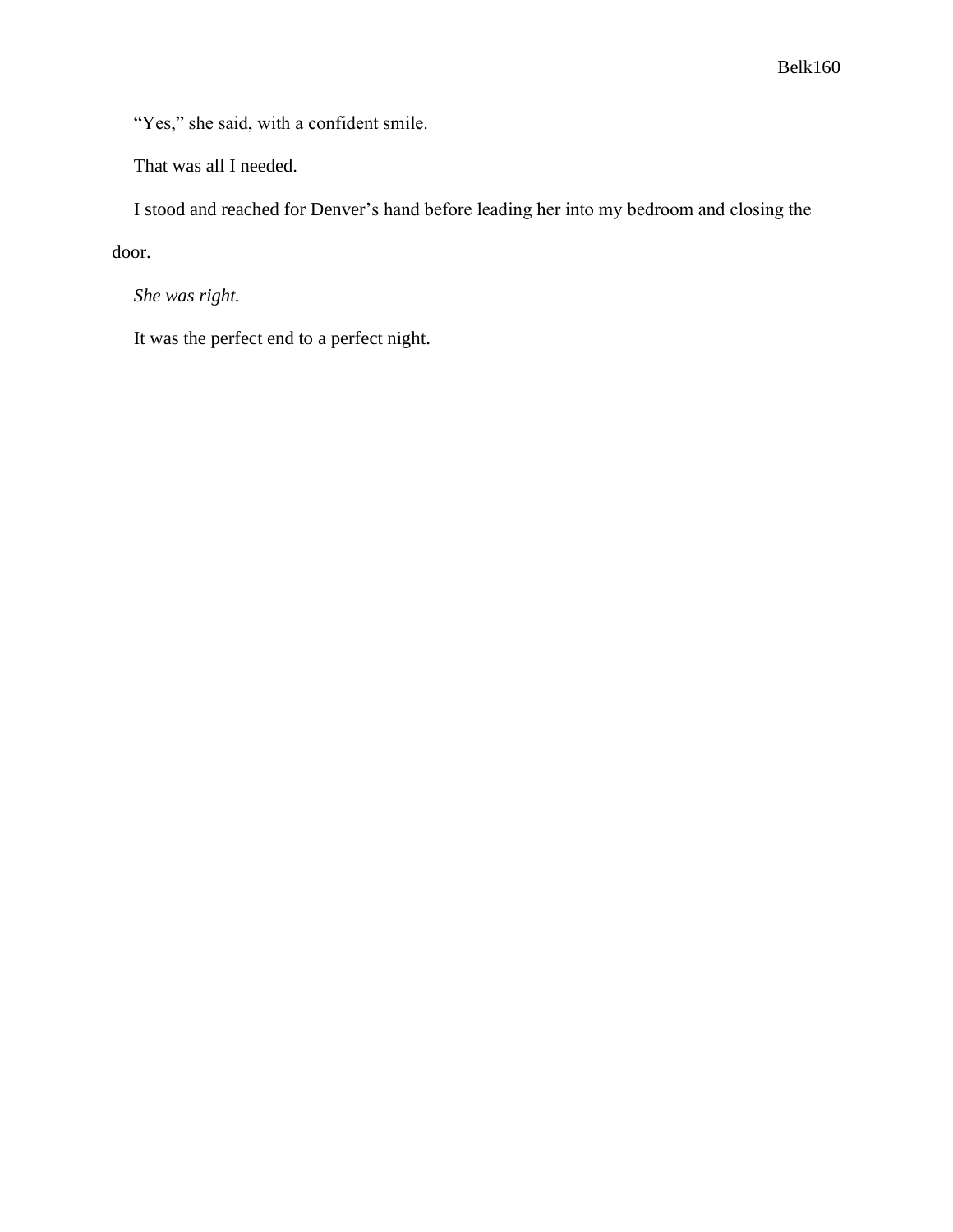"Yes," she said, with a confident smile.

That was all I needed.

I stood and reached for Denver's hand before leading her into my bedroom and closing the door.

*She was right.*

It was the perfect end to a perfect night.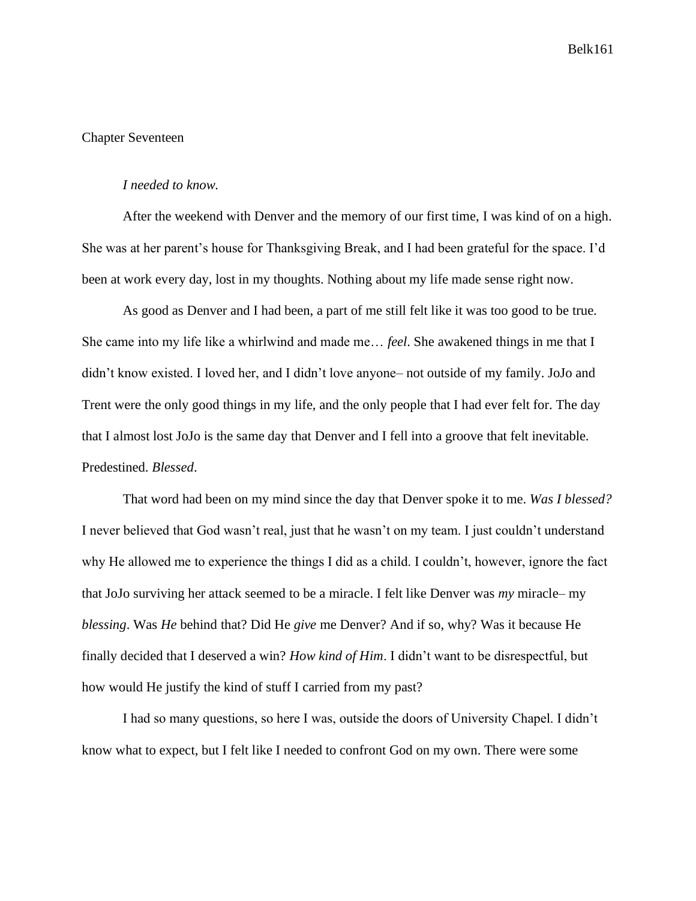## Chapter Seventeen

*I needed to know.*

After the weekend with Denver and the memory of our first time, I was kind of on a high. She was at her parent's house for Thanksgiving Break, and I had been grateful for the space. I'd been at work every day, lost in my thoughts. Nothing about my life made sense right now.

As good as Denver and I had been, a part of me still felt like it was too good to be true. She came into my life like a whirlwind and made me… *feel*. She awakened things in me that I didn't know existed. I loved her, and I didn't love anyone– not outside of my family. JoJo and Trent were the only good things in my life, and the only people that I had ever felt for. The day that I almost lost JoJo is the same day that Denver and I fell into a groove that felt inevitable. Predestined. *Blessed*.

That word had been on my mind since the day that Denver spoke it to me. *Was I blessed?* I never believed that God wasn't real, just that he wasn't on my team. I just couldn't understand why He allowed me to experience the things I did as a child. I couldn't, however, ignore the fact that JoJo surviving her attack seemed to be a miracle. I felt like Denver was *my* miracle– my *blessing*. Was *He* behind that? Did He *give* me Denver? And if so, why? Was it because He finally decided that I deserved a win? *How kind of Him*. I didn't want to be disrespectful, but how would He justify the kind of stuff I carried from my past?

I had so many questions, so here I was, outside the doors of University Chapel. I didn't know what to expect, but I felt like I needed to confront God on my own. There were some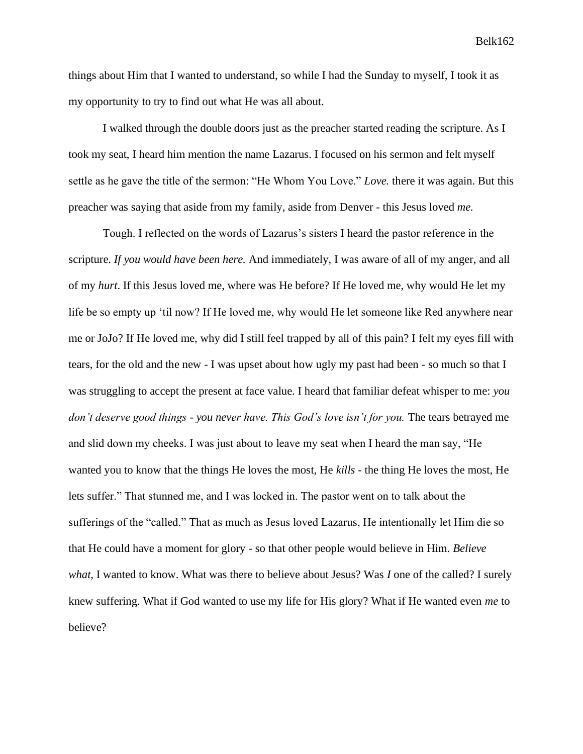things about Him that I wanted to understand, so while I had the Sunday to myself, I took it as my opportunity to try to find out what He was all about.

I walked through the double doors just as the preacher started reading the scripture. As I took my seat, I heard him mention the name Lazarus. I focused on his sermon and felt myself settle as he gave the title of the sermon: "He Whom You Love." *Love.* there it was again. But this preacher was saying that aside from my family, aside from Denver - this Jesus loved *me.*

Tough. I reflected on the words of Lazarus's sisters I heard the pastor reference in the scripture. *If you would have been here.* And immediately, I was aware of all of my anger, and all of my *hurt*. If this Jesus loved me, where was He before? If He loved me, why would He let my life be so empty up 'til now? If He loved me, why would He let someone like Red anywhere near me or JoJo? If He loved me, why did I still feel trapped by all of this pain? I felt my eyes fill with tears, for the old and the new - I was upset about how ugly my past had been - so much so that I was struggling to accept the present at face value. I heard that familiar defeat whisper to me: *you don't deserve good things - you never have. This God's love isn't for you.* The tears betrayed me and slid down my cheeks. I was just about to leave my seat when I heard the man say, "He wanted you to know that the things He loves the most, He *kills* - the thing He loves the most, He lets suffer." That stunned me, and I was locked in. The pastor went on to talk about the sufferings of the "called." That as much as Jesus loved Lazarus, He intentionally let Him die so that He could have a moment for glory - so that other people would believe in Him. *Believe what*, I wanted to know. What was there to believe about Jesus? Was *I* one of the called? I surely knew suffering. What if God wanted to use my life for His glory? What if He wanted even *me* to believe?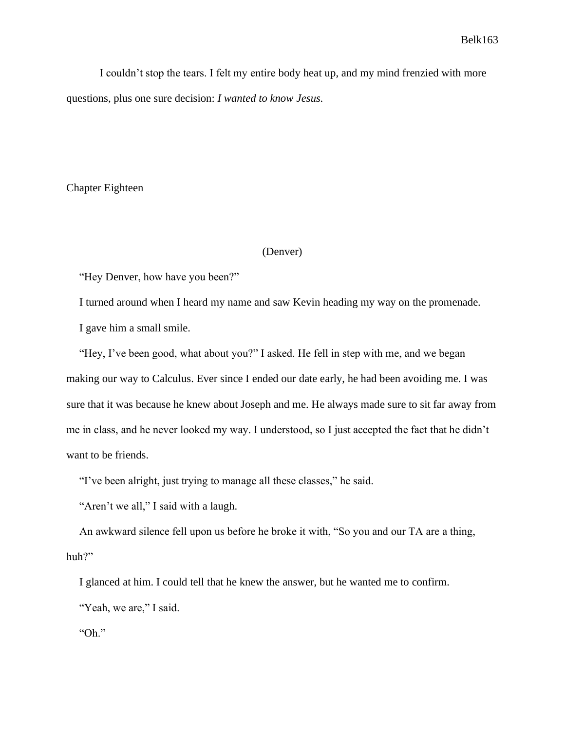I couldn't stop the tears. I felt my entire body heat up, and my mind frenzied with more questions, plus one sure decision: *I wanted to know Jesus.*

## Chapter Eighteen

(Denver)

"Hey Denver, how have you been?"

I turned around when I heard my name and saw Kevin heading my way on the promenade.

I gave him a small smile.

"Hey, I've been good, what about you?" I asked. He fell in step with me, and we began making our way to Calculus. Ever since I ended our date early, he had been avoiding me. I was sure that it was because he knew about Joseph and me. He always made sure to sit far away from me in class, and he never looked my way. I understood, so I just accepted the fact that he didn't want to be friends.

"I've been alright, just trying to manage all these classes," he said.

"Aren't we all," I said with a laugh.

An awkward silence fell upon us before he broke it with, "So you and our TA are a thing, huh?"

I glanced at him. I could tell that he knew the answer, but he wanted me to confirm.

"Yeah, we are," I said.

"Oh."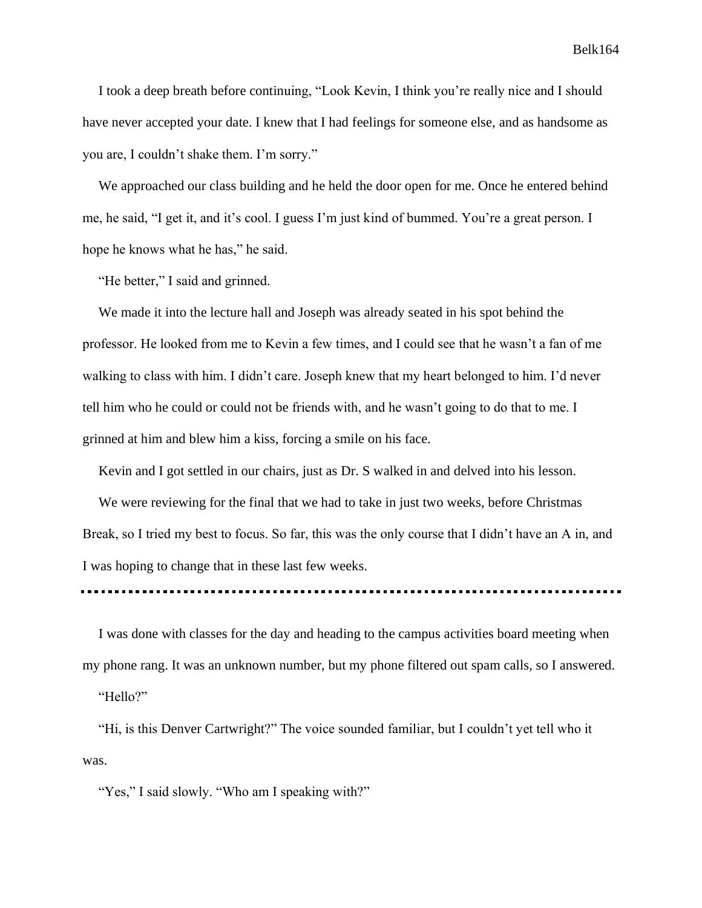I took a deep breath before continuing, "Look Kevin, I think you're really nice and I should have never accepted your date. I knew that I had feelings for someone else, and as handsome as you are, I couldn't shake them. I'm sorry."

We approached our class building and he held the door open for me. Once he entered behind me, he said, "I get it, and it's cool. I guess I'm just kind of bummed. You're a great person. I hope he knows what he has," he said.

"He better," I said and grinned.

We made it into the lecture hall and Joseph was already seated in his spot behind the professor. He looked from me to Kevin a few times, and I could see that he wasn't a fan of me walking to class with him. I didn't care. Joseph knew that my heart belonged to him. I'd never tell him who he could or could not be friends with, and he wasn't going to do that to me. I grinned at him and blew him a kiss, forcing a smile on his face.

Kevin and I got settled in our chairs, just as Dr. S walked in and delved into his lesson.

We were reviewing for the final that we had to take in just two weeks, before Christmas Break, so I tried my best to focus. So far, this was the only course that I didn't have an A in, and I was hoping to change that in these last few weeks.

---

I was done with classes for the day and heading to the campus activities board meeting when my phone rang. It was an unknown number, but my phone filtered out spam calls, so I answered.

"Hello?"

"Hi, is this Denver Cartwright?" The voice sounded familiar, but I couldn't yet tell who it was.

"Yes," I said slowly. "Who am I speaking with?"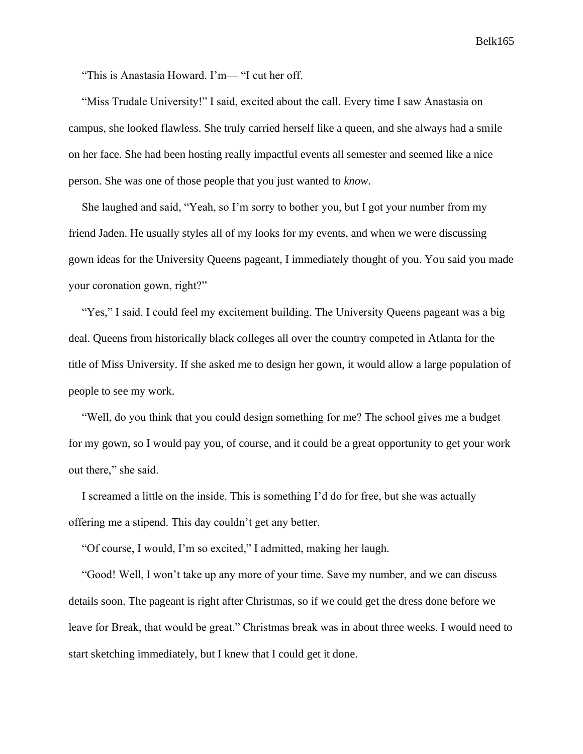"This is Anastasia Howard. I'm— "I cut her off.

"Miss Trudale University!" I said, excited about the call. Every time I saw Anastasia on campus, she looked flawless. She truly carried herself like a queen, and she always had a smile on her face. She had been hosting really impactful events all semester and seemed like a nice person. She was one of those people that you just wanted to *know*.

She laughed and said, "Yeah, so I'm sorry to bother you, but I got your number from my friend Jaden. He usually styles all of my looks for my events, and when we were discussing gown ideas for the University Queens pageant, I immediately thought of you. You said you made your coronation gown, right?"

"Yes," I said. I could feel my excitement building. The University Queens pageant was a big deal. Queens from historically black colleges all over the country competed in Atlanta for the title of Miss University. If she asked me to design her gown, it would allow a large population of people to see my work.

"Well, do you think that you could design something for me? The school gives me a budget for my gown, so I would pay you, of course, and it could be a great opportunity to get your work out there," she said.

I screamed a little on the inside. This is something I'd do for free, but she was actually offering me a stipend. This day couldn't get any better.

"Of course, I would, I'm so excited," I admitted, making her laugh.

"Good! Well, I won't take up any more of your time. Save my number, and we can discuss details soon. The pageant is right after Christmas, so if we could get the dress done before we leave for Break, that would be great." Christmas break was in about three weeks. I would need to start sketching immediately, but I knew that I could get it done.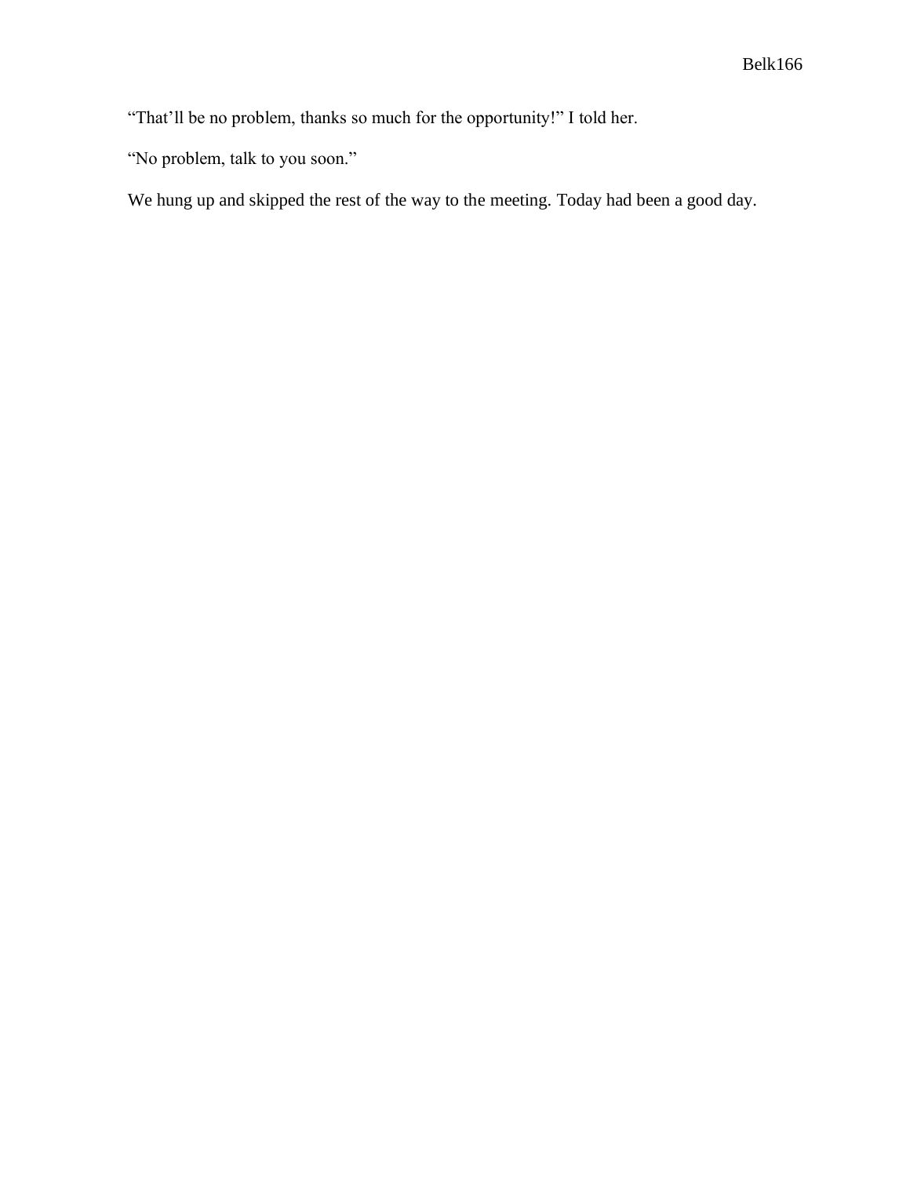"That'll be no problem, thanks so much for the opportunity!" I told her.

"No problem, talk to you soon."

We hung up and skipped the rest of the way to the meeting. Today had been a good day.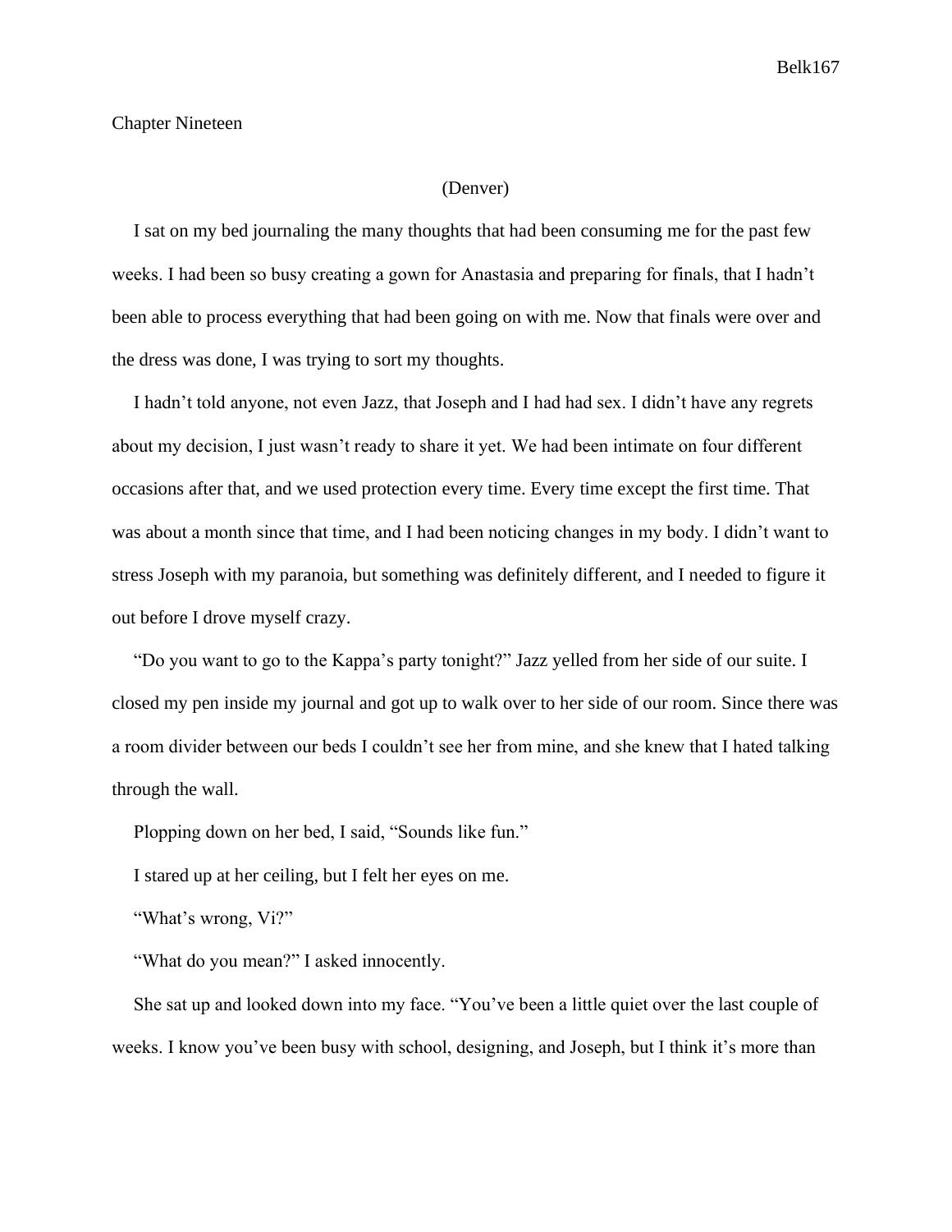Chapter Nineteen

(Denver)

I sat on my bed journaling the many thoughts that had been consuming me for the past few weeks. I had been so busy creating a gown for Anastasia and preparing for finals, that I hadn't been able to process everything that had been going on with me. Now that finals were over and the dress was done, I was trying to sort my thoughts.

I hadn't told anyone, not even Jazz, that Joseph and I had had sex. I didn't have any regrets about my decision, I just wasn't ready to share it yet. We had been intimate on four different occasions after that, and we used protection every time. Every time except the first time. That was about a month since that time, and I had been noticing changes in my body. I didn't want to stress Joseph with my paranoia, but something was definitely different, and I needed to figure it out before I drove myself crazy.

"Do you want to go to the Kappa's party tonight?" Jazz yelled from her side of our suite. I closed my pen inside my journal and got up to walk over to her side of our room. Since there was a room divider between our beds I couldn't see her from mine, and she knew that I hated talking through the wall.

Plopping down on her bed, I said, "Sounds like fun."

I stared up at her ceiling, but I felt her eyes on me.

"What's wrong, Vi?"

"What do you mean?" I asked innocently.

She sat up and looked down into my face. "You've been a little quiet over the last couple of weeks. I know you've been busy with school, designing, and Joseph, but I think it's more than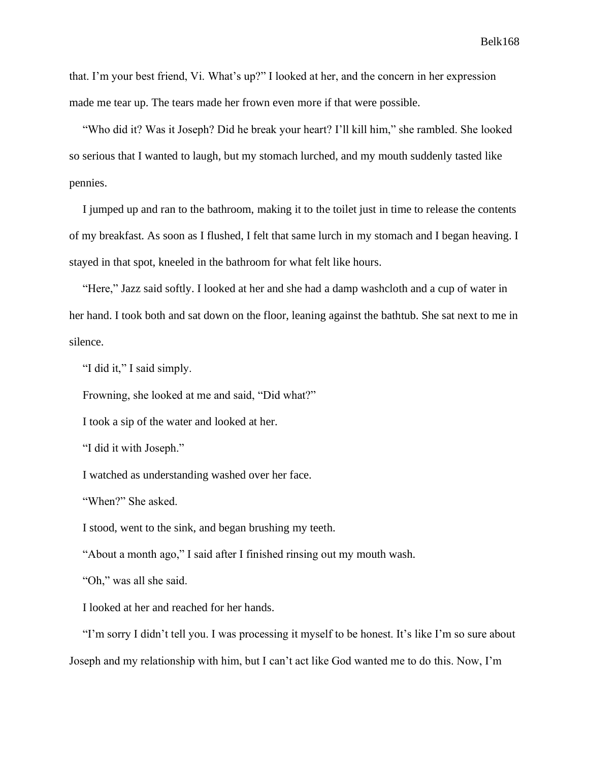that. I'm your best friend, Vi. What's up?" I looked at her, and the concern in her expression made me tear up. The tears made her frown even more if that were possible.

"Who did it? Was it Joseph? Did he break your heart? I'll kill him," she rambled. She looked so serious that I wanted to laugh, but my stomach lurched, and my mouth suddenly tasted like pennies.

I jumped up and ran to the bathroom, making it to the toilet just in time to release the contents of my breakfast. As soon as I flushed, I felt that same lurch in my stomach and I began heaving. I stayed in that spot, kneeled in the bathroom for what felt like hours.

"Here," Jazz said softly. I looked at her and she had a damp washcloth and a cup of water in her hand. I took both and sat down on the floor, leaning against the bathtub. She sat next to me in silence.

"I did it," I said simply.

Frowning, she looked at me and said, "Did what?"

I took a sip of the water and looked at her.

"I did it with Joseph."

I watched as understanding washed over her face.

"When?" She asked.

I stood, went to the sink, and began brushing my teeth.

"About a month ago," I said after I finished rinsing out my mouth wash.

"Oh," was all she said.

I looked at her and reached for her hands.

"I'm sorry I didn't tell you. I was processing it myself to be honest. It's like I'm so sure about Joseph and my relationship with him, but I can't act like God wanted me to do this. Now, I'm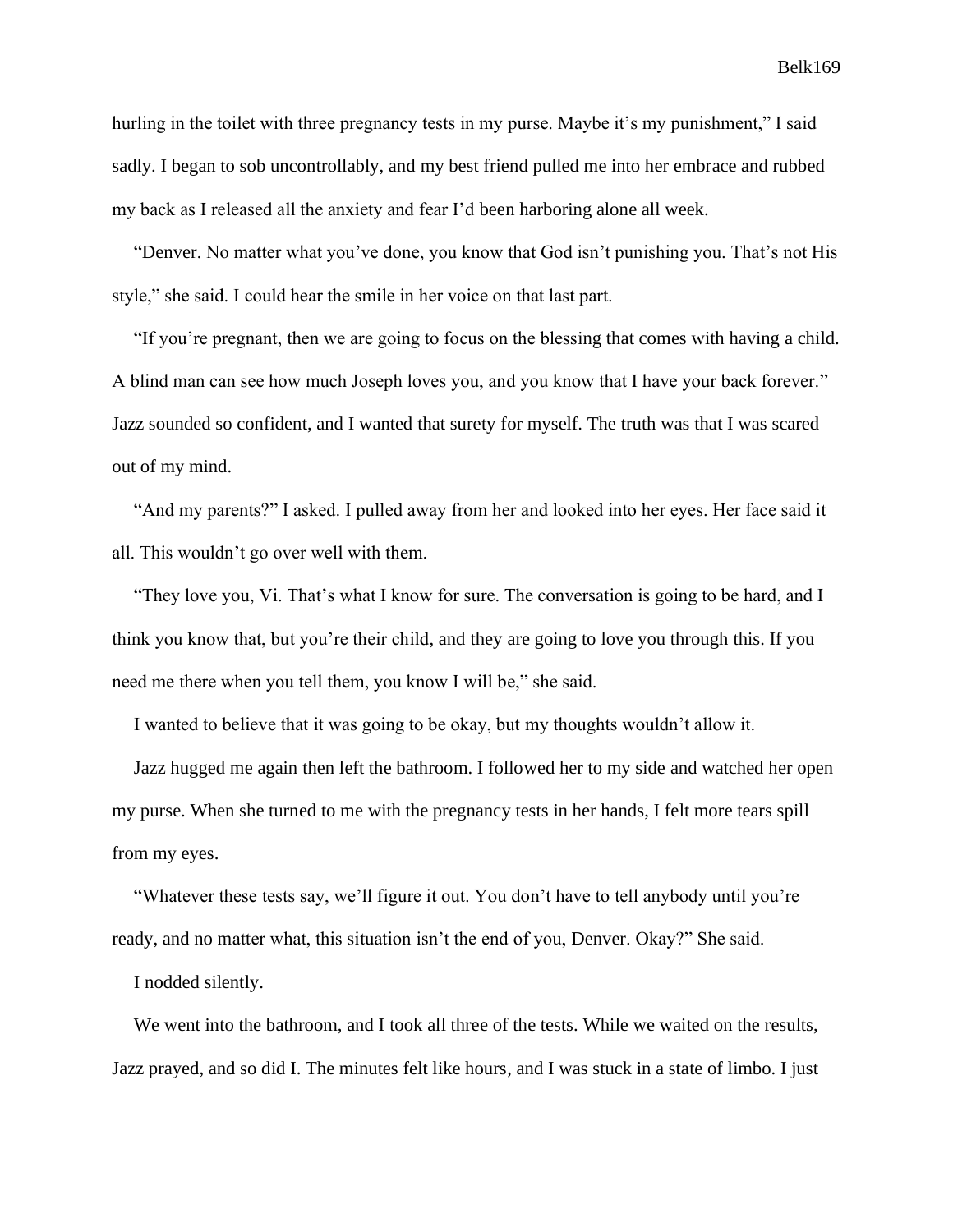hurling in the toilet with three pregnancy tests in my purse. Maybe it's my punishment," I said sadly. I began to sob uncontrollably, and my best friend pulled me into her embrace and rubbed my back as I released all the anxiety and fear I'd been harboring alone all week.

"Denver. No matter what you've done, you know that God isn't punishing you. That's not His style," she said. I could hear the smile in her voice on that last part.

"If you're pregnant, then we are going to focus on the blessing that comes with having a child. A blind man can see how much Joseph loves you, and you know that I have your back forever." Jazz sounded so confident, and I wanted that surety for myself. The truth was that I was scared out of my mind.

"And my parents?" I asked. I pulled away from her and looked into her eyes. Her face said it all. This wouldn't go over well with them.

"They love you, Vi. That's what I know for sure. The conversation is going to be hard, and I think you know that, but you're their child, and they are going to love you through this. If you need me there when you tell them, you know I will be," she said.

I wanted to believe that it was going to be okay, but my thoughts wouldn't allow it.

Jazz hugged me again then left the bathroom. I followed her to my side and watched her open my purse. When she turned to me with the pregnancy tests in her hands, I felt more tears spill from my eyes.

"Whatever these tests say, we'll figure it out. You don't have to tell anybody until you're ready, and no matter what, this situation isn't the end of you, Denver. Okay?" She said.

I nodded silently.

We went into the bathroom, and I took all three of the tests. While we waited on the results, Jazz prayed, and so did I. The minutes felt like hours, and I was stuck in a state of limbo. I just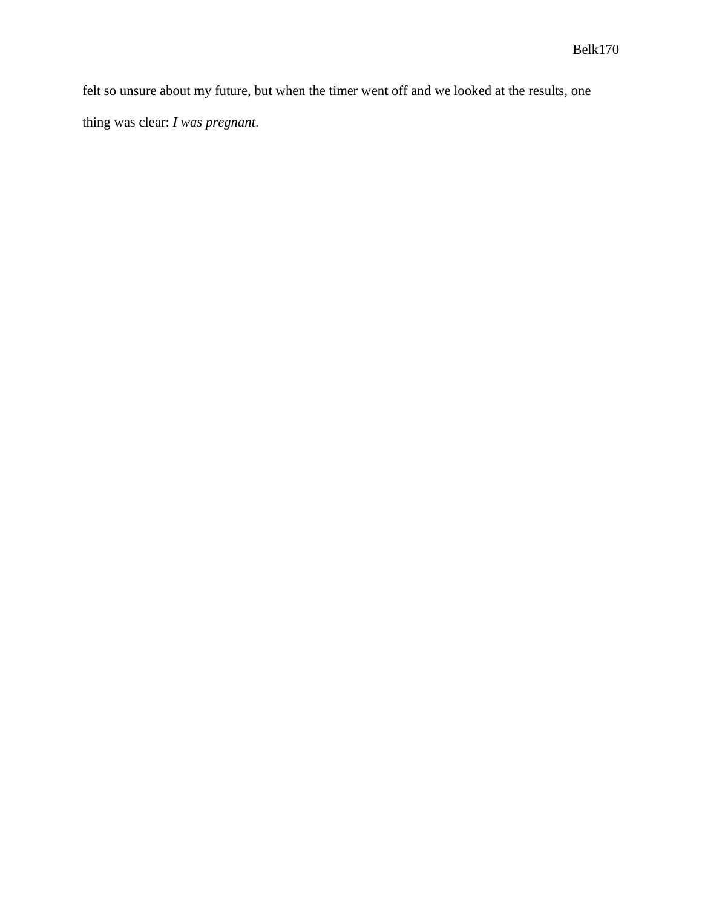felt so unsure about my future, but when the timer went off and we looked at the results, one thing was clear: *I was pregnant*.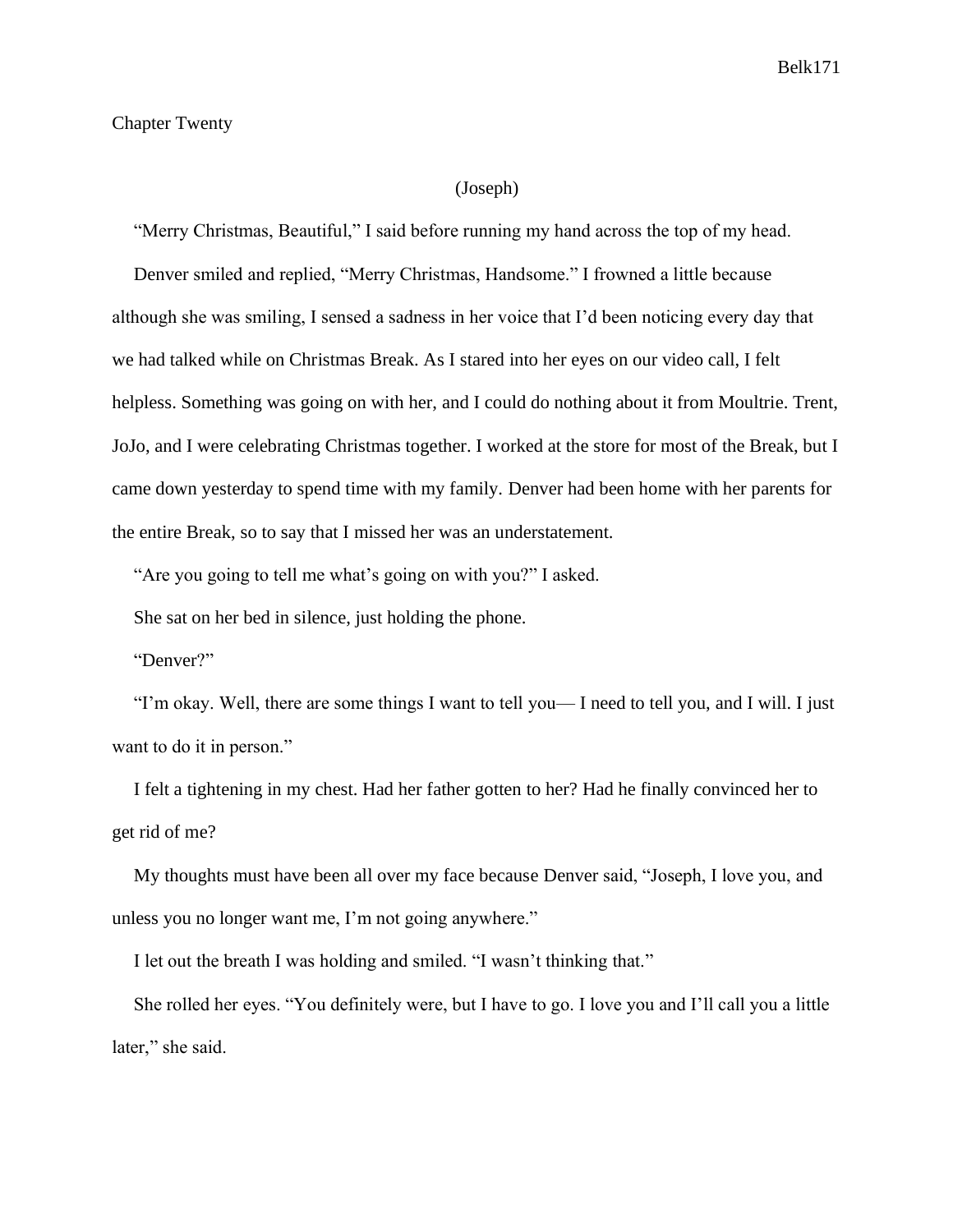# Chapter Twenty

(Joseph)

"Merry Christmas, Beautiful," I said before running my hand across the top of my head.

Denver smiled and replied, "Merry Christmas, Handsome." I frowned a little because although she was smiling, I sensed a sadness in her voice that I'd been noticing every day that we had talked while on Christmas Break. As I stared into her eyes on our video call, I felt helpless. Something was going on with her, and I could do nothing about it from Moultrie. Trent, JoJo, and I were celebrating Christmas together. I worked at the store for most of the Break, but I came down yesterday to spend time with my family. Denver had been home with her parents for the entire Break, so to say that I missed her was an understatement.

"Are you going to tell me what's going on with you?" I asked.

She sat on her bed in silence, just holding the phone.

"Denver?"

"I'm okay. Well, there are some things I want to tell you— I need to tell you, and I will. I just want to do it in person."

I felt a tightening in my chest. Had her father gotten to her? Had he finally convinced her to get rid of me?

My thoughts must have been all over my face because Denver said, "Joseph, I love you, and unless you no longer want me, I'm not going anywhere."

I let out the breath I was holding and smiled. "I wasn't thinking that."

She rolled her eyes. "You definitely were, but I have to go. I love you and I'll call you a little later," she said.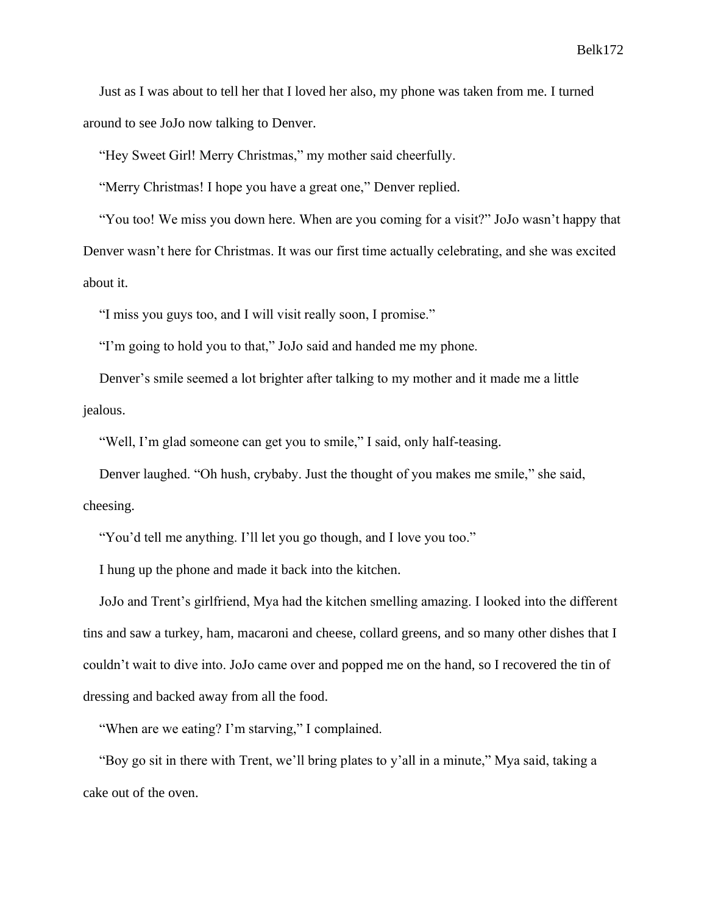Just as I was about to tell her that I loved her also, my phone was taken from me. I turned around to see JoJo now talking to Denver.

"Hey Sweet Girl! Merry Christmas," my mother said cheerfully.

"Merry Christmas! I hope you have a great one," Denver replied.

"You too! We miss you down here. When are you coming for a visit?" JoJo wasn't happy that Denver wasn't here for Christmas. It was our first time actually celebrating, and she was excited about it.

"I miss you guys too, and I will visit really soon, I promise."

"I'm going to hold you to that," JoJo said and handed me my phone.

Denver's smile seemed a lot brighter after talking to my mother and it made me a little jealous.

"Well, I'm glad someone can get you to smile," I said, only half-teasing.

Denver laughed. "Oh hush, crybaby. Just the thought of you makes me smile," she said, cheesing.

"You'd tell me anything. I'll let you go though, and I love you too."

I hung up the phone and made it back into the kitchen.

JoJo and Trent's girlfriend, Mya had the kitchen smelling amazing. I looked into the different tins and saw a turkey, ham, macaroni and cheese, collard greens, and so many other dishes that I couldn't wait to dive into. JoJo came over and popped me on the hand, so I recovered the tin of dressing and backed away from all the food.

"When are we eating? I'm starving," I complained.

"Boy go sit in there with Trent, we'll bring plates to y'all in a minute," Mya said, taking a cake out of the oven.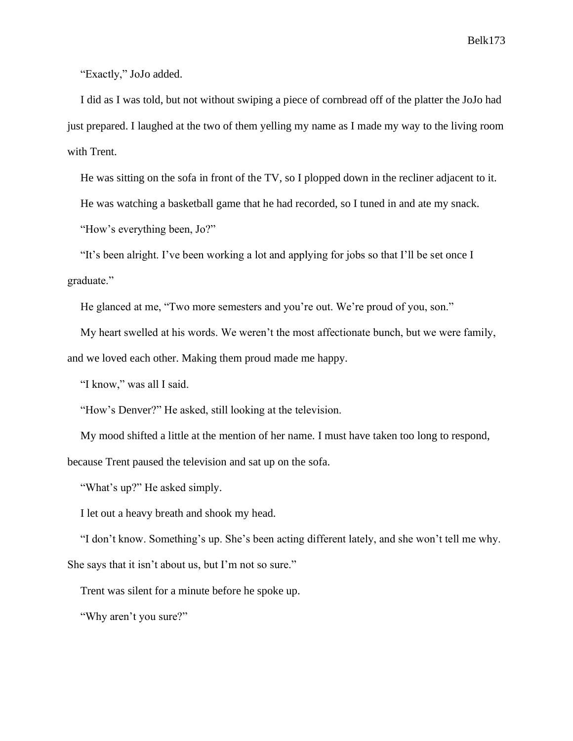"Exactly," JoJo added.

I did as I was told, but not without swiping a piece of cornbread off of the platter the JoJo had just prepared. I laughed at the two of them yelling my name as I made my way to the living room with Trent.

He was sitting on the sofa in front of the TV, so I plopped down in the recliner adjacent to it.

He was watching a basketball game that he had recorded, so I tuned in and ate my snack.

"How's everything been, Jo?"

"It's been alright. I've been working a lot and applying for jobs so that I'll be set once I graduate."

He glanced at me, "Two more semesters and you're out. We're proud of you, son."

My heart swelled at his words. We weren't the most affectionate bunch, but we were family, and we loved each other. Making them proud made me happy.

"I know," was all I said.

"How's Denver?" He asked, still looking at the television.

My mood shifted a little at the mention of her name. I must have taken too long to respond, because Trent paused the television and sat up on the sofa.

"What's up?" He asked simply.

I let out a heavy breath and shook my head.

"I don't know. Something's up. She's been acting different lately, and she won't tell me why. She says that it isn't about us, but I'm not so sure."

Trent was silent for a minute before he spoke up.

"Why aren't you sure?"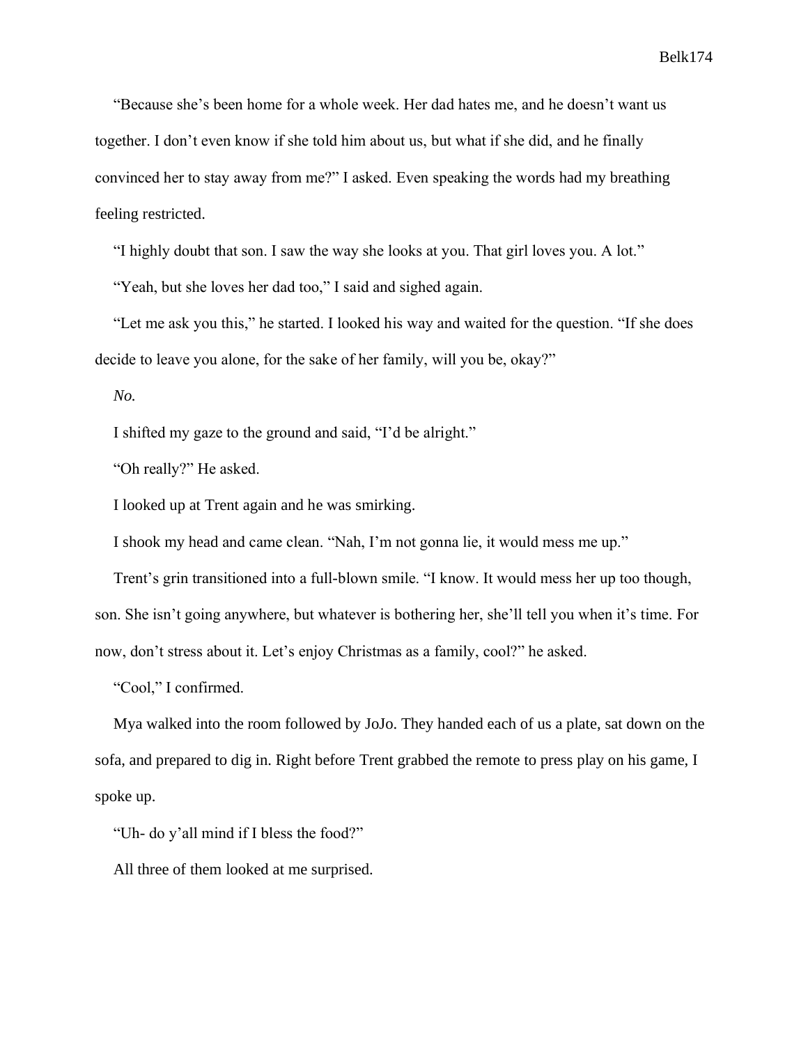"Because she's been home for a whole week. Her dad hates me, and he doesn't want us together. I don't even know if she told him about us, but what if she did, and he finally convinced her to stay away from me?" I asked. Even speaking the words had my breathing feeling restricted.

"I highly doubt that son. I saw the way she looks at you. That girl loves you. A lot."

"Yeah, but she loves her dad too," I said and sighed again.

"Let me ask you this," he started. I looked his way and waited for the question. "If she does decide to leave you alone, for the sake of her family, will you be, okay?"

*No.*

I shifted my gaze to the ground and said, "I'd be alright."

"Oh really?" He asked.

I looked up at Trent again and he was smirking.

I shook my head and came clean. "Nah, I'm not gonna lie, it would mess me up."

Trent's grin transitioned into a full-blown smile. "I know. It would mess her up too though, son. She isn't going anywhere, but whatever is bothering her, she'll tell you when it's time. For now, don't stress about it. Let's enjoy Christmas as a family, cool?" he asked.

"Cool," I confirmed.

Mya walked into the room followed by JoJo. They handed each of us a plate, sat down on the sofa, and prepared to dig in. Right before Trent grabbed the remote to press play on his game, I spoke up.

"Uh- do y'all mind if I bless the food?"

All three of them looked at me surprised.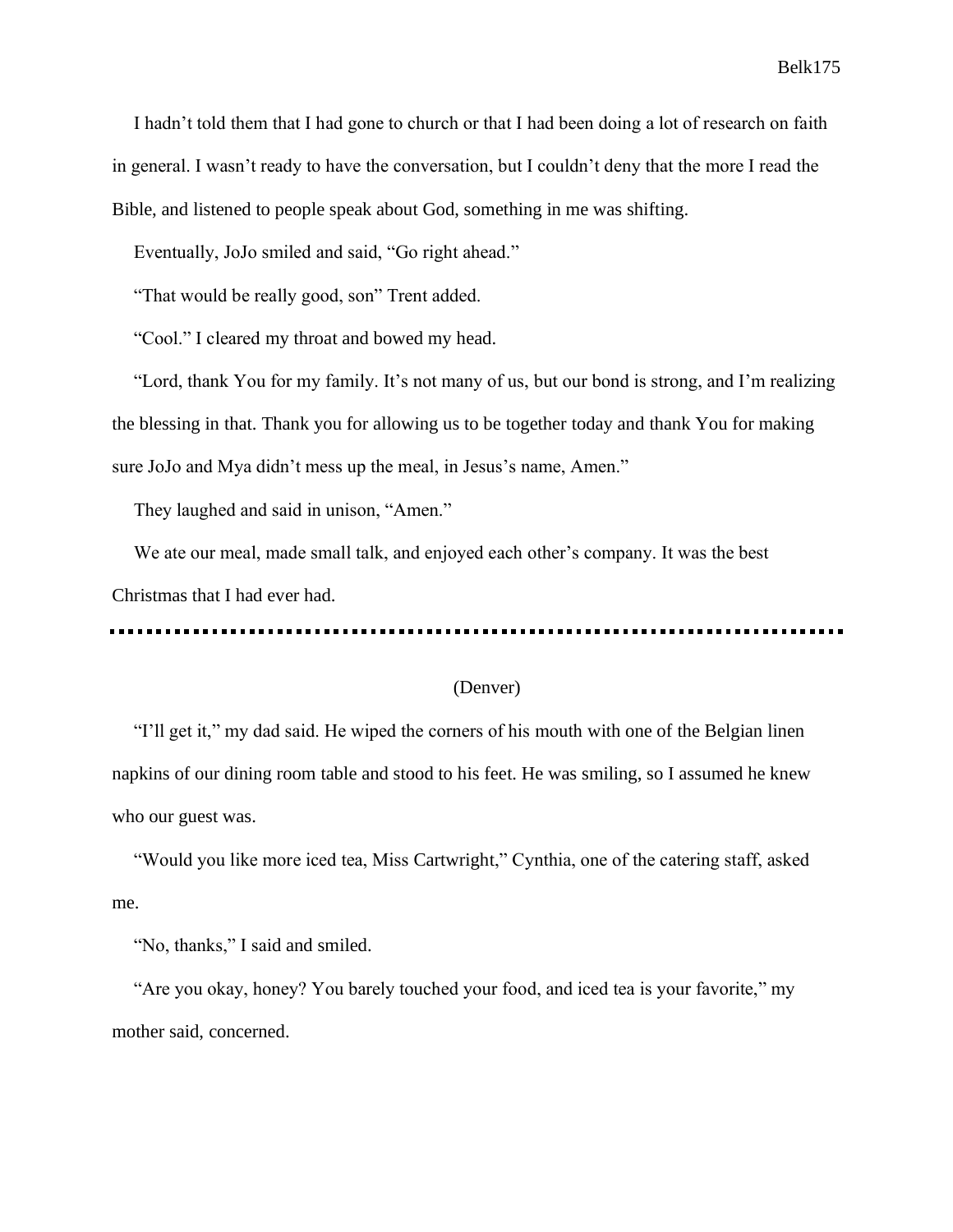I hadn't told them that I had gone to church or that I had been doing a lot of research on faith in general. I wasn't ready to have the conversation, but I couldn't deny that the more I read the Bible, and listened to people speak about God, something in me was shifting.

Eventually, JoJo smiled and said, "Go right ahead."

"That would be really good, son" Trent added.

"Cool." I cleared my throat and bowed my head.

"Lord, thank You for my family. It's not many of us, but our bond is strong, and I'm realizing the blessing in that. Thank you for allowing us to be together today and thank You for making sure JoJo and Mya didn't mess up the meal, in Jesus's name, Amen."

They laughed and said in unison, "Amen."

We ate our meal, made small talk, and enjoyed each other's company. It was the best Christmas that I had ever had.

---

(Denver)

"I'll get it," my dad said. He wiped the corners of his mouth with one of the Belgian linen napkins of our dining room table and stood to his feet. He was smiling, so I assumed he knew who our guest was.

"Would you like more iced tea, Miss Cartwright," Cynthia, one of the catering staff, asked me.

"No, thanks," I said and smiled.

"Are you okay, honey? You barely touched your food, and iced tea is your favorite," my mother said, concerned.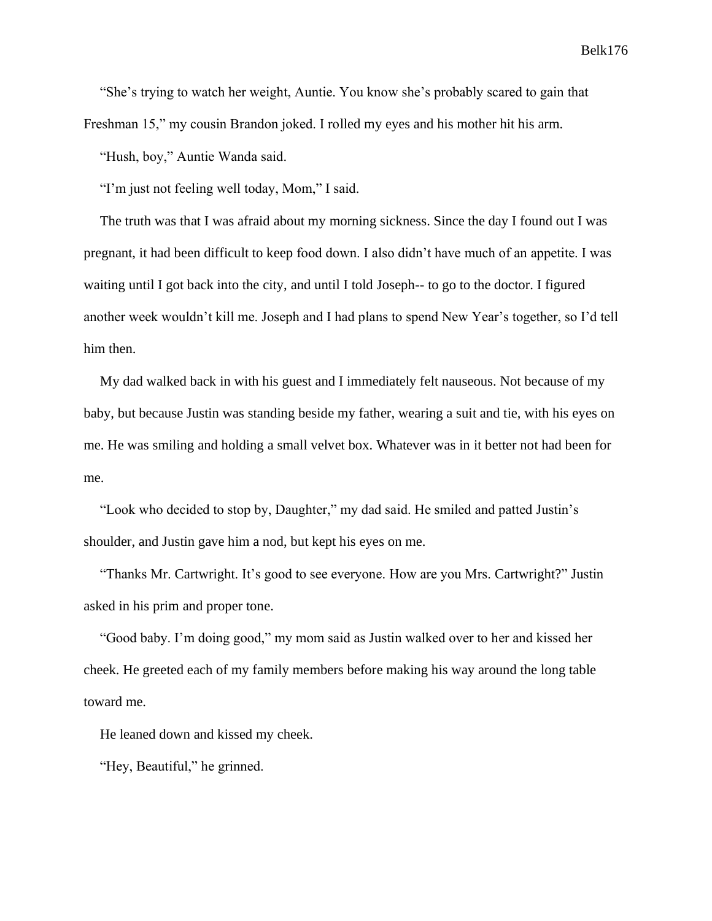"She's trying to watch her weight, Auntie. You know she's probably scared to gain that Freshman 15," my cousin Brandon joked. I rolled my eyes and his mother hit his arm.

"Hush, boy," Auntie Wanda said.

"I'm just not feeling well today, Mom," I said.

The truth was that I was afraid about my morning sickness. Since the day I found out I was pregnant, it had been difficult to keep food down. I also didn't have much of an appetite. I was waiting until I got back into the city, and until I told Joseph-- to go to the doctor. I figured another week wouldn't kill me. Joseph and I had plans to spend New Year's together, so I'd tell him then.

My dad walked back in with his guest and I immediately felt nauseous. Not because of my baby, but because Justin was standing beside my father, wearing a suit and tie, with his eyes on me. He was smiling and holding a small velvet box. Whatever was in it better not had been for me.

"Look who decided to stop by, Daughter," my dad said. He smiled and patted Justin's shoulder, and Justin gave him a nod, but kept his eyes on me.

"Thanks Mr. Cartwright. It's good to see everyone. How are you Mrs. Cartwright?" Justin asked in his prim and proper tone.

"Good baby. I'm doing good," my mom said as Justin walked over to her and kissed her cheek. He greeted each of my family members before making his way around the long table toward me.

He leaned down and kissed my cheek.

"Hey, Beautiful," he grinned.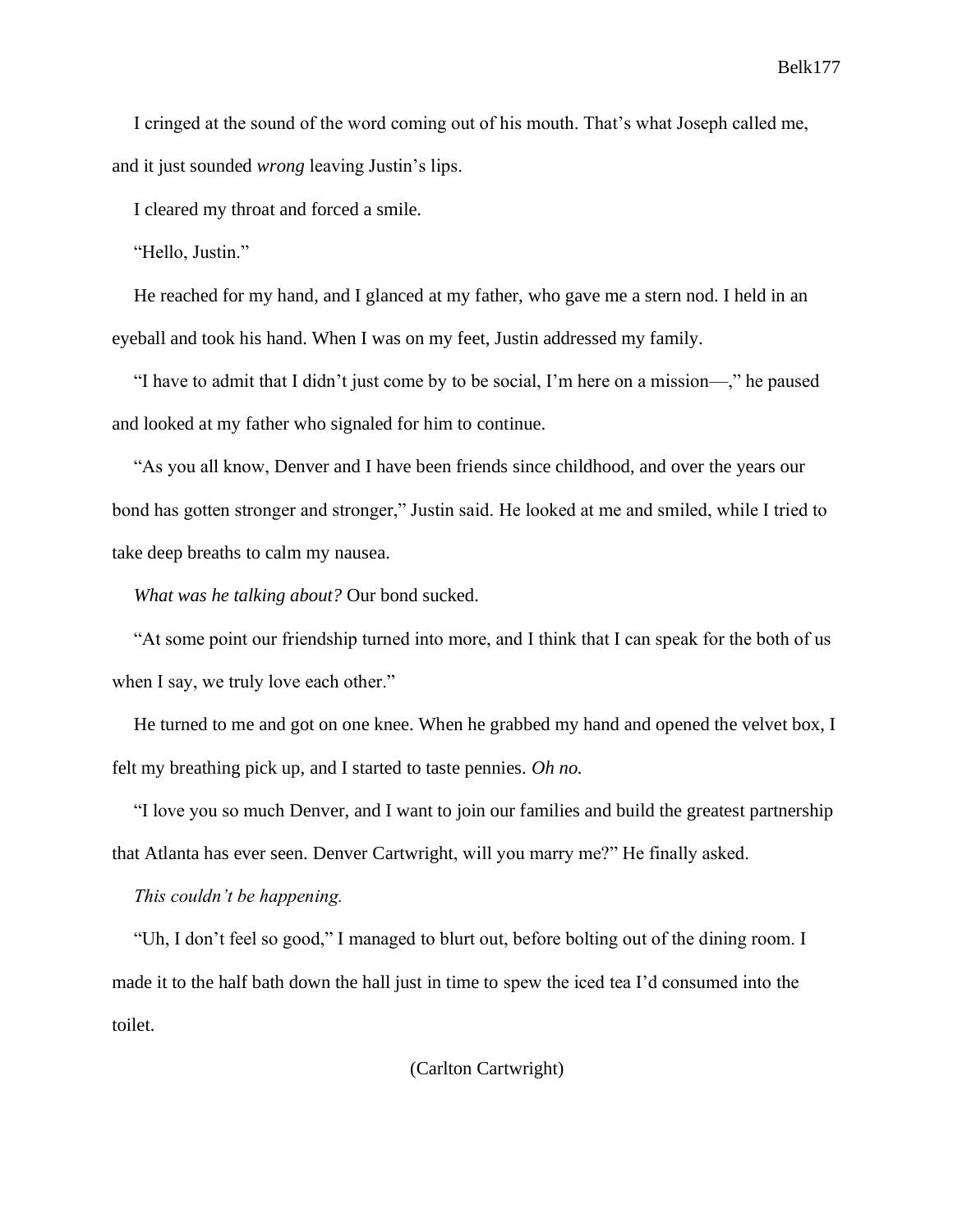I cringed at the sound of the word coming out of his mouth. That's what Joseph called me, and it just sounded *wrong* leaving Justin's lips.

I cleared my throat and forced a smile.

"Hello, Justin."

He reached for my hand, and I glanced at my father, who gave me a stern nod. I held in an eyeball and took his hand. When I was on my feet, Justin addressed my family.

"I have to admit that I didn't just come by to be social, I'm here on a mission—," he paused and looked at my father who signaled for him to continue.

"As you all know, Denver and I have been friends since childhood, and over the years our bond has gotten stronger and stronger," Justin said. He looked at me and smiled, while I tried to take deep breaths to calm my nausea.

*What was he talking about?* Our bond sucked.

"At some point our friendship turned into more, and I think that I can speak for the both of us when I say, we truly love each other."

He turned to me and got on one knee. When he grabbed my hand and opened the velvet box, I felt my breathing pick up, and I started to taste pennies. *Oh no.*

"I love you so much Denver, and I want to join our families and build the greatest partnership that Atlanta has ever seen. Denver Cartwright, will you marry me?" He finally asked.

*This couldn't be happening.*

"Uh, I don't feel so good," I managed to blurt out, before bolting out of the dining room. I made it to the half bath down the hall just in time to spew the iced tea I'd consumed into the toilet.

(Carlton Cartwright)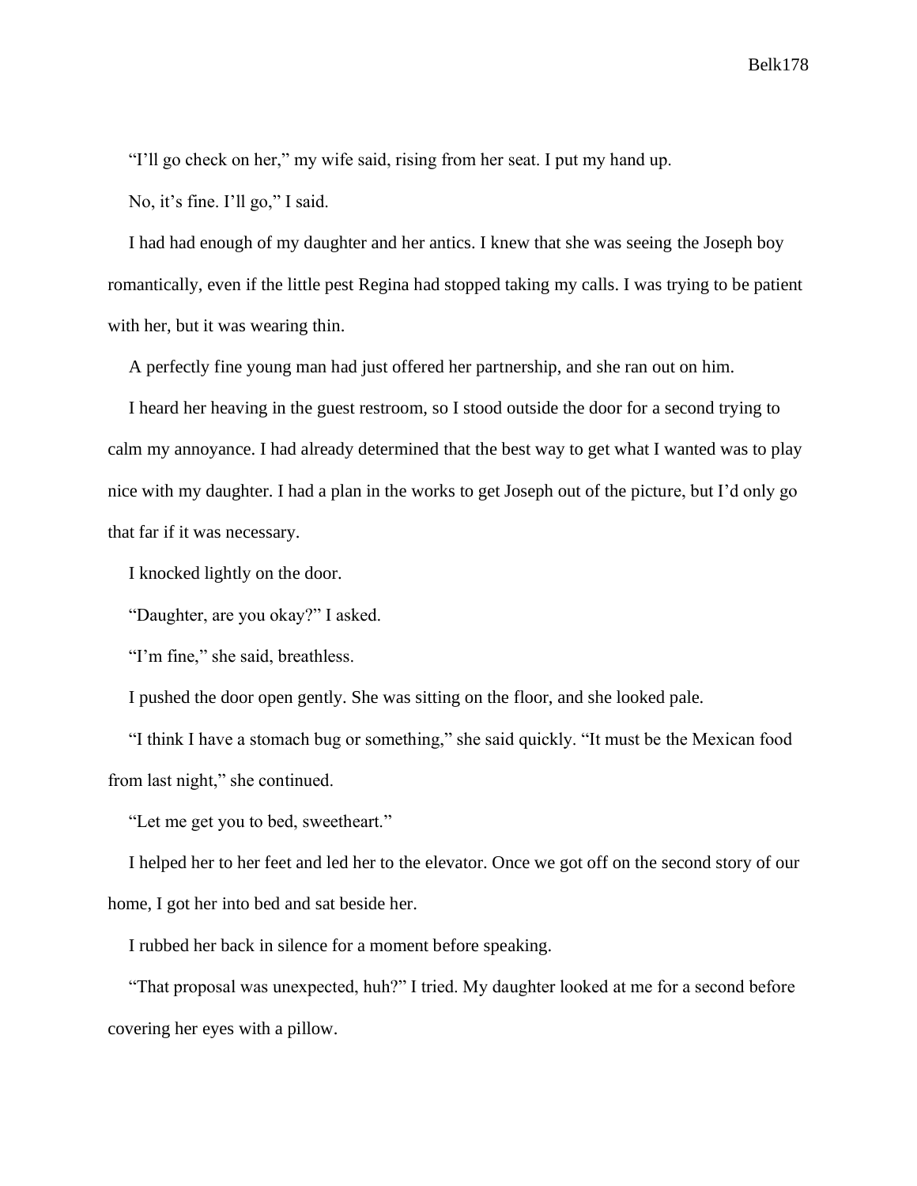“I’ll go check on her,” my wife said, rising from her seat. I put my hand up.

No, it’s fine. I’ll go,” I said.

I had had enough of my daughter and her antics. I knew that she was seeing the Joseph boy romantically, even if the little pest Regina had stopped taking my calls. I was trying to be patient with her, but it was wearing thin.

A perfectly fine young man had just offered her partnership, and she ran out on him.

I heard her heaving in the guest restroom, so I stood outside the door for a second trying to calm my annoyance. I had already determined that the best way to get what I wanted was to play nice with my daughter. I had a plan in the works to get Joseph out of the picture, but I’d only go that far if it was necessary.

I knocked lightly on the door.

“Daughter, are you okay?” I asked.

“I’m fine,” she said, breathless.

I pushed the door open gently. She was sitting on the floor, and she looked pale.

“I think I have a stomach bug or something,” she said quickly. “It must be the Mexican food from last night,” she continued.

“Let me get you to bed, sweetheart.”

I helped her to her feet and led her to the elevator. Once we got off on the second story of our home, I got her into bed and sat beside her.

I rubbed her back in silence for a moment before speaking.

“That proposal was unexpected, huh?” I tried. My daughter looked at me for a second before covering her eyes with a pillow.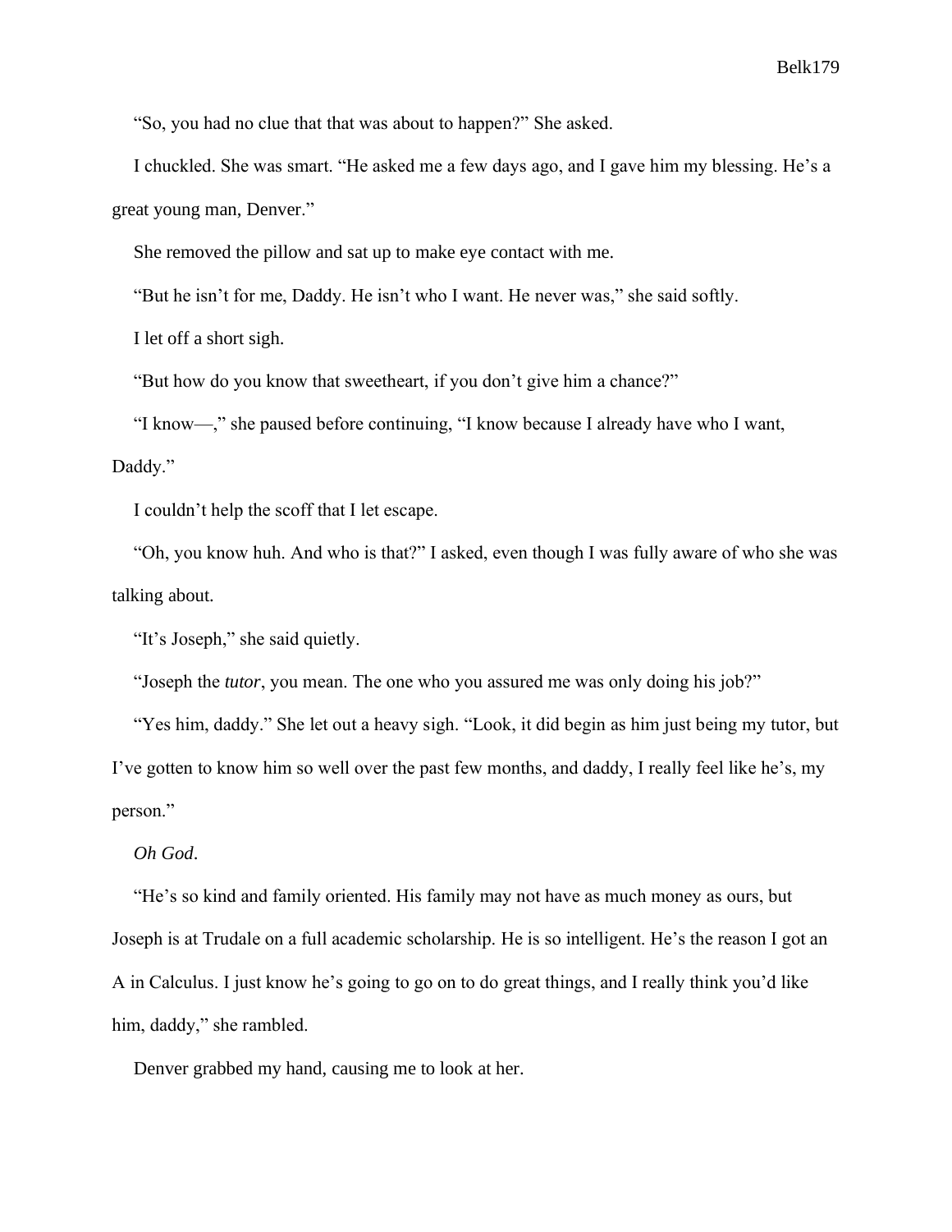"So, you had no clue that that was about to happen?" She asked.

I chuckled. She was smart. "He asked me a few days ago, and I gave him my blessing. He's a great young man, Denver."

She removed the pillow and sat up to make eye contact with me.

"But he isn't for me, Daddy. He isn't who I want. He never was," she said softly.

I let off a short sigh.

"But how do you know that sweetheart, if you don't give him a chance?"

"I know—," she paused before continuing, "I know because I already have who I want, Daddy."

I couldn't help the scoff that I let escape.

"Oh, you know huh. And who is that?" I asked, even though I was fully aware of who she was talking about.

"It's Joseph," she said quietly.

"Joseph the *tutor*, you mean. The one who you assured me was only doing his job?"

"Yes him, daddy." She let out a heavy sigh. "Look, it did begin as him just being my tutor, but I've gotten to know him so well over the past few months, and daddy, I really feel like he's, my person."

*Oh God*.

"He's so kind and family oriented. His family may not have as much money as ours, but Joseph is at Trudale on a full academic scholarship. He is so intelligent. He's the reason I got an A in Calculus. I just know he's going to go on to do great things, and I really think you'd like him, daddy," she rambled.

Denver grabbed my hand, causing me to look at her.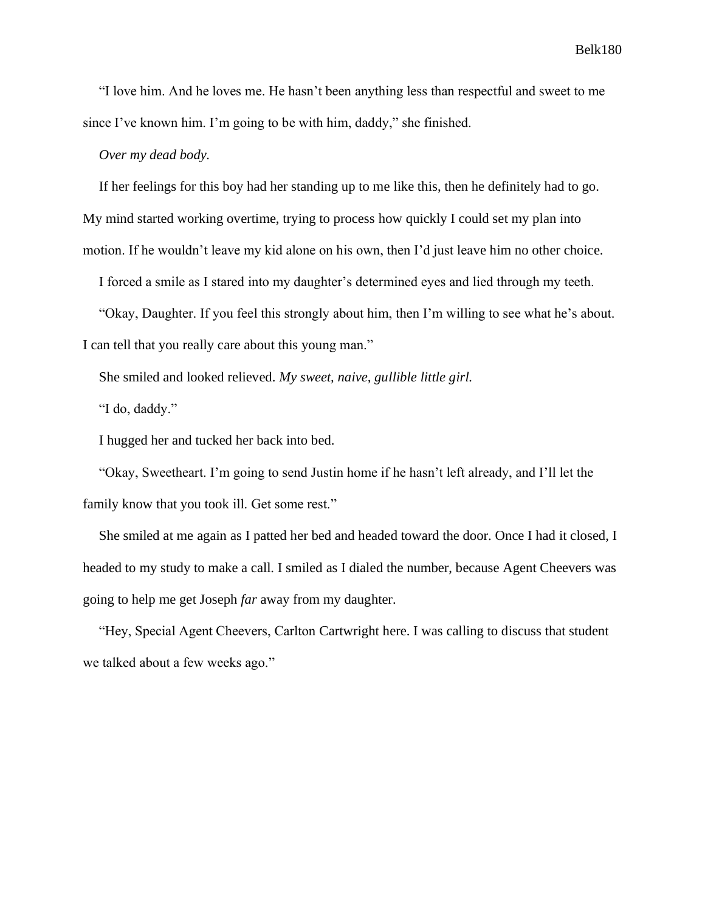"I love him. And he loves me. He hasn't been anything less than respectful and sweet to me since I've known him. I'm going to be with him, daddy," she finished.

*Over my dead body.*

If her feelings for this boy had her standing up to me like this, then he definitely had to go. My mind started working overtime, trying to process how quickly I could set my plan into motion. If he wouldn't leave my kid alone on his own, then I'd just leave him no other choice.

I forced a smile as I stared into my daughter's determined eyes and lied through my teeth.

"Okay, Daughter. If you feel this strongly about him, then I'm willing to see what he's about. I can tell that you really care about this young man."

She smiled and looked relieved. *My sweet, naive, gullible little girl.*

"I do, daddy."

I hugged her and tucked her back into bed.

"Okay, Sweetheart. I'm going to send Justin home if he hasn't left already, and I'll let the family know that you took ill. Get some rest."

She smiled at me again as I patted her bed and headed toward the door. Once I had it closed, I headed to my study to make a call. I smiled as I dialed the number, because Agent Cheevers was going to help me get Joseph *far* away from my daughter.

"Hey, Special Agent Cheevers, Carlton Cartwright here. I was calling to discuss that student we talked about a few weeks ago."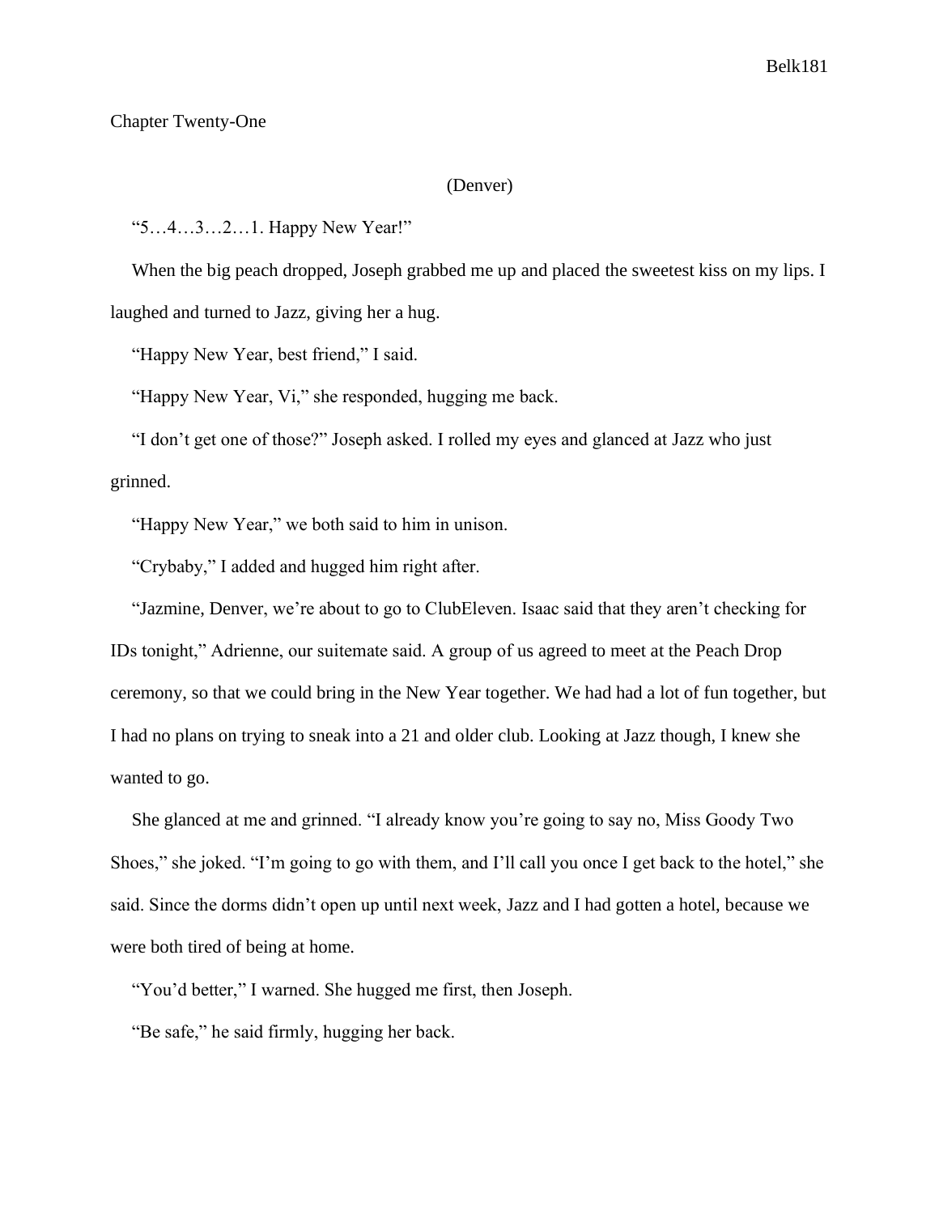# Chapter Twenty-One

(Denver)

"5…4…3…2…1. Happy New Year!"

When the big peach dropped, Joseph grabbed me up and placed the sweetest kiss on my lips. I laughed and turned to Jazz, giving her a hug.

"Happy New Year, best friend," I said.

"Happy New Year, Vi," she responded, hugging me back.

"I don't get one of those?" Joseph asked. I rolled my eyes and glanced at Jazz who just grinned.

"Happy New Year," we both said to him in unison.

"Crybaby," I added and hugged him right after.

"Jazmine, Denver, we're about to go to ClubEleven. Isaac said that they aren't checking for IDs tonight," Adrienne, our suitemate said. A group of us agreed to meet at the Peach Drop ceremony, so that we could bring in the New Year together. We had had a lot of fun together, but I had no plans on trying to sneak into a 21 and older club. Looking at Jazz though, I knew she wanted to go.

She glanced at me and grinned. "I already know you're going to say no, Miss Goody Two Shoes," she joked. "I'm going to go with them, and I'll call you once I get back to the hotel," she said. Since the dorms didn't open up until next week, Jazz and I had gotten a hotel, because we were both tired of being at home.

"You'd better," I warned. She hugged me first, then Joseph.

"Be safe," he said firmly, hugging her back.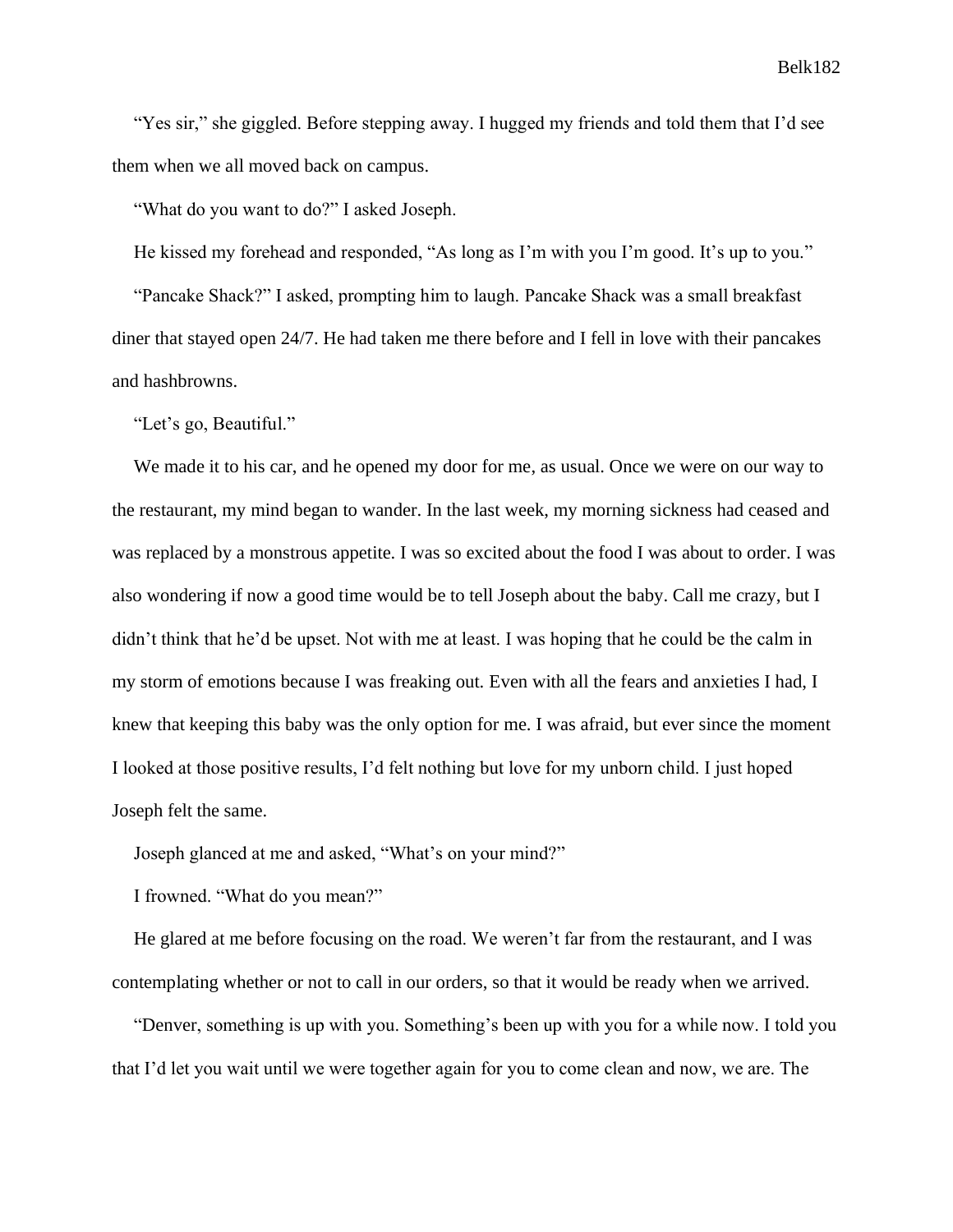"Yes sir," she giggled. Before stepping away. I hugged my friends and told them that I'd see them when we all moved back on campus.

"What do you want to do?" I asked Joseph.

He kissed my forehead and responded, "As long as I'm with you I'm good. It's up to you."

"Pancake Shack?" I asked, prompting him to laugh. Pancake Shack was a small breakfast diner that stayed open 24/7. He had taken me there before and I fell in love with their pancakes and hashbrowns.

"Let's go, Beautiful."

We made it to his car, and he opened my door for me, as usual. Once we were on our way to the restaurant, my mind began to wander. In the last week, my morning sickness had ceased and was replaced by a monstrous appetite. I was so excited about the food I was about to order. I was also wondering if now a good time would be to tell Joseph about the baby. Call me crazy, but I didn't think that he'd be upset. Not with me at least. I was hoping that he could be the calm in my storm of emotions because I was freaking out. Even with all the fears and anxieties I had, I knew that keeping this baby was the only option for me. I was afraid, but ever since the moment I looked at those positive results, I'd felt nothing but love for my unborn child. I just hoped Joseph felt the same.

Joseph glanced at me and asked, "What's on your mind?"

I frowned. "What do you mean?"

He glared at me before focusing on the road. We weren't far from the restaurant, and I was contemplating whether or not to call in our orders, so that it would be ready when we arrived.

"Denver, something is up with you. Something's been up with you for a while now. I told you that I'd let you wait until we were together again for you to come clean and now, we are. The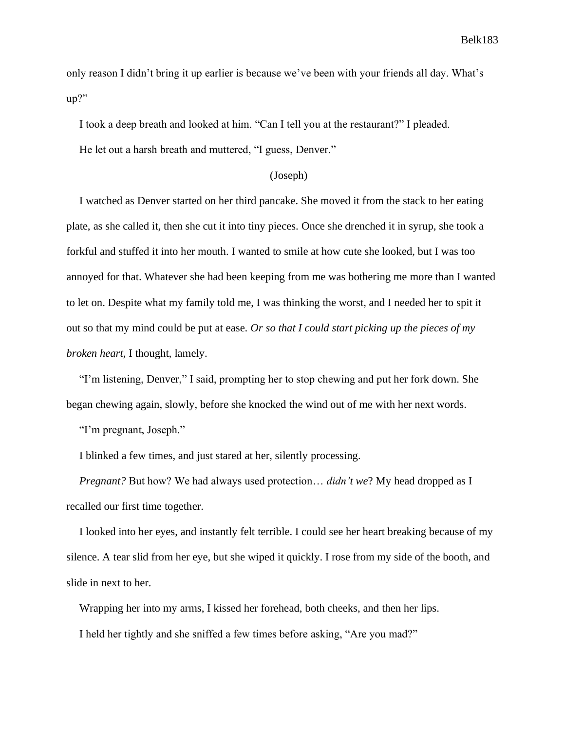only reason I didn't bring it up earlier is because we've been with your friends all day. What's up?"

I took a deep breath and looked at him. "Can I tell you at the restaurant?" I pleaded.

He let out a harsh breath and muttered, "I guess, Denver."

(Joseph)

I watched as Denver started on her third pancake. She moved it from the stack to her eating plate, as she called it, then she cut it into tiny pieces. Once she drenched it in syrup, she took a forkful and stuffed it into her mouth. I wanted to smile at how cute she looked, but I was too annoyed for that. Whatever she had been keeping from me was bothering me more than I wanted to let on. Despite what my family told me, I was thinking the worst, and I needed her to spit it out so that my mind could be put at ease. *Or so that I could start picking up the pieces of my broken heart*, I thought, lamely.

"I'm listening, Denver," I said, prompting her to stop chewing and put her fork down. She began chewing again, slowly, before she knocked the wind out of me with her next words.

"I'm pregnant, Joseph."

I blinked a few times, and just stared at her, silently processing.

*Pregnant?* But how? We had always used protection… *didn't we*? My head dropped as I recalled our first time together.

I looked into her eyes, and instantly felt terrible. I could see her heart breaking because of my silence. A tear slid from her eye, but she wiped it quickly. I rose from my side of the booth, and slide in next to her.

Wrapping her into my arms, I kissed her forehead, both cheeks, and then her lips.

I held her tightly and she sniffed a few times before asking, "Are you mad?"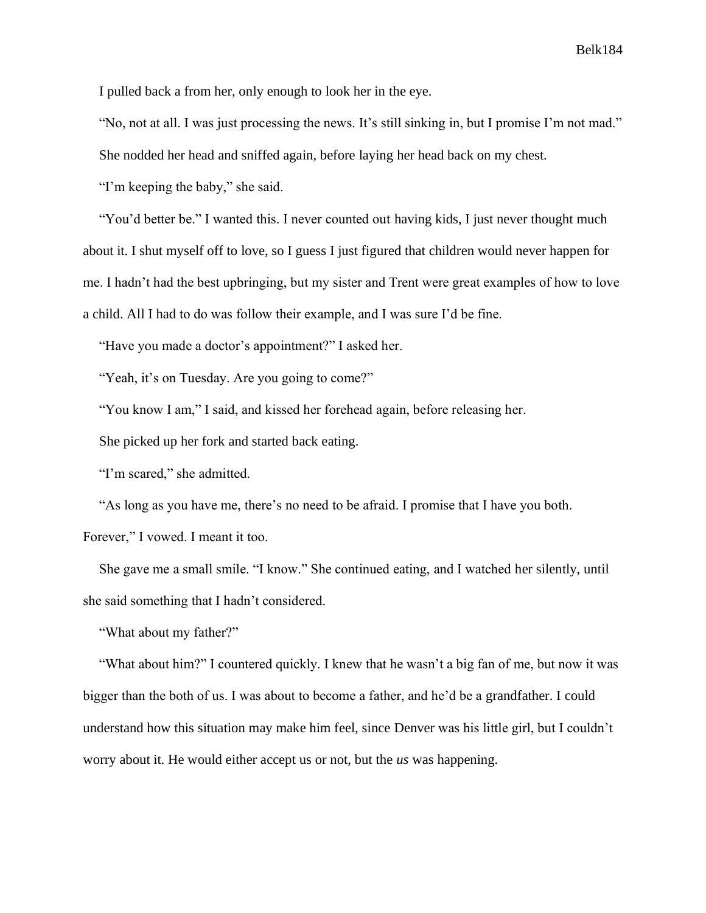I pulled back a from her, only enough to look her in the eye.

"No, not at all. I was just processing the news. It's still sinking in, but I promise I'm not mad."

She nodded her head and sniffed again, before laying her head back on my chest.

"I'm keeping the baby," she said.

"You'd better be." I wanted this. I never counted out having kids, I just never thought much about it. I shut myself off to love, so I guess I just figured that children would never happen for me. I hadn't had the best upbringing, but my sister and Trent were great examples of how to love a child. All I had to do was follow their example, and I was sure I'd be fine.

"Have you made a doctor's appointment?" I asked her.

"Yeah, it's on Tuesday. Are you going to come?"

"You know I am," I said, and kissed her forehead again, before releasing her.

She picked up her fork and started back eating.

"I'm scared," she admitted.

"As long as you have me, there's no need to be afraid. I promise that I have you both. Forever," I vowed. I meant it too.

She gave me a small smile. "I know." She continued eating, and I watched her silently, until she said something that I hadn't considered.

"What about my father?"

"What about him?" I countered quickly. I knew that he wasn't a big fan of me, but now it was bigger than the both of us. I was about to become a father, and he'd be a grandfather. I could understand how this situation may make him feel, since Denver was his little girl, but I couldn't worry about it. He would either accept us or not, but the *us* was happening.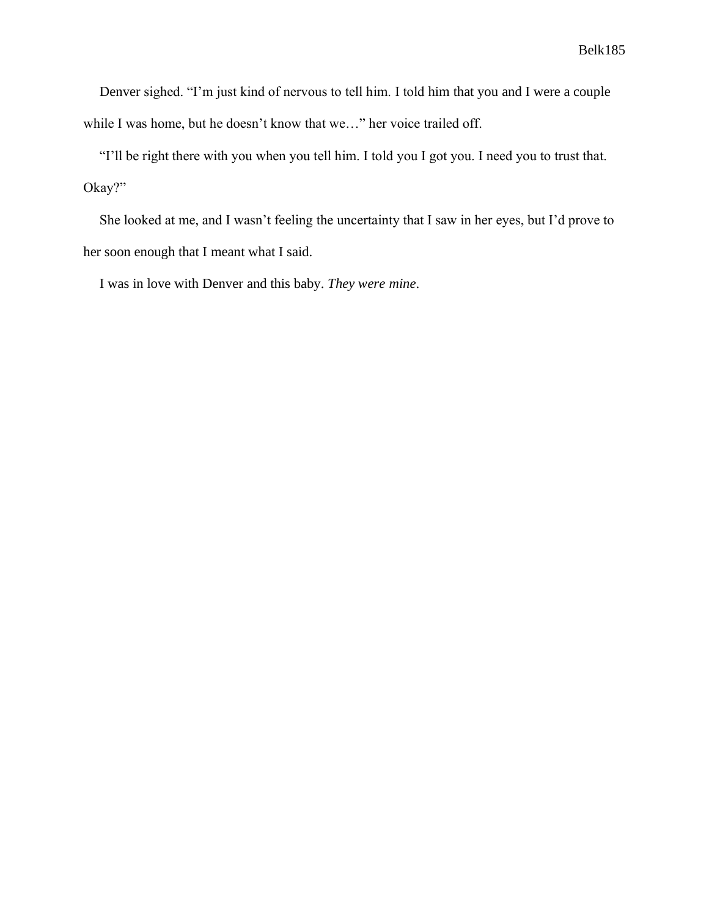Denver sighed. "I'm just kind of nervous to tell him. I told him that you and I were a couple while I was home, but he doesn't know that we…" her voice trailed off.

"I'll be right there with you when you tell him. I told you I got you. I need you to trust that. Okay?"

She looked at me, and I wasn't feeling the uncertainty that I saw in her eyes, but I'd prove to her soon enough that I meant what I said.

I was in love with Denver and this baby. *They were mine*.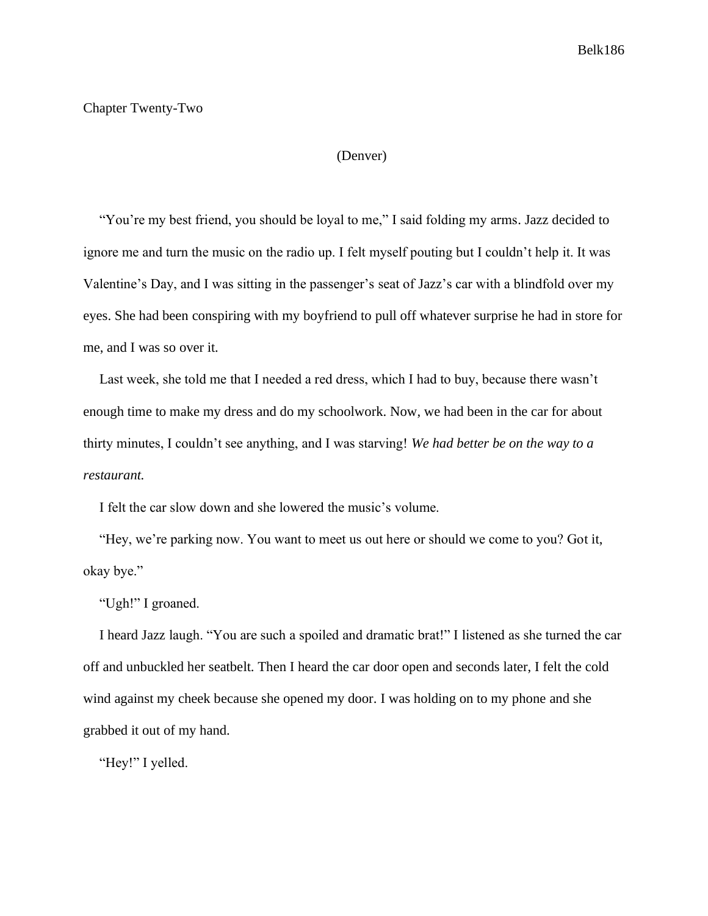## Chapter Twenty-Two

(Denver)

"You're my best friend, you should be loyal to me," I said folding my arms. Jazz decided to ignore me and turn the music on the radio up. I felt myself pouting but I couldn't help it. It was Valentine's Day, and I was sitting in the passenger's seat of Jazz's car with a blindfold over my eyes. She had been conspiring with my boyfriend to pull off whatever surprise he had in store for me, and I was so over it.

Last week, she told me that I needed a red dress, which I had to buy, because there wasn't enough time to make my dress and do my schoolwork. Now, we had been in the car for about thirty minutes, I couldn't see anything, and I was starving! *We had better be on the way to a restaurant.*

I felt the car slow down and she lowered the music's volume.

"Hey, we're parking now. You want to meet us out here or should we come to you? Got it, okay bye."

"Ugh!" I groaned.

I heard Jazz laugh. "You are such a spoiled and dramatic brat!" I listened as she turned the car off and unbuckled her seatbelt. Then I heard the car door open and seconds later, I felt the cold wind against my cheek because she opened my door. I was holding on to my phone and she grabbed it out of my hand.

"Hey!" I yelled.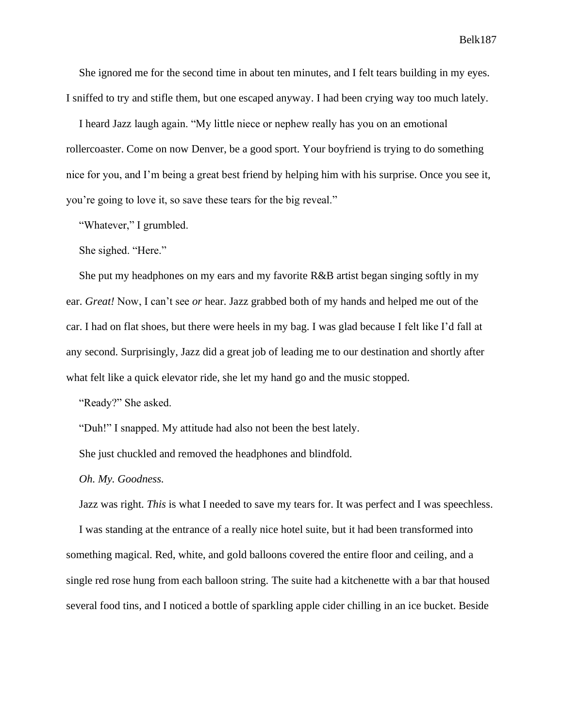She ignored me for the second time in about ten minutes, and I felt tears building in my eyes. I sniffed to try and stifle them, but one escaped anyway. I had been crying way too much lately.

I heard Jazz laugh again. "My little niece or nephew really has you on an emotional rollercoaster. Come on now Denver, be a good sport. Your boyfriend is trying to do something nice for you, and I'm being a great best friend by helping him with his surprise. Once you see it, you're going to love it, so save these tears for the big reveal."

"Whatever," I grumbled.

She sighed. "Here."

She put my headphones on my ears and my favorite R&B artist began singing softly in my ear. *Great!* Now, I can't see *or* hear. Jazz grabbed both of my hands and helped me out of the car. I had on flat shoes, but there were heels in my bag. I was glad because I felt like I'd fall at any second. Surprisingly, Jazz did a great job of leading me to our destination and shortly after what felt like a quick elevator ride, she let my hand go and the music stopped.

"Ready?" She asked.

"Duh!" I snapped. My attitude had also not been the best lately.

She just chuckled and removed the headphones and blindfold.

*Oh. My. Goodness.*

Jazz was right. *This* is what I needed to save my tears for. It was perfect and I was speechless.

I was standing at the entrance of a really nice hotel suite, but it had been transformed into something magical. Red, white, and gold balloons covered the entire floor and ceiling, and a single red rose hung from each balloon string. The suite had a kitchenette with a bar that housed several food tins, and I noticed a bottle of sparkling apple cider chilling in an ice bucket. Beside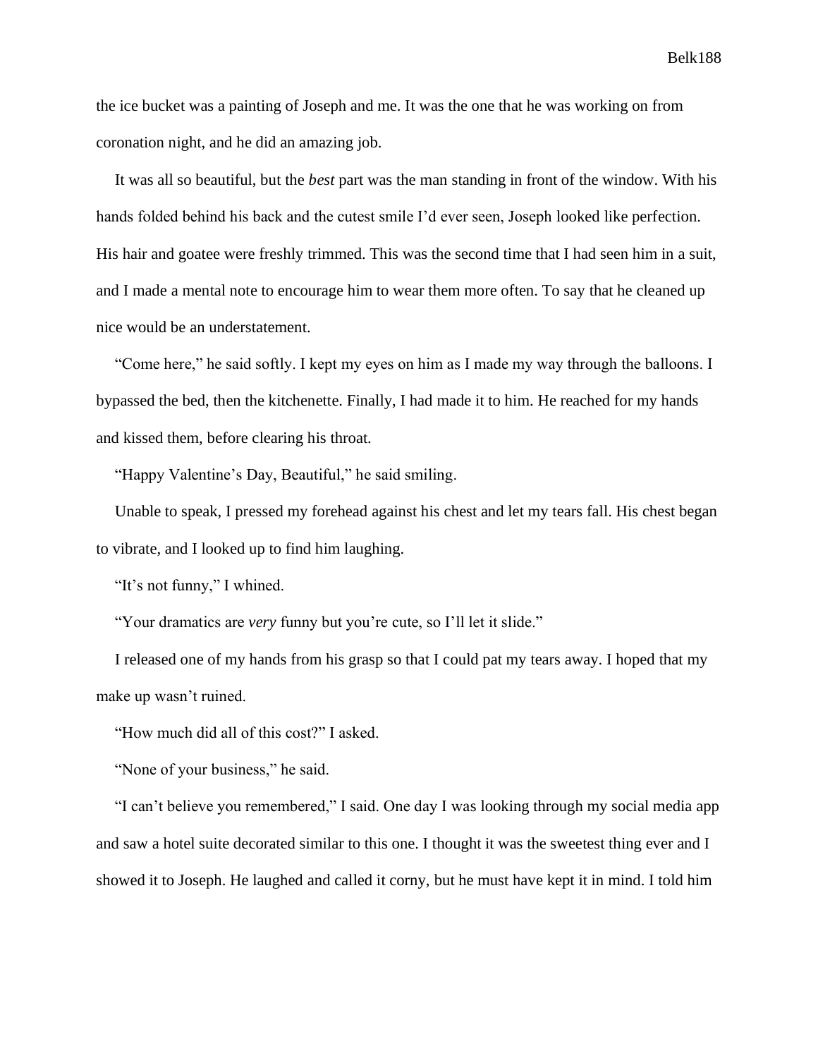the ice bucket was a painting of Joseph and me. It was the one that he was working on from coronation night, and he did an amazing job.

It was all so beautiful, but the *best* part was the man standing in front of the window. With his hands folded behind his back and the cutest smile I'd ever seen, Joseph looked like perfection. His hair and goatee were freshly trimmed. This was the second time that I had seen him in a suit, and I made a mental note to encourage him to wear them more often. To say that he cleaned up nice would be an understatement.

"Come here," he said softly. I kept my eyes on him as I made my way through the balloons. I bypassed the bed, then the kitchenette. Finally, I had made it to him. He reached for my hands and kissed them, before clearing his throat.

"Happy Valentine's Day, Beautiful," he said smiling.

Unable to speak, I pressed my forehead against his chest and let my tears fall. His chest began to vibrate, and I looked up to find him laughing.

"It's not funny," I whined.

"Your dramatics are *very* funny but you're cute, so I'll let it slide."

I released one of my hands from his grasp so that I could pat my tears away. I hoped that my make up wasn't ruined.

"How much did all of this cost?" I asked.

"None of your business," he said.

"I can't believe you remembered," I said. One day I was looking through my social media app and saw a hotel suite decorated similar to this one. I thought it was the sweetest thing ever and I showed it to Joseph. He laughed and called it corny, but he must have kept it in mind. I told him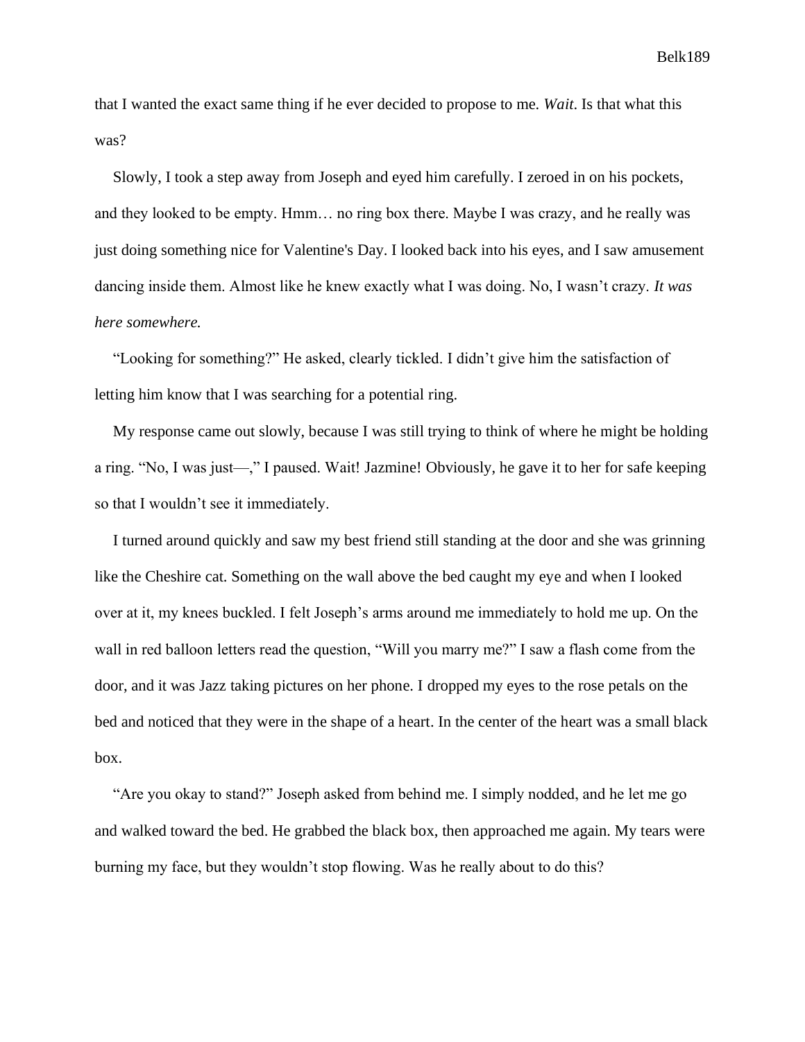that I wanted the exact same thing if he ever decided to propose to me. *Wait*. Is that what this was?

Slowly, I took a step away from Joseph and eyed him carefully. I zeroed in on his pockets, and they looked to be empty. Hmm… no ring box there. Maybe I was crazy, and he really was just doing something nice for Valentine's Day. I looked back into his eyes, and I saw amusement dancing inside them. Almost like he knew exactly what I was doing. No, I wasn't crazy. *It was here somewhere.*

"Looking for something?" He asked, clearly tickled. I didn't give him the satisfaction of letting him know that I was searching for a potential ring.

My response came out slowly, because I was still trying to think of where he might be holding a ring. "No, I was just—," I paused. Wait! Jazmine! Obviously, he gave it to her for safe keeping so that I wouldn't see it immediately.

I turned around quickly and saw my best friend still standing at the door and she was grinning like the Cheshire cat. Something on the wall above the bed caught my eye and when I looked over at it, my knees buckled. I felt Joseph's arms around me immediately to hold me up. On the wall in red balloon letters read the question, "Will you marry me?" I saw a flash come from the door, and it was Jazz taking pictures on her phone. I dropped my eyes to the rose petals on the bed and noticed that they were in the shape of a heart. In the center of the heart was a small black box.

"Are you okay to stand?" Joseph asked from behind me. I simply nodded, and he let me go and walked toward the bed. He grabbed the black box, then approached me again. My tears were burning my face, but they wouldn't stop flowing. Was he really about to do this?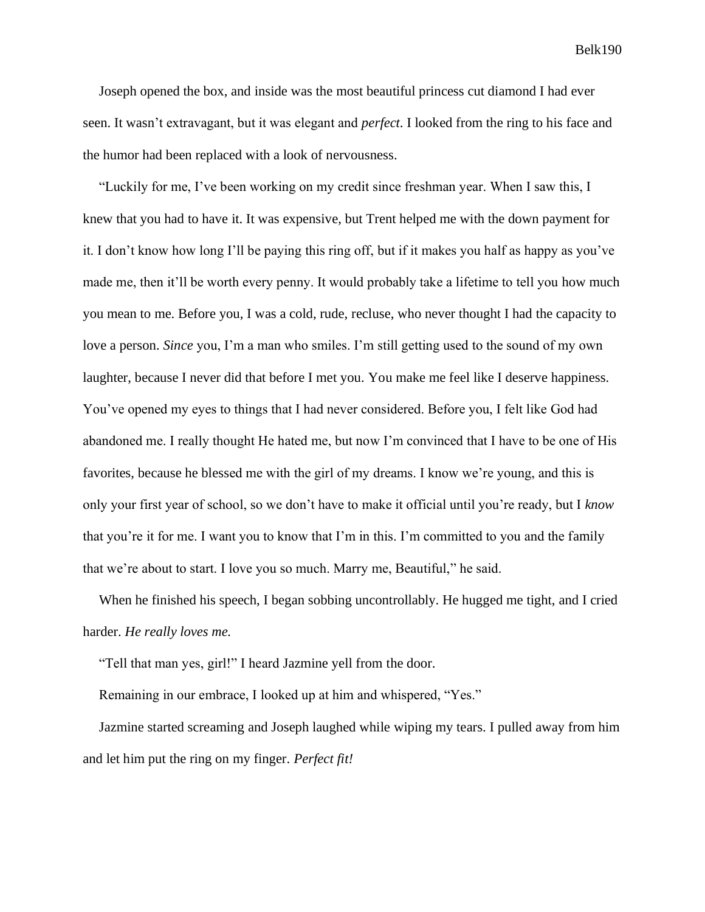Joseph opened the box, and inside was the most beautiful princess cut diamond I had ever seen. It wasn't extravagant, but it was elegant and *perfect*. I looked from the ring to his face and the humor had been replaced with a look of nervousness.

"Luckily for me, I've been working on my credit since freshman year. When I saw this, I knew that you had to have it. It was expensive, but Trent helped me with the down payment for it. I don't know how long I'll be paying this ring off, but if it makes you half as happy as you've made me, then it'll be worth every penny. It would probably take a lifetime to tell you how much you mean to me. Before you, I was a cold, rude, recluse, who never thought I had the capacity to love a person. *Since* you, I'm a man who smiles. I'm still getting used to the sound of my own laughter, because I never did that before I met you. You make me feel like I deserve happiness. You've opened my eyes to things that I had never considered. Before you, I felt like God had abandoned me. I really thought He hated me, but now I'm convinced that I have to be one of His favorites, because he blessed me with the girl of my dreams. I know we're young, and this is only your first year of school, so we don't have to make it official until you're ready, but I *know* that you're it for me. I want you to know that I'm in this. I'm committed to you and the family that we're about to start. I love you so much. Marry me, Beautiful," he said.

When he finished his speech, I began sobbing uncontrollably. He hugged me tight, and I cried harder. *He really loves me.*

"Tell that man yes, girl!" I heard Jazmine yell from the door.

Remaining in our embrace, I looked up at him and whispered, "Yes."

Jazmine started screaming and Joseph laughed while wiping my tears. I pulled away from him and let him put the ring on my finger. *Perfect fit!*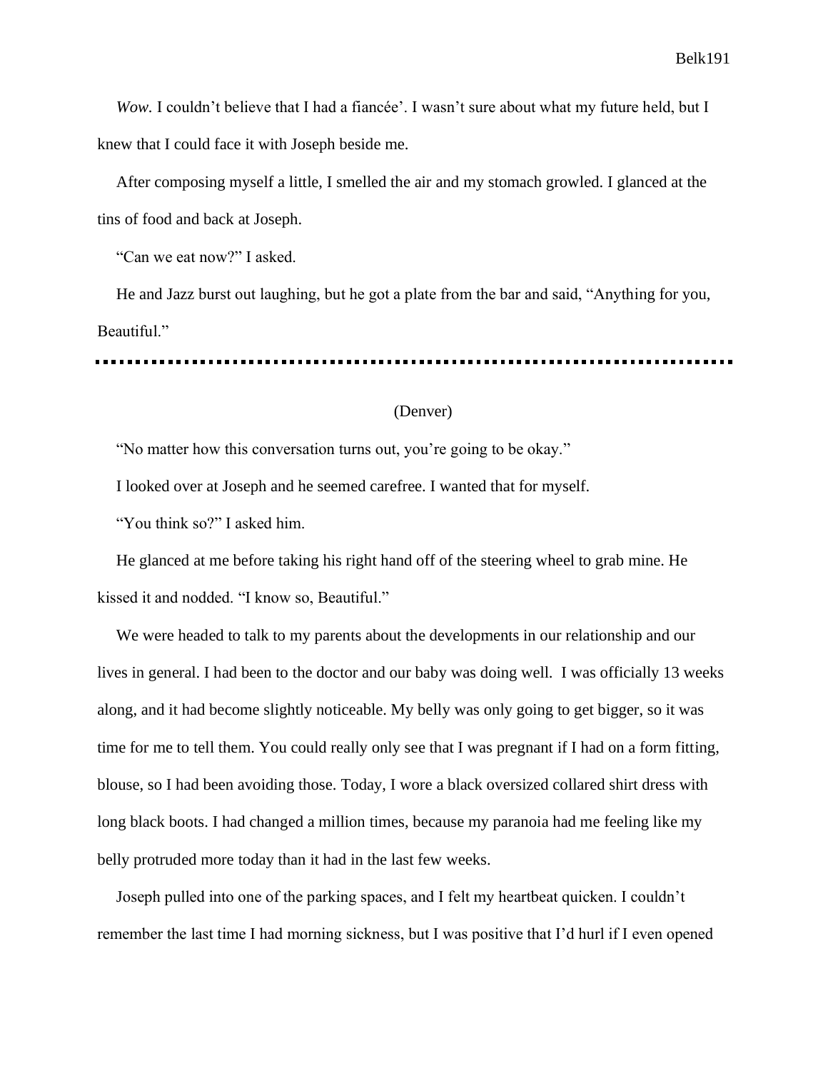*Wow.* I couldn't believe that I had a fiancée'. I wasn't sure about what my future held, but I knew that I could face it with Joseph beside me.

After composing myself a little, I smelled the air and my stomach growled. I glanced at the tins of food and back at Joseph.

"Can we eat now?" I asked.

He and Jazz burst out laughing, but he got a plate from the bar and said, "Anything for you, Beautiful."

---

(Denver)

"No matter how this conversation turns out, you're going to be okay."

I looked over at Joseph and he seemed carefree. I wanted that for myself.

"You think so?" I asked him.

He glanced at me before taking his right hand off of the steering wheel to grab mine. He kissed it and nodded. "I know so, Beautiful."

We were headed to talk to my parents about the developments in our relationship and our lives in general. I had been to the doctor and our baby was doing well.  I was officially 13 weeks along, and it had become slightly noticeable. My belly was only going to get bigger, so it was time for me to tell them. You could really only see that I was pregnant if I had on a form fitting, blouse, so I had been avoiding those. Today, I wore a black oversized collared shirt dress with long black boots. I had changed a million times, because my paranoia had me feeling like my belly protruded more today than it had in the last few weeks.

Joseph pulled into one of the parking spaces, and I felt my heartbeat quicken. I couldn't remember the last time I had morning sickness, but I was positive that I'd hurl if I even opened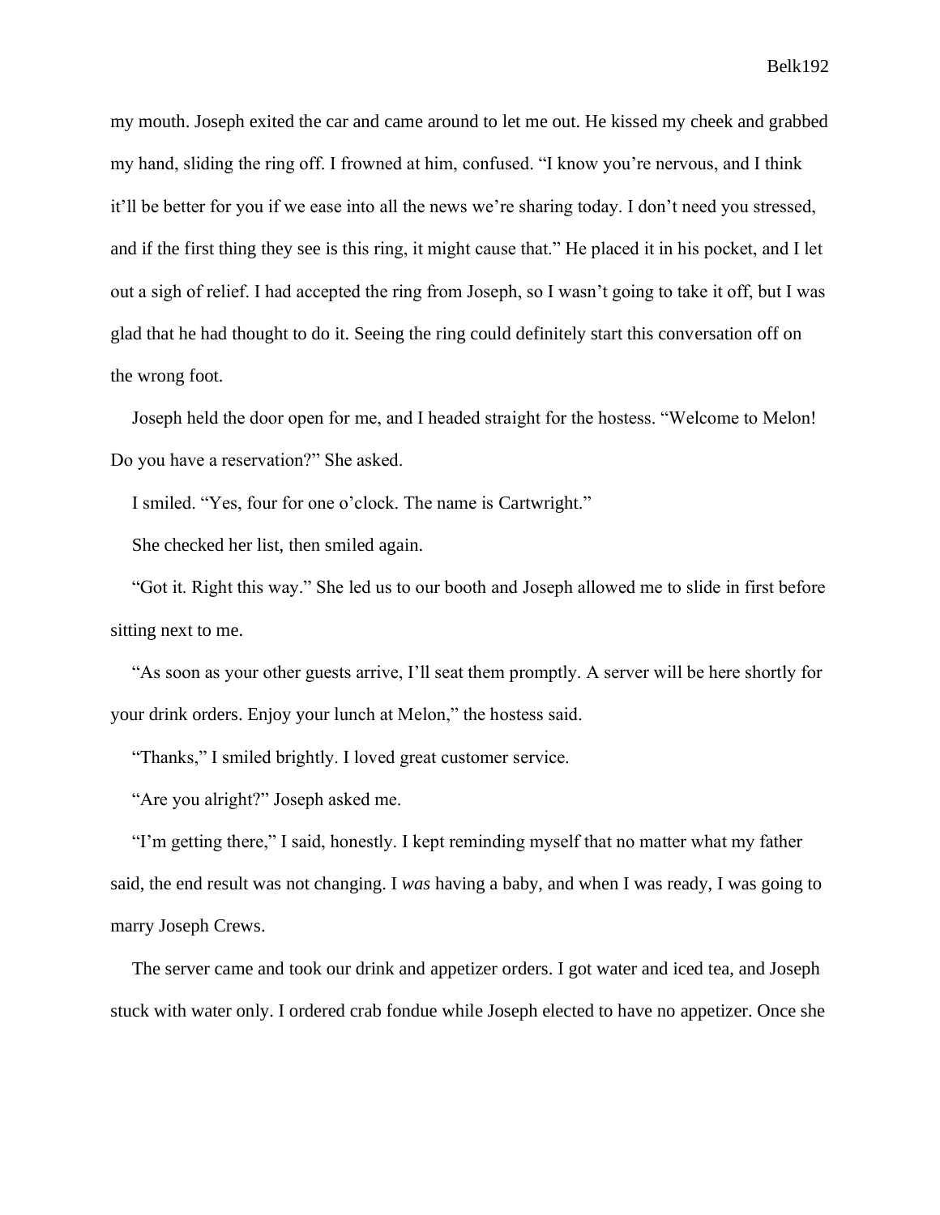my mouth. Joseph exited the car and came around to let me out. He kissed my cheek and grabbed my hand, sliding the ring off. I frowned at him, confused. “I know you’re nervous, and I think it’ll be better for you if we ease into all the news we’re sharing today. I don’t need you stressed, and if the first thing they see is this ring, it might cause that.” He placed it in his pocket, and I let out a sigh of relief. I had accepted the ring from Joseph, so I wasn’t going to take it off, but I was glad that he had thought to do it. Seeing the ring could definitely start this conversation off on the wrong foot.

Joseph held the door open for me, and I headed straight for the hostess. “Welcome to Melon! Do you have a reservation?” She asked.

I smiled. “Yes, four for one o’clock. The name is Cartwright.”

She checked her list, then smiled again.

“Got it. Right this way.” She led us to our booth and Joseph allowed me to slide in first before sitting next to me.

“As soon as your other guests arrive, I’ll seat them promptly. A server will be here shortly for your drink orders. Enjoy your lunch at Melon,” the hostess said.

“Thanks,” I smiled brightly. I loved great customer service.

“Are you alright?” Joseph asked me.

“I’m getting there,” I said, honestly. I kept reminding myself that no matter what my father said, the end result was not changing. I *was* having a baby, and when I was ready, I was going to marry Joseph Crews.

The server came and took our drink and appetizer orders. I got water and iced tea, and Joseph stuck with water only. I ordered crab fondue while Joseph elected to have no appetizer. Once she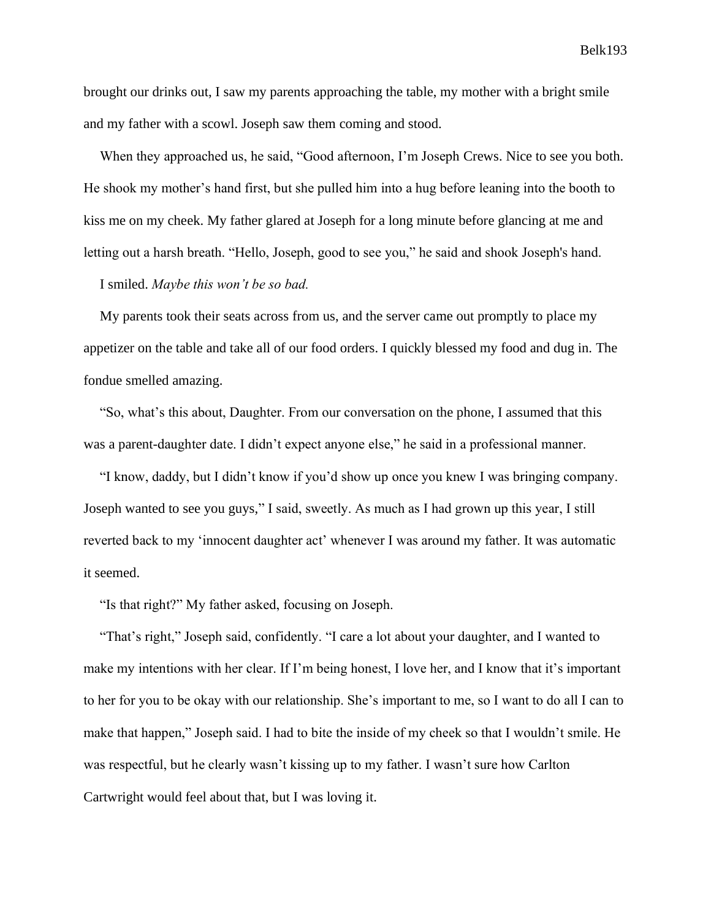brought our drinks out, I saw my parents approaching the table, my mother with a bright smile and my father with a scowl. Joseph saw them coming and stood.

When they approached us, he said, “Good afternoon, I’m Joseph Crews. Nice to see you both. He shook my mother’s hand first, but she pulled him into a hug before leaning into the booth to kiss me on my cheek. My father glared at Joseph for a long minute before glancing at me and letting out a harsh breath. “Hello, Joseph, good to see you,” he said and shook Joseph's hand.

I smiled. *Maybe this won’t be so bad.*

My parents took their seats across from us, and the server came out promptly to place my appetizer on the table and take all of our food orders. I quickly blessed my food and dug in. The fondue smelled amazing.

“So, what’s this about, Daughter. From our conversation on the phone, I assumed that this was a parent-daughter date. I didn’t expect anyone else,” he said in a professional manner.

“I know, daddy, but I didn’t know if you’d show up once you knew I was bringing company. Joseph wanted to see you guys,” I said, sweetly. As much as I had grown up this year, I still reverted back to my ‘innocent daughter act’ whenever I was around my father. It was automatic it seemed.

“Is that right?” My father asked, focusing on Joseph.

“That’s right,” Joseph said, confidently. “I care a lot about your daughter, and I wanted to make my intentions with her clear. If I’m being honest, I love her, and I know that it’s important to her for you to be okay with our relationship. She’s important to me, so I want to do all I can to make that happen,” Joseph said. I had to bite the inside of my cheek so that I wouldn’t smile. He was respectful, but he clearly wasn’t kissing up to my father. I wasn’t sure how Carlton Cartwright would feel about that, but I was loving it.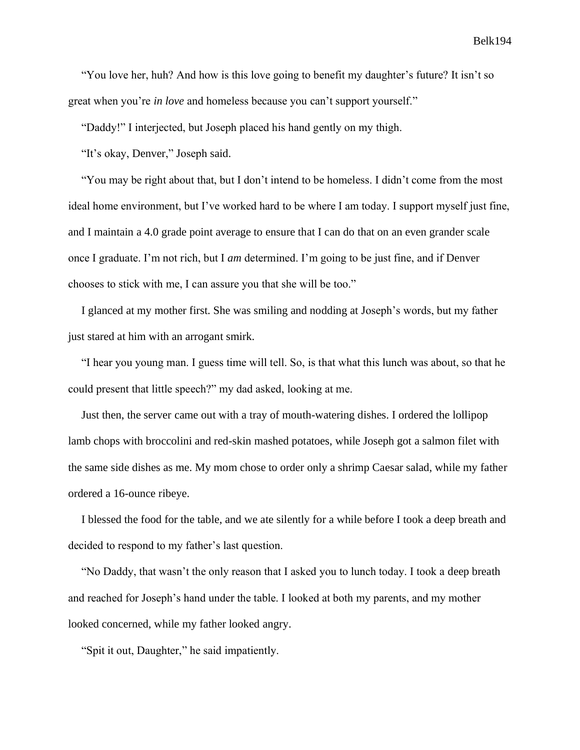"You love her, huh? And how is this love going to benefit my daughter's future? It isn't so great when you're *in love* and homeless because you can't support yourself."

"Daddy!" I interjected, but Joseph placed his hand gently on my thigh.

"It's okay, Denver," Joseph said.

"You may be right about that, but I don't intend to be homeless. I didn't come from the most ideal home environment, but I've worked hard to be where I am today. I support myself just fine, and I maintain a 4.0 grade point average to ensure that I can do that on an even grander scale once I graduate. I'm not rich, but I *am* determined. I'm going to be just fine, and if Denver chooses to stick with me, I can assure you that she will be too."

I glanced at my mother first. She was smiling and nodding at Joseph's words, but my father just stared at him with an arrogant smirk.

"I hear you young man. I guess time will tell. So, is that what this lunch was about, so that he could present that little speech?" my dad asked, looking at me.

Just then, the server came out with a tray of mouth-watering dishes. I ordered the lollipop lamb chops with broccolini and red-skin mashed potatoes, while Joseph got a salmon filet with the same side dishes as me. My mom chose to order only a shrimp Caesar salad, while my father ordered a 16-ounce ribeye.

I blessed the food for the table, and we ate silently for a while before I took a deep breath and decided to respond to my father's last question.

"No Daddy, that wasn't the only reason that I asked you to lunch today. I took a deep breath and reached for Joseph's hand under the table. I looked at both my parents, and my mother looked concerned, while my father looked angry.

"Spit it out, Daughter," he said impatiently.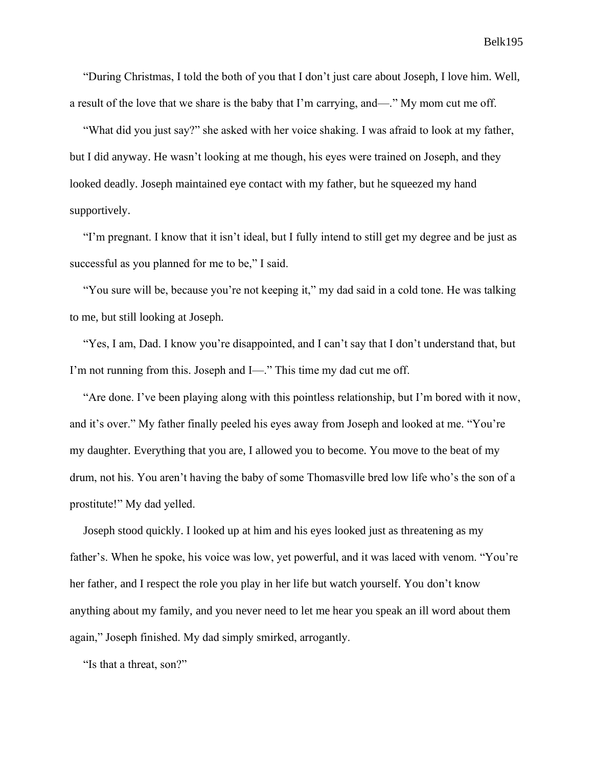"During Christmas, I told the both of you that I don't just care about Joseph, I love him. Well, a result of the love that we share is the baby that I'm carrying, and—." My mom cut me off.

"What did you just say?" she asked with her voice shaking. I was afraid to look at my father, but I did anyway. He wasn't looking at me though, his eyes were trained on Joseph, and they looked deadly. Joseph maintained eye contact with my father, but he squeezed my hand supportively.

"I'm pregnant. I know that it isn't ideal, but I fully intend to still get my degree and be just as successful as you planned for me to be," I said.

"You sure will be, because you're not keeping it," my dad said in a cold tone. He was talking to me, but still looking at Joseph.

"Yes, I am, Dad. I know you're disappointed, and I can't say that I don't understand that, but I'm not running from this. Joseph and I—." This time my dad cut me off.

"Are done. I've been playing along with this pointless relationship, but I'm bored with it now, and it's over." My father finally peeled his eyes away from Joseph and looked at me. "You're my daughter. Everything that you are, I allowed you to become. You move to the beat of my drum, not his. You aren't having the baby of some Thomasville bred low life who's the son of a prostitute!" My dad yelled.

Joseph stood quickly. I looked up at him and his eyes looked just as threatening as my father's. When he spoke, his voice was low, yet powerful, and it was laced with venom. "You're her father, and I respect the role you play in her life but watch yourself. You don't know anything about my family, and you never need to let me hear you speak an ill word about them again," Joseph finished. My dad simply smirked, arrogantly.

"Is that a threat, son?"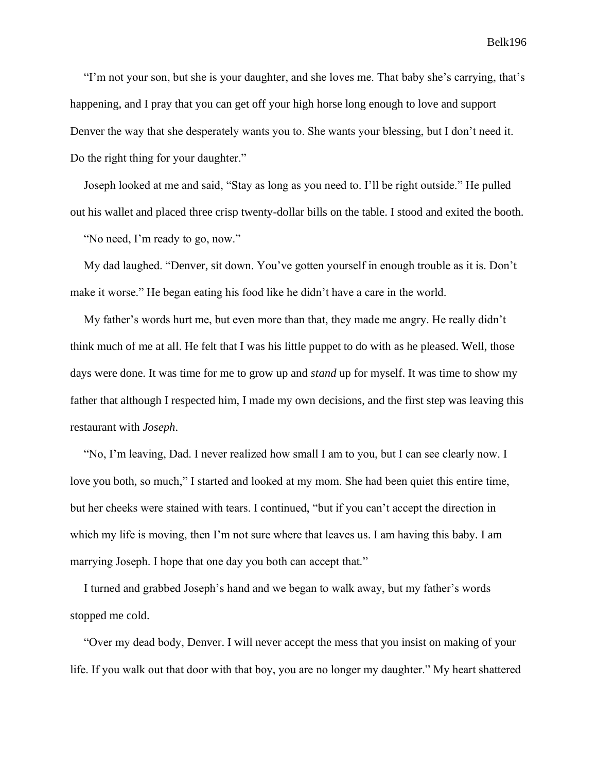"I'm not your son, but she is your daughter, and she loves me. That baby she's carrying, that's happening, and I pray that you can get off your high horse long enough to love and support Denver the way that she desperately wants you to. She wants your blessing, but I don't need it. Do the right thing for your daughter."

Joseph looked at me and said, "Stay as long as you need to. I'll be right outside." He pulled out his wallet and placed three crisp twenty-dollar bills on the table. I stood and exited the booth.

"No need, I'm ready to go, now."

My dad laughed. "Denver, sit down. You've gotten yourself in enough trouble as it is. Don't make it worse." He began eating his food like he didn't have a care in the world.

My father's words hurt me, but even more than that, they made me angry. He really didn't think much of me at all. He felt that I was his little puppet to do with as he pleased. Well, those days were done. It was time for me to grow up and *stand* up for myself. It was time to show my father that although I respected him, I made my own decisions, and the first step was leaving this restaurant with *Joseph*.

"No, I'm leaving, Dad. I never realized how small I am to you, but I can see clearly now. I love you both, so much," I started and looked at my mom. She had been quiet this entire time, but her cheeks were stained with tears. I continued, "but if you can't accept the direction in which my life is moving, then I'm not sure where that leaves us. I am having this baby. I am marrying Joseph. I hope that one day you both can accept that."

I turned and grabbed Joseph's hand and we began to walk away, but my father's words stopped me cold.

"Over my dead body, Denver. I will never accept the mess that you insist on making of your life. If you walk out that door with that boy, you are no longer my daughter." My heart shattered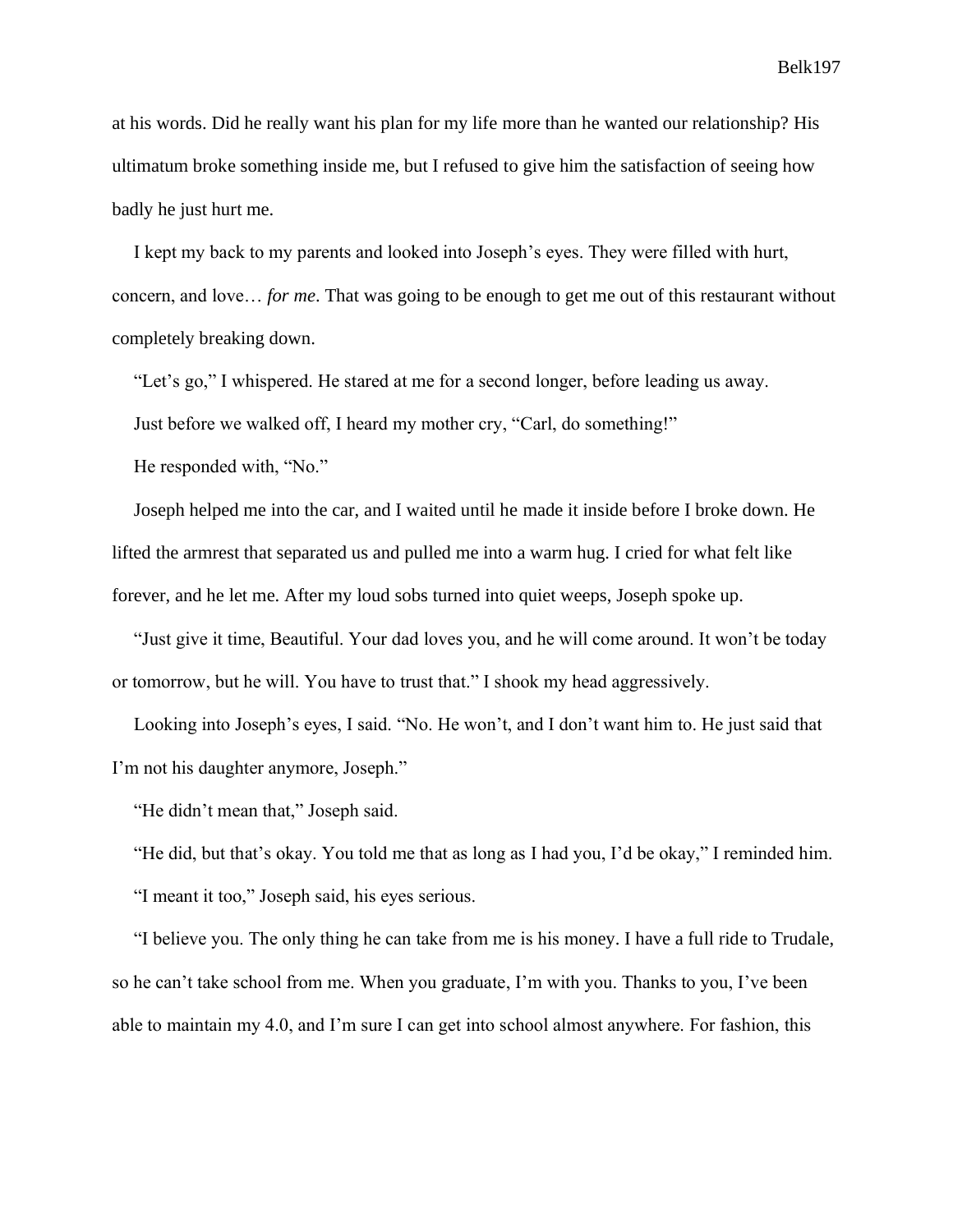at his words. Did he really want his plan for my life more than he wanted our relationship? His ultimatum broke something inside me, but I refused to give him the satisfaction of seeing how badly he just hurt me.

I kept my back to my parents and looked into Joseph's eyes. They were filled with hurt, concern, and love… *for me*. That was going to be enough to get me out of this restaurant without completely breaking down.

"Let's go," I whispered. He stared at me for a second longer, before leading us away.

Just before we walked off, I heard my mother cry, "Carl, do something!"

He responded with, "No."

Joseph helped me into the car, and I waited until he made it inside before I broke down. He lifted the armrest that separated us and pulled me into a warm hug. I cried for what felt like forever, and he let me. After my loud sobs turned into quiet weeps, Joseph spoke up.

"Just give it time, Beautiful. Your dad loves you, and he will come around. It won't be today or tomorrow, but he will. You have to trust that." I shook my head aggressively.

Looking into Joseph's eyes, I said. "No. He won't, and I don't want him to. He just said that I'm not his daughter anymore, Joseph."

"He didn't mean that," Joseph said.

"He did, but that's okay. You told me that as long as I had you, I'd be okay," I reminded him.

"I meant it too," Joseph said, his eyes serious.

"I believe you. The only thing he can take from me is his money. I have a full ride to Trudale, so he can't take school from me. When you graduate, I'm with you. Thanks to you, I've been able to maintain my 4.0, and I'm sure I can get into school almost anywhere. For fashion, this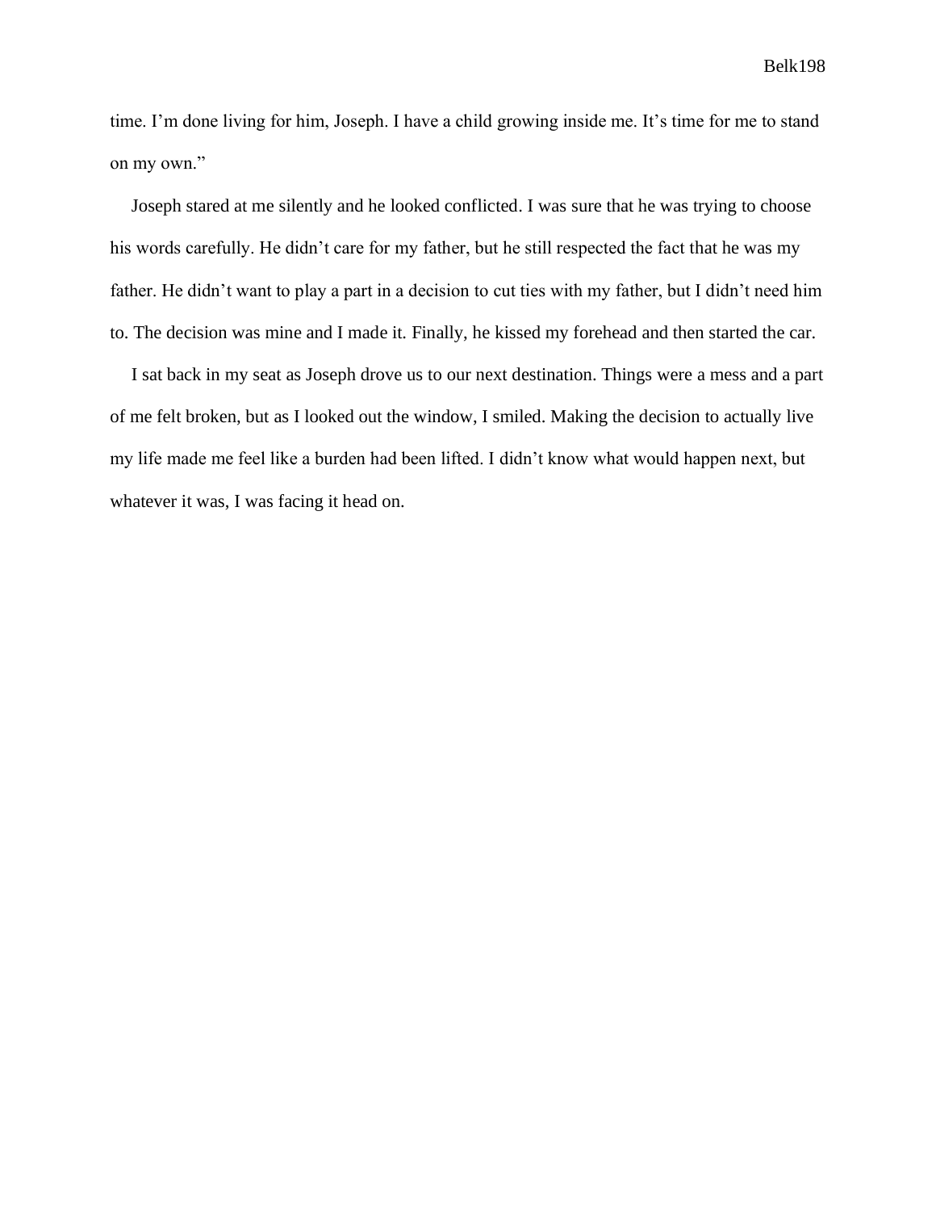time. I'm done living for him, Joseph. I have a child growing inside me. It's time for me to stand on my own."

Joseph stared at me silently and he looked conflicted. I was sure that he was trying to choose his words carefully. He didn't care for my father, but he still respected the fact that he was my father. He didn't want to play a part in a decision to cut ties with my father, but I didn't need him to. The decision was mine and I made it. Finally, he kissed my forehead and then started the car.

I sat back in my seat as Joseph drove us to our next destination. Things were a mess and a part of me felt broken, but as I looked out the window, I smiled. Making the decision to actually live my life made me feel like a burden had been lifted. I didn't know what would happen next, but whatever it was, I was facing it head on.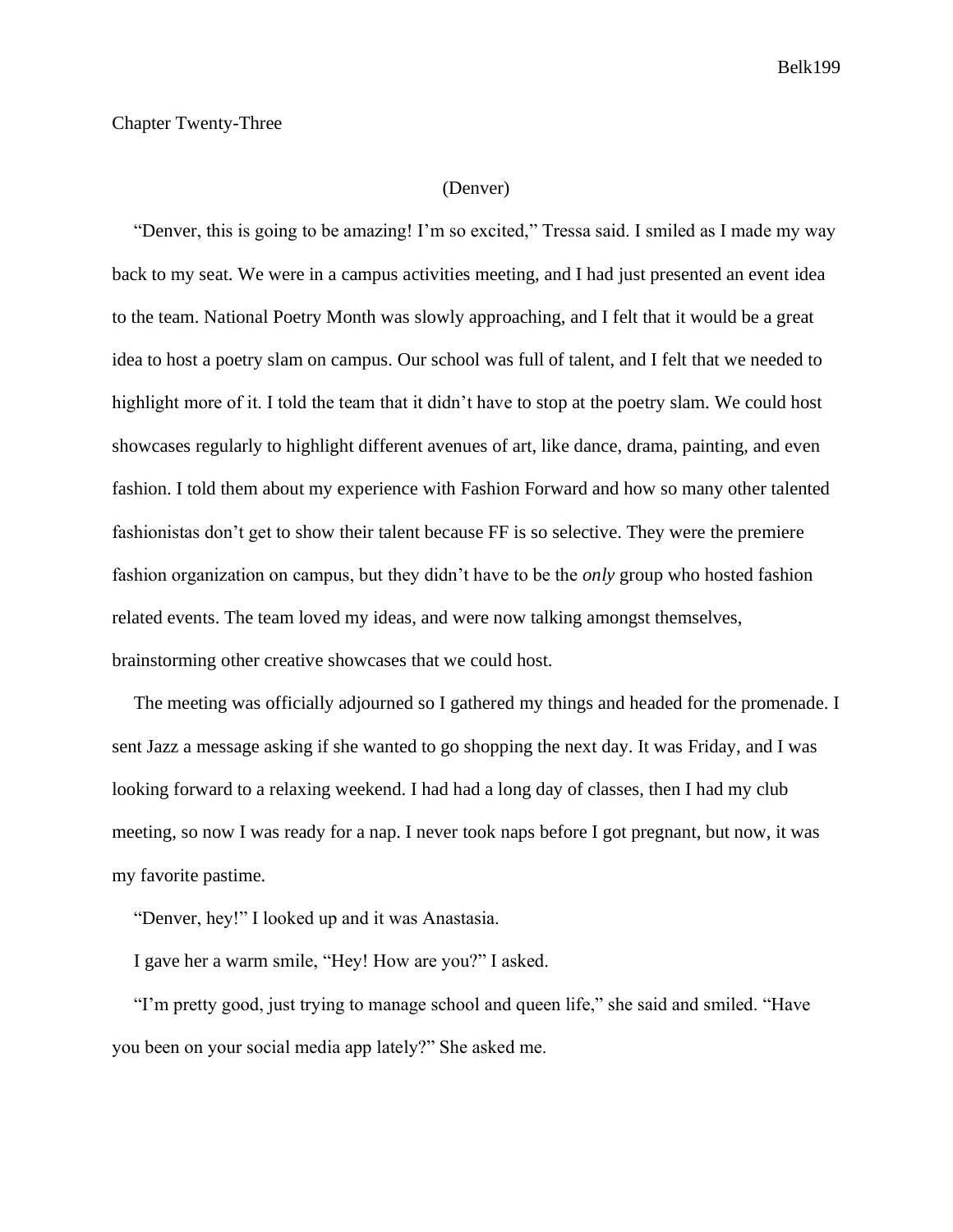## Chapter Twenty-Three

(Denver)

"Denver, this is going to be amazing! I'm so excited," Tressa said. I smiled as I made my way back to my seat. We were in a campus activities meeting, and I had just presented an event idea to the team. National Poetry Month was slowly approaching, and I felt that it would be a great idea to host a poetry slam on campus. Our school was full of talent, and I felt that we needed to highlight more of it. I told the team that it didn't have to stop at the poetry slam. We could host showcases regularly to highlight different avenues of art, like dance, drama, painting, and even fashion. I told them about my experience with Fashion Forward and how so many other talented fashionistas don't get to show their talent because FF is so selective. They were the premiere fashion organization on campus, but they didn't have to be the *only* group who hosted fashion related events. The team loved my ideas, and were now talking amongst themselves, brainstorming other creative showcases that we could host.

The meeting was officially adjourned so I gathered my things and headed for the promenade. I sent Jazz a message asking if she wanted to go shopping the next day. It was Friday, and I was looking forward to a relaxing weekend. I had had a long day of classes, then I had my club meeting, so now I was ready for a nap. I never took naps before I got pregnant, but now, it was my favorite pastime.

"Denver, hey!" I looked up and it was Anastasia.

I gave her a warm smile, "Hey! How are you?" I asked.

"I'm pretty good, just trying to manage school and queen life," she said and smiled. "Have you been on your social media app lately?" She asked me.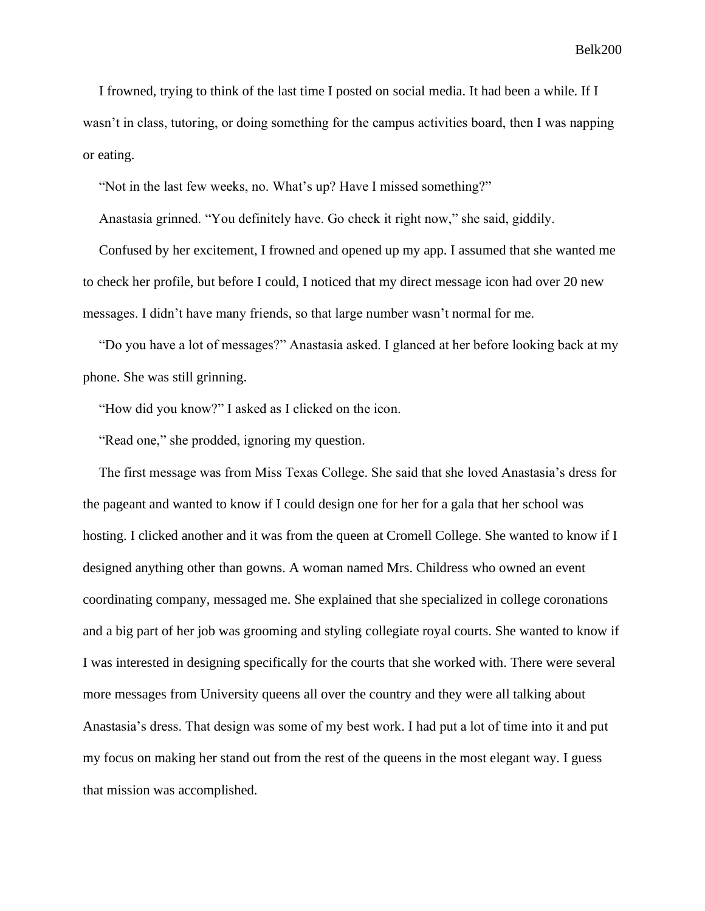I frowned, trying to think of the last time I posted on social media. It had been a while. If I wasn't in class, tutoring, or doing something for the campus activities board, then I was napping or eating.

"Not in the last few weeks, no. What's up? Have I missed something?"

Anastasia grinned. "You definitely have. Go check it right now," she said, giddily.

Confused by her excitement, I frowned and opened up my app. I assumed that she wanted me to check her profile, but before I could, I noticed that my direct message icon had over 20 new messages. I didn't have many friends, so that large number wasn't normal for me.

"Do you have a lot of messages?" Anastasia asked. I glanced at her before looking back at my phone. She was still grinning.

"How did you know?" I asked as I clicked on the icon.

"Read one," she prodded, ignoring my question.

The first message was from Miss Texas College. She said that she loved Anastasia's dress for the pageant and wanted to know if I could design one for her for a gala that her school was hosting. I clicked another and it was from the queen at Cromell College. She wanted to know if I designed anything other than gowns. A woman named Mrs. Childress who owned an event coordinating company, messaged me. She explained that she specialized in college coronations and a big part of her job was grooming and styling collegiate royal courts. She wanted to know if I was interested in designing specifically for the courts that she worked with. There were several more messages from University queens all over the country and they were all talking about Anastasia's dress. That design was some of my best work. I had put a lot of time into it and put my focus on making her stand out from the rest of the queens in the most elegant way. I guess that mission was accomplished.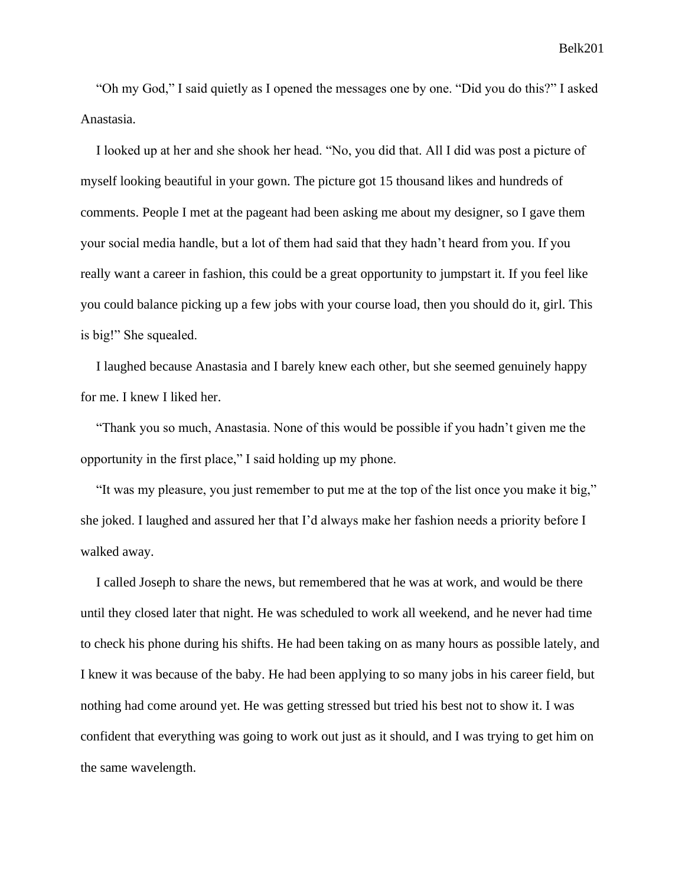"Oh my God," I said quietly as I opened the messages one by one. "Did you do this?" I asked Anastasia.

I looked up at her and she shook her head. "No, you did that. All I did was post a picture of myself looking beautiful in your gown. The picture got 15 thousand likes and hundreds of comments. People I met at the pageant had been asking me about my designer, so I gave them your social media handle, but a lot of them had said that they hadn't heard from you. If you really want a career in fashion, this could be a great opportunity to jumpstart it. If you feel like you could balance picking up a few jobs with your course load, then you should do it, girl. This is big!" She squealed.

I laughed because Anastasia and I barely knew each other, but she seemed genuinely happy for me. I knew I liked her.

"Thank you so much, Anastasia. None of this would be possible if you hadn't given me the opportunity in the first place," I said holding up my phone.

"It was my pleasure, you just remember to put me at the top of the list once you make it big," she joked. I laughed and assured her that I'd always make her fashion needs a priority before I walked away.

I called Joseph to share the news, but remembered that he was at work, and would be there until they closed later that night. He was scheduled to work all weekend, and he never had time to check his phone during his shifts. He had been taking on as many hours as possible lately, and I knew it was because of the baby. He had been applying to so many jobs in his career field, but nothing had come around yet. He was getting stressed but tried his best not to show it. I was confident that everything was going to work out just as it should, and I was trying to get him on the same wavelength.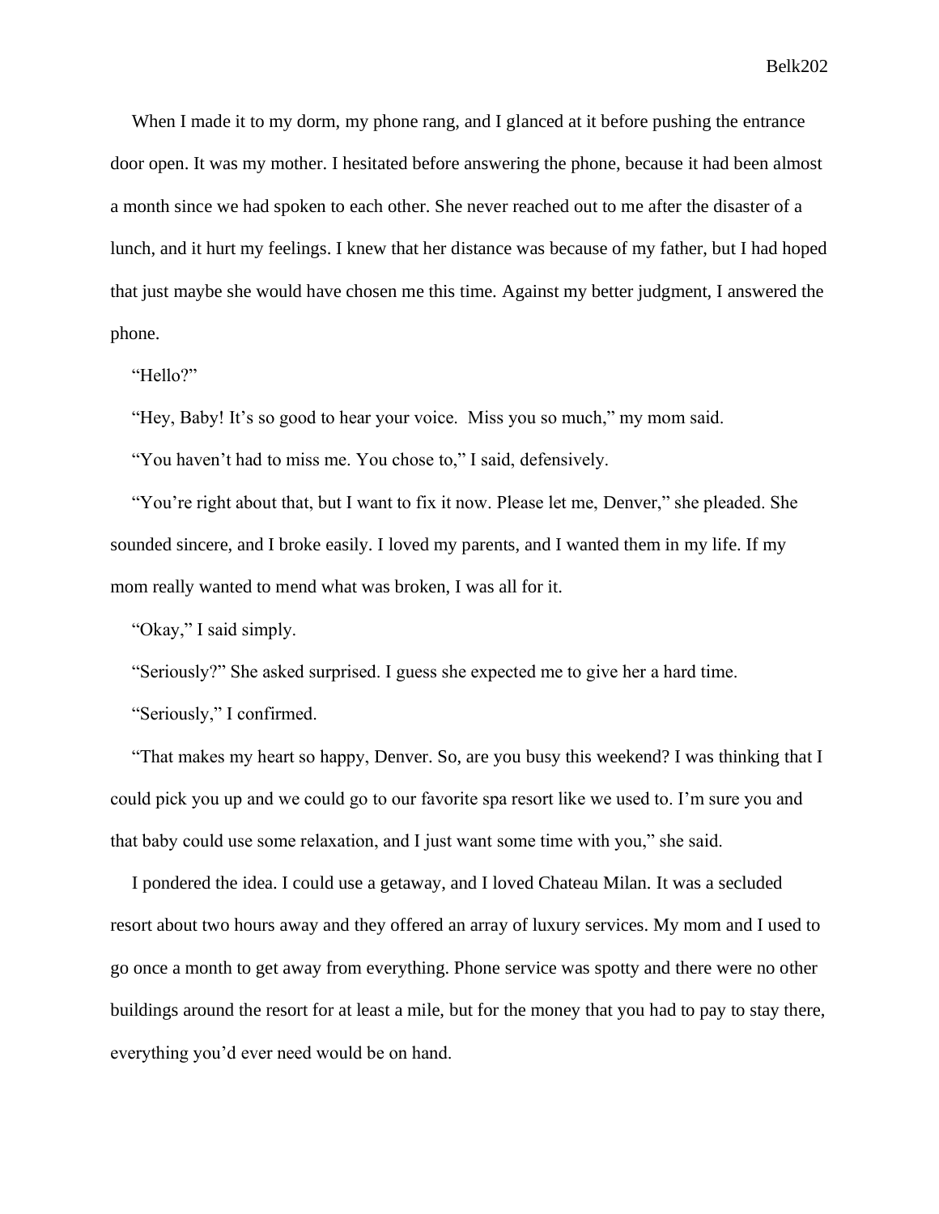When I made it to my dorm, my phone rang, and I glanced at it before pushing the entrance door open. It was my mother. I hesitated before answering the phone, because it had been almost a month since we had spoken to each other. She never reached out to me after the disaster of a lunch, and it hurt my feelings. I knew that her distance was because of my father, but I had hoped that just maybe she would have chosen me this time. Against my better judgment, I answered the phone.

"Hello?"

"Hey, Baby! It's so good to hear your voice.  Miss you so much," my mom said.

"You haven't had to miss me. You chose to," I said, defensively.

"You're right about that, but I want to fix it now. Please let me, Denver," she pleaded. She sounded sincere, and I broke easily. I loved my parents, and I wanted them in my life. If my mom really wanted to mend what was broken, I was all for it.

"Okay," I said simply.

"Seriously?" She asked surprised. I guess she expected me to give her a hard time.

"Seriously," I confirmed.

"That makes my heart so happy, Denver. So, are you busy this weekend? I was thinking that I could pick you up and we could go to our favorite spa resort like we used to. I'm sure you and that baby could use some relaxation, and I just want some time with you," she said.

I pondered the idea. I could use a getaway, and I loved Chateau Milan. It was a secluded resort about two hours away and they offered an array of luxury services. My mom and I used to go once a month to get away from everything. Phone service was spotty and there were no other buildings around the resort for at least a mile, but for the money that you had to pay to stay there, everything you'd ever need would be on hand.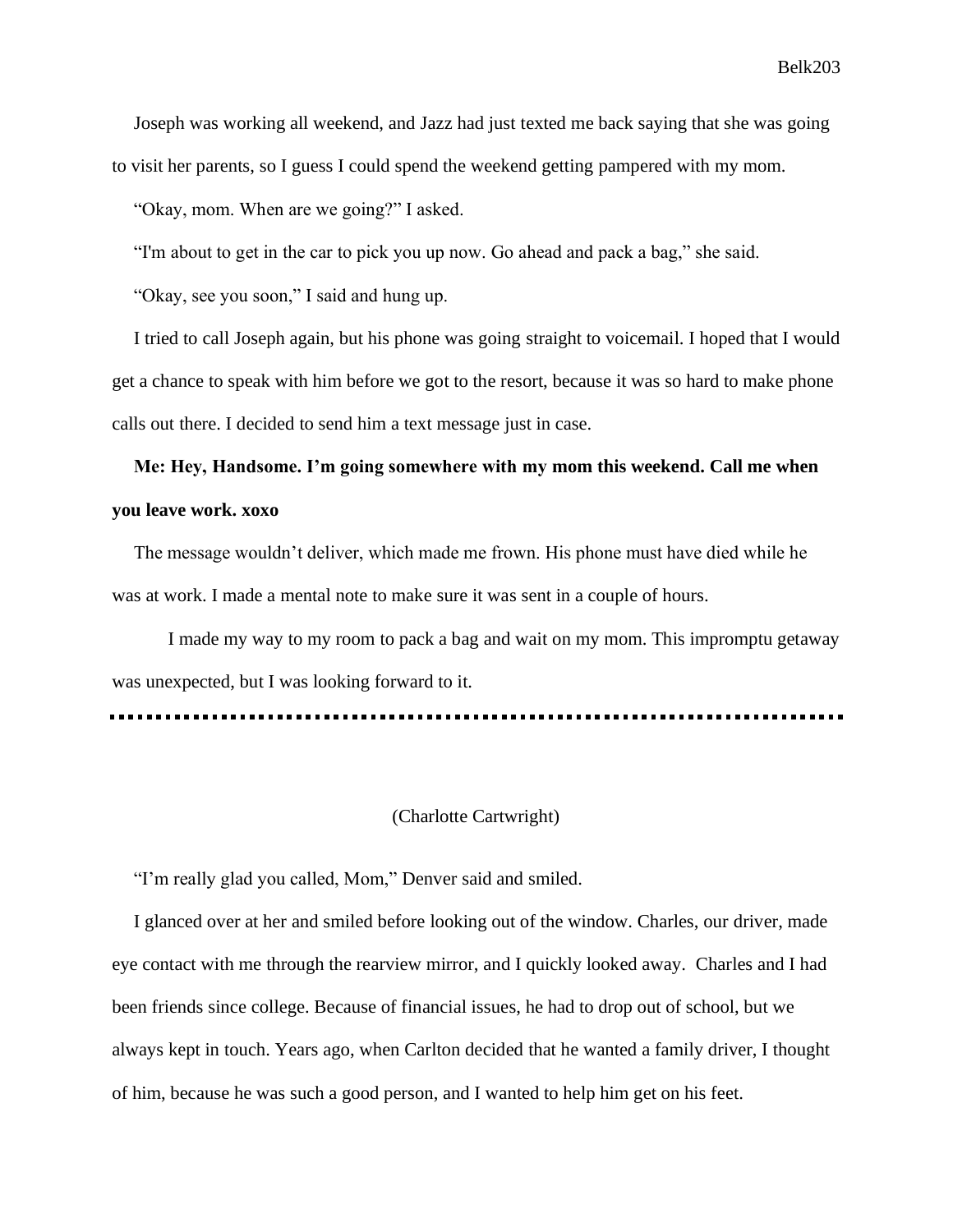Joseph was working all weekend, and Jazz had just texted me back saying that she was going to visit her parents, so I guess I could spend the weekend getting pampered with my mom.

"Okay, mom. When are we going?" I asked.

"I'm about to get in the car to pick you up now. Go ahead and pack a bag," she said.

"Okay, see you soon," I said and hung up.

I tried to call Joseph again, but his phone was going straight to voicemail. I hoped that I would get a chance to speak with him before we got to the resort, because it was so hard to make phone calls out there. I decided to send him a text message just in case.

**Me: Hey, Handsome. I'm going somewhere with my mom this weekend. Call me when you leave work. xoxo**

The message wouldn't deliver, which made me frown. His phone must have died while he was at work. I made a mental note to make sure it was sent in a couple of hours.

I made my way to my room to pack a bag and wait on my mom. This impromptu getaway was unexpected, but I was looking forward to it.

---

(Charlotte Cartwright)

"I'm really glad you called, Mom," Denver said and smiled.

I glanced over at her and smiled before looking out of the window. Charles, our driver, made eye contact with me through the rearview mirror, and I quickly looked away. Charles and I had been friends since college. Because of financial issues, he had to drop out of school, but we always kept in touch. Years ago, when Carlton decided that he wanted a family driver, I thought of him, because he was such a good person, and I wanted to help him get on his feet.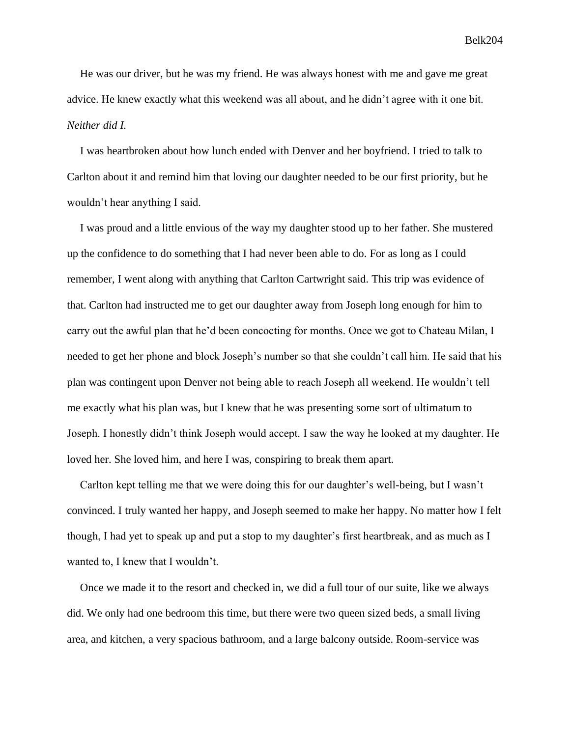He was our driver, but he was my friend. He was always honest with me and gave me great advice. He knew exactly what this weekend was all about, and he didn't agree with it one bit. *Neither did I.*

I was heartbroken about how lunch ended with Denver and her boyfriend. I tried to talk to Carlton about it and remind him that loving our daughter needed to be our first priority, but he wouldn't hear anything I said.

I was proud and a little envious of the way my daughter stood up to her father. She mustered up the confidence to do something that I had never been able to do. For as long as I could remember, I went along with anything that Carlton Cartwright said. This trip was evidence of that. Carlton had instructed me to get our daughter away from Joseph long enough for him to carry out the awful plan that he'd been concocting for months. Once we got to Chateau Milan, I needed to get her phone and block Joseph's number so that she couldn't call him. He said that his plan was contingent upon Denver not being able to reach Joseph all weekend. He wouldn't tell me exactly what his plan was, but I knew that he was presenting some sort of ultimatum to Joseph. I honestly didn't think Joseph would accept. I saw the way he looked at my daughter. He loved her. She loved him, and here I was, conspiring to break them apart.

Carlton kept telling me that we were doing this for our daughter's well-being, but I wasn't convinced. I truly wanted her happy, and Joseph seemed to make her happy. No matter how I felt though, I had yet to speak up and put a stop to my daughter's first heartbreak, and as much as I wanted to, I knew that I wouldn't.

Once we made it to the resort and checked in, we did a full tour of our suite, like we always did. We only had one bedroom this time, but there were two queen sized beds, a small living area, and kitchen, a very spacious bathroom, and a large balcony outside. Room-service was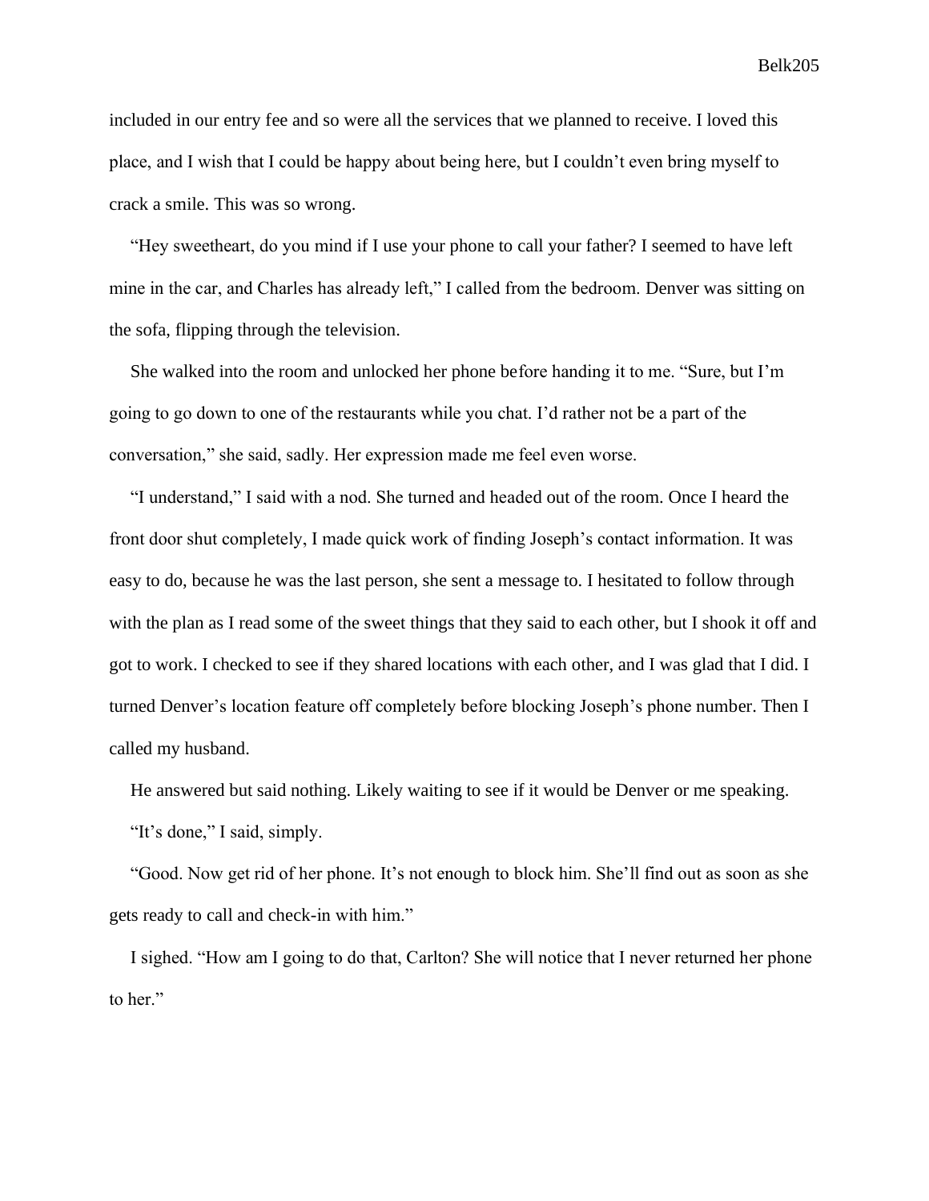included in our entry fee and so were all the services that we planned to receive. I loved this place, and I wish that I could be happy about being here, but I couldn't even bring myself to crack a smile. This was so wrong.

"Hey sweetheart, do you mind if I use your phone to call your father? I seemed to have left mine in the car, and Charles has already left," I called from the bedroom. Denver was sitting on the sofa, flipping through the television.

She walked into the room and unlocked her phone before handing it to me. "Sure, but I'm going to go down to one of the restaurants while you chat. I'd rather not be a part of the conversation," she said, sadly. Her expression made me feel even worse.

"I understand," I said with a nod. She turned and headed out of the room. Once I heard the front door shut completely, I made quick work of finding Joseph's contact information. It was easy to do, because he was the last person, she sent a message to. I hesitated to follow through with the plan as I read some of the sweet things that they said to each other, but I shook it off and got to work. I checked to see if they shared locations with each other, and I was glad that I did. I turned Denver's location feature off completely before blocking Joseph's phone number. Then I called my husband.

He answered but said nothing. Likely waiting to see if it would be Denver or me speaking.

"It's done," I said, simply.

"Good. Now get rid of her phone. It's not enough to block him. She'll find out as soon as she gets ready to call and check-in with him."

I sighed. "How am I going to do that, Carlton? She will notice that I never returned her phone to her."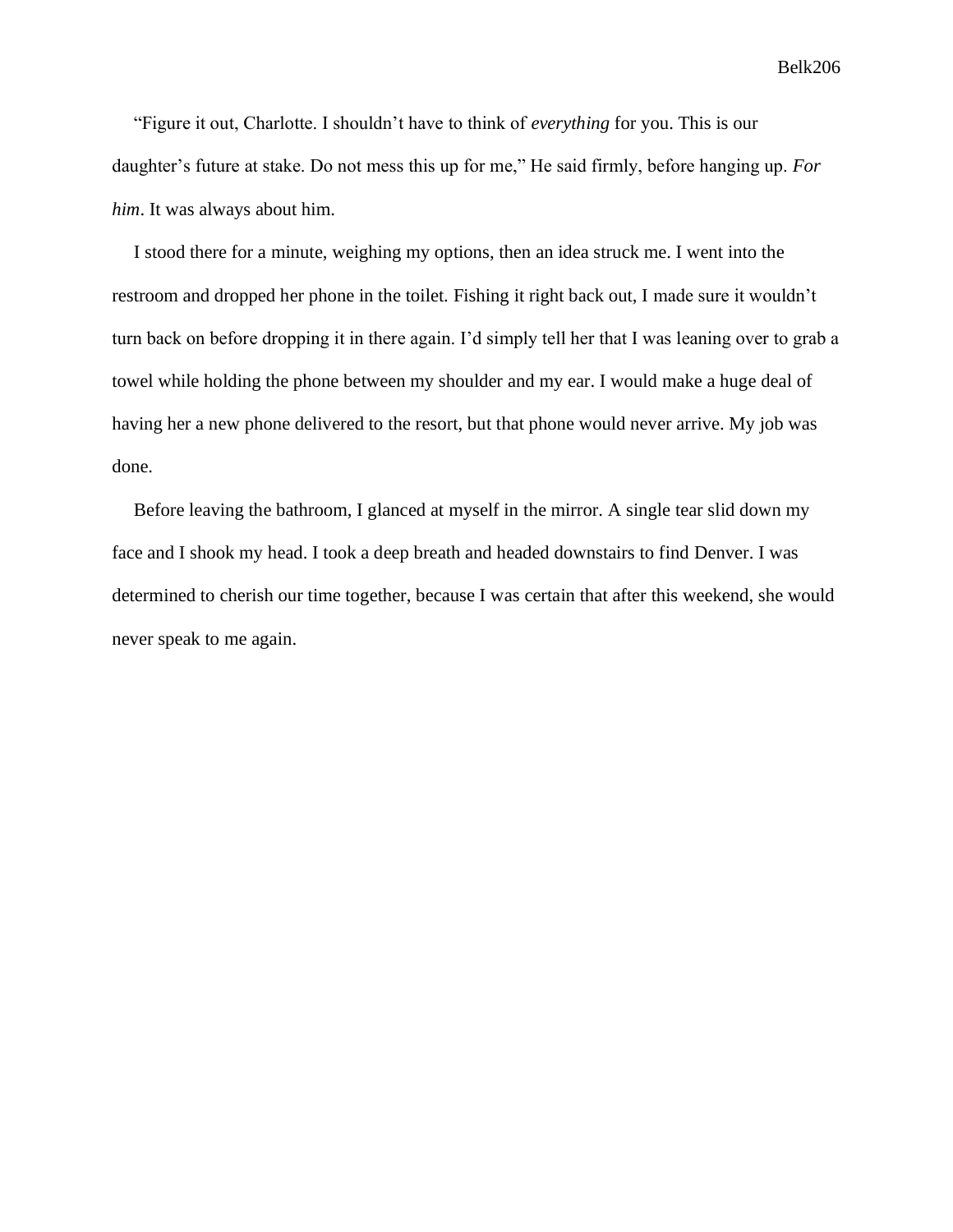"Figure it out, Charlotte. I shouldn't have to think of *everything* for you. This is our daughter's future at stake. Do not mess this up for me," He said firmly, before hanging up. *For him*. It was always about him.

I stood there for a minute, weighing my options, then an idea struck me. I went into the restroom and dropped her phone in the toilet. Fishing it right back out, I made sure it wouldn't turn back on before dropping it in there again. I'd simply tell her that I was leaning over to grab a towel while holding the phone between my shoulder and my ear. I would make a huge deal of having her a new phone delivered to the resort, but that phone would never arrive. My job was done.

Before leaving the bathroom, I glanced at myself in the mirror. A single tear slid down my face and I shook my head. I took a deep breath and headed downstairs to find Denver. I was determined to cherish our time together, because I was certain that after this weekend, she would never speak to me again.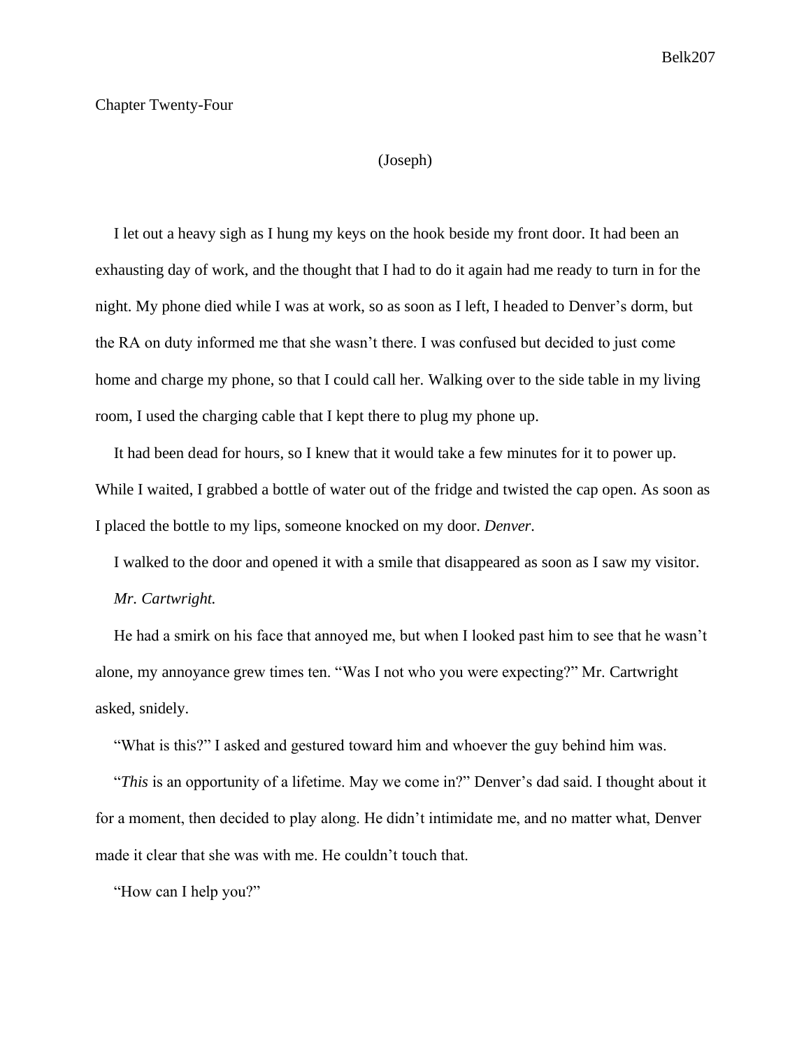## Chapter Twenty-Four

(Joseph)

I let out a heavy sigh as I hung my keys on the hook beside my front door. It had been an exhausting day of work, and the thought that I had to do it again had me ready to turn in for the night. My phone died while I was at work, so as soon as I left, I headed to Denver's dorm, but the RA on duty informed me that she wasn't there. I was confused but decided to just come home and charge my phone, so that I could call her. Walking over to the side table in my living room, I used the charging cable that I kept there to plug my phone up.

It had been dead for hours, so I knew that it would take a few minutes for it to power up. While I waited, I grabbed a bottle of water out of the fridge and twisted the cap open. As soon as I placed the bottle to my lips, someone knocked on my door. *Denver.*

I walked to the door and opened it with a smile that disappeared as soon as I saw my visitor.

*Mr. Cartwright.*

He had a smirk on his face that annoyed me, but when I looked past him to see that he wasn't alone, my annoyance grew times ten. "Was I not who you were expecting?" Mr. Cartwright asked, snidely.

"What is this?" I asked and gestured toward him and whoever the guy behind him was.

"*This* is an opportunity of a lifetime. May we come in?" Denver's dad said. I thought about it for a moment, then decided to play along. He didn't intimidate me, and no matter what, Denver made it clear that she was with me. He couldn't touch that.

"How can I help you?"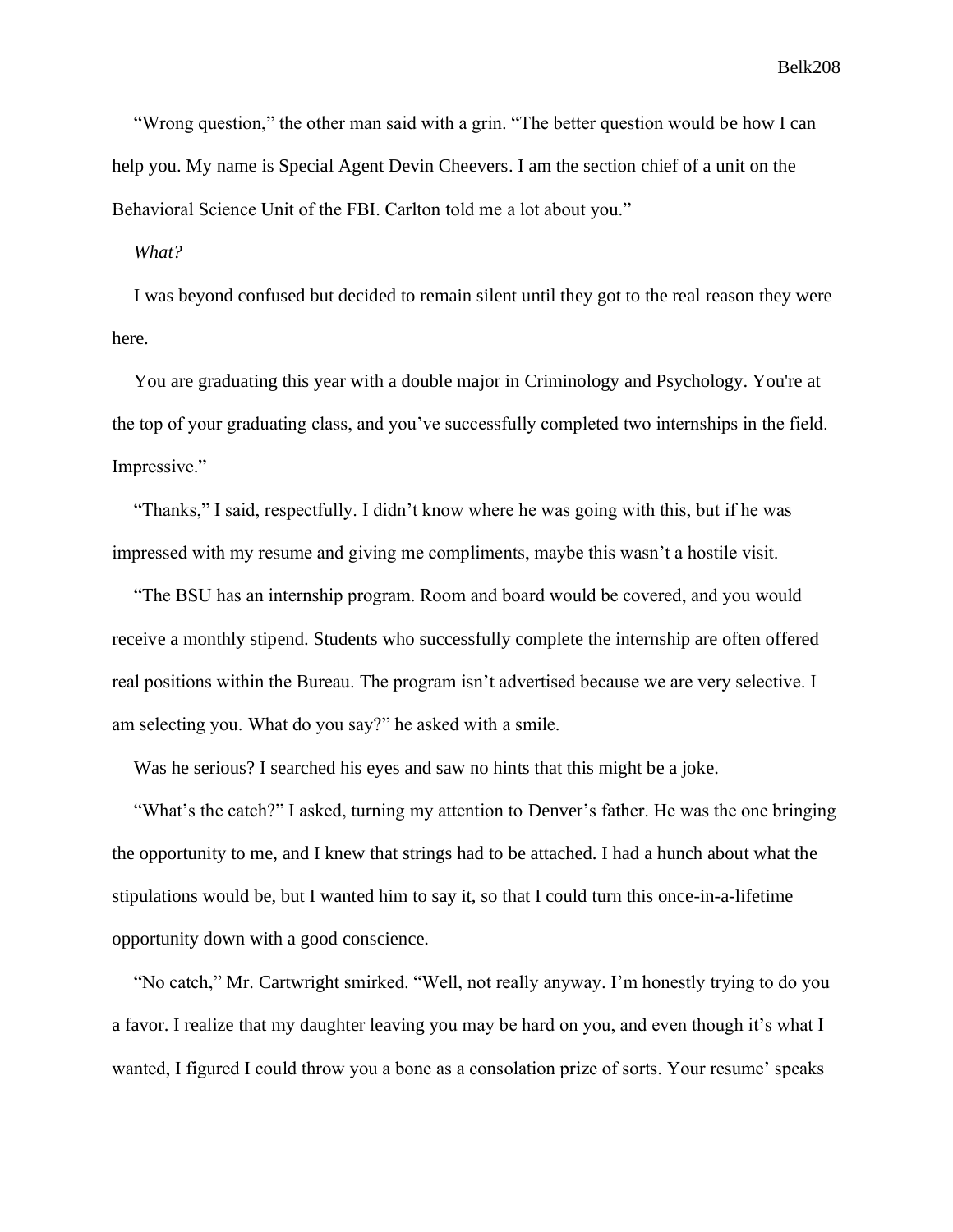"Wrong question," the other man said with a grin. "The better question would be how I can help you. My name is Special Agent Devin Cheevers. I am the section chief of a unit on the Behavioral Science Unit of the FBI. Carlton told me a lot about you."

*What?*

I was beyond confused but decided to remain silent until they got to the real reason they were here.

You are graduating this year with a double major in Criminology and Psychology. You're at the top of your graduating class, and you've successfully completed two internships in the field. Impressive."

"Thanks," I said, respectfully. I didn't know where he was going with this, but if he was impressed with my resume and giving me compliments, maybe this wasn't a hostile visit.

"The BSU has an internship program. Room and board would be covered, and you would receive a monthly stipend. Students who successfully complete the internship are often offered real positions within the Bureau. The program isn't advertised because we are very selective. I am selecting you. What do you say?" he asked with a smile.

Was he serious? I searched his eyes and saw no hints that this might be a joke.

"What's the catch?" I asked, turning my attention to Denver's father. He was the one bringing the opportunity to me, and I knew that strings had to be attached. I had a hunch about what the stipulations would be, but I wanted him to say it, so that I could turn this once-in-a-lifetime opportunity down with a good conscience.

"No catch," Mr. Cartwright smirked. "Well, not really anyway. I'm honestly trying to do you a favor. I realize that my daughter leaving you may be hard on you, and even though it's what I wanted, I figured I could throw you a bone as a consolation prize of sorts. Your resume' speaks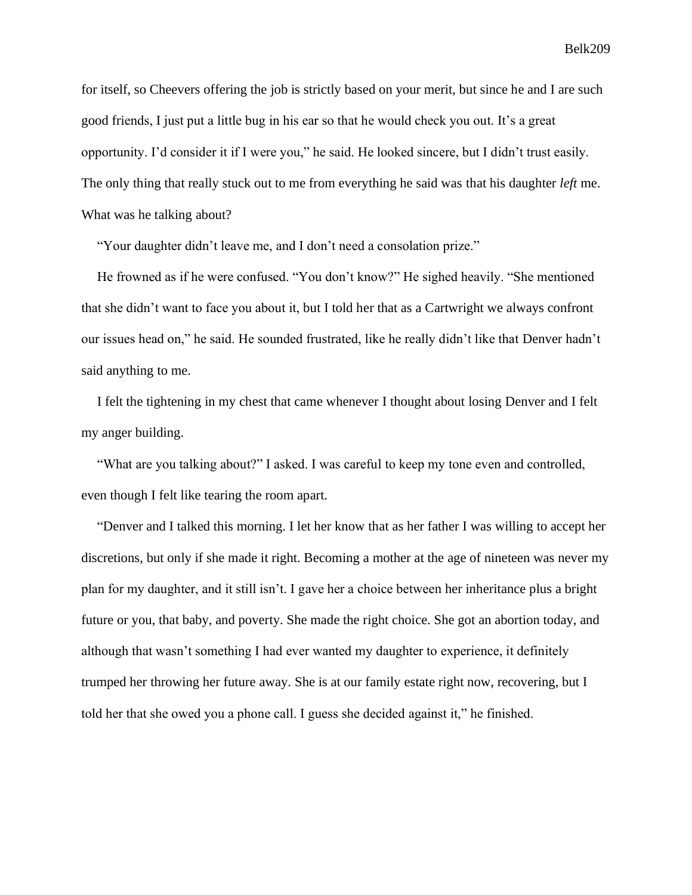for itself, so Cheevers offering the job is strictly based on your merit, but since he and I are such good friends, I just put a little bug in his ear so that he would check you out. It's a great opportunity. I'd consider it if I were you," he said. He looked sincere, but I didn't trust easily. The only thing that really stuck out to me from everything he said was that his daughter *left* me. What was he talking about?

"Your daughter didn't leave me, and I don't need a consolation prize."

He frowned as if he were confused. "You don't know?" He sighed heavily. "She mentioned that she didn't want to face you about it, but I told her that as a Cartwright we always confront our issues head on," he said. He sounded frustrated, like he really didn't like that Denver hadn't said anything to me.

I felt the tightening in my chest that came whenever I thought about losing Denver and I felt my anger building.

"What are you talking about?" I asked. I was careful to keep my tone even and controlled, even though I felt like tearing the room apart.

"Denver and I talked this morning. I let her know that as her father I was willing to accept her discretions, but only if she made it right. Becoming a mother at the age of nineteen was never my plan for my daughter, and it still isn't. I gave her a choice between her inheritance plus a bright future or you, that baby, and poverty. She made the right choice. She got an abortion today, and although that wasn't something I had ever wanted my daughter to experience, it definitely trumped her throwing her future away. She is at our family estate right now, recovering, but I told her that she owed you a phone call. I guess she decided against it," he finished.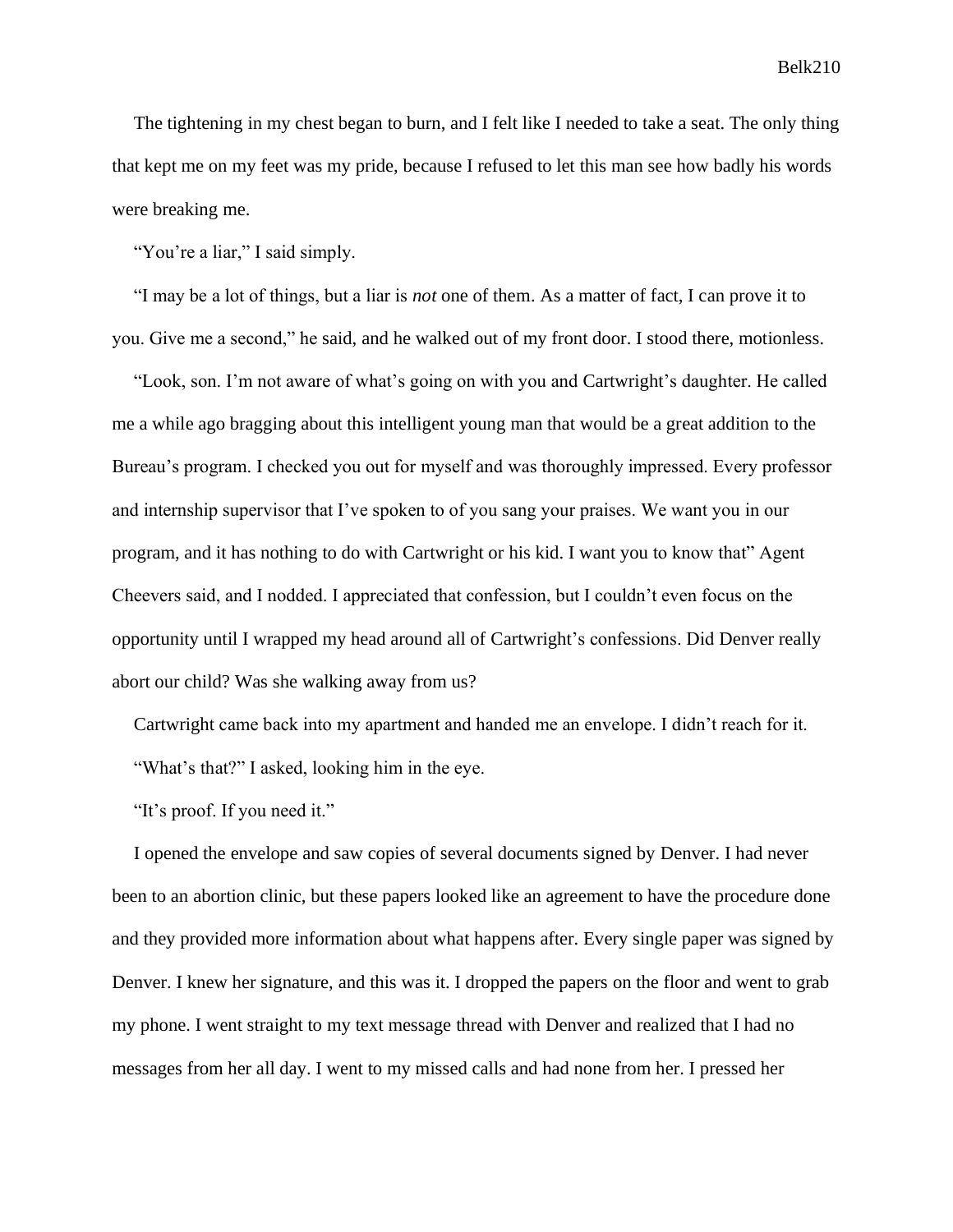The tightening in my chest began to burn, and I felt like I needed to take a seat. The only thing that kept me on my feet was my pride, because I refused to let this man see how badly his words were breaking me.

"You're a liar," I said simply.

"I may be a lot of things, but a liar is *not* one of them. As a matter of fact, I can prove it to you. Give me a second," he said, and he walked out of my front door. I stood there, motionless.

"Look, son. I'm not aware of what's going on with you and Cartwright's daughter. He called me a while ago bragging about this intelligent young man that would be a great addition to the Bureau's program. I checked you out for myself and was thoroughly impressed. Every professor and internship supervisor that I've spoken to of you sang your praises. We want you in our program, and it has nothing to do with Cartwright or his kid. I want you to know that" Agent Cheevers said, and I nodded. I appreciated that confession, but I couldn't even focus on the opportunity until I wrapped my head around all of Cartwright's confessions. Did Denver really abort our child? Was she walking away from us?

Cartwright came back into my apartment and handed me an envelope. I didn't reach for it.

"What's that?" I asked, looking him in the eye.

"It's proof. If you need it."

I opened the envelope and saw copies of several documents signed by Denver. I had never been to an abortion clinic, but these papers looked like an agreement to have the procedure done and they provided more information about what happens after. Every single paper was signed by Denver. I knew her signature, and this was it. I dropped the papers on the floor and went to grab my phone. I went straight to my text message thread with Denver and realized that I had no messages from her all day. I went to my missed calls and had none from her. I pressed her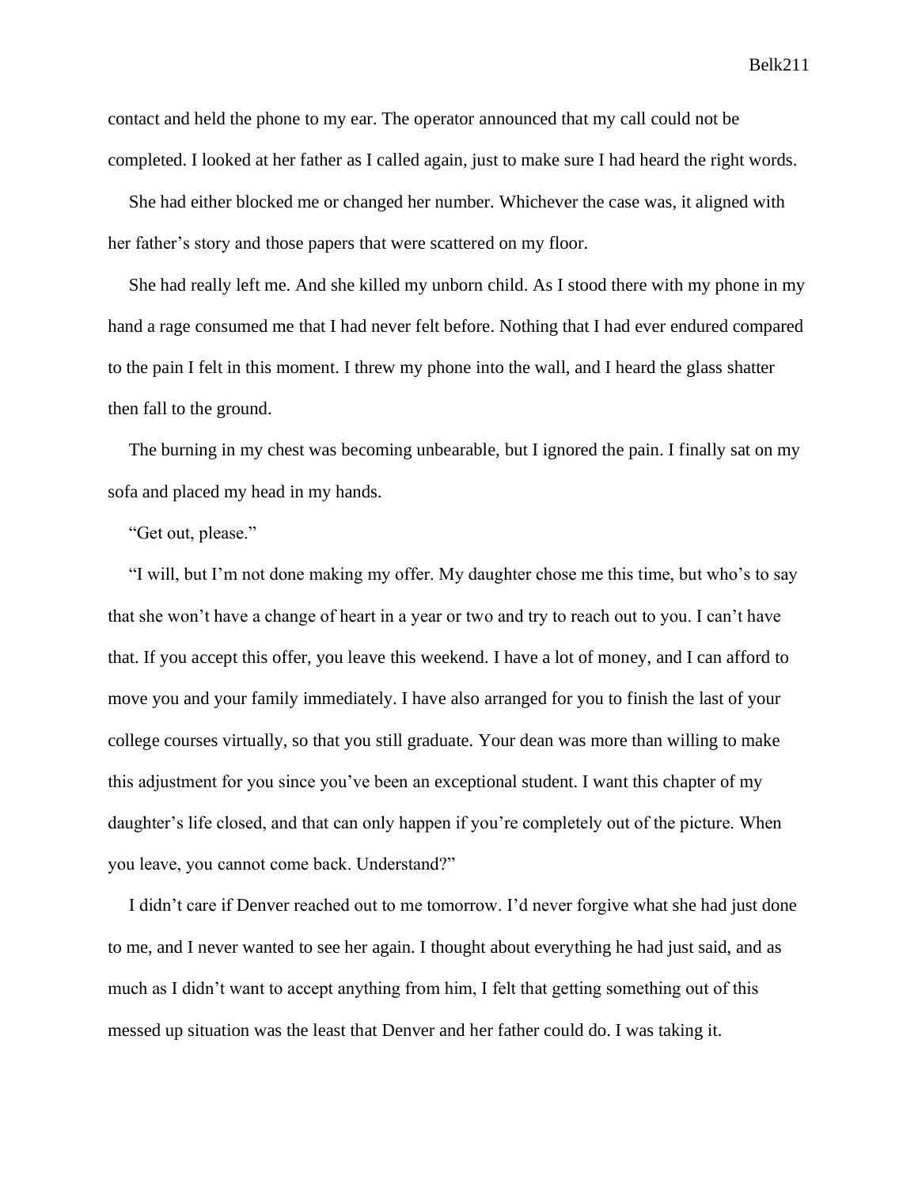contact and held the phone to my ear. The operator announced that my call could not be completed. I looked at her father as I called again, just to make sure I had heard the right words.

She had either blocked me or changed her number. Whichever the case was, it aligned with her father's story and those papers that were scattered on my floor.

She had really left me. And she killed my unborn child. As I stood there with my phone in my hand a rage consumed me that I had never felt before. Nothing that I had ever endured compared to the pain I felt in this moment. I threw my phone into the wall, and I heard the glass shatter then fall to the ground.

The burning in my chest was becoming unbearable, but I ignored the pain. I finally sat on my sofa and placed my head in my hands.

"Get out, please."

"I will, but I'm not done making my offer. My daughter chose me this time, but who's to say that she won't have a change of heart in a year or two and try to reach out to you. I can't have that. If you accept this offer, you leave this weekend. I have a lot of money, and I can afford to move you and your family immediately. I have also arranged for you to finish the last of your college courses virtually, so that you still graduate. Your dean was more than willing to make this adjustment for you since you've been an exceptional student. I want this chapter of my daughter's life closed, and that can only happen if you're completely out of the picture. When you leave, you cannot come back. Understand?"

I didn't care if Denver reached out to me tomorrow. I'd never forgive what she had just done to me, and I never wanted to see her again. I thought about everything he had just said, and as much as I didn't want to accept anything from him, I felt that getting something out of this messed up situation was the least that Denver and her father could do. I was taking it.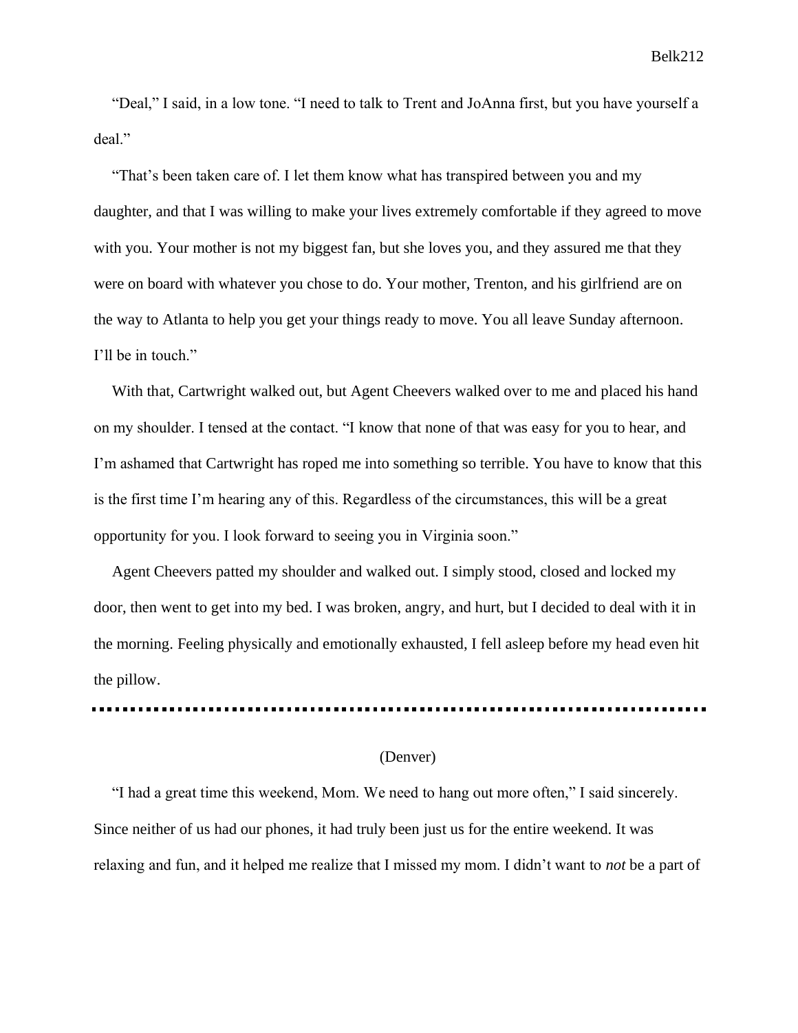"Deal," I said, in a low tone. "I need to talk to Trent and JoAnna first, but you have yourself a deal."

"That's been taken care of. I let them know what has transpired between you and my daughter, and that I was willing to make your lives extremely comfortable if they agreed to move with you. Your mother is not my biggest fan, but she loves you, and they assured me that they were on board with whatever you chose to do. Your mother, Trenton, and his girlfriend are on the way to Atlanta to help you get your things ready to move. You all leave Sunday afternoon. I'll be in touch."

With that, Cartwright walked out, but Agent Cheevers walked over to me and placed his hand on my shoulder. I tensed at the contact. "I know that none of that was easy for you to hear, and I'm ashamed that Cartwright has roped me into something so terrible. You have to know that this is the first time I'm hearing any of this. Regardless of the circumstances, this will be a great opportunity for you. I look forward to seeing you in Virginia soon."

Agent Cheevers patted my shoulder and walked out. I simply stood, closed and locked my door, then went to get into my bed. I was broken, angry, and hurt, but I decided to deal with it in the morning. Feeling physically and emotionally exhausted, I fell asleep before my head even hit the pillow.

---

(Denver)

"I had a great time this weekend, Mom. We need to hang out more often," I said sincerely. Since neither of us had our phones, it had truly been just us for the entire weekend. It was relaxing and fun, and it helped me realize that I missed my mom. I didn't want to *not* be a part of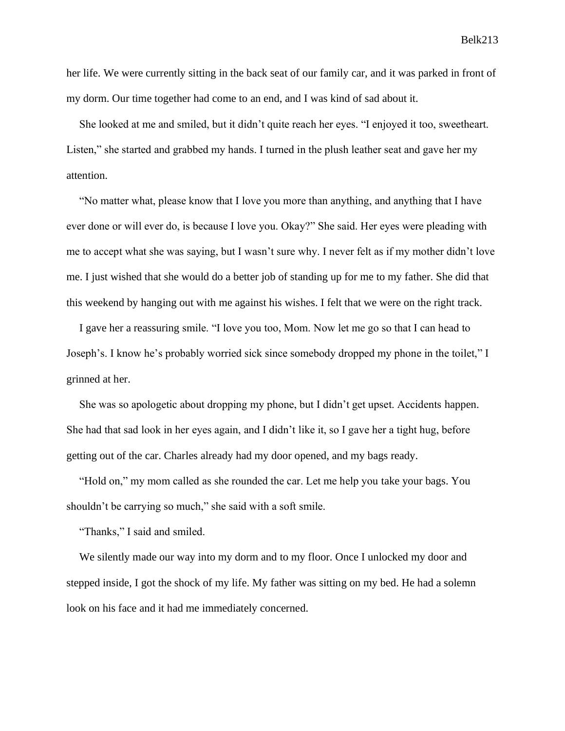her life. We were currently sitting in the back seat of our family car, and it was parked in front of my dorm. Our time together had come to an end, and I was kind of sad about it.

She looked at me and smiled, but it didn't quite reach her eyes. "I enjoyed it too, sweetheart. Listen," she started and grabbed my hands. I turned in the plush leather seat and gave her my attention.

"No matter what, please know that I love you more than anything, and anything that I have ever done or will ever do, is because I love you. Okay?" She said. Her eyes were pleading with me to accept what she was saying, but I wasn't sure why. I never felt as if my mother didn't love me. I just wished that she would do a better job of standing up for me to my father. She did that this weekend by hanging out with me against his wishes. I felt that we were on the right track.

I gave her a reassuring smile. "I love you too, Mom. Now let me go so that I can head to Joseph's. I know he's probably worried sick since somebody dropped my phone in the toilet," I grinned at her.

She was so apologetic about dropping my phone, but I didn't get upset. Accidents happen. She had that sad look in her eyes again, and I didn't like it, so I gave her a tight hug, before getting out of the car. Charles already had my door opened, and my bags ready.

"Hold on," my mom called as she rounded the car. Let me help you take your bags. You shouldn't be carrying so much," she said with a soft smile.

"Thanks," I said and smiled.

We silently made our way into my dorm and to my floor. Once I unlocked my door and stepped inside, I got the shock of my life. My father was sitting on my bed. He had a solemn look on his face and it had me immediately concerned.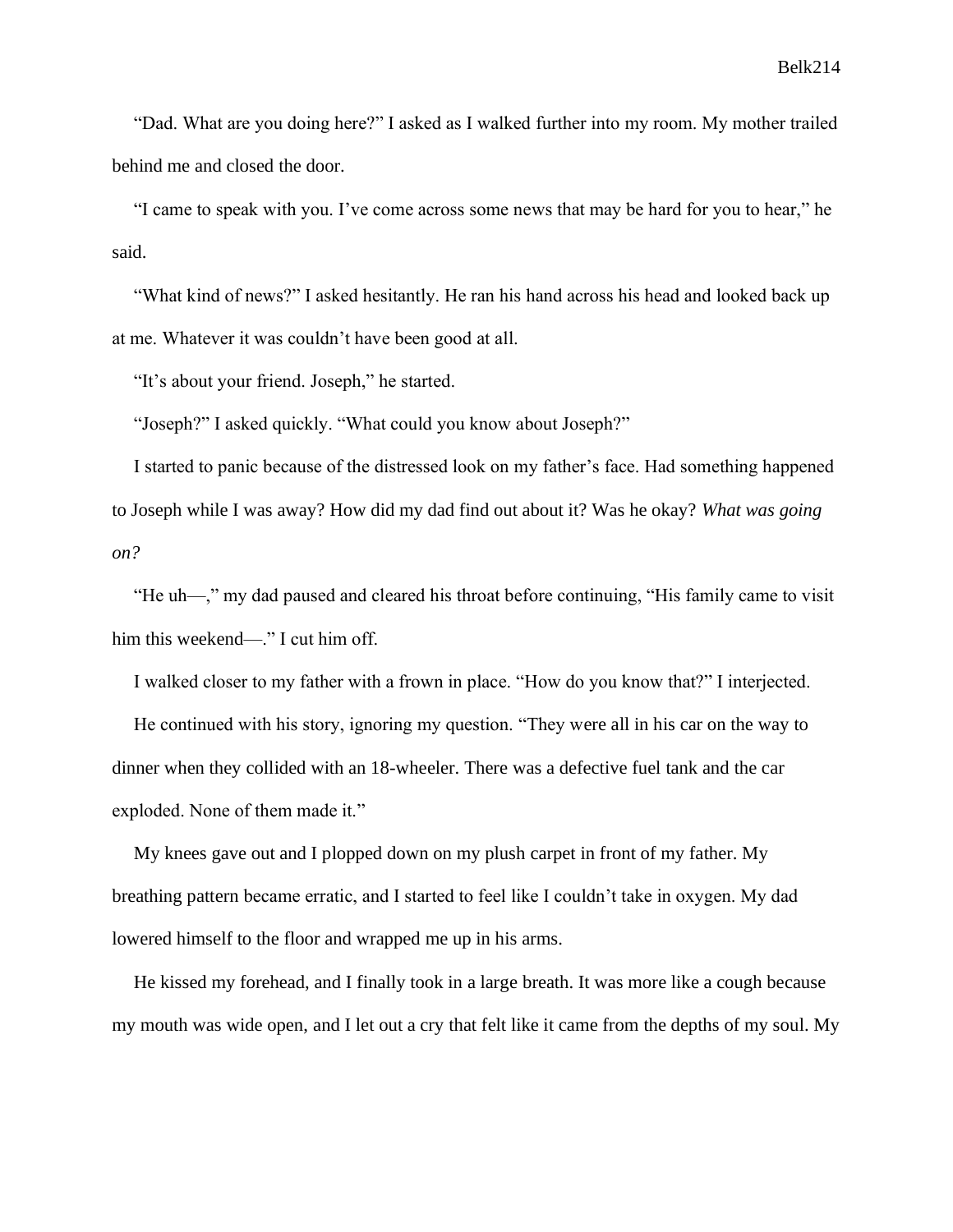"Dad. What are you doing here?" I asked as I walked further into my room. My mother trailed behind me and closed the door.

"I came to speak with you. I've come across some news that may be hard for you to hear," he said.

"What kind of news?" I asked hesitantly. He ran his hand across his head and looked back up at me. Whatever it was couldn't have been good at all.

"It's about your friend. Joseph," he started.

"Joseph?" I asked quickly. "What could you know about Joseph?"

I started to panic because of the distressed look on my father's face. Had something happened to Joseph while I was away? How did my dad find out about it? Was he okay? *What was going on?*

"He uh—," my dad paused and cleared his throat before continuing, "His family came to visit him this weekend—." I cut him off.

I walked closer to my father with a frown in place. "How do you know that?" I interjected.

He continued with his story, ignoring my question. "They were all in his car on the way to dinner when they collided with an 18-wheeler. There was a defective fuel tank and the car exploded. None of them made it."

My knees gave out and I plopped down on my plush carpet in front of my father. My breathing pattern became erratic, and I started to feel like I couldn't take in oxygen. My dad lowered himself to the floor and wrapped me up in his arms.

He kissed my forehead, and I finally took in a large breath. It was more like a cough because my mouth was wide open, and I let out a cry that felt like it came from the depths of my soul. My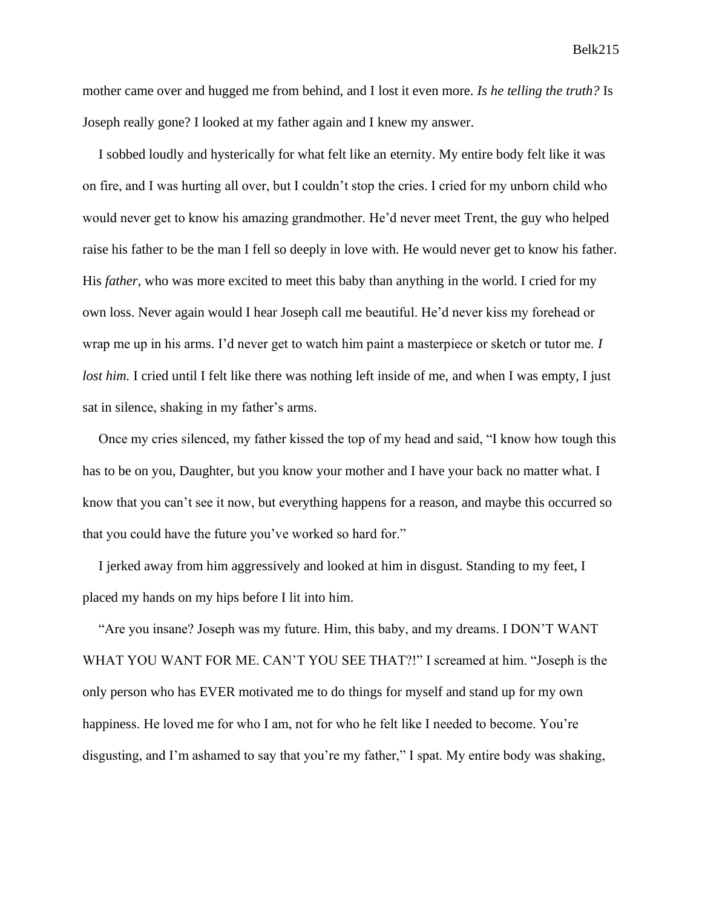mother came over and hugged me from behind, and I lost it even more. *Is he telling the truth?* Is Joseph really gone? I looked at my father again and I knew my answer.

I sobbed loudly and hysterically for what felt like an eternity. My entire body felt like it was on fire, and I was hurting all over, but I couldn't stop the cries. I cried for my unborn child who would never get to know his amazing grandmother. He'd never meet Trent, the guy who helped raise his father to be the man I fell so deeply in love with. He would never get to know his father. His *father*, who was more excited to meet this baby than anything in the world. I cried for my own loss. Never again would I hear Joseph call me beautiful. He'd never kiss my forehead or wrap me up in his arms. I'd never get to watch him paint a masterpiece or sketch or tutor me. *I lost him.* I cried until I felt like there was nothing left inside of me, and when I was empty, I just sat in silence, shaking in my father's arms.

Once my cries silenced, my father kissed the top of my head and said, "I know how tough this has to be on you, Daughter, but you know your mother and I have your back no matter what. I know that you can't see it now, but everything happens for a reason, and maybe this occurred so that you could have the future you've worked so hard for."

I jerked away from him aggressively and looked at him in disgust. Standing to my feet, I placed my hands on my hips before I lit into him.

"Are you insane? Joseph was my future. Him, this baby, and my dreams. I DON'T WANT WHAT YOU WANT FOR ME. CAN'T YOU SEE THAT?!" I screamed at him. "Joseph is the only person who has EVER motivated me to do things for myself and stand up for my own happiness. He loved me for who I am, not for who he felt like I needed to become. You're disgusting, and I'm ashamed to say that you're my father," I spat. My entire body was shaking,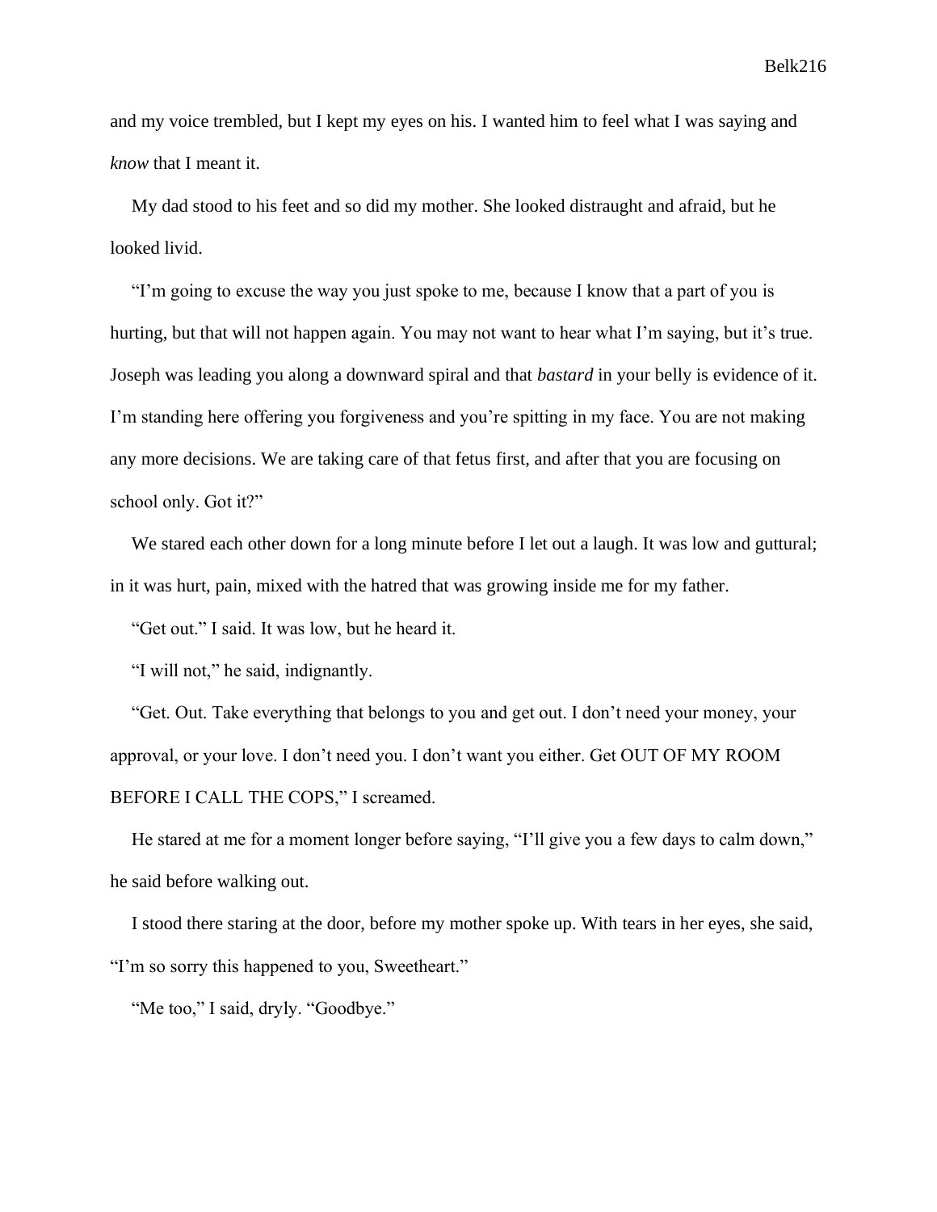and my voice trembled, but I kept my eyes on his. I wanted him to feel what I was saying and *know* that I meant it.

My dad stood to his feet and so did my mother. She looked distraught and afraid, but he looked livid.

"I'm going to excuse the way you just spoke to me, because I know that a part of you is hurting, but that will not happen again. You may not want to hear what I'm saying, but it's true. Joseph was leading you along a downward spiral and that *bastard* in your belly is evidence of it. I'm standing here offering you forgiveness and you're spitting in my face. You are not making any more decisions. We are taking care of that fetus first, and after that you are focusing on school only. Got it?"

We stared each other down for a long minute before I let out a laugh. It was low and guttural; in it was hurt, pain, mixed with the hatred that was growing inside me for my father.

"Get out." I said. It was low, but he heard it.

"I will not," he said, indignantly.

"Get. Out. Take everything that belongs to you and get out. I don't need your money, your approval, or your love. I don't need you. I don't want you either. Get OUT OF MY ROOM BEFORE I CALL THE COPS," I screamed.

He stared at me for a moment longer before saying, "I'll give you a few days to calm down," he said before walking out.

I stood there staring at the door, before my mother spoke up. With tears in her eyes, she said, "I'm so sorry this happened to you, Sweetheart."

"Me too," I said, dryly. "Goodbye."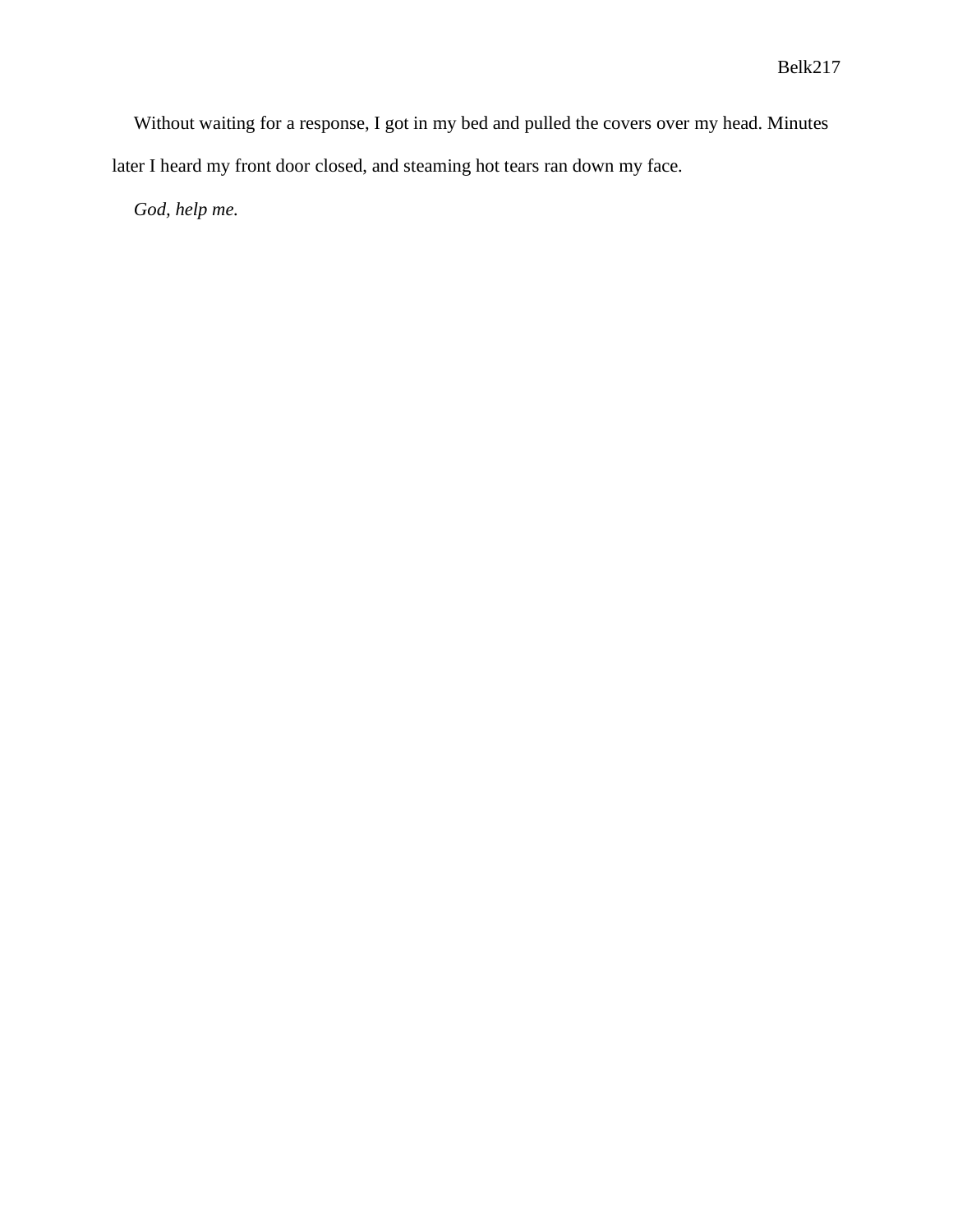Without waiting for a response, I got in my bed and pulled the covers over my head. Minutes later I heard my front door closed, and steaming hot tears ran down my face.

*God, help me.*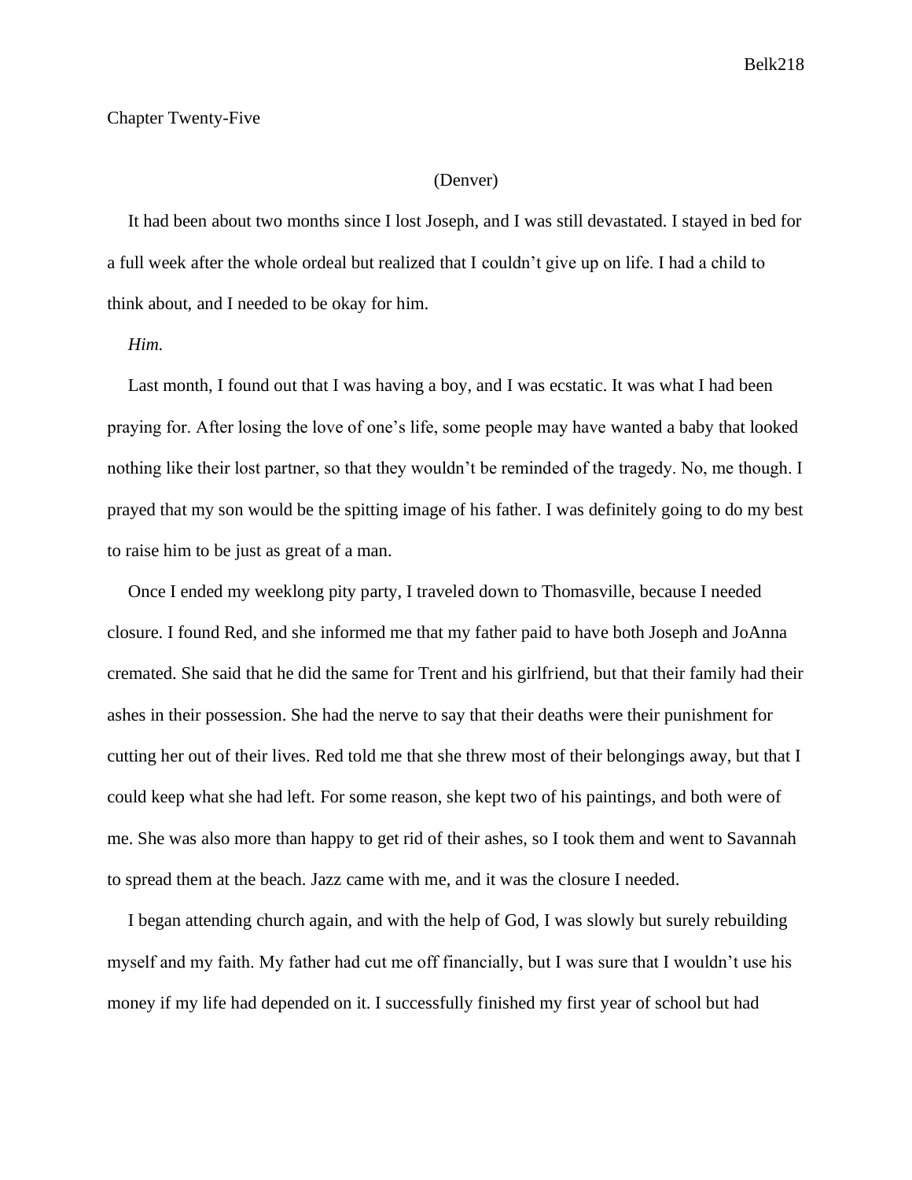Chapter Twenty-Five

(Denver)

It had been about two months since I lost Joseph, and I was still devastated. I stayed in bed for a full week after the whole ordeal but realized that I couldn't give up on life. I had a child to think about, and I needed to be okay for him.

*Him.*

Last month, I found out that I was having a boy, and I was ecstatic. It was what I had been praying for. After losing the love of one's life, some people may have wanted a baby that looked nothing like their lost partner, so that they wouldn't be reminded of the tragedy. No, me though. I prayed that my son would be the spitting image of his father. I was definitely going to do my best to raise him to be just as great of a man.

Once I ended my weeklong pity party, I traveled down to Thomasville, because I needed closure. I found Red, and she informed me that my father paid to have both Joseph and JoAnna cremated. She said that he did the same for Trent and his girlfriend, but that their family had their ashes in their possession. She had the nerve to say that their deaths were their punishment for cutting her out of their lives. Red told me that she threw most of their belongings away, but that I could keep what she had left. For some reason, she kept two of his paintings, and both were of me. She was also more than happy to get rid of their ashes, so I took them and went to Savannah to spread them at the beach. Jazz came with me, and it was the closure I needed.

I began attending church again, and with the help of God, I was slowly but surely rebuilding myself and my faith. My father had cut me off financially, but I was sure that I wouldn't use his money if my life had depended on it. I successfully finished my first year of school but had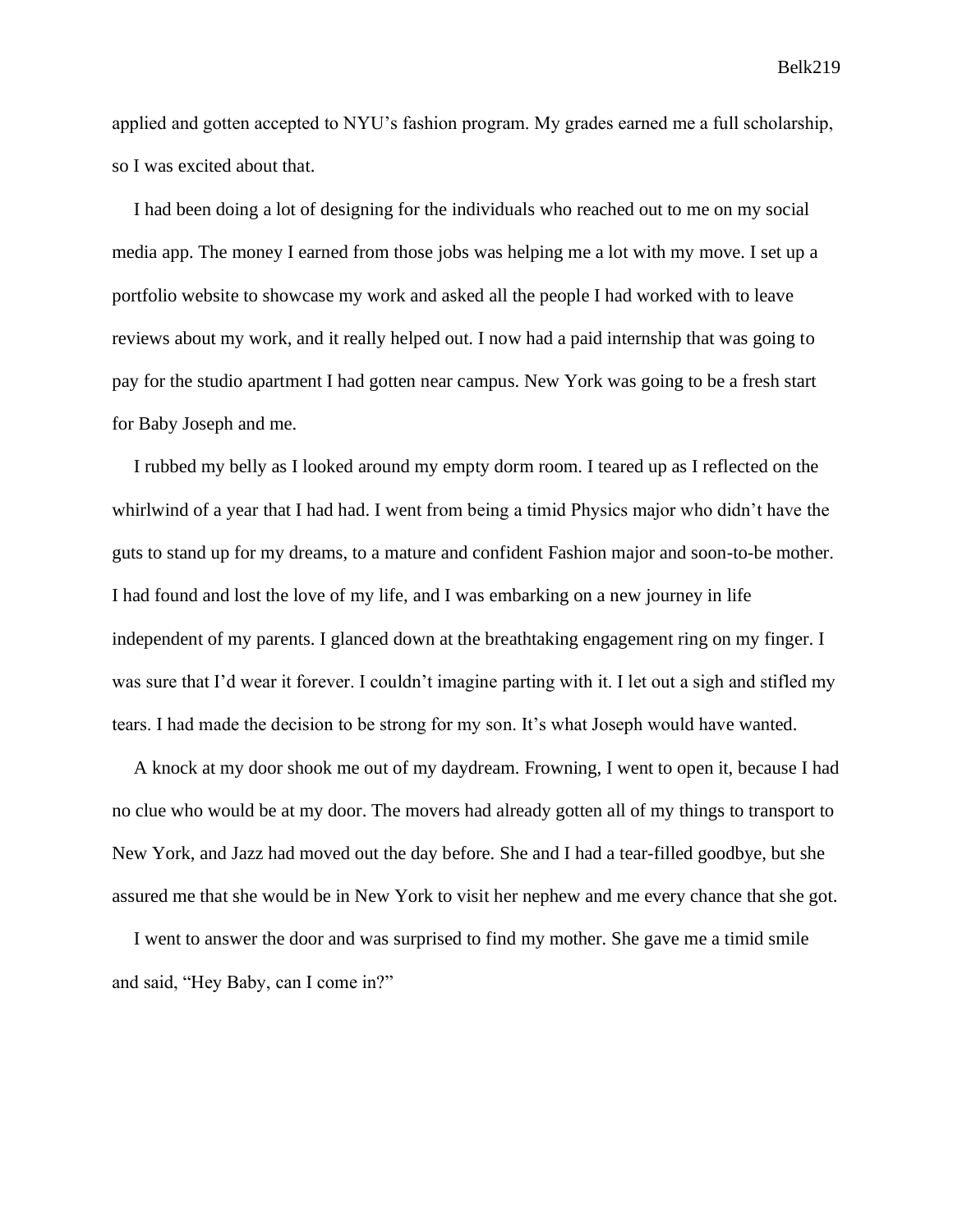applied and gotten accepted to NYU's fashion program. My grades earned me a full scholarship, so I was excited about that.

I had been doing a lot of designing for the individuals who reached out to me on my social media app. The money I earned from those jobs was helping me a lot with my move. I set up a portfolio website to showcase my work and asked all the people I had worked with to leave reviews about my work, and it really helped out. I now had a paid internship that was going to pay for the studio apartment I had gotten near campus. New York was going to be a fresh start for Baby Joseph and me.

I rubbed my belly as I looked around my empty dorm room. I teared up as I reflected on the whirlwind of a year that I had had. I went from being a timid Physics major who didn't have the guts to stand up for my dreams, to a mature and confident Fashion major and soon-to-be mother. I had found and lost the love of my life, and I was embarking on a new journey in life independent of my parents. I glanced down at the breathtaking engagement ring on my finger. I was sure that I'd wear it forever. I couldn't imagine parting with it. I let out a sigh and stifled my tears. I had made the decision to be strong for my son. It's what Joseph would have wanted.

A knock at my door shook me out of my daydream. Frowning, I went to open it, because I had no clue who would be at my door. The movers had already gotten all of my things to transport to New York, and Jazz had moved out the day before. She and I had a tear-filled goodbye, but she assured me that she would be in New York to visit her nephew and me every chance that she got.

I went to answer the door and was surprised to find my mother. She gave me a timid smile and said, "Hey Baby, can I come in?"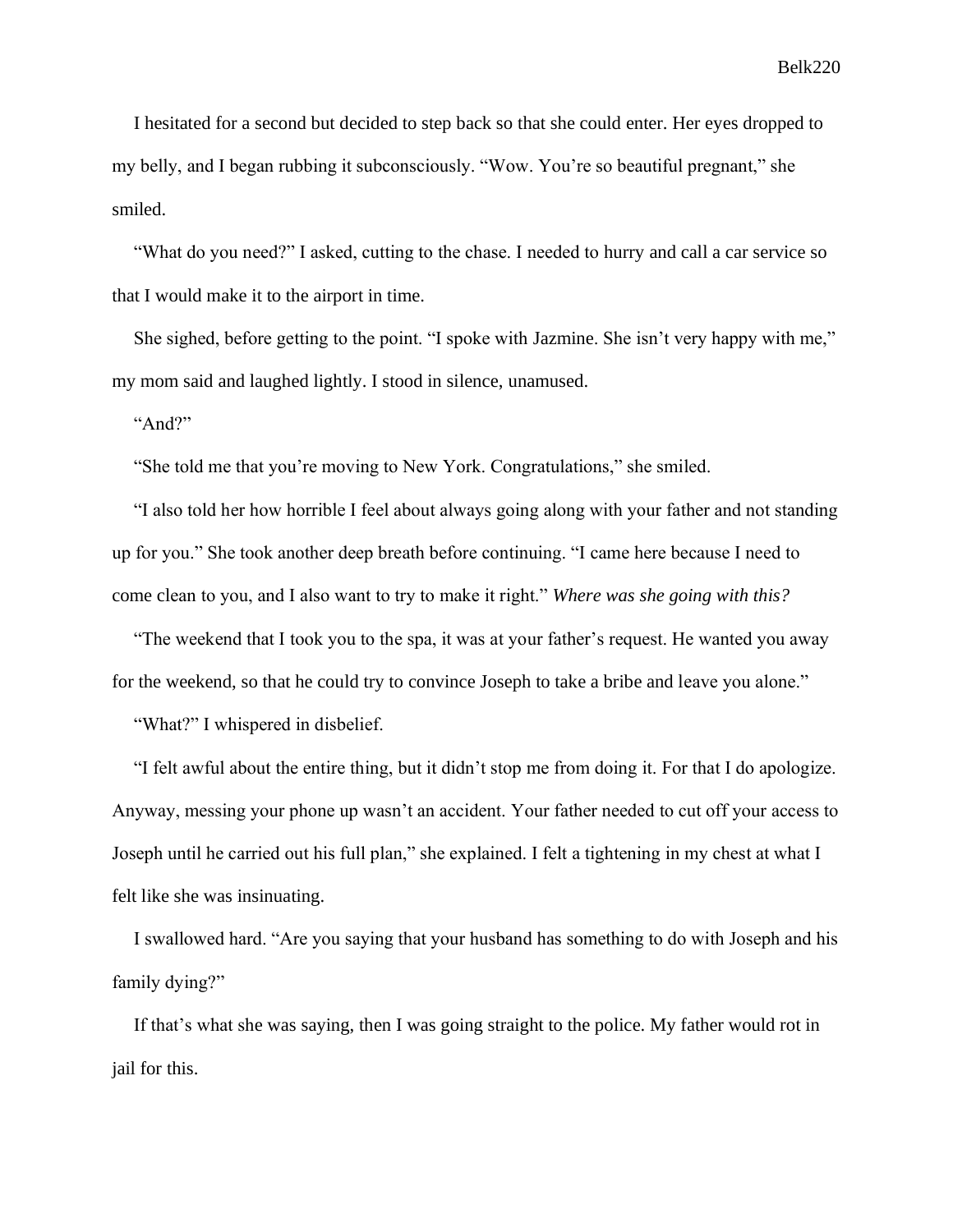I hesitated for a second but decided to step back so that she could enter. Her eyes dropped to my belly, and I began rubbing it subconsciously. "Wow. You're so beautiful pregnant," she smiled.

"What do you need?" I asked, cutting to the chase. I needed to hurry and call a car service so that I would make it to the airport in time.

She sighed, before getting to the point. "I spoke with Jazmine. She isn't very happy with me," my mom said and laughed lightly. I stood in silence, unamused.

"And?"

"She told me that you're moving to New York. Congratulations," she smiled.

"I also told her how horrible I feel about always going along with your father and not standing up for you." She took another deep breath before continuing. "I came here because I need to come clean to you, and I also want to try to make it right." *Where was she going with this?*

"The weekend that I took you to the spa, it was at your father's request. He wanted you away for the weekend, so that he could try to convince Joseph to take a bribe and leave you alone."

"What?" I whispered in disbelief.

"I felt awful about the entire thing, but it didn't stop me from doing it. For that I do apologize. Anyway, messing your phone up wasn't an accident. Your father needed to cut off your access to Joseph until he carried out his full plan," she explained. I felt a tightening in my chest at what I felt like she was insinuating.

I swallowed hard. "Are you saying that your husband has something to do with Joseph and his family dying?"

If that's what she was saying, then I was going straight to the police. My father would rot in jail for this.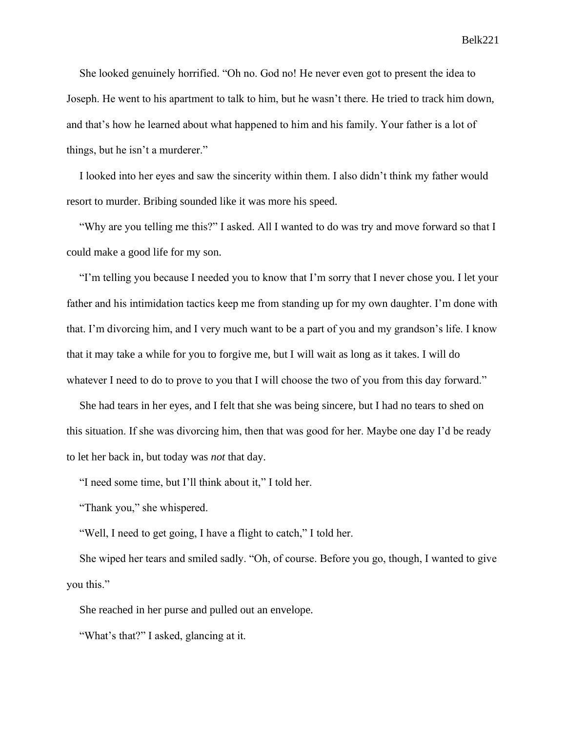She looked genuinely horrified. "Oh no. God no! He never even got to present the idea to Joseph. He went to his apartment to talk to him, but he wasn't there. He tried to track him down, and that's how he learned about what happened to him and his family. Your father is a lot of things, but he isn't a murderer."

I looked into her eyes and saw the sincerity within them. I also didn't think my father would resort to murder. Bribing sounded like it was more his speed.

"Why are you telling me this?" I asked. All I wanted to do was try and move forward so that I could make a good life for my son.

"I'm telling you because I needed you to know that I'm sorry that I never chose you. I let your father and his intimidation tactics keep me from standing up for my own daughter. I'm done with that. I'm divorcing him, and I very much want to be a part of you and my grandson's life. I know that it may take a while for you to forgive me, but I will wait as long as it takes. I will do whatever I need to do to prove to you that I will choose the two of you from this day forward."

She had tears in her eyes, and I felt that she was being sincere, but I had no tears to shed on this situation. If she was divorcing him, then that was good for her. Maybe one day I'd be ready to let her back in, but today was *not* that day.

"I need some time, but I'll think about it," I told her.

"Thank you," she whispered.

"Well, I need to get going, I have a flight to catch," I told her.

She wiped her tears and smiled sadly. "Oh, of course. Before you go, though, I wanted to give you this."

She reached in her purse and pulled out an envelope.

"What's that?" I asked, glancing at it.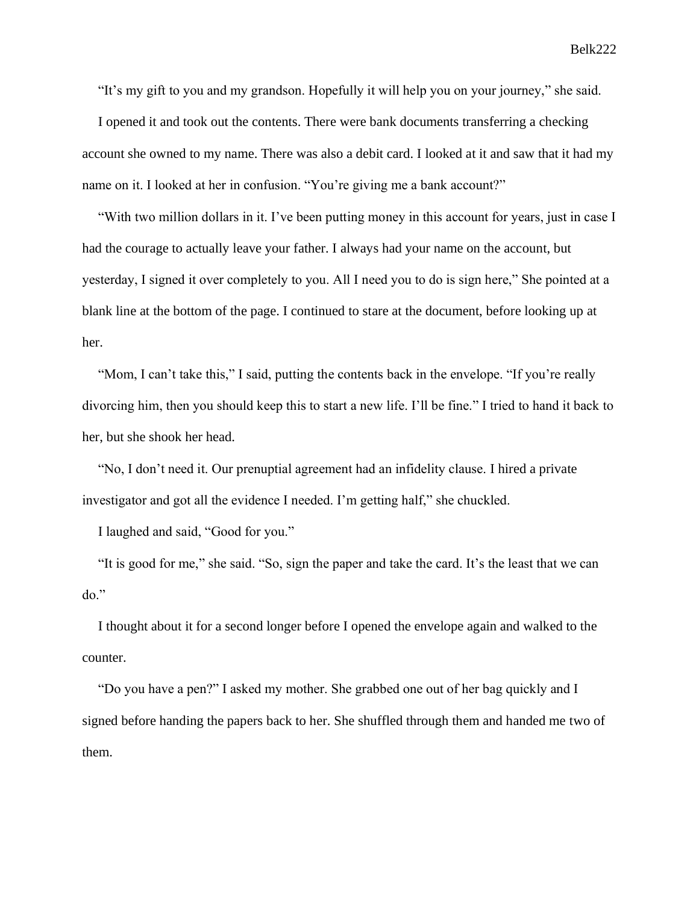"It's my gift to you and my grandson. Hopefully it will help you on your journey," she said.

I opened it and took out the contents. There were bank documents transferring a checking account she owned to my name. There was also a debit card. I looked at it and saw that it had my name on it. I looked at her in confusion. "You're giving me a bank account?"

"With two million dollars in it. I've been putting money in this account for years, just in case I had the courage to actually leave your father. I always had your name on the account, but yesterday, I signed it over completely to you. All I need you to do is sign here," She pointed at a blank line at the bottom of the page. I continued to stare at the document, before looking up at her.

"Mom, I can't take this," I said, putting the contents back in the envelope. "If you're really divorcing him, then you should keep this to start a new life. I'll be fine." I tried to hand it back to her, but she shook her head.

"No, I don't need it. Our prenuptial agreement had an infidelity clause. I hired a private investigator and got all the evidence I needed. I'm getting half," she chuckled.

I laughed and said, "Good for you."

"It is good for me," she said. "So, sign the paper and take the card. It's the least that we can do."

I thought about it for a second longer before I opened the envelope again and walked to the counter.

"Do you have a pen?" I asked my mother. She grabbed one out of her bag quickly and I signed before handing the papers back to her. She shuffled through them and handed me two of them.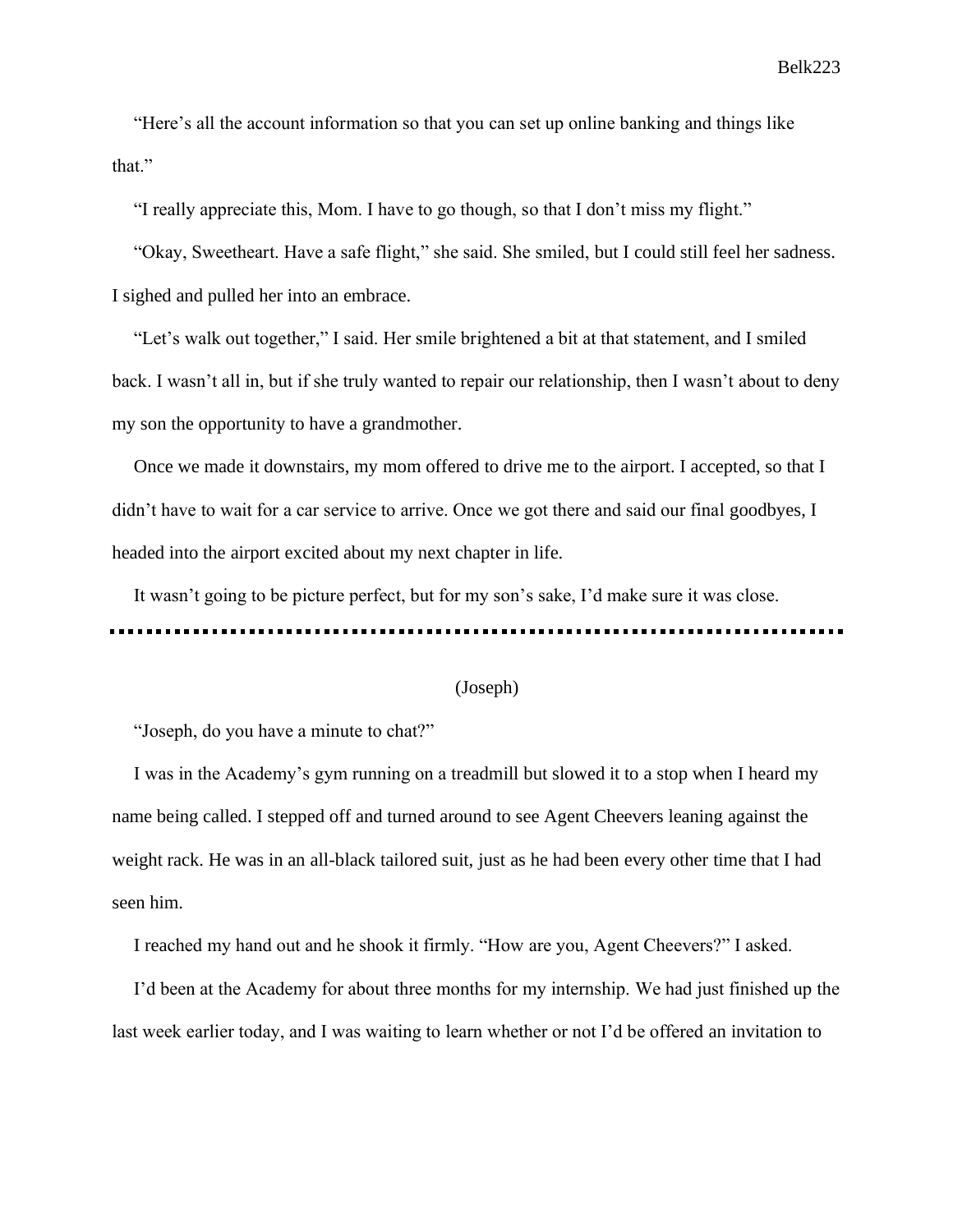"Here's all the account information so that you can set up online banking and things like that."

"I really appreciate this, Mom. I have to go though, so that I don't miss my flight."

"Okay, Sweetheart. Have a safe flight," she said. She smiled, but I could still feel her sadness. I sighed and pulled her into an embrace.

"Let's walk out together," I said. Her smile brightened a bit at that statement, and I smiled back. I wasn't all in, but if she truly wanted to repair our relationship, then I wasn't about to deny my son the opportunity to have a grandmother.

Once we made it downstairs, my mom offered to drive me to the airport. I accepted, so that I didn't have to wait for a car service to arrive. Once we got there and said our final goodbyes, I headed into the airport excited about my next chapter in life.

It wasn't going to be picture perfect, but for my son's sake, I'd make sure it was close.

---

(Joseph)

"Joseph, do you have a minute to chat?"

I was in the Academy's gym running on a treadmill but slowed it to a stop when I heard my name being called. I stepped off and turned around to see Agent Cheevers leaning against the weight rack. He was in an all-black tailored suit, just as he had been every other time that I had seen him.

I reached my hand out and he shook it firmly. "How are you, Agent Cheevers?" I asked.

I'd been at the Academy for about three months for my internship. We had just finished up the last week earlier today, and I was waiting to learn whether or not I'd be offered an invitation to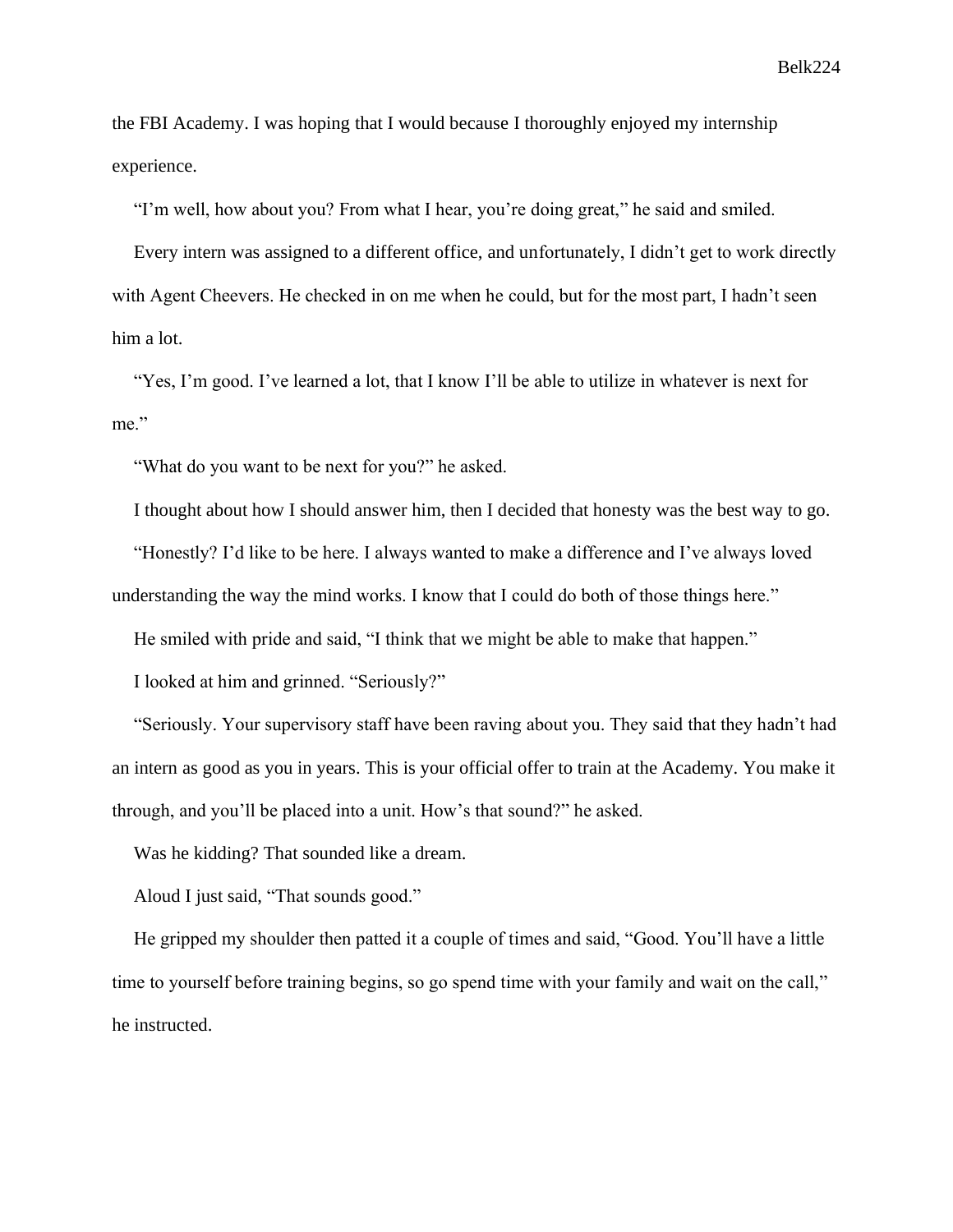the FBI Academy. I was hoping that I would because I thoroughly enjoyed my internship experience.

"I'm well, how about you? From what I hear, you're doing great," he said and smiled.

Every intern was assigned to a different office, and unfortunately, I didn't get to work directly with Agent Cheevers. He checked in on me when he could, but for the most part, I hadn't seen him a lot.

"Yes, I'm good. I've learned a lot, that I know I'll be able to utilize in whatever is next for me."

"What do you want to be next for you?" he asked.

I thought about how I should answer him, then I decided that honesty was the best way to go.

"Honestly? I'd like to be here. I always wanted to make a difference and I've always loved understanding the way the mind works. I know that I could do both of those things here."

He smiled with pride and said, "I think that we might be able to make that happen."

I looked at him and grinned. "Seriously?"

"Seriously. Your supervisory staff have been raving about you. They said that they hadn't had an intern as good as you in years. This is your official offer to train at the Academy. You make it through, and you'll be placed into a unit. How's that sound?" he asked.

Was he kidding? That sounded like a dream.

Aloud I just said, "That sounds good."

He gripped my shoulder then patted it a couple of times and said, "Good. You'll have a little time to yourself before training begins, so go spend time with your family and wait on the call," he instructed.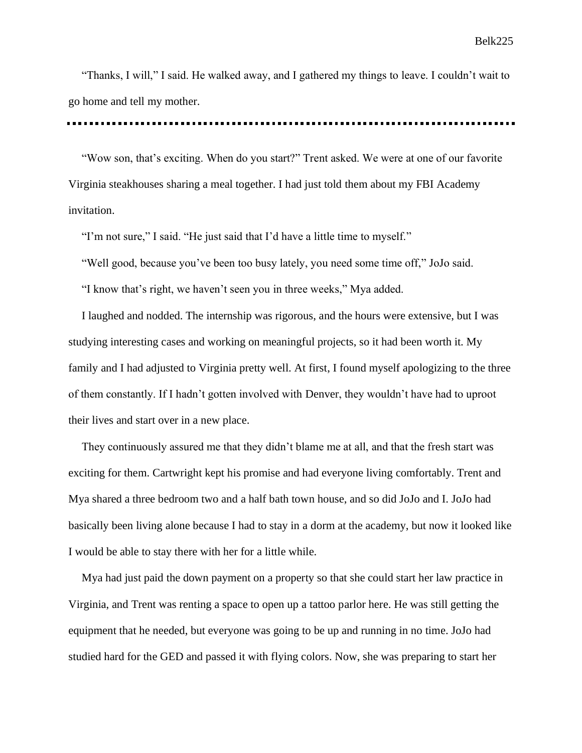"Thanks, I will," I said. He walked away, and I gathered my things to leave. I couldn't wait to go home and tell my mother.

---

"Wow son, that's exciting. When do you start?" Trent asked. We were at one of our favorite Virginia steakhouses sharing a meal together. I had just told them about my FBI Academy invitation.

"I'm not sure," I said. "He just said that I'd have a little time to myself."

"Well good, because you've been too busy lately, you need some time off," JoJo said.

"I know that's right, we haven't seen you in three weeks," Mya added.

I laughed and nodded. The internship was rigorous, and the hours were extensive, but I was studying interesting cases and working on meaningful projects, so it had been worth it. My family and I had adjusted to Virginia pretty well. At first, I found myself apologizing to the three of them constantly. If I hadn't gotten involved with Denver, they wouldn't have had to uproot their lives and start over in a new place.

They continuously assured me that they didn't blame me at all, and that the fresh start was exciting for them. Cartwright kept his promise and had everyone living comfortably. Trent and Mya shared a three bedroom two and a half bath town house, and so did JoJo and I. JoJo had basically been living alone because I had to stay in a dorm at the academy, but now it looked like I would be able to stay there with her for a little while.

Mya had just paid the down payment on a property so that she could start her law practice in Virginia, and Trent was renting a space to open up a tattoo parlor here. He was still getting the equipment that he needed, but everyone was going to be up and running in no time. JoJo had studied hard for the GED and passed it with flying colors. Now, she was preparing to start her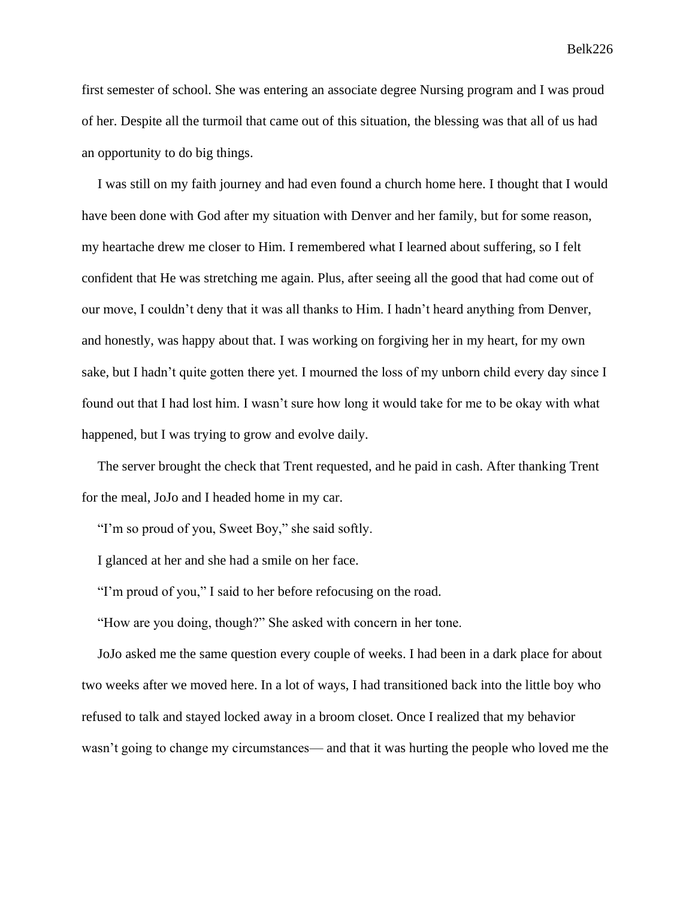first semester of school. She was entering an associate degree Nursing program and I was proud of her. Despite all the turmoil that came out of this situation, the blessing was that all of us had an opportunity to do big things.

I was still on my faith journey and had even found a church home here. I thought that I would have been done with God after my situation with Denver and her family, but for some reason, my heartache drew me closer to Him. I remembered what I learned about suffering, so I felt confident that He was stretching me again. Plus, after seeing all the good that had come out of our move, I couldn't deny that it was all thanks to Him. I hadn't heard anything from Denver, and honestly, was happy about that. I was working on forgiving her in my heart, for my own sake, but I hadn't quite gotten there yet. I mourned the loss of my unborn child every day since I found out that I had lost him. I wasn't sure how long it would take for me to be okay with what happened, but I was trying to grow and evolve daily.

The server brought the check that Trent requested, and he paid in cash. After thanking Trent for the meal, JoJo and I headed home in my car.

"I'm so proud of you, Sweet Boy," she said softly.

I glanced at her and she had a smile on her face.

"I'm proud of you," I said to her before refocusing on the road.

"How are you doing, though?" She asked with concern in her tone.

JoJo asked me the same question every couple of weeks. I had been in a dark place for about two weeks after we moved here. In a lot of ways, I had transitioned back into the little boy who refused to talk and stayed locked away in a broom closet. Once I realized that my behavior wasn't going to change my circumstances— and that it was hurting the people who loved me the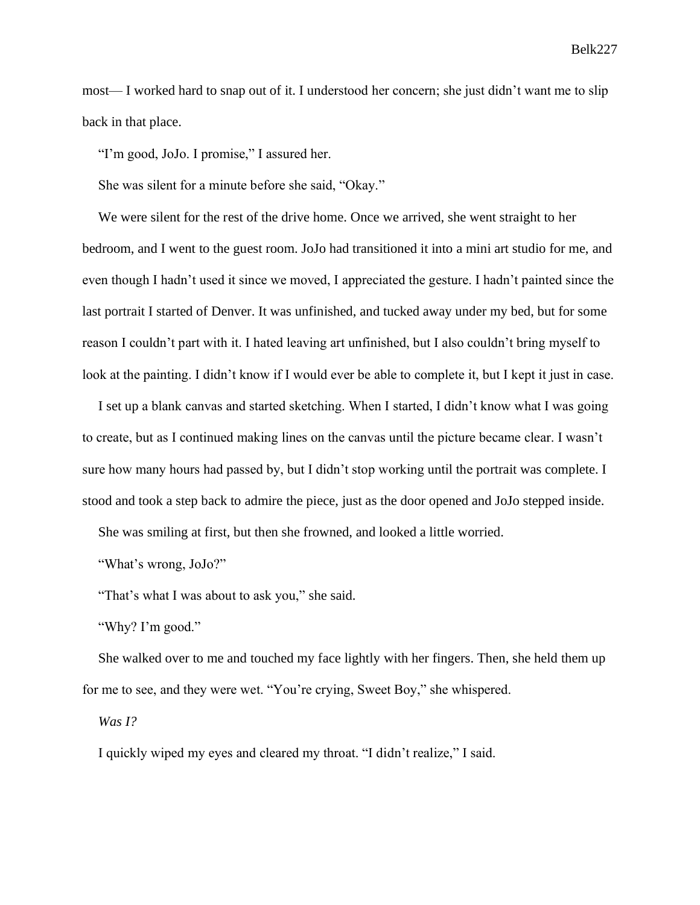most— I worked hard to snap out of it. I understood her concern; she just didn't want me to slip back in that place.

"I'm good, JoJo. I promise," I assured her.

She was silent for a minute before she said, "Okay."

We were silent for the rest of the drive home. Once we arrived, she went straight to her bedroom, and I went to the guest room. JoJo had transitioned it into a mini art studio for me, and even though I hadn't used it since we moved, I appreciated the gesture. I hadn't painted since the last portrait I started of Denver. It was unfinished, and tucked away under my bed, but for some reason I couldn't part with it. I hated leaving art unfinished, but I also couldn't bring myself to look at the painting. I didn't know if I would ever be able to complete it, but I kept it just in case.

I set up a blank canvas and started sketching. When I started, I didn't know what I was going to create, but as I continued making lines on the canvas until the picture became clear. I wasn't sure how many hours had passed by, but I didn't stop working until the portrait was complete. I stood and took a step back to admire the piece, just as the door opened and JoJo stepped inside.

She was smiling at first, but then she frowned, and looked a little worried.

"What's wrong, JoJo?"

"That's what I was about to ask you," she said.

"Why? I'm good."

She walked over to me and touched my face lightly with her fingers. Then, she held them up for me to see, and they were wet. "You're crying, Sweet Boy," she whispered.

*Was I?*

I quickly wiped my eyes and cleared my throat. "I didn't realize," I said.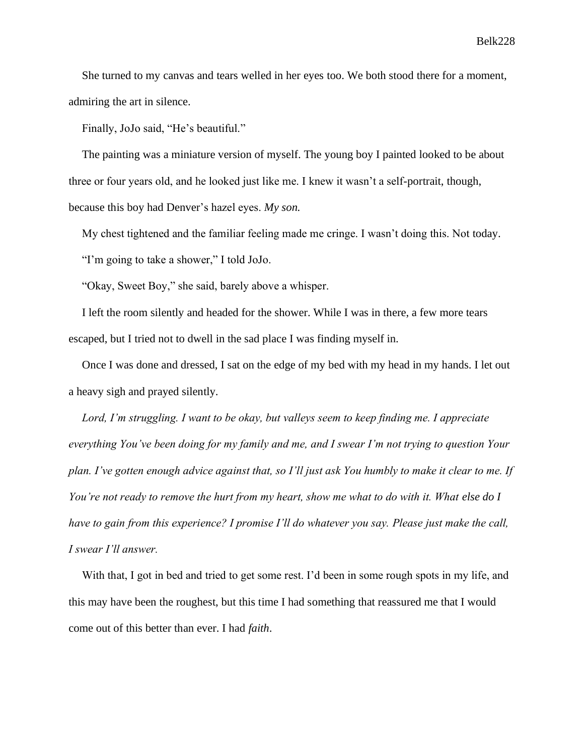She turned to my canvas and tears welled in her eyes too. We both stood there for a moment, admiring the art in silence.

Finally, JoJo said, “He’s beautiful.”

The painting was a miniature version of myself. The young boy I painted looked to be about three or four years old, and he looked just like me. I knew it wasn’t a self-portrait, though, because this boy had Denver’s hazel eyes. *My son.*

My chest tightened and the familiar feeling made me cringe. I wasn’t doing this. Not today.

“I’m going to take a shower,” I told JoJo.

“Okay, Sweet Boy,” she said, barely above a whisper.

I left the room silently and headed for the shower. While I was in there, a few more tears escaped, but I tried not to dwell in the sad place I was finding myself in.

Once I was done and dressed, I sat on the edge of my bed with my head in my hands. I let out a heavy sigh and prayed silently.

*Lord, I’m struggling. I want to be okay, but valleys seem to keep finding me. I appreciate everything You’ve been doing for my family and me, and I swear I’m not trying to question Your plan. I’ve gotten enough advice against that, so I’ll just ask You humbly to make it clear to me. If You’re not ready to remove the hurt from my heart, show me what to do with it. What else do I have to gain from this experience? I promise I’ll do whatever you say. Please just make the call, I swear I’ll answer.*

With that, I got in bed and tried to get some rest. I’d been in some rough spots in my life, and this may have been the roughest, but this time I had something that reassured me that I would come out of this better than ever. I had *faith*.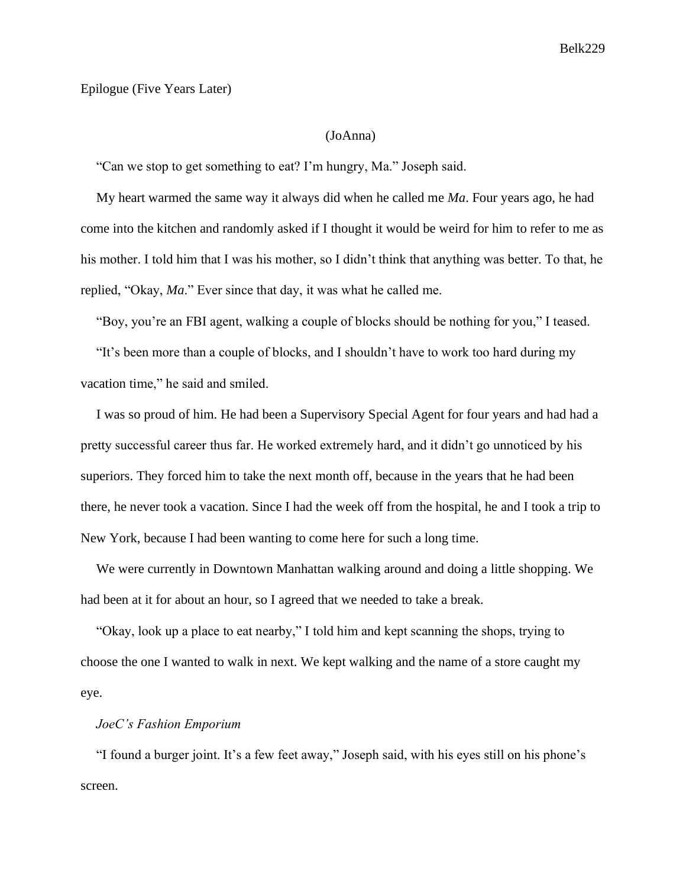Epilogue (Five Years Later)

(JoAnna)

"Can we stop to get something to eat? I'm hungry, Ma." Joseph said.

My heart warmed the same way it always did when he called me *Ma*. Four years ago, he had come into the kitchen and randomly asked if I thought it would be weird for him to refer to me as his mother. I told him that I was his mother, so I didn't think that anything was better. To that, he replied, "Okay, *Ma*." Ever since that day, it was what he called me.

"Boy, you're an FBI agent, walking a couple of blocks should be nothing for you," I teased.

"It's been more than a couple of blocks, and I shouldn't have to work too hard during my vacation time," he said and smiled.

I was so proud of him. He had been a Supervisory Special Agent for four years and had had a pretty successful career thus far. He worked extremely hard, and it didn't go unnoticed by his superiors. They forced him to take the next month off, because in the years that he had been there, he never took a vacation. Since I had the week off from the hospital, he and I took a trip to New York, because I had been wanting to come here for such a long time.

We were currently in Downtown Manhattan walking around and doing a little shopping. We had been at it for about an hour, so I agreed that we needed to take a break.

"Okay, look up a place to eat nearby," I told him and kept scanning the shops, trying to choose the one I wanted to walk in next. We kept walking and the name of a store caught my eye.

*JoeC's Fashion Emporium*

"I found a burger joint. It's a few feet away," Joseph said, with his eyes still on his phone's screen.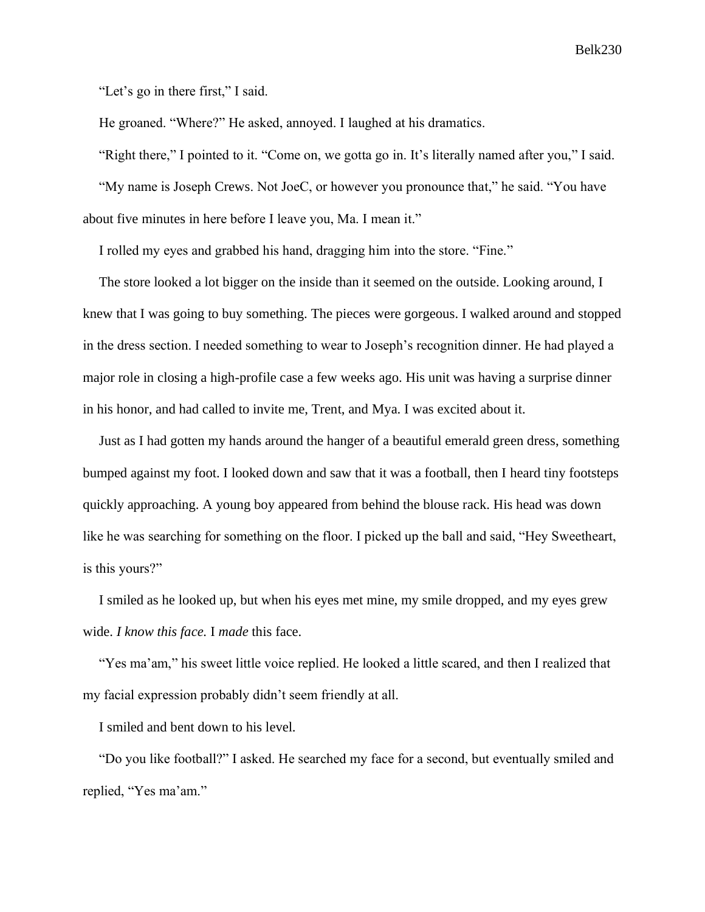“Let’s go in there first,” I said.

He groaned. “Where?” He asked, annoyed. I laughed at his dramatics.

“Right there,” I pointed to it. “Come on, we gotta go in. It’s literally named after you,” I said.

“My name is Joseph Crews. Not JoeC, or however you pronounce that,” he said. “You have about five minutes in here before I leave you, Ma. I mean it.”

I rolled my eyes and grabbed his hand, dragging him into the store. “Fine.”

The store looked a lot bigger on the inside than it seemed on the outside. Looking around, I knew that I was going to buy something. The pieces were gorgeous. I walked around and stopped in the dress section. I needed something to wear to Joseph’s recognition dinner. He had played a major role in closing a high-profile case a few weeks ago. His unit was having a surprise dinner in his honor, and had called to invite me, Trent, and Mya. I was excited about it.

Just as I had gotten my hands around the hanger of a beautiful emerald green dress, something bumped against my foot. I looked down and saw that it was a football, then I heard tiny footsteps quickly approaching. A young boy appeared from behind the blouse rack. His head was down like he was searching for something on the floor. I picked up the ball and said, “Hey Sweetheart, is this yours?”

I smiled as he looked up, but when his eyes met mine, my smile dropped, and my eyes grew wide. *I know this face.* I *made* this face.

“Yes ma’am,” his sweet little voice replied. He looked a little scared, and then I realized that my facial expression probably didn’t seem friendly at all.

I smiled and bent down to his level.

“Do you like football?” I asked. He searched my face for a second, but eventually smiled and replied, “Yes ma’am.”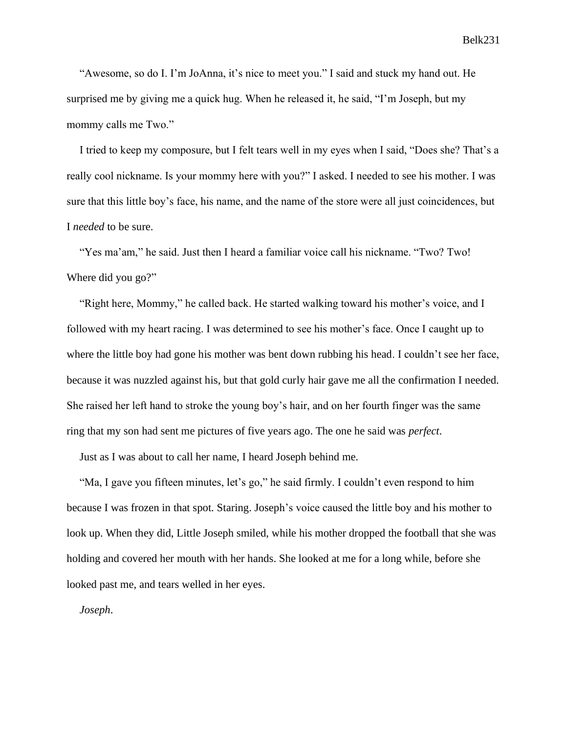"Awesome, so do I. I'm JoAnna, it's nice to meet you." I said and stuck my hand out. He surprised me by giving me a quick hug. When he released it, he said, "I'm Joseph, but my mommy calls me Two."

I tried to keep my composure, but I felt tears well in my eyes when I said, "Does she? That's a really cool nickname. Is your mommy here with you?" I asked. I needed to see his mother. I was sure that this little boy's face, his name, and the name of the store were all just coincidences, but I *needed* to be sure.

"Yes ma'am," he said. Just then I heard a familiar voice call his nickname. "Two? Two! Where did you go?"

"Right here, Mommy," he called back. He started walking toward his mother's voice, and I followed with my heart racing. I was determined to see his mother's face. Once I caught up to where the little boy had gone his mother was bent down rubbing his head. I couldn't see her face, because it was nuzzled against his, but that gold curly hair gave me all the confirmation I needed. She raised her left hand to stroke the young boy's hair, and on her fourth finger was the same ring that my son had sent me pictures of five years ago. The one he said was *perfect*.

Just as I was about to call her name, I heard Joseph behind me.

"Ma, I gave you fifteen minutes, let's go," he said firmly. I couldn't even respond to him because I was frozen in that spot. Staring. Joseph's voice caused the little boy and his mother to look up. When they did, Little Joseph smiled, while his mother dropped the football that she was holding and covered her mouth with her hands. She looked at me for a long while, before she looked past me, and tears welled in her eyes.

*Joseph*.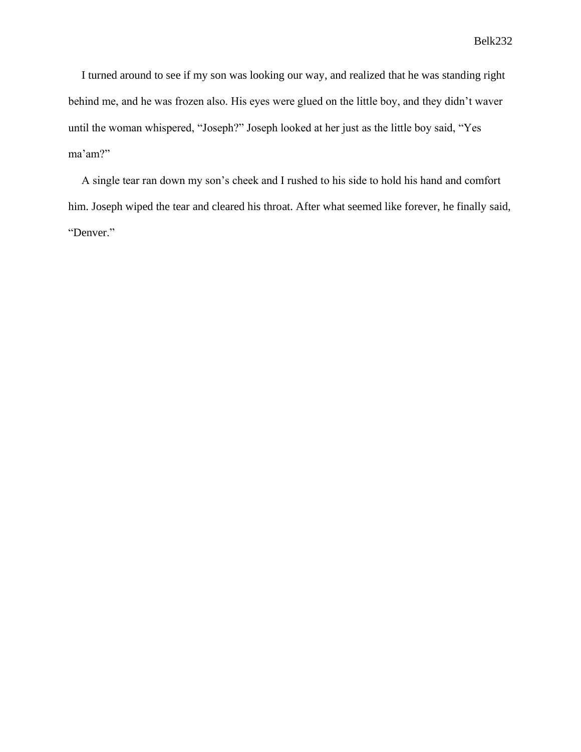I turned around to see if my son was looking our way, and realized that he was standing right behind me, and he was frozen also. His eyes were glued on the little boy, and they didn't waver until the woman whispered, "Joseph?" Joseph looked at her just as the little boy said, "Yes ma'am?"

A single tear ran down my son's cheek and I rushed to his side to hold his hand and comfort him. Joseph wiped the tear and cleared his throat. After what seemed like forever, he finally said, "Denver."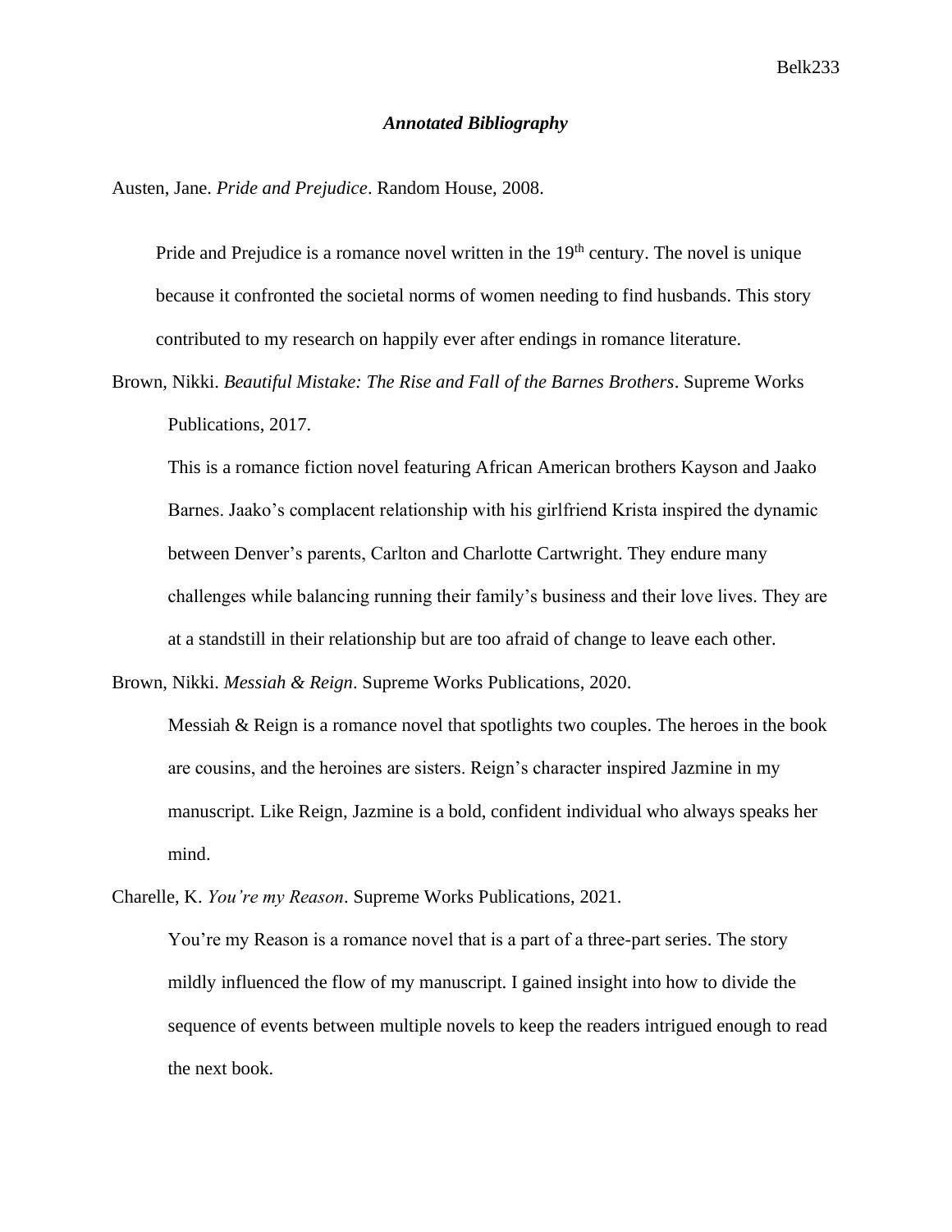### ***Annotated Bibliography***

Austen, Jane. *Pride and Prejudice*. Random House, 2008.

Pride and Prejudice is a romance novel written in the 19th century. The novel is unique because it confronted the societal norms of women needing to find husbands. This story contributed to my research on happily ever after endings in romance literature.

Brown, Nikki. *Beautiful Mistake: The Rise and Fall of the Barnes Brothers*. Supreme Works Publications, 2017.

This is a romance fiction novel featuring African American brothers Kayson and Jaako Barnes. Jaako's complacent relationship with his girlfriend Krista inspired the dynamic between Denver's parents, Carlton and Charlotte Cartwright. They endure many challenges while balancing running their family's business and their love lives. They are at a standstill in their relationship but are too afraid of change to leave each other.

Brown, Nikki. *Messiah & Reign*. Supreme Works Publications, 2020.

Messiah & Reign is a romance novel that spotlights two couples. The heroes in the book are cousins, and the heroines are sisters. Reign's character inspired Jazmine in my manuscript. Like Reign, Jazmine is a bold, confident individual who always speaks her mind.

Charelle, K. *You're my Reason*. Supreme Works Publications, 2021.

You're my Reason is a romance novel that is a part of a three-part series. The story mildly influenced the flow of my manuscript. I gained insight into how to divide the sequence of events between multiple novels to keep the readers intrigued enough to read the next book.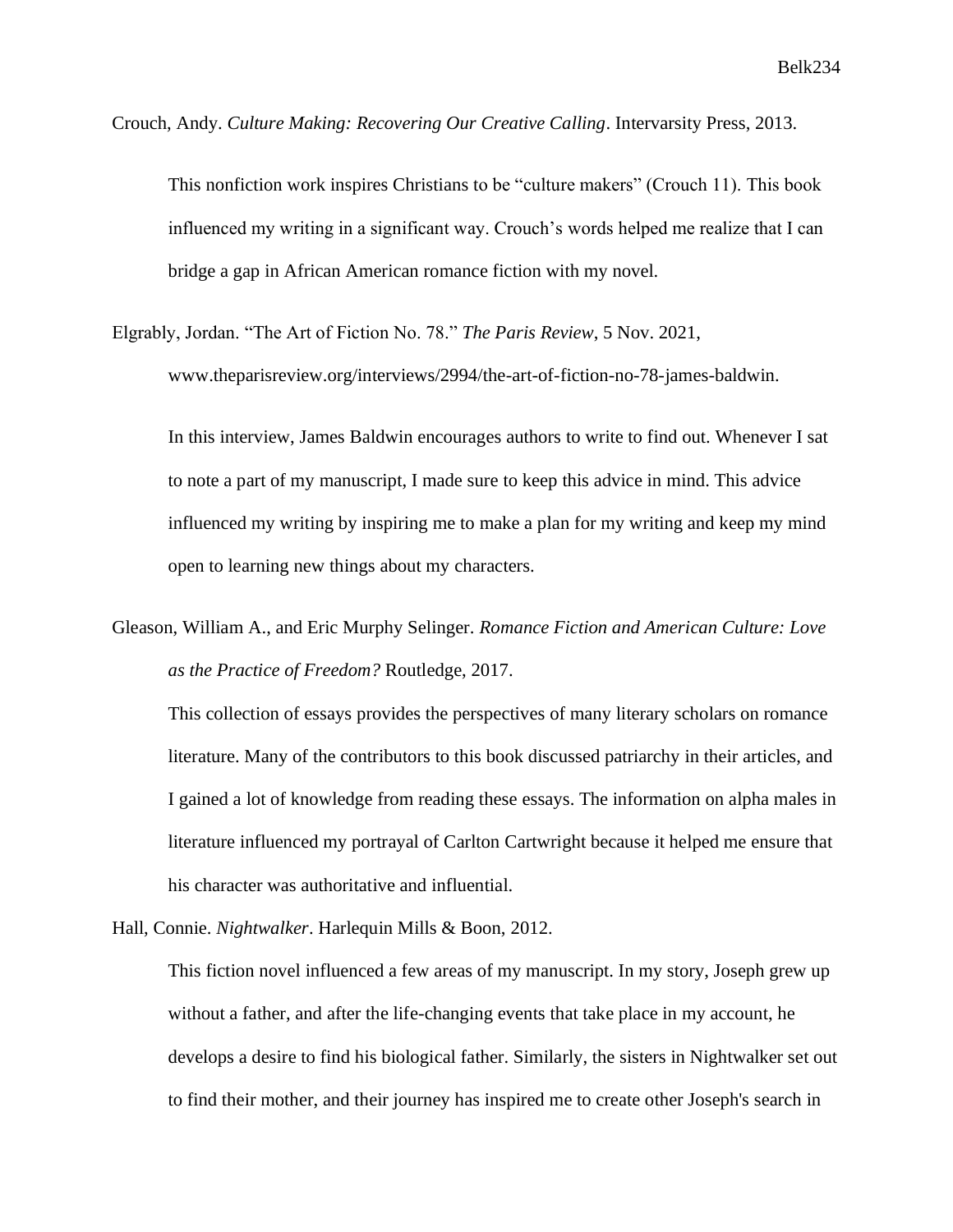Crouch, Andy. *Culture Making: Recovering Our Creative Calling*. Intervarsity Press, 2013.

> This nonfiction work inspires Christians to be "culture makers" (Crouch 11). This book influenced my writing in a significant way. Crouch's words helped me realize that I can bridge a gap in African American romance fiction with my novel.

Elgrably, Jordan. "The Art of Fiction No. 78." *The Paris Review*, 5 Nov. 2021, www.theparisreview.org/interviews/2994/the-art-of-fiction-no-78-james-baldwin.

> In this interview, James Baldwin encourages authors to write to find out. Whenever I sat to note a part of my manuscript, I made sure to keep this advice in mind. This advice influenced my writing by inspiring me to make a plan for my writing and keep my mind open to learning new things about my characters.

Gleason, William A., and Eric Murphy Selinger. *Romance Fiction and American Culture: Love as the Practice of Freedom?* Routledge, 2017.

> This collection of essays provides the perspectives of many literary scholars on romance literature. Many of the contributors to this book discussed patriarchy in their articles, and I gained a lot of knowledge from reading these essays. The information on alpha males in literature influenced my portrayal of Carlton Cartwright because it helped me ensure that his character was authoritative and influential.

Hall, Connie. *Nightwalker*. Harlequin Mills & Boon, 2012.

> This fiction novel influenced a few areas of my manuscript. In my story, Joseph grew up without a father, and after the life-changing events that take place in my account, he develops a desire to find his biological father. Similarly, the sisters in Nightwalker set out to find their mother, and their journey has inspired me to create other Joseph's search in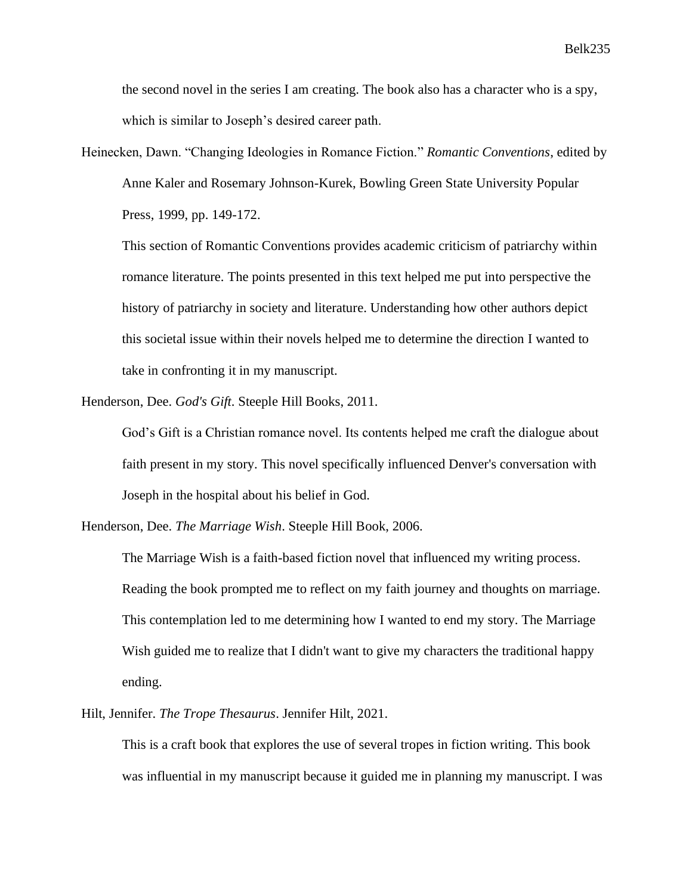the second novel in the series I am creating. The book also has a character who is a spy, which is similar to Joseph's desired career path.

Heinecken, Dawn. "Changing Ideologies in Romance Fiction." *Romantic Conventions*, edited by Anne Kaler and Rosemary Johnson-Kurek, Bowling Green State University Popular Press, 1999, pp. 149-172.

This section of Romantic Conventions provides academic criticism of patriarchy within romance literature. The points presented in this text helped me put into perspective the history of patriarchy in society and literature. Understanding how other authors depict this societal issue within their novels helped me to determine the direction I wanted to take in confronting it in my manuscript.

Henderson, Dee. *God's Gift*. Steeple Hill Books, 2011.

God's Gift is a Christian romance novel. Its contents helped me craft the dialogue about faith present in my story. This novel specifically influenced Denver's conversation with Joseph in the hospital about his belief in God.

Henderson, Dee. *The Marriage Wish*. Steeple Hill Book, 2006.

The Marriage Wish is a faith-based fiction novel that influenced my writing process. Reading the book prompted me to reflect on my faith journey and thoughts on marriage. This contemplation led to me determining how I wanted to end my story. The Marriage Wish guided me to realize that I didn't want to give my characters the traditional happy ending.

Hilt, Jennifer. *The Trope Thesaurus*. Jennifer Hilt, 2021.

This is a craft book that explores the use of several tropes in fiction writing. This book was influential in my manuscript because it guided me in planning my manuscript. I was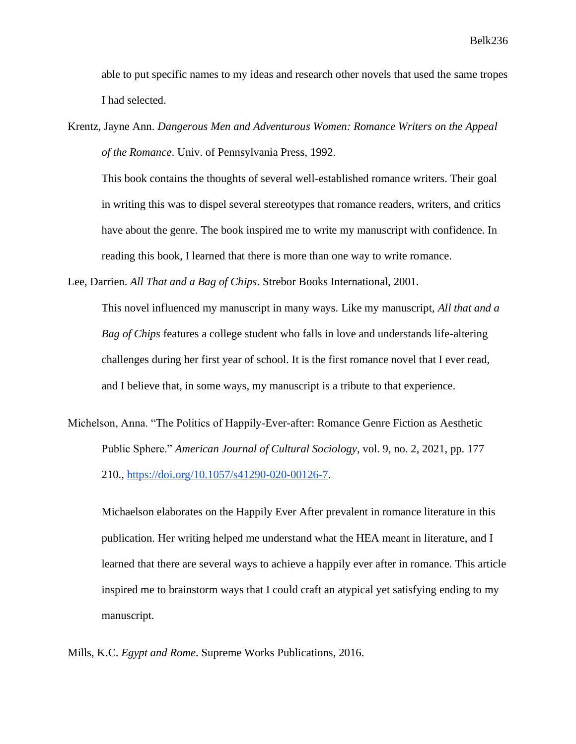able to put specific names to my ideas and research other novels that used the same tropes I had selected.

Krentz, Jayne Ann. *Dangerous Men and Adventurous Women: Romance Writers on the Appeal of the Romance*. Univ. of Pennsylvania Press, 1992.

This book contains the thoughts of several well-established romance writers. Their goal in writing this was to dispel several stereotypes that romance readers, writers, and critics have about the genre. The book inspired me to write my manuscript with confidence. In reading this book, I learned that there is more than one way to write romance.

Lee, Darrien. *All That and a Bag of Chips*. Strebor Books International, 2001.

This novel influenced my manuscript in many ways. Like my manuscript, *All that and a Bag of Chips* features a college student who falls in love and understands life-altering challenges during her first year of school. It is the first romance novel that I ever read, and I believe that, in some ways, my manuscript is a tribute to that experience.

Michelson, Anna. "The Politics of Happily-Ever-after: Romance Genre Fiction as Aesthetic Public Sphere." *American Journal of Cultural Sociology*, vol. 9, no. 2, 2021, pp. 177 210., https://doi.org/10.1057/s41290-020-00126-7.

Michaelson elaborates on the Happily Ever After prevalent in romance literature in this publication. Her writing helped me understand what the HEA meant in literature, and I learned that there are several ways to achieve a happily ever after in romance. This article inspired me to brainstorm ways that I could craft an atypical yet satisfying ending to my manuscript.

Mills, K.C. *Egypt and Rome*. Supreme Works Publications, 2016.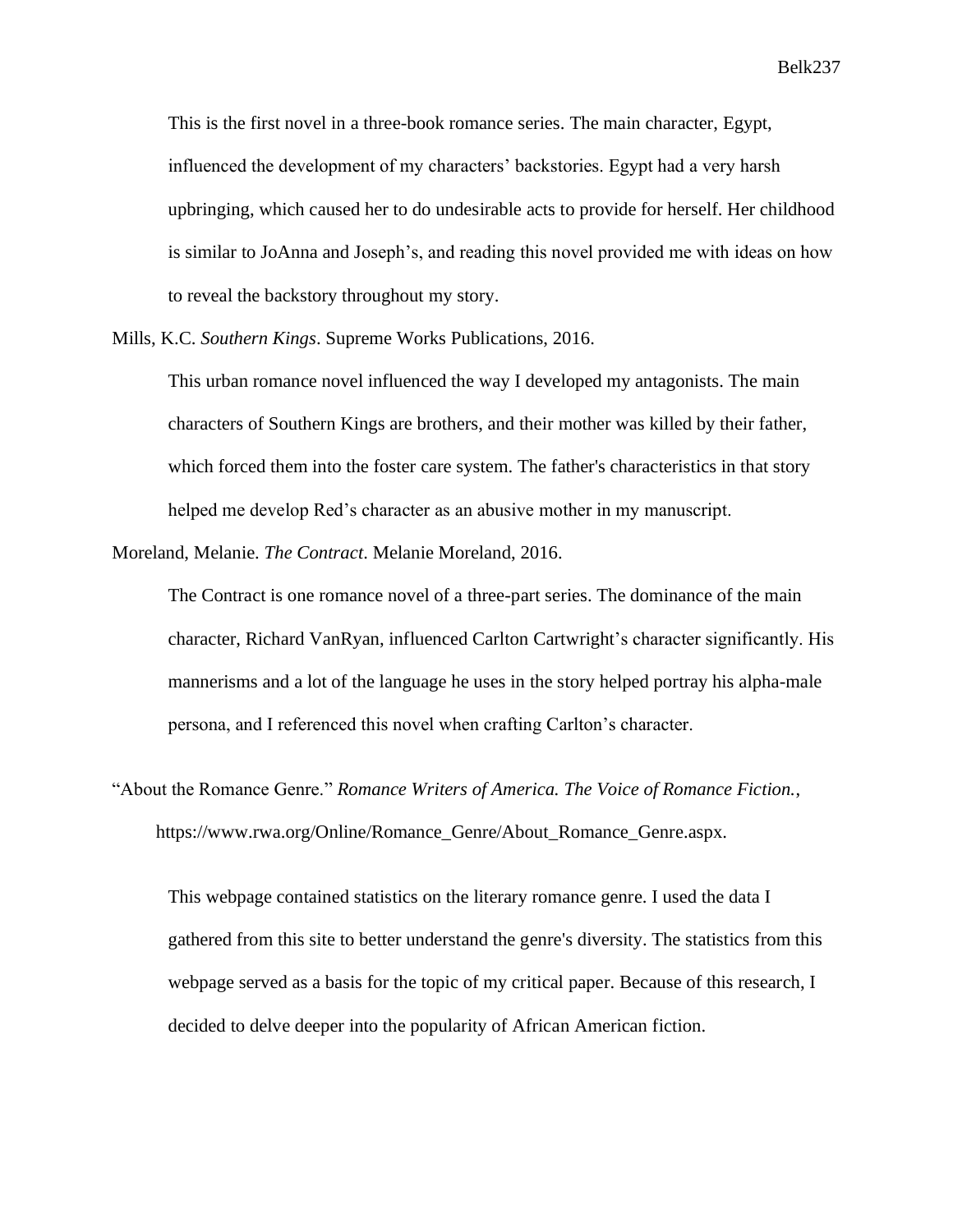This is the first novel in a three-book romance series. The main character, Egypt, influenced the development of my characters' backstories. Egypt had a very harsh upbringing, which caused her to do undesirable acts to provide for herself. Her childhood is similar to JoAnna and Joseph's, and reading this novel provided me with ideas on how to reveal the backstory throughout my story.

Mills, K.C. *Southern Kings*. Supreme Works Publications, 2016.

This urban romance novel influenced the way I developed my antagonists. The main characters of Southern Kings are brothers, and their mother was killed by their father, which forced them into the foster care system. The father's characteristics in that story helped me develop Red's character as an abusive mother in my manuscript.

Moreland, Melanie. *The Contract*. Melanie Moreland, 2016.

The Contract is one romance novel of a three-part series. The dominance of the main character, Richard VanRyan, influenced Carlton Cartwright's character significantly. His mannerisms and a lot of the language he uses in the story helped portray his alpha-male persona, and I referenced this novel when crafting Carlton's character.

"About the Romance Genre." *Romance Writers of America. The Voice of Romance Fiction.*, https://www.rwa.org/Online/Romance_Genre/About_Romance_Genre.aspx.

This webpage contained statistics on the literary romance genre. I used the data I gathered from this site to better understand the genre's diversity. The statistics from this webpage served as a basis for the topic of my critical paper. Because of this research, I decided to delve deeper into the popularity of African American fiction.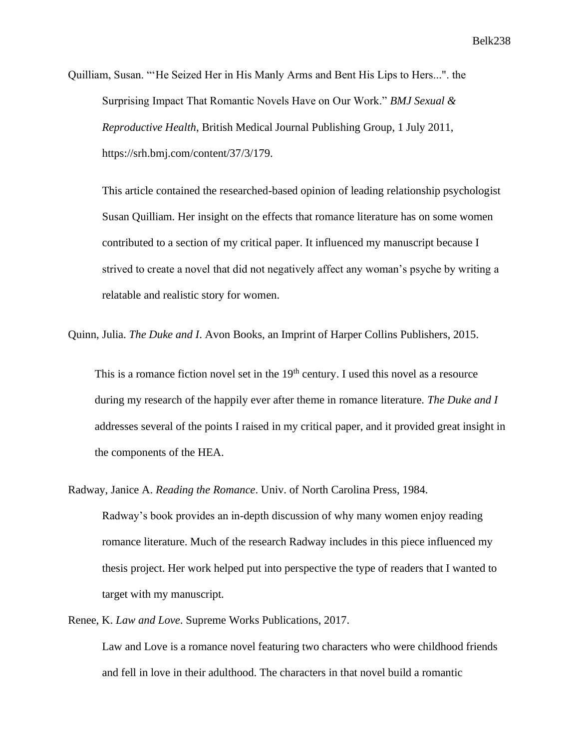Quilliam, Susan. "'He Seized Her in His Manly Arms and Bent His Lips to Hers...". the Surprising Impact That Romantic Novels Have on Our Work." *BMJ Sexual & Reproductive Health*, British Medical Journal Publishing Group, 1 July 2011, https://srh.bmj.com/content/37/3/179.

> This article contained the researched-based opinion of leading relationship psychologist Susan Quilliam. Her insight on the effects that romance literature has on some women contributed to a section of my critical paper. It influenced my manuscript because I strived to create a novel that did not negatively affect any woman's psyche by writing a relatable and realistic story for women.

Quinn, Julia. *The Duke and I*. Avon Books, an Imprint of Harper Collins Publishers, 2015.

> This is a romance fiction novel set in the 19th century. I used this novel as a resource during my research of the happily ever after theme in romance literature. *The Duke and I* addresses several of the points I raised in my critical paper, and it provided great insight in the components of the HEA.

Radway, Janice A. *Reading the Romance*. Univ. of North Carolina Press, 1984.

> Radway's book provides an in-depth discussion of why many women enjoy reading romance literature. Much of the research Radway includes in this piece influenced my thesis project. Her work helped put into perspective the type of readers that I wanted to target with my manuscript.

Renee, K. *Law and Love*. Supreme Works Publications, 2017.

> Law and Love is a romance novel featuring two characters who were childhood friends and fell in love in their adulthood. The characters in that novel build a romantic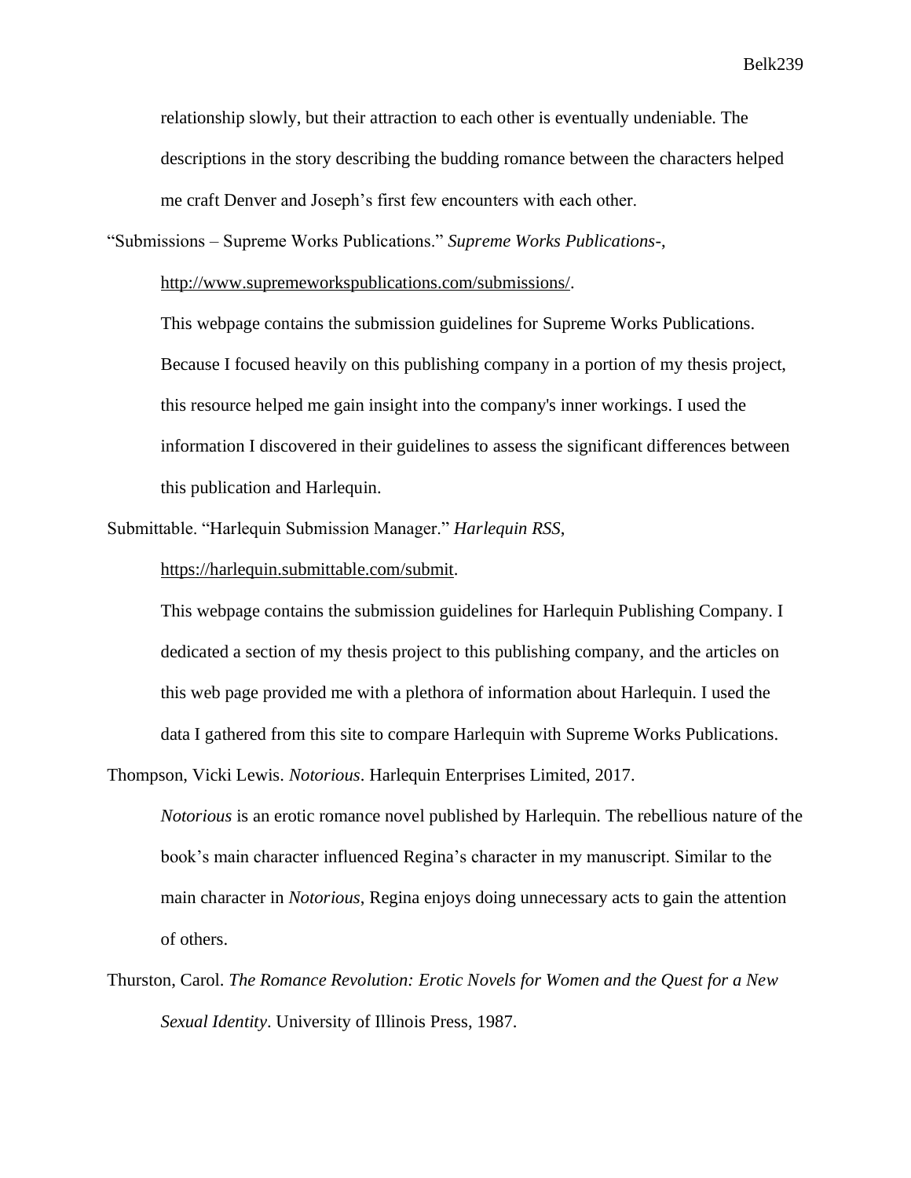relationship slowly, but their attraction to each other is eventually undeniable. The descriptions in the story describing the budding romance between the characters helped me craft Denver and Joseph's first few encounters with each other.

"Submissions – Supreme Works Publications." *Supreme Works Publications-*, http://www.supremeworkspublications.com/submissions/.

This webpage contains the submission guidelines for Supreme Works Publications. Because I focused heavily on this publishing company in a portion of my thesis project, this resource helped me gain insight into the company's inner workings. I used the information I discovered in their guidelines to assess the significant differences between this publication and Harlequin.

Submittable. "Harlequin Submission Manager." *Harlequin RSS*, https://harlequin.submittable.com/submit.

This webpage contains the submission guidelines for Harlequin Publishing Company. I dedicated a section of my thesis project to this publishing company, and the articles on this web page provided me with a plethora of information about Harlequin. I used the data I gathered from this site to compare Harlequin with Supreme Works Publications.

Thompson, Vicki Lewis. *Notorious*. Harlequin Enterprises Limited, 2017.

*Notorious* is an erotic romance novel published by Harlequin. The rebellious nature of the book's main character influenced Regina's character in my manuscript. Similar to the main character in *Notorious*, Regina enjoys doing unnecessary acts to gain the attention of others.

Thurston, Carol. *The Romance Revolution: Erotic Novels for Women and the Quest for a New Sexual Identity*. University of Illinois Press, 1987.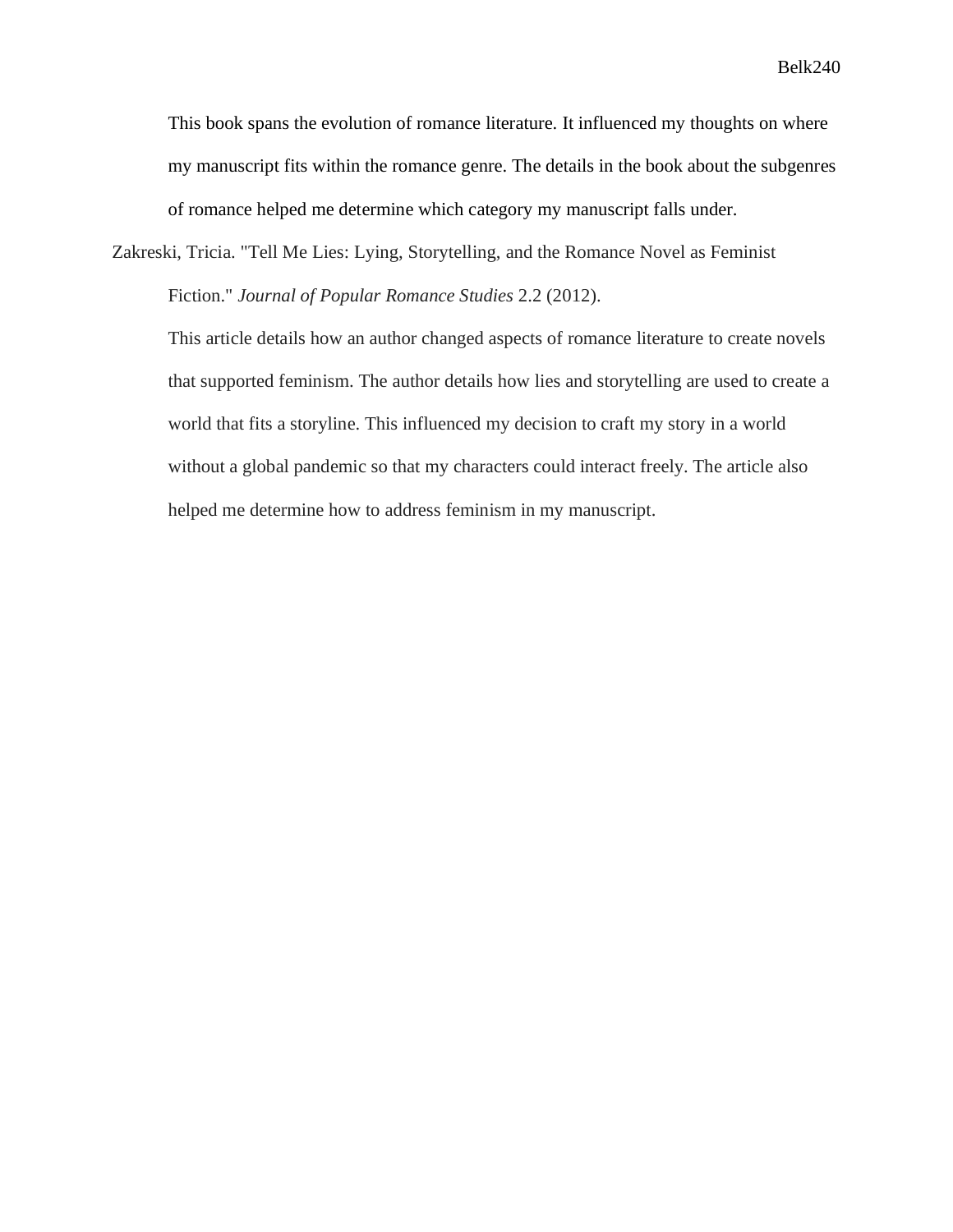This book spans the evolution of romance literature. It influenced my thoughts on where my manuscript fits within the romance genre. The details in the book about the subgenres of romance helped me determine which category my manuscript falls under.

Zakreski, Tricia. "Tell Me Lies: Lying, Storytelling, and the Romance Novel as Feminist Fiction." *Journal of Popular Romance Studies* 2.2 (2012).

This article details how an author changed aspects of romance literature to create novels that supported feminism. The author details how lies and storytelling are used to create a world that fits a storyline. This influenced my decision to craft my story in a world without a global pandemic so that my characters could interact freely. The article also helped me determine how to address feminism in my manuscript.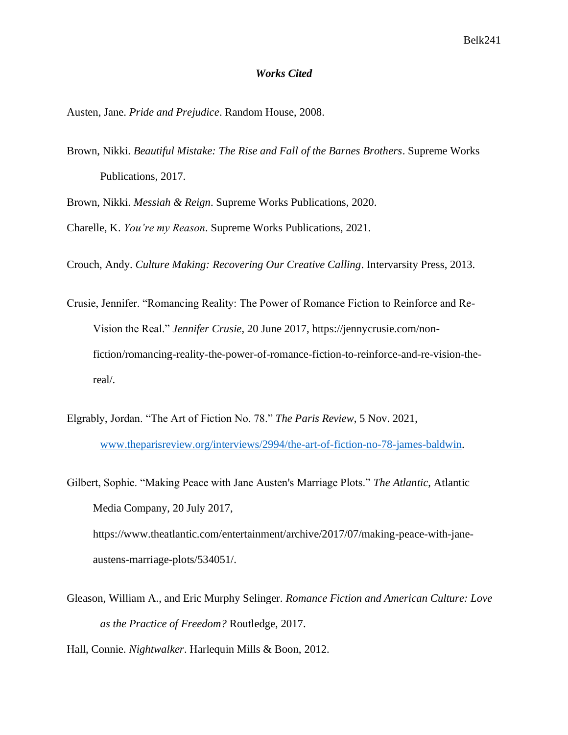### ***Works Cited***

Austen, Jane. *Pride and Prejudice*. Random House, 2008.

Brown, Nikki. *Beautiful Mistake: The Rise and Fall of the Barnes Brothers*. Supreme Works Publications, 2017.

Brown, Nikki. *Messiah & Reign*. Supreme Works Publications, 2020.

Charelle, K. *You're my Reason*. Supreme Works Publications, 2021.

Crouch, Andy. *Culture Making: Recovering Our Creative Calling*. Intervarsity Press, 2013.

Crusie, Jennifer. "Romancing Reality: The Power of Romance Fiction to Reinforce and Re-Vision the Real." *Jennifer Crusie*, 20 June 2017, https://jennycrusie.com/non-fiction/romancing-reality-the-power-of-romance-fiction-to-reinforce-and-re-vision-the-real/.

Elgrably, Jordan. "The Art of Fiction No. 78." *The Paris Review*, 5 Nov. 2021, www.theparisreview.org/interviews/2994/the-art-of-fiction-no-78-james-baldwin.

Gilbert, Sophie. "Making Peace with Jane Austen's Marriage Plots." *The Atlantic*, Atlantic Media Company, 20 July 2017, https://www.theatlantic.com/entertainment/archive/2017/07/making-peace-with-jane-austens-marriage-plots/534051/.

Gleason, William A., and Eric Murphy Selinger. *Romance Fiction and American Culture: Love as the Practice of Freedom?* Routledge, 2017.

Hall, Connie. *Nightwalker*. Harlequin Mills & Boon, 2012.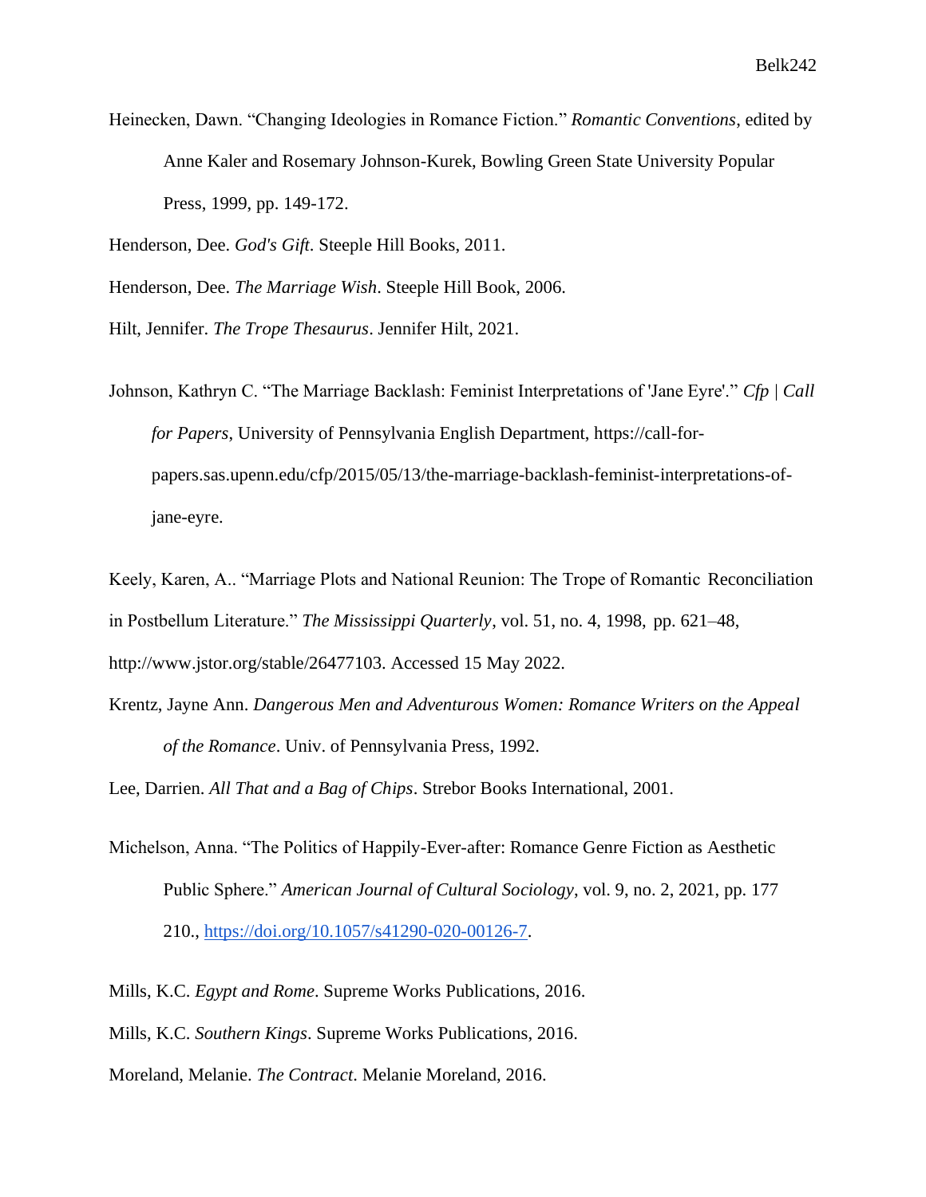Heinecken, Dawn. "Changing Ideologies in Romance Fiction." *Romantic Conventions*, edited by Anne Kaler and Rosemary Johnson-Kurek, Bowling Green State University Popular Press, 1999, pp. 149-172.

Henderson, Dee. *God's Gift*. Steeple Hill Books, 2011.

Henderson, Dee. *The Marriage Wish*. Steeple Hill Book, 2006.

Hilt, Jennifer. *The Trope Thesaurus*. Jennifer Hilt, 2021.

Johnson, Kathryn C. "The Marriage Backlash: Feminist Interpretations of 'Jane Eyre'." *Cfp | Call for Papers*, University of Pennsylvania English Department, https://call-for-papers.sas.upenn.edu/cfp/2015/05/13/the-marriage-backlash-feminist-interpretations-of-jane-eyre.

Keely, Karen, A.. "Marriage Plots and National Reunion: The Trope of Romantic Reconciliation in Postbellum Literature." *The Mississippi Quarterly*, vol. 51, no. 4, 1998, pp. 621–48, http://www.jstor.org/stable/26477103. Accessed 15 May 2022.

Krentz, Jayne Ann. *Dangerous Men and Adventurous Women: Romance Writers on the Appeal of the Romance*. Univ. of Pennsylvania Press, 1992.

Lee, Darrien. *All That and a Bag of Chips*. Strebor Books International, 2001.

Michelson, Anna. "The Politics of Happily-Ever-after: Romance Genre Fiction as Aesthetic Public Sphere." *American Journal of Cultural Sociology*, vol. 9, no. 2, 2021, pp. 177 210., https://doi.org/10.1057/s41290-020-00126-7.

Mills, K.C. *Egypt and Rome*. Supreme Works Publications, 2016.

Mills, K.C. *Southern Kings*. Supreme Works Publications, 2016.

Moreland, Melanie. *The Contract*. Melanie Moreland, 2016.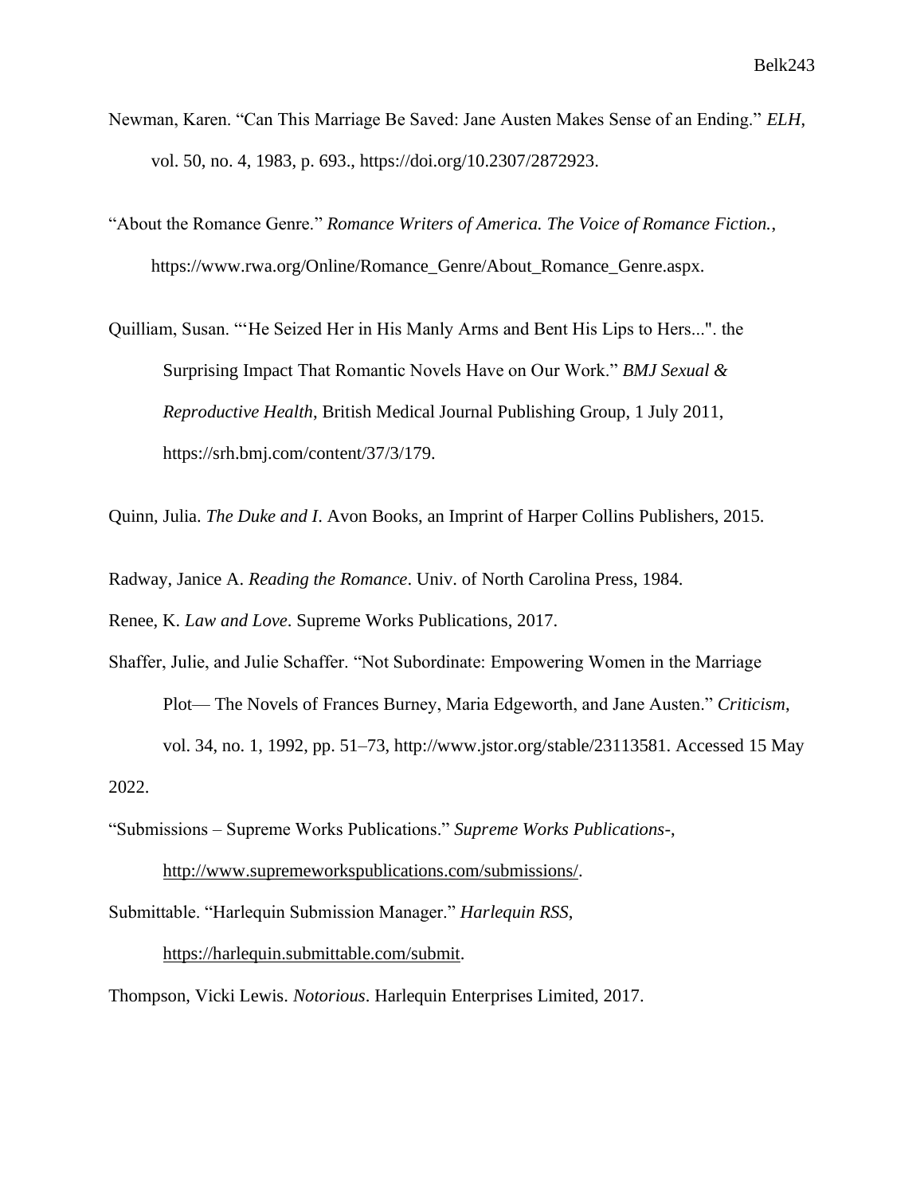Newman, Karen. "Can This Marriage Be Saved: Jane Austen Makes Sense of an Ending." *ELH*, vol. 50, no. 4, 1983, p. 693., https://doi.org/10.2307/2872923.

"About the Romance Genre." *Romance Writers of America. The Voice of Romance Fiction.*, https://www.rwa.org/Online/Romance_Genre/About_Romance_Genre.aspx.

Quilliam, Susan. "'He Seized Her in His Manly Arms and Bent His Lips to Hers...". the Surprising Impact That Romantic Novels Have on Our Work." *BMJ Sexual & Reproductive Health*, British Medical Journal Publishing Group, 1 July 2011, https://srh.bmj.com/content/37/3/179.

Quinn, Julia. *The Duke and I*. Avon Books, an Imprint of Harper Collins Publishers, 2015.

Radway, Janice A. *Reading the Romance*. Univ. of North Carolina Press, 1984.

Renee, K. *Law and Love*. Supreme Works Publications, 2017.

Shaffer, Julie, and Julie Schaffer. "Not Subordinate: Empowering Women in the Marriage Plot— The Novels of Frances Burney, Maria Edgeworth, and Jane Austen." *Criticism*, vol. 34, no. 1, 1992, pp. 51–73, http://www.jstor.org/stable/23113581. Accessed 15 May 2022.

"Submissions – Supreme Works Publications." *Supreme Works Publications-*, http://www.supremeworkspublications.com/submissions/.

Submittable. "Harlequin Submission Manager." *Harlequin RSS*, https://harlequin.submittable.com/submit.

Thompson, Vicki Lewis. *Notorious*. Harlequin Enterprises Limited, 2017.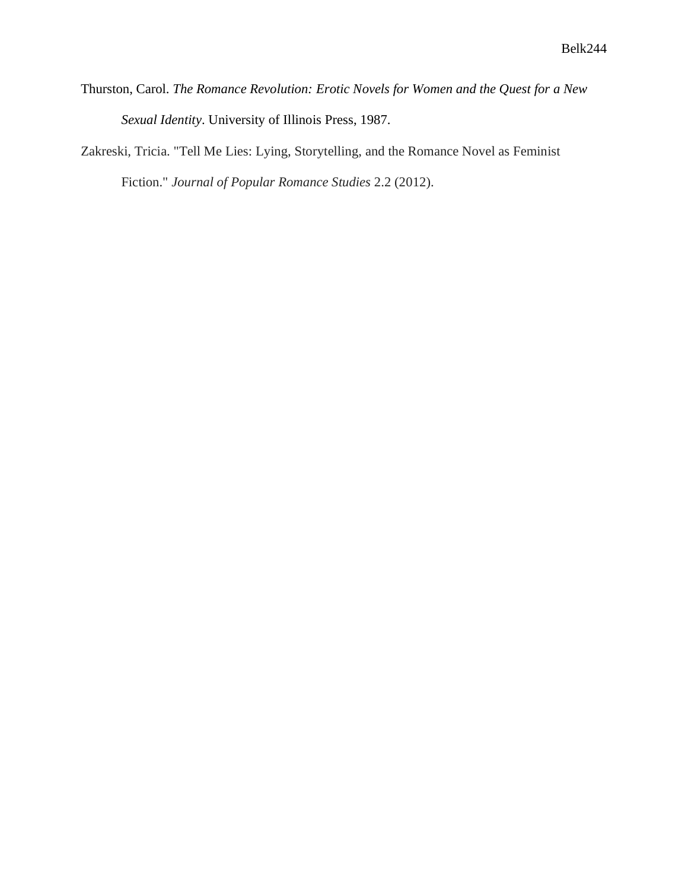Thurston, Carol. *The Romance Revolution: Erotic Novels for Women and the Quest for a New Sexual Identity*. University of Illinois Press, 1987.

Zakreski, Tricia. "Tell Me Lies: Lying, Storytelling, and the Romance Novel as Feminist Fiction." *Journal of Popular Romance Studies* 2.2 (2012).